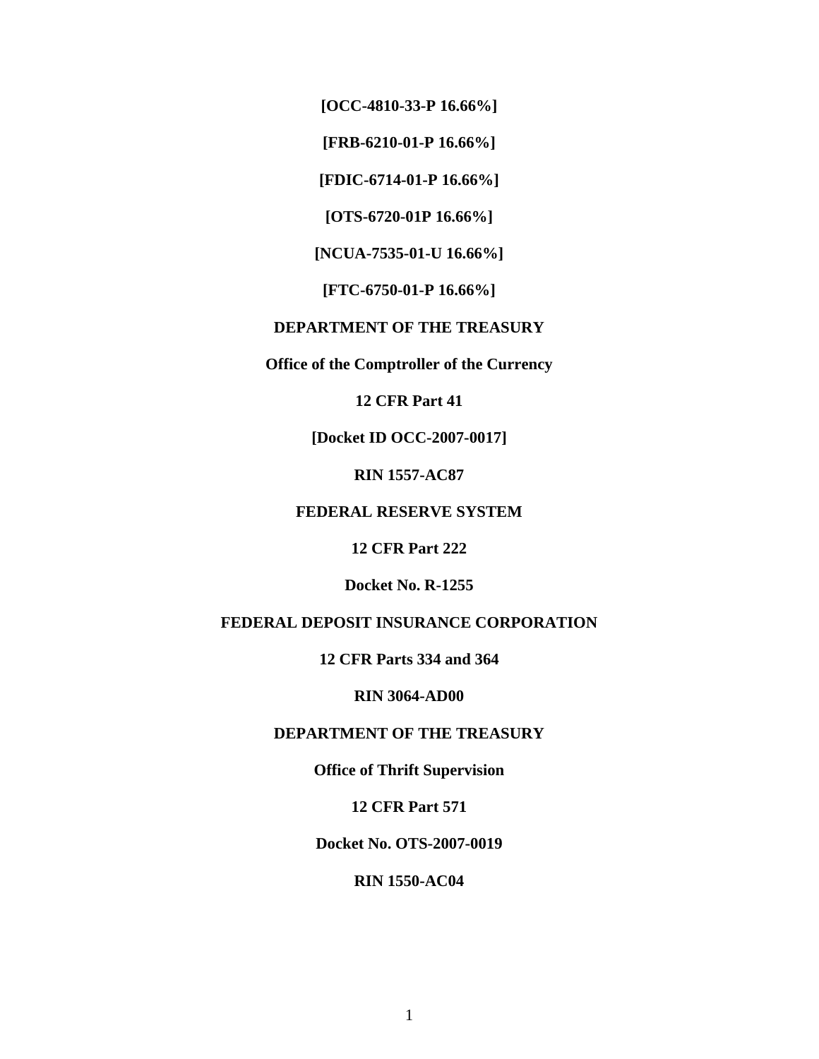**[OCC-4810-33-P 16.66%]**

**[FRB-6210-01-P 16.66%]**

**[FDIC-6714-01-P 16.66%]**

**[OTS-6720-01P 16.66%]**

**[NCUA-7535-01-U 16.66%]**

**[FTC-6750-01-P 16.66%]**

**DEPARTMENT OF THE TREASURY**

**Office of the Comptroller of the Currency**

**12 CFR Part 41**

**[Docket ID OCC-2007-0017]**

**RIN 1557-AC87**

**FEDERAL RESERVE SYSTEM**

**12 CFR Part 222**

**Docket No. R-1255**

**FEDERAL DEPOSIT INSURANCE CORPORATION**

**12 CFR Parts 334 and 364**

**RIN 3064-AD00**

**DEPARTMENT OF THE TREASURY**

**Office of Thrift Supervision**

**12 CFR Part 571**

**Docket No. OTS-2007-0019**

**RIN 1550-AC04**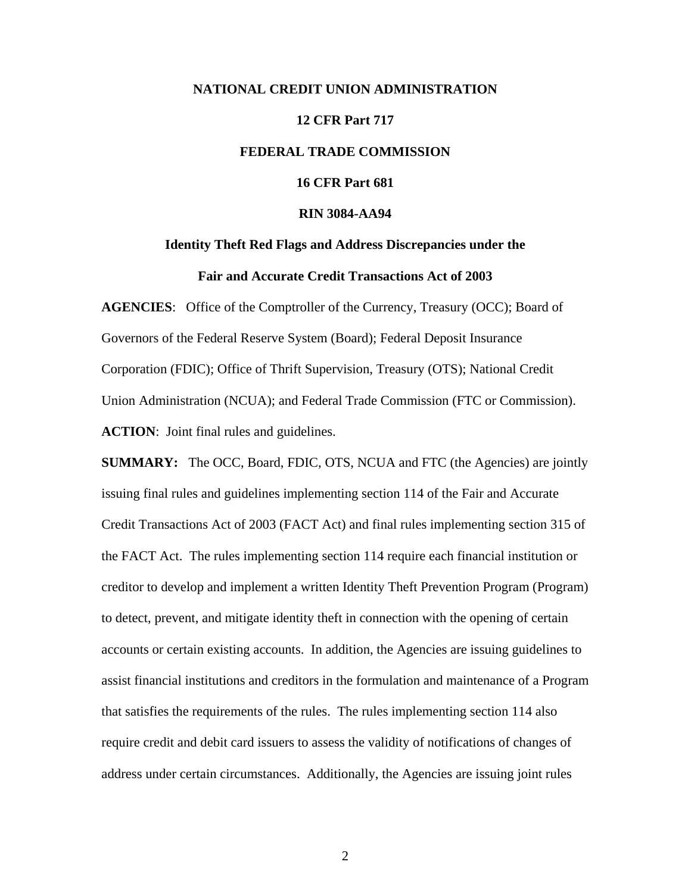**NATIONAL CREDIT UNION ADMINISTRATION**

**12 CFR Part 717**

**FEDERAL TRADE COMMISSION**

**16 CFR Part 681**

**RIN 3084-AA94**

**Identity Theft Red Flags and Address Discrepancies under the Fair and Accurate Credit Transactions Act of 2003**

**AGENCIES**: Office of the Comptroller of the Currency, Treasury (OCC); Board of Governors of the Federal Reserve System (Board); Federal Deposit Insurance Corporation (FDIC); Office of Thrift Supervision, Treasury (OTS); National Credit Union Administration (NCUA); and Federal Trade Commission (FTC or Commission).

**ACTION**: Joint final rules and guidelines.

**SUMMARY:** The OCC, Board, FDIC, OTS, NCUA and FTC (the Agencies) are jointly issuing final rules and guidelines implementing section 114 of the Fair and Accurate Credit Transactions Act of 2003 (FACT Act) and final rules implementing section 315 of the FACT Act. The rules implementing section 114 require each financial institution or creditor to develop and implement a written Identity Theft Prevention Program (Program) to detect, prevent, and mitigate identity theft in connection with the opening of certain accounts or certain existing accounts. In addition, the Agencies are issuing guidelines to assist financial institutions and creditors in the formulation and maintenance of a Program that satisfies the requirements of the rules. The rules implementing section 114 also require credit and debit card issuers to assess the validity of notifications of changes of address under certain circumstances. Additionally, the Agencies are issuing joint rules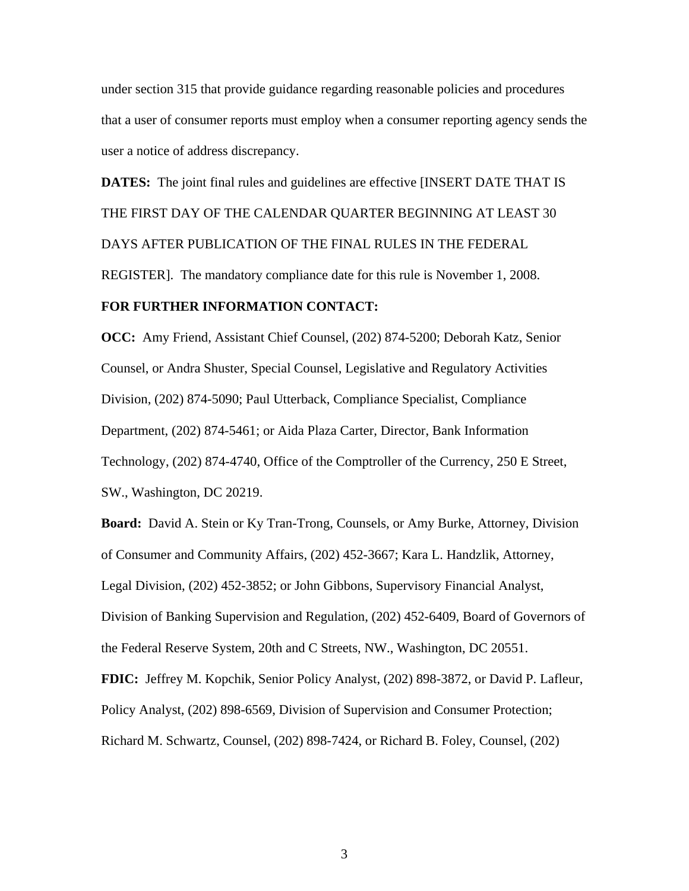under section 315 that provide guidance regarding reasonable policies and procedures that a user of consumer reports must employ when a consumer reporting agency sends the user a notice of address discrepancy.

**DATES:** The joint final rules and guidelines are effective [INSERT DATE THAT IS THE FIRST DAY OF THE CALENDAR QUARTER BEGINNING AT LEAST 30 DAYS AFTER PUBLICATION OF THE FINAL RULES IN THE FEDERAL REGISTER]. The mandatory compliance date for this rule is November 1, 2008.

**FOR FURTHER INFORMATION CONTACT:**

**OCC:** Amy Friend, Assistant Chief Counsel, (202) 874-5200; Deborah Katz, Senior Counsel, or Andra Shuster, Special Counsel, Legislative and Regulatory Activities Division, (202) 874-5090; Paul Utterback, Compliance Specialist, Compliance Department, (202) 874-5461; or Aida Plaza Carter, Director, Bank Information Technology, (202) 874-4740, Office of the Comptroller of the Currency, 250 E Street, SW., Washington, DC 20219.

**Board:** David A. Stein or Ky Tran-Trong, Counsels, or Amy Burke, Attorney, Division of Consumer and Community Affairs, (202) 452-3667; Kara L. Handzlik, Attorney, Legal Division, (202) 452-3852; or John Gibbons, Supervisory Financial Analyst, Division of Banking Supervision and Regulation, (202) 452-6409, Board of Governors of the Federal Reserve System, 20th and C Streets, NW., Washington, DC 20551.

**FDIC:** Jeffrey M. Kopchik, Senior Policy Analyst, (202) 898-3872, or David P. Lafleur, Policy Analyst, (202) 898-6569, Division of Supervision and Consumer Protection; Richard M. Schwartz, Counsel, (202) 898-7424, or Richard B. Foley, Counsel, (202)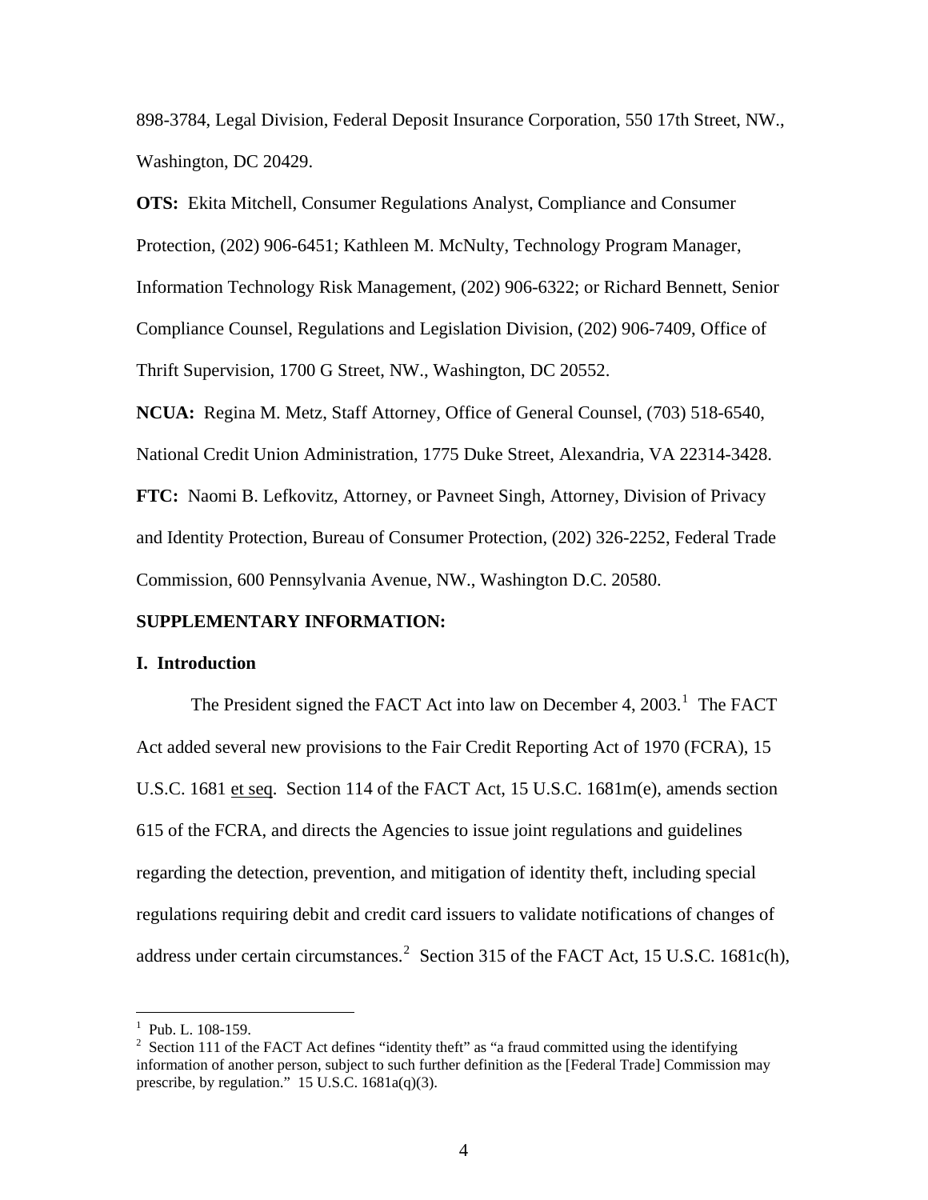898-3784, Legal Division, Federal Deposit Insurance Corporation, 550 17th Street, NW., Washington, DC 20429.

**OTS:** Ekita Mitchell, Consumer Regulations Analyst, Compliance and Consumer Protection, (202) 906-6451; Kathleen M. McNulty, Technology Program Manager, Information Technology Risk Management, (202) 906-6322; or Richard Bennett, Senior Compliance Counsel, Regulations and Legislation Division, (202) 906-7409, Office of Thrift Supervision, 1700 G Street, NW., Washington, DC 20552.

**NCUA:** Regina M. Metz, Staff Attorney, Office of General Counsel, (703) 518-6540, National Credit Union Administration, 1775 Duke Street, Alexandria, VA 22314-3428.

**FTC:** Naomi B. Lefkovitz, Attorney, or Pavneet Singh, Attorney, Division of Privacy and Identity Protection, Bureau of Consumer Protection, (202) 326-2252, Federal Trade Commission, 600 Pennsylvania Avenue, NW., Washington D.C. 20580.

**SUPPLEMENTARY INFORMATION:**

**I. Introduction**

The President signed the FACT Act into law on December 4, 2003.[1] The FACT Act added several new provisions to the Fair Credit Reporting Act of 1970 (FCRA), 15 U.S.C. 1681 et seq. Section 114 of the FACT Act, 15 U.S.C. 1681m(e), amends section 615 of the FCRA, and directs the Agencies to issue joint regulations and guidelines regarding the detection, prevention, and mitigation of identity theft, including special regulations requiring debit and credit card issuers to validate notifications of changes of address under certain circumstances.[2] Section 315 of the FACT Act, 15 U.S.C. 1681c(h),

[1] Pub. L. 108-159.

[2] Section 111 of the FACT Act defines "identity theft" as "a fraud committed using the identifying information of another person, subject to such further definition as the [Federal Trade] Commission may prescribe, by regulation." 15 U.S.C. 1681a(q)(3).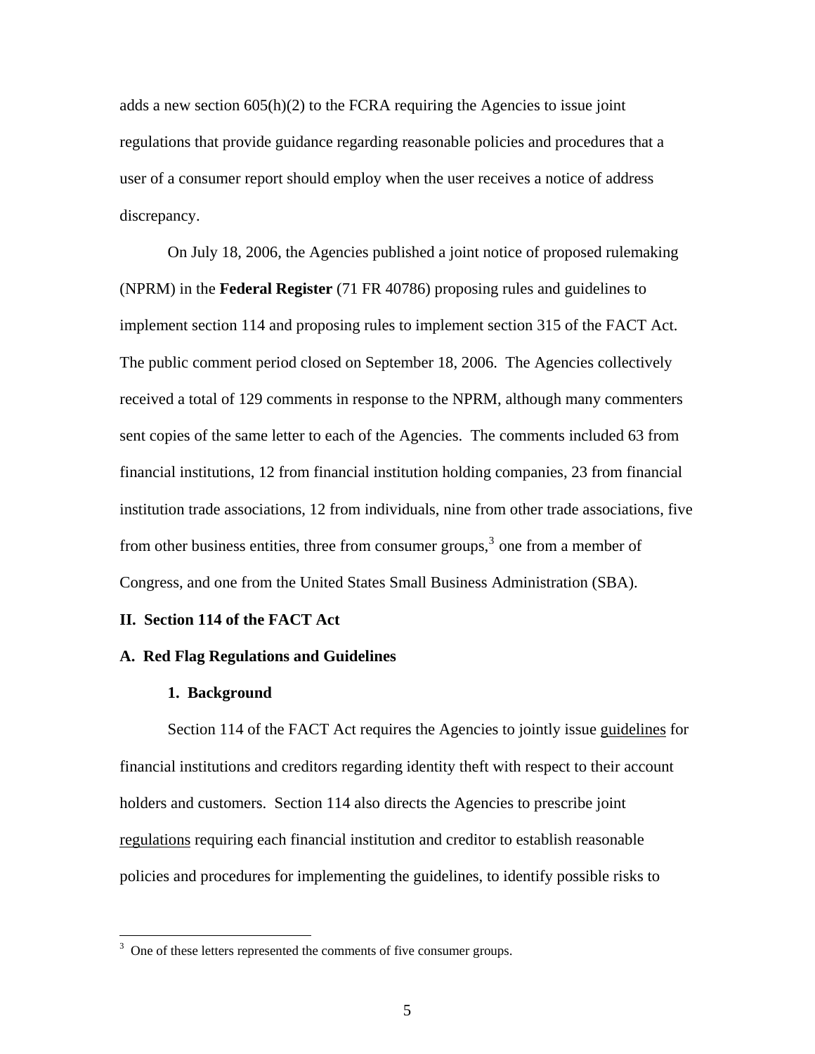adds a new section 605(h)(2) to the FCRA requiring the Agencies to issue joint regulations that provide guidance regarding reasonable policies and procedures that a user of a consumer report should employ when the user receives a notice of address discrepancy.

On July 18, 2006, the Agencies published a joint notice of proposed rulemaking (NPRM) in the **Federal Register** (71 FR 40786) proposing rules and guidelines to implement section 114 and proposing rules to implement section 315 of the FACT Act. The public comment period closed on September 18, 2006. The Agencies collectively received a total of 129 comments in response to the NPRM, although many commenters sent copies of the same letter to each of the Agencies. The comments included 63 from financial institutions, 12 from financial institution holding companies, 23 from financial institution trade associations, 12 from individuals, nine from other trade associations, five from other business entities, three from consumer groups,[3] one from a member of Congress, and one from the United States Small Business Administration (SBA).

## II. Section 114 of the FACT Act

### A. Red Flag Regulations and Guidelines

#### 1. Background

Section 114 of the FACT Act requires the Agencies to jointly issue guidelines for financial institutions and creditors regarding identity theft with respect to their account holders and customers. Section 114 also directs the Agencies to prescribe joint regulations requiring each financial institution and creditor to establish reasonable policies and procedures for implementing the guidelines, to identify possible risks to

[3] One of these letters represented the comments of five consumer groups.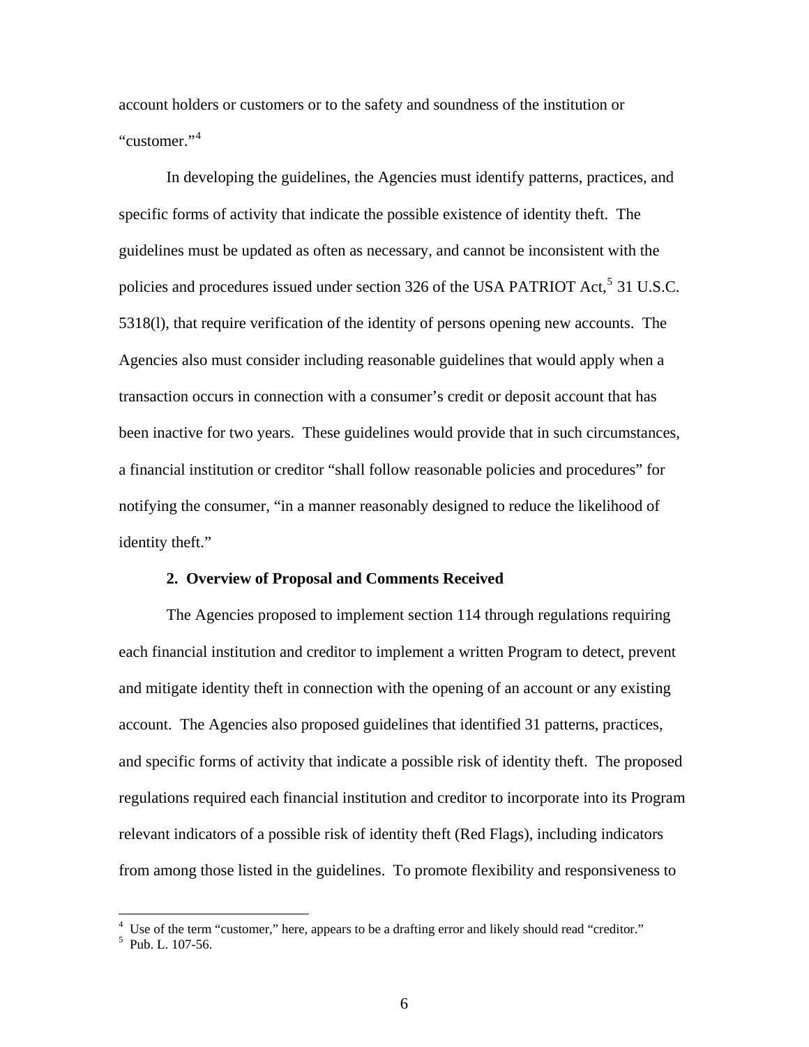account holders or customers or to the safety and soundness of the institution or "customer."[4]

In developing the guidelines, the Agencies must identify patterns, practices, and specific forms of activity that indicate the possible existence of identity theft. The guidelines must be updated as often as necessary, and cannot be inconsistent with the policies and procedures issued under section 326 of the USA PATRIOT Act,[5] 31 U.S.C. 5318(l), that require verification of the identity of persons opening new accounts. The Agencies also must consider including reasonable guidelines that would apply when a transaction occurs in connection with a consumer's credit or deposit account that has been inactive for two years. These guidelines would provide that in such circumstances, a financial institution or creditor "shall follow reasonable policies and procedures" for notifying the consumer, "in a manner reasonably designed to reduce the likelihood of identity theft."

### 2. Overview of Proposal and Comments Received

The Agencies proposed to implement section 114 through regulations requiring each financial institution and creditor to implement a written Program to detect, prevent and mitigate identity theft in connection with the opening of an account or any existing account. The Agencies also proposed guidelines that identified 31 patterns, practices, and specific forms of activity that indicate a possible risk of identity theft. The proposed regulations required each financial institution and creditor to incorporate into its Program relevant indicators of a possible risk of identity theft (Red Flags), including indicators from among those listed in the guidelines. To promote flexibility and responsiveness to

---

[4] Use of the term "customer," here, appears to be a drafting error and likely should read "creditor."

[5] Pub. L. 107-56.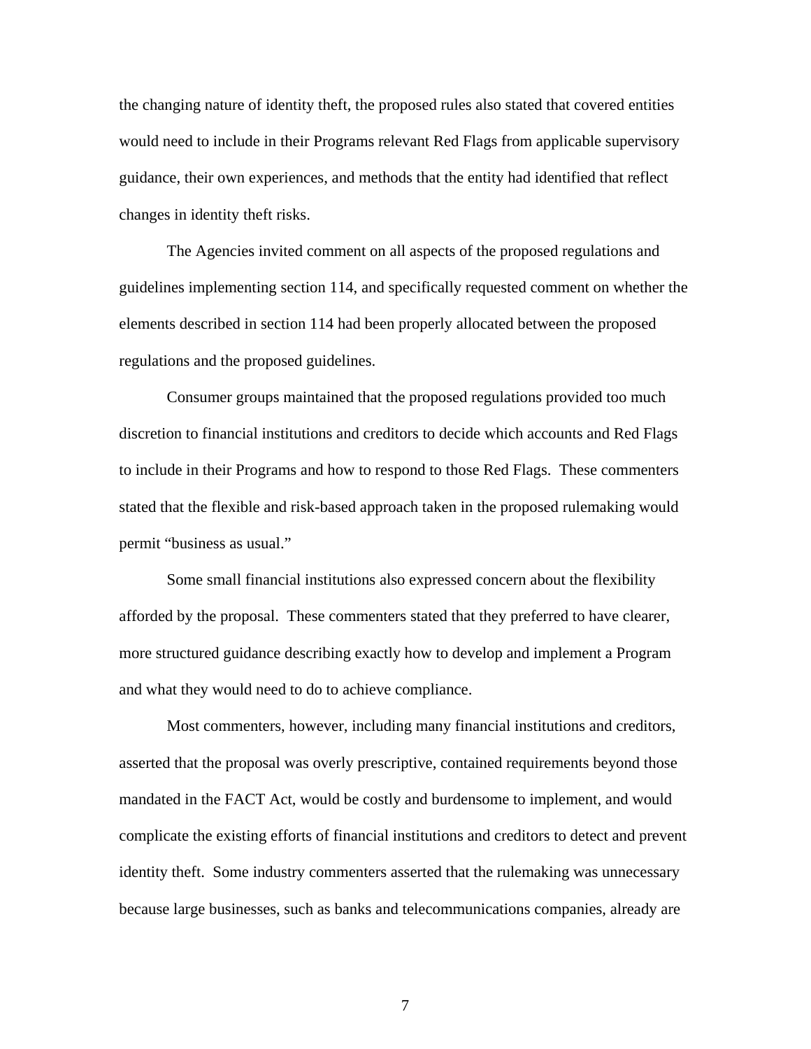the changing nature of identity theft, the proposed rules also stated that covered entities would need to include in their Programs relevant Red Flags from applicable supervisory guidance, their own experiences, and methods that the entity had identified that reflect changes in identity theft risks.

The Agencies invited comment on all aspects of the proposed regulations and guidelines implementing section 114, and specifically requested comment on whether the elements described in section 114 had been properly allocated between the proposed regulations and the proposed guidelines.

Consumer groups maintained that the proposed regulations provided too much discretion to financial institutions and creditors to decide which accounts and Red Flags to include in their Programs and how to respond to those Red Flags. These commenters stated that the flexible and risk-based approach taken in the proposed rulemaking would permit "business as usual."

Some small financial institutions also expressed concern about the flexibility afforded by the proposal. These commenters stated that they preferred to have clearer, more structured guidance describing exactly how to develop and implement a Program and what they would need to do to achieve compliance.

Most commenters, however, including many financial institutions and creditors, asserted that the proposal was overly prescriptive, contained requirements beyond those mandated in the FACT Act, would be costly and burdensome to implement, and would complicate the existing efforts of financial institutions and creditors to detect and prevent identity theft. Some industry commenters asserted that the rulemaking was unnecessary because large businesses, such as banks and telecommunications companies, already are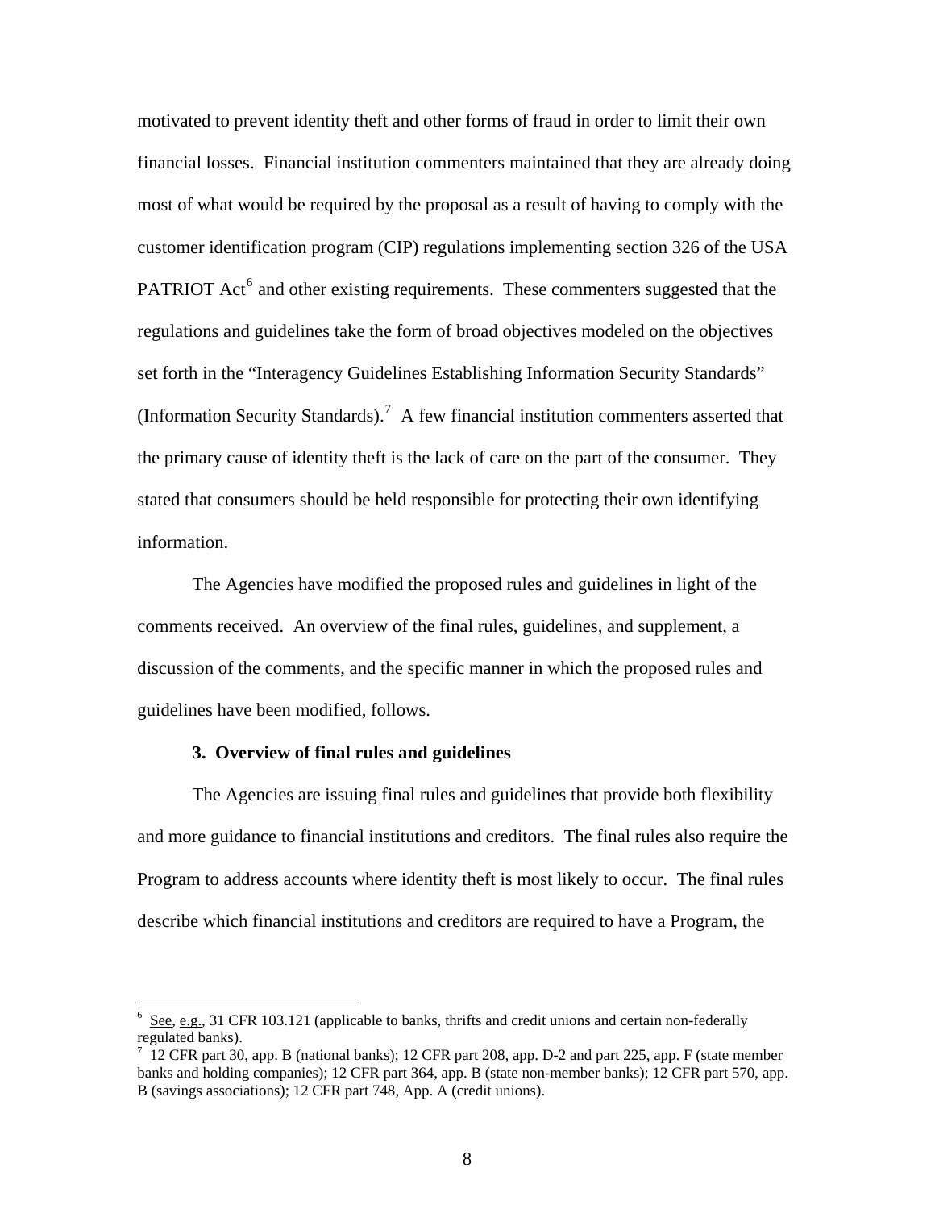motivated to prevent identity theft and other forms of fraud in order to limit their own financial losses. Financial institution commenters maintained that they are already doing most of what would be required by the proposal as a result of having to comply with the customer identification program (CIP) regulations implementing section 326 of the USA PATRIOT Act[6] and other existing requirements. These commenters suggested that the regulations and guidelines take the form of broad objectives modeled on the objectives set forth in the "Interagency Guidelines Establishing Information Security Standards" (Information Security Standards).[7] A few financial institution commenters asserted that the primary cause of identity theft is the lack of care on the part of the consumer. They stated that consumers should be held responsible for protecting their own identifying information.

The Agencies have modified the proposed rules and guidelines in light of the comments received. An overview of the final rules, guidelines, and supplement, a discussion of the comments, and the specific manner in which the proposed rules and guidelines have been modified, follows.

**3. Overview of final rules and guidelines**

The Agencies are issuing final rules and guidelines that provide both flexibility and more guidance to financial institutions and creditors. The final rules also require the Program to address accounts where identity theft is most likely to occur. The final rules describe which financial institutions and creditors are required to have a Program, the

---

[6] See, e.g., 31 CFR 103.121 (applicable to banks, thrifts and credit unions and certain non-federally regulated banks).

[7] 12 CFR part 30, app. B (national banks); 12 CFR part 208, app. D-2 and part 225, app. F (state member banks and holding companies); 12 CFR part 364, app. B (state non-member banks); 12 CFR part 570, app. B (savings associations); 12 CFR part 748, App. A (credit unions).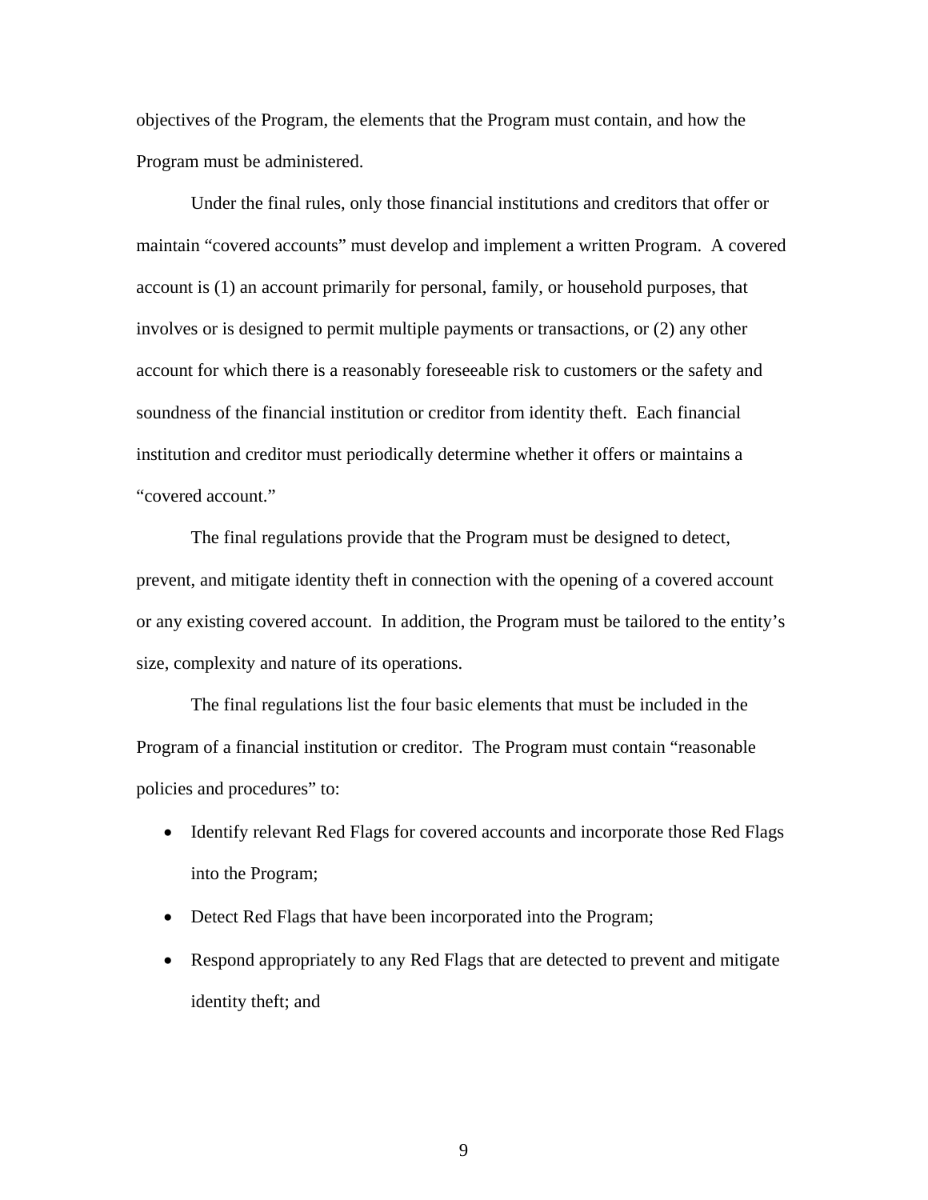objectives of the Program, the elements that the Program must contain, and how the Program must be administered.

Under the final rules, only those financial institutions and creditors that offer or maintain "covered accounts" must develop and implement a written Program. A covered account is (1) an account primarily for personal, family, or household purposes, that involves or is designed to permit multiple payments or transactions, or (2) any other account for which there is a reasonably foreseeable risk to customers or the safety and soundness of the financial institution or creditor from identity theft. Each financial institution and creditor must periodically determine whether it offers or maintains a "covered account."

The final regulations provide that the Program must be designed to detect, prevent, and mitigate identity theft in connection with the opening of a covered account or any existing covered account. In addition, the Program must be tailored to the entity's size, complexity and nature of its operations.

The final regulations list the four basic elements that must be included in the Program of a financial institution or creditor. The Program must contain "reasonable policies and procedures" to:

- Identify relevant Red Flags for covered accounts and incorporate those Red Flags into the Program;
- Detect Red Flags that have been incorporated into the Program;
- Respond appropriately to any Red Flags that are detected to prevent and mitigate identity theft; and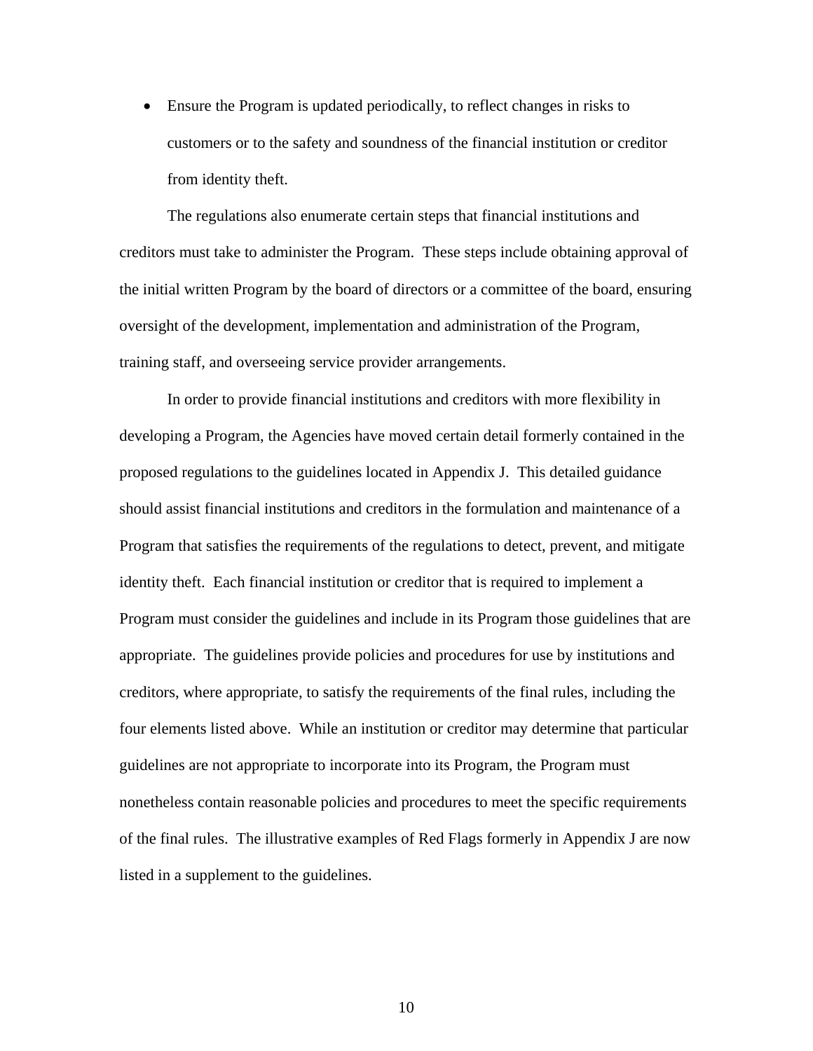- Ensure the Program is updated periodically, to reflect changes in risks to customers or to the safety and soundness of the financial institution or creditor from identity theft.

The regulations also enumerate certain steps that financial institutions and creditors must take to administer the Program. These steps include obtaining approval of the initial written Program by the board of directors or a committee of the board, ensuring oversight of the development, implementation and administration of the Program, training staff, and overseeing service provider arrangements.

In order to provide financial institutions and creditors with more flexibility in developing a Program, the Agencies have moved certain detail formerly contained in the proposed regulations to the guidelines located in Appendix J. This detailed guidance should assist financial institutions and creditors in the formulation and maintenance of a Program that satisfies the requirements of the regulations to detect, prevent, and mitigate identity theft. Each financial institution or creditor that is required to implement a Program must consider the guidelines and include in its Program those guidelines that are appropriate. The guidelines provide policies and procedures for use by institutions and creditors, where appropriate, to satisfy the requirements of the final rules, including the four elements listed above. While an institution or creditor may determine that particular guidelines are not appropriate to incorporate into its Program, the Program must nonetheless contain reasonable policies and procedures to meet the specific requirements of the final rules. The illustrative examples of Red Flags formerly in Appendix J are now listed in a supplement to the guidelines.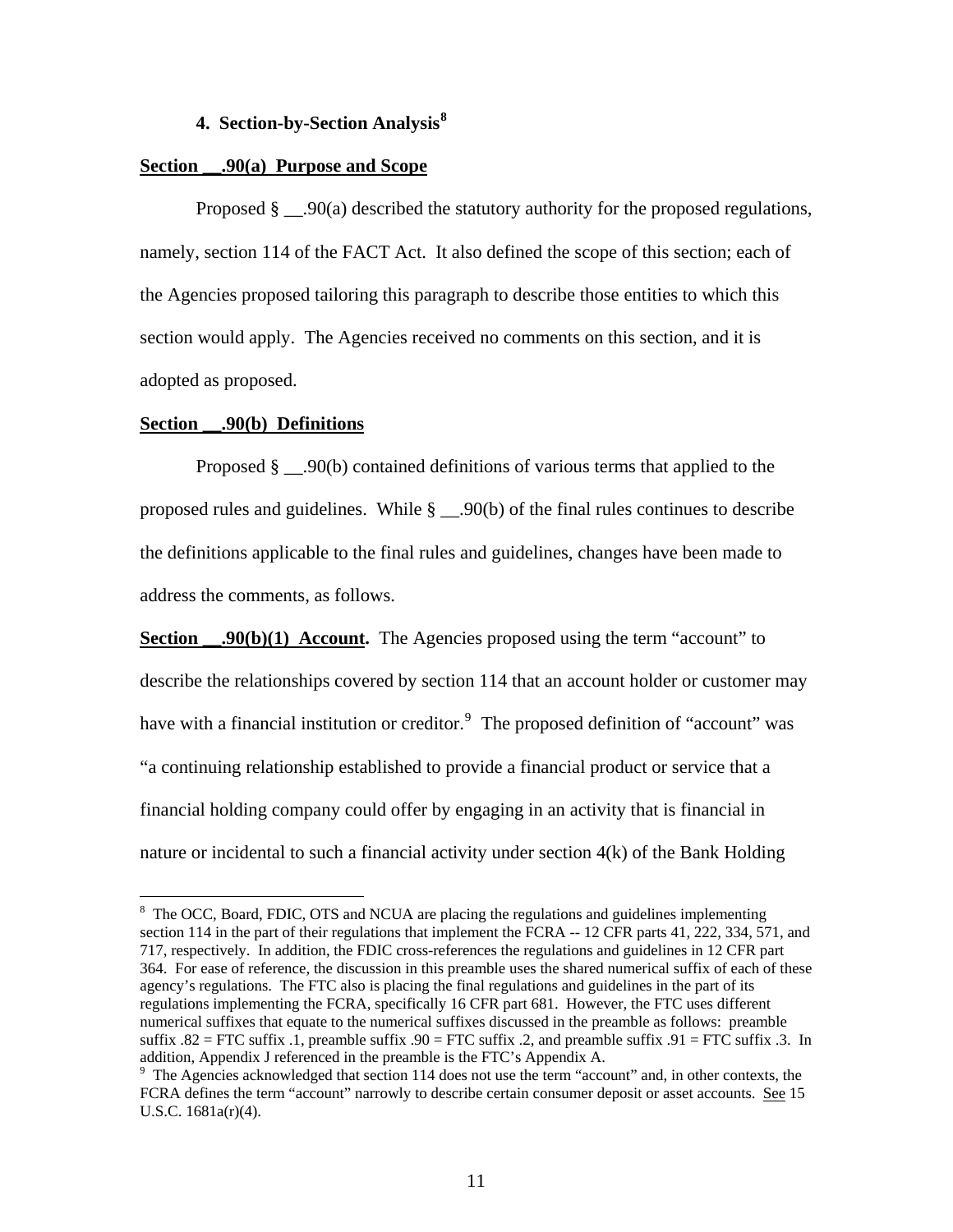#### 4. Section-by-Section Analysis[8]

**Section __.90(a) Purpose and Scope**

Proposed § __.90(a) described the statutory authority for the proposed regulations, namely, section 114 of the FACT Act. It also defined the scope of this section; each of the Agencies proposed tailoring this paragraph to describe those entities to which this section would apply. The Agencies received no comments on this section, and it is adopted as proposed.

**Section __.90(b) Definitions**

Proposed § __.90(b) contained definitions of various terms that applied to the proposed rules and guidelines. While § __.90(b) of the final rules continues to describe the definitions applicable to the final rules and guidelines, changes have been made to address the comments, as follows.

**Section __.90(b)(1) Account.** The Agencies proposed using the term "account" to describe the relationships covered by section 114 that an account holder or customer may have with a financial institution or creditor.[9] The proposed definition of "account" was "a continuing relationship established to provide a financial product or service that a financial holding company could offer by engaging in an activity that is financial in nature or incidental to such a financial activity under section 4(k) of the Bank Holding

---

[8] The OCC, Board, FDIC, OTS and NCUA are placing the regulations and guidelines implementing section 114 in the part of their regulations that implement the FCRA -- 12 CFR parts 41, 222, 334, 571, and 717, respectively. In addition, the FDIC cross-references the regulations and guidelines in 12 CFR part 364. For ease of reference, the discussion in this preamble uses the shared numerical suffix of each of these agency's regulations. The FTC also is placing the final regulations and guidelines in the part of its regulations implementing the FCRA, specifically 16 CFR part 681. However, the FTC uses different numerical suffixes that equate to the numerical suffixes discussed in the preamble as follows: preamble suffix .82 = FTC suffix .1, preamble suffix .90 = FTC suffix .2, and preamble suffix .91 = FTC suffix .3. In addition, Appendix J referenced in the preamble is the FTC's Appendix A.

[9] The Agencies acknowledged that section 114 does not use the term "account" and, in other contexts, the FCRA defines the term "account" narrowly to describe certain consumer deposit or asset accounts. See 15 U.S.C. 1681a(r)(4).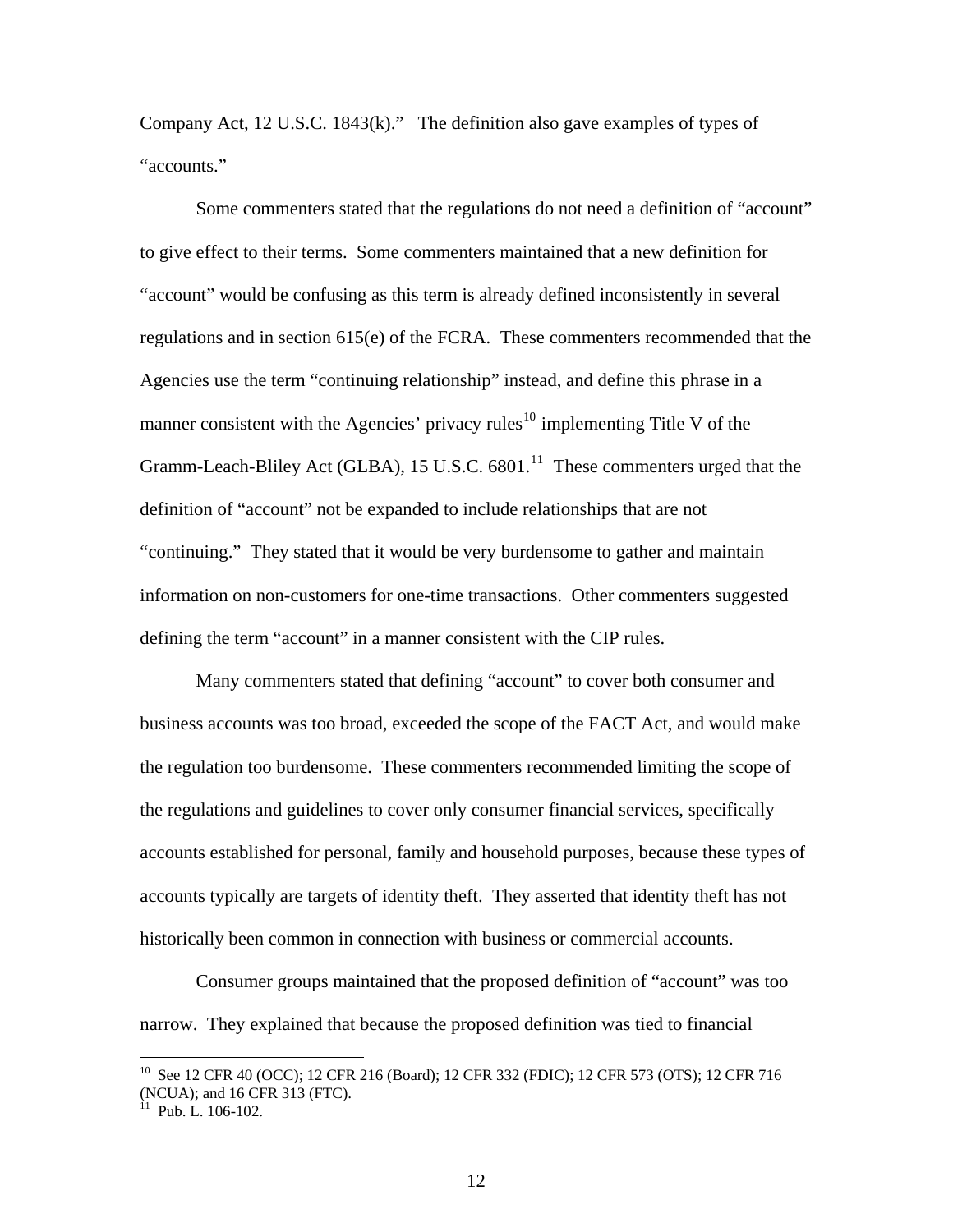Company Act, 12 U.S.C. 1843(k)." The definition also gave examples of types of "accounts."

Some commenters stated that the regulations do not need a definition of "account" to give effect to their terms. Some commenters maintained that a new definition for "account" would be confusing as this term is already defined inconsistently in several regulations and in section 615(e) of the FCRA. These commenters recommended that the Agencies use the term "continuing relationship" instead, and define this phrase in a manner consistent with the Agencies' privacy rules[10] implementing Title V of the Gramm-Leach-Bliley Act (GLBA), 15 U.S.C. 6801.[11] These commenters urged that the definition of "account" not be expanded to include relationships that are not "continuing." They stated that it would be very burdensome to gather and maintain information on non-customers for one-time transactions. Other commenters suggested defining the term "account" in a manner consistent with the CIP rules.

Many commenters stated that defining "account" to cover both consumer and business accounts was too broad, exceeded the scope of the FACT Act, and would make the regulation too burdensome. These commenters recommended limiting the scope of the regulations and guidelines to cover only consumer financial services, specifically accounts established for personal, family and household purposes, because these types of accounts typically are targets of identity theft. They asserted that identity theft has not historically been common in connection with business or commercial accounts.

Consumer groups maintained that the proposed definition of "account" was too narrow. They explained that because the proposed definition was tied to financial

---

[10] See 12 CFR 40 (OCC); 12 CFR 216 (Board); 12 CFR 332 (FDIC); 12 CFR 573 (OTS); 12 CFR 716 (NCUA); and 16 CFR 313 (FTC).

[11] Pub. L. 106-102.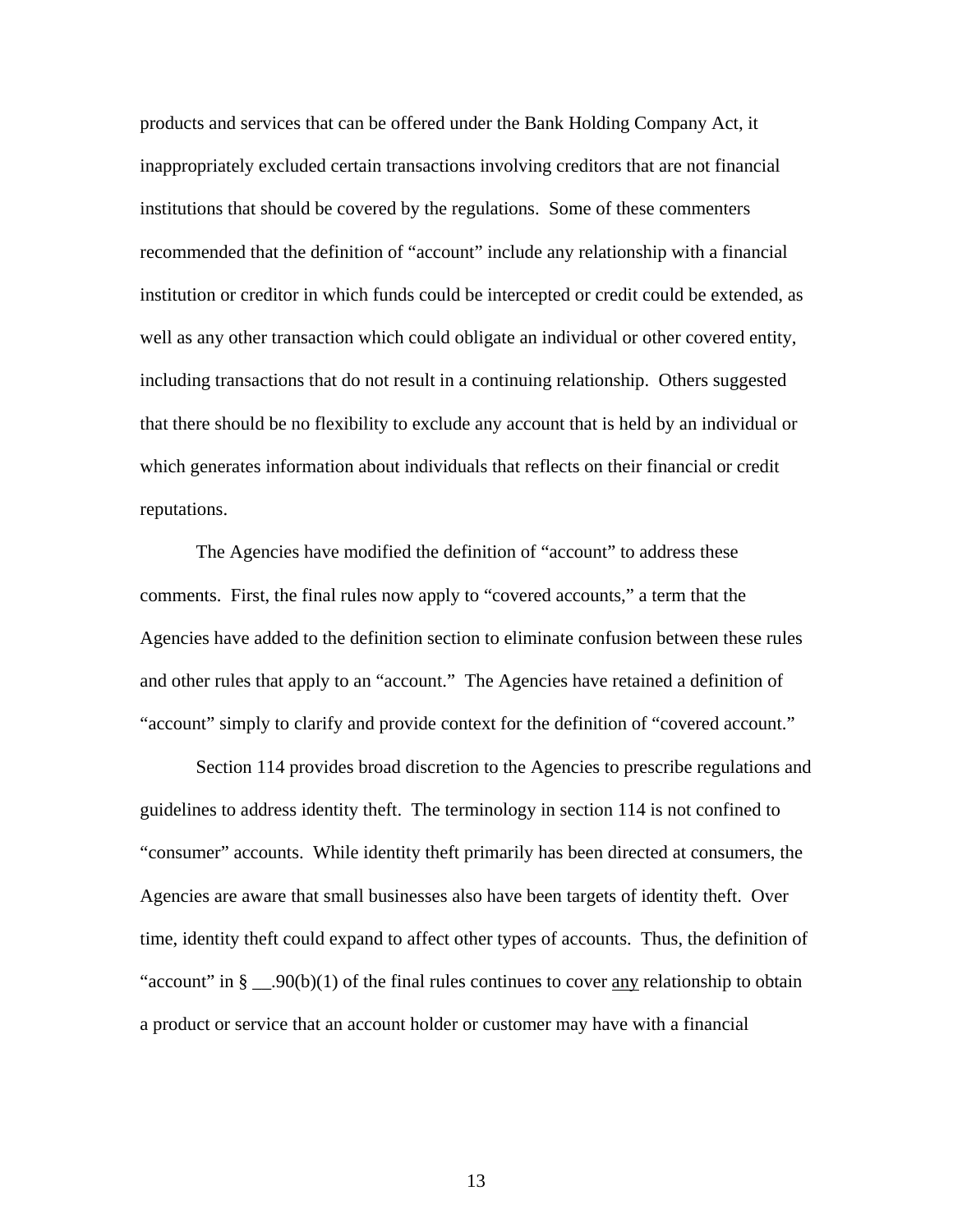products and services that can be offered under the Bank Holding Company Act, it inappropriately excluded certain transactions involving creditors that are not financial institutions that should be covered by the regulations. Some of these commenters recommended that the definition of "account" include any relationship with a financial institution or creditor in which funds could be intercepted or credit could be extended, as well as any other transaction which could obligate an individual or other covered entity, including transactions that do not result in a continuing relationship. Others suggested that there should be no flexibility to exclude any account that is held by an individual or which generates information about individuals that reflects on their financial or credit reputations.

The Agencies have modified the definition of "account" to address these comments. First, the final rules now apply to "covered accounts," a term that the Agencies have added to the definition section to eliminate confusion between these rules and other rules that apply to an "account." The Agencies have retained a definition of "account" simply to clarify and provide context for the definition of "covered account."

Section 114 provides broad discretion to the Agencies to prescribe regulations and guidelines to address identity theft. The terminology in section 114 is not confined to "consumer" accounts. While identity theft primarily has been directed at consumers, the Agencies are aware that small businesses also have been targets of identity theft. Over time, identity theft could expand to affect other types of accounts. Thus, the definition of "account" in § __.90(b)(1) of the final rules continues to cover <u>any</u> relationship to obtain a product or service that an account holder or customer may have with a financial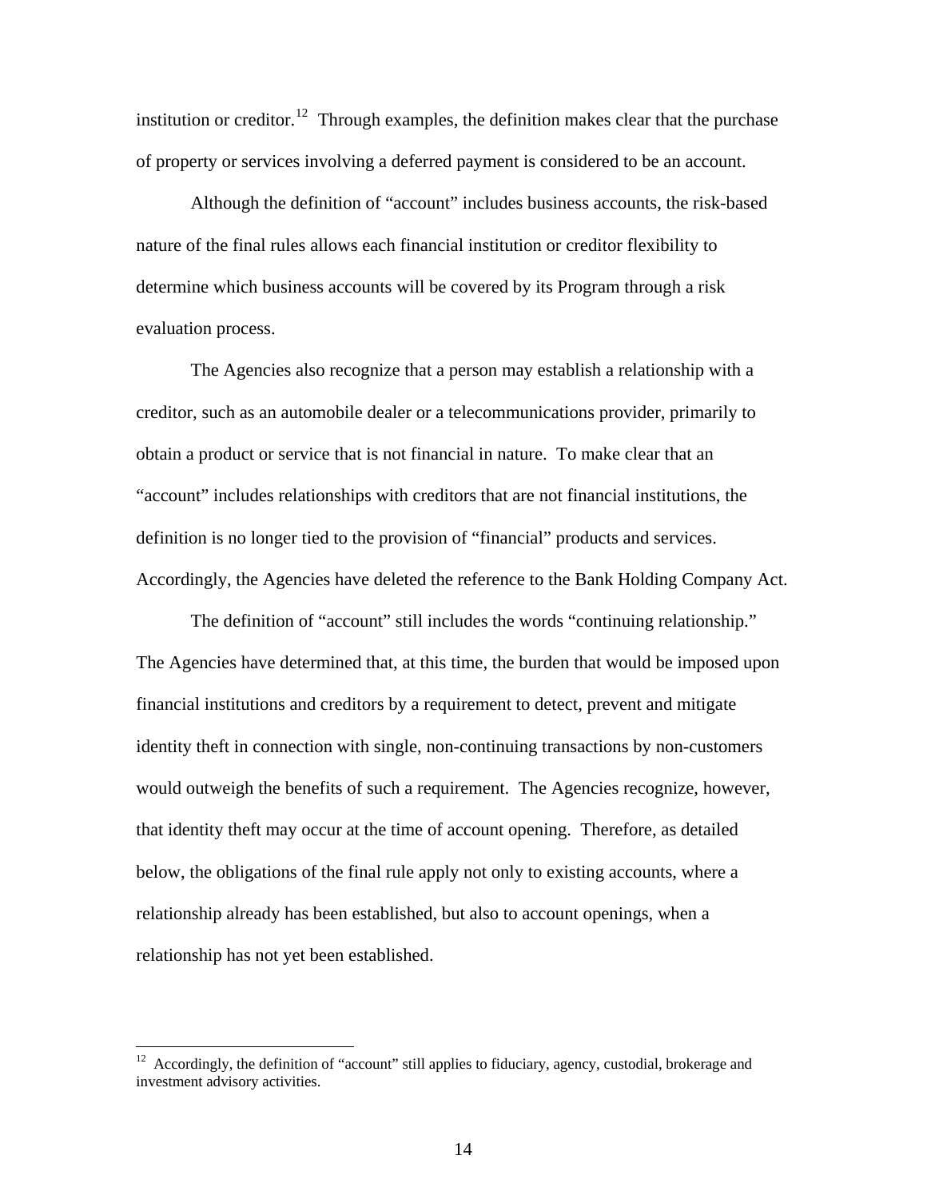institution or creditor.[12] Through examples, the definition makes clear that the purchase of property or services involving a deferred payment is considered to be an account.

Although the definition of "account" includes business accounts, the risk-based nature of the final rules allows each financial institution or creditor flexibility to determine which business accounts will be covered by its Program through a risk evaluation process.

The Agencies also recognize that a person may establish a relationship with a creditor, such as an automobile dealer or a telecommunications provider, primarily to obtain a product or service that is not financial in nature. To make clear that an "account" includes relationships with creditors that are not financial institutions, the definition is no longer tied to the provision of "financial" products and services. Accordingly, the Agencies have deleted the reference to the Bank Holding Company Act.

The definition of "account" still includes the words "continuing relationship." The Agencies have determined that, at this time, the burden that would be imposed upon financial institutions and creditors by a requirement to detect, prevent and mitigate identity theft in connection with single, non-continuing transactions by non-customers would outweigh the benefits of such a requirement. The Agencies recognize, however, that identity theft may occur at the time of account opening. Therefore, as detailed below, the obligations of the final rule apply not only to existing accounts, where a relationship already has been established, but also to account openings, when a relationship has not yet been established.

---

[12] Accordingly, the definition of "account" still applies to fiduciary, agency, custodial, brokerage and investment advisory activities.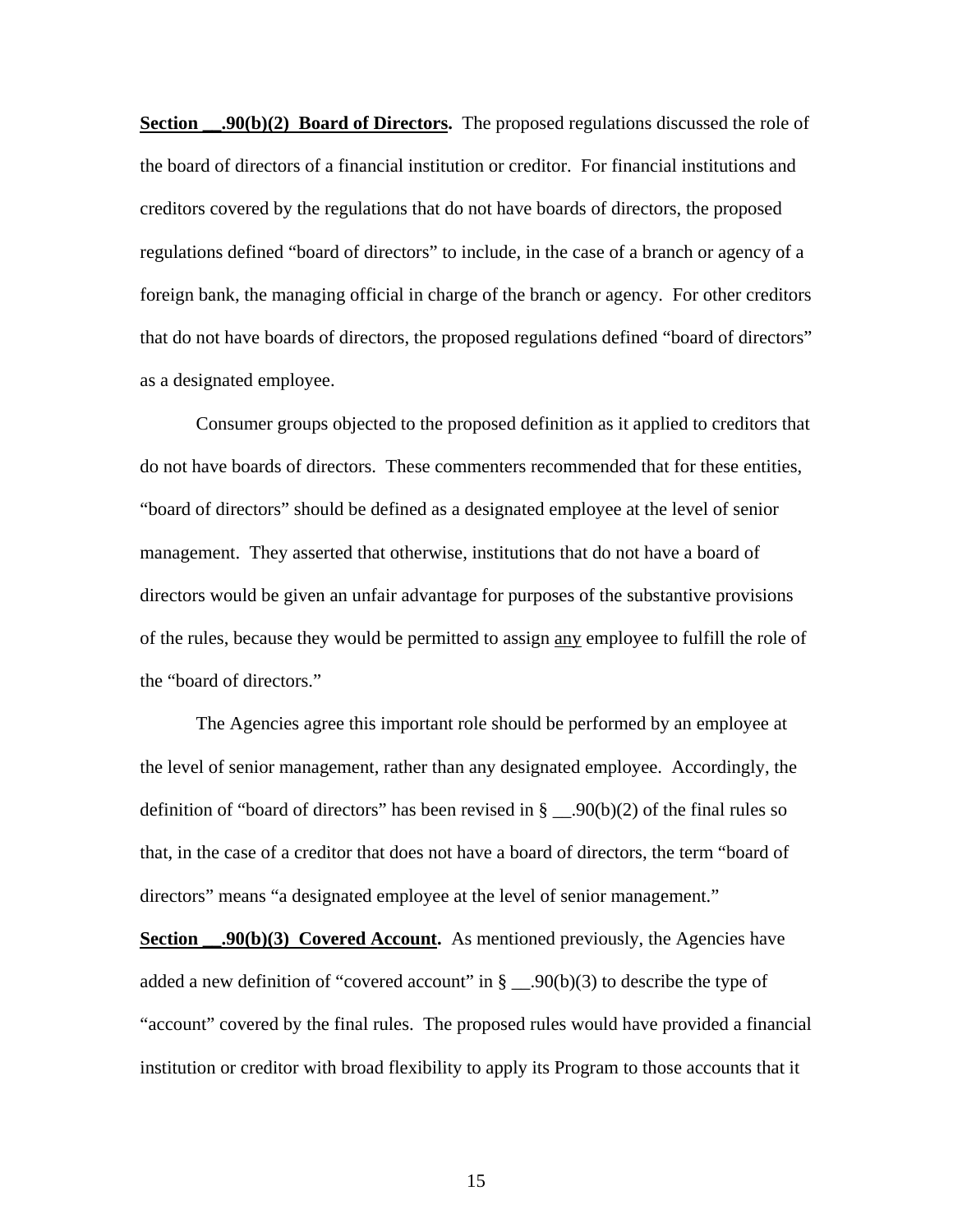**<u>Section __.90(b)(2) Board of Directors</u>.** The proposed regulations discussed the role of the board of directors of a financial institution or creditor. For financial institutions and creditors covered by the regulations that do not have boards of directors, the proposed regulations defined "board of directors" to include, in the case of a branch or agency of a foreign bank, the managing official in charge of the branch or agency. For other creditors that do not have boards of directors, the proposed regulations defined "board of directors" as a designated employee.

Consumer groups objected to the proposed definition as it applied to creditors that do not have boards of directors. These commenters recommended that for these entities, "board of directors" should be defined as a designated employee at the level of senior management. They asserted that otherwise, institutions that do not have a board of directors would be given an unfair advantage for purposes of the substantive provisions of the rules, because they would be permitted to assign <u>any</u> employee to fulfill the role of the "board of directors."

The Agencies agree this important role should be performed by an employee at the level of senior management, rather than any designated employee. Accordingly, the definition of "board of directors" has been revised in § __.90(b)(2) of the final rules so that, in the case of a creditor that does not have a board of directors, the term "board of directors" means "a designated employee at the level of senior management."

**<u>Section __.90(b)(3) Covered Account</u>.** As mentioned previously, the Agencies have added a new definition of "covered account" in § __.90(b)(3) to describe the type of "account" covered by the final rules. The proposed rules would have provided a financial institution or creditor with broad flexibility to apply its Program to those accounts that it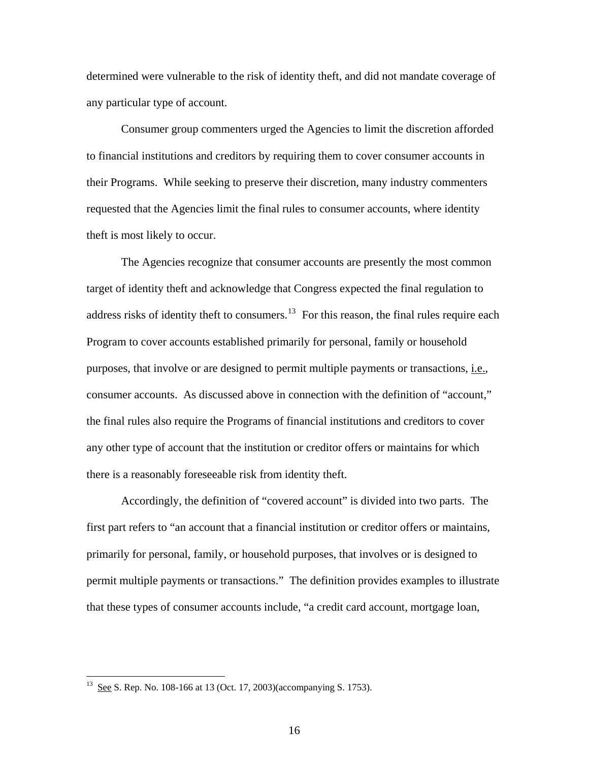determined were vulnerable to the risk of identity theft, and did not mandate coverage of any particular type of account.

Consumer group commenters urged the Agencies to limit the discretion afforded to financial institutions and creditors by requiring them to cover consumer accounts in their Programs. While seeking to preserve their discretion, many industry commenters requested that the Agencies limit the final rules to consumer accounts, where identity theft is most likely to occur.

The Agencies recognize that consumer accounts are presently the most common target of identity theft and acknowledge that Congress expected the final regulation to address risks of identity theft to consumers.[13] For this reason, the final rules require each Program to cover accounts established primarily for personal, family or household purposes, that involve or are designed to permit multiple payments or transactions, i.e., consumer accounts. As discussed above in connection with the definition of "account," the final rules also require the Programs of financial institutions and creditors to cover any other type of account that the institution or creditor offers or maintains for which there is a reasonably foreseeable risk from identity theft.

Accordingly, the definition of "covered account" is divided into two parts. The first part refers to "an account that a financial institution or creditor offers or maintains, primarily for personal, family, or household purposes, that involves or is designed to permit multiple payments or transactions." The definition provides examples to illustrate that these types of consumer accounts include, "a credit card account, mortgage loan,

---

[13] See S. Rep. No. 108-166 at 13 (Oct. 17, 2003)(accompanying S. 1753).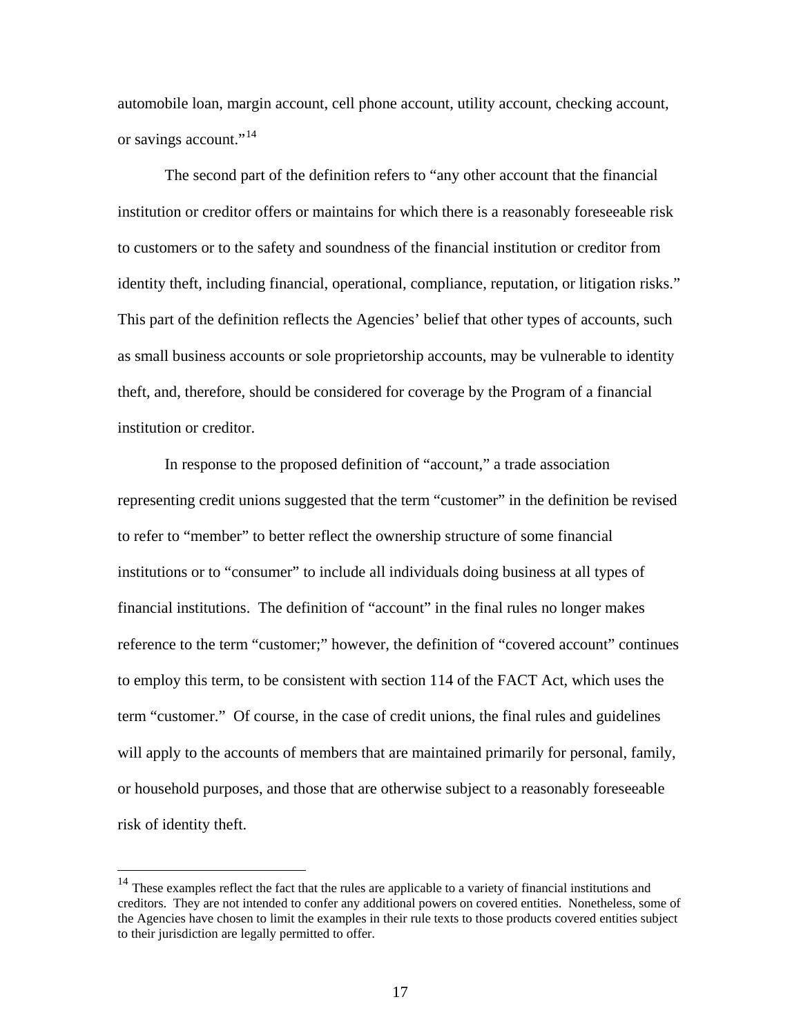automobile loan, margin account, cell phone account, utility account, checking account, or savings account."[14]

The second part of the definition refers to "any other account that the financial institution or creditor offers or maintains for which there is a reasonably foreseeable risk to customers or to the safety and soundness of the financial institution or creditor from identity theft, including financial, operational, compliance, reputation, or litigation risks." This part of the definition reflects the Agencies' belief that other types of accounts, such as small business accounts or sole proprietorship accounts, may be vulnerable to identity theft, and, therefore, should be considered for coverage by the Program of a financial institution or creditor.

In response to the proposed definition of "account," a trade association representing credit unions suggested that the term "customer" in the definition be revised to refer to "member" to better reflect the ownership structure of some financial institutions or to "consumer" to include all individuals doing business at all types of financial institutions. The definition of "account" in the final rules no longer makes reference to the term "customer;" however, the definition of "covered account" continues to employ this term, to be consistent with section 114 of the FACT Act, which uses the term "customer." Of course, in the case of credit unions, the final rules and guidelines will apply to the accounts of members that are maintained primarily for personal, family, or household purposes, and those that are otherwise subject to a reasonably foreseeable risk of identity theft.

[14] These examples reflect the fact that the rules are applicable to a variety of financial institutions and creditors. They are not intended to confer any additional powers on covered entities. Nonetheless, some of the Agencies have chosen to limit the examples in their rule texts to those products covered entities subject to their jurisdiction are legally permitted to offer.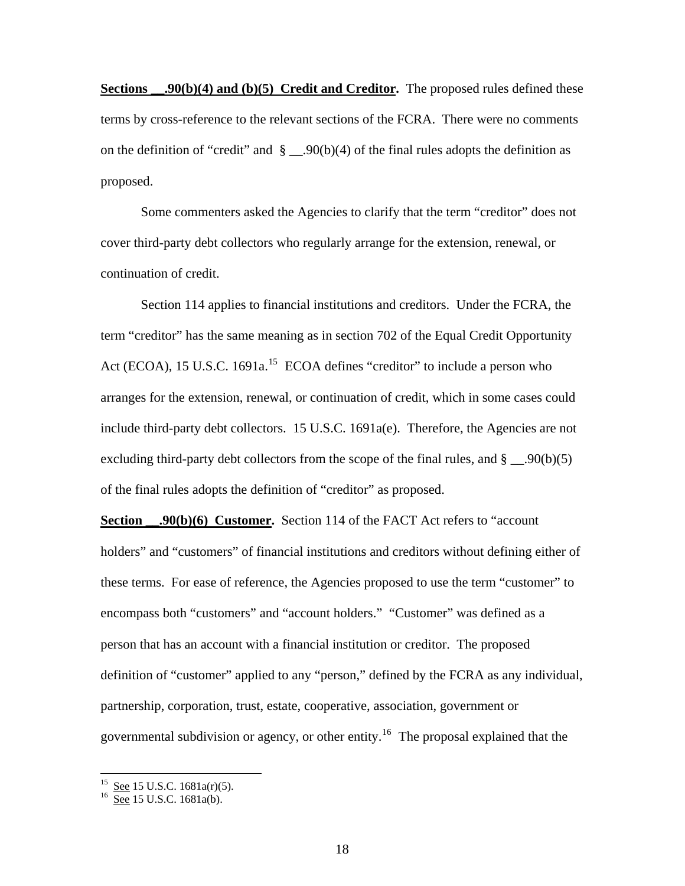**Sections __.90(b)(4) and (b)(5) Credit and Creditor.** The proposed rules defined these terms by cross-reference to the relevant sections of the FCRA. There were no comments on the definition of "credit" and § __.90(b)(4) of the final rules adopts the definition as proposed.

Some commenters asked the Agencies to clarify that the term "creditor" does not cover third-party debt collectors who regularly arrange for the extension, renewal, or continuation of credit.

Section 114 applies to financial institutions and creditors. Under the FCRA, the term "creditor" has the same meaning as in section 702 of the Equal Credit Opportunity Act (ECOA), 15 U.S.C. 1691a.[15] ECOA defines "creditor" to include a person who arranges for the extension, renewal, or continuation of credit, which in some cases could include third-party debt collectors. 15 U.S.C. 1691a(e). Therefore, the Agencies are not excluding third-party debt collectors from the scope of the final rules, and § __.90(b)(5) of the final rules adopts the definition of "creditor" as proposed.

**Section __.90(b)(6) Customer.** Section 114 of the FACT Act refers to "account holders" and "customers" of financial institutions and creditors without defining either of these terms. For ease of reference, the Agencies proposed to use the term "customer" to encompass both "customers" and "account holders." "Customer" was defined as a person that has an account with a financial institution or creditor. The proposed definition of "customer" applied to any "person," defined by the FCRA as any individual, partnership, corporation, trust, estate, cooperative, association, government or governmental subdivision or agency, or other entity.[16] The proposal explained that the

---

[15] See 15 U.S.C. 1681a(r)(5).
[16] See 15 U.S.C. 1681a(b).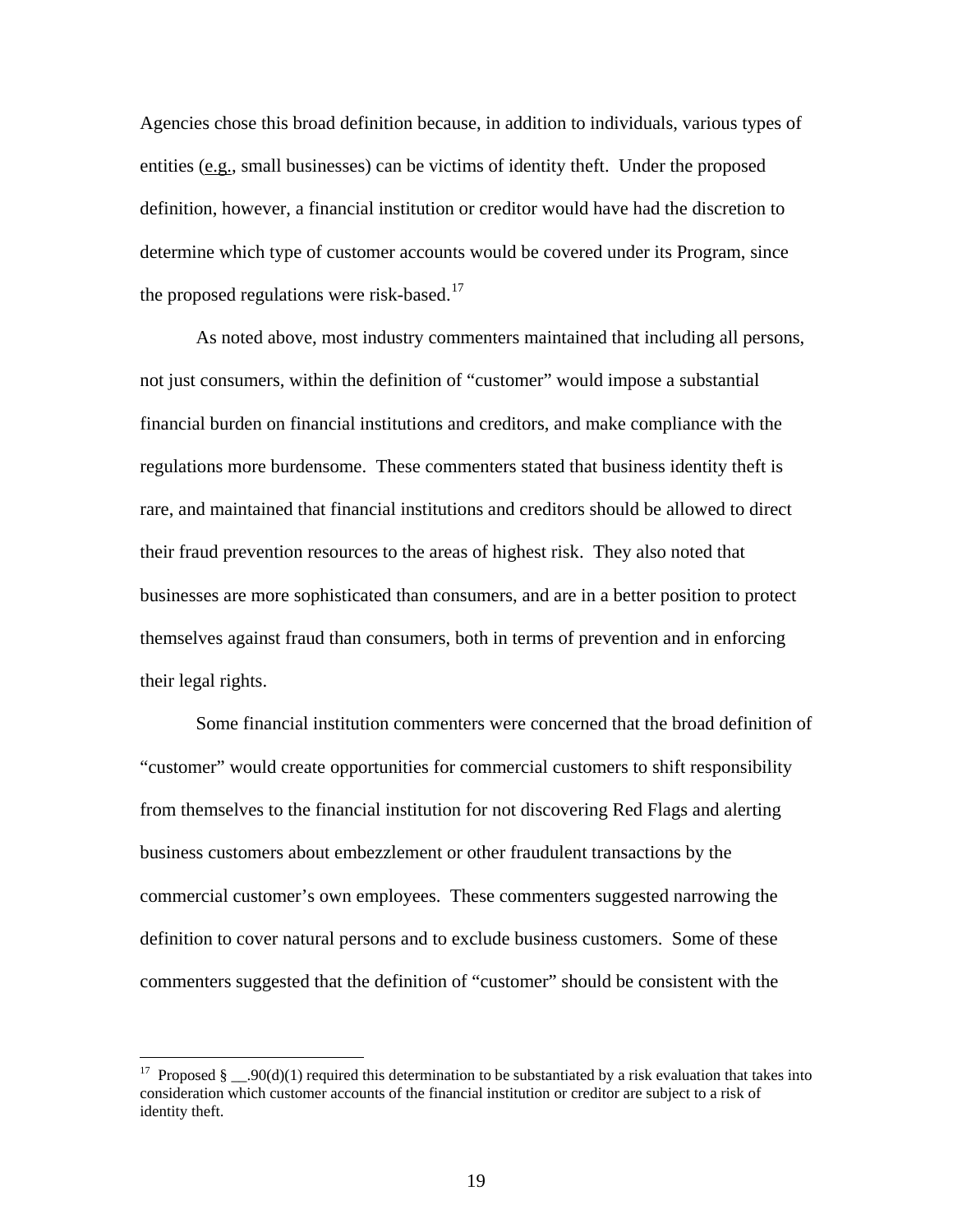Agencies chose this broad definition because, in addition to individuals, various types of entities (e.g., small businesses) can be victims of identity theft. Under the proposed definition, however, a financial institution or creditor would have had the discretion to determine which type of customer accounts would be covered under its Program, since the proposed regulations were risk-based.[17]

As noted above, most industry commenters maintained that including all persons, not just consumers, within the definition of "customer" would impose a substantial financial burden on financial institutions and creditors, and make compliance with the regulations more burdensome. These commenters stated that business identity theft is rare, and maintained that financial institutions and creditors should be allowed to direct their fraud prevention resources to the areas of highest risk. They also noted that businesses are more sophisticated than consumers, and are in a better position to protect themselves against fraud than consumers, both in terms of prevention and in enforcing their legal rights.

Some financial institution commenters were concerned that the broad definition of "customer" would create opportunities for commercial customers to shift responsibility from themselves to the financial institution for not discovering Red Flags and alerting business customers about embezzlement or other fraudulent transactions by the commercial customer's own employees. These commenters suggested narrowing the definition to cover natural persons and to exclude business customers. Some of these commenters suggested that the definition of "customer" should be consistent with the

---

[17] Proposed § __.90(d)(1) required this determination to be substantiated by a risk evaluation that takes into consideration which customer accounts of the financial institution or creditor are subject to a risk of identity theft.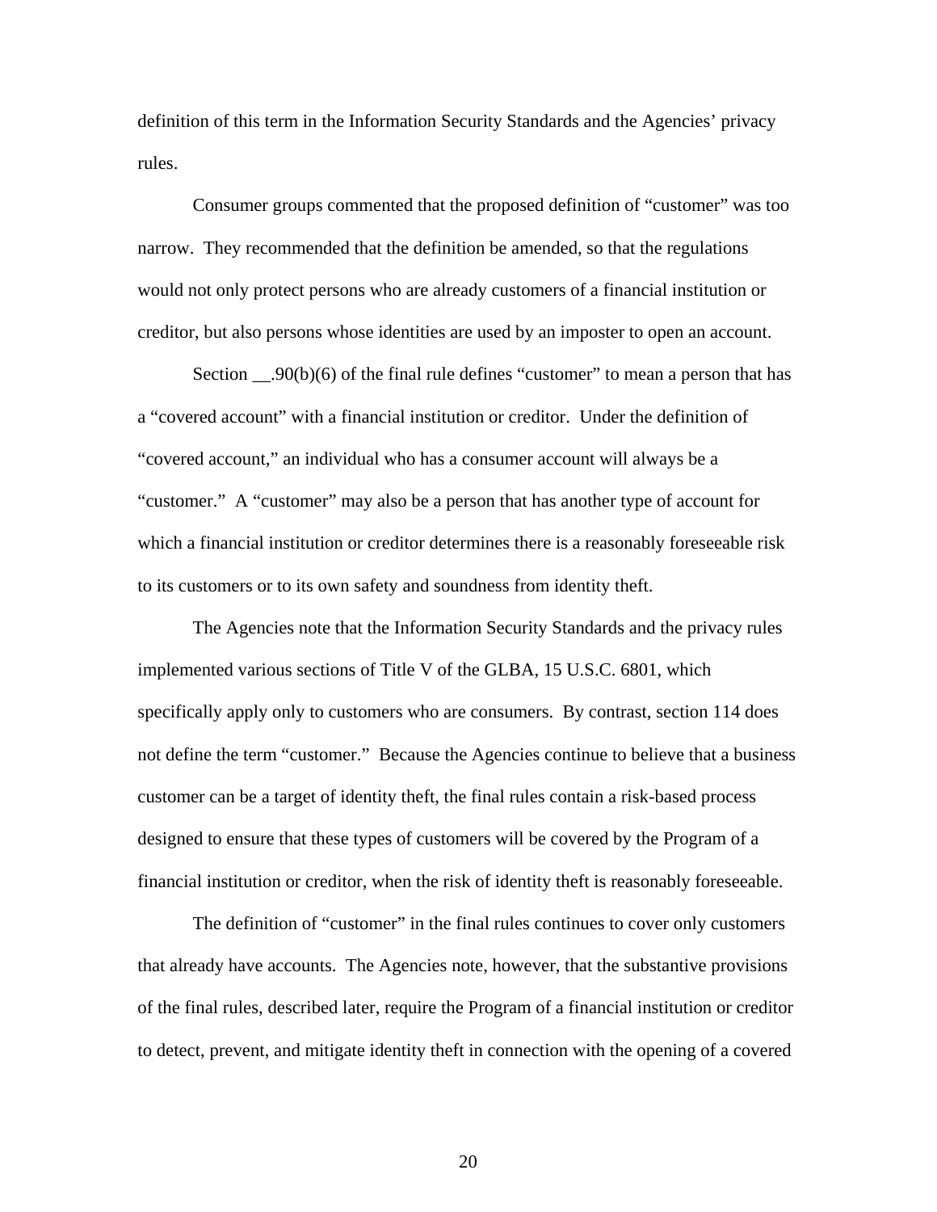definition of this term in the Information Security Standards and the Agencies' privacy rules.

Consumer groups commented that the proposed definition of "customer" was too narrow. They recommended that the definition be amended, so that the regulations would not only protect persons who are already customers of a financial institution or creditor, but also persons whose identities are used by an imposter to open an account.

Section __.90(b)(6) of the final rule defines "customer" to mean a person that has a "covered account" with a financial institution or creditor. Under the definition of "covered account," an individual who has a consumer account will always be a "customer." A "customer" may also be a person that has another type of account for which a financial institution or creditor determines there is a reasonably foreseeable risk to its customers or to its own safety and soundness from identity theft.

The Agencies note that the Information Security Standards and the privacy rules implemented various sections of Title V of the GLBA, 15 U.S.C. 6801, which specifically apply only to customers who are consumers. By contrast, section 114 does not define the term "customer." Because the Agencies continue to believe that a business customer can be a target of identity theft, the final rules contain a risk-based process designed to ensure that these types of customers will be covered by the Program of a financial institution or creditor, when the risk of identity theft is reasonably foreseeable.

The definition of "customer" in the final rules continues to cover only customers that already have accounts. The Agencies note, however, that the substantive provisions of the final rules, described later, require the Program of a financial institution or creditor to detect, prevent, and mitigate identity theft in connection with the opening of a covered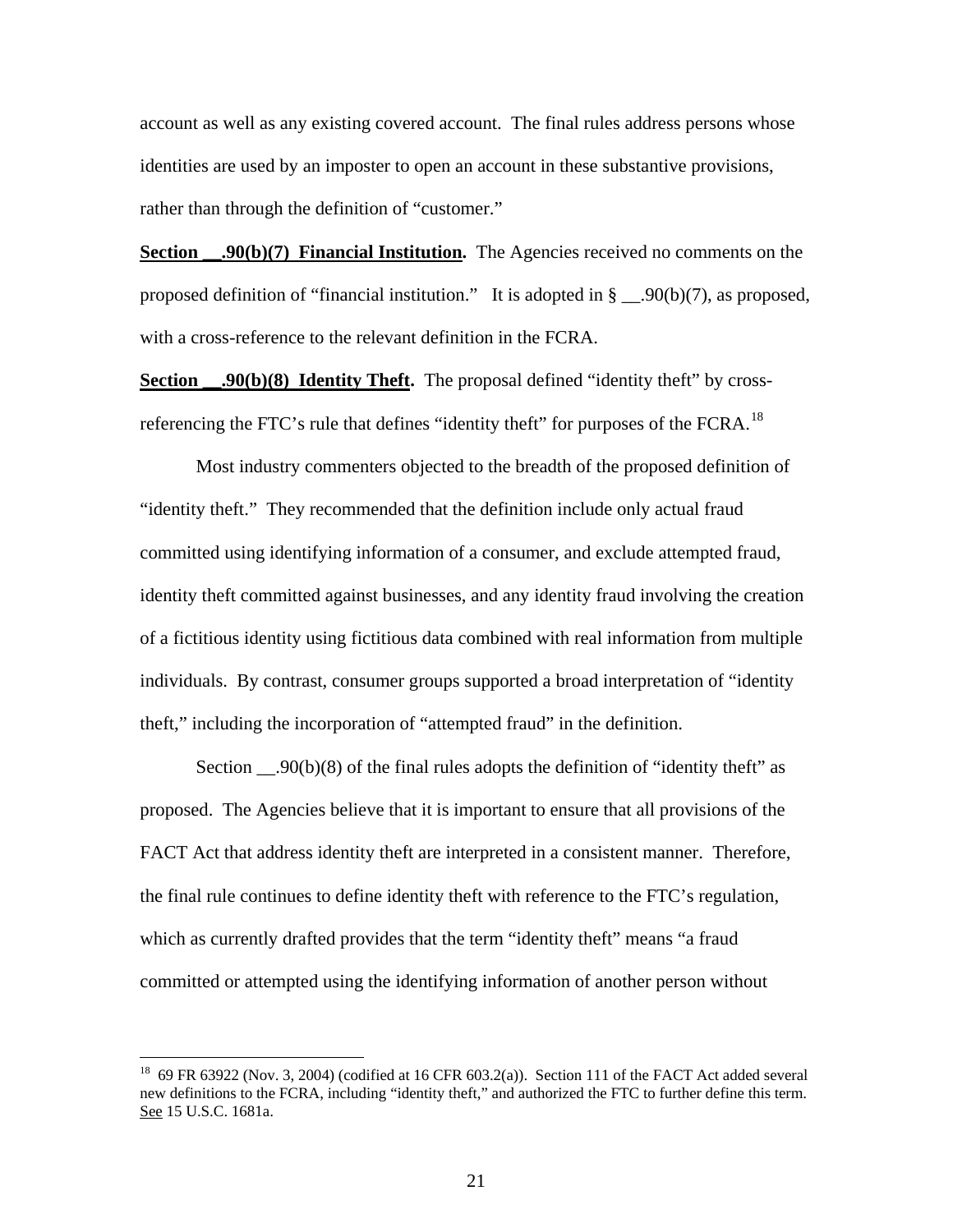account as well as any existing covered account. The final rules address persons whose identities are used by an imposter to open an account in these substantive provisions, rather than through the definition of "customer."

**Section __.90(b)(7) Financial Institution.** The Agencies received no comments on the proposed definition of "financial institution." It is adopted in § __.90(b)(7), as proposed, with a cross-reference to the relevant definition in the FCRA.

**Section __.90(b)(8) Identity Theft.** The proposal defined "identity theft" by cross-referencing the FTC's rule that defines "identity theft" for purposes of the FCRA.[18]

Most industry commenters objected to the breadth of the proposed definition of "identity theft." They recommended that the definition include only actual fraud committed using identifying information of a consumer, and exclude attempted fraud, identity theft committed against businesses, and any identity fraud involving the creation of a fictitious identity using fictitious data combined with real information from multiple individuals. By contrast, consumer groups supported a broad interpretation of "identity theft," including the incorporation of "attempted fraud" in the definition.

Section __.90(b)(8) of the final rules adopts the definition of "identity theft" as proposed. The Agencies believe that it is important to ensure that all provisions of the FACT Act that address identity theft are interpreted in a consistent manner. Therefore, the final rule continues to define identity theft with reference to the FTC's regulation, which as currently drafted provides that the term "identity theft" means "a fraud committed or attempted using the identifying information of another person without

---

[18] 69 FR 63922 (Nov. 3, 2004) (codified at 16 CFR 603.2(a)). Section 111 of the FACT Act added several new definitions to the FCRA, including "identity theft," and authorized the FTC to further define this term. See 15 U.S.C. 1681a.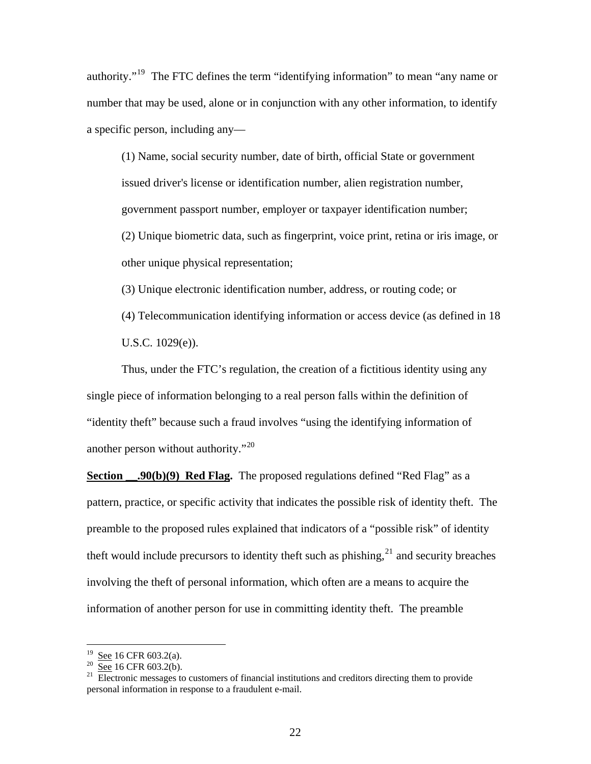authority."[19] The FTC defines the term "identifying information" to mean "any name or number that may be used, alone or in conjunction with any other information, to identify a specific person, including any—

> (1) Name, social security number, date of birth, official State or government issued driver's license or identification number, alien registration number, government passport number, employer or taxpayer identification number;
>
> (2) Unique biometric data, such as fingerprint, voice print, retina or iris image, or other unique physical representation;
>
> (3) Unique electronic identification number, address, or routing code; or
>
> (4) Telecommunication identifying information or access device (as defined in 18 U.S.C. 1029(e)).

Thus, under the FTC's regulation, the creation of a fictitious identity using any single piece of information belonging to a real person falls within the definition of "identity theft" because such a fraud involves "using the identifying information of another person without authority."[20]

**Section __.90(b)(9) Red Flag.** The proposed regulations defined "Red Flag" as a pattern, practice, or specific activity that indicates the possible risk of identity theft. The preamble to the proposed rules explained that indicators of a "possible risk" of identity theft would include precursors to identity theft such as phishing,[21] and security breaches involving the theft of personal information, which often are a means to acquire the information of another person for use in committing identity theft. The preamble

---

[19] See 16 CFR 603.2(a).

[20] See 16 CFR 603.2(b).

[21] Electronic messages to customers of financial institutions and creditors directing them to provide personal information in response to a fraudulent e-mail.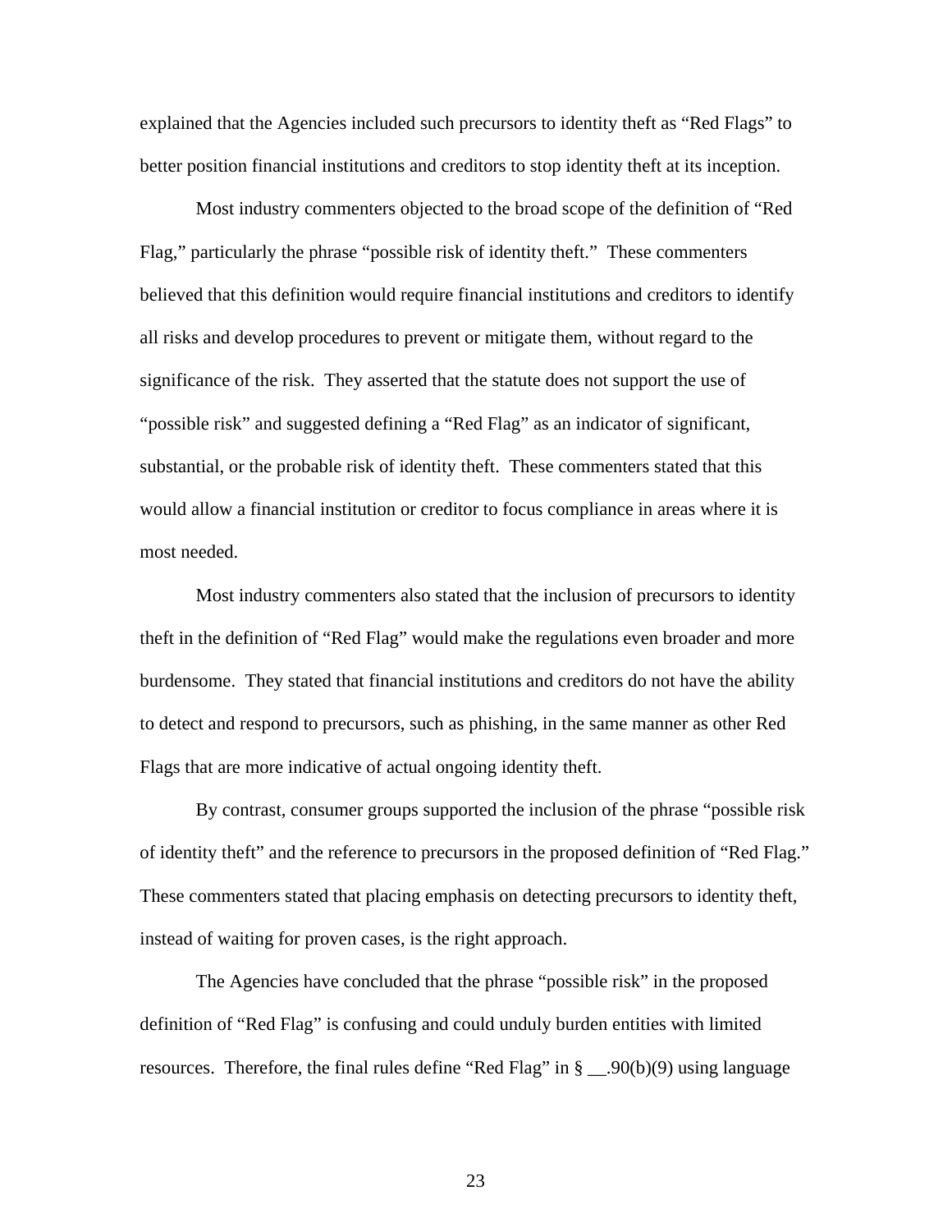explained that the Agencies included such precursors to identity theft as "Red Flags" to better position financial institutions and creditors to stop identity theft at its inception.

Most industry commenters objected to the broad scope of the definition of "Red Flag," particularly the phrase "possible risk of identity theft." These commenters believed that this definition would require financial institutions and creditors to identify all risks and develop procedures to prevent or mitigate them, without regard to the significance of the risk. They asserted that the statute does not support the use of "possible risk" and suggested defining a "Red Flag" as an indicator of significant, substantial, or the probable risk of identity theft. These commenters stated that this would allow a financial institution or creditor to focus compliance in areas where it is most needed.

Most industry commenters also stated that the inclusion of precursors to identity theft in the definition of "Red Flag" would make the regulations even broader and more burdensome. They stated that financial institutions and creditors do not have the ability to detect and respond to precursors, such as phishing, in the same manner as other Red Flags that are more indicative of actual ongoing identity theft.

By contrast, consumer groups supported the inclusion of the phrase "possible risk of identity theft" and the reference to precursors in the proposed definition of "Red Flag." These commenters stated that placing emphasis on detecting precursors to identity theft, instead of waiting for proven cases, is the right approach.

The Agencies have concluded that the phrase "possible risk" in the proposed definition of "Red Flag" is confusing and could unduly burden entities with limited resources. Therefore, the final rules define "Red Flag" in § __.90(b)(9) using language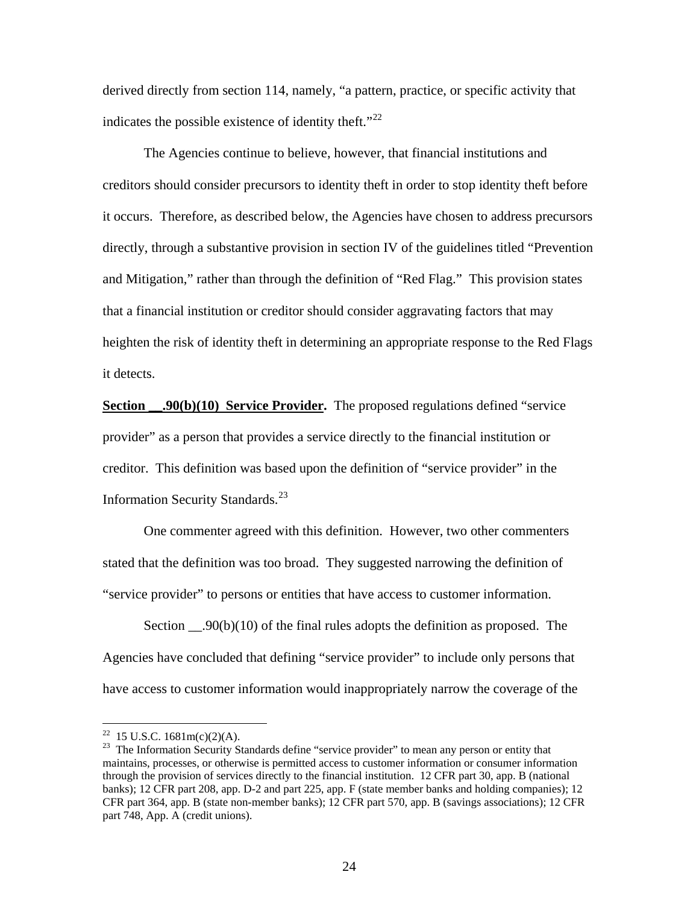derived directly from section 114, namely, "a pattern, practice, or specific activity that indicates the possible existence of identity theft."[22]

The Agencies continue to believe, however, that financial institutions and creditors should consider precursors to identity theft in order to stop identity theft before it occurs. Therefore, as described below, the Agencies have chosen to address precursors directly, through a substantive provision in section IV of the guidelines titled "Prevention and Mitigation," rather than through the definition of "Red Flag." This provision states that a financial institution or creditor should consider aggravating factors that may heighten the risk of identity theft in determining an appropriate response to the Red Flags it detects.

**Section __.90(b)(10) Service Provider.** The proposed regulations defined "service provider" as a person that provides a service directly to the financial institution or creditor. This definition was based upon the definition of "service provider" in the Information Security Standards.[23]

One commenter agreed with this definition. However, two other commenters stated that the definition was too broad. They suggested narrowing the definition of "service provider" to persons or entities that have access to customer information.

Section __.90(b)(10) of the final rules adopts the definition as proposed. The Agencies have concluded that defining "service provider" to include only persons that have access to customer information would inappropriately narrow the coverage of the

---

[22] 15 U.S.C. 1681m(c)(2)(A).

[23] The Information Security Standards define "service provider" to mean any person or entity that maintains, processes, or otherwise is permitted access to customer information or consumer information through the provision of services directly to the financial institution. 12 CFR part 30, app. B (national banks); 12 CFR part 208, app. D-2 and part 225, app. F (state member banks and holding companies); 12 CFR part 364, app. B (state non-member banks); 12 CFR part 570, app. B (savings associations); 12 CFR part 748, App. A (credit unions).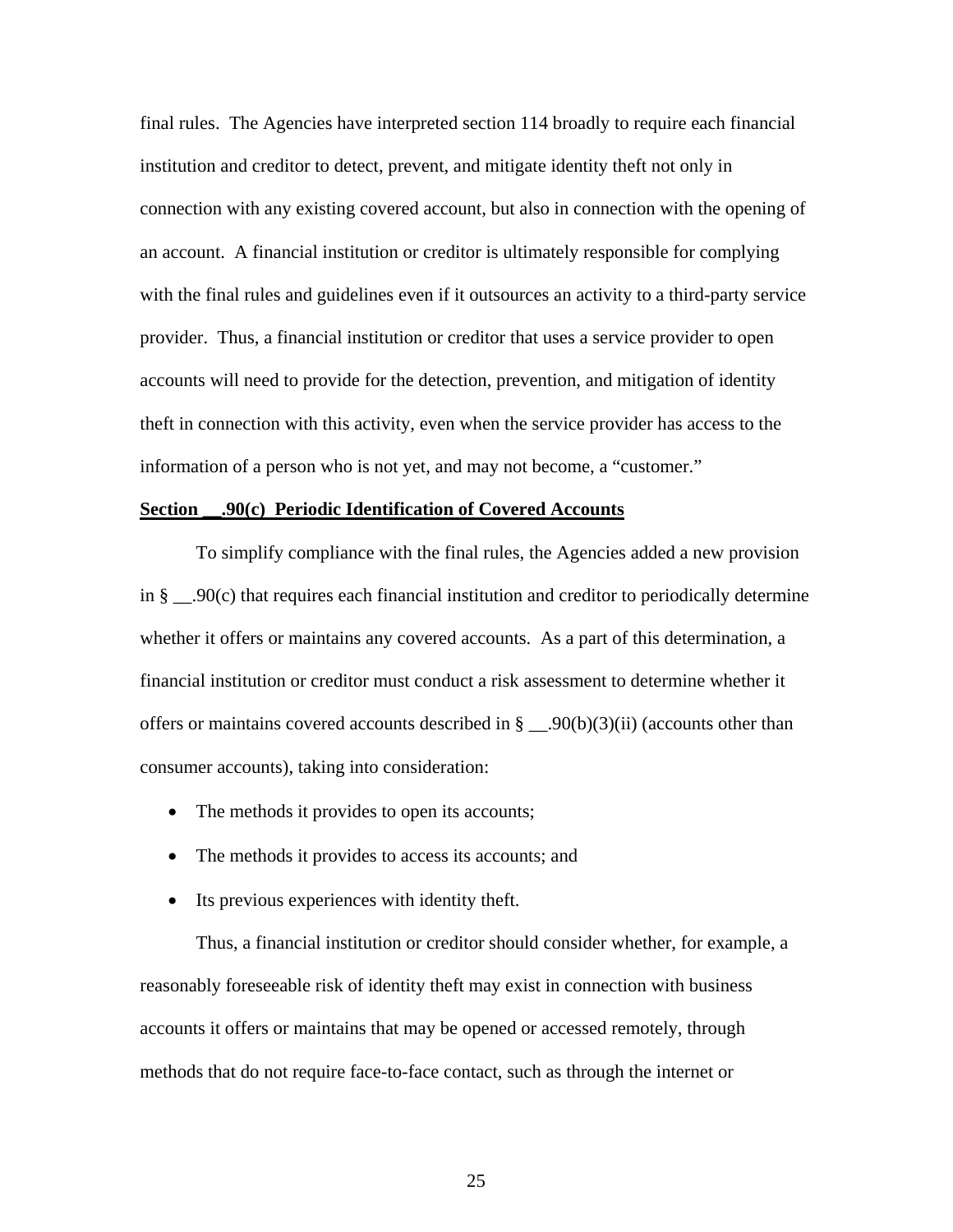final rules. The Agencies have interpreted section 114 broadly to require each financial institution and creditor to detect, prevent, and mitigate identity theft not only in connection with any existing covered account, but also in connection with the opening of an account. A financial institution or creditor is ultimately responsible for complying with the final rules and guidelines even if it outsources an activity to a third-party service provider. Thus, a financial institution or creditor that uses a service provider to open accounts will need to provide for the detection, prevention, and mitigation of identity theft in connection with this activity, even when the service provider has access to the information of a person who is not yet, and may not become, a "customer."

**Section __.90(c) Periodic Identification of Covered Accounts**

To simplify compliance with the final rules, the Agencies added a new provision in § __.90(c) that requires each financial institution and creditor to periodically determine whether it offers or maintains any covered accounts. As a part of this determination, a financial institution or creditor must conduct a risk assessment to determine whether it offers or maintains covered accounts described in § __.90(b)(3)(ii) (accounts other than consumer accounts), taking into consideration:

- The methods it provides to open its accounts;
- The methods it provides to access its accounts; and
- Its previous experiences with identity theft.

Thus, a financial institution or creditor should consider whether, for example, a reasonably foreseeable risk of identity theft may exist in connection with business accounts it offers or maintains that may be opened or accessed remotely, through methods that do not require face-to-face contact, such as through the internet or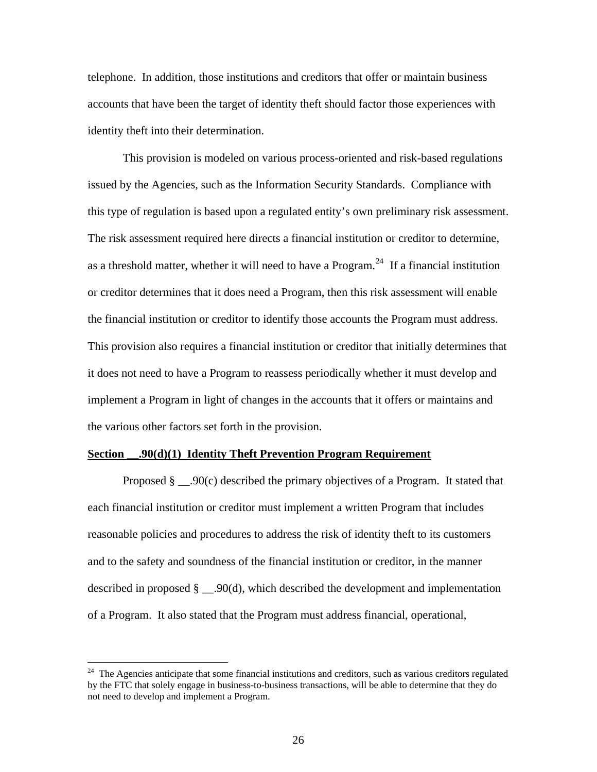telephone. In addition, those institutions and creditors that offer or maintain business accounts that have been the target of identity theft should factor those experiences with identity theft into their determination.

This provision is modeled on various process-oriented and risk-based regulations issued by the Agencies, such as the Information Security Standards. Compliance with this type of regulation is based upon a regulated entity's own preliminary risk assessment. The risk assessment required here directs a financial institution or creditor to determine, as a threshold matter, whether it will need to have a Program.[24] If a financial institution or creditor determines that it does need a Program, then this risk assessment will enable the financial institution or creditor to identify those accounts the Program must address. This provision also requires a financial institution or creditor that initially determines that it does not need to have a Program to reassess periodically whether it must develop and implement a Program in light of changes in the accounts that it offers or maintains and the various other factors set forth in the provision.

**Section __.90(d)(1) Identity Theft Prevention Program Requirement**

Proposed § __.90(c) described the primary objectives of a Program. It stated that each financial institution or creditor must implement a written Program that includes reasonable policies and procedures to address the risk of identity theft to its customers and to the safety and soundness of the financial institution or creditor, in the manner described in proposed § __.90(d), which described the development and implementation of a Program. It also stated that the Program must address financial, operational,

[24] The Agencies anticipate that some financial institutions and creditors, such as various creditors regulated by the FTC that solely engage in business-to-business transactions, will be able to determine that they do not need to develop and implement a Program.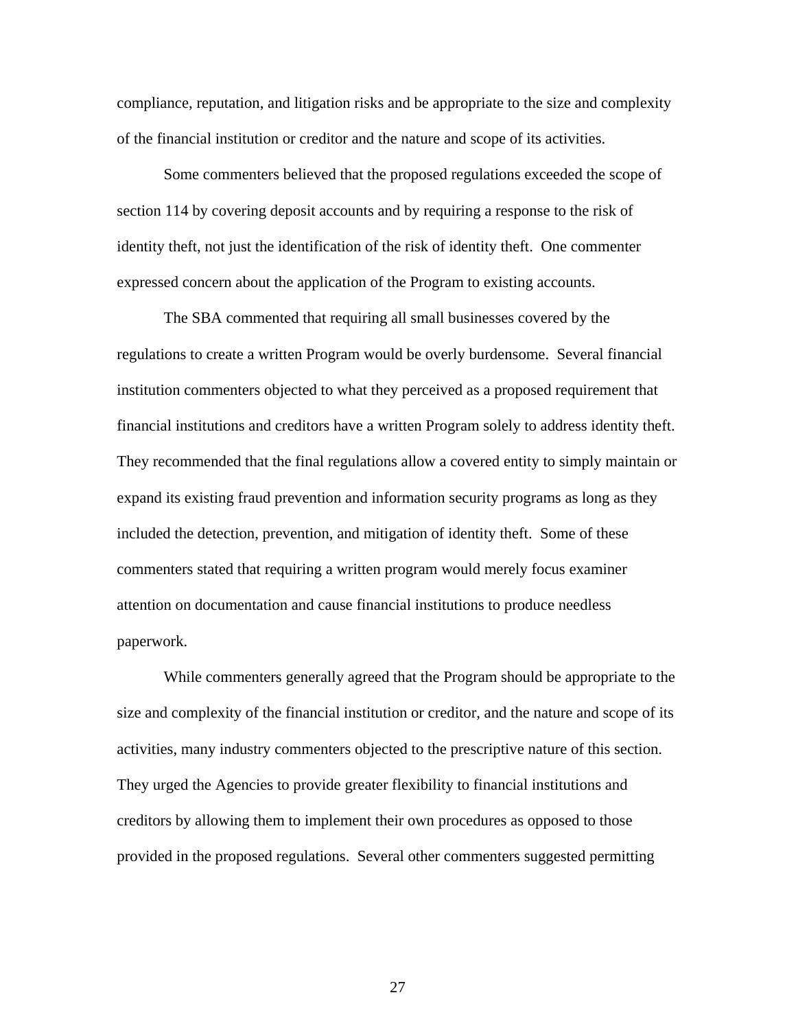compliance, reputation, and litigation risks and be appropriate to the size and complexity of the financial institution or creditor and the nature and scope of its activities.

Some commenters believed that the proposed regulations exceeded the scope of section 114 by covering deposit accounts and by requiring a response to the risk of identity theft, not just the identification of the risk of identity theft. One commenter expressed concern about the application of the Program to existing accounts.

The SBA commented that requiring all small businesses covered by the regulations to create a written Program would be overly burdensome. Several financial institution commenters objected to what they perceived as a proposed requirement that financial institutions and creditors have a written Program solely to address identity theft. They recommended that the final regulations allow a covered entity to simply maintain or expand its existing fraud prevention and information security programs as long as they included the detection, prevention, and mitigation of identity theft. Some of these commenters stated that requiring a written program would merely focus examiner attention on documentation and cause financial institutions to produce needless paperwork.

While commenters generally agreed that the Program should be appropriate to the size and complexity of the financial institution or creditor, and the nature and scope of its activities, many industry commenters objected to the prescriptive nature of this section. They urged the Agencies to provide greater flexibility to financial institutions and creditors by allowing them to implement their own procedures as opposed to those provided in the proposed regulations. Several other commenters suggested permitting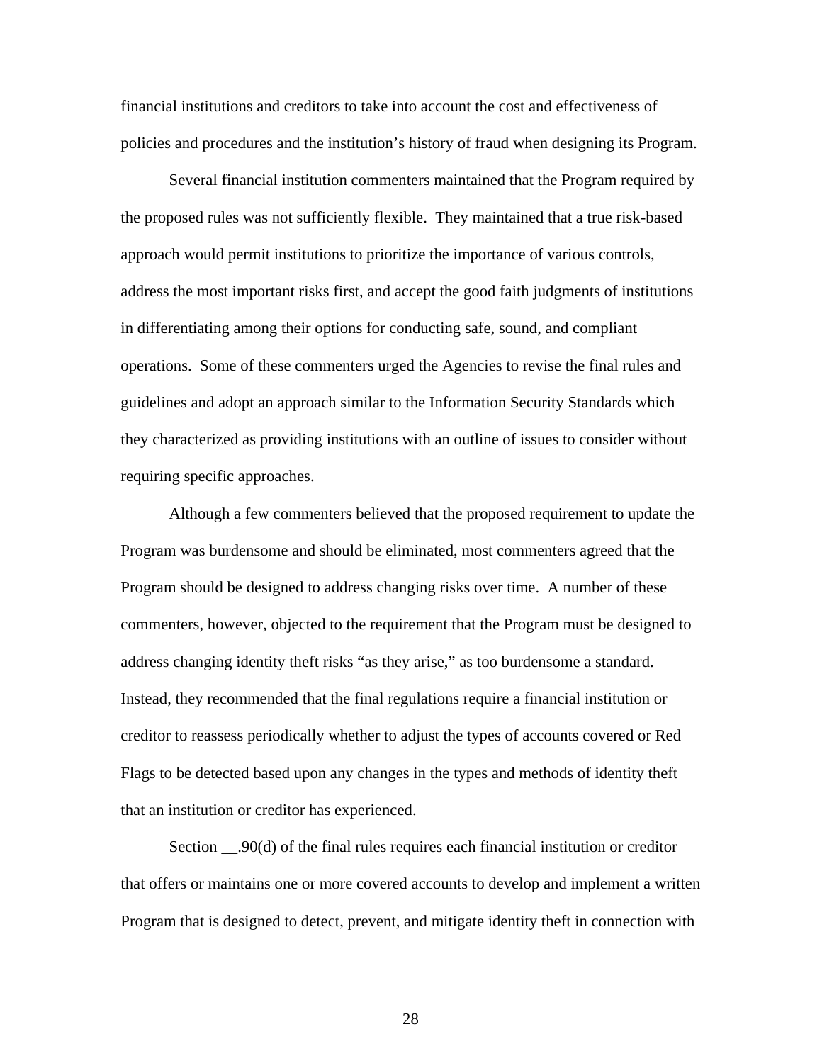financial institutions and creditors to take into account the cost and effectiveness of policies and procedures and the institution's history of fraud when designing its Program.

Several financial institution commenters maintained that the Program required by the proposed rules was not sufficiently flexible. They maintained that a true risk-based approach would permit institutions to prioritize the importance of various controls, address the most important risks first, and accept the good faith judgments of institutions in differentiating among their options for conducting safe, sound, and compliant operations. Some of these commenters urged the Agencies to revise the final rules and guidelines and adopt an approach similar to the Information Security Standards which they characterized as providing institutions with an outline of issues to consider without requiring specific approaches.

Although a few commenters believed that the proposed requirement to update the Program was burdensome and should be eliminated, most commenters agreed that the Program should be designed to address changing risks over time. A number of these commenters, however, objected to the requirement that the Program must be designed to address changing identity theft risks "as they arise," as too burdensome a standard. Instead, they recommended that the final regulations require a financial institution or creditor to reassess periodically whether to adjust the types of accounts covered or Red Flags to be detected based upon any changes in the types and methods of identity theft that an institution or creditor has experienced.

Section __.90(d) of the final rules requires each financial institution or creditor that offers or maintains one or more covered accounts to develop and implement a written Program that is designed to detect, prevent, and mitigate identity theft in connection with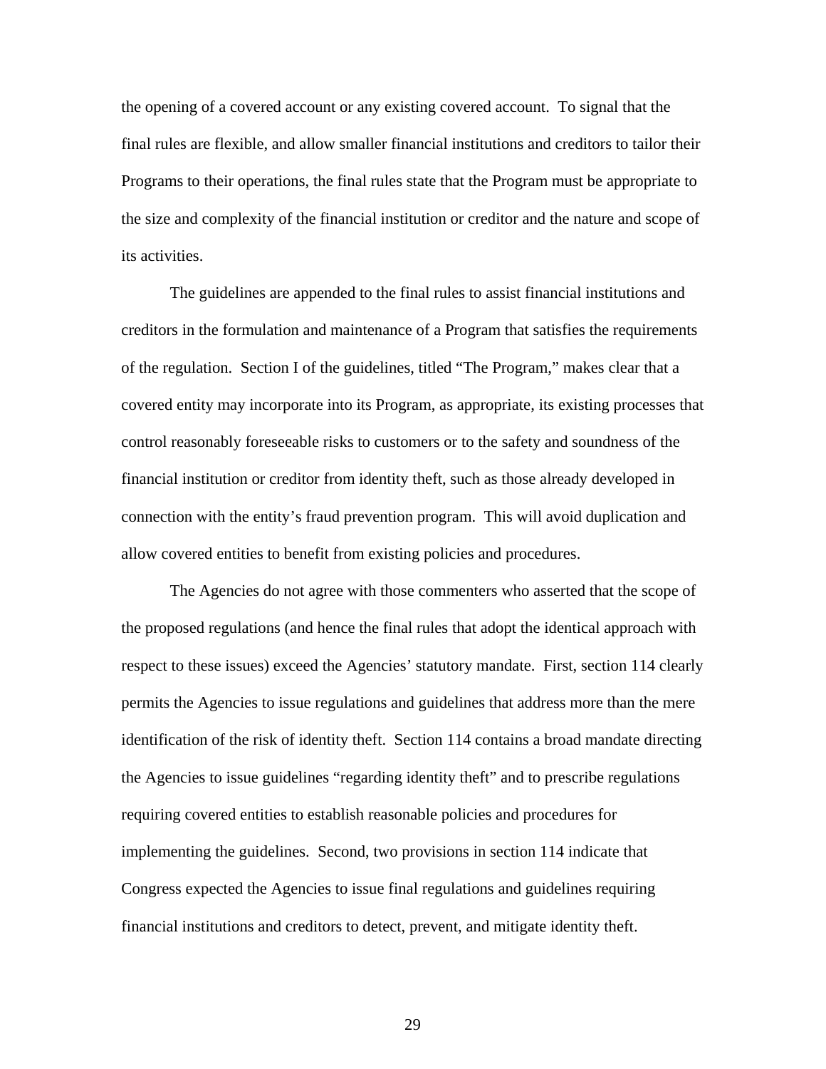the opening of a covered account or any existing covered account. To signal that the final rules are flexible, and allow smaller financial institutions and creditors to tailor their Programs to their operations, the final rules state that the Program must be appropriate to the size and complexity of the financial institution or creditor and the nature and scope of its activities.

The guidelines are appended to the final rules to assist financial institutions and creditors in the formulation and maintenance of a Program that satisfies the requirements of the regulation. Section I of the guidelines, titled "The Program," makes clear that a covered entity may incorporate into its Program, as appropriate, its existing processes that control reasonably foreseeable risks to customers or to the safety and soundness of the financial institution or creditor from identity theft, such as those already developed in connection with the entity's fraud prevention program. This will avoid duplication and allow covered entities to benefit from existing policies and procedures.

The Agencies do not agree with those commenters who asserted that the scope of the proposed regulations (and hence the final rules that adopt the identical approach with respect to these issues) exceed the Agencies' statutory mandate. First, section 114 clearly permits the Agencies to issue regulations and guidelines that address more than the mere identification of the risk of identity theft. Section 114 contains a broad mandate directing the Agencies to issue guidelines "regarding identity theft" and to prescribe regulations requiring covered entities to establish reasonable policies and procedures for implementing the guidelines. Second, two provisions in section 114 indicate that Congress expected the Agencies to issue final regulations and guidelines requiring financial institutions and creditors to detect, prevent, and mitigate identity theft.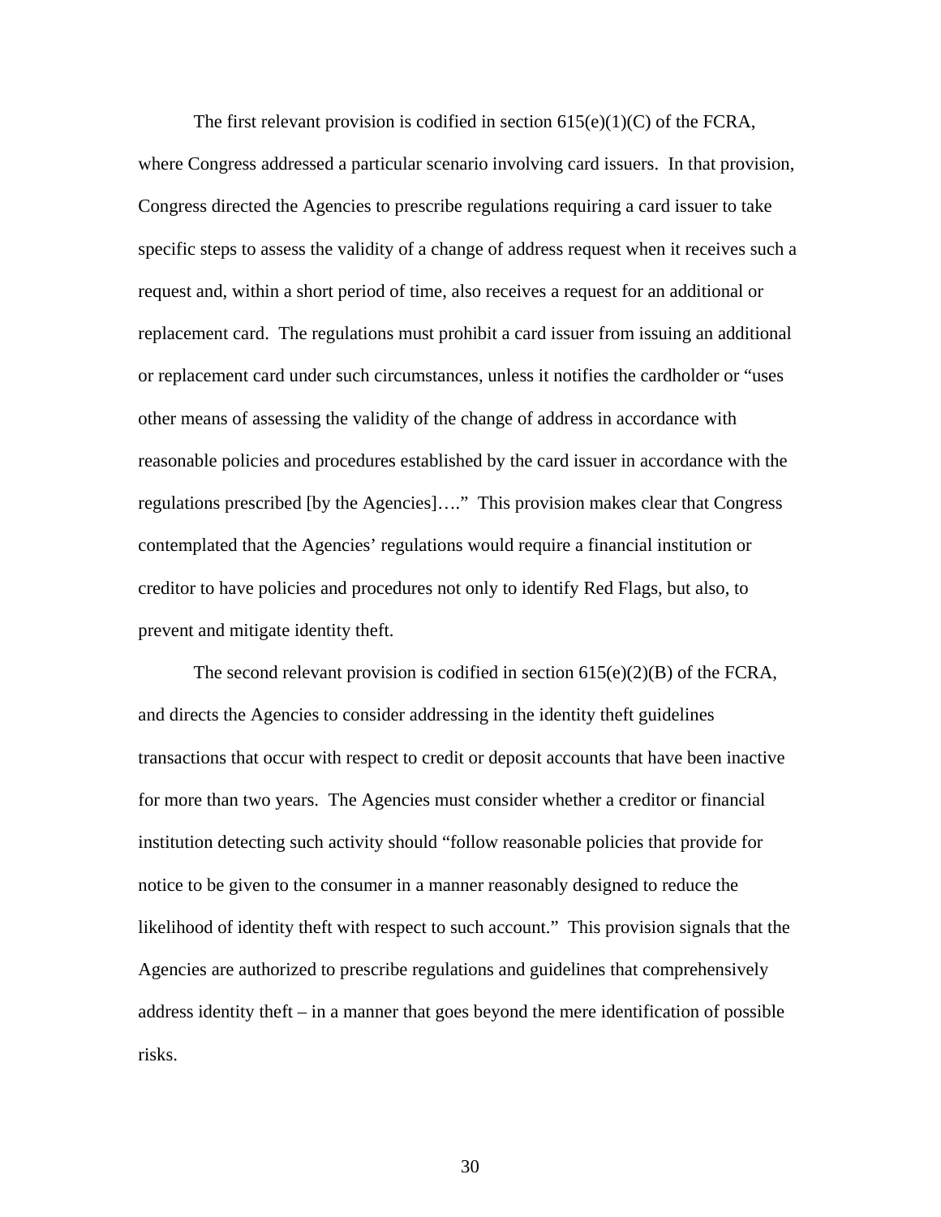The first relevant provision is codified in section 615(e)(1)(C) of the FCRA, where Congress addressed a particular scenario involving card issuers. In that provision, Congress directed the Agencies to prescribe regulations requiring a card issuer to take specific steps to assess the validity of a change of address request when it receives such a request and, within a short period of time, also receives a request for an additional or replacement card. The regulations must prohibit a card issuer from issuing an additional or replacement card under such circumstances, unless it notifies the cardholder or "uses other means of assessing the validity of the change of address in accordance with reasonable policies and procedures established by the card issuer in accordance with the regulations prescribed [by the Agencies]…." This provision makes clear that Congress contemplated that the Agencies' regulations would require a financial institution or creditor to have policies and procedures not only to identify Red Flags, but also, to prevent and mitigate identity theft.

The second relevant provision is codified in section 615(e)(2)(B) of the FCRA, and directs the Agencies to consider addressing in the identity theft guidelines transactions that occur with respect to credit or deposit accounts that have been inactive for more than two years. The Agencies must consider whether a creditor or financial institution detecting such activity should "follow reasonable policies that provide for notice to be given to the consumer in a manner reasonably designed to reduce the likelihood of identity theft with respect to such account." This provision signals that the Agencies are authorized to prescribe regulations and guidelines that comprehensively address identity theft – in a manner that goes beyond the mere identification of possible risks.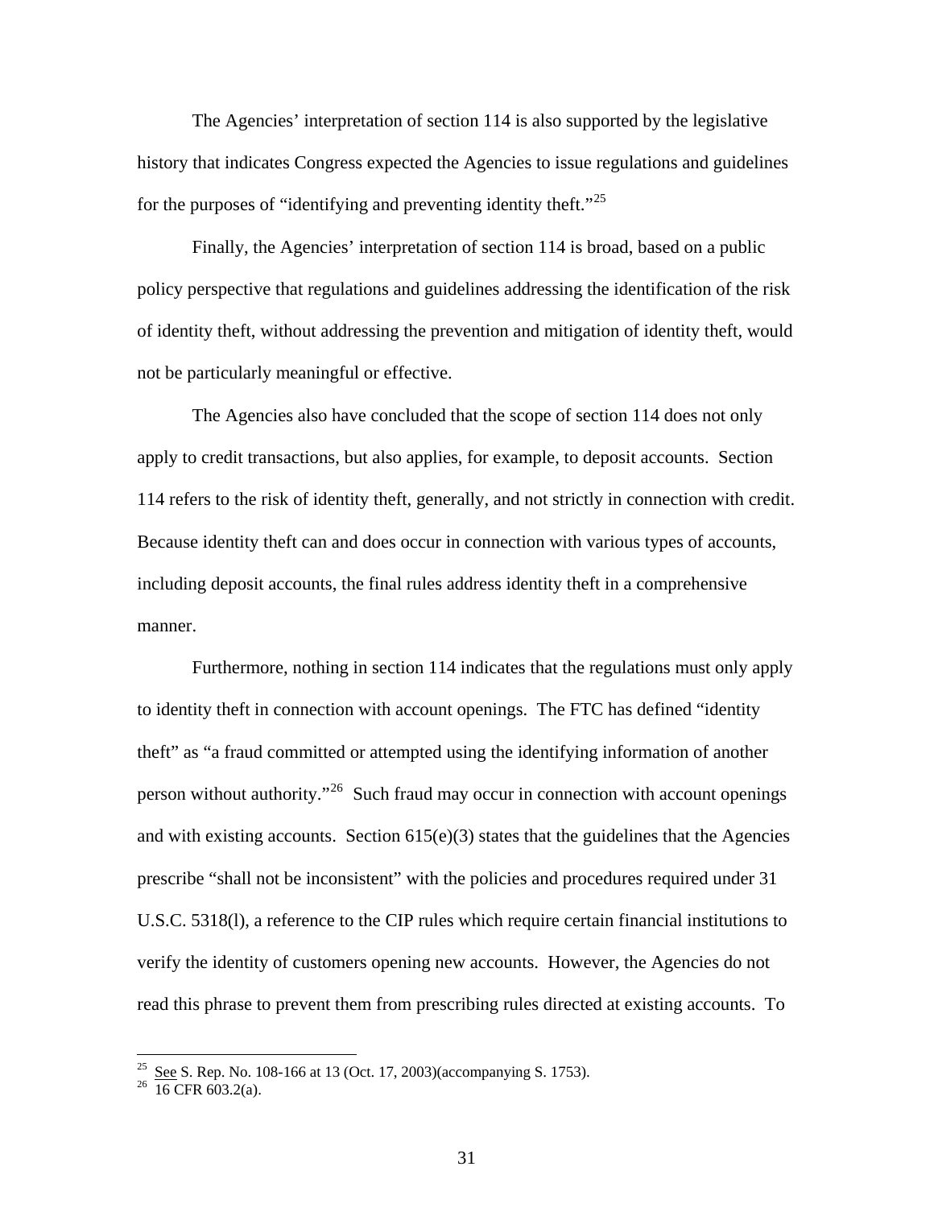The Agencies' interpretation of section 114 is also supported by the legislative history that indicates Congress expected the Agencies to issue regulations and guidelines for the purposes of "identifying and preventing identity theft."[25]

Finally, the Agencies' interpretation of section 114 is broad, based on a public policy perspective that regulations and guidelines addressing the identification of the risk of identity theft, without addressing the prevention and mitigation of identity theft, would not be particularly meaningful or effective.

The Agencies also have concluded that the scope of section 114 does not only apply to credit transactions, but also applies, for example, to deposit accounts. Section 114 refers to the risk of identity theft, generally, and not strictly in connection with credit. Because identity theft can and does occur in connection with various types of accounts, including deposit accounts, the final rules address identity theft in a comprehensive manner.

Furthermore, nothing in section 114 indicates that the regulations must only apply to identity theft in connection with account openings. The FTC has defined "identity theft" as "a fraud committed or attempted using the identifying information of another person without authority."[26] Such fraud may occur in connection with account openings and with existing accounts. Section 615(e)(3) states that the guidelines that the Agencies prescribe "shall not be inconsistent" with the policies and procedures required under 31 U.S.C. 5318(l), a reference to the CIP rules which require certain financial institutions to verify the identity of customers opening new accounts. However, the Agencies do not read this phrase to prevent them from prescribing rules directed at existing accounts. To

---

[25] See S. Rep. No. 108-166 at 13 (Oct. 17, 2003)(accompanying S. 1753).

[26] 16 CFR 603.2(a).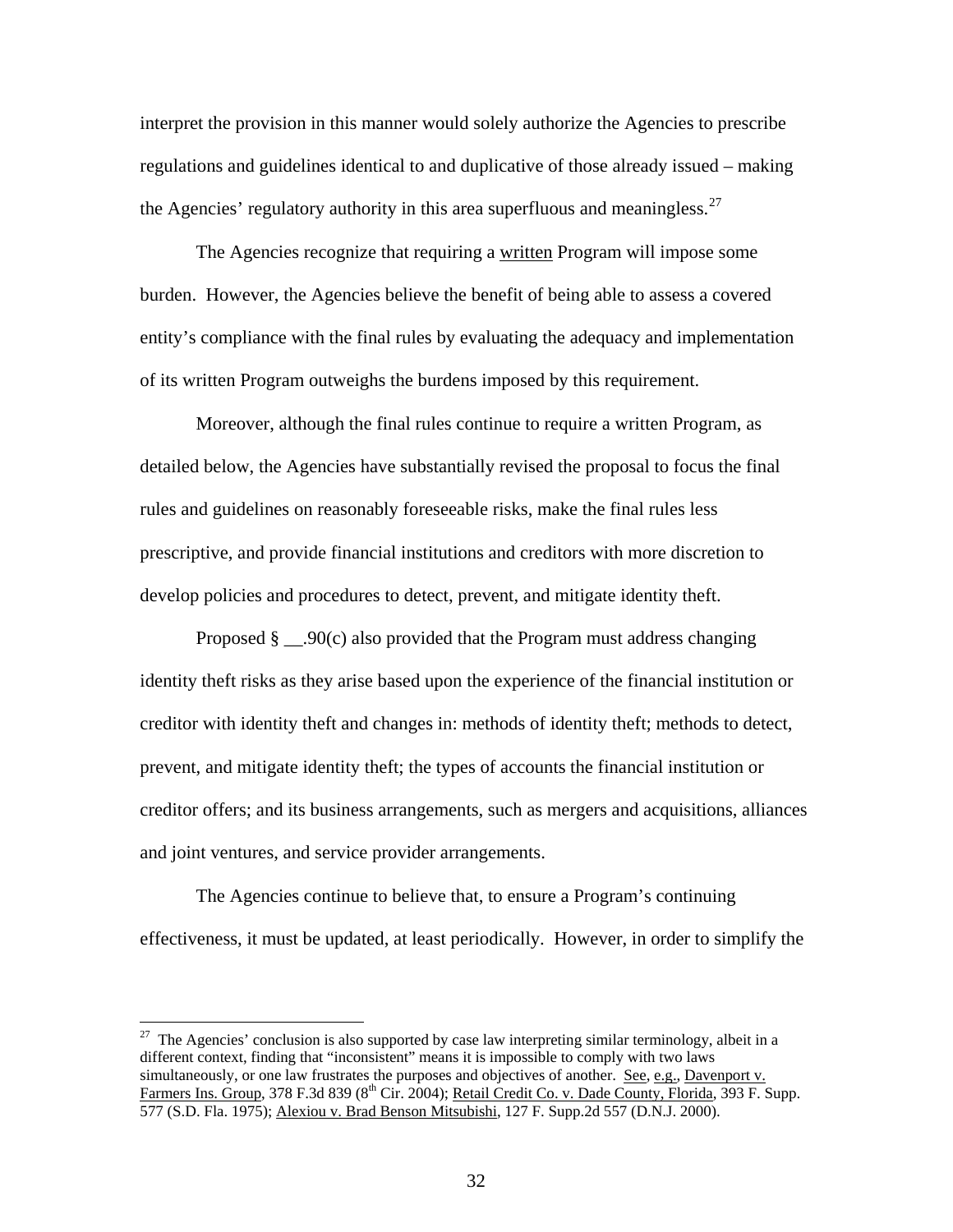interpret the provision in this manner would solely authorize the Agencies to prescribe regulations and guidelines identical to and duplicative of those already issued – making the Agencies' regulatory authority in this area superfluous and meaningless.[27]

The Agencies recognize that requiring a written Program will impose some burden. However, the Agencies believe the benefit of being able to assess a covered entity's compliance with the final rules by evaluating the adequacy and implementation of its written Program outweighs the burdens imposed by this requirement.

Moreover, although the final rules continue to require a written Program, as detailed below, the Agencies have substantially revised the proposal to focus the final rules and guidelines on reasonably foreseeable risks, make the final rules less prescriptive, and provide financial institutions and creditors with more discretion to develop policies and procedures to detect, prevent, and mitigate identity theft.

Proposed § __.90(c) also provided that the Program must address changing identity theft risks as they arise based upon the experience of the financial institution or creditor with identity theft and changes in: methods of identity theft; methods to detect, prevent, and mitigate identity theft; the types of accounts the financial institution or creditor offers; and its business arrangements, such as mergers and acquisitions, alliances and joint ventures, and service provider arrangements.

The Agencies continue to believe that, to ensure a Program's continuing effectiveness, it must be updated, at least periodically. However, in order to simplify the

---

[27] The Agencies' conclusion is also supported by case law interpreting similar terminology, albeit in a different context, finding that "inconsistent" means it is impossible to comply with two laws simultaneously, or one law frustrates the purposes and objectives of another. See, e.g., Davenport v. Farmers Ins. Group, 378 F.3d 839 (8th Cir. 2004); Retail Credit Co. v. Dade County, Florida, 393 F. Supp. 577 (S.D. Fla. 1975); Alexiou v. Brad Benson Mitsubishi, 127 F. Supp.2d 557 (D.N.J. 2000).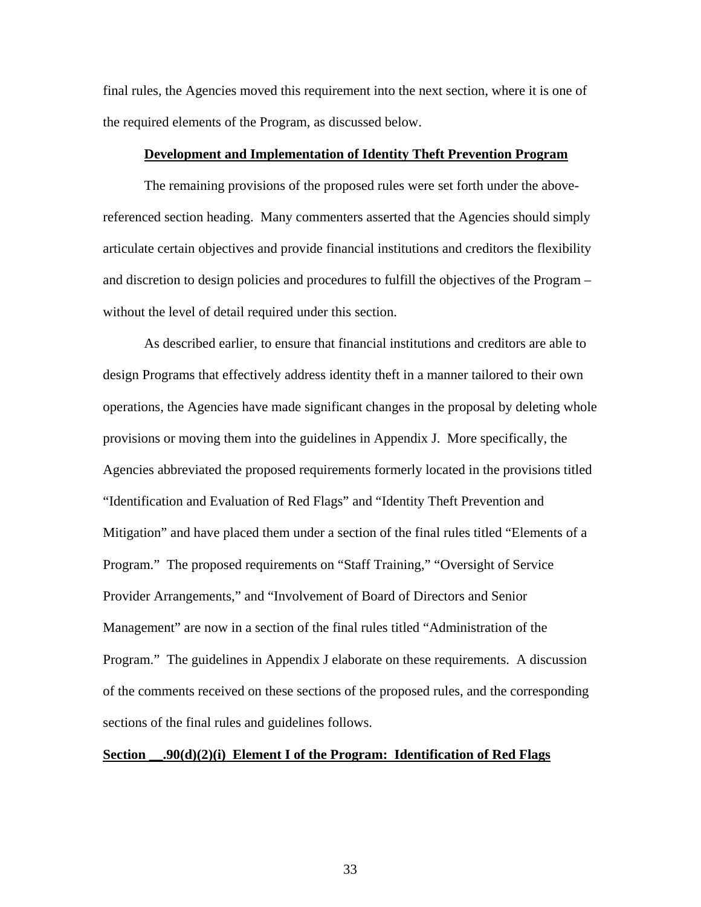final rules, the Agencies moved this requirement into the next section, where it is one of the required elements of the Program, as discussed below.

### Development and Implementation of Identity Theft Prevention Program

The remaining provisions of the proposed rules were set forth under the above-referenced section heading. Many commenters asserted that the Agencies should simply articulate certain objectives and provide financial institutions and creditors the flexibility and discretion to design policies and procedures to fulfill the objectives of the Program – without the level of detail required under this section.

As described earlier, to ensure that financial institutions and creditors are able to design Programs that effectively address identity theft in a manner tailored to their own operations, the Agencies have made significant changes in the proposal by deleting whole provisions or moving them into the guidelines in Appendix J. More specifically, the Agencies abbreviated the proposed requirements formerly located in the provisions titled "Identification and Evaluation of Red Flags" and "Identity Theft Prevention and Mitigation" and have placed them under a section of the final rules titled "Elements of a Program." The proposed requirements on "Staff Training," "Oversight of Service Provider Arrangements," and "Involvement of Board of Directors and Senior Management" are now in a section of the final rules titled "Administration of the Program." The guidelines in Appendix J elaborate on these requirements. A discussion of the comments received on these sections of the proposed rules, and the corresponding sections of the final rules and guidelines follows.

### Section __.90(d)(2)(i) Element I of the Program: Identification of Red Flags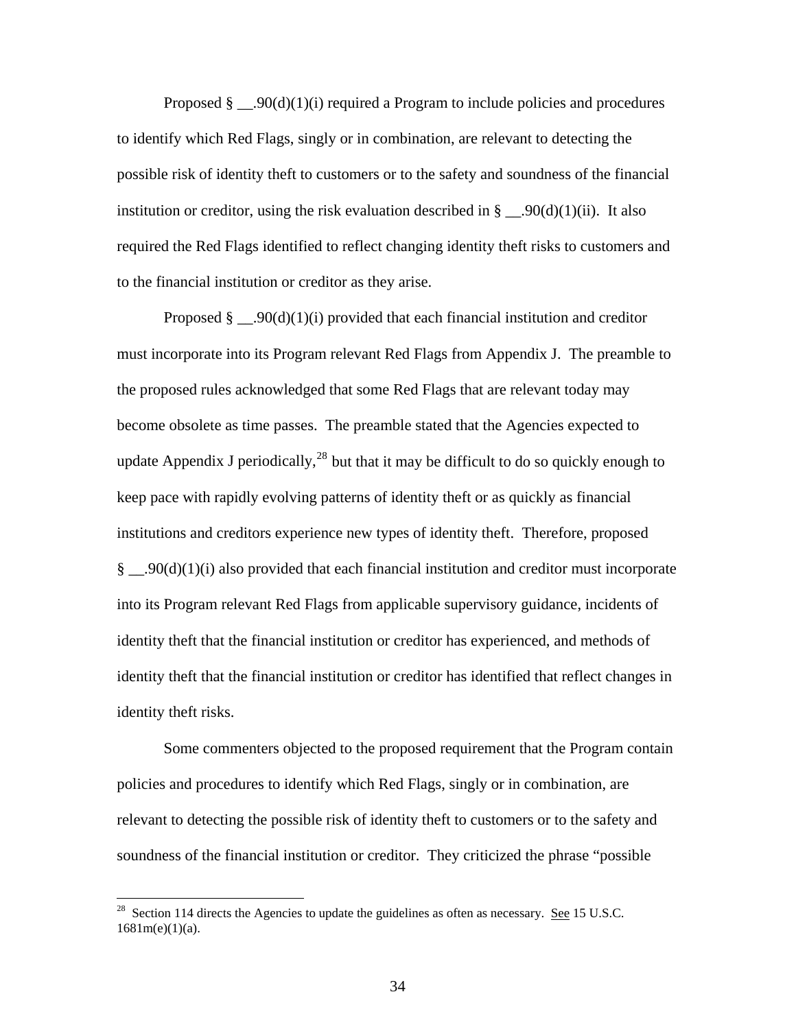Proposed § __.90(d)(1)(i) required a Program to include policies and procedures to identify which Red Flags, singly or in combination, are relevant to detecting the possible risk of identity theft to customers or to the safety and soundness of the financial institution or creditor, using the risk evaluation described in § __.90(d)(1)(ii). It also required the Red Flags identified to reflect changing identity theft risks to customers and to the financial institution or creditor as they arise.

Proposed § __.90(d)(1)(i) provided that each financial institution and creditor must incorporate into its Program relevant Red Flags from Appendix J. The preamble to the proposed rules acknowledged that some Red Flags that are relevant today may become obsolete as time passes. The preamble stated that the Agencies expected to update Appendix J periodically,[28] but that it may be difficult to do so quickly enough to keep pace with rapidly evolving patterns of identity theft or as quickly as financial institutions and creditors experience new types of identity theft. Therefore, proposed § __.90(d)(1)(i) also provided that each financial institution and creditor must incorporate into its Program relevant Red Flags from applicable supervisory guidance, incidents of identity theft that the financial institution or creditor has experienced, and methods of identity theft that the financial institution or creditor has identified that reflect changes in identity theft risks.

Some commenters objected to the proposed requirement that the Program contain policies and procedures to identify which Red Flags, singly or in combination, are relevant to detecting the possible risk of identity theft to customers or to the safety and soundness of the financial institution or creditor. They criticized the phrase "possible

---

[28] Section 114 directs the Agencies to update the guidelines as often as necessary. See 15 U.S.C. 1681m(e)(1)(a).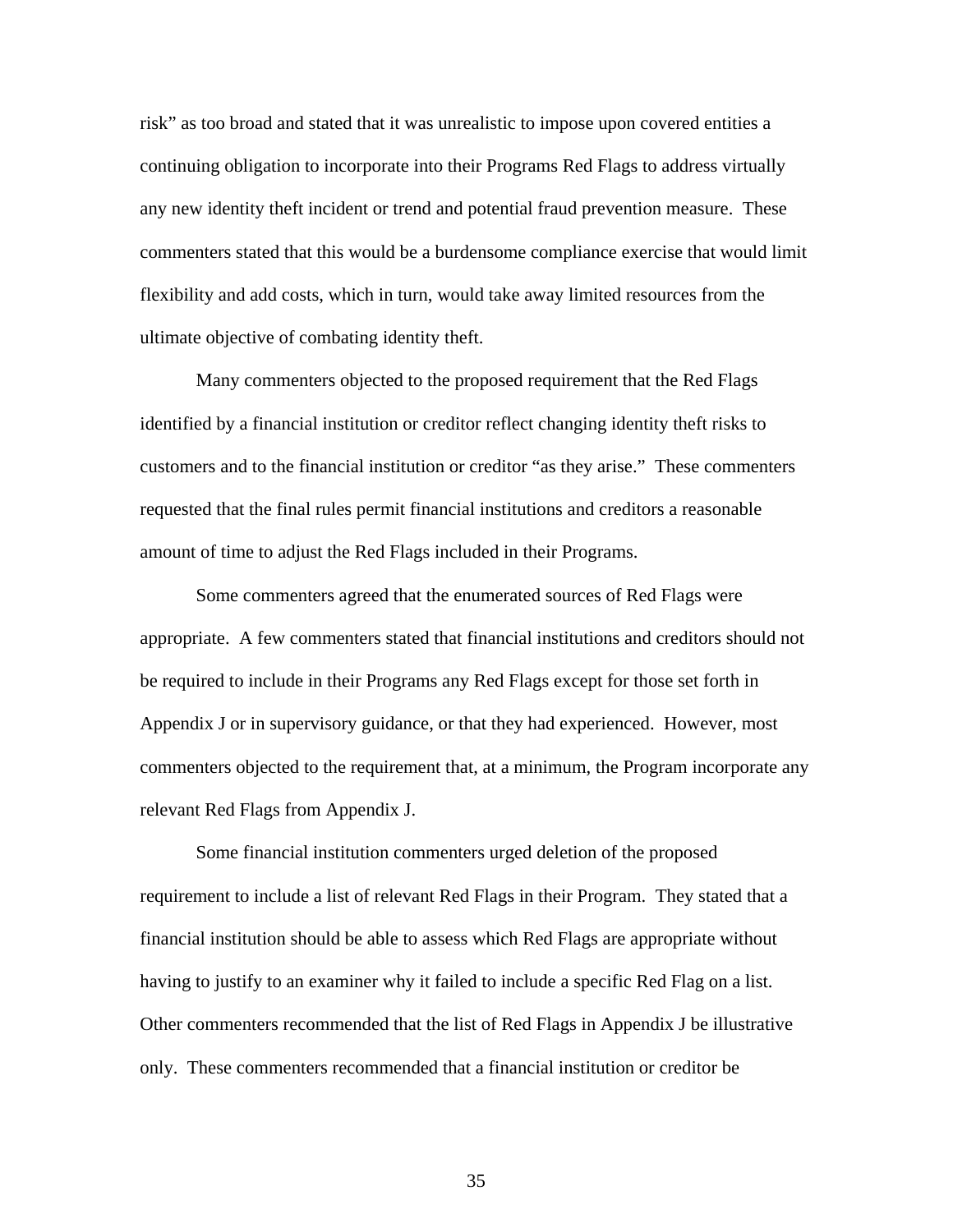risk" as too broad and stated that it was unrealistic to impose upon covered entities a continuing obligation to incorporate into their Programs Red Flags to address virtually any new identity theft incident or trend and potential fraud prevention measure. These commenters stated that this would be a burdensome compliance exercise that would limit flexibility and add costs, which in turn, would take away limited resources from the ultimate objective of combating identity theft.

Many commenters objected to the proposed requirement that the Red Flags identified by a financial institution or creditor reflect changing identity theft risks to customers and to the financial institution or creditor "as they arise." These commenters requested that the final rules permit financial institutions and creditors a reasonable amount of time to adjust the Red Flags included in their Programs.

Some commenters agreed that the enumerated sources of Red Flags were appropriate. A few commenters stated that financial institutions and creditors should not be required to include in their Programs any Red Flags except for those set forth in Appendix J or in supervisory guidance, or that they had experienced. However, most commenters objected to the requirement that, at a minimum, the Program incorporate any relevant Red Flags from Appendix J.

Some financial institution commenters urged deletion of the proposed requirement to include a list of relevant Red Flags in their Program. They stated that a financial institution should be able to assess which Red Flags are appropriate without having to justify to an examiner why it failed to include a specific Red Flag on a list. Other commenters recommended that the list of Red Flags in Appendix J be illustrative only. These commenters recommended that a financial institution or creditor be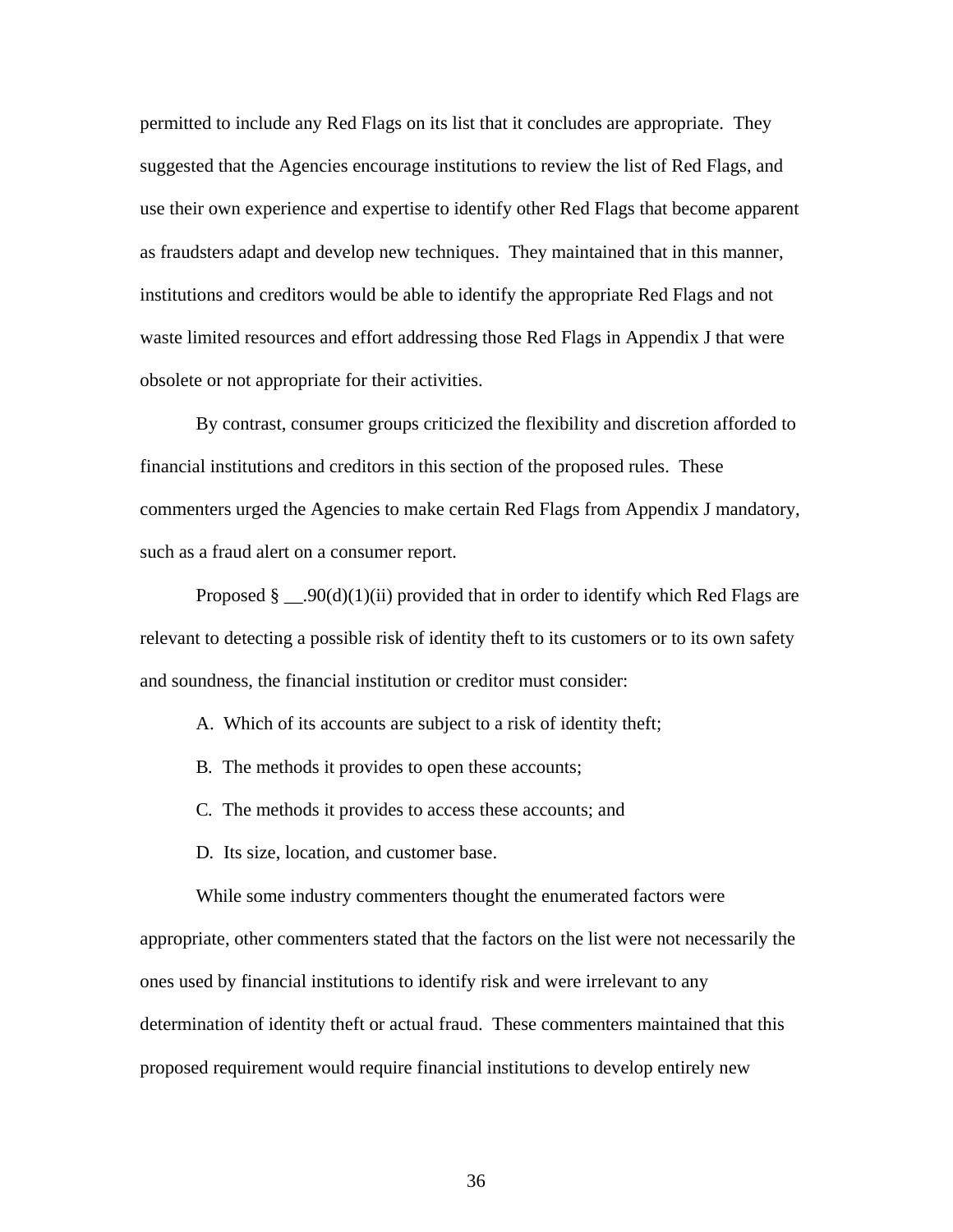permitted to include any Red Flags on its list that it concludes are appropriate. They suggested that the Agencies encourage institutions to review the list of Red Flags, and use their own experience and expertise to identify other Red Flags that become apparent as fraudsters adapt and develop new techniques. They maintained that in this manner, institutions and creditors would be able to identify the appropriate Red Flags and not waste limited resources and effort addressing those Red Flags in Appendix J that were obsolete or not appropriate for their activities.

By contrast, consumer groups criticized the flexibility and discretion afforded to financial institutions and creditors in this section of the proposed rules. These commenters urged the Agencies to make certain Red Flags from Appendix J mandatory, such as a fraud alert on a consumer report.

Proposed § __.90(d)(1)(ii) provided that in order to identify which Red Flags are relevant to detecting a possible risk of identity theft to its customers or to its own safety and soundness, the financial institution or creditor must consider:

A. Which of its accounts are subject to a risk of identity theft;

B. The methods it provides to open these accounts;

C. The methods it provides to access these accounts; and

D. Its size, location, and customer base.

While some industry commenters thought the enumerated factors were appropriate, other commenters stated that the factors on the list were not necessarily the ones used by financial institutions to identify risk and were irrelevant to any determination of identity theft or actual fraud. These commenters maintained that this proposed requirement would require financial institutions to develop entirely new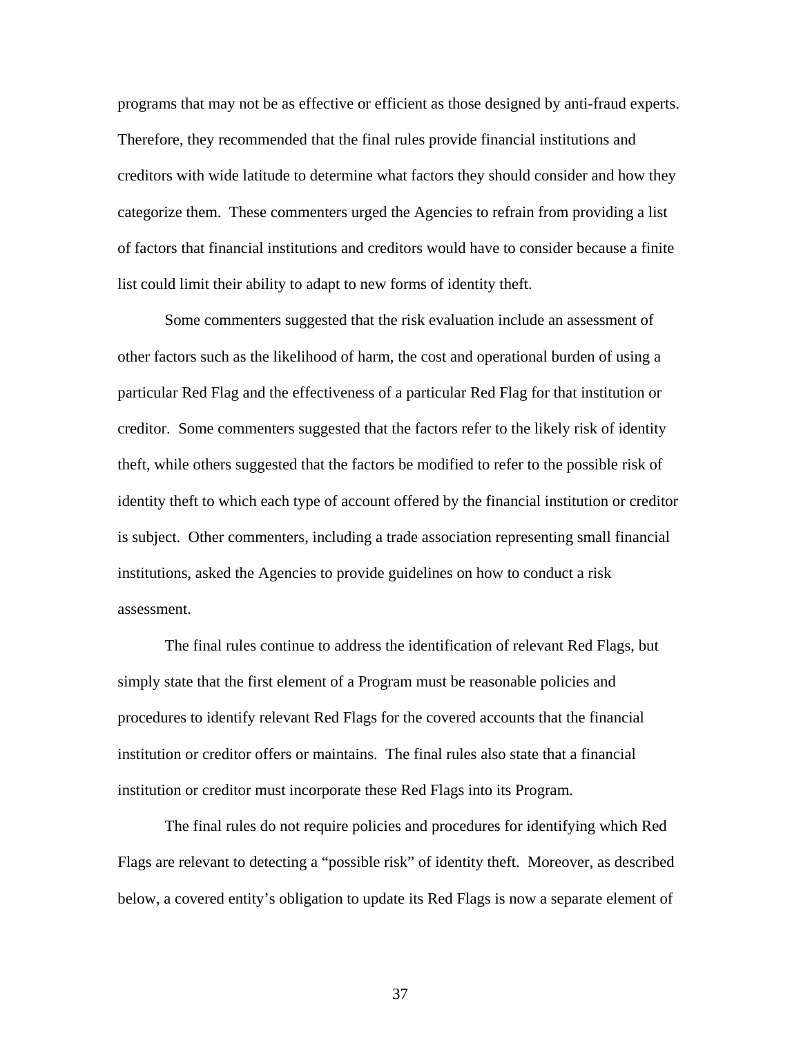programs that may not be as effective or efficient as those designed by anti-fraud experts. Therefore, they recommended that the final rules provide financial institutions and creditors with wide latitude to determine what factors they should consider and how they categorize them. These commenters urged the Agencies to refrain from providing a list of factors that financial institutions and creditors would have to consider because a finite list could limit their ability to adapt to new forms of identity theft.

Some commenters suggested that the risk evaluation include an assessment of other factors such as the likelihood of harm, the cost and operational burden of using a particular Red Flag and the effectiveness of a particular Red Flag for that institution or creditor. Some commenters suggested that the factors refer to the likely risk of identity theft, while others suggested that the factors be modified to refer to the possible risk of identity theft to which each type of account offered by the financial institution or creditor is subject. Other commenters, including a trade association representing small financial institutions, asked the Agencies to provide guidelines on how to conduct a risk assessment.

The final rules continue to address the identification of relevant Red Flags, but simply state that the first element of a Program must be reasonable policies and procedures to identify relevant Red Flags for the covered accounts that the financial institution or creditor offers or maintains. The final rules also state that a financial institution or creditor must incorporate these Red Flags into its Program.

The final rules do not require policies and procedures for identifying which Red Flags are relevant to detecting a "possible risk" of identity theft. Moreover, as described below, a covered entity's obligation to update its Red Flags is now a separate element of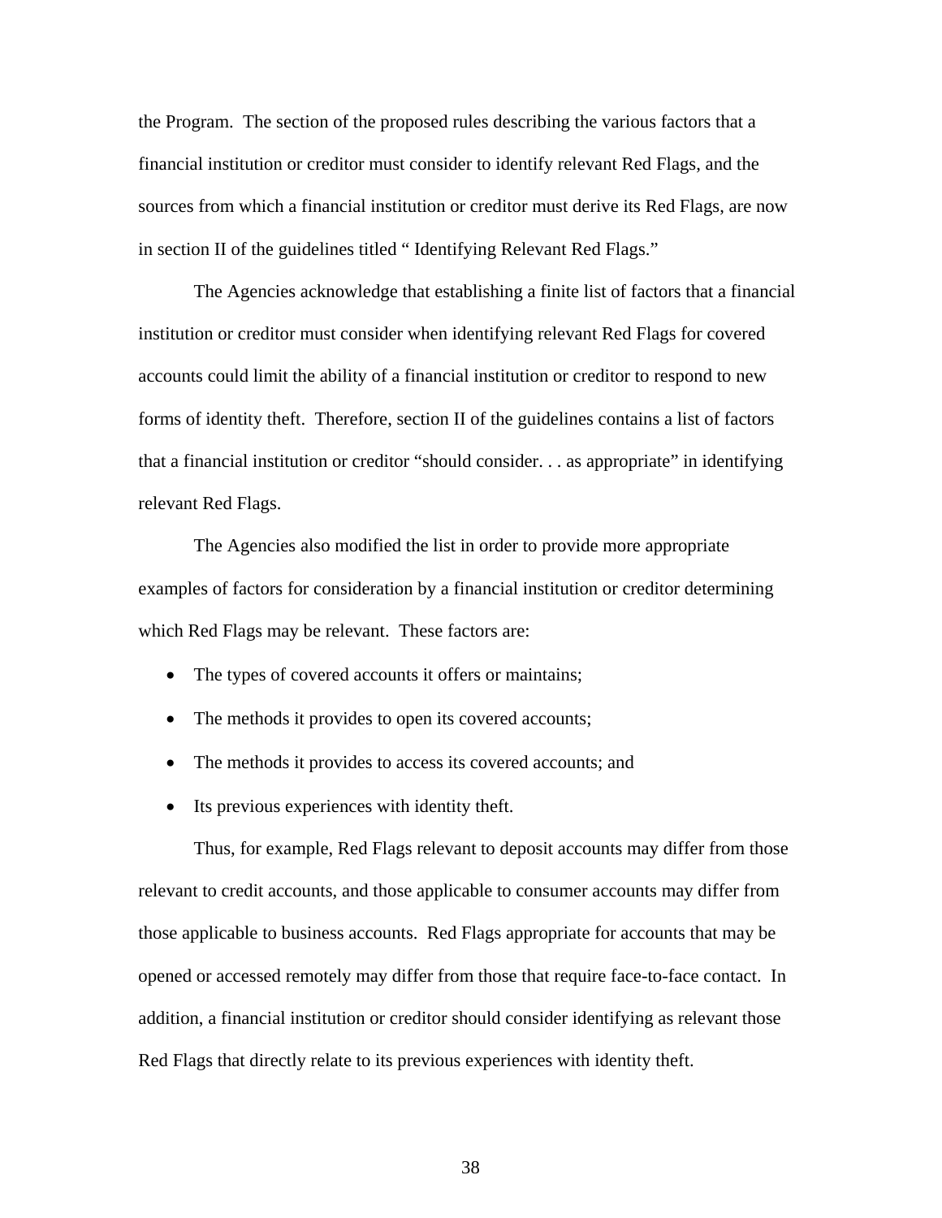the Program. The section of the proposed rules describing the various factors that a financial institution or creditor must consider to identify relevant Red Flags, and the sources from which a financial institution or creditor must derive its Red Flags, are now in section II of the guidelines titled " Identifying Relevant Red Flags."

The Agencies acknowledge that establishing a finite list of factors that a financial institution or creditor must consider when identifying relevant Red Flags for covered accounts could limit the ability of a financial institution or creditor to respond to new forms of identity theft. Therefore, section II of the guidelines contains a list of factors that a financial institution or creditor "should consider. . . as appropriate" in identifying relevant Red Flags.

The Agencies also modified the list in order to provide more appropriate examples of factors for consideration by a financial institution or creditor determining which Red Flags may be relevant. These factors are:

- The types of covered accounts it offers or maintains;
- The methods it provides to open its covered accounts;
- The methods it provides to access its covered accounts; and
- Its previous experiences with identity theft.

Thus, for example, Red Flags relevant to deposit accounts may differ from those relevant to credit accounts, and those applicable to consumer accounts may differ from those applicable to business accounts. Red Flags appropriate for accounts that may be opened or accessed remotely may differ from those that require face-to-face contact. In addition, a financial institution or creditor should consider identifying as relevant those Red Flags that directly relate to its previous experiences with identity theft.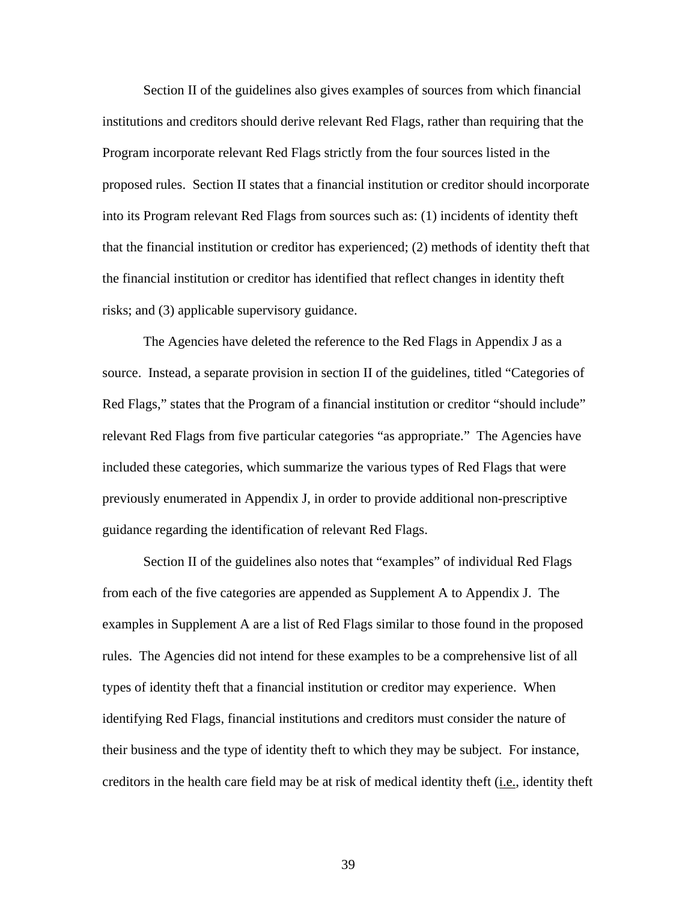Section II of the guidelines also gives examples of sources from which financial institutions and creditors should derive relevant Red Flags, rather than requiring that the Program incorporate relevant Red Flags strictly from the four sources listed in the proposed rules. Section II states that a financial institution or creditor should incorporate into its Program relevant Red Flags from sources such as: (1) incidents of identity theft that the financial institution or creditor has experienced; (2) methods of identity theft that the financial institution or creditor has identified that reflect changes in identity theft risks; and (3) applicable supervisory guidance.

The Agencies have deleted the reference to the Red Flags in Appendix J as a source. Instead, a separate provision in section II of the guidelines, titled "Categories of Red Flags," states that the Program of a financial institution or creditor "should include" relevant Red Flags from five particular categories "as appropriate." The Agencies have included these categories, which summarize the various types of Red Flags that were previously enumerated in Appendix J, in order to provide additional non-prescriptive guidance regarding the identification of relevant Red Flags.

Section II of the guidelines also notes that "examples" of individual Red Flags from each of the five categories are appended as Supplement A to Appendix J. The examples in Supplement A are a list of Red Flags similar to those found in the proposed rules. The Agencies did not intend for these examples to be a comprehensive list of all types of identity theft that a financial institution or creditor may experience. When identifying Red Flags, financial institutions and creditors must consider the nature of their business and the type of identity theft to which they may be subject. For instance, creditors in the health care field may be at risk of medical identity theft (i.e., identity theft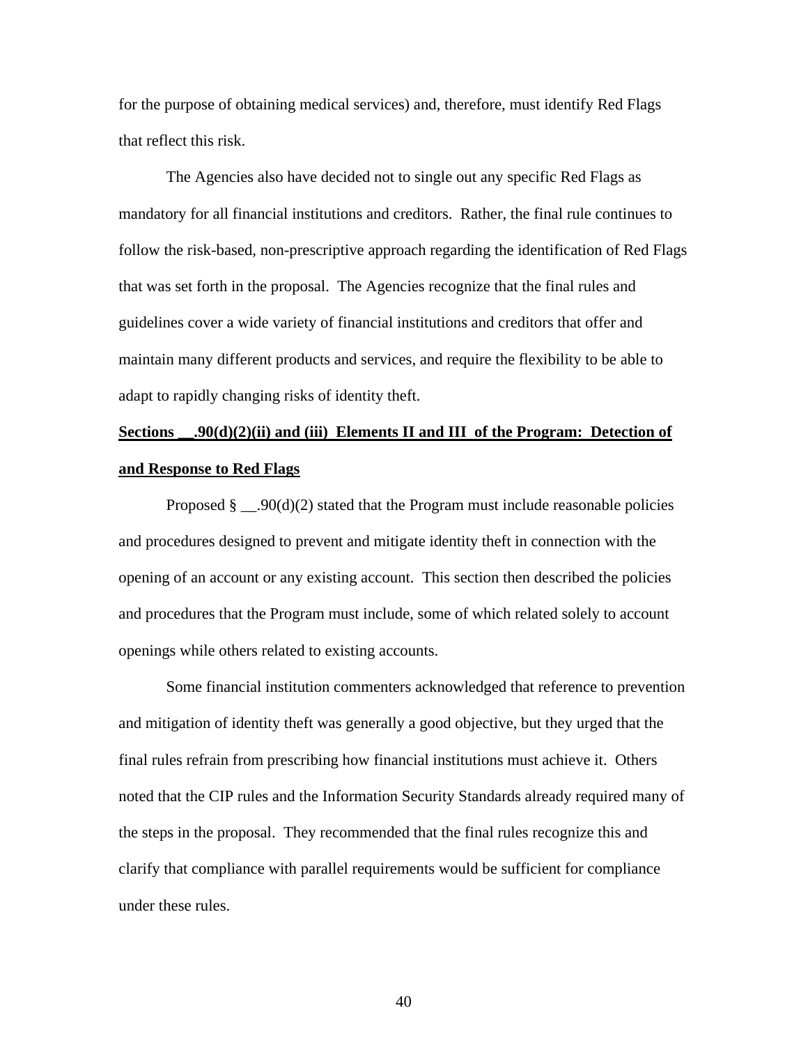for the purpose of obtaining medical services) and, therefore, must identify Red Flags that reflect this risk.

The Agencies also have decided not to single out any specific Red Flags as mandatory for all financial institutions and creditors. Rather, the final rule continues to follow the risk-based, non-prescriptive approach regarding the identification of Red Flags that was set forth in the proposal. The Agencies recognize that the final rules and guidelines cover a wide variety of financial institutions and creditors that offer and maintain many different products and services, and require the flexibility to be able to adapt to rapidly changing risks of identity theft.

**Sections __.90(d)(2)(ii) and (iii) Elements II and III of the Program: Detection of and Response to Red Flags**

Proposed § __.90(d)(2) stated that the Program must include reasonable policies and procedures designed to prevent and mitigate identity theft in connection with the opening of an account or any existing account. This section then described the policies and procedures that the Program must include, some of which related solely to account openings while others related to existing accounts.

Some financial institution commenters acknowledged that reference to prevention and mitigation of identity theft was generally a good objective, but they urged that the final rules refrain from prescribing how financial institutions must achieve it. Others noted that the CIP rules and the Information Security Standards already required many of the steps in the proposal. They recommended that the final rules recognize this and clarify that compliance with parallel requirements would be sufficient for compliance under these rules.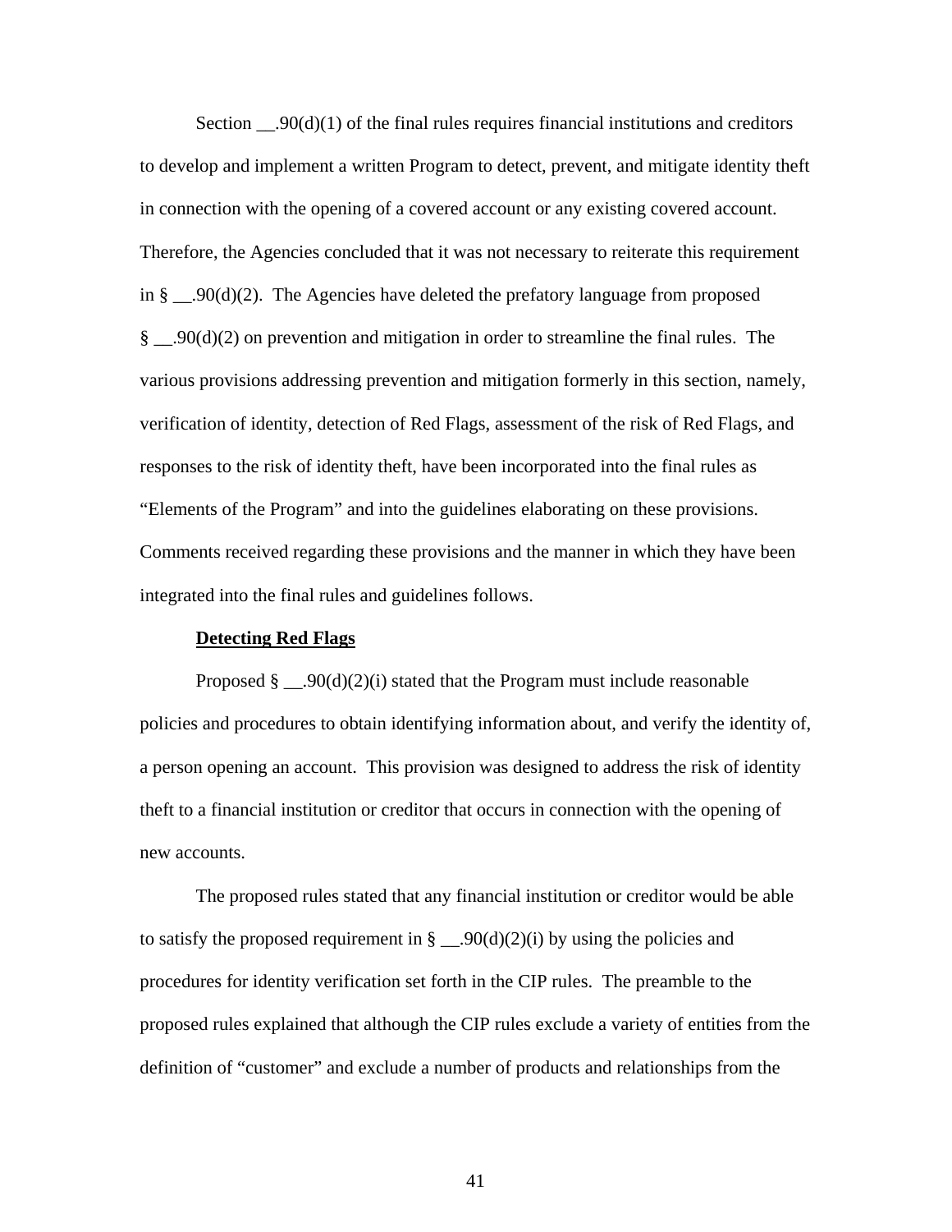Section __.90(d)(1) of the final rules requires financial institutions and creditors to develop and implement a written Program to detect, prevent, and mitigate identity theft in connection with the opening of a covered account or any existing covered account. Therefore, the Agencies concluded that it was not necessary to reiterate this requirement in § __.90(d)(2). The Agencies have deleted the prefatory language from proposed § __.90(d)(2) on prevention and mitigation in order to streamline the final rules. The various provisions addressing prevention and mitigation formerly in this section, namely, verification of identity, detection of Red Flags, assessment of the risk of Red Flags, and responses to the risk of identity theft, have been incorporated into the final rules as "Elements of the Program" and into the guidelines elaborating on these provisions. Comments received regarding these provisions and the manner in which they have been integrated into the final rules and guidelines follows.

**Detecting Red Flags**

Proposed § __.90(d)(2)(i) stated that the Program must include reasonable policies and procedures to obtain identifying information about, and verify the identity of, a person opening an account. This provision was designed to address the risk of identity theft to a financial institution or creditor that occurs in connection with the opening of new accounts.

The proposed rules stated that any financial institution or creditor would be able to satisfy the proposed requirement in § __.90(d)(2)(i) by using the policies and procedures for identity verification set forth in the CIP rules. The preamble to the proposed rules explained that although the CIP rules exclude a variety of entities from the definition of "customer" and exclude a number of products and relationships from the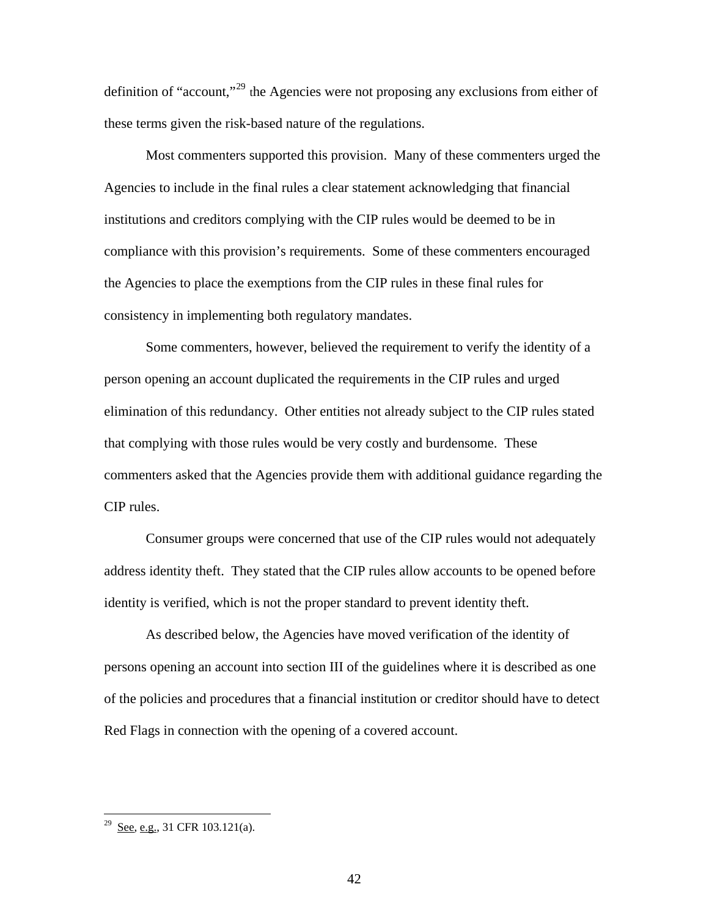definition of "account,"[29] the Agencies were not proposing any exclusions from either of these terms given the risk-based nature of the regulations.

Most commenters supported this provision. Many of these commenters urged the Agencies to include in the final rules a clear statement acknowledging that financial institutions and creditors complying with the CIP rules would be deemed to be in compliance with this provision's requirements. Some of these commenters encouraged the Agencies to place the exemptions from the CIP rules in these final rules for consistency in implementing both regulatory mandates.

Some commenters, however, believed the requirement to verify the identity of a person opening an account duplicated the requirements in the CIP rules and urged elimination of this redundancy. Other entities not already subject to the CIP rules stated that complying with those rules would be very costly and burdensome. These commenters asked that the Agencies provide them with additional guidance regarding the CIP rules.

Consumer groups were concerned that use of the CIP rules would not adequately address identity theft. They stated that the CIP rules allow accounts to be opened before identity is verified, which is not the proper standard to prevent identity theft.

As described below, the Agencies have moved verification of the identity of persons opening an account into section III of the guidelines where it is described as one of the policies and procedures that a financial institution or creditor should have to detect Red Flags in connection with the opening of a covered account.

---

[29] See, e.g., 31 CFR 103.121(a).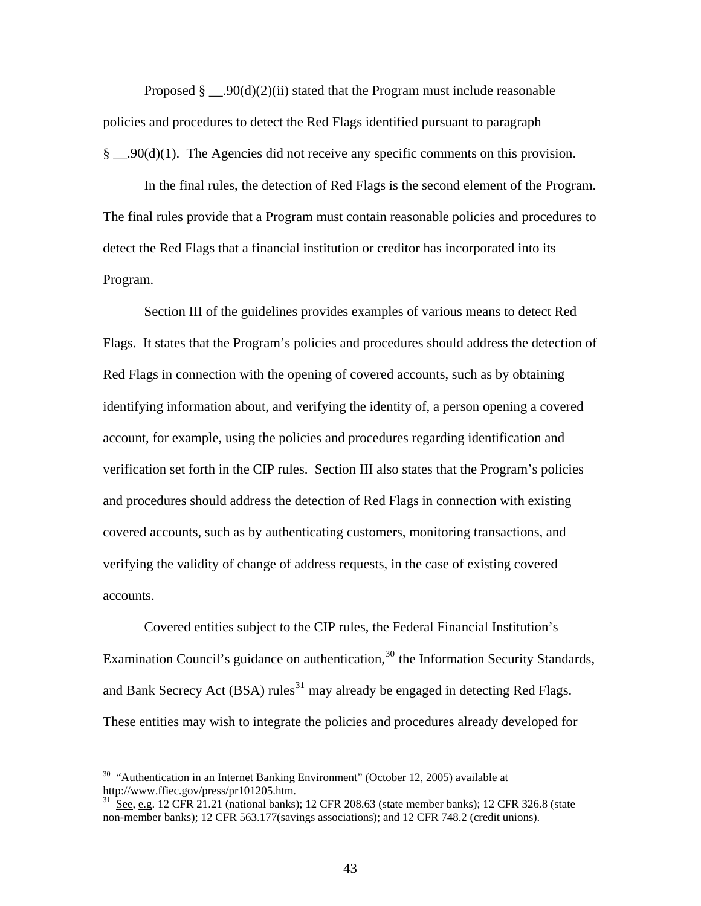Proposed § __.90(d)(2)(ii) stated that the Program must include reasonable policies and procedures to detect the Red Flags identified pursuant to paragraph § __.90(d)(1). The Agencies did not receive any specific comments on this provision.

In the final rules, the detection of Red Flags is the second element of the Program. The final rules provide that a Program must contain reasonable policies and procedures to detect the Red Flags that a financial institution or creditor has incorporated into its Program.

Section III of the guidelines provides examples of various means to detect Red Flags. It states that the Program's policies and procedures should address the detection of Red Flags in connection with <u>the opening</u> of covered accounts, such as by obtaining identifying information about, and verifying the identity of, a person opening a covered account, for example, using the policies and procedures regarding identification and verification set forth in the CIP rules. Section III also states that the Program's policies and procedures should address the detection of Red Flags in connection with <u>existing</u> covered accounts, such as by authenticating customers, monitoring transactions, and verifying the validity of change of address requests, in the case of existing covered accounts.

Covered entities subject to the CIP rules, the Federal Financial Institution's Examination Council's guidance on authentication,[30] the Information Security Standards, and Bank Secrecy Act (BSA) rules[31] may already be engaged in detecting Red Flags. These entities may wish to integrate the policies and procedures already developed for

---

[30] "Authentication in an Internet Banking Environment" (October 12, 2005) available at http://www.ffiec.gov/press/pr101205.htm.

[31] <u>See</u>, <u>e.g</u>. 12 CFR 21.21 (national banks); 12 CFR 208.63 (state member banks); 12 CFR 326.8 (state non-member banks); 12 CFR 563.177(savings associations); and 12 CFR 748.2 (credit unions).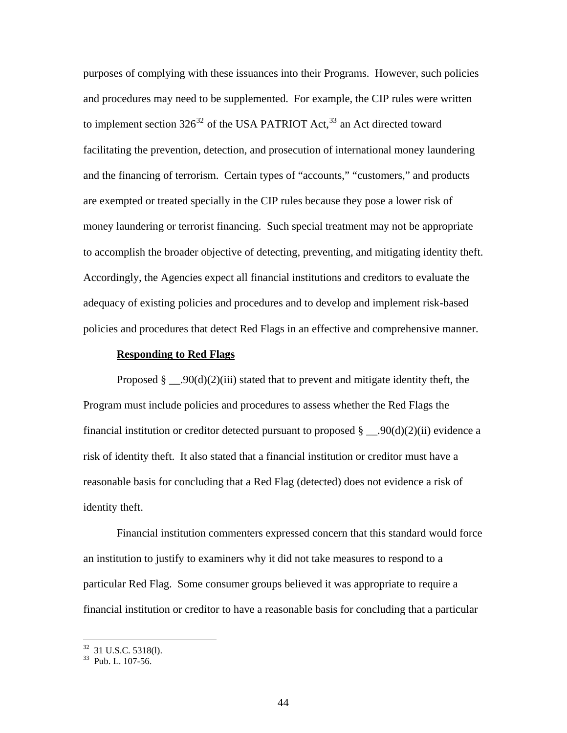purposes of complying with these issuances into their Programs. However, such policies and procedures may need to be supplemented. For example, the CIP rules were written to implement section 326[32] of the USA PATRIOT Act,[33] an Act directed toward facilitating the prevention, detection, and prosecution of international money laundering and the financing of terrorism. Certain types of "accounts," "customers," and products are exempted or treated specially in the CIP rules because they pose a lower risk of money laundering or terrorist financing. Such special treatment may not be appropriate to accomplish the broader objective of detecting, preventing, and mitigating identity theft. Accordingly, the Agencies expect all financial institutions and creditors to evaluate the adequacy of existing policies and procedures and to develop and implement risk-based policies and procedures that detect Red Flags in an effective and comprehensive manner.

**Responding to Red Flags**

Proposed § __.90(d)(2)(iii) stated that to prevent and mitigate identity theft, the Program must include policies and procedures to assess whether the Red Flags the financial institution or creditor detected pursuant to proposed § __.90(d)(2)(ii) evidence a risk of identity theft. It also stated that a financial institution or creditor must have a reasonable basis for concluding that a Red Flag (detected) does not evidence a risk of identity theft.

Financial institution commenters expressed concern that this standard would force an institution to justify to examiners why it did not take measures to respond to a particular Red Flag. Some consumer groups believed it was appropriate to require a financial institution or creditor to have a reasonable basis for concluding that a particular

---

[32] 31 U.S.C. 5318(l).

[33] Pub. L. 107-56.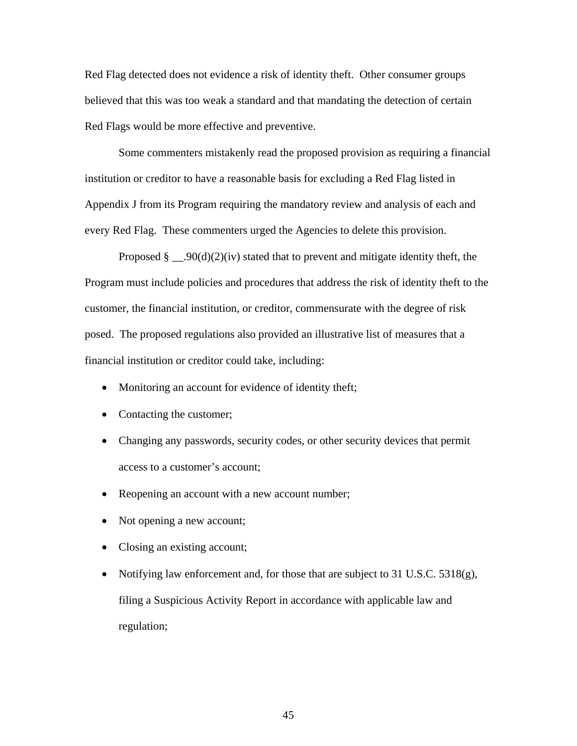Red Flag detected does not evidence a risk of identity theft. Other consumer groups believed that this was too weak a standard and that mandating the detection of certain Red Flags would be more effective and preventive.

Some commenters mistakenly read the proposed provision as requiring a financial institution or creditor to have a reasonable basis for excluding a Red Flag listed in Appendix J from its Program requiring the mandatory review and analysis of each and every Red Flag. These commenters urged the Agencies to delete this provision.

Proposed § __.90(d)(2)(iv) stated that to prevent and mitigate identity theft, the Program must include policies and procedures that address the risk of identity theft to the customer, the financial institution, or creditor, commensurate with the degree of risk posed. The proposed regulations also provided an illustrative list of measures that a financial institution or creditor could take, including:

- Monitoring an account for evidence of identity theft;
- Contacting the customer;
- Changing any passwords, security codes, or other security devices that permit access to a customer's account;
- Reopening an account with a new account number;
- Not opening a new account;
- Closing an existing account;
- Notifying law enforcement and, for those that are subject to 31 U.S.C. 5318(g), filing a Suspicious Activity Report in accordance with applicable law and regulation;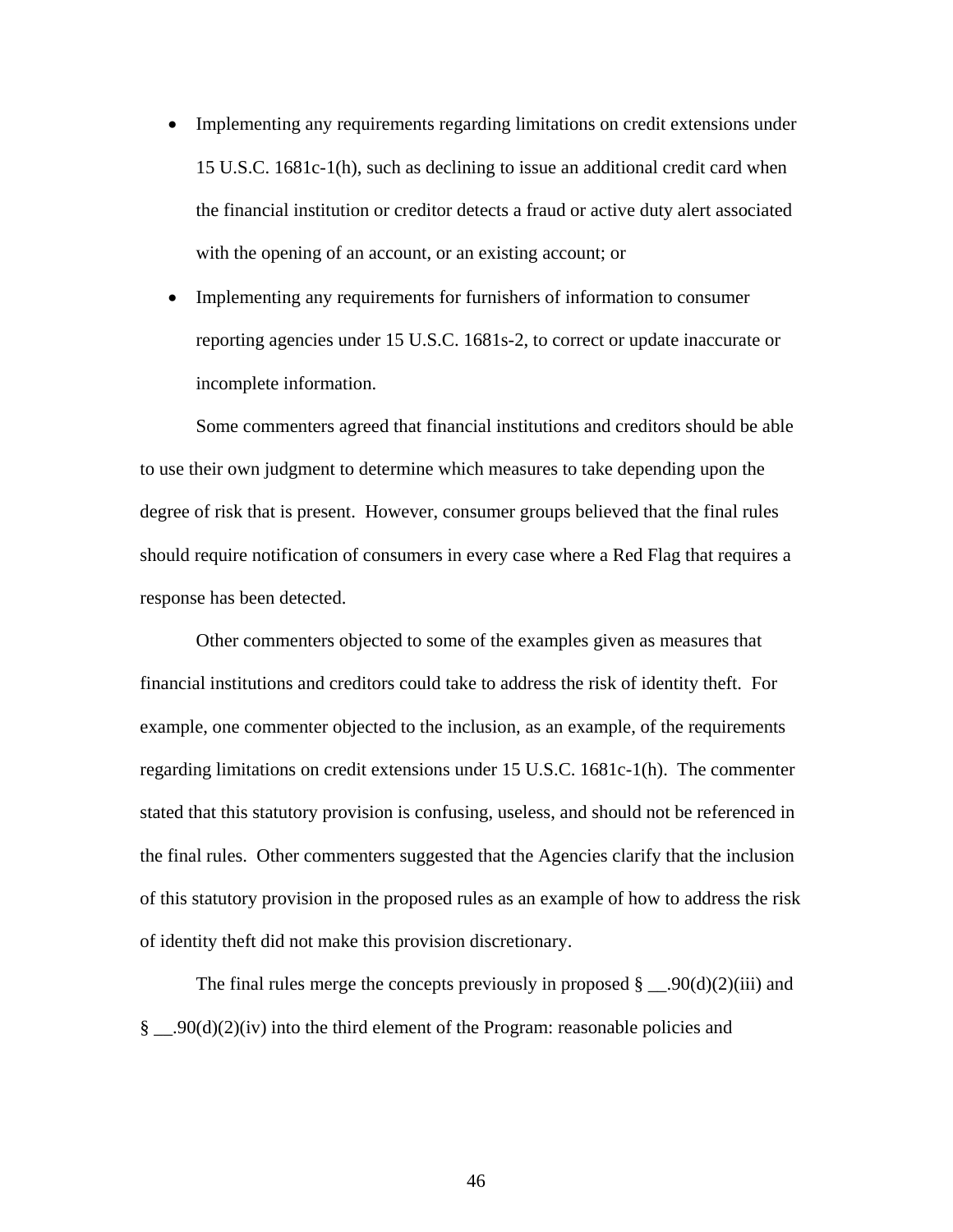- Implementing any requirements regarding limitations on credit extensions under 15 U.S.C. 1681c-1(h), such as declining to issue an additional credit card when the financial institution or creditor detects a fraud or active duty alert associated with the opening of an account, or an existing account; or
- Implementing any requirements for furnishers of information to consumer reporting agencies under 15 U.S.C. 1681s-2, to correct or update inaccurate or incomplete information.

Some commenters agreed that financial institutions and creditors should be able to use their own judgment to determine which measures to take depending upon the degree of risk that is present. However, consumer groups believed that the final rules should require notification of consumers in every case where a Red Flag that requires a response has been detected.

Other commenters objected to some of the examples given as measures that financial institutions and creditors could take to address the risk of identity theft. For example, one commenter objected to the inclusion, as an example, of the requirements regarding limitations on credit extensions under 15 U.S.C. 1681c-1(h). The commenter stated that this statutory provision is confusing, useless, and should not be referenced in the final rules. Other commenters suggested that the Agencies clarify that the inclusion of this statutory provision in the proposed rules as an example of how to address the risk of identity theft did not make this provision discretionary.

The final rules merge the concepts previously in proposed § __.90(d)(2)(iii) and § __.90(d)(2)(iv) into the third element of the Program: reasonable policies and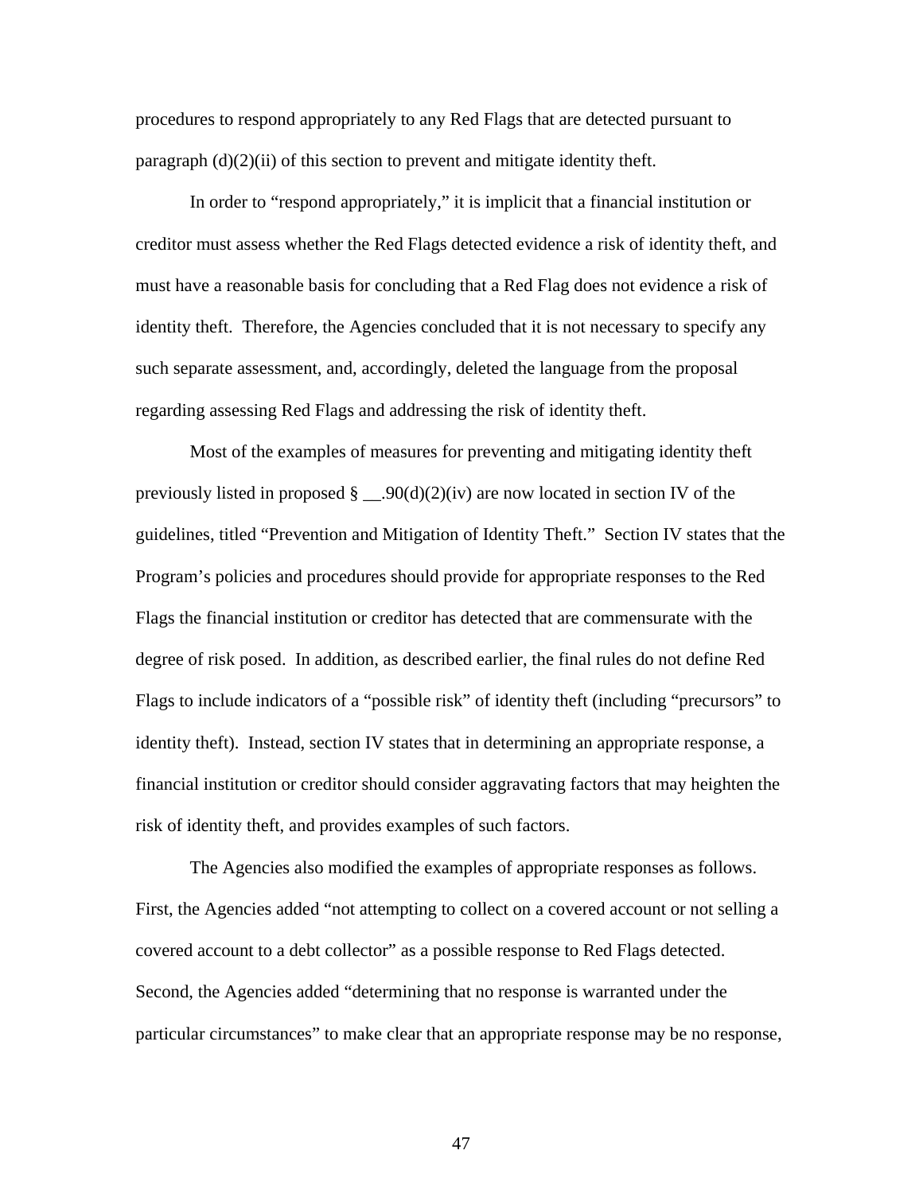procedures to respond appropriately to any Red Flags that are detected pursuant to paragraph (d)(2)(ii) of this section to prevent and mitigate identity theft.

In order to "respond appropriately," it is implicit that a financial institution or creditor must assess whether the Red Flags detected evidence a risk of identity theft, and must have a reasonable basis for concluding that a Red Flag does not evidence a risk of identity theft. Therefore, the Agencies concluded that it is not necessary to specify any such separate assessment, and, accordingly, deleted the language from the proposal regarding assessing Red Flags and addressing the risk of identity theft.

Most of the examples of measures for preventing and mitigating identity theft previously listed in proposed § __.90(d)(2)(iv) are now located in section IV of the guidelines, titled "Prevention and Mitigation of Identity Theft." Section IV states that the Program's policies and procedures should provide for appropriate responses to the Red Flags the financial institution or creditor has detected that are commensurate with the degree of risk posed. In addition, as described earlier, the final rules do not define Red Flags to include indicators of a "possible risk" of identity theft (including "precursors" to identity theft). Instead, section IV states that in determining an appropriate response, a financial institution or creditor should consider aggravating factors that may heighten the risk of identity theft, and provides examples of such factors.

The Agencies also modified the examples of appropriate responses as follows. First, the Agencies added "not attempting to collect on a covered account or not selling a covered account to a debt collector" as a possible response to Red Flags detected. Second, the Agencies added "determining that no response is warranted under the particular circumstances" to make clear that an appropriate response may be no response,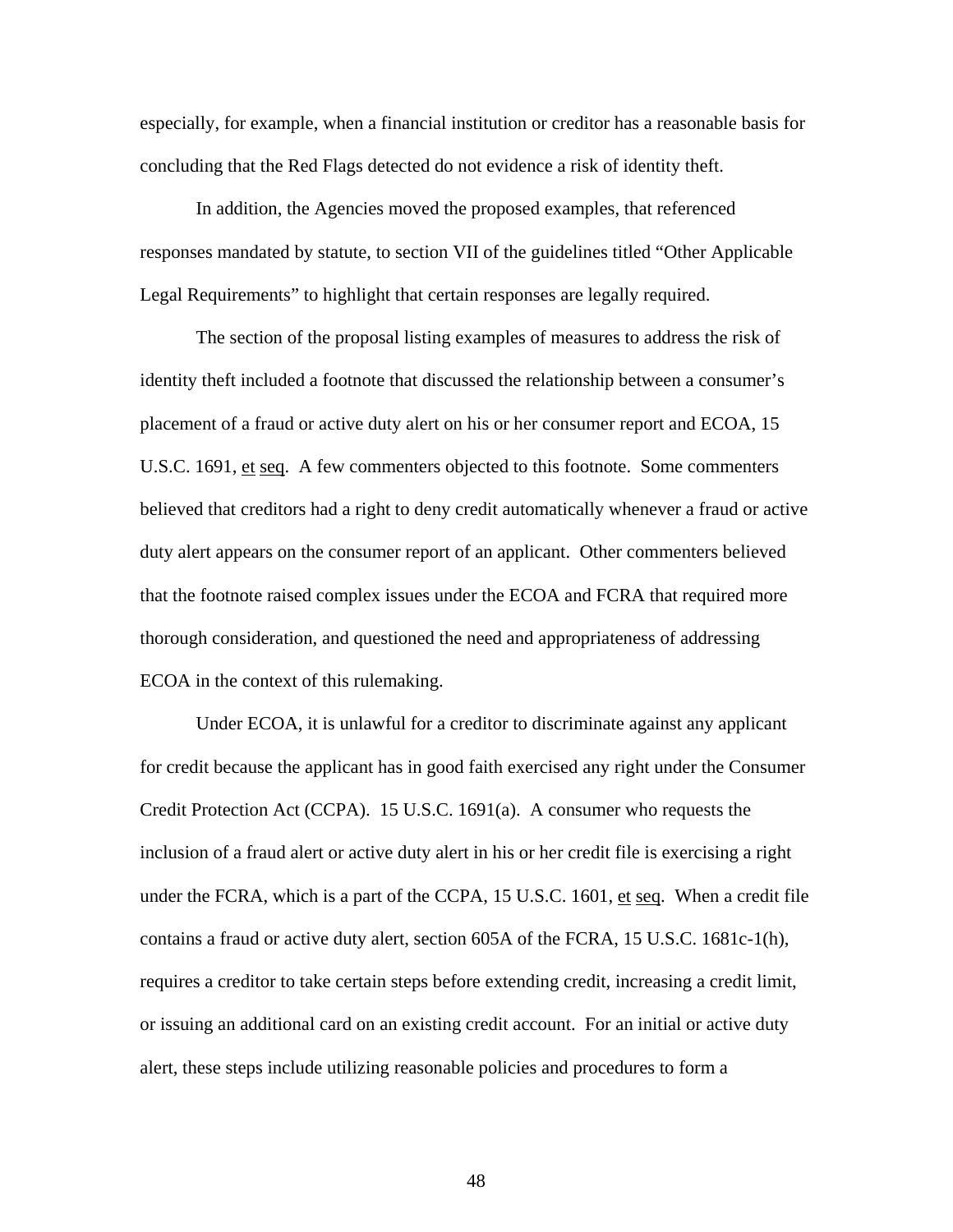especially, for example, when a financial institution or creditor has a reasonable basis for concluding that the Red Flags detected do not evidence a risk of identity theft.

In addition, the Agencies moved the proposed examples, that referenced responses mandated by statute, to section VII of the guidelines titled "Other Applicable Legal Requirements" to highlight that certain responses are legally required.

The section of the proposal listing examples of measures to address the risk of identity theft included a footnote that discussed the relationship between a consumer's placement of a fraud or active duty alert on his or her consumer report and ECOA, 15 U.S.C. 1691, et seq. A few commenters objected to this footnote. Some commenters believed that creditors had a right to deny credit automatically whenever a fraud or active duty alert appears on the consumer report of an applicant. Other commenters believed that the footnote raised complex issues under the ECOA and FCRA that required more thorough consideration, and questioned the need and appropriateness of addressing ECOA in the context of this rulemaking.

Under ECOA, it is unlawful for a creditor to discriminate against any applicant for credit because the applicant has in good faith exercised any right under the Consumer Credit Protection Act (CCPA). 15 U.S.C. 1691(a). A consumer who requests the inclusion of a fraud alert or active duty alert in his or her credit file is exercising a right under the FCRA, which is a part of the CCPA, 15 U.S.C. 1601, et seq. When a credit file contains a fraud or active duty alert, section 605A of the FCRA, 15 U.S.C. 1681c-1(h), requires a creditor to take certain steps before extending credit, increasing a credit limit, or issuing an additional card on an existing credit account. For an initial or active duty alert, these steps include utilizing reasonable policies and procedures to form a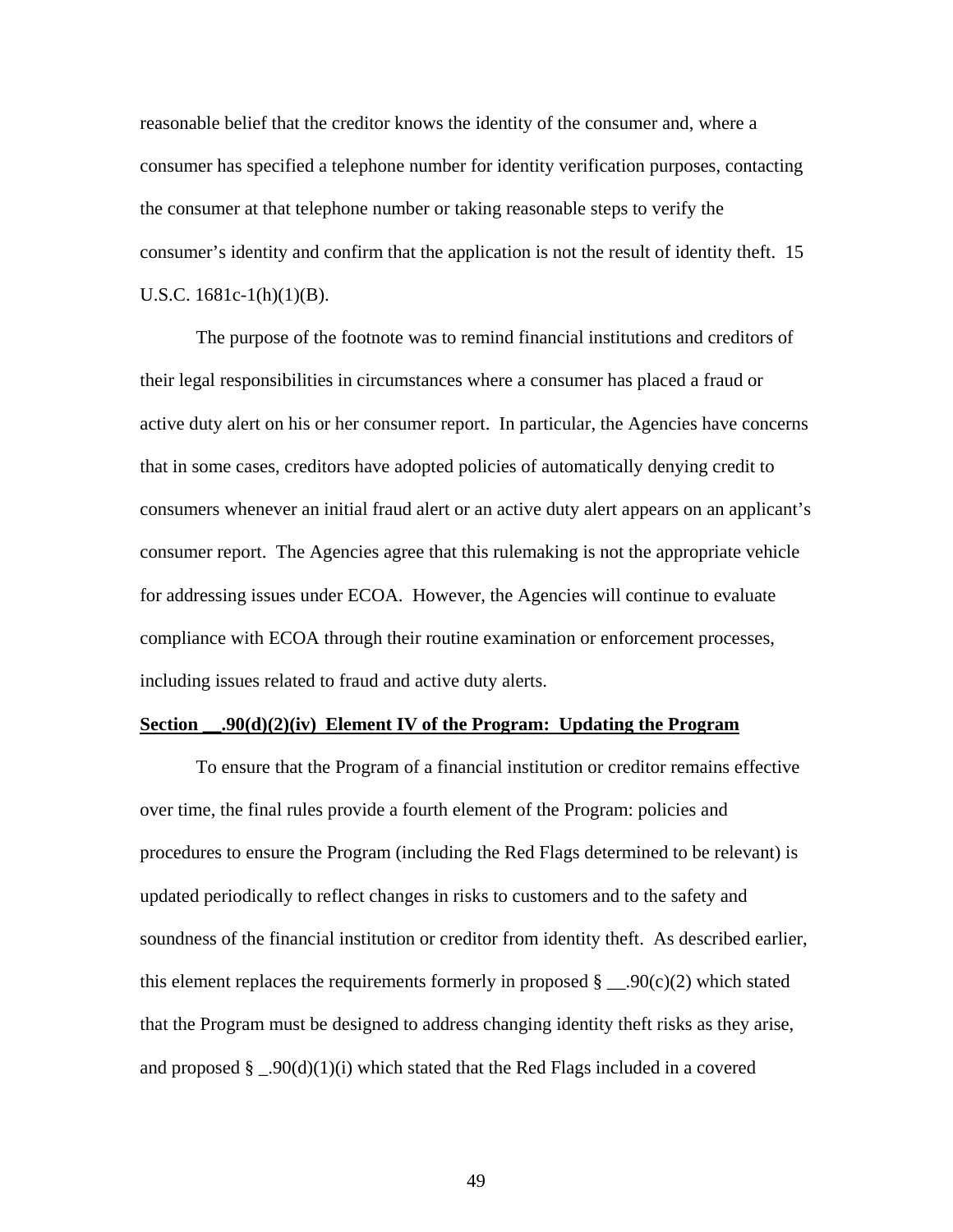reasonable belief that the creditor knows the identity of the consumer and, where a consumer has specified a telephone number for identity verification purposes, contacting the consumer at that telephone number or taking reasonable steps to verify the consumer's identity and confirm that the application is not the result of identity theft. 15 U.S.C. 1681c-1(h)(1)(B).

The purpose of the footnote was to remind financial institutions and creditors of their legal responsibilities in circumstances where a consumer has placed a fraud or active duty alert on his or her consumer report. In particular, the Agencies have concerns that in some cases, creditors have adopted policies of automatically denying credit to consumers whenever an initial fraud alert or an active duty alert appears on an applicant's consumer report. The Agencies agree that this rulemaking is not the appropriate vehicle for addressing issues under ECOA. However, the Agencies will continue to evaluate compliance with ECOA through their routine examination or enforcement processes, including issues related to fraud and active duty alerts.

**Section __.90(d)(2)(iv) Element IV of the Program: Updating the Program**

To ensure that the Program of a financial institution or creditor remains effective over time, the final rules provide a fourth element of the Program: policies and procedures to ensure the Program (including the Red Flags determined to be relevant) is updated periodically to reflect changes in risks to customers and to the safety and soundness of the financial institution or creditor from identity theft. As described earlier, this element replaces the requirements formerly in proposed § __.90(c)(2) which stated that the Program must be designed to address changing identity theft risks as they arise, and proposed § _.90(d)(1)(i) which stated that the Red Flags included in a covered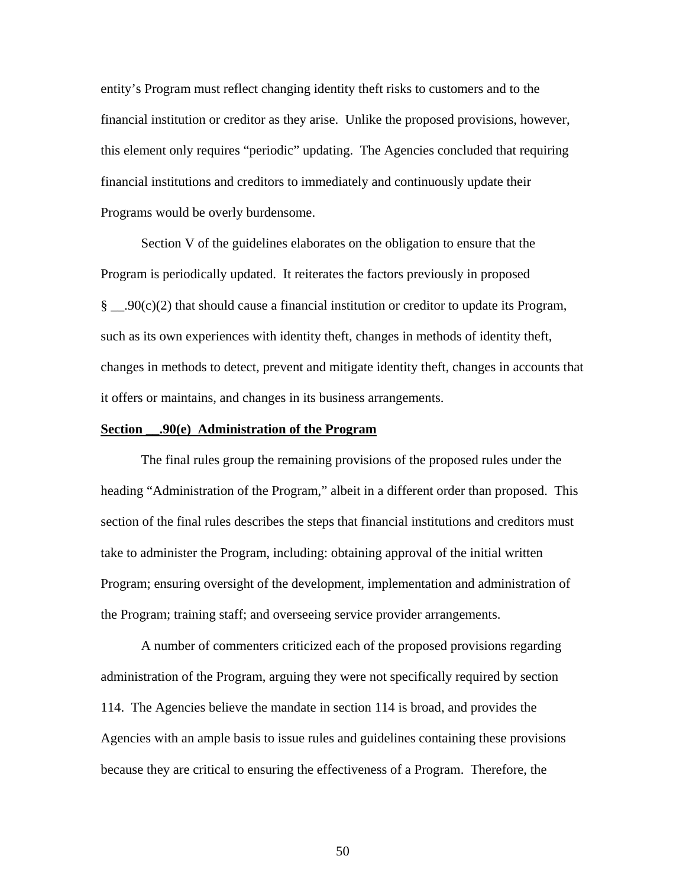entity's Program must reflect changing identity theft risks to customers and to the financial institution or creditor as they arise. Unlike the proposed provisions, however, this element only requires "periodic" updating. The Agencies concluded that requiring financial institutions and creditors to immediately and continuously update their Programs would be overly burdensome.

Section V of the guidelines elaborates on the obligation to ensure that the Program is periodically updated. It reiterates the factors previously in proposed § __.90(c)(2) that should cause a financial institution or creditor to update its Program, such as its own experiences with identity theft, changes in methods of identity theft, changes in methods to detect, prevent and mitigate identity theft, changes in accounts that it offers or maintains, and changes in its business arrangements.

**Section __.90(e) Administration of the Program**

The final rules group the remaining provisions of the proposed rules under the heading "Administration of the Program," albeit in a different order than proposed. This section of the final rules describes the steps that financial institutions and creditors must take to administer the Program, including: obtaining approval of the initial written Program; ensuring oversight of the development, implementation and administration of the Program; training staff; and overseeing service provider arrangements.

A number of commenters criticized each of the proposed provisions regarding administration of the Program, arguing they were not specifically required by section 114. The Agencies believe the mandate in section 114 is broad, and provides the Agencies with an ample basis to issue rules and guidelines containing these provisions because they are critical to ensuring the effectiveness of a Program. Therefore, the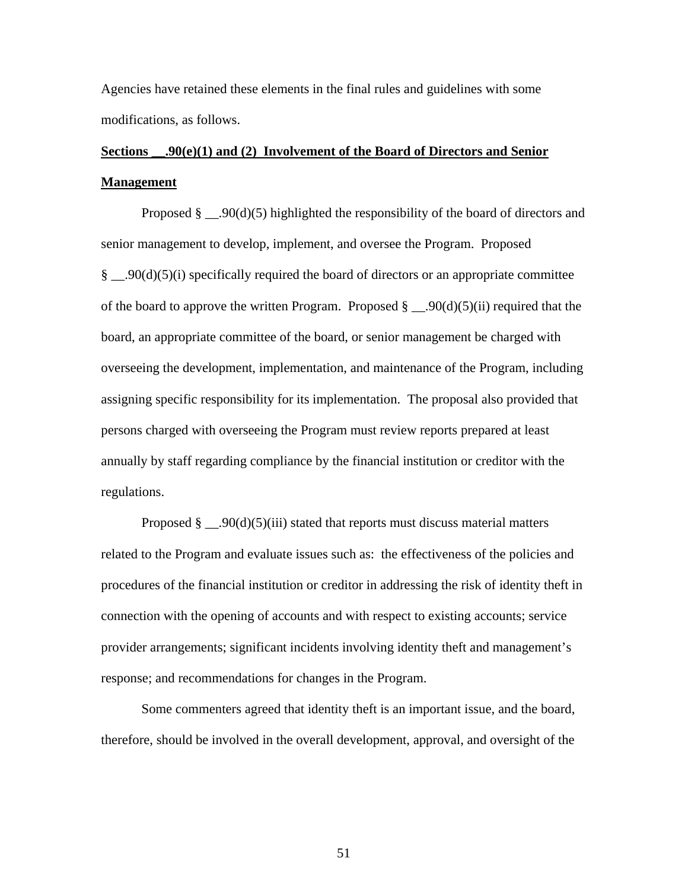Agencies have retained these elements in the final rules and guidelines with some modifications, as follows.

**Sections __.90(e)(1) and (2) Involvement of the Board of Directors and Senior Management**

Proposed § __.90(d)(5) highlighted the responsibility of the board of directors and senior management to develop, implement, and oversee the Program. Proposed § __.90(d)(5)(i) specifically required the board of directors or an appropriate committee of the board to approve the written Program. Proposed § __.90(d)(5)(ii) required that the board, an appropriate committee of the board, or senior management be charged with overseeing the development, implementation, and maintenance of the Program, including assigning specific responsibility for its implementation. The proposal also provided that persons charged with overseeing the Program must review reports prepared at least annually by staff regarding compliance by the financial institution or creditor with the regulations.

Proposed § __.90(d)(5)(iii) stated that reports must discuss material matters related to the Program and evaluate issues such as: the effectiveness of the policies and procedures of the financial institution or creditor in addressing the risk of identity theft in connection with the opening of accounts and with respect to existing accounts; service provider arrangements; significant incidents involving identity theft and management's response; and recommendations for changes in the Program.

Some commenters agreed that identity theft is an important issue, and the board, therefore, should be involved in the overall development, approval, and oversight of the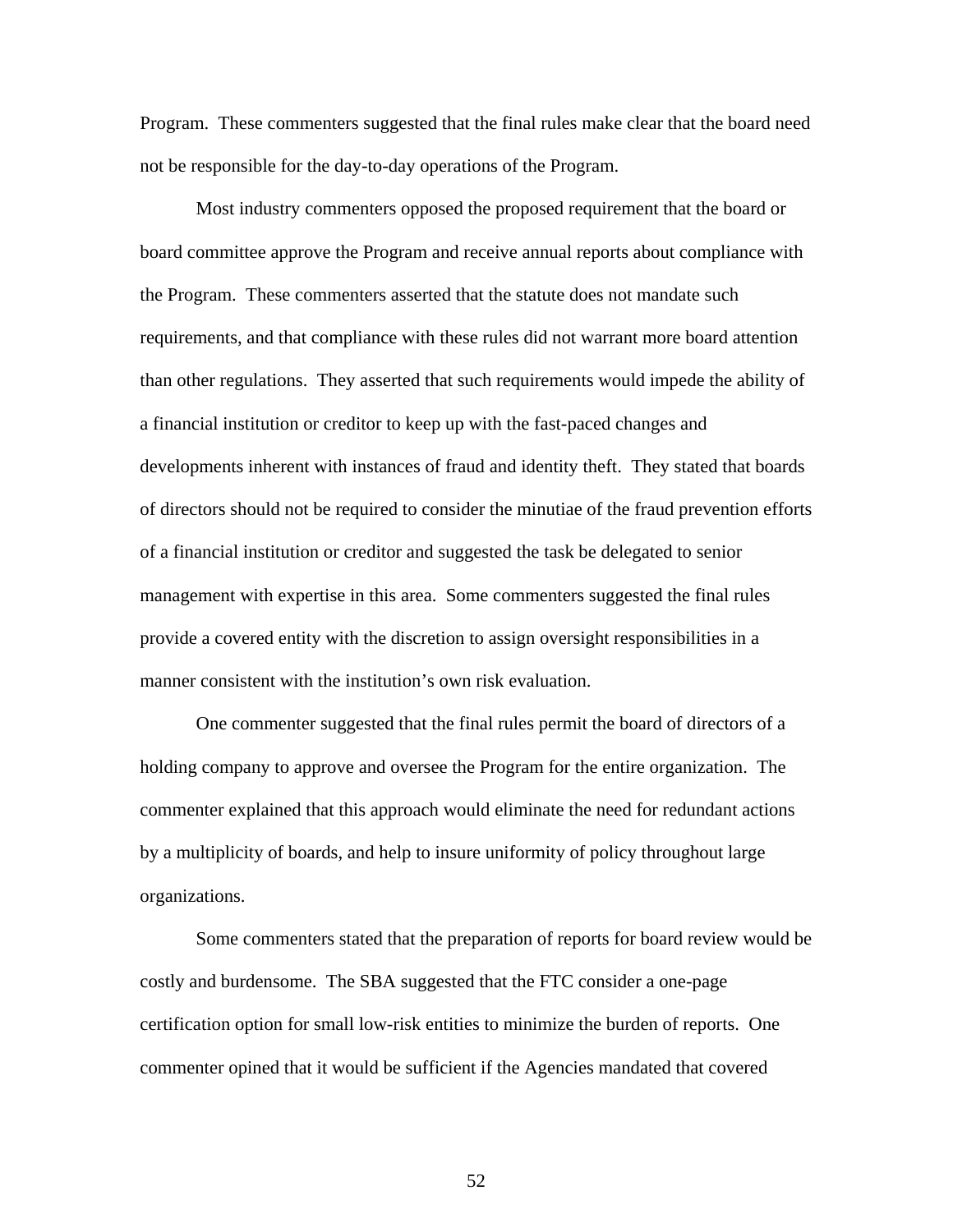Program. These commenters suggested that the final rules make clear that the board need not be responsible for the day-to-day operations of the Program.

Most industry commenters opposed the proposed requirement that the board or board committee approve the Program and receive annual reports about compliance with the Program. These commenters asserted that the statute does not mandate such requirements, and that compliance with these rules did not warrant more board attention than other regulations. They asserted that such requirements would impede the ability of a financial institution or creditor to keep up with the fast-paced changes and developments inherent with instances of fraud and identity theft. They stated that boards of directors should not be required to consider the minutiae of the fraud prevention efforts of a financial institution or creditor and suggested the task be delegated to senior management with expertise in this area. Some commenters suggested the final rules provide a covered entity with the discretion to assign oversight responsibilities in a manner consistent with the institution's own risk evaluation.

One commenter suggested that the final rules permit the board of directors of a holding company to approve and oversee the Program for the entire organization. The commenter explained that this approach would eliminate the need for redundant actions by a multiplicity of boards, and help to insure uniformity of policy throughout large organizations.

Some commenters stated that the preparation of reports for board review would be costly and burdensome. The SBA suggested that the FTC consider a one-page certification option for small low-risk entities to minimize the burden of reports. One commenter opined that it would be sufficient if the Agencies mandated that covered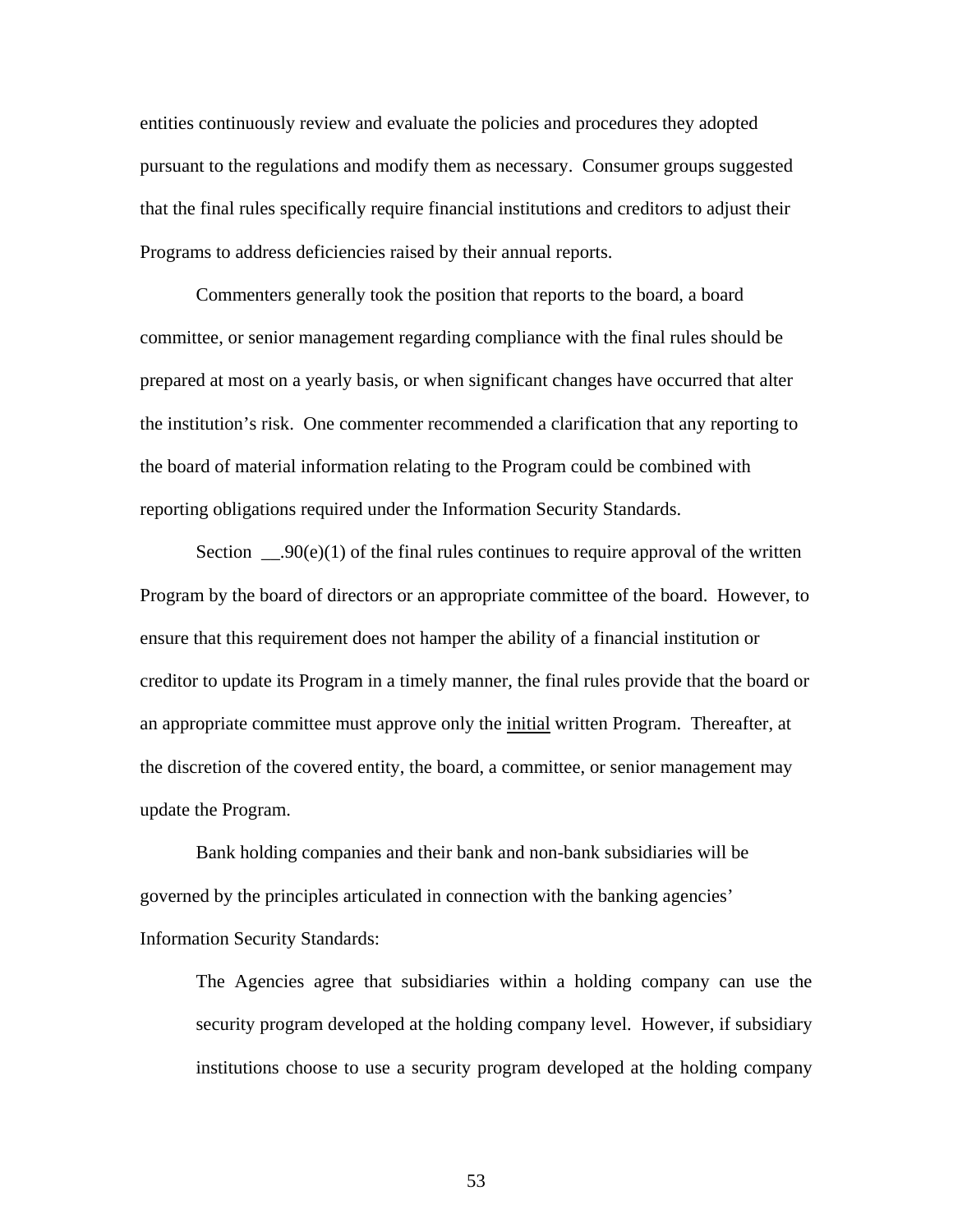entities continuously review and evaluate the policies and procedures they adopted pursuant to the regulations and modify them as necessary. Consumer groups suggested that the final rules specifically require financial institutions and creditors to adjust their Programs to address deficiencies raised by their annual reports.

Commenters generally took the position that reports to the board, a board committee, or senior management regarding compliance with the final rules should be prepared at most on a yearly basis, or when significant changes have occurred that alter the institution's risk. One commenter recommended a clarification that any reporting to the board of material information relating to the Program could be combined with reporting obligations required under the Information Security Standards.

Section __.90(e)(1) of the final rules continues to require approval of the written Program by the board of directors or an appropriate committee of the board. However, to ensure that this requirement does not hamper the ability of a financial institution or creditor to update its Program in a timely manner, the final rules provide that the board or an appropriate committee must approve only the <u>initial</u> written Program. Thereafter, at the discretion of the covered entity, the board, a committee, or senior management may update the Program.

Bank holding companies and their bank and non-bank subsidiaries will be governed by the principles articulated in connection with the banking agencies' Information Security Standards:

> The Agencies agree that subsidiaries within a holding company can use the security program developed at the holding company level. However, if subsidiary institutions choose to use a security program developed at the holding company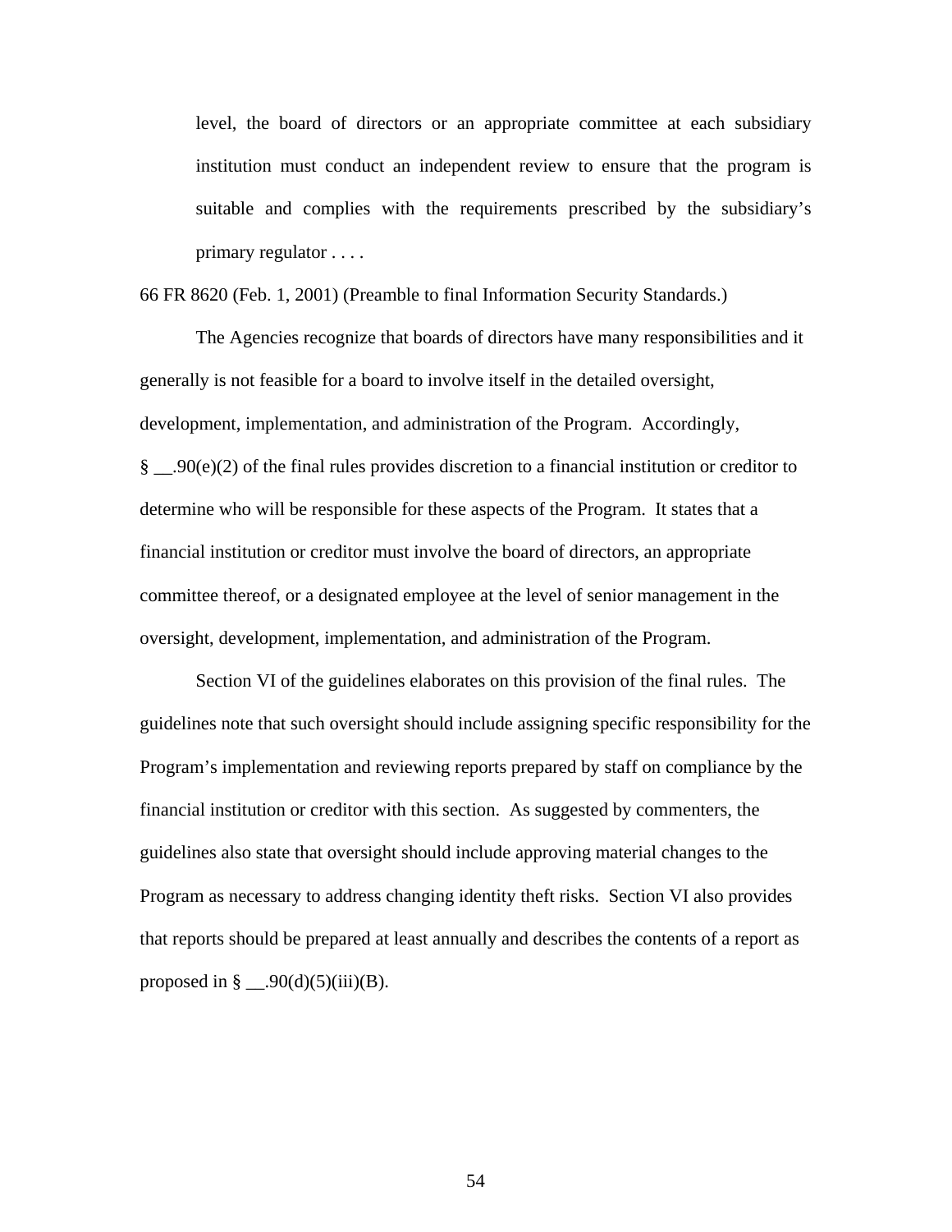> level, the board of directors or an appropriate committee at each subsidiary institution must conduct an independent review to ensure that the program is suitable and complies with the requirements prescribed by the subsidiary's primary regulator . . . .

66 FR 8620 (Feb. 1, 2001) (Preamble to final Information Security Standards.)

The Agencies recognize that boards of directors have many responsibilities and it generally is not feasible for a board to involve itself in the detailed oversight, development, implementation, and administration of the Program. Accordingly, § __.90(e)(2) of the final rules provides discretion to a financial institution or creditor to determine who will be responsible for these aspects of the Program. It states that a financial institution or creditor must involve the board of directors, an appropriate committee thereof, or a designated employee at the level of senior management in the oversight, development, implementation, and administration of the Program.

Section VI of the guidelines elaborates on this provision of the final rules. The guidelines note that such oversight should include assigning specific responsibility for the Program's implementation and reviewing reports prepared by staff on compliance by the financial institution or creditor with this section. As suggested by commenters, the guidelines also state that oversight should include approving material changes to the Program as necessary to address changing identity theft risks. Section VI also provides that reports should be prepared at least annually and describes the contents of a report as proposed in § __.90(d)(5)(iii)(B).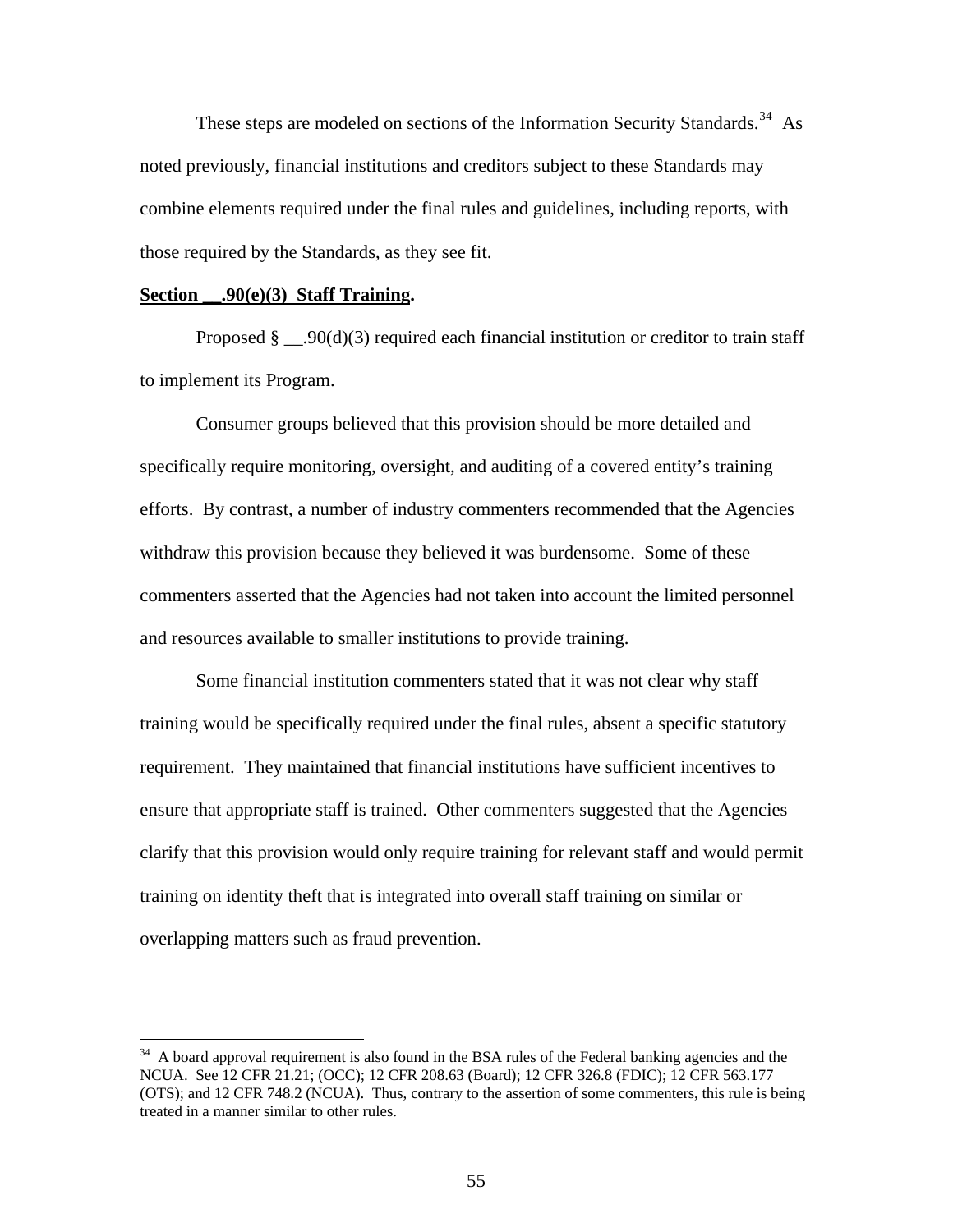These steps are modeled on sections of the Information Security Standards.[34] As noted previously, financial institutions and creditors subject to these Standards may combine elements required under the final rules and guidelines, including reports, with those required by the Standards, as they see fit.

**Section __.90(e)(3) Staff Training.**

Proposed § __.90(d)(3) required each financial institution or creditor to train staff to implement its Program.

Consumer groups believed that this provision should be more detailed and specifically require monitoring, oversight, and auditing of a covered entity's training efforts. By contrast, a number of industry commenters recommended that the Agencies withdraw this provision because they believed it was burdensome. Some of these commenters asserted that the Agencies had not taken into account the limited personnel and resources available to smaller institutions to provide training.

Some financial institution commenters stated that it was not clear why staff training would be specifically required under the final rules, absent a specific statutory requirement. They maintained that financial institutions have sufficient incentives to ensure that appropriate staff is trained. Other commenters suggested that the Agencies clarify that this provision would only require training for relevant staff and would permit training on identity theft that is integrated into overall staff training on similar or overlapping matters such as fraud prevention.

---

[34] A board approval requirement is also found in the BSA rules of the Federal banking agencies and the NCUA. See 12 CFR 21.21; (OCC); 12 CFR 208.63 (Board); 12 CFR 326.8 (FDIC); 12 CFR 563.177 (OTS); and 12 CFR 748.2 (NCUA). Thus, contrary to the assertion of some commenters, this rule is being treated in a manner similar to other rules.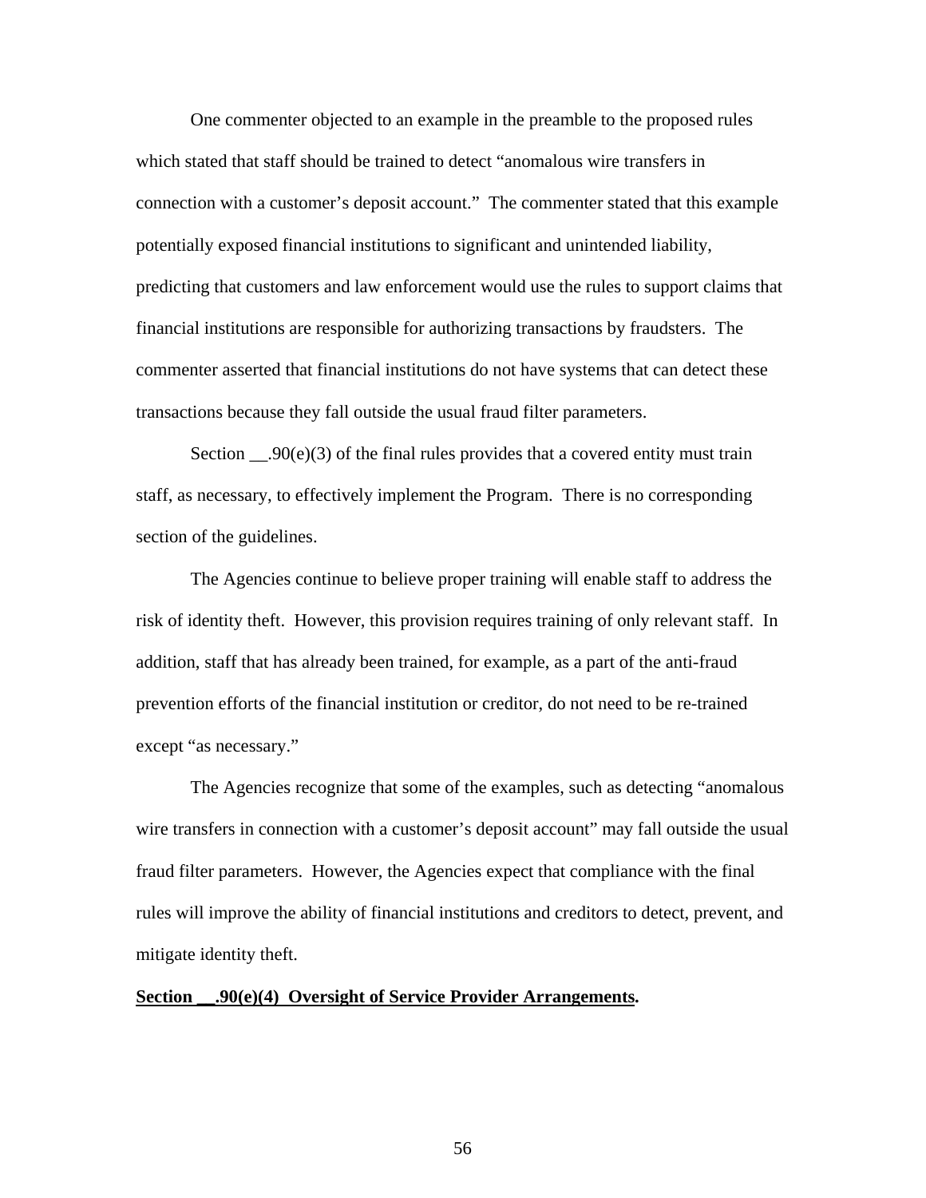One commenter objected to an example in the preamble to the proposed rules which stated that staff should be trained to detect "anomalous wire transfers in connection with a customer's deposit account." The commenter stated that this example potentially exposed financial institutions to significant and unintended liability, predicting that customers and law enforcement would use the rules to support claims that financial institutions are responsible for authorizing transactions by fraudsters. The commenter asserted that financial institutions do not have systems that can detect these transactions because they fall outside the usual fraud filter parameters.

Section __.90(e)(3) of the final rules provides that a covered entity must train staff, as necessary, to effectively implement the Program. There is no corresponding section of the guidelines.

The Agencies continue to believe proper training will enable staff to address the risk of identity theft. However, this provision requires training of only relevant staff. In addition, staff that has already been trained, for example, as a part of the anti-fraud prevention efforts of the financial institution or creditor, do not need to be re-trained except "as necessary."

The Agencies recognize that some of the examples, such as detecting "anomalous wire transfers in connection with a customer's deposit account" may fall outside the usual fraud filter parameters. However, the Agencies expect that compliance with the final rules will improve the ability of financial institutions and creditors to detect, prevent, and mitigate identity theft.

**Section __.90(e)(4) Oversight of Service Provider Arrangements.**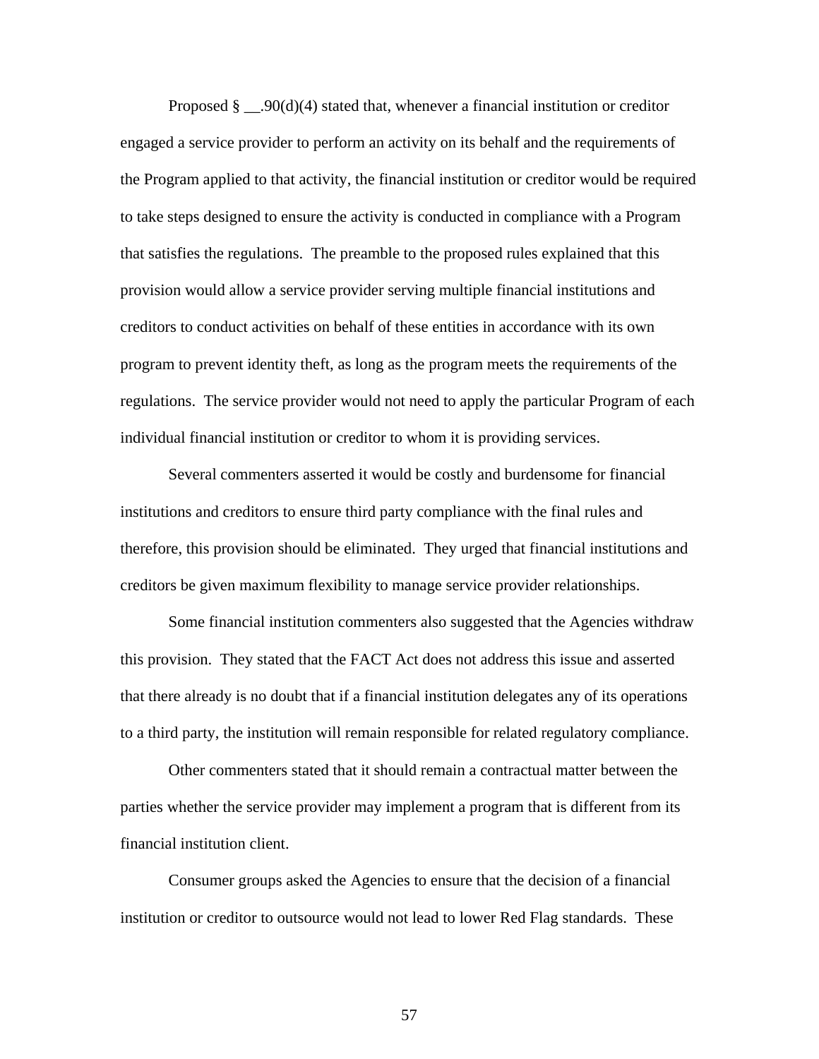Proposed § __.90(d)(4) stated that, whenever a financial institution or creditor engaged a service provider to perform an activity on its behalf and the requirements of the Program applied to that activity, the financial institution or creditor would be required to take steps designed to ensure the activity is conducted in compliance with a Program that satisfies the regulations. The preamble to the proposed rules explained that this provision would allow a service provider serving multiple financial institutions and creditors to conduct activities on behalf of these entities in accordance with its own program to prevent identity theft, as long as the program meets the requirements of the regulations. The service provider would not need to apply the particular Program of each individual financial institution or creditor to whom it is providing services.

Several commenters asserted it would be costly and burdensome for financial institutions and creditors to ensure third party compliance with the final rules and therefore, this provision should be eliminated. They urged that financial institutions and creditors be given maximum flexibility to manage service provider relationships.

Some financial institution commenters also suggested that the Agencies withdraw this provision. They stated that the FACT Act does not address this issue and asserted that there already is no doubt that if a financial institution delegates any of its operations to a third party, the institution will remain responsible for related regulatory compliance.

Other commenters stated that it should remain a contractual matter between the parties whether the service provider may implement a program that is different from its financial institution client.

Consumer groups asked the Agencies to ensure that the decision of a financial institution or creditor to outsource would not lead to lower Red Flag standards. These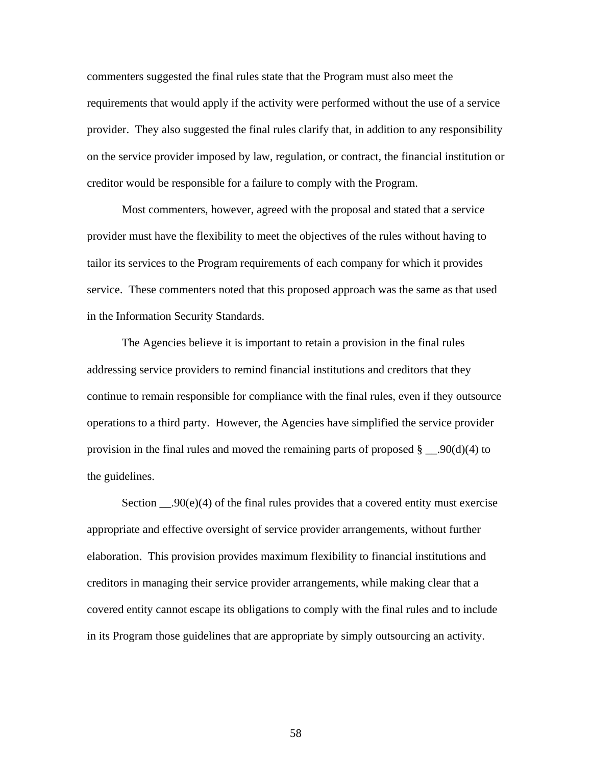commenters suggested the final rules state that the Program must also meet the requirements that would apply if the activity were performed without the use of a service provider. They also suggested the final rules clarify that, in addition to any responsibility on the service provider imposed by law, regulation, or contract, the financial institution or creditor would be responsible for a failure to comply with the Program.

Most commenters, however, agreed with the proposal and stated that a service provider must have the flexibility to meet the objectives of the rules without having to tailor its services to the Program requirements of each company for which it provides service. These commenters noted that this proposed approach was the same as that used in the Information Security Standards.

The Agencies believe it is important to retain a provision in the final rules addressing service providers to remind financial institutions and creditors that they continue to remain responsible for compliance with the final rules, even if they outsource operations to a third party. However, the Agencies have simplified the service provider provision in the final rules and moved the remaining parts of proposed § __.90(d)(4) to the guidelines.

Section __.90(e)(4) of the final rules provides that a covered entity must exercise appropriate and effective oversight of service provider arrangements, without further elaboration. This provision provides maximum flexibility to financial institutions and creditors in managing their service provider arrangements, while making clear that a covered entity cannot escape its obligations to comply with the final rules and to include in its Program those guidelines that are appropriate by simply outsourcing an activity.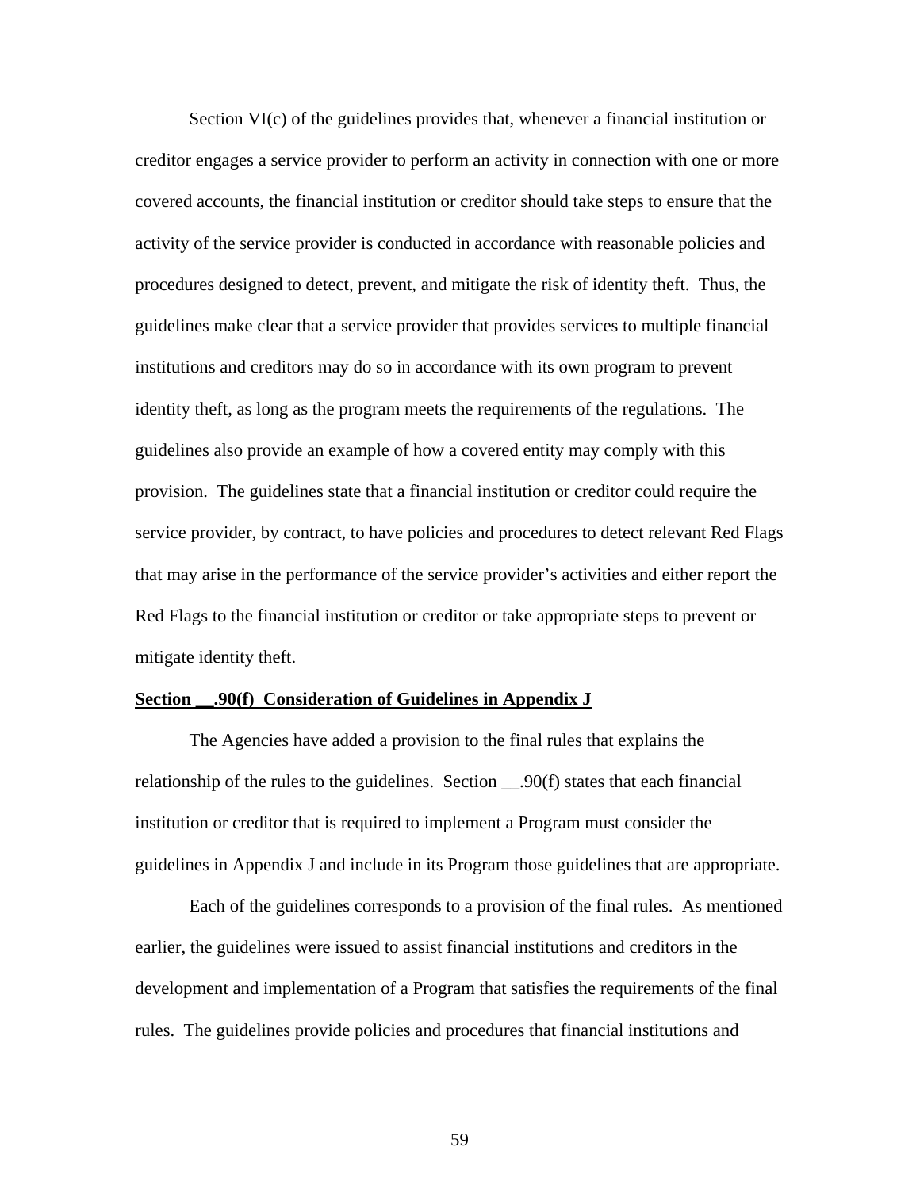Section VI(c) of the guidelines provides that, whenever a financial institution or creditor engages a service provider to perform an activity in connection with one or more covered accounts, the financial institution or creditor should take steps to ensure that the activity of the service provider is conducted in accordance with reasonable policies and procedures designed to detect, prevent, and mitigate the risk of identity theft. Thus, the guidelines make clear that a service provider that provides services to multiple financial institutions and creditors may do so in accordance with its own program to prevent identity theft, as long as the program meets the requirements of the regulations. The guidelines also provide an example of how a covered entity may comply with this provision. The guidelines state that a financial institution or creditor could require the service provider, by contract, to have policies and procedures to detect relevant Red Flags that may arise in the performance of the service provider's activities and either report the Red Flags to the financial institution or creditor or take appropriate steps to prevent or mitigate identity theft.

**Section __.90(f) Consideration of Guidelines in Appendix J**

The Agencies have added a provision to the final rules that explains the relationship of the rules to the guidelines. Section __.90(f) states that each financial institution or creditor that is required to implement a Program must consider the guidelines in Appendix J and include in its Program those guidelines that are appropriate.

Each of the guidelines corresponds to a provision of the final rules. As mentioned earlier, the guidelines were issued to assist financial institutions and creditors in the development and implementation of a Program that satisfies the requirements of the final rules. The guidelines provide policies and procedures that financial institutions and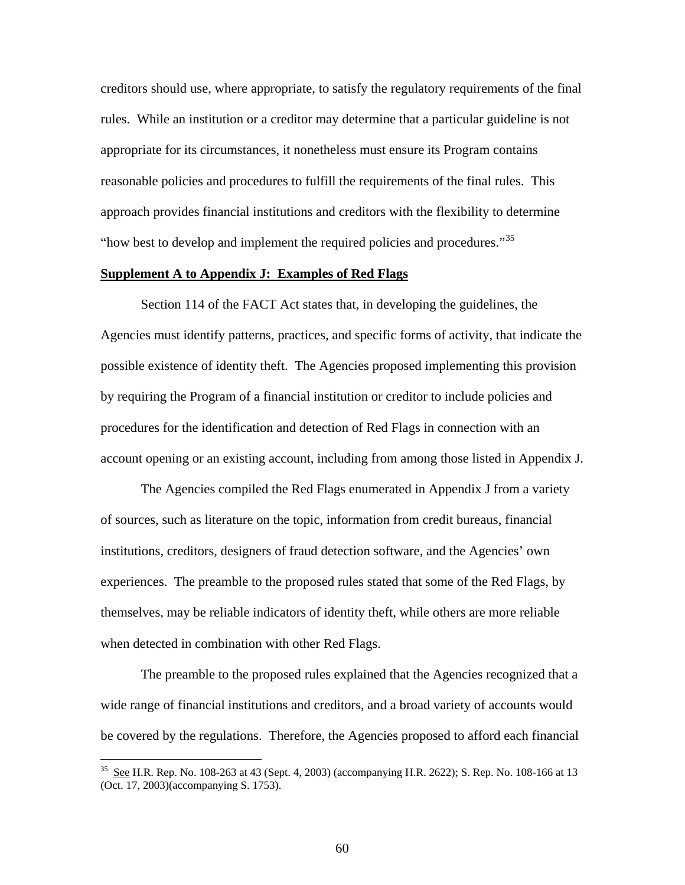creditors should use, where appropriate, to satisfy the regulatory requirements of the final rules. While an institution or a creditor may determine that a particular guideline is not appropriate for its circumstances, it nonetheless must ensure its Program contains reasonable policies and procedures to fulfill the requirements of the final rules. This approach provides financial institutions and creditors with the flexibility to determine "how best to develop and implement the required policies and procedures."[35]

**Supplement A to Appendix J: Examples of Red Flags**

Section 114 of the FACT Act states that, in developing the guidelines, the Agencies must identify patterns, practices, and specific forms of activity, that indicate the possible existence of identity theft. The Agencies proposed implementing this provision by requiring the Program of a financial institution or creditor to include policies and procedures for the identification and detection of Red Flags in connection with an account opening or an existing account, including from among those listed in Appendix J.

The Agencies compiled the Red Flags enumerated in Appendix J from a variety of sources, such as literature on the topic, information from credit bureaus, financial institutions, creditors, designers of fraud detection software, and the Agencies' own experiences. The preamble to the proposed rules stated that some of the Red Flags, by themselves, may be reliable indicators of identity theft, while others are more reliable when detected in combination with other Red Flags.

The preamble to the proposed rules explained that the Agencies recognized that a wide range of financial institutions and creditors, and a broad variety of accounts would be covered by the regulations. Therefore, the Agencies proposed to afford each financial

---

[35] See H.R. Rep. No. 108-263 at 43 (Sept. 4, 2003) (accompanying H.R. 2622); S. Rep. No. 108-166 at 13 (Oct. 17, 2003)(accompanying S. 1753).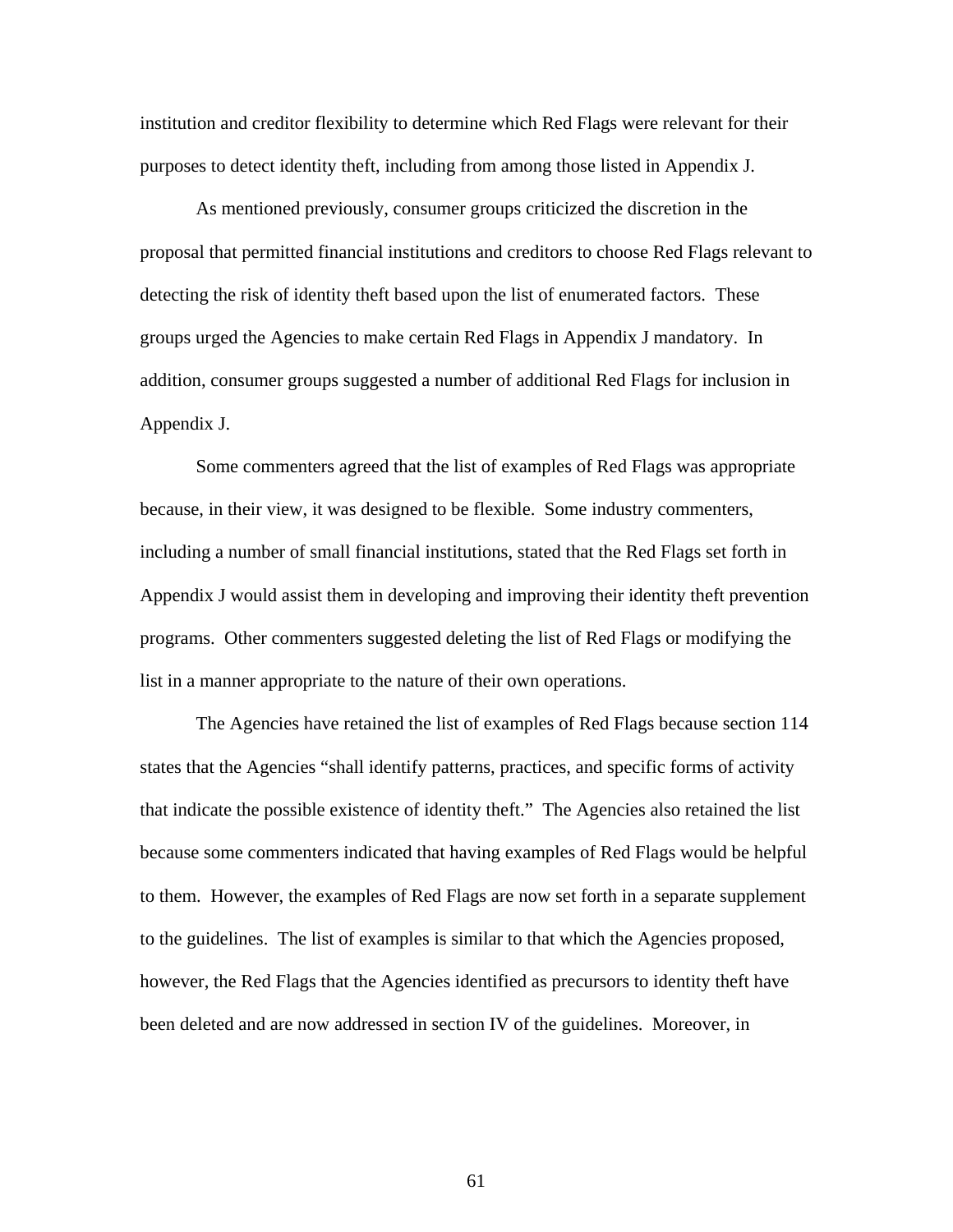institution and creditor flexibility to determine which Red Flags were relevant for their purposes to detect identity theft, including from among those listed in Appendix J.

As mentioned previously, consumer groups criticized the discretion in the proposal that permitted financial institutions and creditors to choose Red Flags relevant to detecting the risk of identity theft based upon the list of enumerated factors. These groups urged the Agencies to make certain Red Flags in Appendix J mandatory. In addition, consumer groups suggested a number of additional Red Flags for inclusion in Appendix J.

Some commenters agreed that the list of examples of Red Flags was appropriate because, in their view, it was designed to be flexible. Some industry commenters, including a number of small financial institutions, stated that the Red Flags set forth in Appendix J would assist them in developing and improving their identity theft prevention programs. Other commenters suggested deleting the list of Red Flags or modifying the list in a manner appropriate to the nature of their own operations.

The Agencies have retained the list of examples of Red Flags because section 114 states that the Agencies "shall identify patterns, practices, and specific forms of activity that indicate the possible existence of identity theft." The Agencies also retained the list because some commenters indicated that having examples of Red Flags would be helpful to them. However, the examples of Red Flags are now set forth in a separate supplement to the guidelines. The list of examples is similar to that which the Agencies proposed, however, the Red Flags that the Agencies identified as precursors to identity theft have been deleted and are now addressed in section IV of the guidelines. Moreover, in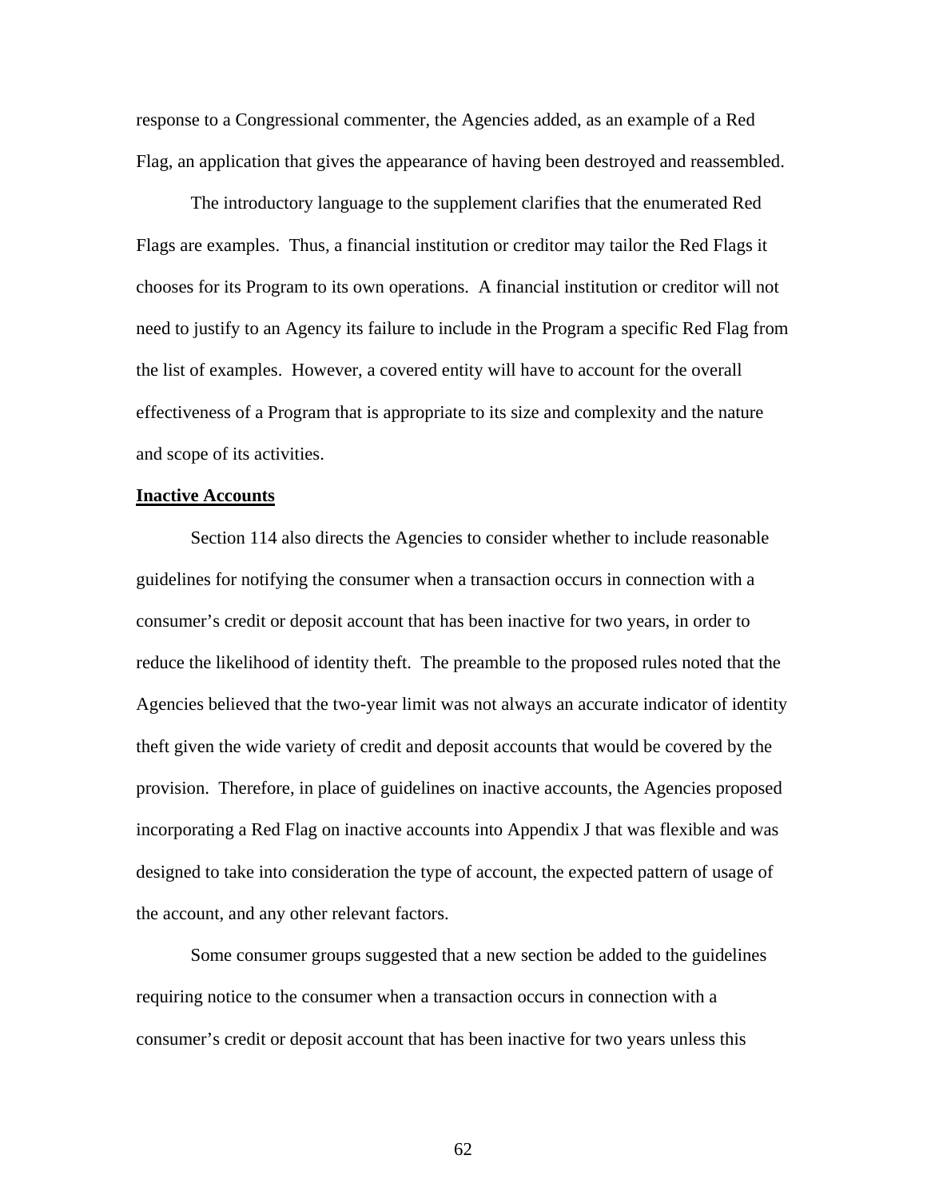response to a Congressional commenter, the Agencies added, as an example of a Red Flag, an application that gives the appearance of having been destroyed and reassembled.

The introductory language to the supplement clarifies that the enumerated Red Flags are examples. Thus, a financial institution or creditor may tailor the Red Flags it chooses for its Program to its own operations. A financial institution or creditor will not need to justify to an Agency its failure to include in the Program a specific Red Flag from the list of examples. However, a covered entity will have to account for the overall effectiveness of a Program that is appropriate to its size and complexity and the nature and scope of its activities.

**Inactive Accounts**

Section 114 also directs the Agencies to consider whether to include reasonable guidelines for notifying the consumer when a transaction occurs in connection with a consumer's credit or deposit account that has been inactive for two years, in order to reduce the likelihood of identity theft. The preamble to the proposed rules noted that the Agencies believed that the two-year limit was not always an accurate indicator of identity theft given the wide variety of credit and deposit accounts that would be covered by the provision. Therefore, in place of guidelines on inactive accounts, the Agencies proposed incorporating a Red Flag on inactive accounts into Appendix J that was flexible and was designed to take into consideration the type of account, the expected pattern of usage of the account, and any other relevant factors.

Some consumer groups suggested that a new section be added to the guidelines requiring notice to the consumer when a transaction occurs in connection with a consumer's credit or deposit account that has been inactive for two years unless this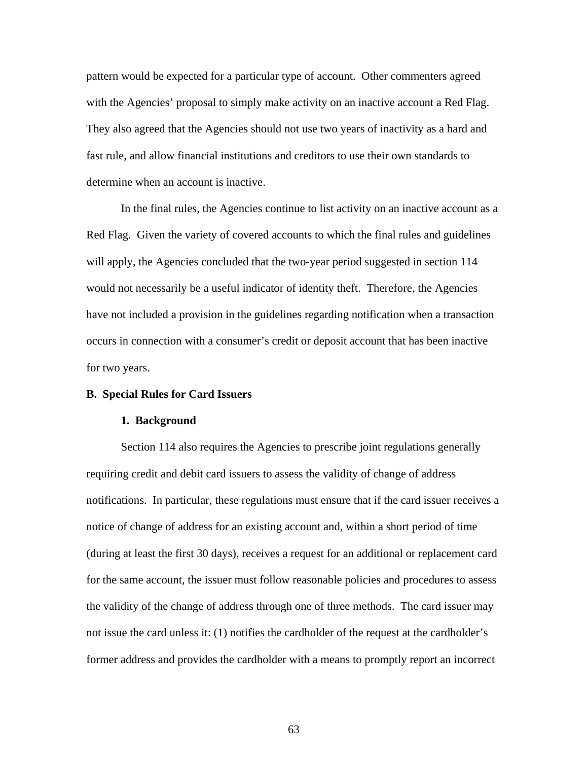pattern would be expected for a particular type of account. Other commenters agreed with the Agencies' proposal to simply make activity on an inactive account a Red Flag. They also agreed that the Agencies should not use two years of inactivity as a hard and fast rule, and allow financial institutions and creditors to use their own standards to determine when an account is inactive.

In the final rules, the Agencies continue to list activity on an inactive account as a Red Flag. Given the variety of covered accounts to which the final rules and guidelines will apply, the Agencies concluded that the two-year period suggested in section 114 would not necessarily be a useful indicator of identity theft. Therefore, the Agencies have not included a provision in the guidelines regarding notification when a transaction occurs in connection with a consumer's credit or deposit account that has been inactive for two years.

### B. Special Rules for Card Issuers

#### 1. Background

Section 114 also requires the Agencies to prescribe joint regulations generally requiring credit and debit card issuers to assess the validity of change of address notifications. In particular, these regulations must ensure that if the card issuer receives a notice of change of address for an existing account and, within a short period of time (during at least the first 30 days), receives a request for an additional or replacement card for the same account, the issuer must follow reasonable policies and procedures to assess the validity of the change of address through one of three methods. The card issuer may not issue the card unless it: (1) notifies the cardholder of the request at the cardholder's former address and provides the cardholder with a means to promptly report an incorrect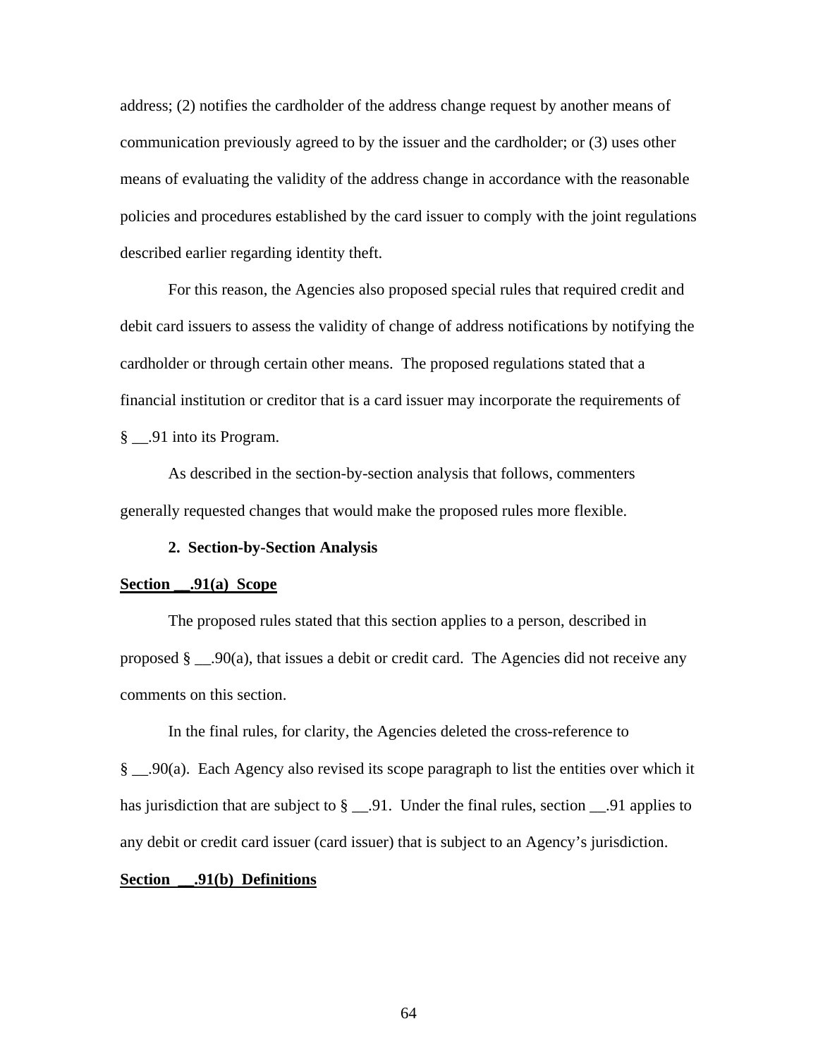address; (2) notifies the cardholder of the address change request by another means of communication previously agreed to by the issuer and the cardholder; or (3) uses other means of evaluating the validity of the address change in accordance with the reasonable policies and procedures established by the card issuer to comply with the joint regulations described earlier regarding identity theft.

For this reason, the Agencies also proposed special rules that required credit and debit card issuers to assess the validity of change of address notifications by notifying the cardholder or through certain other means. The proposed regulations stated that a financial institution or creditor that is a card issuer may incorporate the requirements of § __.91 into its Program.

As described in the section-by-section analysis that follows, commenters generally requested changes that would make the proposed rules more flexible.

**2. Section-by-Section Analysis**

**<u>Section __.91(a) Scope</u>**

The proposed rules stated that this section applies to a person, described in proposed § __.90(a), that issues a debit or credit card. The Agencies did not receive any comments on this section.

In the final rules, for clarity, the Agencies deleted the cross-reference to § __.90(a). Each Agency also revised its scope paragraph to list the entities over which it has jurisdiction that are subject to § __.91. Under the final rules, section __.91 applies to any debit or credit card issuer (card issuer) that is subject to an Agency's jurisdiction.

**<u>Section __.91(b) Definitions</u>**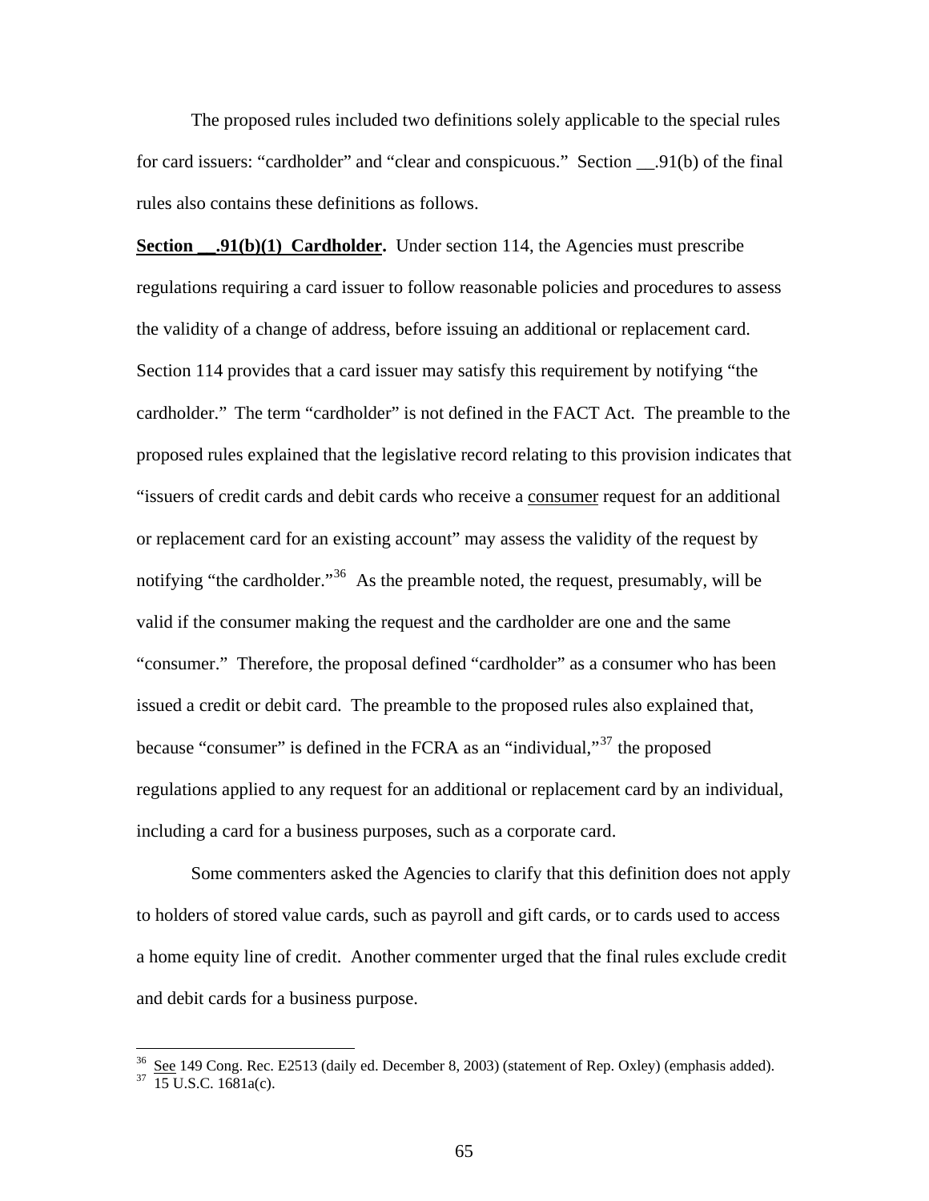The proposed rules included two definitions solely applicable to the special rules for card issuers: "cardholder" and "clear and conspicuous." Section __.91(b) of the final rules also contains these definitions as follows.

**Section __.91(b)(1) Cardholder.** Under section 114, the Agencies must prescribe regulations requiring a card issuer to follow reasonable policies and procedures to assess the validity of a change of address, before issuing an additional or replacement card. Section 114 provides that a card issuer may satisfy this requirement by notifying "the cardholder." The term "cardholder" is not defined in the FACT Act. The preamble to the proposed rules explained that the legislative record relating to this provision indicates that "issuers of credit cards and debit cards who receive a consumer request for an additional or replacement card for an existing account" may assess the validity of the request by notifying "the cardholder."[36] As the preamble noted, the request, presumably, will be valid if the consumer making the request and the cardholder are one and the same "consumer." Therefore, the proposal defined "cardholder" as a consumer who has been issued a credit or debit card. The preamble to the proposed rules also explained that, because "consumer" is defined in the FCRA as an "individual,"[37] the proposed regulations applied to any request for an additional or replacement card by an individual, including a card for a business purposes, such as a corporate card.

Some commenters asked the Agencies to clarify that this definition does not apply to holders of stored value cards, such as payroll and gift cards, or to cards used to access a home equity line of credit. Another commenter urged that the final rules exclude credit and debit cards for a business purpose.

---

[36] See 149 Cong. Rec. E2513 (daily ed. December 8, 2003) (statement of Rep. Oxley) (emphasis added).

[37] 15 U.S.C. 1681a(c).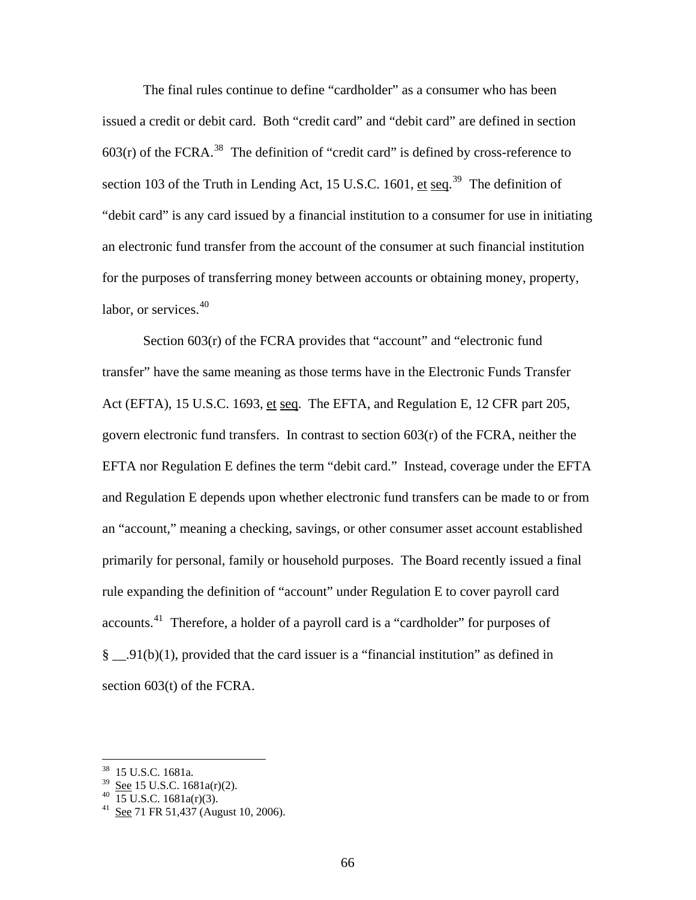The final rules continue to define "cardholder" as a consumer who has been issued a credit or debit card. Both "credit card" and "debit card" are defined in section 603(r) of the FCRA.[38] The definition of "credit card" is defined by cross-reference to section 103 of the Truth in Lending Act, 15 U.S.C. 1601, et seq.[39] The definition of "debit card" is any card issued by a financial institution to a consumer for use in initiating an electronic fund transfer from the account of the consumer at such financial institution for the purposes of transferring money between accounts or obtaining money, property, labor, or services.[40]

Section 603(r) of the FCRA provides that "account" and "electronic fund transfer" have the same meaning as those terms have in the Electronic Funds Transfer Act (EFTA), 15 U.S.C. 1693, et seq. The EFTA, and Regulation E, 12 CFR part 205, govern electronic fund transfers. In contrast to section 603(r) of the FCRA, neither the EFTA nor Regulation E defines the term "debit card." Instead, coverage under the EFTA and Regulation E depends upon whether electronic fund transfers can be made to or from an "account," meaning a checking, savings, or other consumer asset account established primarily for personal, family or household purposes. The Board recently issued a final rule expanding the definition of "account" under Regulation E to cover payroll card accounts.[41] Therefore, a holder of a payroll card is a "cardholder" for purposes of § __.91(b)(1), provided that the card issuer is a "financial institution" as defined in section 603(t) of the FCRA.

---

[38] 15 U.S.C. 1681a.

[39] See 15 U.S.C. 1681a(r)(2).

[40] 15 U.S.C. 1681a(r)(3).

[41] See 71 FR 51,437 (August 10, 2006).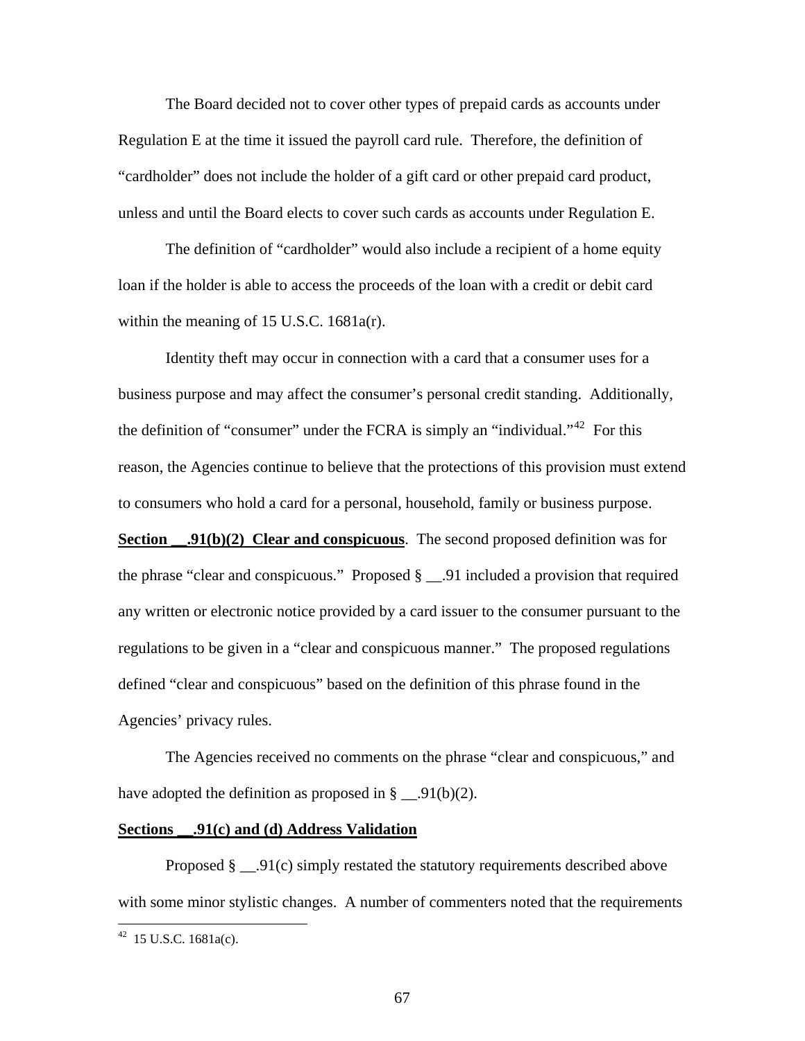The Board decided not to cover other types of prepaid cards as accounts under Regulation E at the time it issued the payroll card rule. Therefore, the definition of "cardholder" does not include the holder of a gift card or other prepaid card product, unless and until the Board elects to cover such cards as accounts under Regulation E.

The definition of "cardholder" would also include a recipient of a home equity loan if the holder is able to access the proceeds of the loan with a credit or debit card within the meaning of 15 U.S.C. 1681a(r).

Identity theft may occur in connection with a card that a consumer uses for a business purpose and may affect the consumer's personal credit standing. Additionally, the definition of "consumer" under the FCRA is simply an "individual."[42] For this reason, the Agencies continue to believe that the protections of this provision must extend to consumers who hold a card for a personal, household, family or business purpose.

**Section __.91(b)(2) Clear and conspicuous**. The second proposed definition was for the phrase "clear and conspicuous." Proposed § __.91 included a provision that required any written or electronic notice provided by a card issuer to the consumer pursuant to the regulations to be given in a "clear and conspicuous manner." The proposed regulations defined "clear and conspicuous" based on the definition of this phrase found in the Agencies' privacy rules.

The Agencies received no comments on the phrase "clear and conspicuous," and have adopted the definition as proposed in § __.91(b)(2).

**Sections __.91(c) and (d) Address Validation**

Proposed § __.91(c) simply restated the statutory requirements described above with some minor stylistic changes. A number of commenters noted that the requirements

[42] 15 U.S.C. 1681a(c).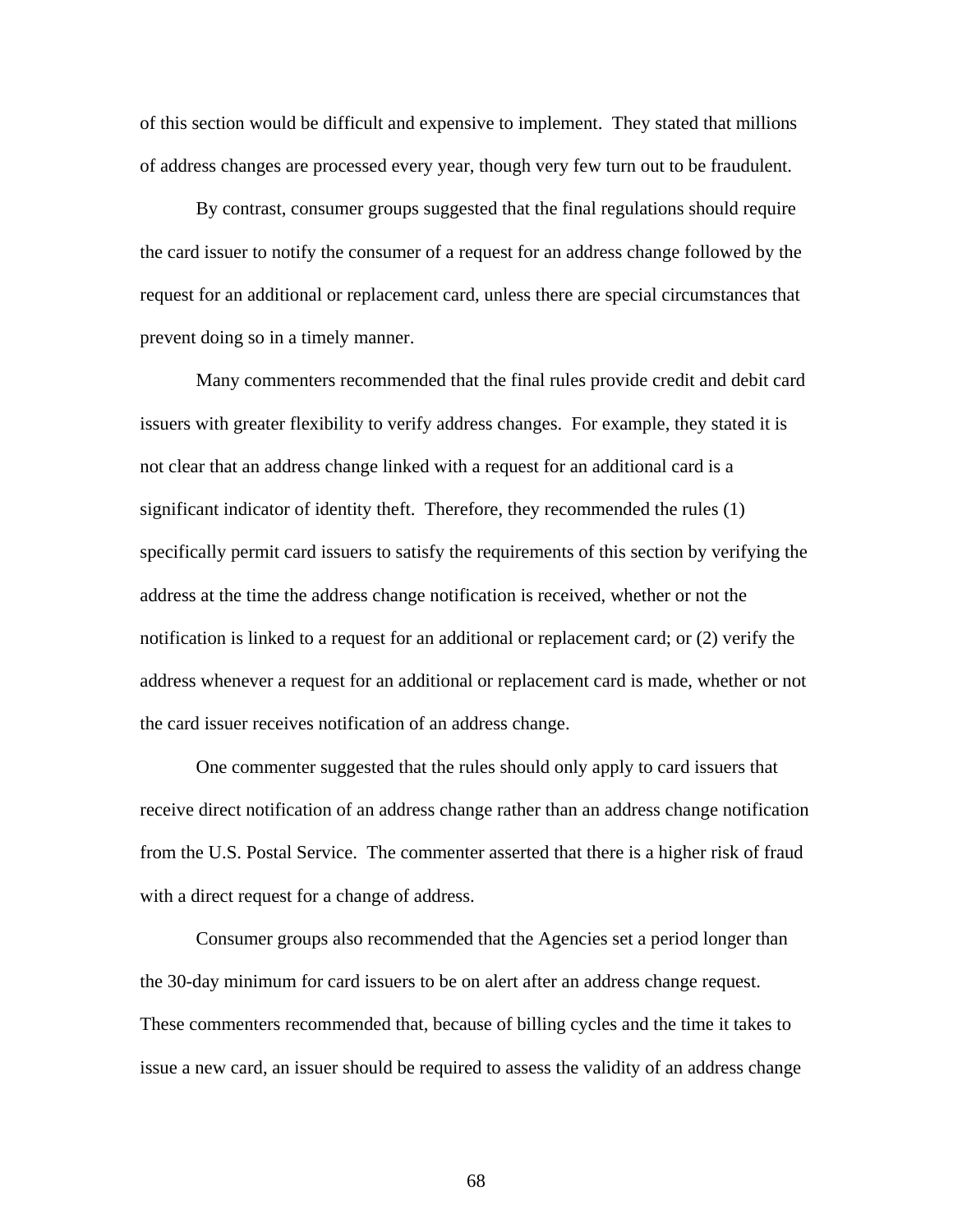of this section would be difficult and expensive to implement. They stated that millions of address changes are processed every year, though very few turn out to be fraudulent.

By contrast, consumer groups suggested that the final regulations should require the card issuer to notify the consumer of a request for an address change followed by the request for an additional or replacement card, unless there are special circumstances that prevent doing so in a timely manner.

Many commenters recommended that the final rules provide credit and debit card issuers with greater flexibility to verify address changes. For example, they stated it is not clear that an address change linked with a request for an additional card is a significant indicator of identity theft. Therefore, they recommended the rules (1) specifically permit card issuers to satisfy the requirements of this section by verifying the address at the time the address change notification is received, whether or not the notification is linked to a request for an additional or replacement card; or (2) verify the address whenever a request for an additional or replacement card is made, whether or not the card issuer receives notification of an address change.

One commenter suggested that the rules should only apply to card issuers that receive direct notification of an address change rather than an address change notification from the U.S. Postal Service. The commenter asserted that there is a higher risk of fraud with a direct request for a change of address.

Consumer groups also recommended that the Agencies set a period longer than the 30-day minimum for card issuers to be on alert after an address change request. These commenters recommended that, because of billing cycles and the time it takes to issue a new card, an issuer should be required to assess the validity of an address change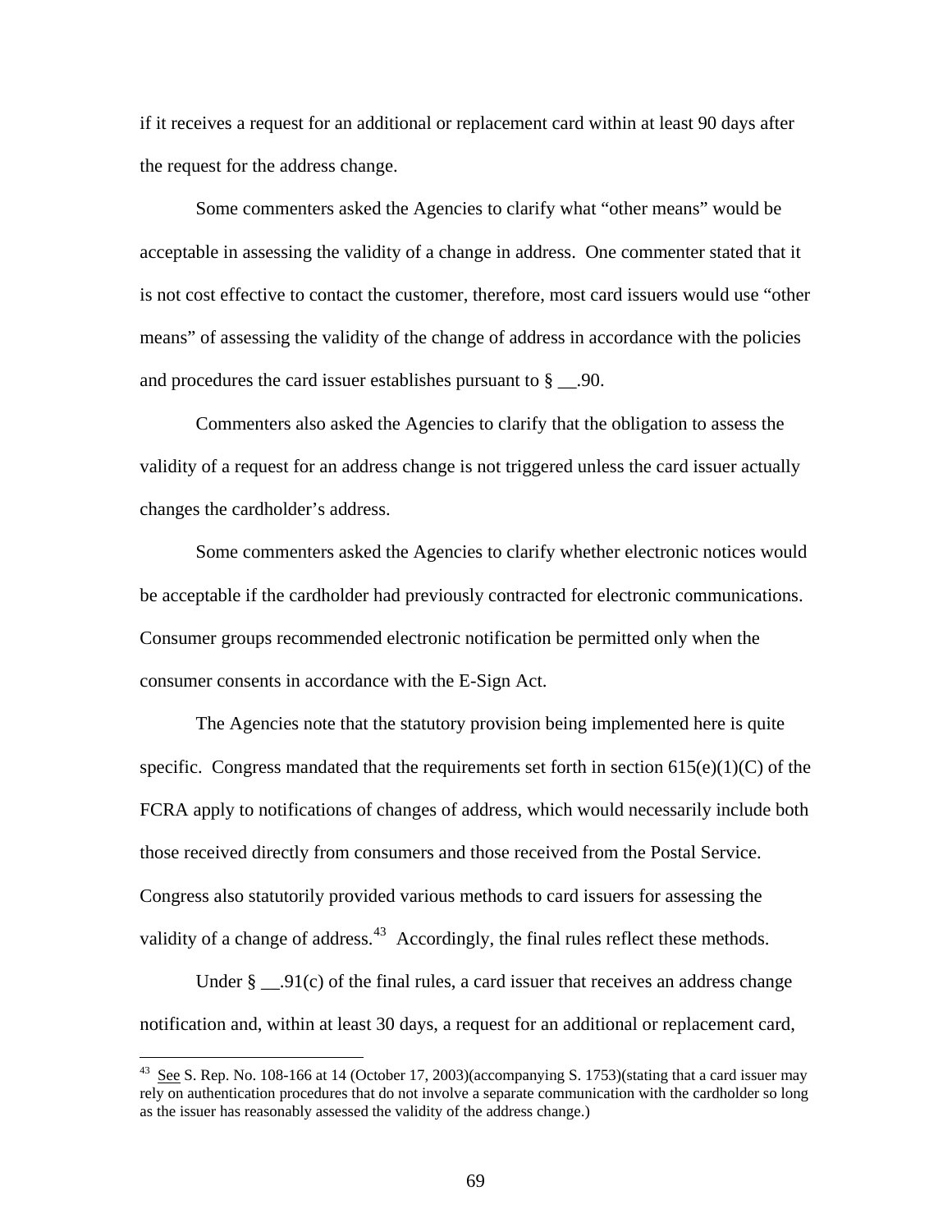if it receives a request for an additional or replacement card within at least 90 days after the request for the address change.

Some commenters asked the Agencies to clarify what "other means" would be acceptable in assessing the validity of a change in address. One commenter stated that it is not cost effective to contact the customer, therefore, most card issuers would use "other means" of assessing the validity of the change of address in accordance with the policies and procedures the card issuer establishes pursuant to § __.90.

Commenters also asked the Agencies to clarify that the obligation to assess the validity of a request for an address change is not triggered unless the card issuer actually changes the cardholder's address.

Some commenters asked the Agencies to clarify whether electronic notices would be acceptable if the cardholder had previously contracted for electronic communications. Consumer groups recommended electronic notification be permitted only when the consumer consents in accordance with the E-Sign Act.

The Agencies note that the statutory provision being implemented here is quite specific. Congress mandated that the requirements set forth in section 615(e)(1)(C) of the FCRA apply to notifications of changes of address, which would necessarily include both those received directly from consumers and those received from the Postal Service. Congress also statutorily provided various methods to card issuers for assessing the validity of a change of address.[43] Accordingly, the final rules reflect these methods.

Under § __.91(c) of the final rules, a card issuer that receives an address change notification and, within at least 30 days, a request for an additional or replacement card,

---

[43] See S. Rep. No. 108-166 at 14 (October 17, 2003)(accompanying S. 1753)(stating that a card issuer may rely on authentication procedures that do not involve a separate communication with the cardholder so long as the issuer has reasonably assessed the validity of the address change.)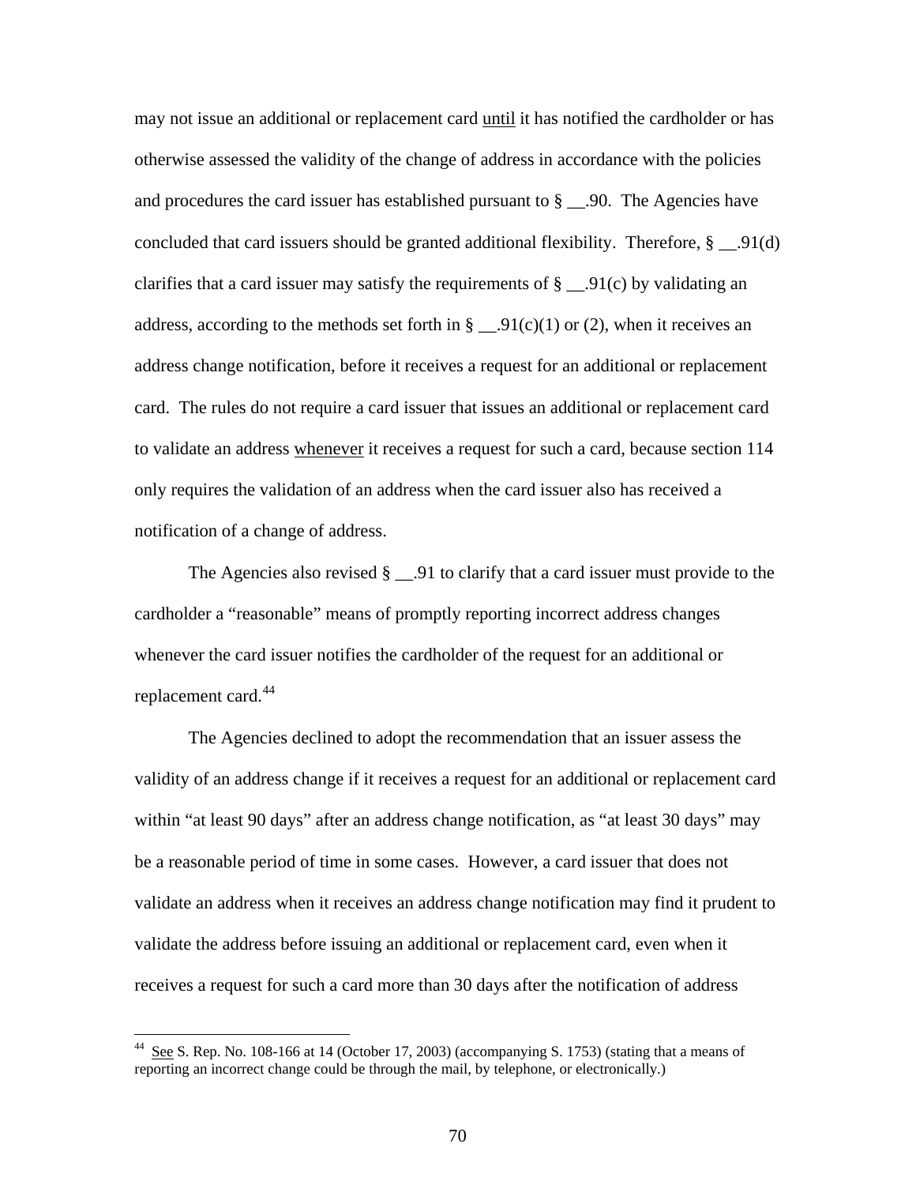may not issue an additional or replacement card <u>until</u> it has notified the cardholder or has otherwise assessed the validity of the change of address in accordance with the policies and procedures the card issuer has established pursuant to § __.90. The Agencies have concluded that card issuers should be granted additional flexibility. Therefore, § __.91(d) clarifies that a card issuer may satisfy the requirements of § __.91(c) by validating an address, according to the methods set forth in § __.91(c)(1) or (2), when it receives an address change notification, before it receives a request for an additional or replacement card. The rules do not require a card issuer that issues an additional or replacement card to validate an address <u>whenever</u> it receives a request for such a card, because section 114 only requires the validation of an address when the card issuer also has received a notification of a change of address.

The Agencies also revised § __.91 to clarify that a card issuer must provide to the cardholder a "reasonable" means of promptly reporting incorrect address changes whenever the card issuer notifies the cardholder of the request for an additional or replacement card.[44]

The Agencies declined to adopt the recommendation that an issuer assess the validity of an address change if it receives a request for an additional or replacement card within "at least 90 days" after an address change notification, as "at least 30 days" may be a reasonable period of time in some cases. However, a card issuer that does not validate an address when it receives an address change notification may find it prudent to validate the address before issuing an additional or replacement card, even when it receives a request for such a card more than 30 days after the notification of address

---

[44] <u>See</u> S. Rep. No. 108-166 at 14 (October 17, 2003) (accompanying S. 1753) (stating that a means of reporting an incorrect change could be through the mail, by telephone, or electronically.)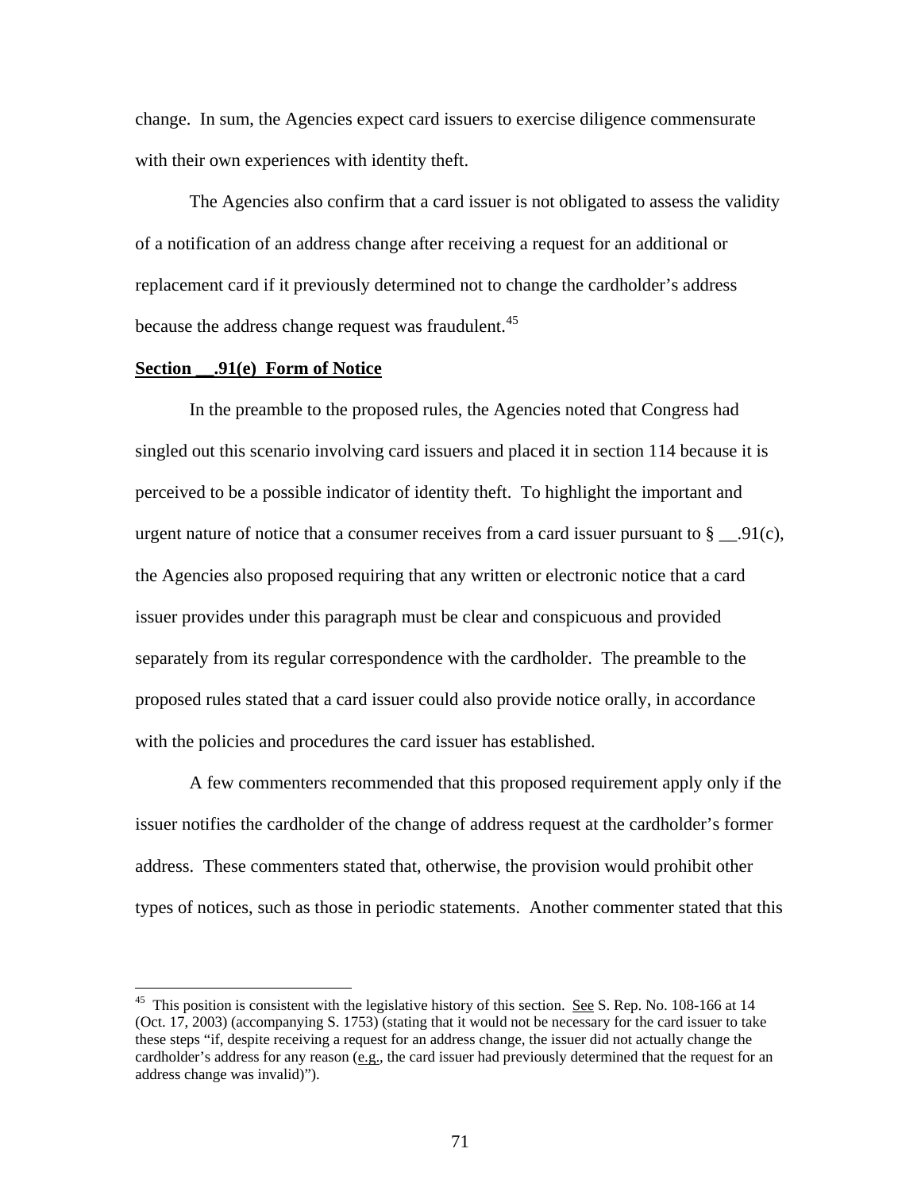change. In sum, the Agencies expect card issuers to exercise diligence commensurate with their own experiences with identity theft.

The Agencies also confirm that a card issuer is not obligated to assess the validity of a notification of an address change after receiving a request for an additional or replacement card if it previously determined not to change the cardholder's address because the address change request was fraudulent.[45]

**Section __.91(e) Form of Notice**

In the preamble to the proposed rules, the Agencies noted that Congress had singled out this scenario involving card issuers and placed it in section 114 because it is perceived to be a possible indicator of identity theft. To highlight the important and urgent nature of notice that a consumer receives from a card issuer pursuant to § __.91(c), the Agencies also proposed requiring that any written or electronic notice that a card issuer provides under this paragraph must be clear and conspicuous and provided separately from its regular correspondence with the cardholder. The preamble to the proposed rules stated that a card issuer could also provide notice orally, in accordance with the policies and procedures the card issuer has established.

A few commenters recommended that this proposed requirement apply only if the issuer notifies the cardholder of the change of address request at the cardholder's former address. These commenters stated that, otherwise, the provision would prohibit other types of notices, such as those in periodic statements. Another commenter stated that this

---

[45] This position is consistent with the legislative history of this section. See S. Rep. No. 108-166 at 14 (Oct. 17, 2003) (accompanying S. 1753) (stating that it would not be necessary for the card issuer to take these steps "if, despite receiving a request for an address change, the issuer did not actually change the cardholder's address for any reason (e.g., the card issuer had previously determined that the request for an address change was invalid)").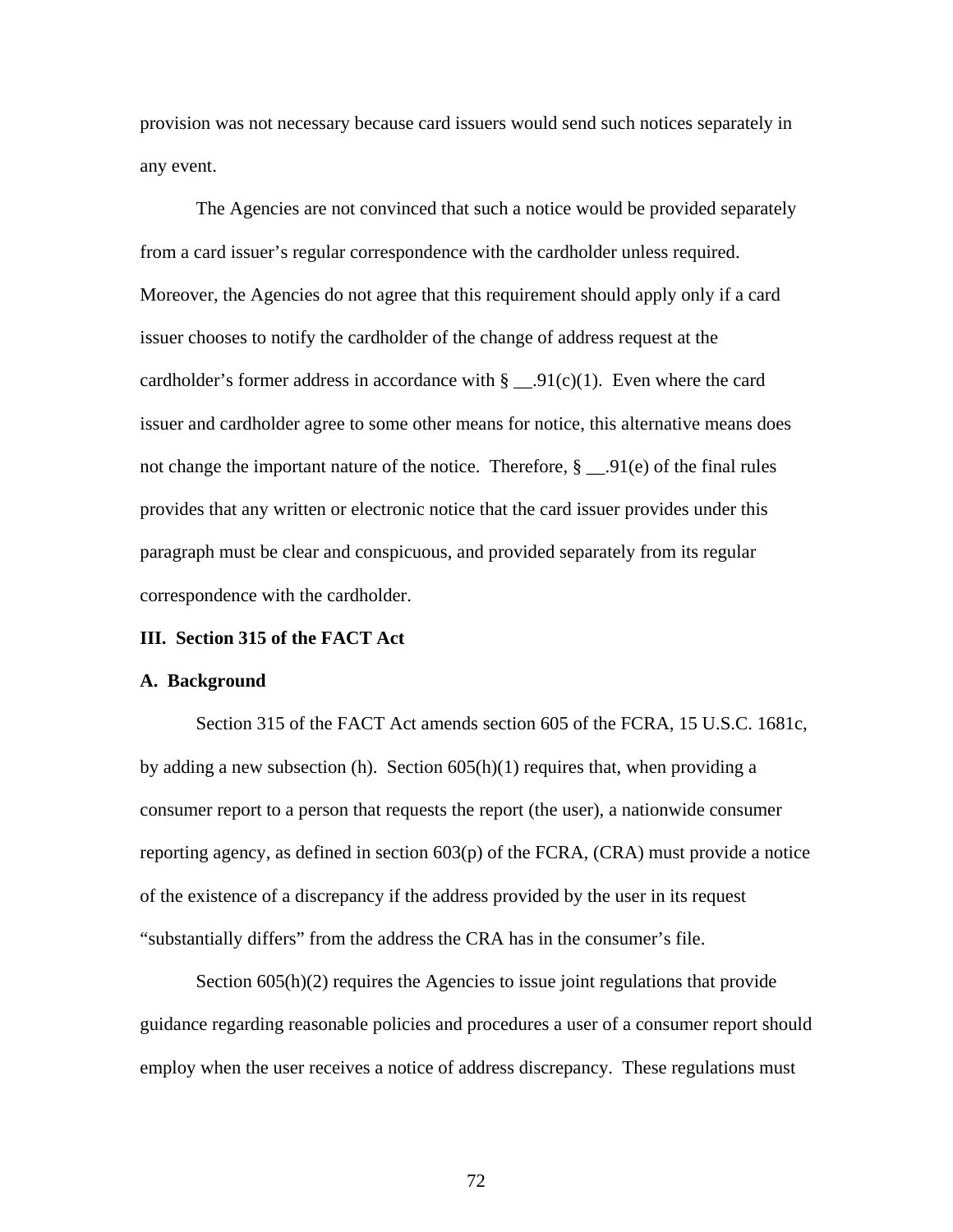provision was not necessary because card issuers would send such notices separately in any event.

The Agencies are not convinced that such a notice would be provided separately from a card issuer's regular correspondence with the cardholder unless required. Moreover, the Agencies do not agree that this requirement should apply only if a card issuer chooses to notify the cardholder of the change of address request at the cardholder's former address in accordance with § __.91(c)(1). Even where the card issuer and cardholder agree to some other means for notice, this alternative means does not change the important nature of the notice. Therefore, § __.91(e) of the final rules provides that any written or electronic notice that the card issuer provides under this paragraph must be clear and conspicuous, and provided separately from its regular correspondence with the cardholder.

## III. Section 315 of the FACT Act

### A. Background

Section 315 of the FACT Act amends section 605 of the FCRA, 15 U.S.C. 1681c, by adding a new subsection (h). Section 605(h)(1) requires that, when providing a consumer report to a person that requests the report (the user), a nationwide consumer reporting agency, as defined in section 603(p) of the FCRA, (CRA) must provide a notice of the existence of a discrepancy if the address provided by the user in its request "substantially differs" from the address the CRA has in the consumer's file.

Section 605(h)(2) requires the Agencies to issue joint regulations that provide guidance regarding reasonable policies and procedures a user of a consumer report should employ when the user receives a notice of address discrepancy. These regulations must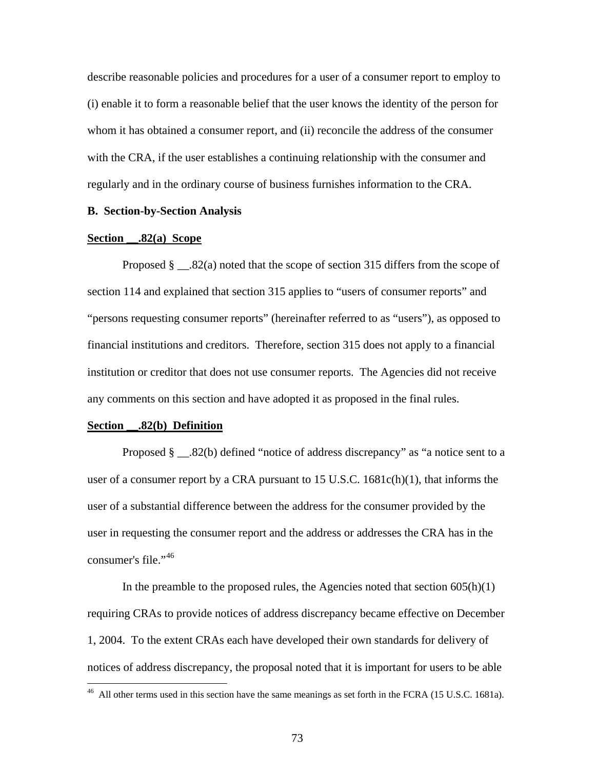describe reasonable policies and procedures for a user of a consumer report to employ to (i) enable it to form a reasonable belief that the user knows the identity of the person for whom it has obtained a consumer report, and (ii) reconcile the address of the consumer with the CRA, if the user establishes a continuing relationship with the consumer and regularly and in the ordinary course of business furnishes information to the CRA.

**B. Section-by-Section Analysis**

**Section __.82(a) Scope**

Proposed § __.82(a) noted that the scope of section 315 differs from the scope of section 114 and explained that section 315 applies to "users of consumer reports" and "persons requesting consumer reports" (hereinafter referred to as "users"), as opposed to financial institutions and creditors. Therefore, section 315 does not apply to a financial institution or creditor that does not use consumer reports. The Agencies did not receive any comments on this section and have adopted it as proposed in the final rules.

**Section __.82(b) Definition**

Proposed § __.82(b) defined "notice of address discrepancy" as "a notice sent to a user of a consumer report by a CRA pursuant to 15 U.S.C. 1681c(h)(1), that informs the user of a substantial difference between the address for the consumer provided by the user in requesting the consumer report and the address or addresses the CRA has in the consumer's file."[46]

In the preamble to the proposed rules, the Agencies noted that section 605(h)(1) requiring CRAs to provide notices of address discrepancy became effective on December 1, 2004. To the extent CRAs each have developed their own standards for delivery of notices of address discrepancy, the proposal noted that it is important for users to be able

[46] All other terms used in this section have the same meanings as set forth in the FCRA (15 U.S.C. 1681a).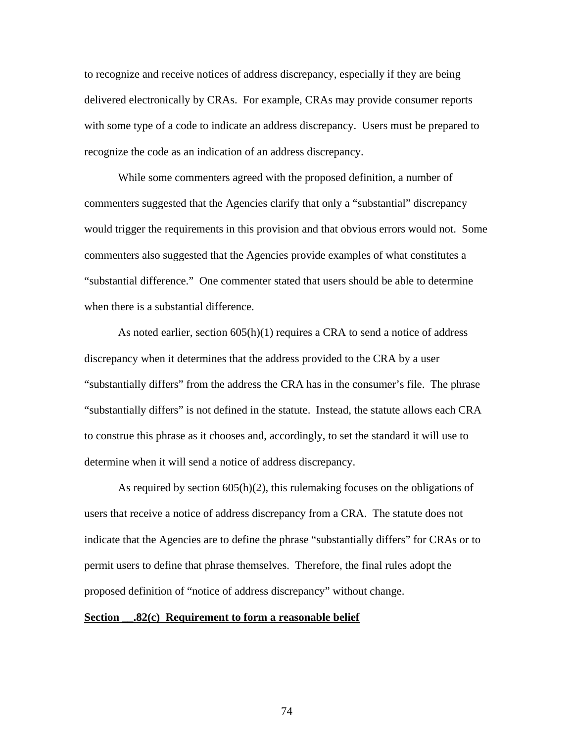to recognize and receive notices of address discrepancy, especially if they are being delivered electronically by CRAs. For example, CRAs may provide consumer reports with some type of a code to indicate an address discrepancy. Users must be prepared to recognize the code as an indication of an address discrepancy.

While some commenters agreed with the proposed definition, a number of commenters suggested that the Agencies clarify that only a "substantial" discrepancy would trigger the requirements in this provision and that obvious errors would not. Some commenters also suggested that the Agencies provide examples of what constitutes a "substantial difference." One commenter stated that users should be able to determine when there is a substantial difference.

As noted earlier, section 605(h)(1) requires a CRA to send a notice of address discrepancy when it determines that the address provided to the CRA by a user "substantially differs" from the address the CRA has in the consumer's file. The phrase "substantially differs" is not defined in the statute. Instead, the statute allows each CRA to construe this phrase as it chooses and, accordingly, to set the standard it will use to determine when it will send a notice of address discrepancy.

As required by section 605(h)(2), this rulemaking focuses on the obligations of users that receive a notice of address discrepancy from a CRA. The statute does not indicate that the Agencies are to define the phrase "substantially differs" for CRAs or to permit users to define that phrase themselves. Therefore, the final rules adopt the proposed definition of "notice of address discrepancy" without change.

**Section __.82(c) Requirement to form a reasonable belief**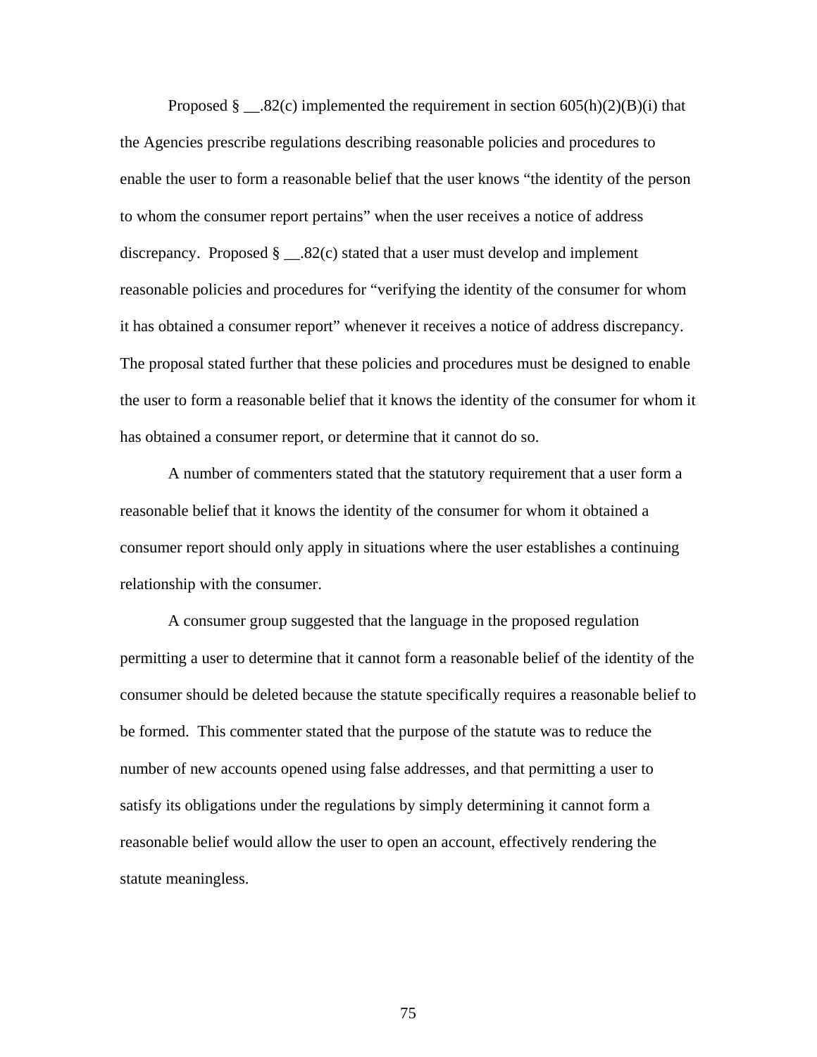Proposed § __.82(c) implemented the requirement in section 605(h)(2)(B)(i) that the Agencies prescribe regulations describing reasonable policies and procedures to enable the user to form a reasonable belief that the user knows "the identity of the person to whom the consumer report pertains" when the user receives a notice of address discrepancy. Proposed § __.82(c) stated that a user must develop and implement reasonable policies and procedures for "verifying the identity of the consumer for whom it has obtained a consumer report" whenever it receives a notice of address discrepancy. The proposal stated further that these policies and procedures must be designed to enable the user to form a reasonable belief that it knows the identity of the consumer for whom it has obtained a consumer report, or determine that it cannot do so.

A number of commenters stated that the statutory requirement that a user form a reasonable belief that it knows the identity of the consumer for whom it obtained a consumer report should only apply in situations where the user establishes a continuing relationship with the consumer.

A consumer group suggested that the language in the proposed regulation permitting a user to determine that it cannot form a reasonable belief of the identity of the consumer should be deleted because the statute specifically requires a reasonable belief to be formed. This commenter stated that the purpose of the statute was to reduce the number of new accounts opened using false addresses, and that permitting a user to satisfy its obligations under the regulations by simply determining it cannot form a reasonable belief would allow the user to open an account, effectively rendering the statute meaningless.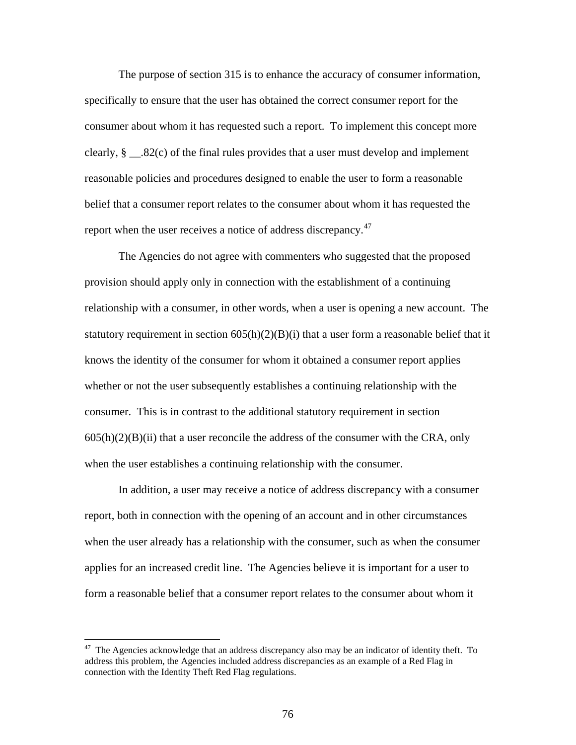The purpose of section 315 is to enhance the accuracy of consumer information, specifically to ensure that the user has obtained the correct consumer report for the consumer about whom it has requested such a report. To implement this concept more clearly, § __.82(c) of the final rules provides that a user must develop and implement reasonable policies and procedures designed to enable the user to form a reasonable belief that a consumer report relates to the consumer about whom it has requested the report when the user receives a notice of address discrepancy.[47]

The Agencies do not agree with commenters who suggested that the proposed provision should apply only in connection with the establishment of a continuing relationship with a consumer, in other words, when a user is opening a new account. The statutory requirement in section 605(h)(2)(B)(i) that a user form a reasonable belief that it knows the identity of the consumer for whom it obtained a consumer report applies whether or not the user subsequently establishes a continuing relationship with the consumer. This is in contrast to the additional statutory requirement in section 605(h)(2)(B)(ii) that a user reconcile the address of the consumer with the CRA, only when the user establishes a continuing relationship with the consumer.

In addition, a user may receive a notice of address discrepancy with a consumer report, both in connection with the opening of an account and in other circumstances when the user already has a relationship with the consumer, such as when the consumer applies for an increased credit line. The Agencies believe it is important for a user to form a reasonable belief that a consumer report relates to the consumer about whom it

---

[47] The Agencies acknowledge that an address discrepancy also may be an indicator of identity theft. To address this problem, the Agencies included address discrepancies as an example of a Red Flag in connection with the Identity Theft Red Flag regulations.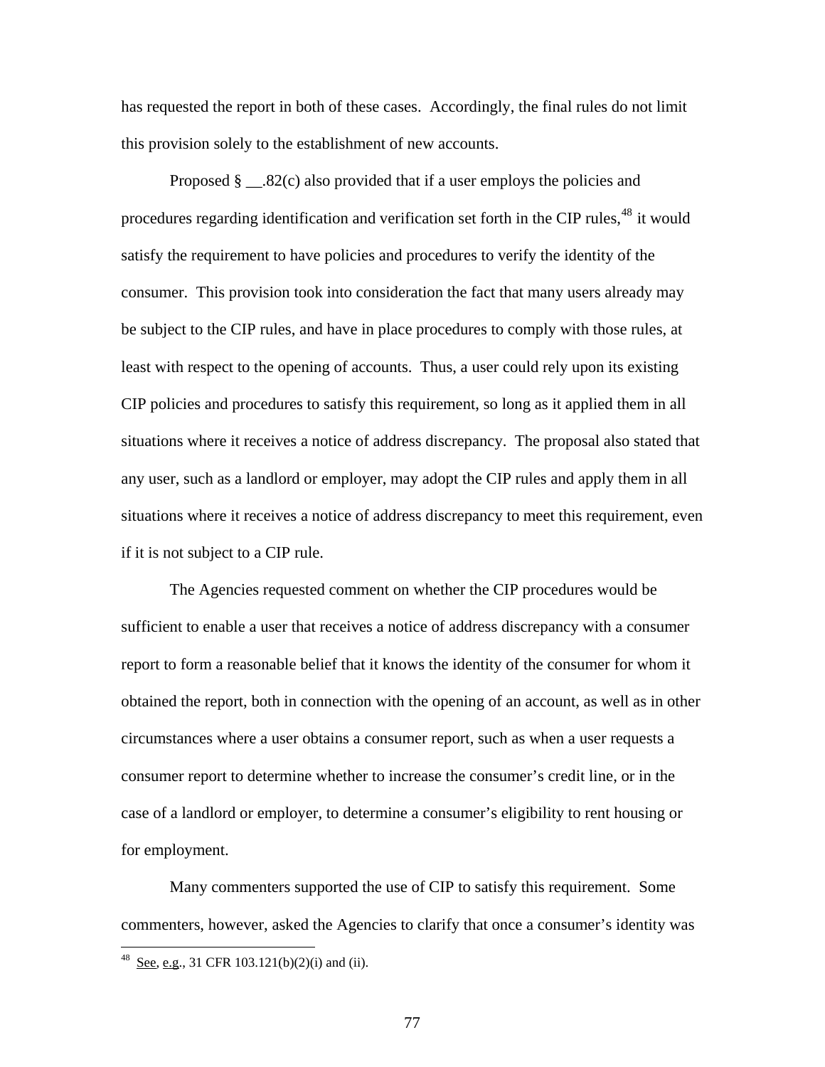has requested the report in both of these cases. Accordingly, the final rules do not limit this provision solely to the establishment of new accounts.

Proposed § __.82(c) also provided that if a user employs the policies and procedures regarding identification and verification set forth in the CIP rules,[48] it would satisfy the requirement to have policies and procedures to verify the identity of the consumer. This provision took into consideration the fact that many users already may be subject to the CIP rules, and have in place procedures to comply with those rules, at least with respect to the opening of accounts. Thus, a user could rely upon its existing CIP policies and procedures to satisfy this requirement, so long as it applied them in all situations where it receives a notice of address discrepancy. The proposal also stated that any user, such as a landlord or employer, may adopt the CIP rules and apply them in all situations where it receives a notice of address discrepancy to meet this requirement, even if it is not subject to a CIP rule.

The Agencies requested comment on whether the CIP procedures would be sufficient to enable a user that receives a notice of address discrepancy with a consumer report to form a reasonable belief that it knows the identity of the consumer for whom it obtained the report, both in connection with the opening of an account, as well as in other circumstances where a user obtains a consumer report, such as when a user requests a consumer report to determine whether to increase the consumer's credit line, or in the case of a landlord or employer, to determine a consumer's eligibility to rent housing or for employment.

Many commenters supported the use of CIP to satisfy this requirement. Some commenters, however, asked the Agencies to clarify that once a consumer's identity was

---

[48] See, e.g., 31 CFR 103.121(b)(2)(i) and (ii).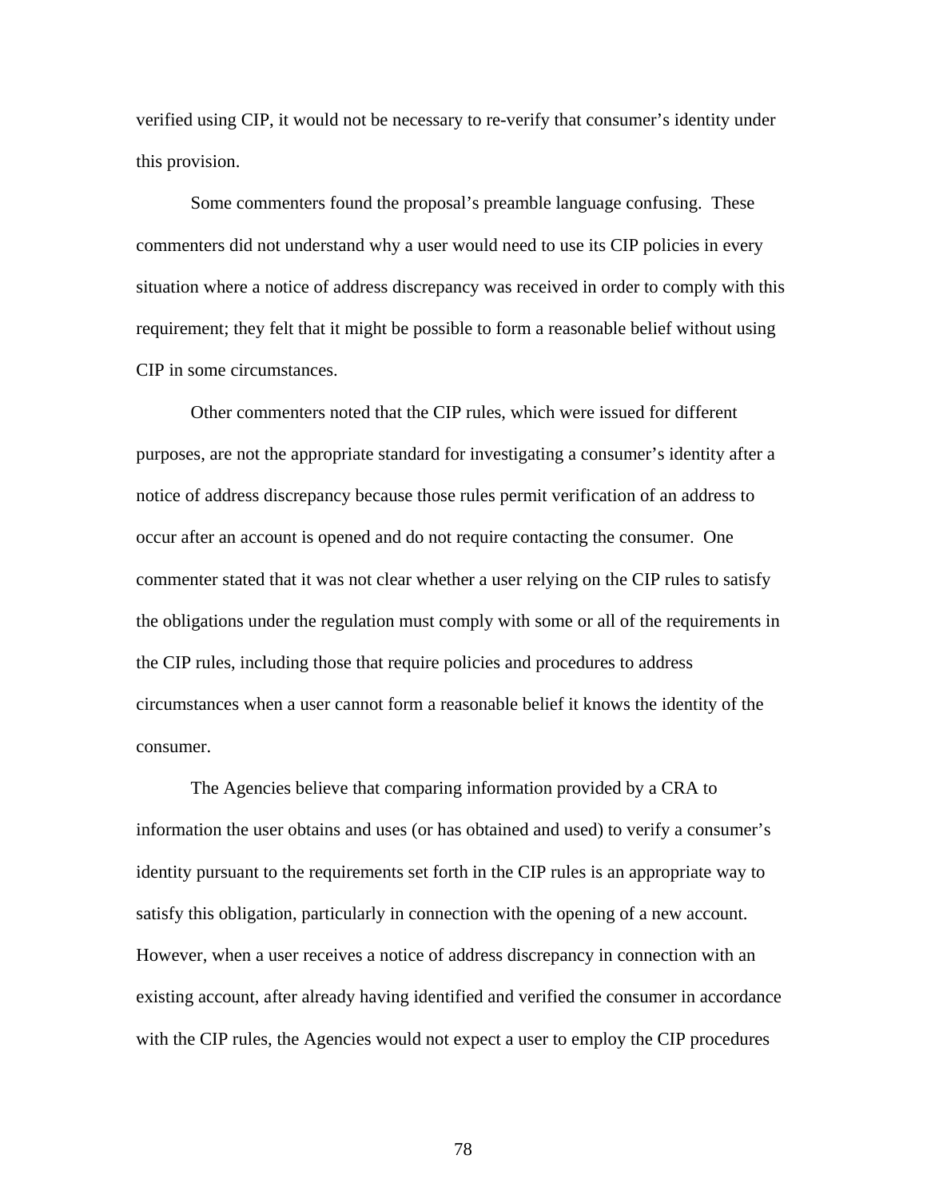verified using CIP, it would not be necessary to re-verify that consumer's identity under this provision.

Some commenters found the proposal's preamble language confusing. These commenters did not understand why a user would need to use its CIP policies in every situation where a notice of address discrepancy was received in order to comply with this requirement; they felt that it might be possible to form a reasonable belief without using CIP in some circumstances.

Other commenters noted that the CIP rules, which were issued for different purposes, are not the appropriate standard for investigating a consumer's identity after a notice of address discrepancy because those rules permit verification of an address to occur after an account is opened and do not require contacting the consumer. One commenter stated that it was not clear whether a user relying on the CIP rules to satisfy the obligations under the regulation must comply with some or all of the requirements in the CIP rules, including those that require policies and procedures to address circumstances when a user cannot form a reasonable belief it knows the identity of the consumer.

The Agencies believe that comparing information provided by a CRA to information the user obtains and uses (or has obtained and used) to verify a consumer's identity pursuant to the requirements set forth in the CIP rules is an appropriate way to satisfy this obligation, particularly in connection with the opening of a new account. However, when a user receives a notice of address discrepancy in connection with an existing account, after already having identified and verified the consumer in accordance with the CIP rules, the Agencies would not expect a user to employ the CIP procedures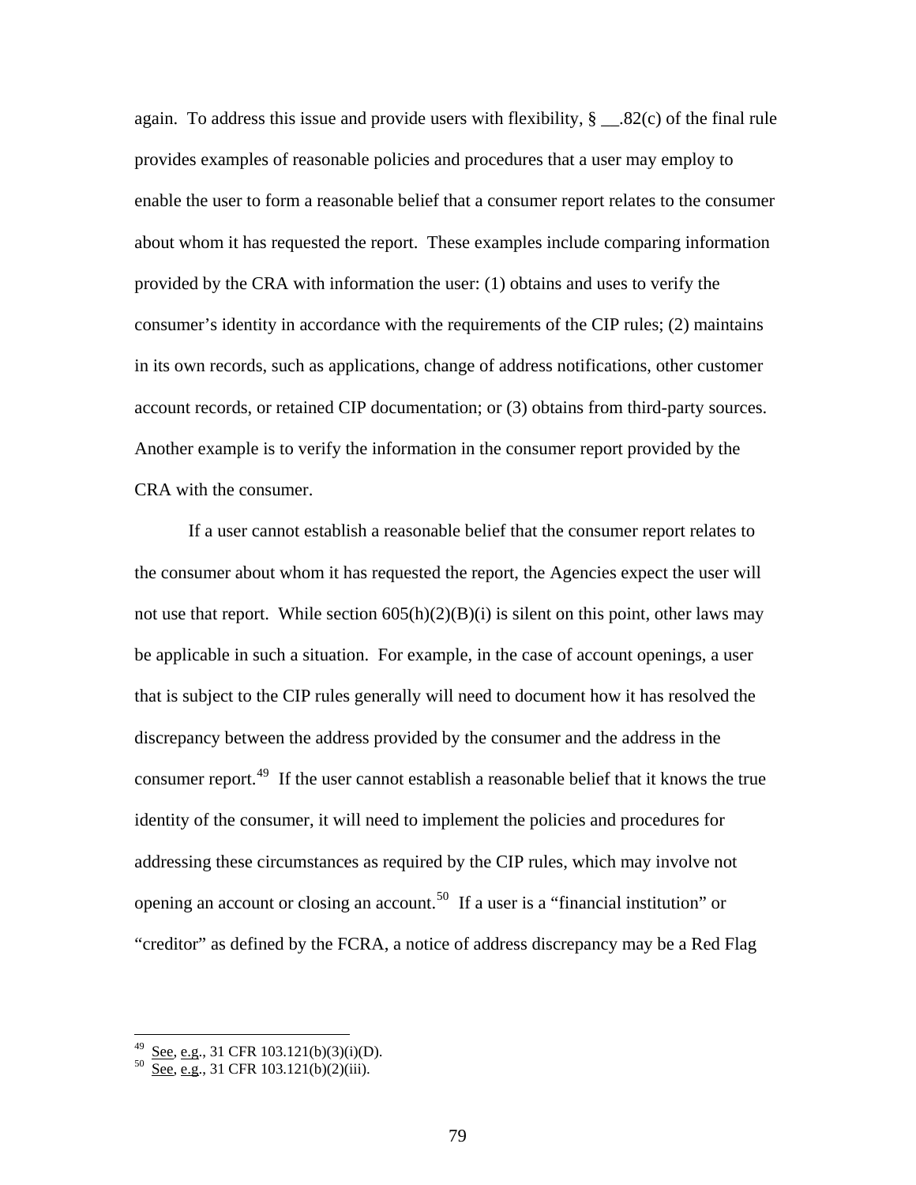again. To address this issue and provide users with flexibility, § __.82(c) of the final rule provides examples of reasonable policies and procedures that a user may employ to enable the user to form a reasonable belief that a consumer report relates to the consumer about whom it has requested the report. These examples include comparing information provided by the CRA with information the user: (1) obtains and uses to verify the consumer's identity in accordance with the requirements of the CIP rules; (2) maintains in its own records, such as applications, change of address notifications, other customer account records, or retained CIP documentation; or (3) obtains from third-party sources. Another example is to verify the information in the consumer report provided by the CRA with the consumer.

If a user cannot establish a reasonable belief that the consumer report relates to the consumer about whom it has requested the report, the Agencies expect the user will not use that report. While section 605(h)(2)(B)(i) is silent on this point, other laws may be applicable in such a situation. For example, in the case of account openings, a user that is subject to the CIP rules generally will need to document how it has resolved the discrepancy between the address provided by the consumer and the address in the consumer report.[49] If the user cannot establish a reasonable belief that it knows the true identity of the consumer, it will need to implement the policies and procedures for addressing these circumstances as required by the CIP rules, which may involve not opening an account or closing an account.[50] If a user is a "financial institution" or "creditor" as defined by the FCRA, a notice of address discrepancy may be a Red Flag

---

[49] See, e.g., 31 CFR 103.121(b)(3)(i)(D).

[50] See, e.g., 31 CFR 103.121(b)(2)(iii).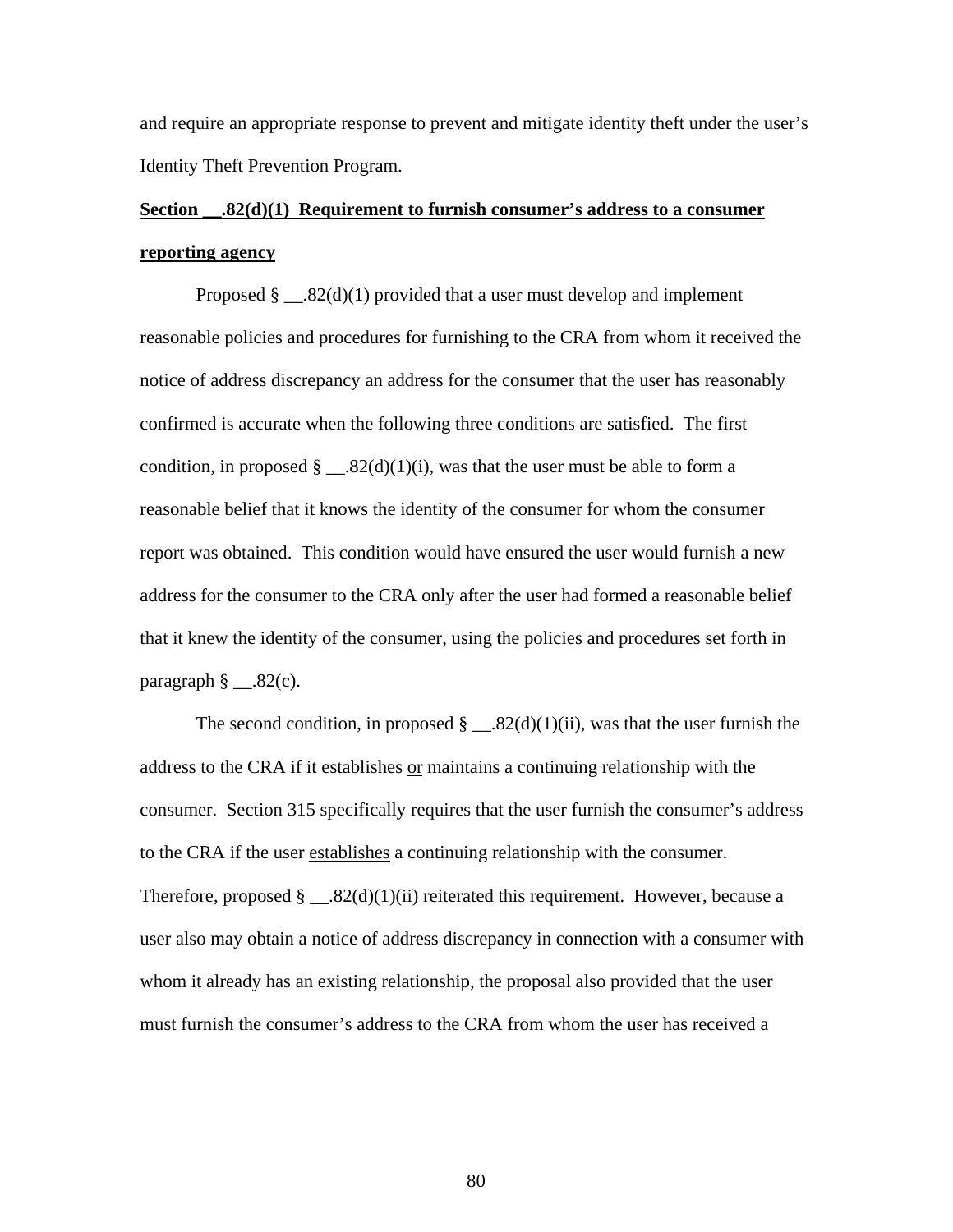and require an appropriate response to prevent and mitigate identity theft under the user's Identity Theft Prevention Program.

**Section __.82(d)(1) Requirement to furnish consumer's address to a consumer reporting agency**

Proposed § __.82(d)(1) provided that a user must develop and implement reasonable policies and procedures for furnishing to the CRA from whom it received the notice of address discrepancy an address for the consumer that the user has reasonably confirmed is accurate when the following three conditions are satisfied. The first condition, in proposed § __.82(d)(1)(i), was that the user must be able to form a reasonable belief that it knows the identity of the consumer for whom the consumer report was obtained. This condition would have ensured the user would furnish a new address for the consumer to the CRA only after the user had formed a reasonable belief that it knew the identity of the consumer, using the policies and procedures set forth in paragraph § __.82(c).

The second condition, in proposed § __.82(d)(1)(ii), was that the user furnish the address to the CRA if it establishes or maintains a continuing relationship with the consumer. Section 315 specifically requires that the user furnish the consumer's address to the CRA if the user establishes a continuing relationship with the consumer. Therefore, proposed § __.82(d)(1)(ii) reiterated this requirement. However, because a user also may obtain a notice of address discrepancy in connection with a consumer with whom it already has an existing relationship, the proposal also provided that the user must furnish the consumer's address to the CRA from whom the user has received a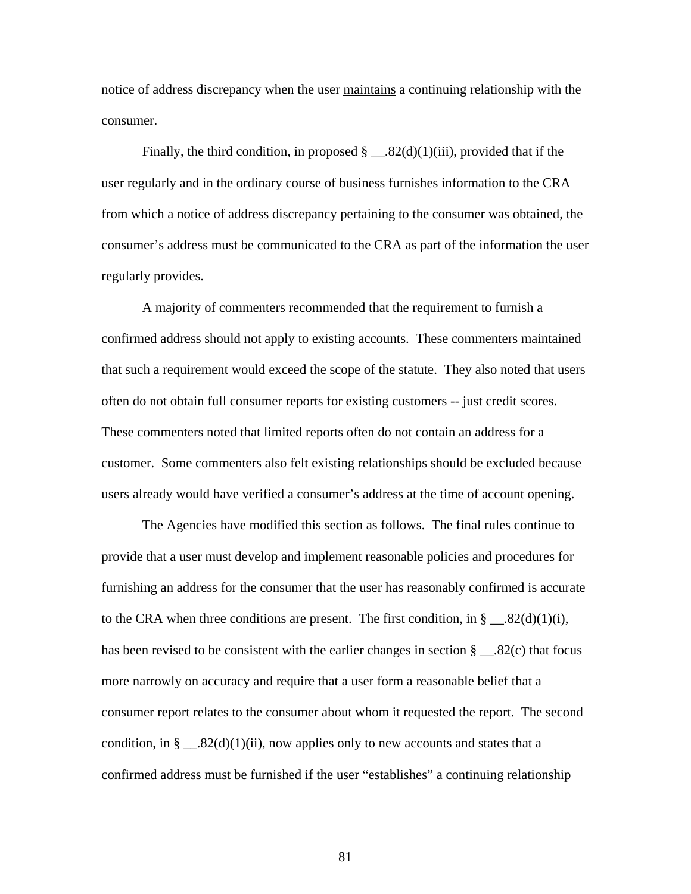notice of address discrepancy when the user <u>maintains</u> a continuing relationship with the consumer.

Finally, the third condition, in proposed § __.82(d)(1)(iii), provided that if the user regularly and in the ordinary course of business furnishes information to the CRA from which a notice of address discrepancy pertaining to the consumer was obtained, the consumer's address must be communicated to the CRA as part of the information the user regularly provides.

A majority of commenters recommended that the requirement to furnish a confirmed address should not apply to existing accounts. These commenters maintained that such a requirement would exceed the scope of the statute. They also noted that users often do not obtain full consumer reports for existing customers -- just credit scores. These commenters noted that limited reports often do not contain an address for a customer. Some commenters also felt existing relationships should be excluded because users already would have verified a consumer's address at the time of account opening.

The Agencies have modified this section as follows. The final rules continue to provide that a user must develop and implement reasonable policies and procedures for furnishing an address for the consumer that the user has reasonably confirmed is accurate to the CRA when three conditions are present. The first condition, in § __.82(d)(1)(i), has been revised to be consistent with the earlier changes in section § __.82(c) that focus more narrowly on accuracy and require that a user form a reasonable belief that a consumer report relates to the consumer about whom it requested the report. The second condition, in § __.82(d)(1)(ii), now applies only to new accounts and states that a confirmed address must be furnished if the user "establishes" a continuing relationship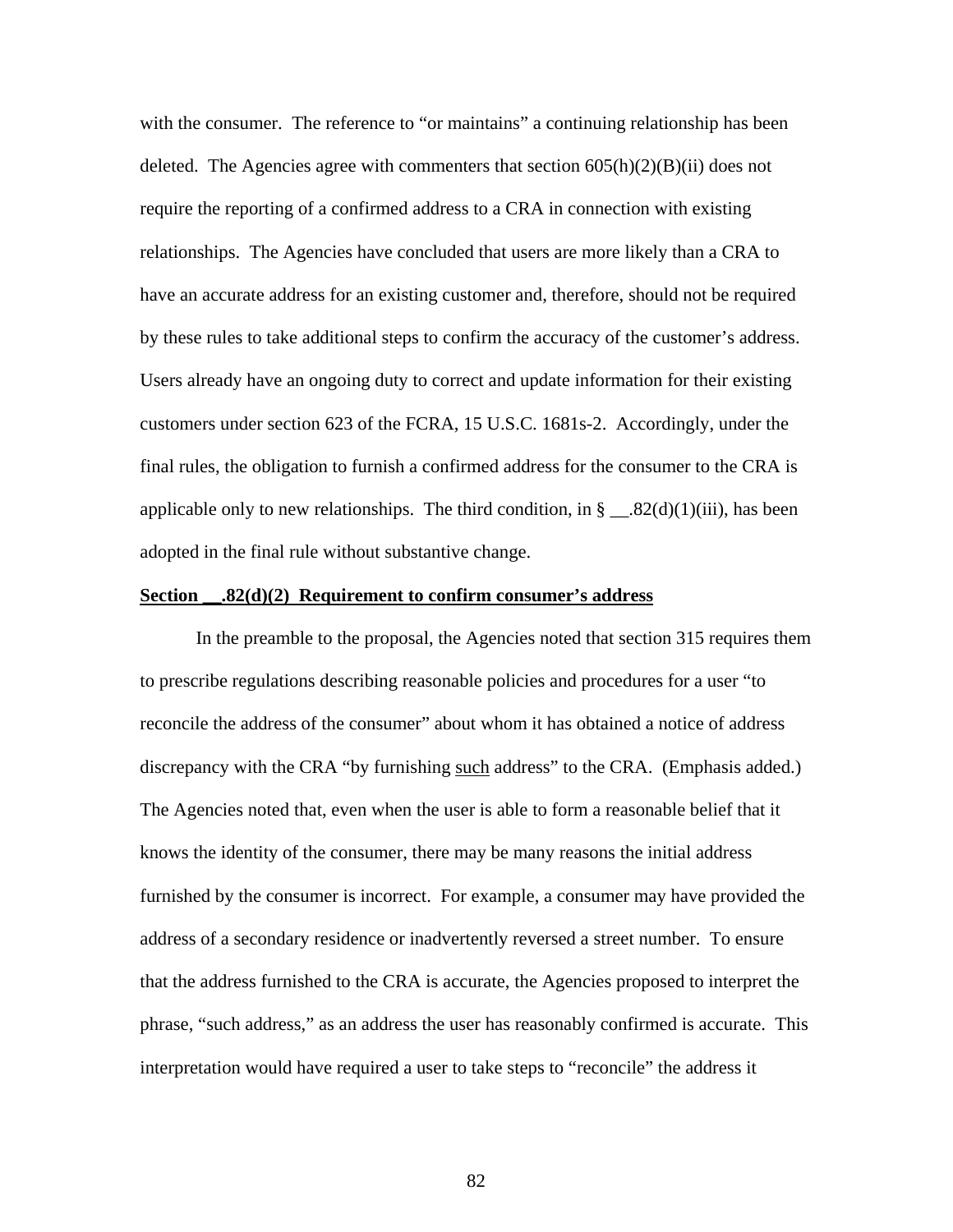with the consumer. The reference to "or maintains" a continuing relationship has been deleted. The Agencies agree with commenters that section 605(h)(2)(B)(ii) does not require the reporting of a confirmed address to a CRA in connection with existing relationships. The Agencies have concluded that users are more likely than a CRA to have an accurate address for an existing customer and, therefore, should not be required by these rules to take additional steps to confirm the accuracy of the customer's address. Users already have an ongoing duty to correct and update information for their existing customers under section 623 of the FCRA, 15 U.S.C. 1681s-2. Accordingly, under the final rules, the obligation to furnish a confirmed address for the consumer to the CRA is applicable only to new relationships. The third condition, in § __.82(d)(1)(iii), has been adopted in the final rule without substantive change.

**Section __.82(d)(2) Requirement to confirm consumer's address**

In the preamble to the proposal, the Agencies noted that section 315 requires them to prescribe regulations describing reasonable policies and procedures for a user "to reconcile the address of the consumer" about whom it has obtained a notice of address discrepancy with the CRA "by furnishing <u>such</u> address" to the CRA. (Emphasis added.) The Agencies noted that, even when the user is able to form a reasonable belief that it knows the identity of the consumer, there may be many reasons the initial address furnished by the consumer is incorrect. For example, a consumer may have provided the address of a secondary residence or inadvertently reversed a street number. To ensure that the address furnished to the CRA is accurate, the Agencies proposed to interpret the phrase, "such address," as an address the user has reasonably confirmed is accurate. This interpretation would have required a user to take steps to "reconcile" the address it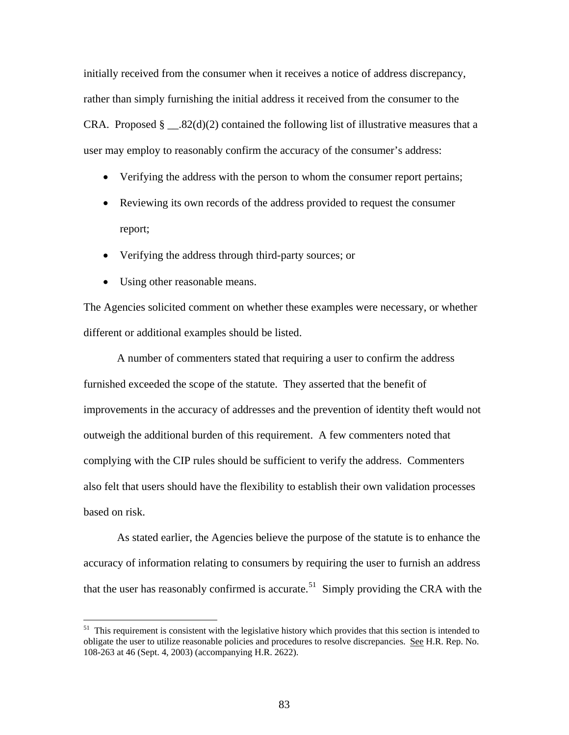initially received from the consumer when it receives a notice of address discrepancy, rather than simply furnishing the initial address it received from the consumer to the CRA. Proposed § __.82(d)(2) contained the following list of illustrative measures that a user may employ to reasonably confirm the accuracy of the consumer's address:

- Verifying the address with the person to whom the consumer report pertains;
- Reviewing its own records of the address provided to request the consumer report;
- Verifying the address through third-party sources; or
- Using other reasonable means.

The Agencies solicited comment on whether these examples were necessary, or whether different or additional examples should be listed.

A number of commenters stated that requiring a user to confirm the address furnished exceeded the scope of the statute. They asserted that the benefit of improvements in the accuracy of addresses and the prevention of identity theft would not outweigh the additional burden of this requirement. A few commenters noted that complying with the CIP rules should be sufficient to verify the address. Commenters also felt that users should have the flexibility to establish their own validation processes based on risk.

As stated earlier, the Agencies believe the purpose of the statute is to enhance the accuracy of information relating to consumers by requiring the user to furnish an address that the user has reasonably confirmed is accurate.[51] Simply providing the CRA with the

---

[51] This requirement is consistent with the legislative history which provides that this section is intended to obligate the user to utilize reasonable policies and procedures to resolve discrepancies. See H.R. Rep. No. 108-263 at 46 (Sept. 4, 2003) (accompanying H.R. 2622).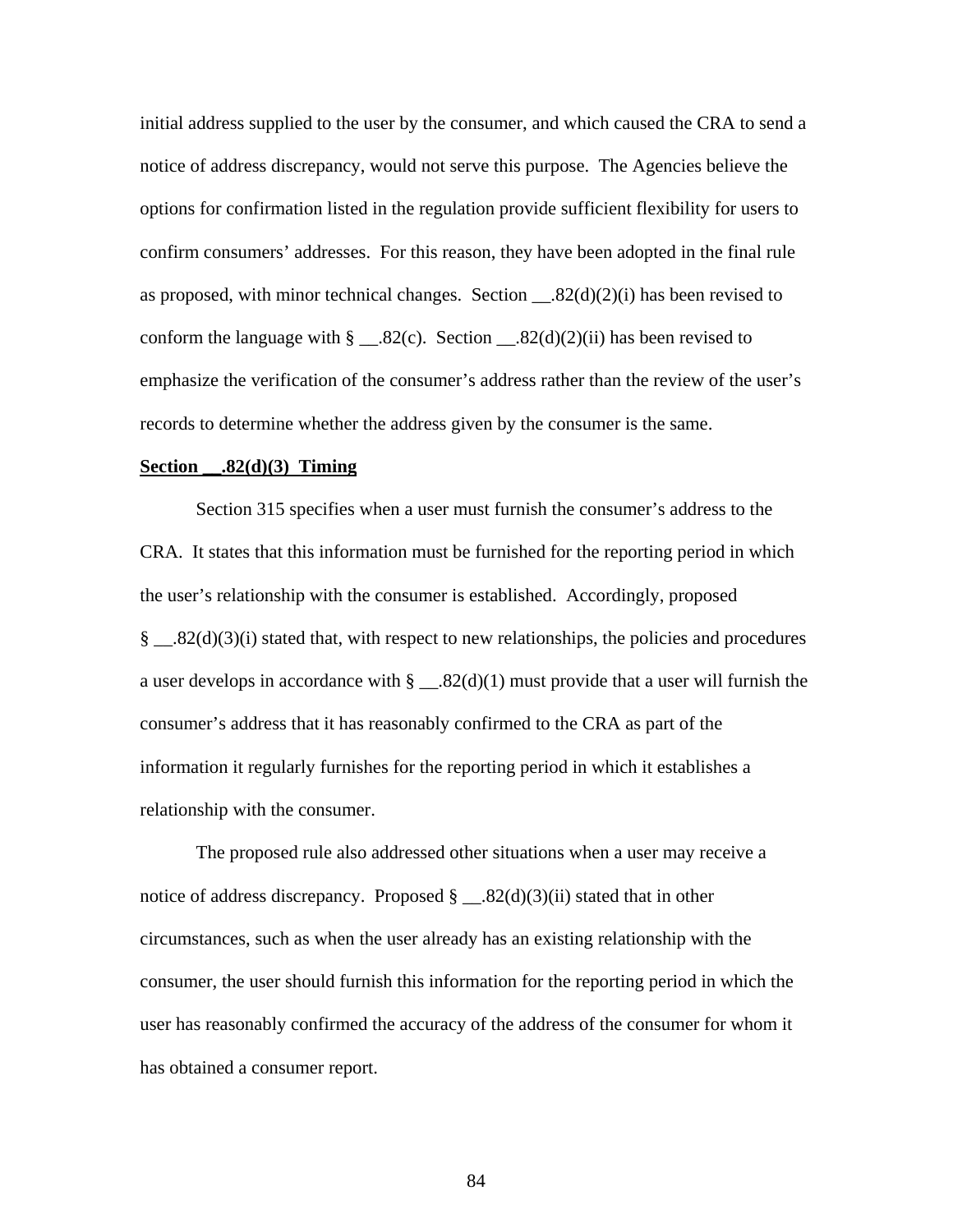initial address supplied to the user by the consumer, and which caused the CRA to send a notice of address discrepancy, would not serve this purpose. The Agencies believe the options for confirmation listed in the regulation provide sufficient flexibility for users to confirm consumers' addresses. For this reason, they have been adopted in the final rule as proposed, with minor technical changes. Section __.82(d)(2)(i) has been revised to conform the language with § __.82(c). Section __.82(d)(2)(ii) has been revised to emphasize the verification of the consumer's address rather than the review of the user's records to determine whether the address given by the consumer is the same.

**Section __.82(d)(3) Timing**

Section 315 specifies when a user must furnish the consumer's address to the CRA. It states that this information must be furnished for the reporting period in which the user's relationship with the consumer is established. Accordingly, proposed § __.82(d)(3)(i) stated that, with respect to new relationships, the policies and procedures a user develops in accordance with § __.82(d)(1) must provide that a user will furnish the consumer's address that it has reasonably confirmed to the CRA as part of the information it regularly furnishes for the reporting period in which it establishes a relationship with the consumer.

The proposed rule also addressed other situations when a user may receive a notice of address discrepancy. Proposed § __.82(d)(3)(ii) stated that in other circumstances, such as when the user already has an existing relationship with the consumer, the user should furnish this information for the reporting period in which the user has reasonably confirmed the accuracy of the address of the consumer for whom it has obtained a consumer report.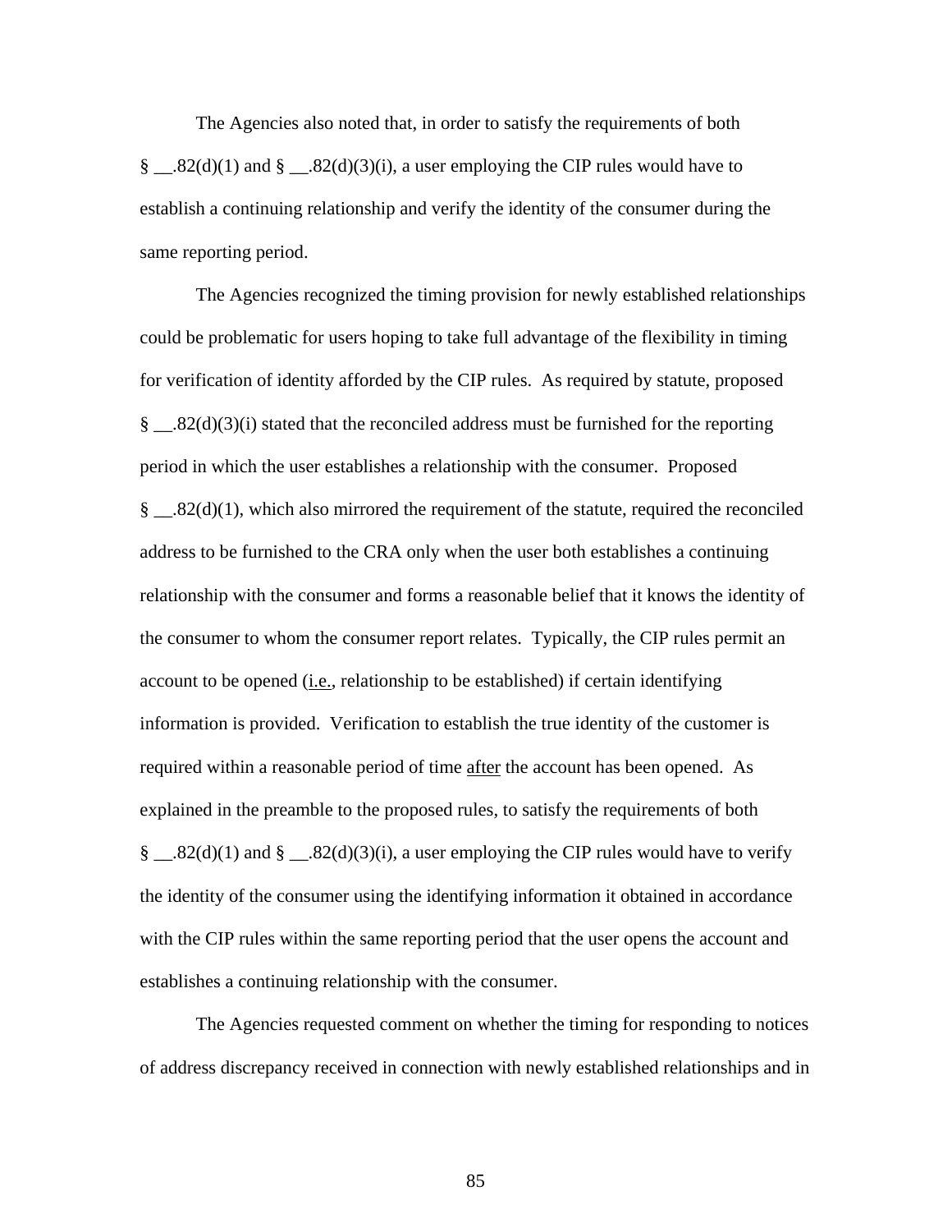The Agencies also noted that, in order to satisfy the requirements of both § __.82(d)(1) and § __.82(d)(3)(i), a user employing the CIP rules would have to establish a continuing relationship and verify the identity of the consumer during the same reporting period.

The Agencies recognized the timing provision for newly established relationships could be problematic for users hoping to take full advantage of the flexibility in timing for verification of identity afforded by the CIP rules. As required by statute, proposed § __.82(d)(3)(i) stated that the reconciled address must be furnished for the reporting period in which the user establishes a relationship with the consumer. Proposed § __.82(d)(1), which also mirrored the requirement of the statute, required the reconciled address to be furnished to the CRA only when the user both establishes a continuing relationship with the consumer and forms a reasonable belief that it knows the identity of the consumer to whom the consumer report relates. Typically, the CIP rules permit an account to be opened (i.e., relationship to be established) if certain identifying information is provided. Verification to establish the true identity of the customer is required within a reasonable period of time after the account has been opened. As explained in the preamble to the proposed rules, to satisfy the requirements of both § __.82(d)(1) and § __.82(d)(3)(i), a user employing the CIP rules would have to verify the identity of the consumer using the identifying information it obtained in accordance with the CIP rules within the same reporting period that the user opens the account and establishes a continuing relationship with the consumer.

The Agencies requested comment on whether the timing for responding to notices of address discrepancy received in connection with newly established relationships and in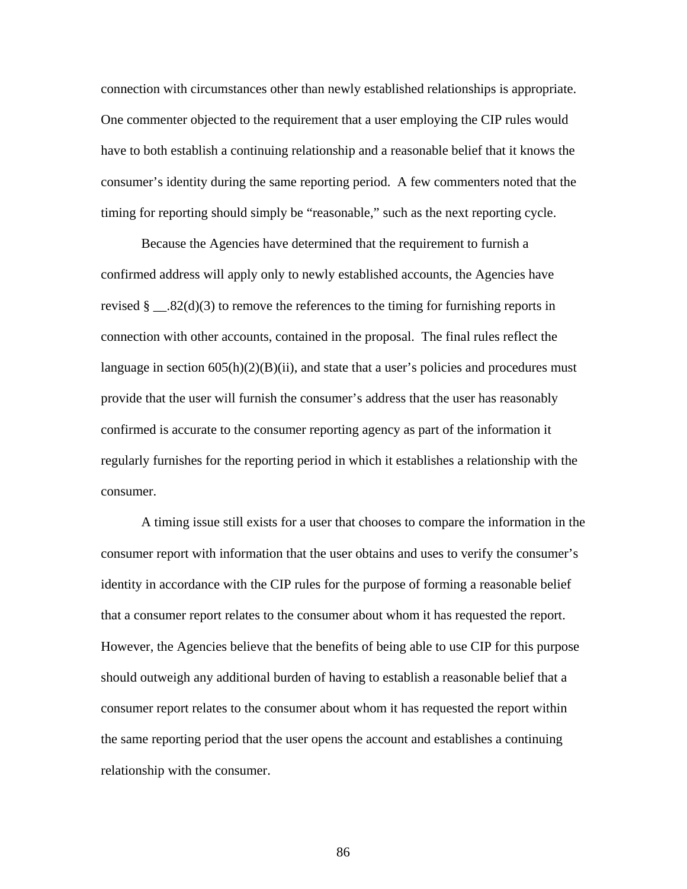connection with circumstances other than newly established relationships is appropriate. One commenter objected to the requirement that a user employing the CIP rules would have to both establish a continuing relationship and a reasonable belief that it knows the consumer's identity during the same reporting period. A few commenters noted that the timing for reporting should simply be "reasonable," such as the next reporting cycle.

Because the Agencies have determined that the requirement to furnish a confirmed address will apply only to newly established accounts, the Agencies have revised § __.82(d)(3) to remove the references to the timing for furnishing reports in connection with other accounts, contained in the proposal. The final rules reflect the language in section 605(h)(2)(B)(ii), and state that a user's policies and procedures must provide that the user will furnish the consumer's address that the user has reasonably confirmed is accurate to the consumer reporting agency as part of the information it regularly furnishes for the reporting period in which it establishes a relationship with the consumer.

A timing issue still exists for a user that chooses to compare the information in the consumer report with information that the user obtains and uses to verify the consumer's identity in accordance with the CIP rules for the purpose of forming a reasonable belief that a consumer report relates to the consumer about whom it has requested the report. However, the Agencies believe that the benefits of being able to use CIP for this purpose should outweigh any additional burden of having to establish a reasonable belief that a consumer report relates to the consumer about whom it has requested the report within the same reporting period that the user opens the account and establishes a continuing relationship with the consumer.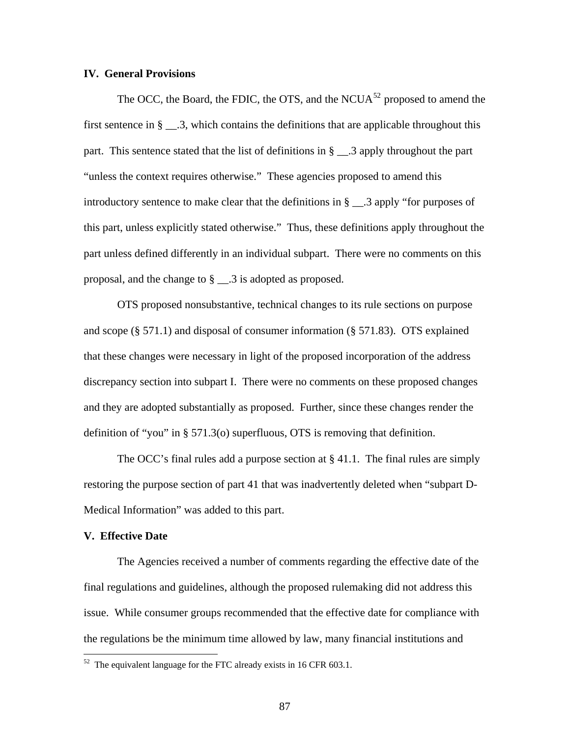**IV. General Provisions**

The OCC, the Board, the FDIC, the OTS, and the NCUA[52] proposed to amend the first sentence in § __.3, which contains the definitions that are applicable throughout this part. This sentence stated that the list of definitions in § __.3 apply throughout the part "unless the context requires otherwise." These agencies proposed to amend this introductory sentence to make clear that the definitions in § __.3 apply "for purposes of this part, unless explicitly stated otherwise." Thus, these definitions apply throughout the part unless defined differently in an individual subpart. There were no comments on this proposal, and the change to § __.3 is adopted as proposed.

OTS proposed nonsubstantive, technical changes to its rule sections on purpose and scope (§ 571.1) and disposal of consumer information (§ 571.83). OTS explained that these changes were necessary in light of the proposed incorporation of the address discrepancy section into subpart I. There were no comments on these proposed changes and they are adopted substantially as proposed. Further, since these changes render the definition of "you" in § 571.3(o) superfluous, OTS is removing that definition.

The OCC's final rules add a purpose section at § 41.1. The final rules are simply restoring the purpose section of part 41 that was inadvertently deleted when "subpart D-Medical Information" was added to this part.

**V. Effective Date**

The Agencies received a number of comments regarding the effective date of the final regulations and guidelines, although the proposed rulemaking did not address this issue. While consumer groups recommended that the effective date for compliance with the regulations be the minimum time allowed by law, many financial institutions and

[52] The equivalent language for the FTC already exists in 16 CFR 603.1.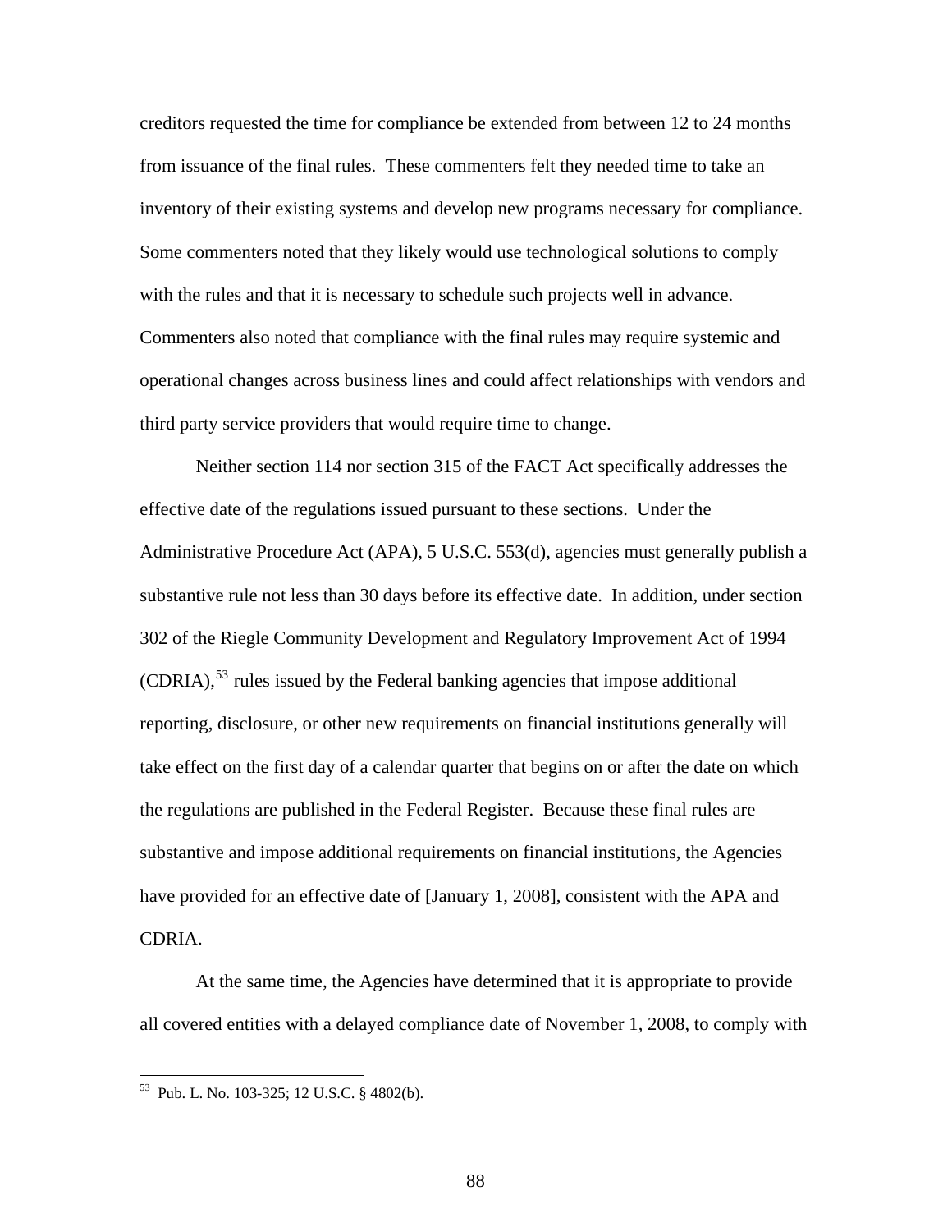creditors requested the time for compliance be extended from between 12 to 24 months from issuance of the final rules. These commenters felt they needed time to take an inventory of their existing systems and develop new programs necessary for compliance. Some commenters noted that they likely would use technological solutions to comply with the rules and that it is necessary to schedule such projects well in advance. Commenters also noted that compliance with the final rules may require systemic and operational changes across business lines and could affect relationships with vendors and third party service providers that would require time to change.

Neither section 114 nor section 315 of the FACT Act specifically addresses the effective date of the regulations issued pursuant to these sections. Under the Administrative Procedure Act (APA), 5 U.S.C. 553(d), agencies must generally publish a substantive rule not less than 30 days before its effective date. In addition, under section 302 of the Riegle Community Development and Regulatory Improvement Act of 1994 (CDRIA),[53] rules issued by the Federal banking agencies that impose additional reporting, disclosure, or other new requirements on financial institutions generally will take effect on the first day of a calendar quarter that begins on or after the date on which the regulations are published in the Federal Register. Because these final rules are substantive and impose additional requirements on financial institutions, the Agencies have provided for an effective date of [January 1, 2008], consistent with the APA and CDRIA.

At the same time, the Agencies have determined that it is appropriate to provide all covered entities with a delayed compliance date of November 1, 2008, to comply with

[53] Pub. L. No. 103-325; 12 U.S.C. § 4802(b).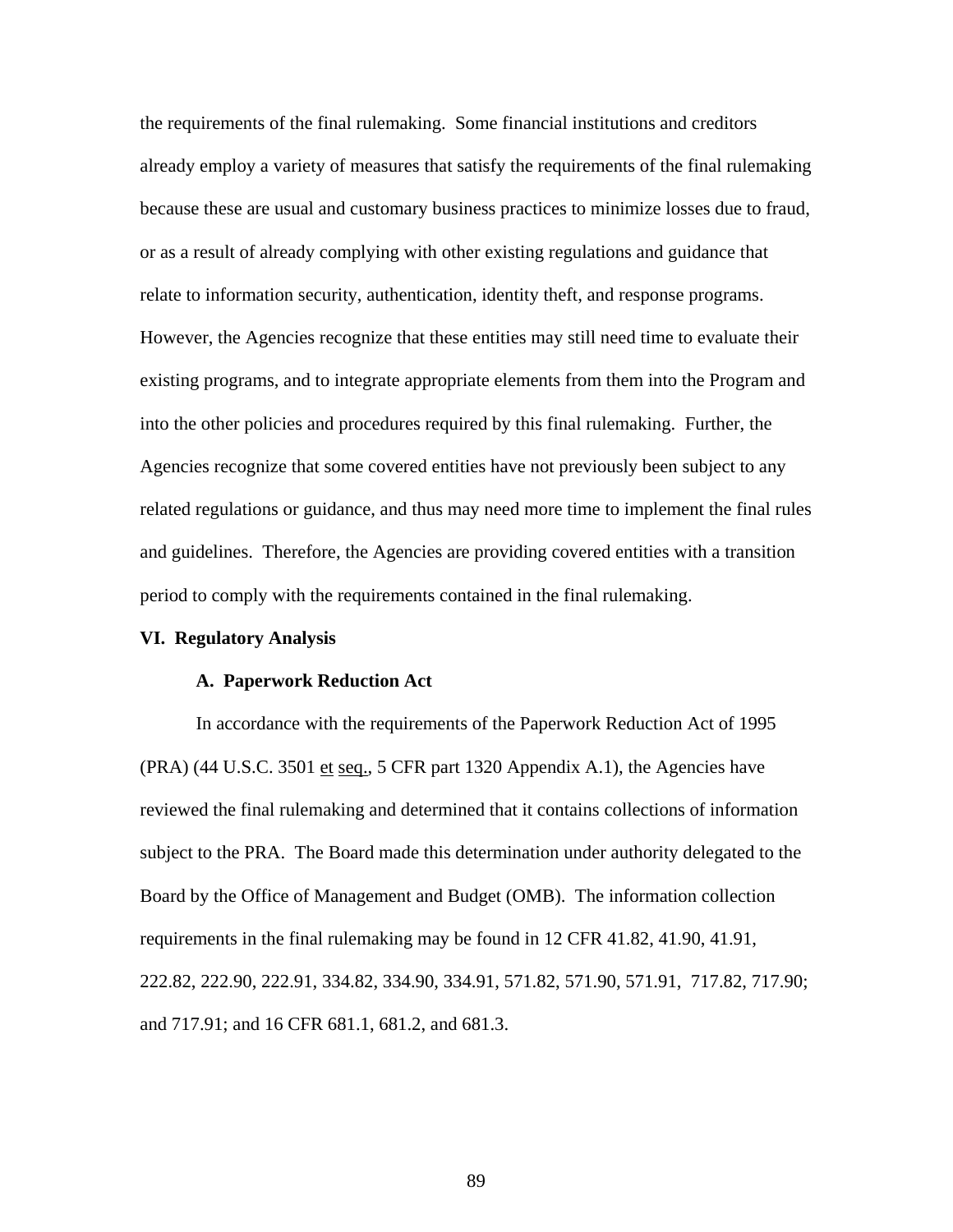the requirements of the final rulemaking. Some financial institutions and creditors already employ a variety of measures that satisfy the requirements of the final rulemaking because these are usual and customary business practices to minimize losses due to fraud, or as a result of already complying with other existing regulations and guidance that relate to information security, authentication, identity theft, and response programs. However, the Agencies recognize that these entities may still need time to evaluate their existing programs, and to integrate appropriate elements from them into the Program and into the other policies and procedures required by this final rulemaking. Further, the Agencies recognize that some covered entities have not previously been subject to any related regulations or guidance, and thus may need more time to implement the final rules and guidelines. Therefore, the Agencies are providing covered entities with a transition period to comply with the requirements contained in the final rulemaking.

## VI. Regulatory Analysis

### A. Paperwork Reduction Act

In accordance with the requirements of the Paperwork Reduction Act of 1995 (PRA) (44 U.S.C. 3501 et seq., 5 CFR part 1320 Appendix A.1), the Agencies have reviewed the final rulemaking and determined that it contains collections of information subject to the PRA. The Board made this determination under authority delegated to the Board by the Office of Management and Budget (OMB). The information collection requirements in the final rulemaking may be found in 12 CFR 41.82, 41.90, 41.91, 222.82, 222.90, 222.91, 334.82, 334.90, 334.91, 571.82, 571.90, 571.91, 717.82, 717.90; and 717.91; and 16 CFR 681.1, 681.2, and 681.3.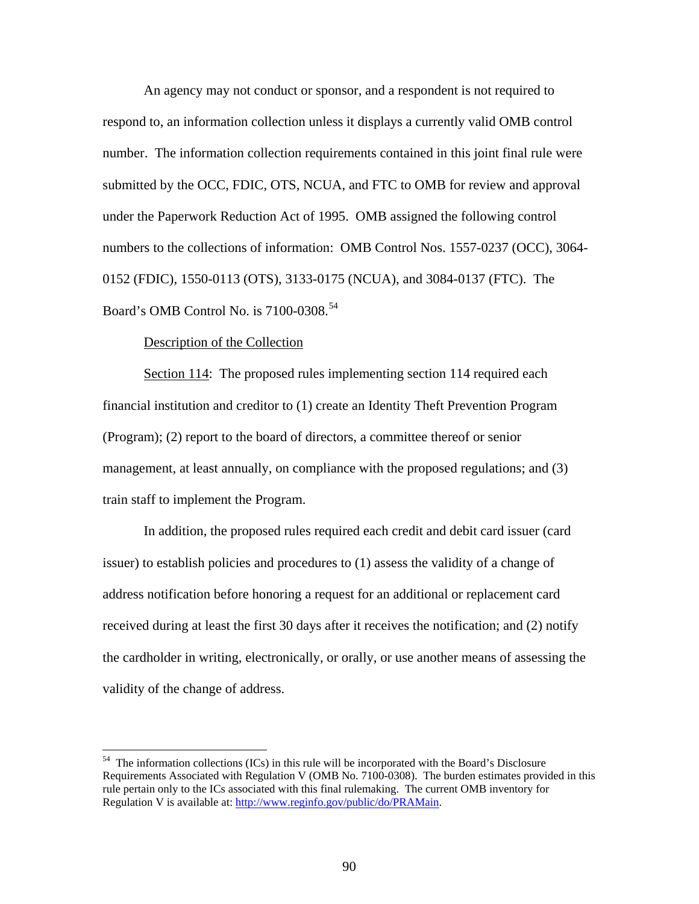An agency may not conduct or sponsor, and a respondent is not required to respond to, an information collection unless it displays a currently valid OMB control number. The information collection requirements contained in this joint final rule were submitted by the OCC, FDIC, OTS, NCUA, and FTC to OMB for review and approval under the Paperwork Reduction Act of 1995. OMB assigned the following control numbers to the collections of information: OMB Control Nos. 1557-0237 (OCC), 3064-0152 (FDIC), 1550-0113 (OTS), 3133-0175 (NCUA), and 3084-0137 (FTC). The Board's OMB Control No. is 7100-0308.[54]

Description of the Collection

Section 114: The proposed rules implementing section 114 required each financial institution and creditor to (1) create an Identity Theft Prevention Program (Program); (2) report to the board of directors, a committee thereof or senior management, at least annually, on compliance with the proposed regulations; and (3) train staff to implement the Program.

In addition, the proposed rules required each credit and debit card issuer (card issuer) to establish policies and procedures to (1) assess the validity of a change of address notification before honoring a request for an additional or replacement card received during at least the first 30 days after it receives the notification; and (2) notify the cardholder in writing, electronically, or orally, or use another means of assessing the validity of the change of address.

---

[54] The information collections (ICs) in this rule will be incorporated with the Board's Disclosure Requirements Associated with Regulation V (OMB No. 7100-0308). The burden estimates provided in this rule pertain only to the ICs associated with this final rulemaking. The current OMB inventory for Regulation V is available at: http://www.reginfo.gov/public/do/PRAMain.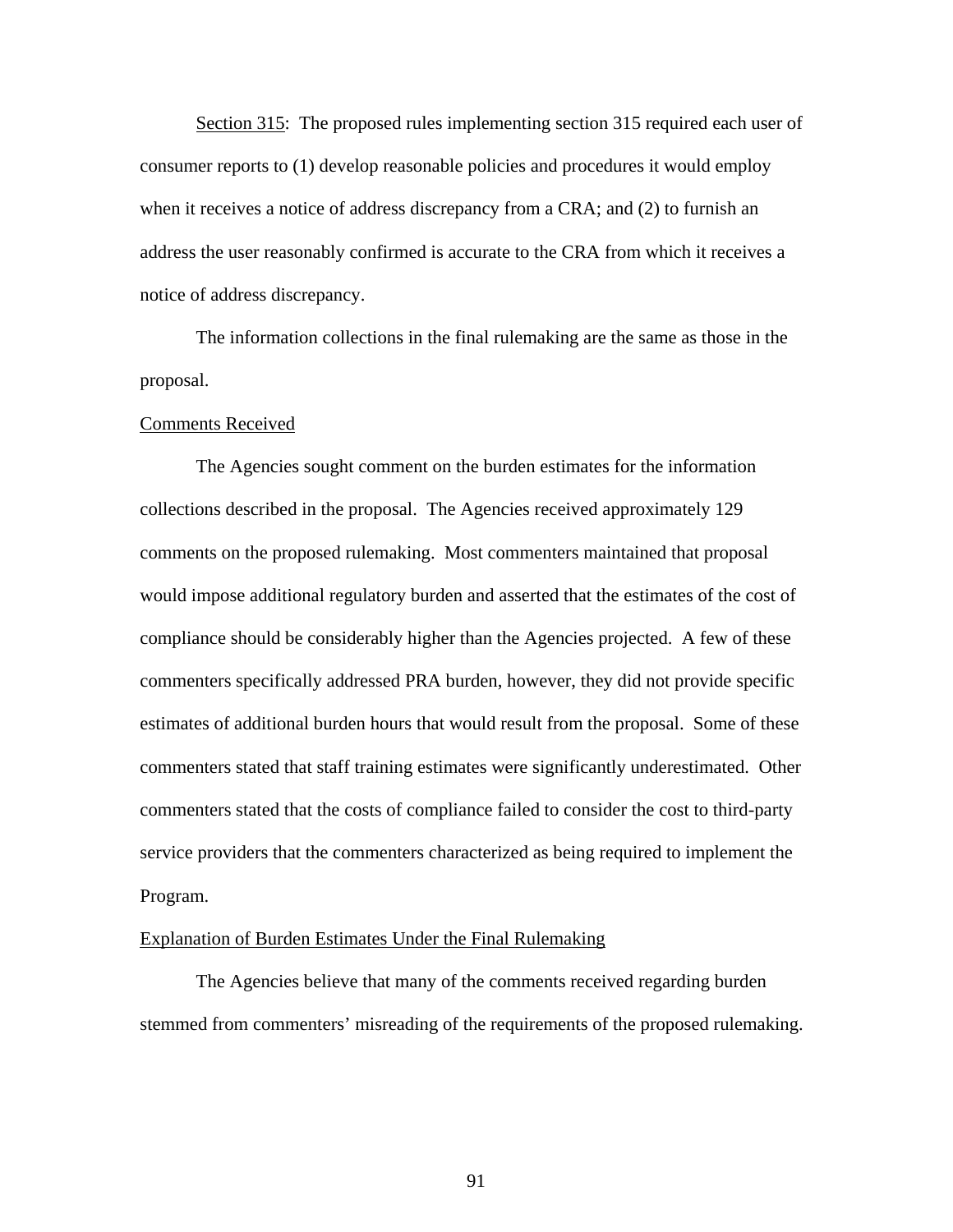Section 315: The proposed rules implementing section 315 required each user of consumer reports to (1) develop reasonable policies and procedures it would employ when it receives a notice of address discrepancy from a CRA; and (2) to furnish an address the user reasonably confirmed is accurate to the CRA from which it receives a notice of address discrepancy.

The information collections in the final rulemaking are the same as those in the proposal.

Comments Received

The Agencies sought comment on the burden estimates for the information collections described in the proposal. The Agencies received approximately 129 comments on the proposed rulemaking. Most commenters maintained that proposal would impose additional regulatory burden and asserted that the estimates of the cost of compliance should be considerably higher than the Agencies projected. A few of these commenters specifically addressed PRA burden, however, they did not provide specific estimates of additional burden hours that would result from the proposal. Some of these commenters stated that staff training estimates were significantly underestimated. Other commenters stated that the costs of compliance failed to consider the cost to third-party service providers that the commenters characterized as being required to implement the Program.

Explanation of Burden Estimates Under the Final Rulemaking

The Agencies believe that many of the comments received regarding burden stemmed from commenters' misreading of the requirements of the proposed rulemaking.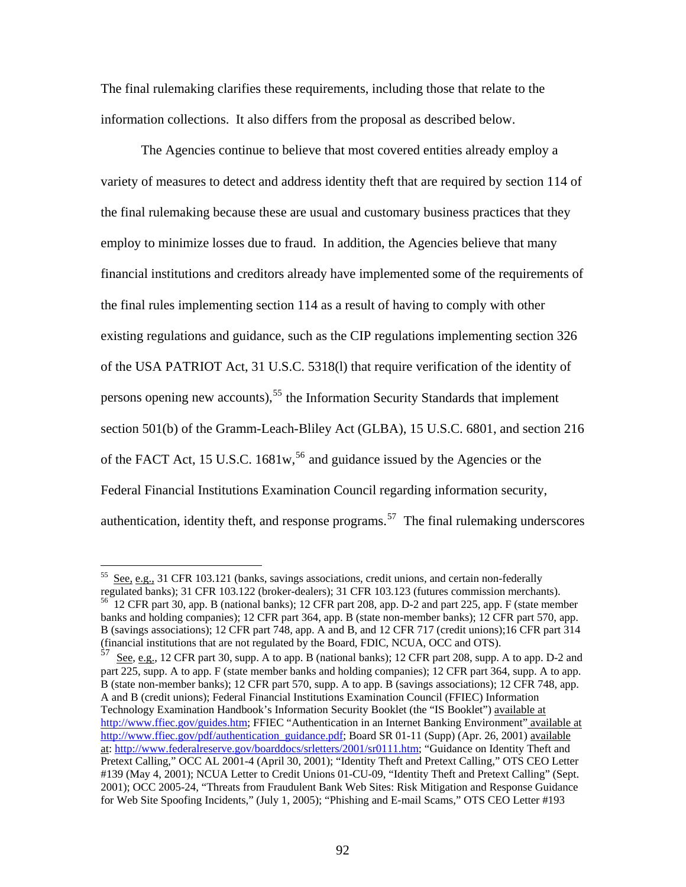The final rulemaking clarifies these requirements, including those that relate to the information collections. It also differs from the proposal as described below.

The Agencies continue to believe that most covered entities already employ a variety of measures to detect and address identity theft that are required by section 114 of the final rulemaking because these are usual and customary business practices that they employ to minimize losses due to fraud. In addition, the Agencies believe that many financial institutions and creditors already have implemented some of the requirements of the final rules implementing section 114 as a result of having to comply with other existing regulations and guidance, such as the CIP regulations implementing section 326 of the USA PATRIOT Act, 31 U.S.C. 5318(l) that require verification of the identity of persons opening new accounts),[55] the Information Security Standards that implement section 501(b) of the Gramm-Leach-Bliley Act (GLBA), 15 U.S.C. 6801, and section 216 of the FACT Act, 15 U.S.C. 1681w,[56] and guidance issued by the Agencies or the Federal Financial Institutions Examination Council regarding information security, authentication, identity theft, and response programs.[57] The final rulemaking underscores

---

[55] See, e.g., 31 CFR 103.121 (banks, savings associations, credit unions, and certain non-federally regulated banks); 31 CFR 103.122 (broker-dealers); 31 CFR 103.123 (futures commission merchants).

[56] 12 CFR part 30, app. B (national banks); 12 CFR part 208, app. D-2 and part 225, app. F (state member banks and holding companies); 12 CFR part 364, app. B (state non-member banks); 12 CFR part 570, app. B (savings associations); 12 CFR part 748, app. A and B, and 12 CFR 717 (credit unions);16 CFR part 314 (financial institutions that are not regulated by the Board, FDIC, NCUA, OCC and OTS).

[57] See, e.g., 12 CFR part 30, supp. A to app. B (national banks); 12 CFR part 208, supp. A to app. D-2 and part 225, supp. A to app. F (state member banks and holding companies); 12 CFR part 364, supp. A to app. B (state non-member banks); 12 CFR part 570, supp. A to app. B (savings associations); 12 CFR 748, app. A and B (credit unions); Federal Financial Institutions Examination Council (FFIEC) Information Technology Examination Handbook's Information Security Booklet (the "IS Booklet") available at http://www.ffiec.gov/guides.htm; FFIEC "Authentication in an Internet Banking Environment" available at http://www.ffiec.gov/pdf/authentication_guidance.pdf; Board SR 01-11 (Supp) (Apr. 26, 2001) available at: http://www.federalreserve.gov/boarddocs/srletters/2001/sr0111.htm; "Guidance on Identity Theft and Pretext Calling," OCC AL 2001-4 (April 30, 2001); "Identity Theft and Pretext Calling," OTS CEO Letter #139 (May 4, 2001); NCUA Letter to Credit Unions 01-CU-09, "Identity Theft and Pretext Calling" (Sept. 2001); OCC 2005-24, "Threats from Fraudulent Bank Web Sites: Risk Mitigation and Response Guidance for Web Site Spoofing Incidents," (July 1, 2005); "Phishing and E-mail Scams," OTS CEO Letter #193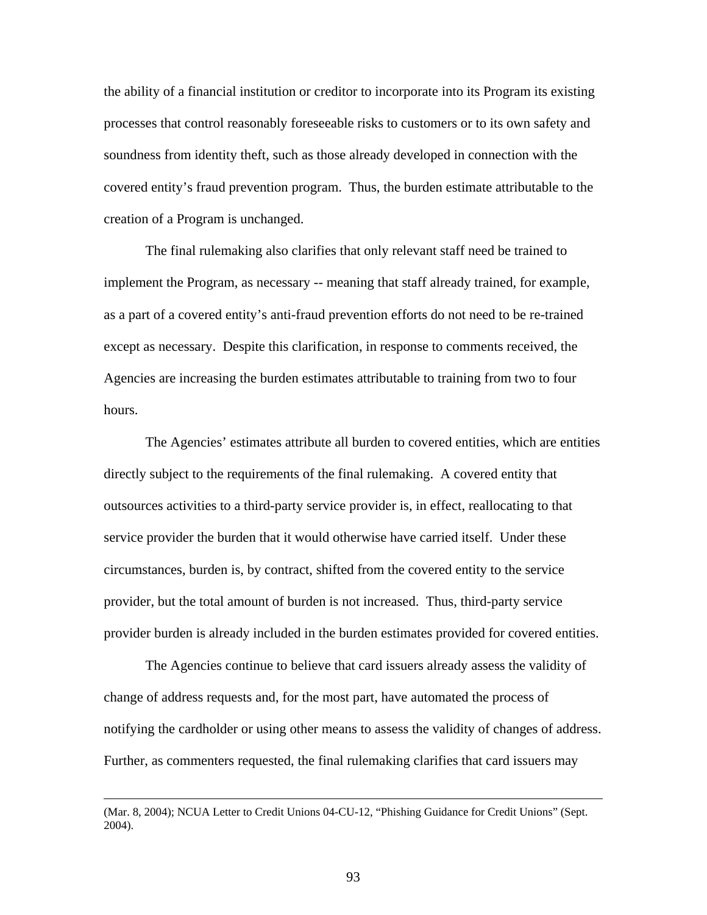the ability of a financial institution or creditor to incorporate into its Program its existing processes that control reasonably foreseeable risks to customers or to its own safety and soundness from identity theft, such as those already developed in connection with the covered entity's fraud prevention program. Thus, the burden estimate attributable to the creation of a Program is unchanged.

The final rulemaking also clarifies that only relevant staff need be trained to implement the Program, as necessary -- meaning that staff already trained, for example, as a part of a covered entity's anti-fraud prevention efforts do not need to be re-trained except as necessary. Despite this clarification, in response to comments received, the Agencies are increasing the burden estimates attributable to training from two to four hours.

The Agencies' estimates attribute all burden to covered entities, which are entities directly subject to the requirements of the final rulemaking. A covered entity that outsources activities to a third-party service provider is, in effect, reallocating to that service provider the burden that it would otherwise have carried itself. Under these circumstances, burden is, by contract, shifted from the covered entity to the service provider, but the total amount of burden is not increased. Thus, third-party service provider burden is already included in the burden estimates provided for covered entities.

The Agencies continue to believe that card issuers already assess the validity of change of address requests and, for the most part, have automated the process of notifying the cardholder or using other means to assess the validity of changes of address. Further, as commenters requested, the final rulemaking clarifies that card issuers may

---

(Mar. 8, 2004); NCUA Letter to Credit Unions 04-CU-12, "Phishing Guidance for Credit Unions" (Sept. 2004).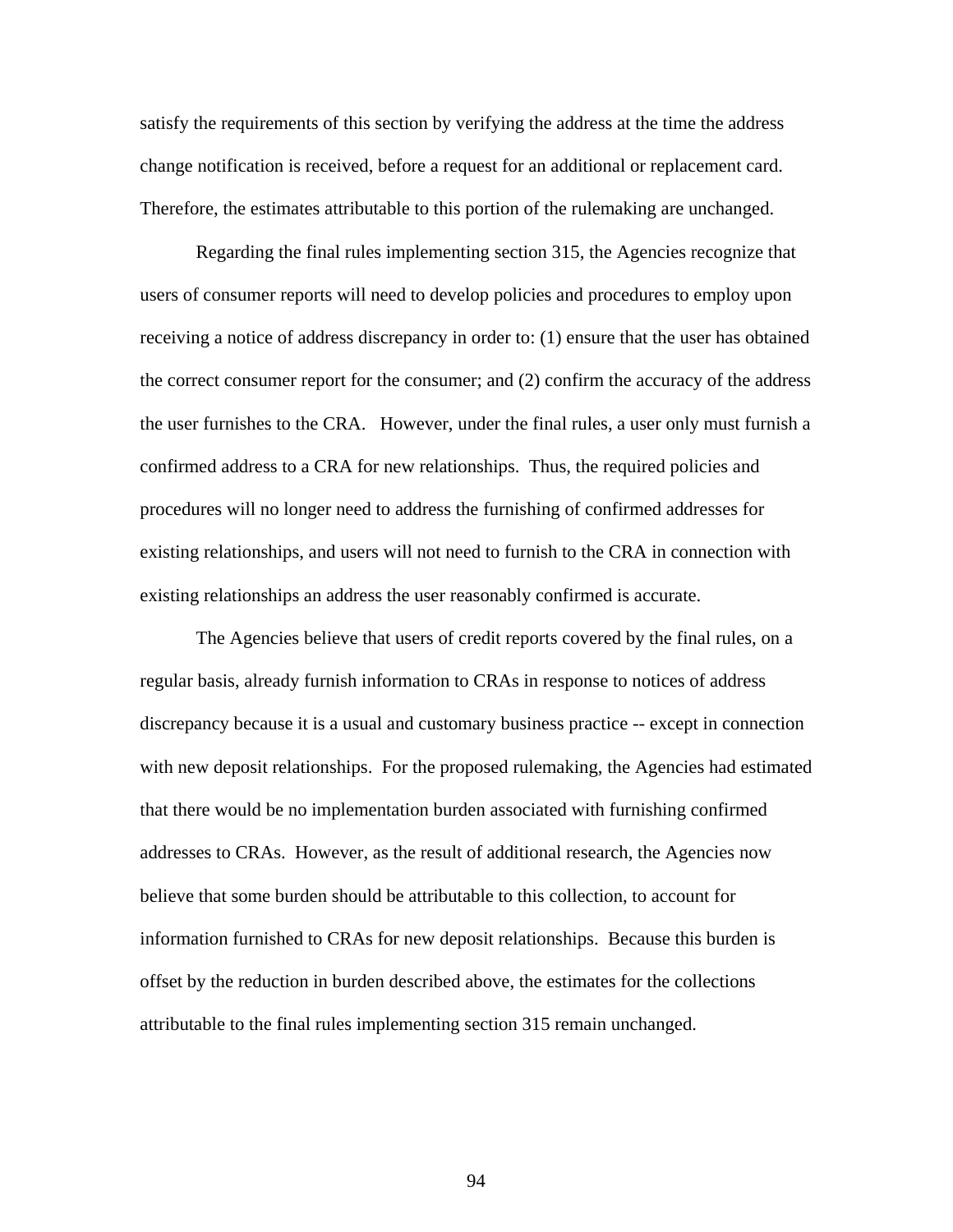satisfy the requirements of this section by verifying the address at the time the address change notification is received, before a request for an additional or replacement card. Therefore, the estimates attributable to this portion of the rulemaking are unchanged.

Regarding the final rules implementing section 315, the Agencies recognize that users of consumer reports will need to develop policies and procedures to employ upon receiving a notice of address discrepancy in order to: (1) ensure that the user has obtained the correct consumer report for the consumer; and (2) confirm the accuracy of the address the user furnishes to the CRA. However, under the final rules, a user only must furnish a confirmed address to a CRA for new relationships. Thus, the required policies and procedures will no longer need to address the furnishing of confirmed addresses for existing relationships, and users will not need to furnish to the CRA in connection with existing relationships an address the user reasonably confirmed is accurate.

The Agencies believe that users of credit reports covered by the final rules, on a regular basis, already furnish information to CRAs in response to notices of address discrepancy because it is a usual and customary business practice -- except in connection with new deposit relationships. For the proposed rulemaking, the Agencies had estimated that there would be no implementation burden associated with furnishing confirmed addresses to CRAs. However, as the result of additional research, the Agencies now believe that some burden should be attributable to this collection, to account for information furnished to CRAs for new deposit relationships. Because this burden is offset by the reduction in burden described above, the estimates for the collections attributable to the final rules implementing section 315 remain unchanged.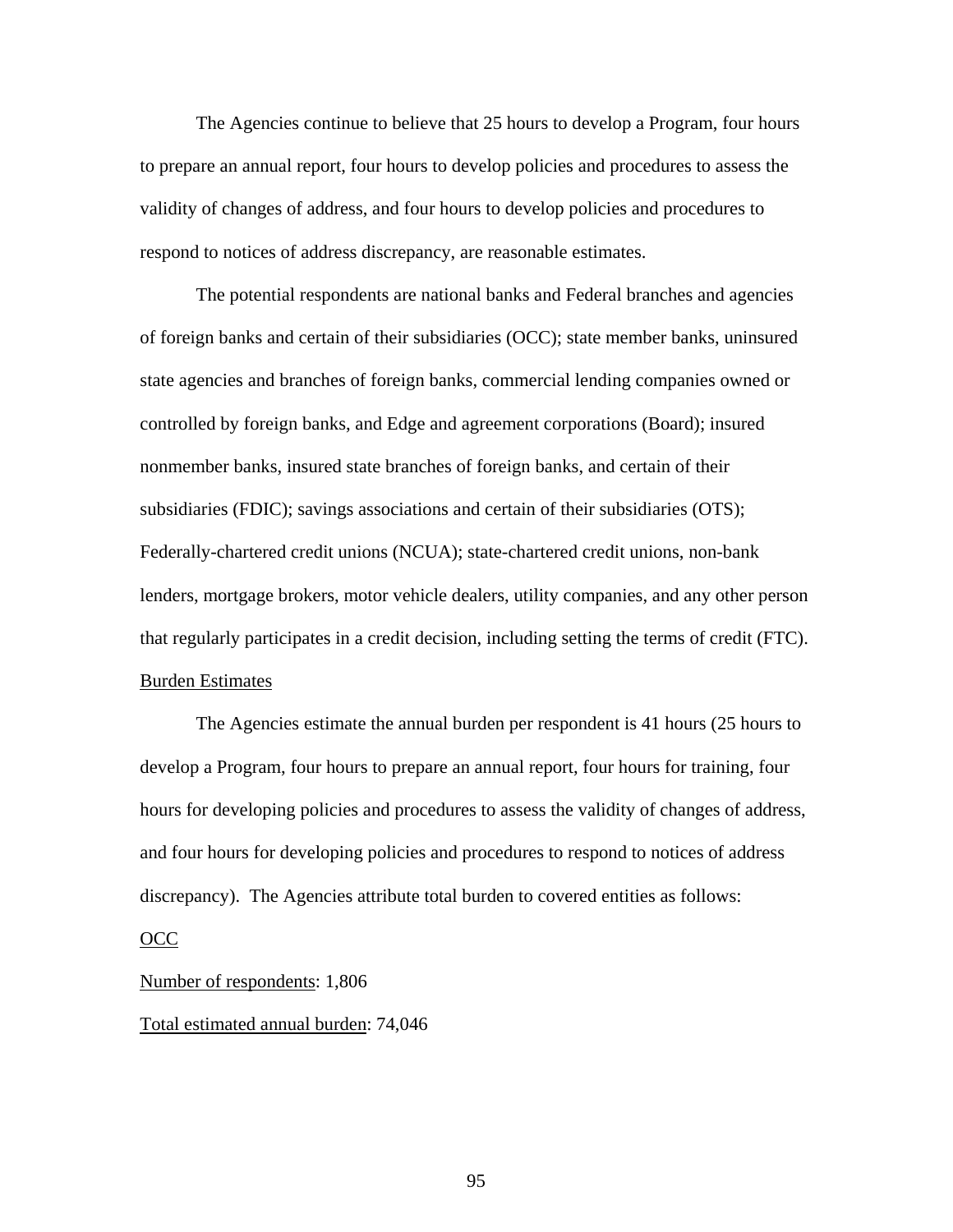The Agencies continue to believe that 25 hours to develop a Program, four hours to prepare an annual report, four hours to develop policies and procedures to assess the validity of changes of address, and four hours to develop policies and procedures to respond to notices of address discrepancy, are reasonable estimates.

The potential respondents are national banks and Federal branches and agencies of foreign banks and certain of their subsidiaries (OCC); state member banks, uninsured state agencies and branches of foreign banks, commercial lending companies owned or controlled by foreign banks, and Edge and agreement corporations (Board); insured nonmember banks, insured state branches of foreign banks, and certain of their subsidiaries (FDIC); savings associations and certain of their subsidiaries (OTS); Federally-chartered credit unions (NCUA); state-chartered credit unions, non-bank lenders, mortgage brokers, motor vehicle dealers, utility companies, and any other person that regularly participates in a credit decision, including setting the terms of credit (FTC).

Burden Estimates

The Agencies estimate the annual burden per respondent is 41 hours (25 hours to develop a Program, four hours to prepare an annual report, four hours for training, four hours for developing policies and procedures to assess the validity of changes of address, and four hours for developing policies and procedures to respond to notices of address discrepancy). The Agencies attribute total burden to covered entities as follows:

OCC

Number of respondents: 1,806

Total estimated annual burden: 74,046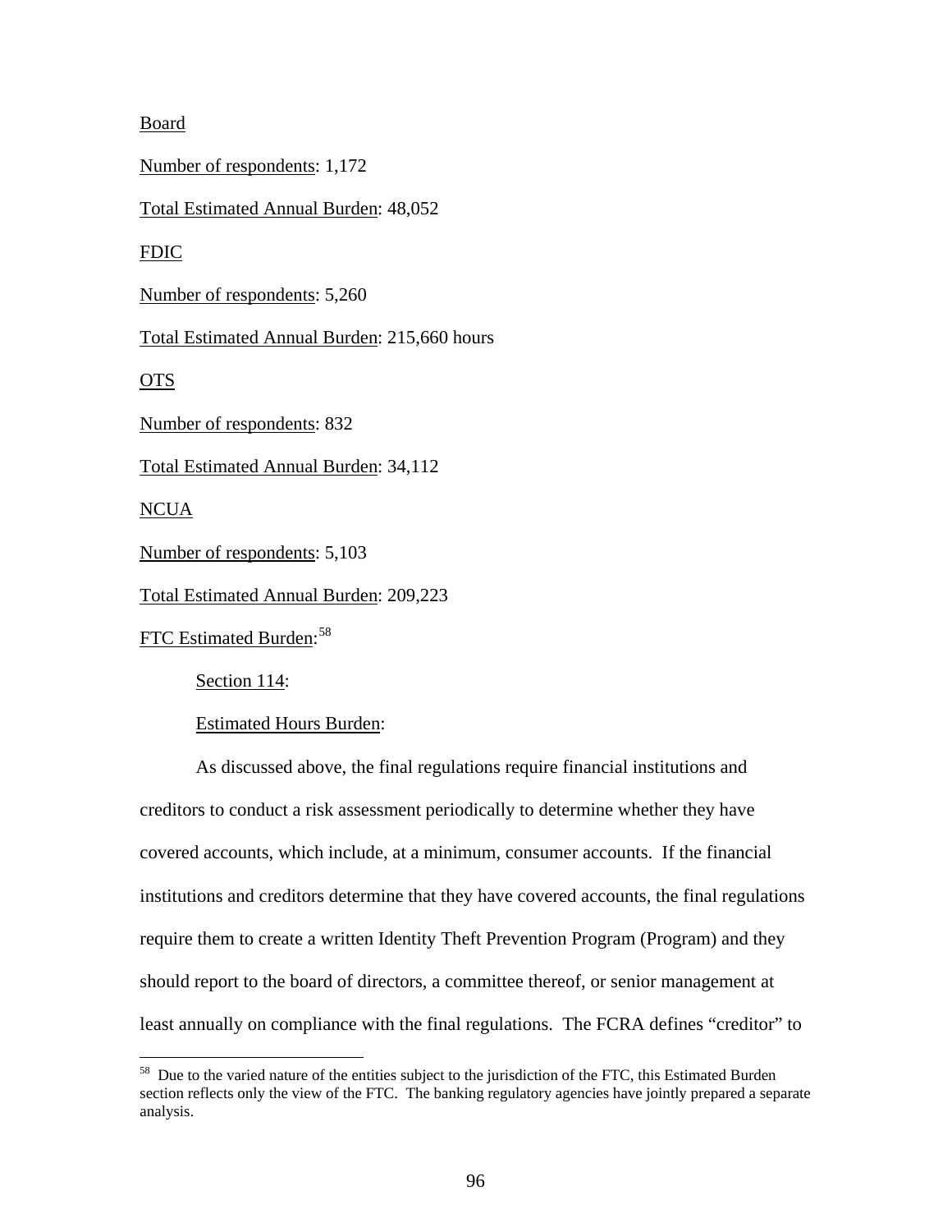Board

Number of respondents: 1,172

Total Estimated Annual Burden: 48,052

FDIC

Number of respondents: 5,260

Total Estimated Annual Burden: 215,660 hours

OTS

Number of respondents: 832

Total Estimated Annual Burden: 34,112

NCUA

Number of respondents: 5,103

Total Estimated Annual Burden: 209,223

FTC Estimated Burden:[58]

Section 114:

Estimated Hours Burden:

As discussed above, the final regulations require financial institutions and creditors to conduct a risk assessment periodically to determine whether they have covered accounts, which include, at a minimum, consumer accounts. If the financial institutions and creditors determine that they have covered accounts, the final regulations require them to create a written Identity Theft Prevention Program (Program) and they should report to the board of directors, a committee thereof, or senior management at least annually on compliance with the final regulations. The FCRA defines "creditor" to

[58] Due to the varied nature of the entities subject to the jurisdiction of the FTC, this Estimated Burden section reflects only the view of the FTC. The banking regulatory agencies have jointly prepared a separate analysis.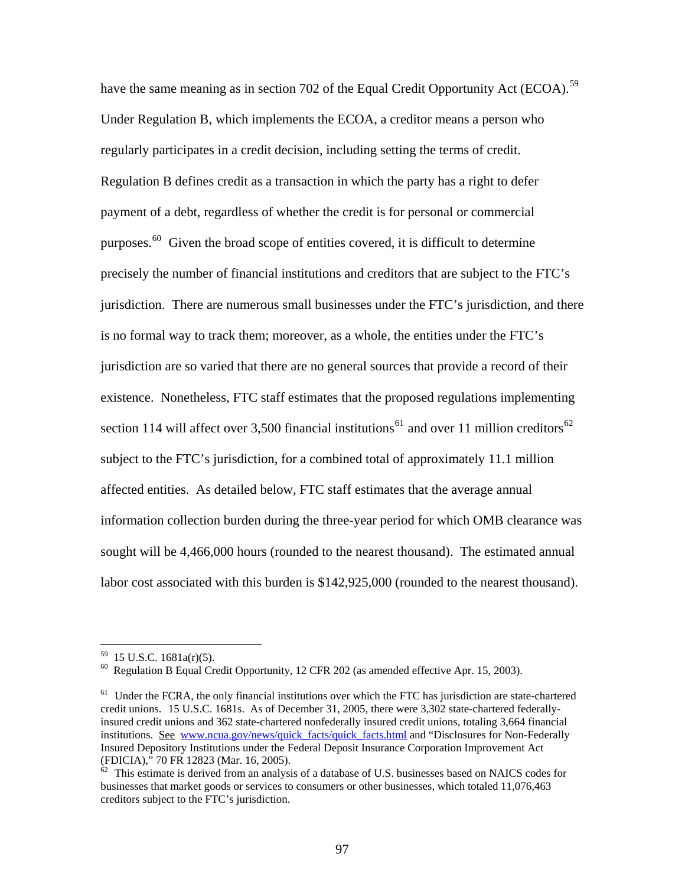have the same meaning as in section 702 of the Equal Credit Opportunity Act (ECOA).[59] Under Regulation B, which implements the ECOA, a creditor means a person who regularly participates in a credit decision, including setting the terms of credit. Regulation B defines credit as a transaction in which the party has a right to defer payment of a debt, regardless of whether the credit is for personal or commercial purposes.[60] Given the broad scope of entities covered, it is difficult to determine precisely the number of financial institutions and creditors that are subject to the FTC's jurisdiction. There are numerous small businesses under the FTC's jurisdiction, and there is no formal way to track them; moreover, as a whole, the entities under the FTC's jurisdiction are so varied that there are no general sources that provide a record of their existence. Nonetheless, FTC staff estimates that the proposed regulations implementing section 114 will affect over 3,500 financial institutions[61] and over 11 million creditors[62] subject to the FTC's jurisdiction, for a combined total of approximately 11.1 million affected entities. As detailed below, FTC staff estimates that the average annual information collection burden during the three-year period for which OMB clearance was sought will be 4,466,000 hours (rounded to the nearest thousand). The estimated annual labor cost associated with this burden is $142,925,000 (rounded to the nearest thousand).

---

[59] 15 U.S.C. 1681a(r)(5).

[60] Regulation B Equal Credit Opportunity, 12 CFR 202 (as amended effective Apr. 15, 2003).

[61] Under the FCRA, the only financial institutions over which the FTC has jurisdiction are state-chartered credit unions. 15 U.S.C. 1681s. As of December 31, 2005, there were 3,302 state-chartered federally-insured credit unions and 362 state-chartered nonfederally insured credit unions, totaling 3,664 financial institutions. See www.ncua.gov/news/quick_facts/quick_facts.html and "Disclosures for Non-Federally Insured Depository Institutions under the Federal Deposit Insurance Corporation Improvement Act (FDICIA)," 70 FR 12823 (Mar. 16, 2005).

[62] This estimate is derived from an analysis of a database of U.S. businesses based on NAICS codes for businesses that market goods or services to consumers or other businesses, which totaled 11,076,463 creditors subject to the FTC's jurisdiction.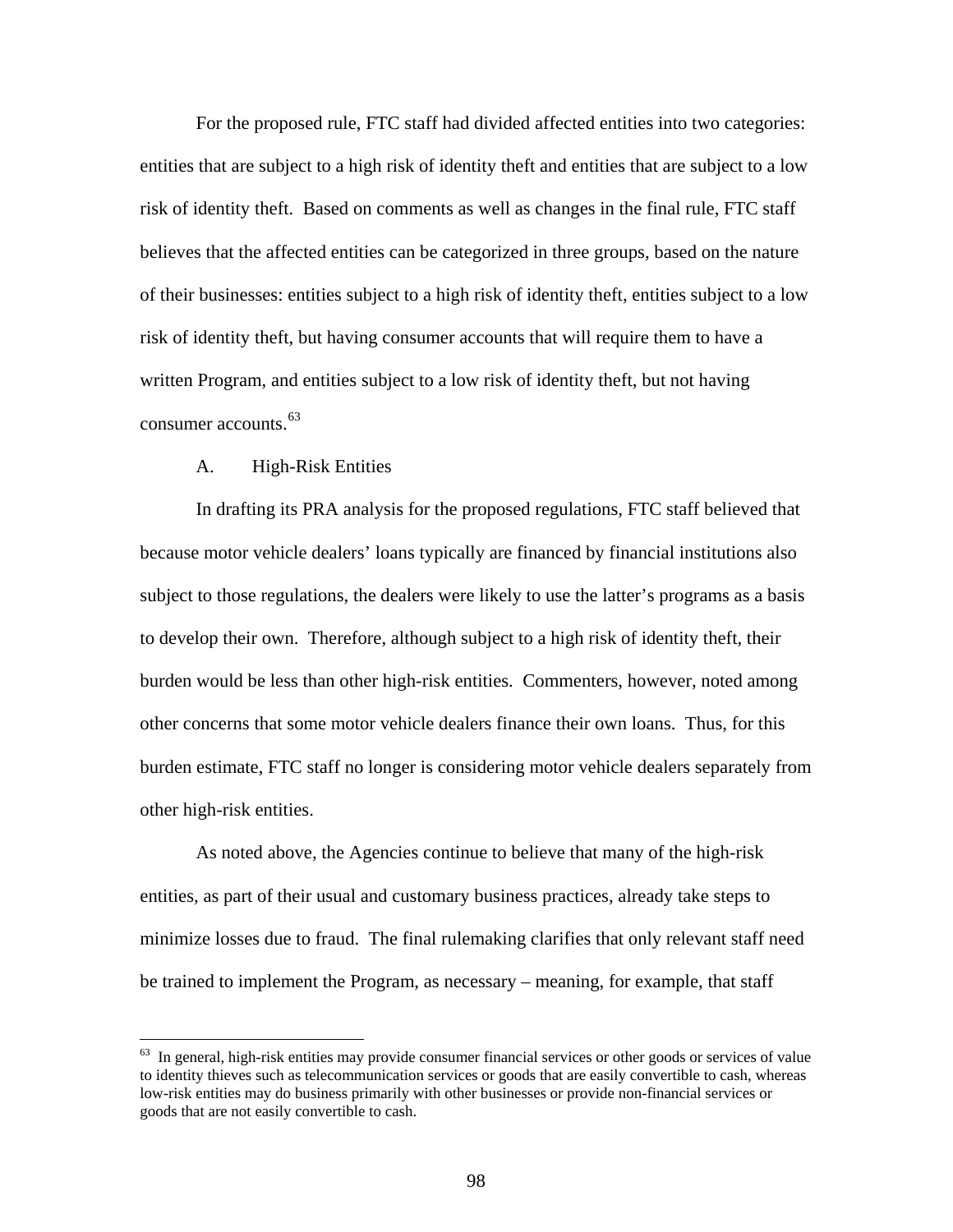For the proposed rule, FTC staff had divided affected entities into two categories: entities that are subject to a high risk of identity theft and entities that are subject to a low risk of identity theft. Based on comments as well as changes in the final rule, FTC staff believes that the affected entities can be categorized in three groups, based on the nature of their businesses: entities subject to a high risk of identity theft, entities subject to a low risk of identity theft, but having consumer accounts that will require them to have a written Program, and entities subject to a low risk of identity theft, but not having consumer accounts.[63]

### A. High-Risk Entities

In drafting its PRA analysis for the proposed regulations, FTC staff believed that because motor vehicle dealers' loans typically are financed by financial institutions also subject to those regulations, the dealers were likely to use the latter's programs as a basis to develop their own. Therefore, although subject to a high risk of identity theft, their burden would be less than other high-risk entities. Commenters, however, noted among other concerns that some motor vehicle dealers finance their own loans. Thus, for this burden estimate, FTC staff no longer is considering motor vehicle dealers separately from other high-risk entities.

As noted above, the Agencies continue to believe that many of the high-risk entities, as part of their usual and customary business practices, already take steps to minimize losses due to fraud. The final rulemaking clarifies that only relevant staff need be trained to implement the Program, as necessary – meaning, for example, that staff

---

[63] In general, high-risk entities may provide consumer financial services or other goods or services of value to identity thieves such as telecommunication services or goods that are easily convertible to cash, whereas low-risk entities may do business primarily with other businesses or provide non-financial services or goods that are not easily convertible to cash.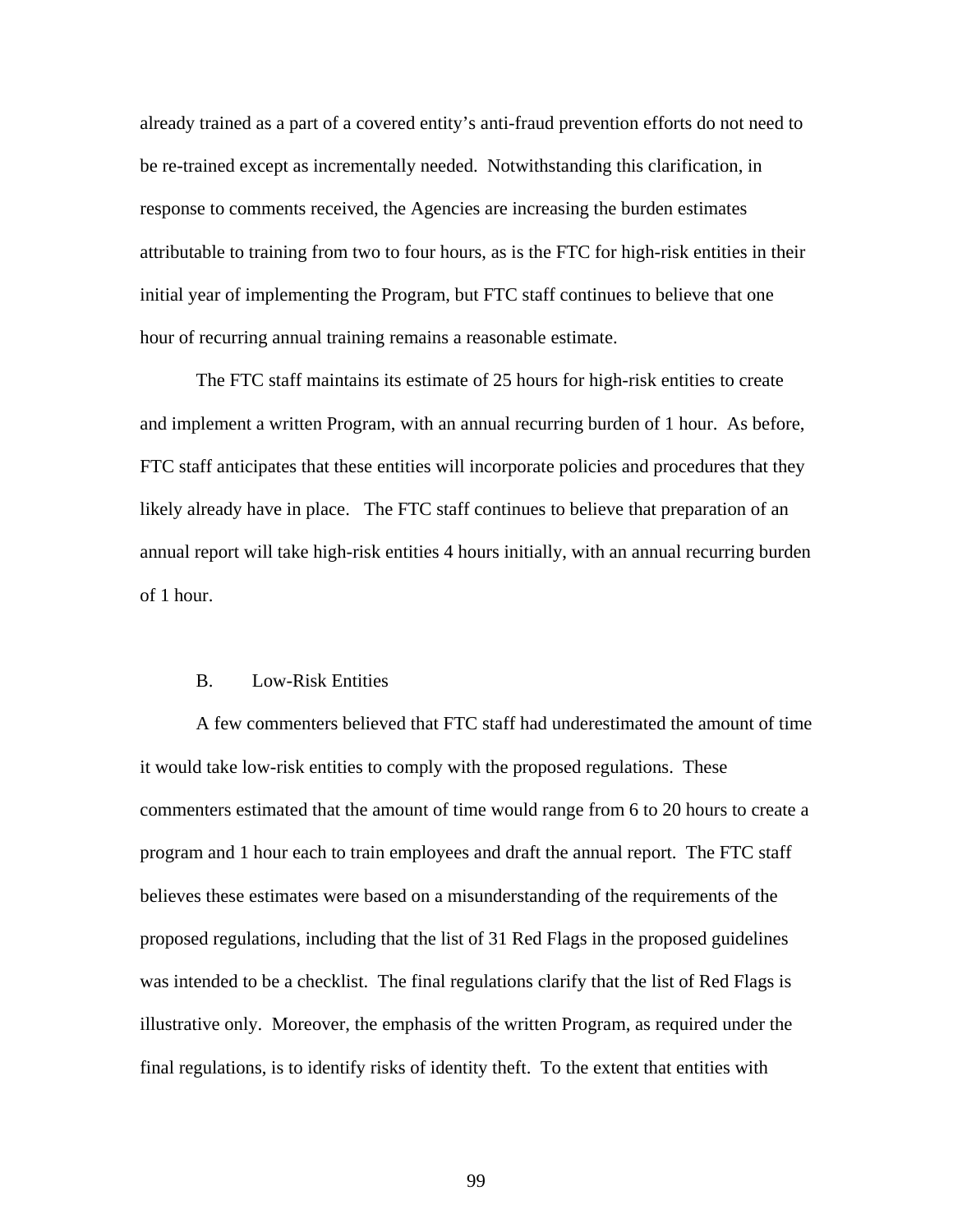already trained as a part of a covered entity's anti-fraud prevention efforts do not need to be re-trained except as incrementally needed. Notwithstanding this clarification, in response to comments received, the Agencies are increasing the burden estimates attributable to training from two to four hours, as is the FTC for high-risk entities in their initial year of implementing the Program, but FTC staff continues to believe that one hour of recurring annual training remains a reasonable estimate.

The FTC staff maintains its estimate of 25 hours for high-risk entities to create and implement a written Program, with an annual recurring burden of 1 hour. As before, FTC staff anticipates that these entities will incorporate policies and procedures that they likely already have in place. The FTC staff continues to believe that preparation of an annual report will take high-risk entities 4 hours initially, with an annual recurring burden of 1 hour.

### B. Low-Risk Entities

A few commenters believed that FTC staff had underestimated the amount of time it would take low-risk entities to comply with the proposed regulations. These commenters estimated that the amount of time would range from 6 to 20 hours to create a program and 1 hour each to train employees and draft the annual report. The FTC staff believes these estimates were based on a misunderstanding of the requirements of the proposed regulations, including that the list of 31 Red Flags in the proposed guidelines was intended to be a checklist. The final regulations clarify that the list of Red Flags is illustrative only. Moreover, the emphasis of the written Program, as required under the final regulations, is to identify risks of identity theft. To the extent that entities with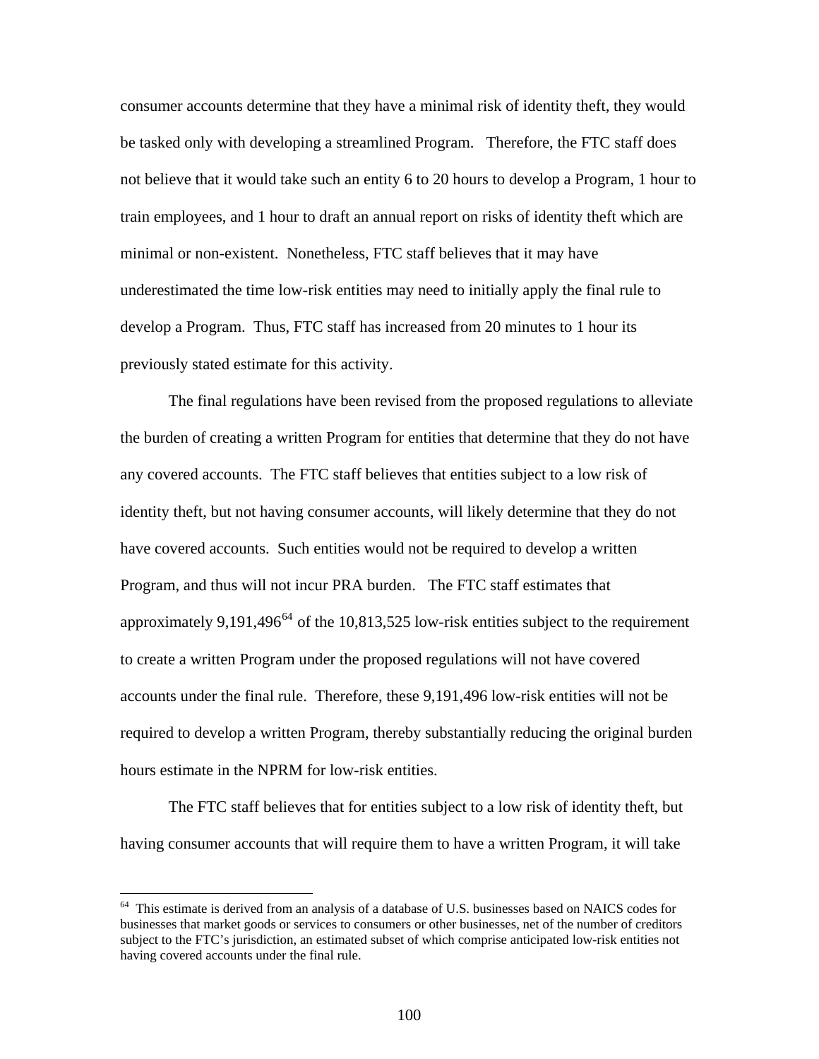consumer accounts determine that they have a minimal risk of identity theft, they would be tasked only with developing a streamlined Program. Therefore, the FTC staff does not believe that it would take such an entity 6 to 20 hours to develop a Program, 1 hour to train employees, and 1 hour to draft an annual report on risks of identity theft which are minimal or non-existent. Nonetheless, FTC staff believes that it may have underestimated the time low-risk entities may need to initially apply the final rule to develop a Program. Thus, FTC staff has increased from 20 minutes to 1 hour its previously stated estimate for this activity.

The final regulations have been revised from the proposed regulations to alleviate the burden of creating a written Program for entities that determine that they do not have any covered accounts. The FTC staff believes that entities subject to a low risk of identity theft, but not having consumer accounts, will likely determine that they do not have covered accounts. Such entities would not be required to develop a written Program, and thus will not incur PRA burden. The FTC staff estimates that approximately 9,191,496[64] of the 10,813,525 low-risk entities subject to the requirement to create a written Program under the proposed regulations will not have covered accounts under the final rule. Therefore, these 9,191,496 low-risk entities will not be required to develop a written Program, thereby substantially reducing the original burden hours estimate in the NPRM for low-risk entities.

The FTC staff believes that for entities subject to a low risk of identity theft, but having consumer accounts that will require them to have a written Program, it will take

---

[64] This estimate is derived from an analysis of a database of U.S. businesses based on NAICS codes for businesses that market goods or services to consumers or other businesses, net of the number of creditors subject to the FTC's jurisdiction, an estimated subset of which comprise anticipated low-risk entities not having covered accounts under the final rule.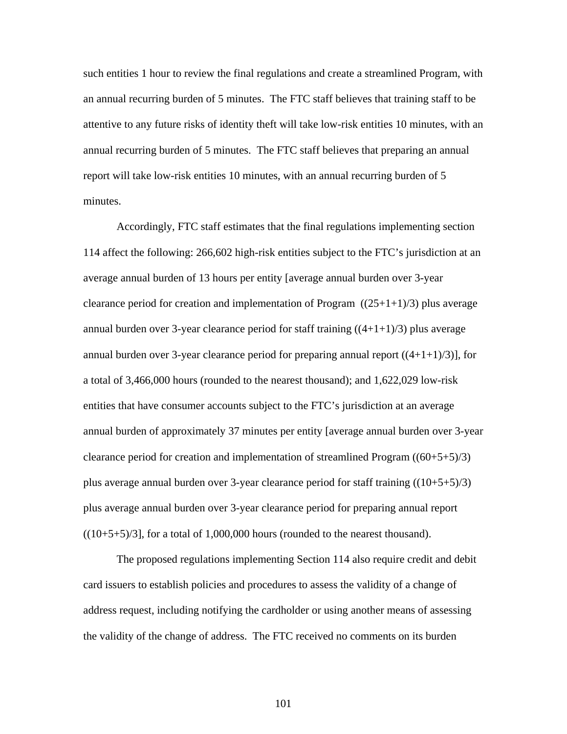such entities 1 hour to review the final regulations and create a streamlined Program, with an annual recurring burden of 5 minutes. The FTC staff believes that training staff to be attentive to any future risks of identity theft will take low-risk entities 10 minutes, with an annual recurring burden of 5 minutes. The FTC staff believes that preparing an annual report will take low-risk entities 10 minutes, with an annual recurring burden of 5 minutes.

Accordingly, FTC staff estimates that the final regulations implementing section 114 affect the following: 266,602 high-risk entities subject to the FTC's jurisdiction at an average annual burden of 13 hours per entity [average annual burden over 3-year clearance period for creation and implementation of Program ((25+1+1)/3) plus average annual burden over 3-year clearance period for staff training ((4+1+1)/3) plus average annual burden over 3-year clearance period for preparing annual report ((4+1+1)/3)], for a total of 3,466,000 hours (rounded to the nearest thousand); and 1,622,029 low-risk entities that have consumer accounts subject to the FTC's jurisdiction at an average annual burden of approximately 37 minutes per entity [average annual burden over 3-year clearance period for creation and implementation of streamlined Program ((60+5+5)/3) plus average annual burden over 3-year clearance period for staff training ((10+5+5)/3) plus average annual burden over 3-year clearance period for preparing annual report ((10+5+5)/3], for a total of 1,000,000 hours (rounded to the nearest thousand).

The proposed regulations implementing Section 114 also require credit and debit card issuers to establish policies and procedures to assess the validity of a change of address request, including notifying the cardholder or using another means of assessing the validity of the change of address. The FTC received no comments on its burden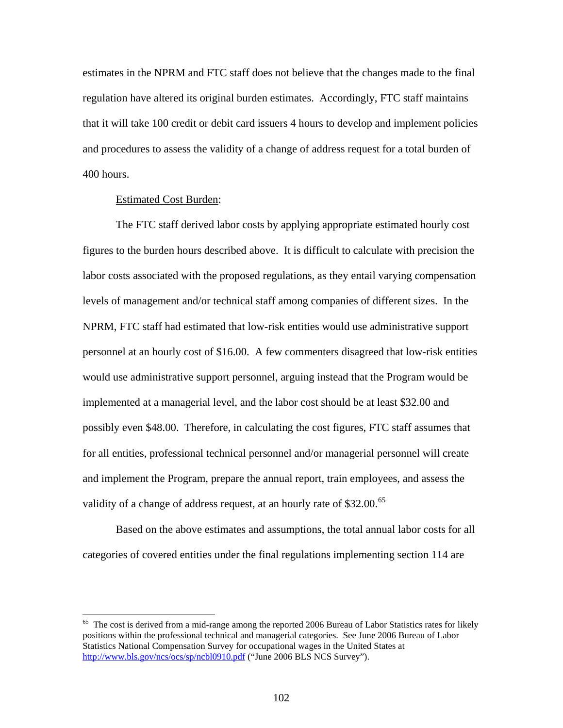estimates in the NPRM and FTC staff does not believe that the changes made to the final regulation have altered its original burden estimates. Accordingly, FTC staff maintains that it will take 100 credit or debit card issuers 4 hours to develop and implement policies and procedures to assess the validity of a change of address request for a total burden of 400 hours.

Estimated Cost Burden:

The FTC staff derived labor costs by applying appropriate estimated hourly cost figures to the burden hours described above. It is difficult to calculate with precision the labor costs associated with the proposed regulations, as they entail varying compensation levels of management and/or technical staff among companies of different sizes. In the NPRM, FTC staff had estimated that low-risk entities would use administrative support personnel at an hourly cost of $16.00. A few commenters disagreed that low-risk entities would use administrative support personnel, arguing instead that the Program would be implemented at a managerial level, and the labor cost should be at least $32.00 and possibly even $48.00. Therefore, in calculating the cost figures, FTC staff assumes that for all entities, professional technical personnel and/or managerial personnel will create and implement the Program, prepare the annual report, train employees, and assess the validity of a change of address request, at an hourly rate of $32.00.[65]

Based on the above estimates and assumptions, the total annual labor costs for all categories of covered entities under the final regulations implementing section 114 are

---

[65] The cost is derived from a mid-range among the reported 2006 Bureau of Labor Statistics rates for likely positions within the professional technical and managerial categories. See June 2006 Bureau of Labor Statistics National Compensation Survey for occupational wages in the United States at http://www.bls.gov/ncs/ocs/sp/ncbl0910.pdf ("June 2006 BLS NCS Survey").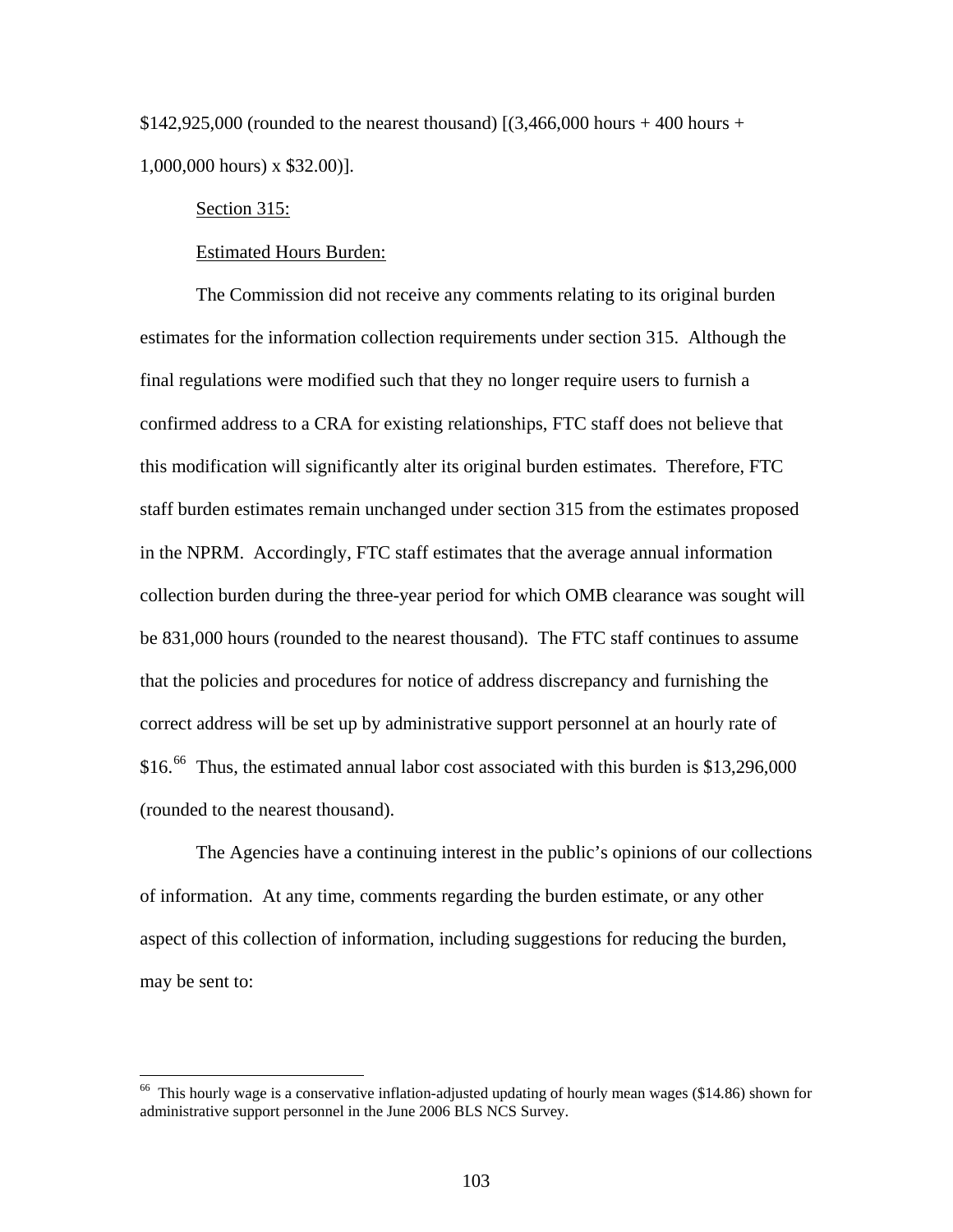$142,925,000 (rounded to the nearest thousand) [(3,466,000 hours + 400 hours + 1,000,000 hours) x $32.00)].

Section 315:

Estimated Hours Burden:

The Commission did not receive any comments relating to its original burden estimates for the information collection requirements under section 315. Although the final regulations were modified such that they no longer require users to furnish a confirmed address to a CRA for existing relationships, FTC staff does not believe that this modification will significantly alter its original burden estimates. Therefore, FTC staff burden estimates remain unchanged under section 315 from the estimates proposed in the NPRM. Accordingly, FTC staff estimates that the average annual information collection burden during the three-year period for which OMB clearance was sought will be 831,000 hours (rounded to the nearest thousand). The FTC staff continues to assume that the policies and procedures for notice of address discrepancy and furnishing the correct address will be set up by administrative support personnel at an hourly rate of $16.[66] Thus, the estimated annual labor cost associated with this burden is $13,296,000 (rounded to the nearest thousand).

The Agencies have a continuing interest in the public's opinions of our collections of information. At any time, comments regarding the burden estimate, or any other aspect of this collection of information, including suggestions for reducing the burden, may be sent to:

---

[66] This hourly wage is a conservative inflation-adjusted updating of hourly mean wages ($14.86) shown for administrative support personnel in the June 2006 BLS NCS Survey.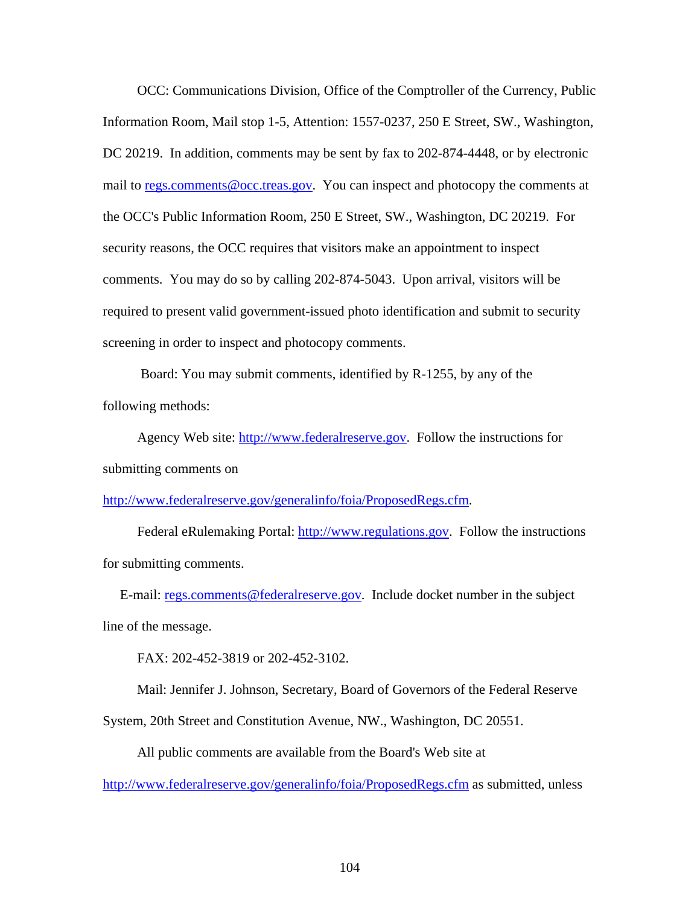OCC: Communications Division, Office of the Comptroller of the Currency, Public Information Room, Mail stop 1-5, Attention: 1557-0237, 250 E Street, SW., Washington, DC 20219. In addition, comments may be sent by fax to 202-874-4448, or by electronic mail to regs.comments@occ.treas.gov. You can inspect and photocopy the comments at the OCC's Public Information Room, 250 E Street, SW., Washington, DC 20219. For security reasons, the OCC requires that visitors make an appointment to inspect comments. You may do so by calling 202-874-5043. Upon arrival, visitors will be required to present valid government-issued photo identification and submit to security screening in order to inspect and photocopy comments.

Board: You may submit comments, identified by R-1255, by any of the following methods:

Agency Web site: http://www.federalreserve.gov. Follow the instructions for submitting comments on http://www.federalreserve.gov/generalinfo/foia/ProposedRegs.cfm.

Federal eRulemaking Portal: http://www.regulations.gov. Follow the instructions for submitting comments.

E-mail: regs.comments@federalreserve.gov. Include docket number in the subject line of the message.

FAX: 202-452-3819 or 202-452-3102.

Mail: Jennifer J. Johnson, Secretary, Board of Governors of the Federal Reserve System, 20th Street and Constitution Avenue, NW., Washington, DC 20551.

All public comments are available from the Board's Web site at http://www.federalreserve.gov/generalinfo/foia/ProposedRegs.cfm as submitted, unless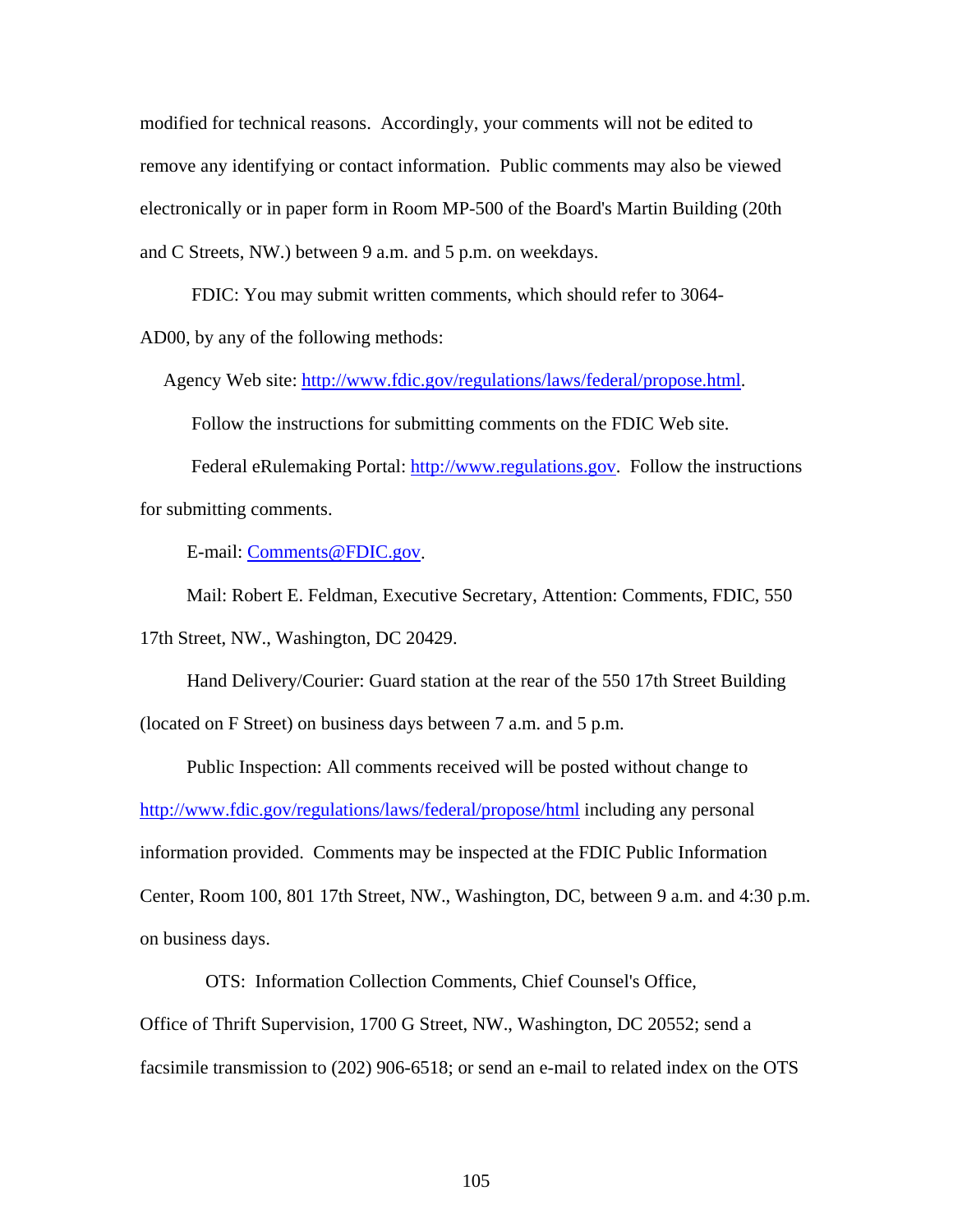modified for technical reasons. Accordingly, your comments will not be edited to remove any identifying or contact information. Public comments may also be viewed electronically or in paper form in Room MP-500 of the Board's Martin Building (20th and C Streets, NW.) between 9 a.m. and 5 p.m. on weekdays.

FDIC: You may submit written comments, which should refer to 3064-AD00, by any of the following methods:

Agency Web site: http://www.fdic.gov/regulations/laws/federal/propose.html.

Follow the instructions for submitting comments on the FDIC Web site.

Federal eRulemaking Portal: http://www.regulations.gov. Follow the instructions for submitting comments.

E-mail: Comments@FDIC.gov.

Mail: Robert E. Feldman, Executive Secretary, Attention: Comments, FDIC, 550 17th Street, NW., Washington, DC 20429.

Hand Delivery/Courier: Guard station at the rear of the 550 17th Street Building (located on F Street) on business days between 7 a.m. and 5 p.m.

Public Inspection: All comments received will be posted without change to http://www.fdic.gov/regulations/laws/federal/propose/html including any personal information provided. Comments may be inspected at the FDIC Public Information Center, Room 100, 801 17th Street, NW., Washington, DC, between 9 a.m. and 4:30 p.m. on business days.

OTS: Information Collection Comments, Chief Counsel's Office, Office of Thrift Supervision, 1700 G Street, NW., Washington, DC 20552; send a facsimile transmission to (202) 906-6518; or send an e-mail to related index on the OTS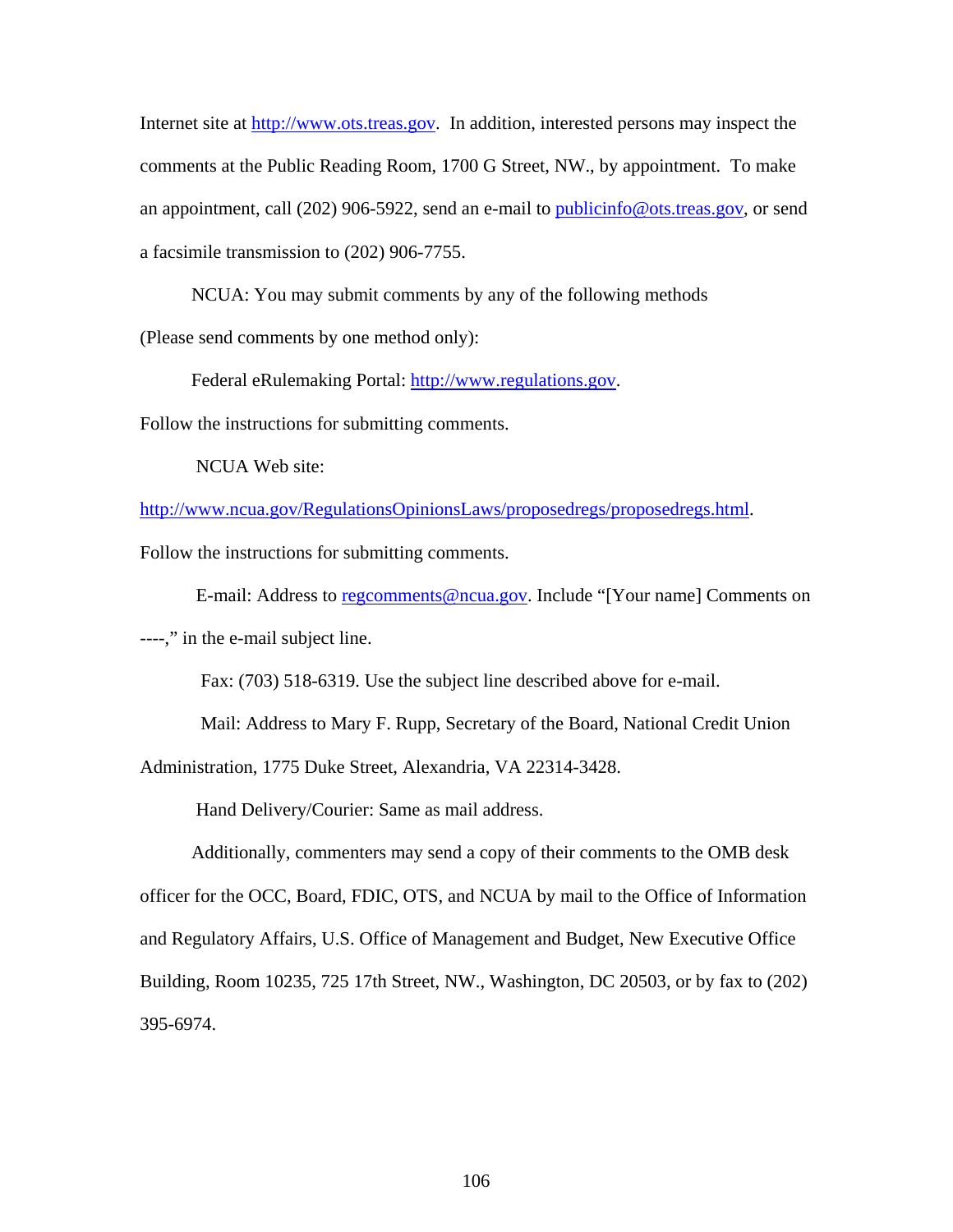Internet site at http://www.ots.treas.gov. In addition, interested persons may inspect the comments at the Public Reading Room, 1700 G Street, NW., by appointment. To make an appointment, call (202) 906-5922, send an e-mail to publicinfo@ots.treas.gov, or send a facsimile transmission to (202) 906-7755.

NCUA: You may submit comments by any of the following methods (Please send comments by one method only):

Federal eRulemaking Portal: http://www.regulations.gov. Follow the instructions for submitting comments.

NCUA Web site: http://www.ncua.gov/RegulationsOpinionsLaws/proposedregs/proposedregs.html. Follow the instructions for submitting comments.

E-mail: Address to regcomments@ncua.gov. Include "[Your name] Comments on ----," in the e-mail subject line.

Fax: (703) 518-6319. Use the subject line described above for e-mail.

Mail: Address to Mary F. Rupp, Secretary of the Board, National Credit Union Administration, 1775 Duke Street, Alexandria, VA 22314-3428.

Hand Delivery/Courier: Same as mail address.

Additionally, commenters may send a copy of their comments to the OMB desk officer for the OCC, Board, FDIC, OTS, and NCUA by mail to the Office of Information and Regulatory Affairs, U.S. Office of Management and Budget, New Executive Office Building, Room 10235, 725 17th Street, NW., Washington, DC 20503, or by fax to (202) 395-6974.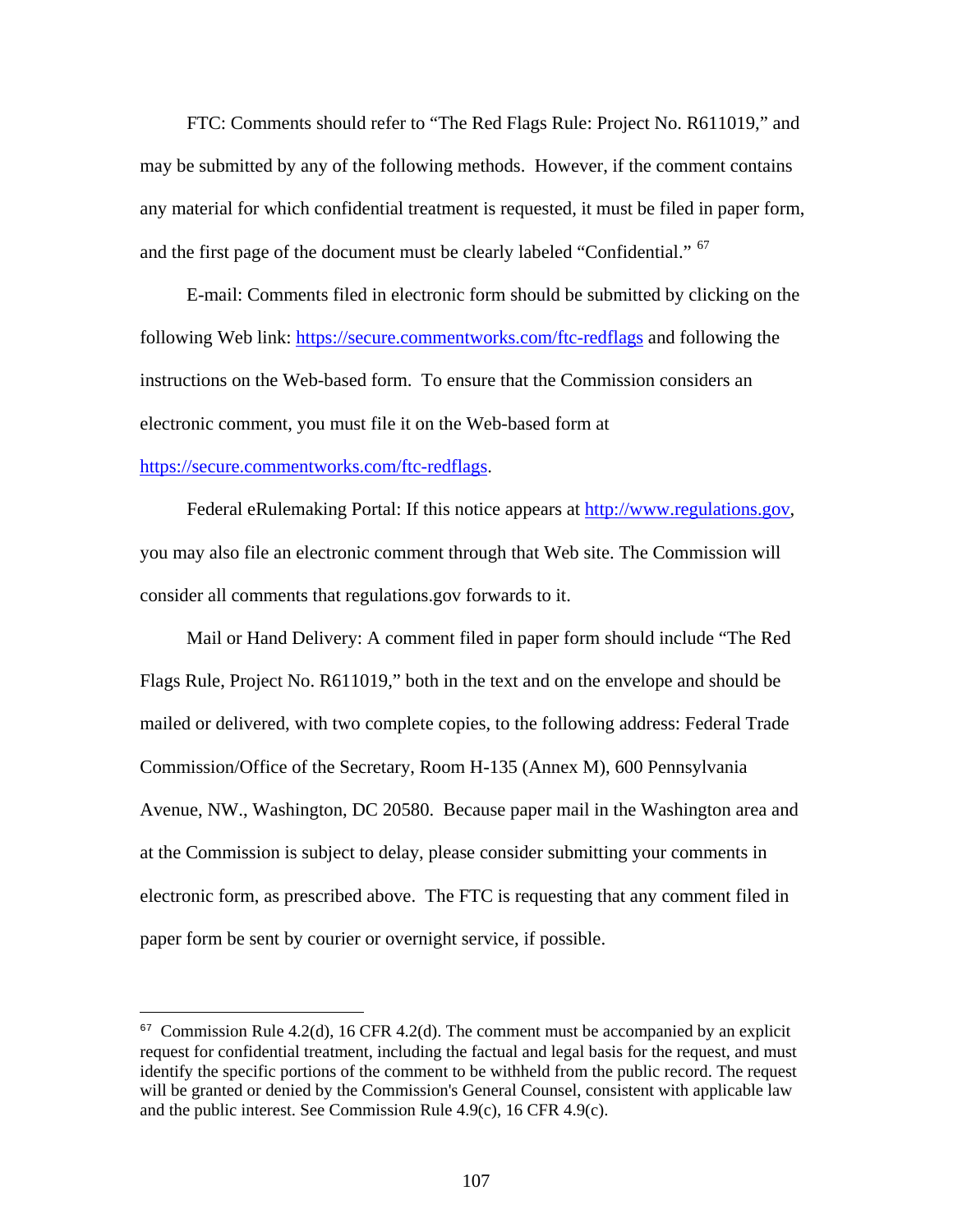FTC: Comments should refer to "The Red Flags Rule: Project No. R611019," and may be submitted by any of the following methods. However, if the comment contains any material for which confidential treatment is requested, it must be filed in paper form, and the first page of the document must be clearly labeled "Confidential." [67]

E-mail: Comments filed in electronic form should be submitted by clicking on the following Web link: https://secure.commentworks.com/ftc-redflags and following the instructions on the Web-based form. To ensure that the Commission considers an electronic comment, you must file it on the Web-based form at https://secure.commentworks.com/ftc-redflags.

Federal eRulemaking Portal: If this notice appears at http://www.regulations.gov, you may also file an electronic comment through that Web site. The Commission will consider all comments that regulations.gov forwards to it.

Mail or Hand Delivery: A comment filed in paper form should include "The Red Flags Rule, Project No. R611019," both in the text and on the envelope and should be mailed or delivered, with two complete copies, to the following address: Federal Trade Commission/Office of the Secretary, Room H-135 (Annex M), 600 Pennsylvania Avenue, NW., Washington, DC 20580. Because paper mail in the Washington area and at the Commission is subject to delay, please consider submitting your comments in electronic form, as prescribed above. The FTC is requesting that any comment filed in paper form be sent by courier or overnight service, if possible.

---

[67] Commission Rule 4.2(d), 16 CFR 4.2(d). The comment must be accompanied by an explicit request for confidential treatment, including the factual and legal basis for the request, and must identify the specific portions of the comment to be withheld from the public record. The request will be granted or denied by the Commission's General Counsel, consistent with applicable law and the public interest. See Commission Rule 4.9(c), 16 CFR 4.9(c).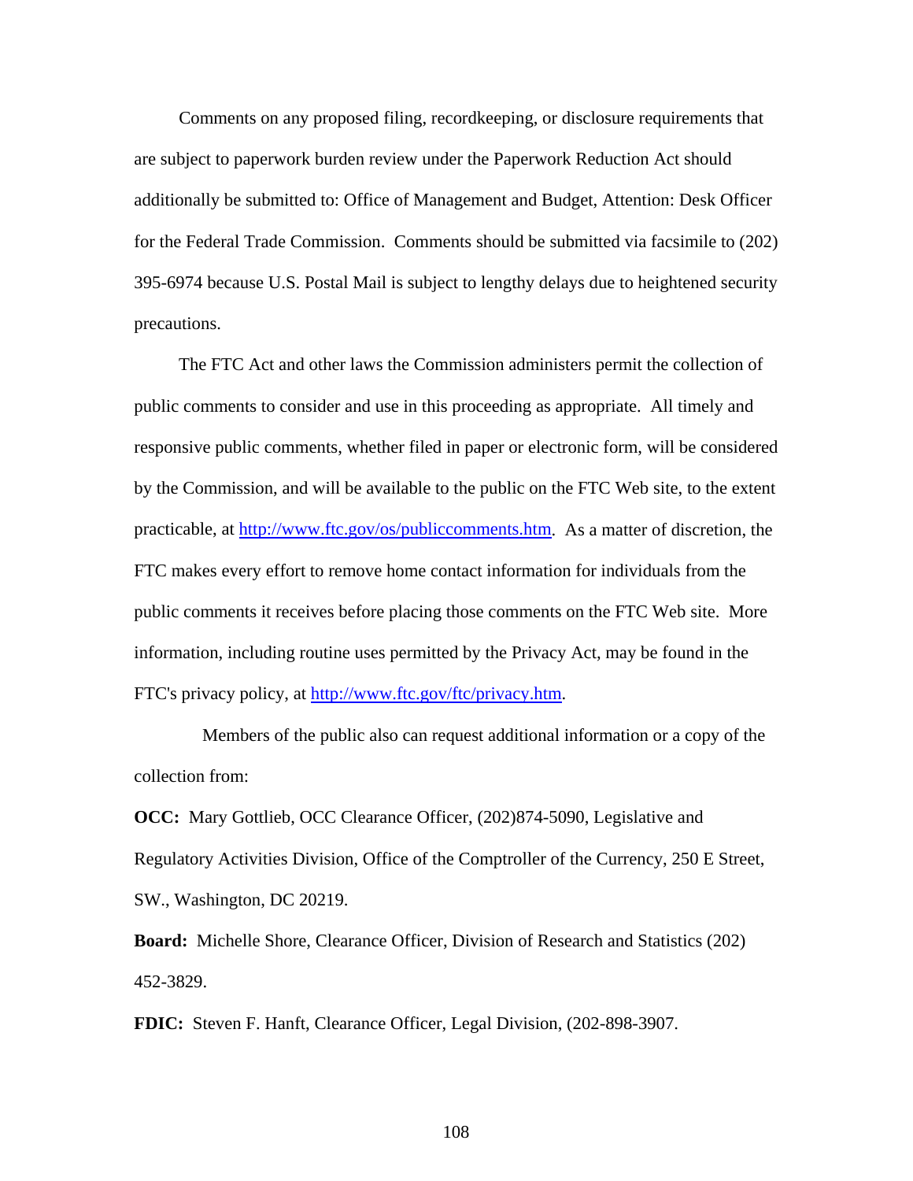Comments on any proposed filing, recordkeeping, or disclosure requirements that are subject to paperwork burden review under the Paperwork Reduction Act should additionally be submitted to: Office of Management and Budget, Attention: Desk Officer for the Federal Trade Commission. Comments should be submitted via facsimile to (202) 395-6974 because U.S. Postal Mail is subject to lengthy delays due to heightened security precautions.

The FTC Act and other laws the Commission administers permit the collection of public comments to consider and use in this proceeding as appropriate. All timely and responsive public comments, whether filed in paper or electronic form, will be considered by the Commission, and will be available to the public on the FTC Web site, to the extent practicable, at http://www.ftc.gov/os/publiccomments.htm. As a matter of discretion, the FTC makes every effort to remove home contact information for individuals from the public comments it receives before placing those comments on the FTC Web site. More information, including routine uses permitted by the Privacy Act, may be found in the FTC's privacy policy, at http://www.ftc.gov/ftc/privacy.htm.

Members of the public also can request additional information or a copy of the collection from:

**OCC:** Mary Gottlieb, OCC Clearance Officer, (202)874-5090, Legislative and Regulatory Activities Division, Office of the Comptroller of the Currency, 250 E Street, SW., Washington, DC 20219.

**Board:** Michelle Shore, Clearance Officer, Division of Research and Statistics (202) 452-3829.

**FDIC:** Steven F. Hanft, Clearance Officer, Legal Division, (202-898-3907.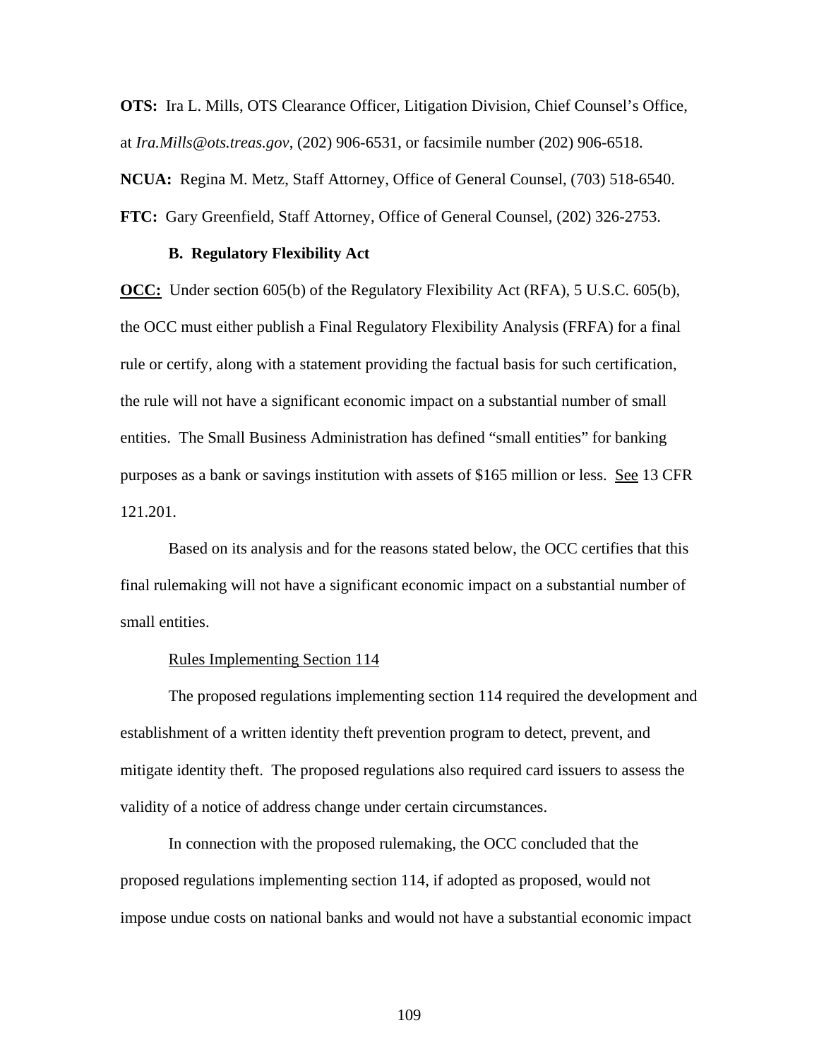**OTS:** Ira L. Mills, OTS Clearance Officer, Litigation Division, Chief Counsel's Office, at *Ira.Mills@ots.treas.gov*, (202) 906-6531, or facsimile number (202) 906-6518.

**NCUA:** Regina M. Metz, Staff Attorney, Office of General Counsel, (703) 518-6540.

**FTC:** Gary Greenfield, Staff Attorney, Office of General Counsel, (202) 326-2753.

### B. Regulatory Flexibility Act

**OCC:** Under section 605(b) of the Regulatory Flexibility Act (RFA), 5 U.S.C. 605(b), the OCC must either publish a Final Regulatory Flexibility Analysis (FRFA) for a final rule or certify, along with a statement providing the factual basis for such certification, the rule will not have a significant economic impact on a substantial number of small entities. The Small Business Administration has defined "small entities" for banking purposes as a bank or savings institution with assets of $165 million or less. See 13 CFR 121.201.

Based on its analysis and for the reasons stated below, the OCC certifies that this final rulemaking will not have a significant economic impact on a substantial number of small entities.

Rules Implementing Section 114

The proposed regulations implementing section 114 required the development and establishment of a written identity theft prevention program to detect, prevent, and mitigate identity theft. The proposed regulations also required card issuers to assess the validity of a notice of address change under certain circumstances.

In connection with the proposed rulemaking, the OCC concluded that the proposed regulations implementing section 114, if adopted as proposed, would not impose undue costs on national banks and would not have a substantial economic impact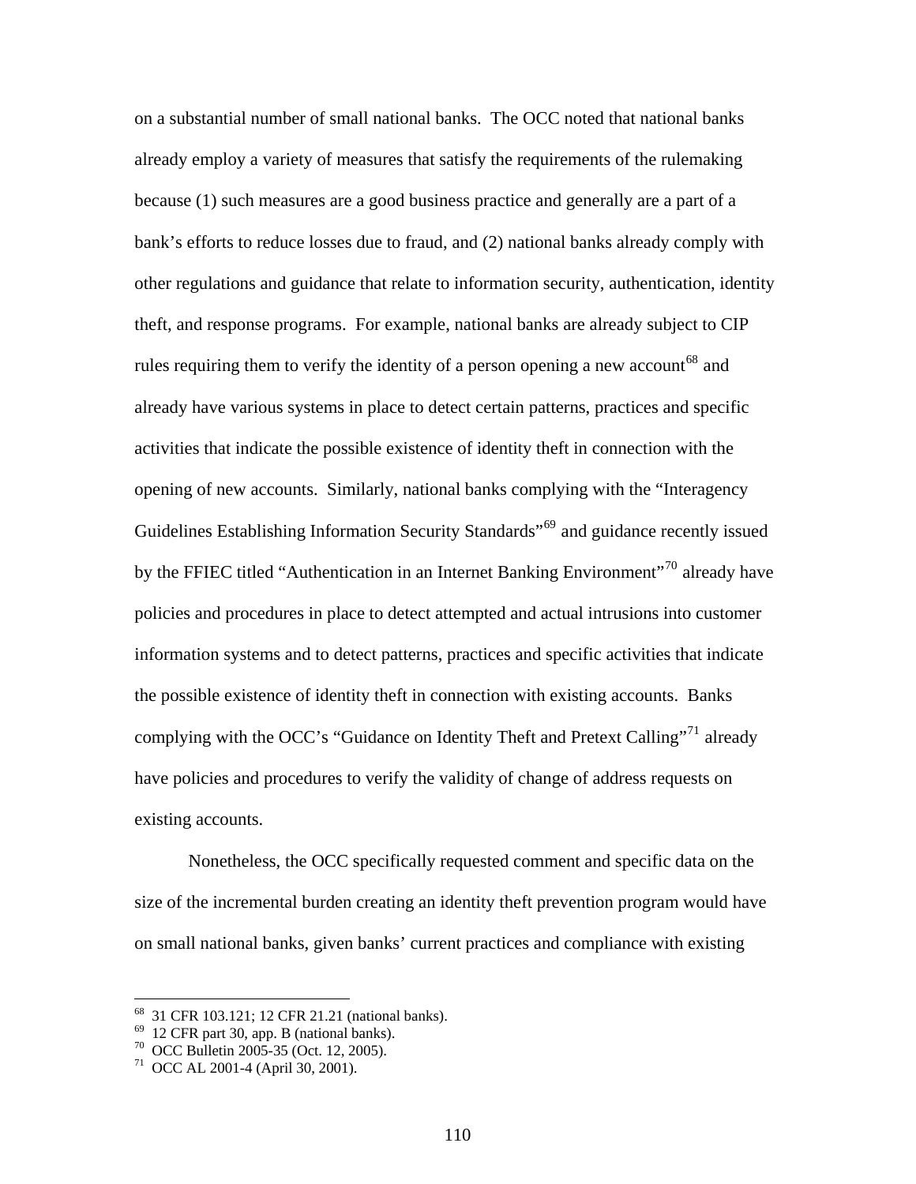on a substantial number of small national banks. The OCC noted that national banks already employ a variety of measures that satisfy the requirements of the rulemaking because (1) such measures are a good business practice and generally are a part of a bank's efforts to reduce losses due to fraud, and (2) national banks already comply with other regulations and guidance that relate to information security, authentication, identity theft, and response programs. For example, national banks are already subject to CIP rules requiring them to verify the identity of a person opening a new account[68] and already have various systems in place to detect certain patterns, practices and specific activities that indicate the possible existence of identity theft in connection with the opening of new accounts. Similarly, national banks complying with the "Interagency Guidelines Establishing Information Security Standards"[69] and guidance recently issued by the FFIEC titled "Authentication in an Internet Banking Environment"[70] already have policies and procedures in place to detect attempted and actual intrusions into customer information systems and to detect patterns, practices and specific activities that indicate the possible existence of identity theft in connection with existing accounts. Banks complying with the OCC's "Guidance on Identity Theft and Pretext Calling"[71] already have policies and procedures to verify the validity of change of address requests on existing accounts.

Nonetheless, the OCC specifically requested comment and specific data on the size of the incremental burden creating an identity theft prevention program would have on small national banks, given banks' current practices and compliance with existing

---

[68] 31 CFR 103.121; 12 CFR 21.21 (national banks).

[69] 12 CFR part 30, app. B (national banks).

[70] OCC Bulletin 2005-35 (Oct. 12, 2005).

[71] OCC AL 2001-4 (April 30, 2001).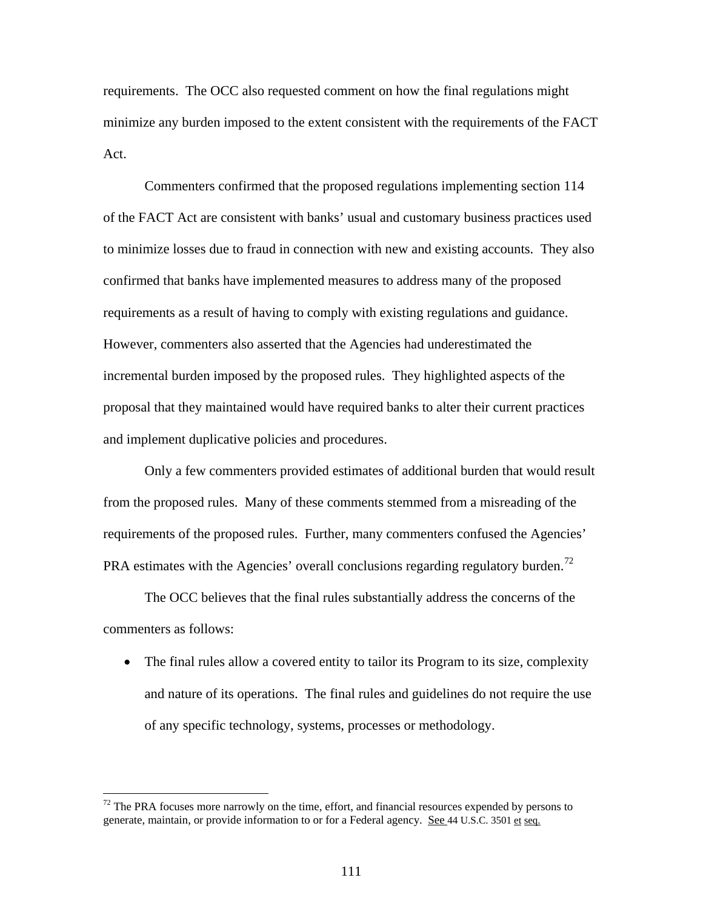requirements. The OCC also requested comment on how the final regulations might minimize any burden imposed to the extent consistent with the requirements of the FACT Act.

Commenters confirmed that the proposed regulations implementing section 114 of the FACT Act are consistent with banks' usual and customary business practices used to minimize losses due to fraud in connection with new and existing accounts. They also confirmed that banks have implemented measures to address many of the proposed requirements as a result of having to comply with existing regulations and guidance. However, commenters also asserted that the Agencies had underestimated the incremental burden imposed by the proposed rules. They highlighted aspects of the proposal that they maintained would have required banks to alter their current practices and implement duplicative policies and procedures.

Only a few commenters provided estimates of additional burden that would result from the proposed rules. Many of these comments stemmed from a misreading of the requirements of the proposed rules. Further, many commenters confused the Agencies' PRA estimates with the Agencies' overall conclusions regarding regulatory burden.[72]

The OCC believes that the final rules substantially address the concerns of the commenters as follows:

- The final rules allow a covered entity to tailor its Program to its size, complexity and nature of its operations. The final rules and guidelines do not require the use of any specific technology, systems, processes or methodology.

---

[72] The PRA focuses more narrowly on the time, effort, and financial resources expended by persons to generate, maintain, or provide information to or for a Federal agency. See 44 U.S.C. 3501 et seq.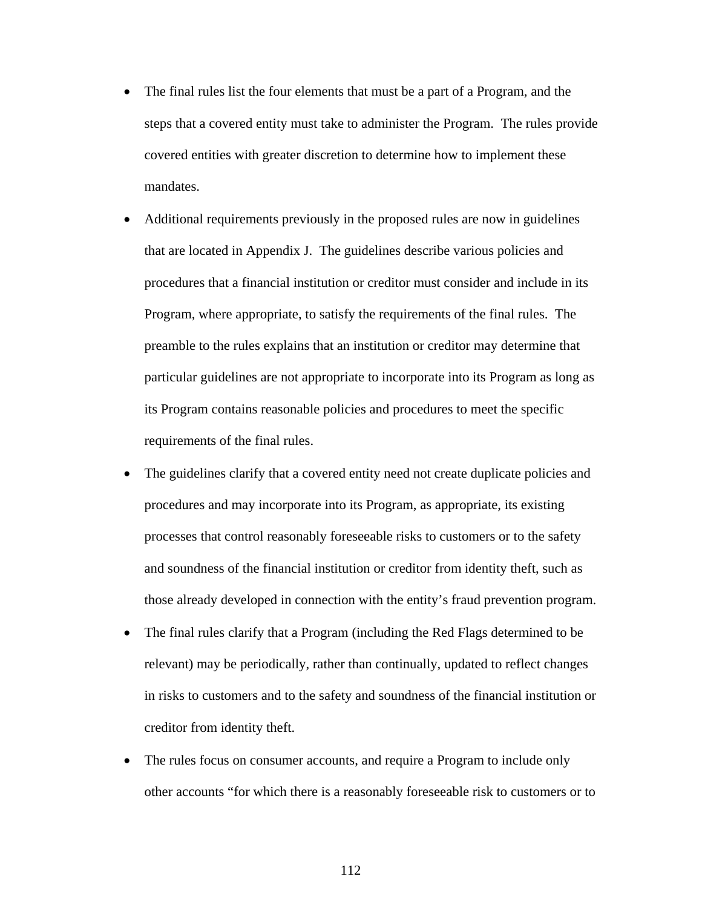- The final rules list the four elements that must be a part of a Program, and the steps that a covered entity must take to administer the Program. The rules provide covered entities with greater discretion to determine how to implement these mandates.
- Additional requirements previously in the proposed rules are now in guidelines that are located in Appendix J. The guidelines describe various policies and procedures that a financial institution or creditor must consider and include in its Program, where appropriate, to satisfy the requirements of the final rules. The preamble to the rules explains that an institution or creditor may determine that particular guidelines are not appropriate to incorporate into its Program as long as its Program contains reasonable policies and procedures to meet the specific requirements of the final rules.
- The guidelines clarify that a covered entity need not create duplicate policies and procedures and may incorporate into its Program, as appropriate, its existing processes that control reasonably foreseeable risks to customers or to the safety and soundness of the financial institution or creditor from identity theft, such as those already developed in connection with the entity's fraud prevention program.
- The final rules clarify that a Program (including the Red Flags determined to be relevant) may be periodically, rather than continually, updated to reflect changes in risks to customers and to the safety and soundness of the financial institution or creditor from identity theft.
- The rules focus on consumer accounts, and require a Program to include only other accounts "for which there is a reasonably foreseeable risk to customers or to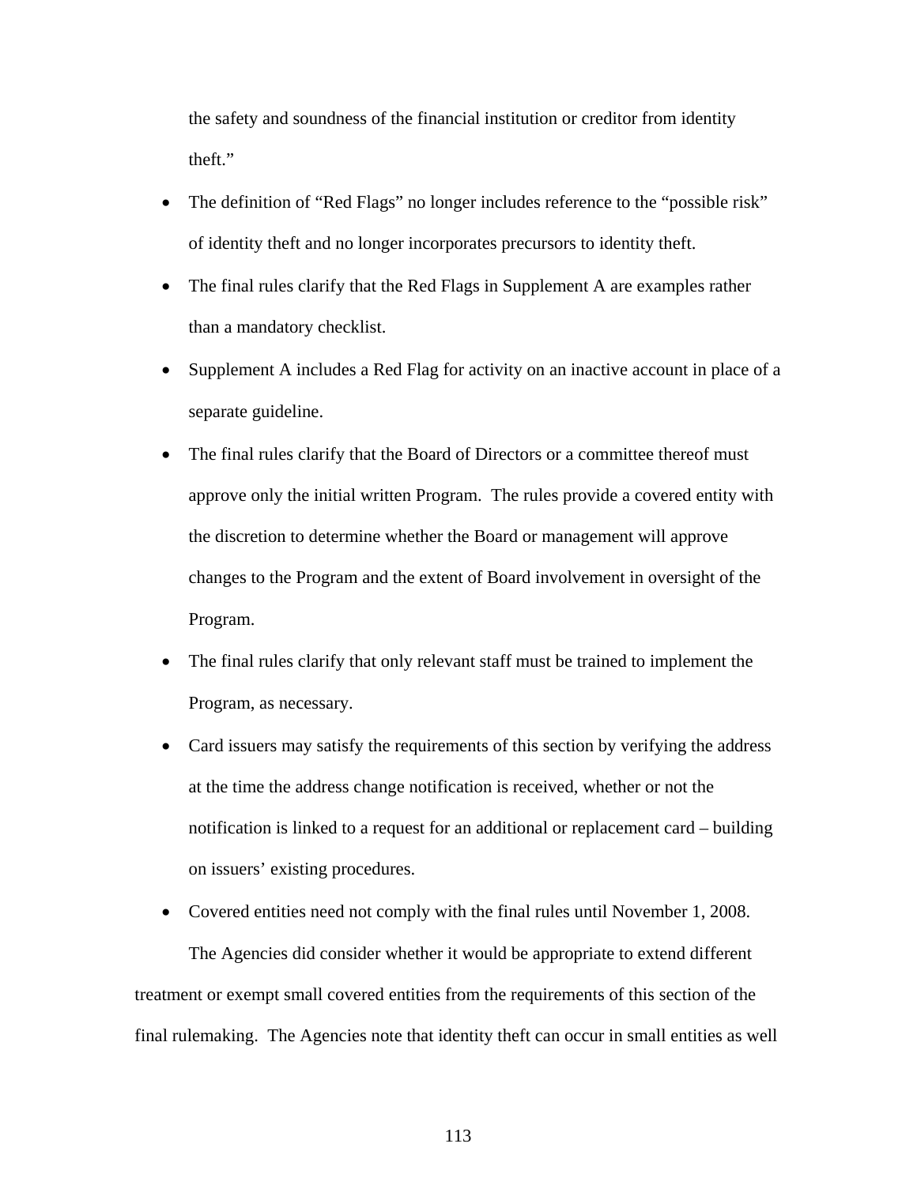the safety and soundness of the financial institution or creditor from identity theft."

- The definition of "Red Flags" no longer includes reference to the "possible risk" of identity theft and no longer incorporates precursors to identity theft.
- The final rules clarify that the Red Flags in Supplement A are examples rather than a mandatory checklist.
- Supplement A includes a Red Flag for activity on an inactive account in place of a separate guideline.
- The final rules clarify that the Board of Directors or a committee thereof must approve only the initial written Program. The rules provide a covered entity with the discretion to determine whether the Board or management will approve changes to the Program and the extent of Board involvement in oversight of the Program.
- The final rules clarify that only relevant staff must be trained to implement the Program, as necessary.
- Card issuers may satisfy the requirements of this section by verifying the address at the time the address change notification is received, whether or not the notification is linked to a request for an additional or replacement card – building on issuers' existing procedures.
- Covered entities need not comply with the final rules until November 1, 2008.

The Agencies did consider whether it would be appropriate to extend different treatment or exempt small covered entities from the requirements of this section of the final rulemaking. The Agencies note that identity theft can occur in small entities as well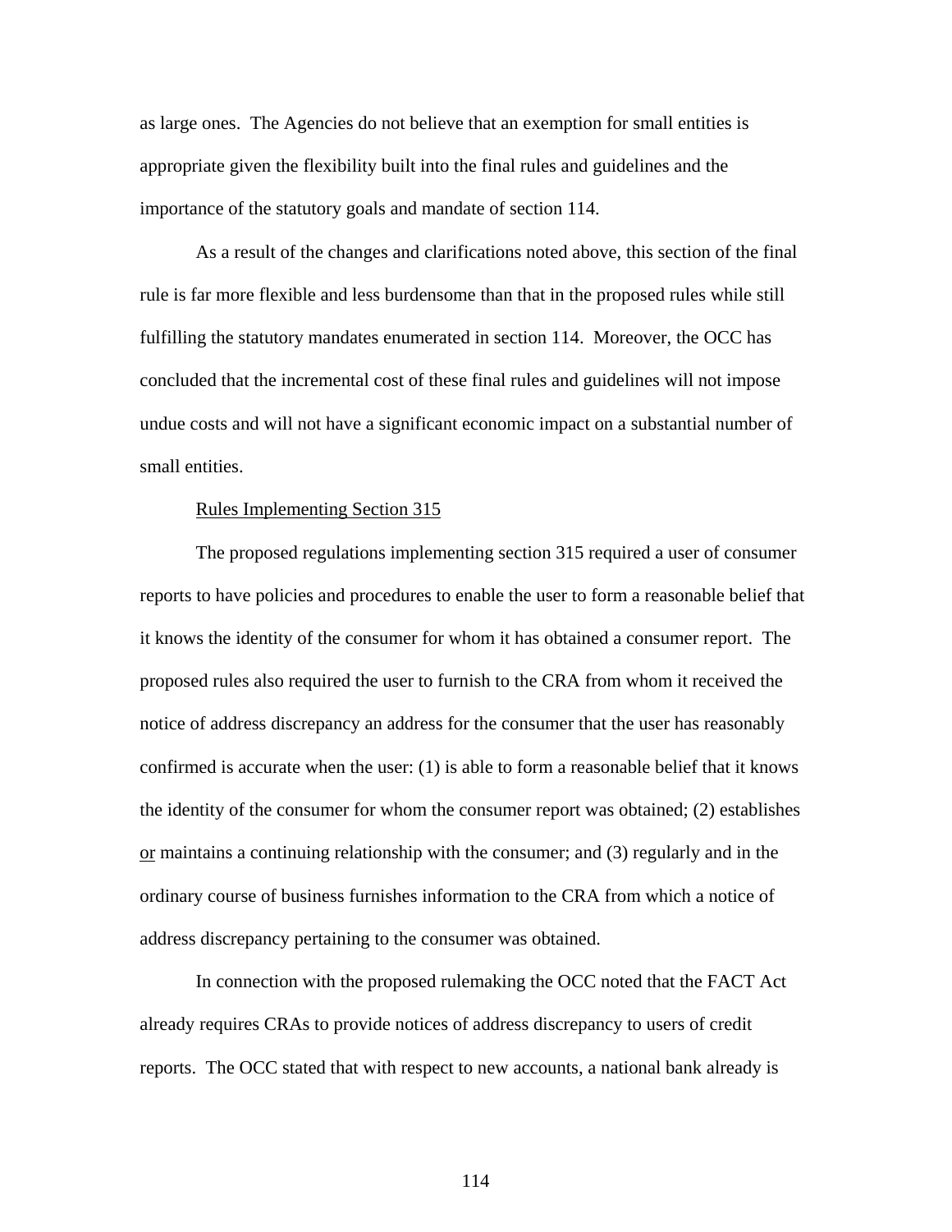as large ones. The Agencies do not believe that an exemption for small entities is appropriate given the flexibility built into the final rules and guidelines and the importance of the statutory goals and mandate of section 114.

As a result of the changes and clarifications noted above, this section of the final rule is far more flexible and less burdensome than that in the proposed rules while still fulfilling the statutory mandates enumerated in section 114. Moreover, the OCC has concluded that the incremental cost of these final rules and guidelines will not impose undue costs and will not have a significant economic impact on a substantial number of small entities.

<u>Rules Implementing Section 315</u>

The proposed regulations implementing section 315 required a user of consumer reports to have policies and procedures to enable the user to form a reasonable belief that it knows the identity of the consumer for whom it has obtained a consumer report. The proposed rules also required the user to furnish to the CRA from whom it received the notice of address discrepancy an address for the consumer that the user has reasonably confirmed is accurate when the user: (1) is able to form a reasonable belief that it knows the identity of the consumer for whom the consumer report was obtained; (2) establishes <u>or</u> maintains a continuing relationship with the consumer; and (3) regularly and in the ordinary course of business furnishes information to the CRA from which a notice of address discrepancy pertaining to the consumer was obtained.

In connection with the proposed rulemaking the OCC noted that the FACT Act already requires CRAs to provide notices of address discrepancy to users of credit reports. The OCC stated that with respect to new accounts, a national bank already is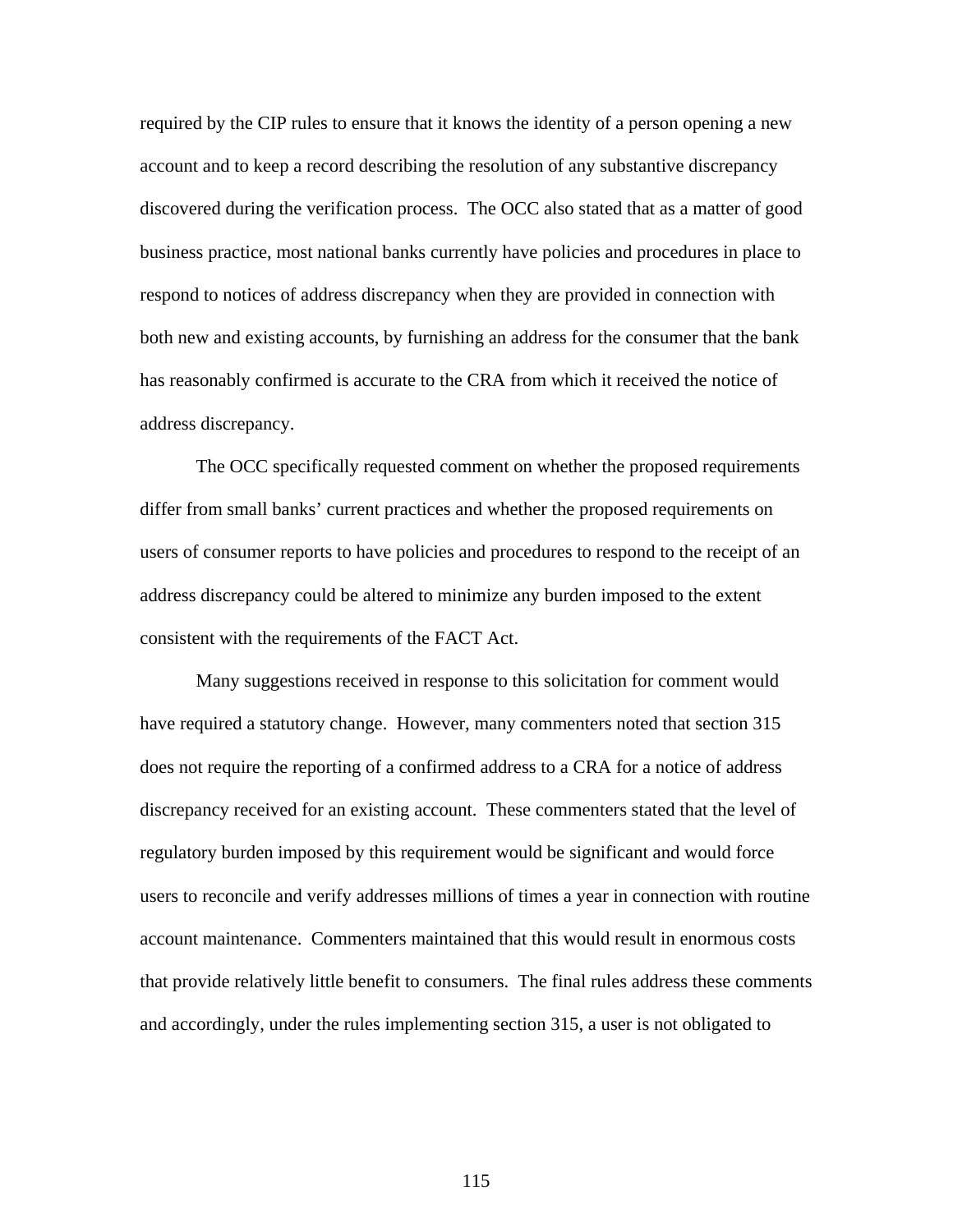required by the CIP rules to ensure that it knows the identity of a person opening a new account and to keep a record describing the resolution of any substantive discrepancy discovered during the verification process. The OCC also stated that as a matter of good business practice, most national banks currently have policies and procedures in place to respond to notices of address discrepancy when they are provided in connection with both new and existing accounts, by furnishing an address for the consumer that the bank has reasonably confirmed is accurate to the CRA from which it received the notice of address discrepancy.

The OCC specifically requested comment on whether the proposed requirements differ from small banks' current practices and whether the proposed requirements on users of consumer reports to have policies and procedures to respond to the receipt of an address discrepancy could be altered to minimize any burden imposed to the extent consistent with the requirements of the FACT Act.

Many suggestions received in response to this solicitation for comment would have required a statutory change. However, many commenters noted that section 315 does not require the reporting of a confirmed address to a CRA for a notice of address discrepancy received for an existing account. These commenters stated that the level of regulatory burden imposed by this requirement would be significant and would force users to reconcile and verify addresses millions of times a year in connection with routine account maintenance. Commenters maintained that this would result in enormous costs that provide relatively little benefit to consumers. The final rules address these comments and accordingly, under the rules implementing section 315, a user is not obligated to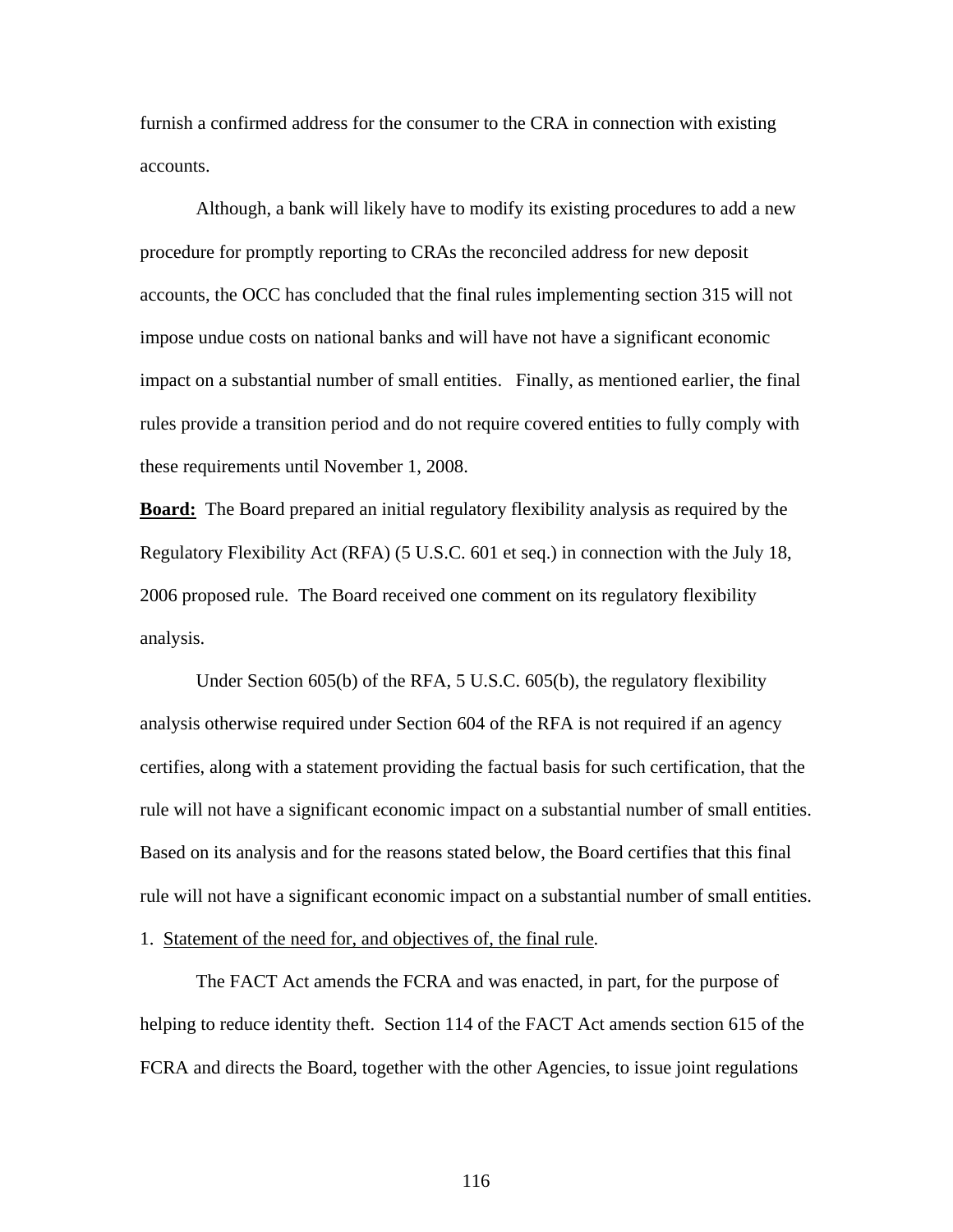furnish a confirmed address for the consumer to the CRA in connection with existing accounts.

Although, a bank will likely have to modify its existing procedures to add a new procedure for promptly reporting to CRAs the reconciled address for new deposit accounts, the OCC has concluded that the final rules implementing section 315 will not impose undue costs on national banks and will have not have a significant economic impact on a substantial number of small entities.   Finally, as mentioned earlier, the final rules provide a transition period and do not require covered entities to fully comply with these requirements until November 1, 2008.

**Board:** The Board prepared an initial regulatory flexibility analysis as required by the Regulatory Flexibility Act (RFA) (5 U.S.C. 601 et seq.) in connection with the July 18, 2006 proposed rule.  The Board received one comment on its regulatory flexibility analysis.

Under Section 605(b) of the RFA, 5 U.S.C. 605(b), the regulatory flexibility analysis otherwise required under Section 604 of the RFA is not required if an agency certifies, along with a statement providing the factual basis for such certification, that the rule will not have a significant economic impact on a substantial number of small entities. Based on its analysis and for the reasons stated below, the Board certifies that this final rule will not have a significant economic impact on a substantial number of small entities.

1. Statement of the need for, and objectives of, the final rule.

The FACT Act amends the FCRA and was enacted, in part, for the purpose of helping to reduce identity theft.  Section 114 of the FACT Act amends section 615 of the FCRA and directs the Board, together with the other Agencies, to issue joint regulations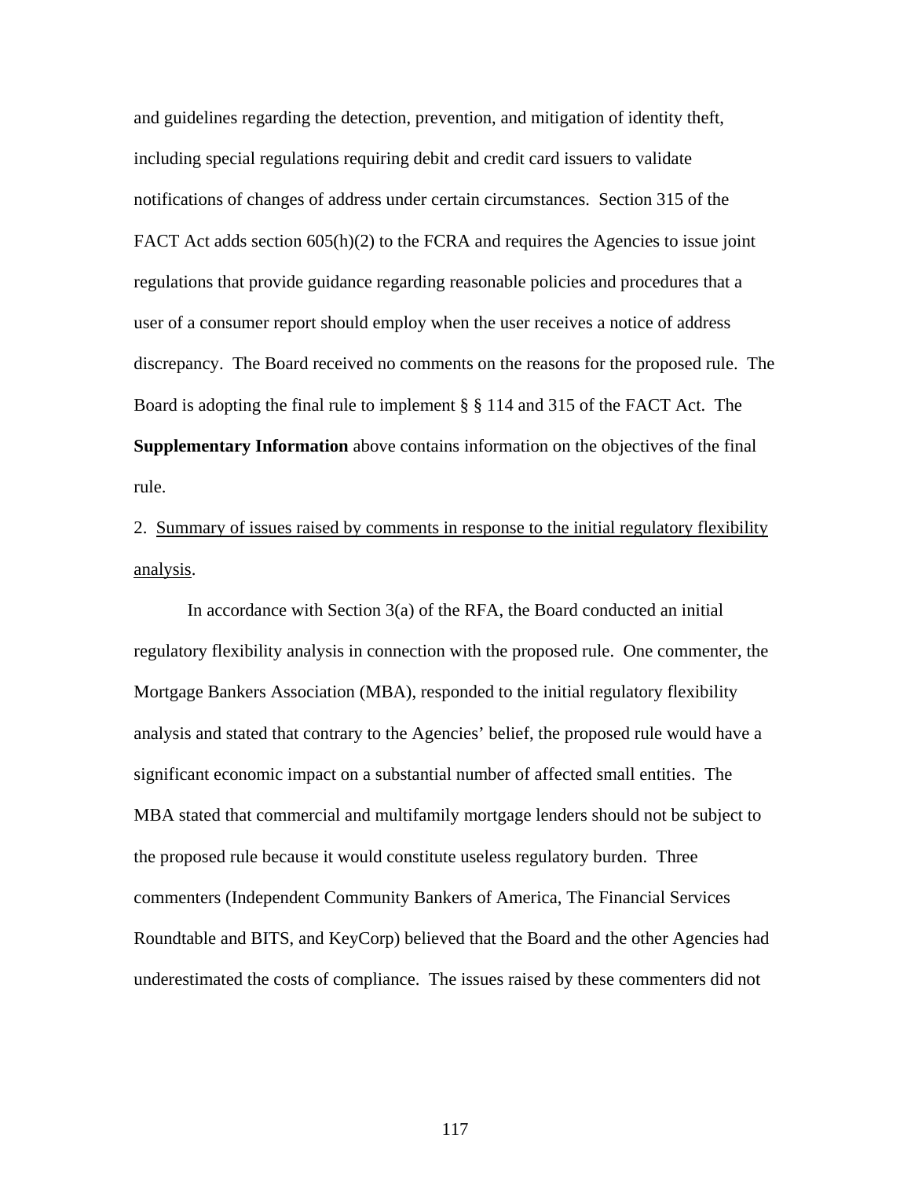and guidelines regarding the detection, prevention, and mitigation of identity theft, including special regulations requiring debit and credit card issuers to validate notifications of changes of address under certain circumstances. Section 315 of the FACT Act adds section 605(h)(2) to the FCRA and requires the Agencies to issue joint regulations that provide guidance regarding reasonable policies and procedures that a user of a consumer report should employ when the user receives a notice of address discrepancy. The Board received no comments on the reasons for the proposed rule. The Board is adopting the final rule to implement § § 114 and 315 of the FACT Act. The **Supplementary Information** above contains information on the objectives of the final rule.

2. Summary of issues raised by comments in response to the initial regulatory flexibility analysis.

In accordance with Section 3(a) of the RFA, the Board conducted an initial regulatory flexibility analysis in connection with the proposed rule. One commenter, the Mortgage Bankers Association (MBA), responded to the initial regulatory flexibility analysis and stated that contrary to the Agencies' belief, the proposed rule would have a significant economic impact on a substantial number of affected small entities. The MBA stated that commercial and multifamily mortgage lenders should not be subject to the proposed rule because it would constitute useless regulatory burden. Three commenters (Independent Community Bankers of America, The Financial Services Roundtable and BITS, and KeyCorp) believed that the Board and the other Agencies had underestimated the costs of compliance. The issues raised by these commenters did not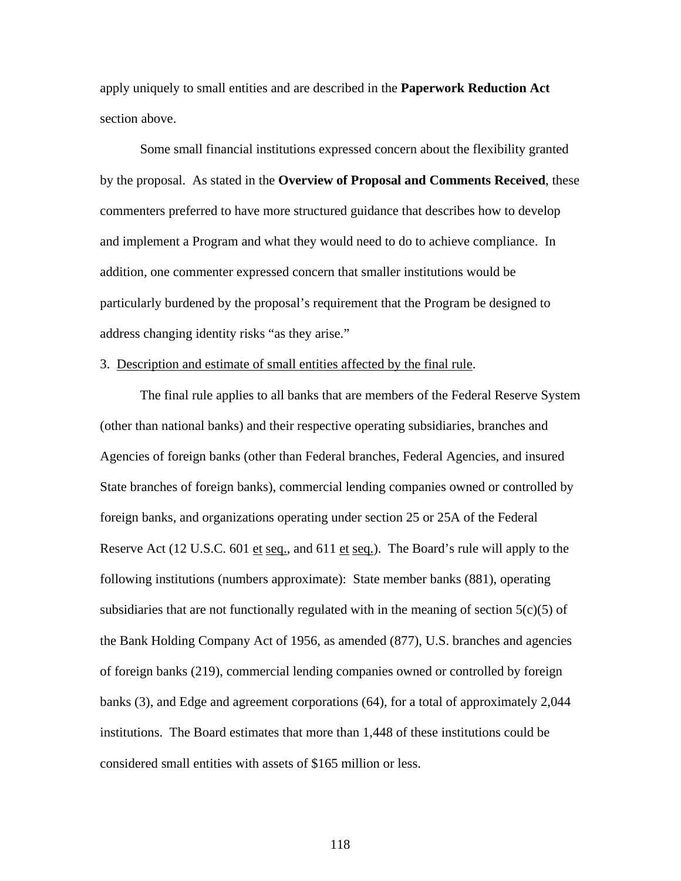apply uniquely to small entities and are described in the **Paperwork Reduction Act** section above.

Some small financial institutions expressed concern about the flexibility granted by the proposal. As stated in the **Overview of Proposal and Comments Received**, these commenters preferred to have more structured guidance that describes how to develop and implement a Program and what they would need to do to achieve compliance. In addition, one commenter expressed concern that smaller institutions would be particularly burdened by the proposal's requirement that the Program be designed to address changing identity risks "as they arise."

3. Description and estimate of small entities affected by the final rule.

The final rule applies to all banks that are members of the Federal Reserve System (other than national banks) and their respective operating subsidiaries, branches and Agencies of foreign banks (other than Federal branches, Federal Agencies, and insured State branches of foreign banks), commercial lending companies owned or controlled by foreign banks, and organizations operating under section 25 or 25A of the Federal Reserve Act (12 U.S.C. 601 et seq., and 611 et seq.). The Board's rule will apply to the following institutions (numbers approximate): State member banks (881), operating subsidiaries that are not functionally regulated with in the meaning of section 5(c)(5) of the Bank Holding Company Act of 1956, as amended (877), U.S. branches and agencies of foreign banks (219), commercial lending companies owned or controlled by foreign banks (3), and Edge and agreement corporations (64), for a total of approximately 2,044 institutions. The Board estimates that more than 1,448 of these institutions could be considered small entities with assets of $165 million or less.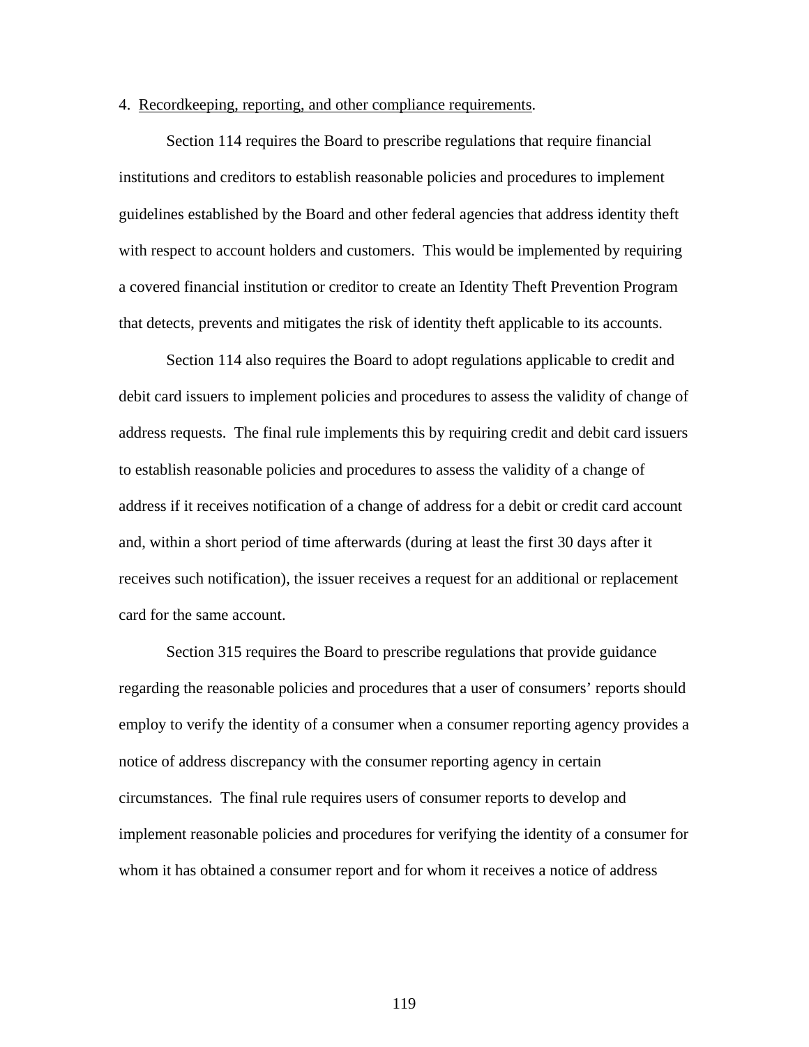4. Recordkeeping, reporting, and other compliance requirements.

Section 114 requires the Board to prescribe regulations that require financial institutions and creditors to establish reasonable policies and procedures to implement guidelines established by the Board and other federal agencies that address identity theft with respect to account holders and customers. This would be implemented by requiring a covered financial institution or creditor to create an Identity Theft Prevention Program that detects, prevents and mitigates the risk of identity theft applicable to its accounts.

Section 114 also requires the Board to adopt regulations applicable to credit and debit card issuers to implement policies and procedures to assess the validity of change of address requests. The final rule implements this by requiring credit and debit card issuers to establish reasonable policies and procedures to assess the validity of a change of address if it receives notification of a change of address for a debit or credit card account and, within a short period of time afterwards (during at least the first 30 days after it receives such notification), the issuer receives a request for an additional or replacement card for the same account.

Section 315 requires the Board to prescribe regulations that provide guidance regarding the reasonable policies and procedures that a user of consumers' reports should employ to verify the identity of a consumer when a consumer reporting agency provides a notice of address discrepancy with the consumer reporting agency in certain circumstances. The final rule requires users of consumer reports to develop and implement reasonable policies and procedures for verifying the identity of a consumer for whom it has obtained a consumer report and for whom it receives a notice of address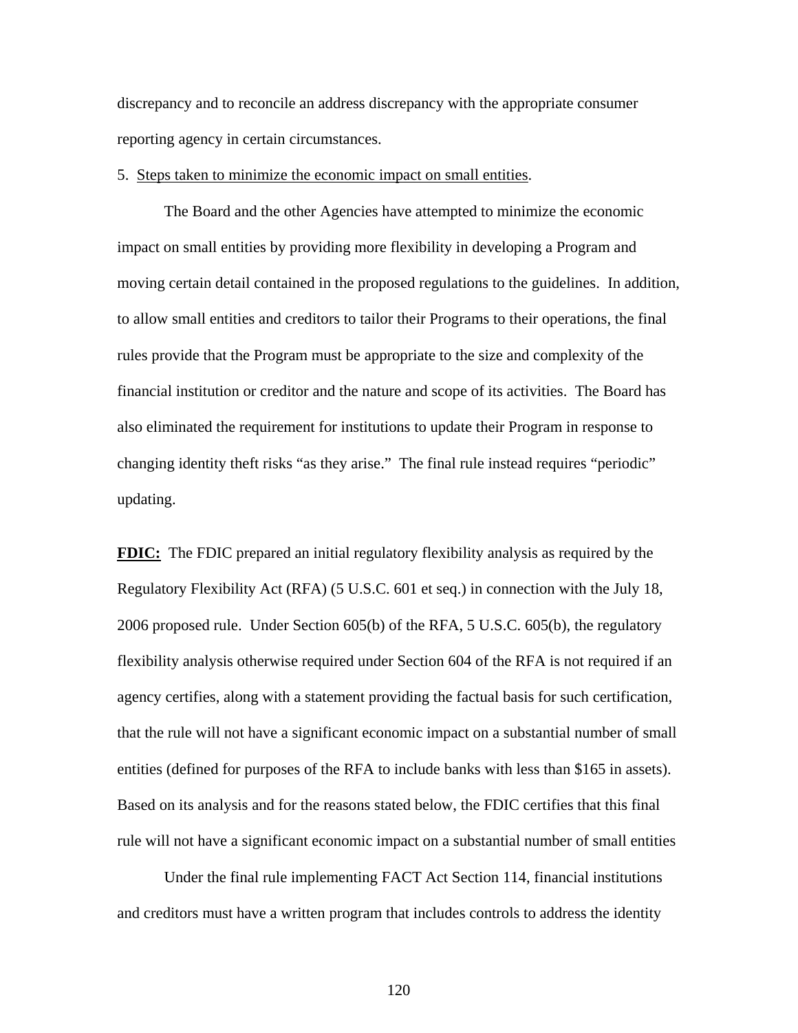discrepancy and to reconcile an address discrepancy with the appropriate consumer reporting agency in certain circumstances.

5. Steps taken to minimize the economic impact on small entities.

The Board and the other Agencies have attempted to minimize the economic impact on small entities by providing more flexibility in developing a Program and moving certain detail contained in the proposed regulations to the guidelines. In addition, to allow small entities and creditors to tailor their Programs to their operations, the final rules provide that the Program must be appropriate to the size and complexity of the financial institution or creditor and the nature and scope of its activities. The Board has also eliminated the requirement for institutions to update their Program in response to changing identity theft risks "as they arise." The final rule instead requires "periodic" updating.

**FDIC:** The FDIC prepared an initial regulatory flexibility analysis as required by the Regulatory Flexibility Act (RFA) (5 U.S.C. 601 et seq.) in connection with the July 18, 2006 proposed rule. Under Section 605(b) of the RFA, 5 U.S.C. 605(b), the regulatory flexibility analysis otherwise required under Section 604 of the RFA is not required if an agency certifies, along with a statement providing the factual basis for such certification, that the rule will not have a significant economic impact on a substantial number of small entities (defined for purposes of the RFA to include banks with less than $165 in assets). Based on its analysis and for the reasons stated below, the FDIC certifies that this final rule will not have a significant economic impact on a substantial number of small entities

Under the final rule implementing FACT Act Section 114, financial institutions and creditors must have a written program that includes controls to address the identity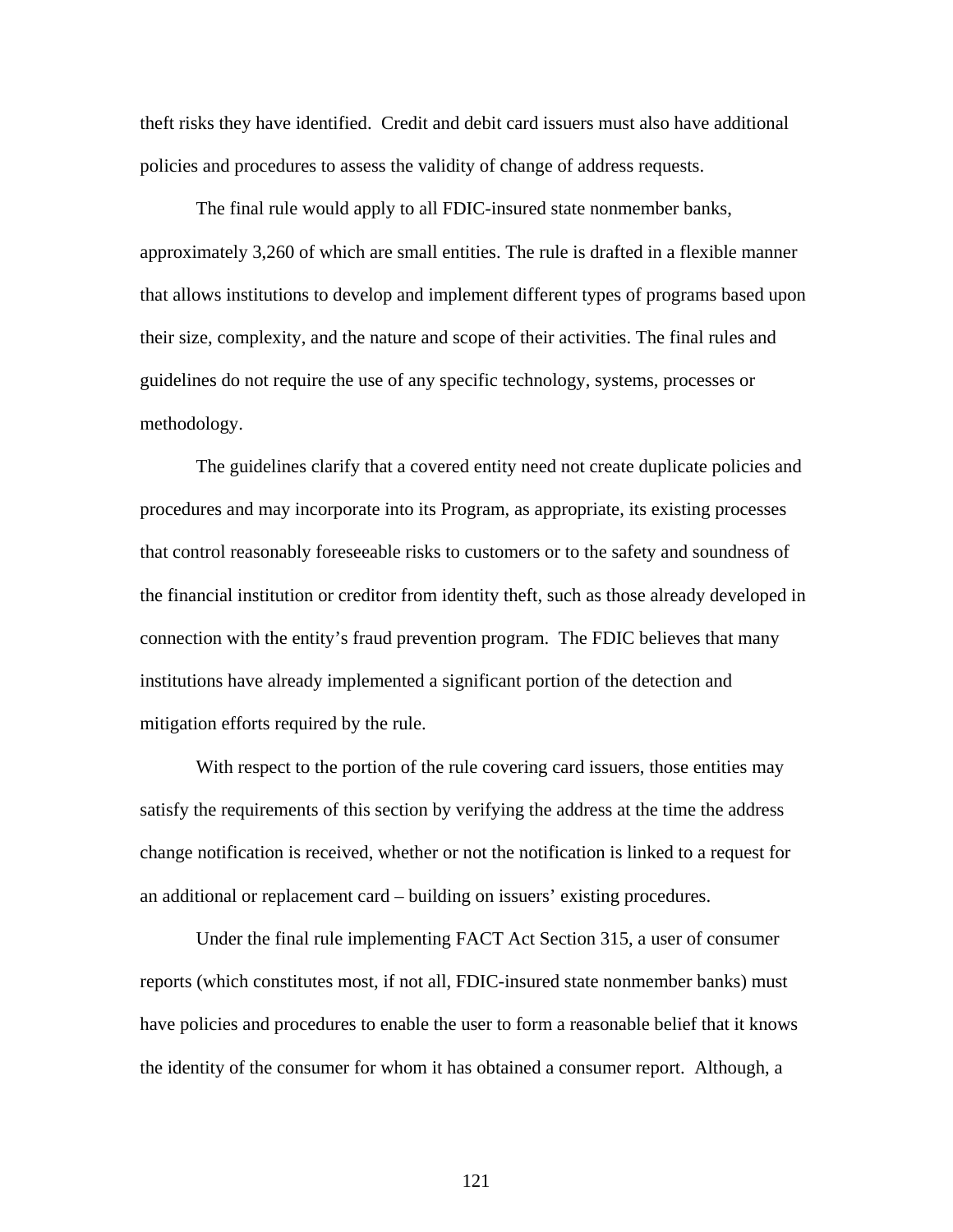theft risks they have identified. Credit and debit card issuers must also have additional policies and procedures to assess the validity of change of address requests.

The final rule would apply to all FDIC-insured state nonmember banks, approximately 3,260 of which are small entities. The rule is drafted in a flexible manner that allows institutions to develop and implement different types of programs based upon their size, complexity, and the nature and scope of their activities. The final rules and guidelines do not require the use of any specific technology, systems, processes or methodology.

The guidelines clarify that a covered entity need not create duplicate policies and procedures and may incorporate into its Program, as appropriate, its existing processes that control reasonably foreseeable risks to customers or to the safety and soundness of the financial institution or creditor from identity theft, such as those already developed in connection with the entity's fraud prevention program. The FDIC believes that many institutions have already implemented a significant portion of the detection and mitigation efforts required by the rule.

With respect to the portion of the rule covering card issuers, those entities may satisfy the requirements of this section by verifying the address at the time the address change notification is received, whether or not the notification is linked to a request for an additional or replacement card – building on issuers' existing procedures.

Under the final rule implementing FACT Act Section 315, a user of consumer reports (which constitutes most, if not all, FDIC-insured state nonmember banks) must have policies and procedures to enable the user to form a reasonable belief that it knows the identity of the consumer for whom it has obtained a consumer report. Although, a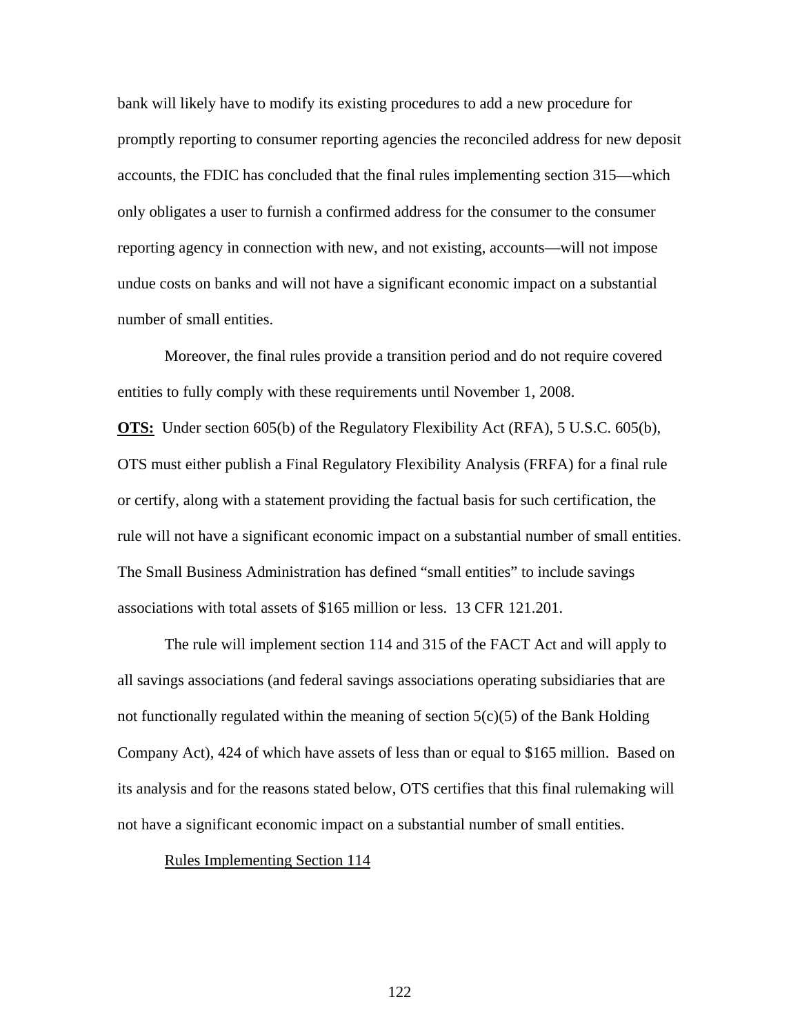bank will likely have to modify its existing procedures to add a new procedure for promptly reporting to consumer reporting agencies the reconciled address for new deposit accounts, the FDIC has concluded that the final rules implementing section 315—which only obligates a user to furnish a confirmed address for the consumer to the consumer reporting agency in connection with new, and not existing, accounts—will not impose undue costs on banks and will not have a significant economic impact on a substantial number of small entities.

Moreover, the final rules provide a transition period and do not require covered entities to fully comply with these requirements until November 1, 2008.

**OTS:** Under section 605(b) of the Regulatory Flexibility Act (RFA), 5 U.S.C. 605(b), OTS must either publish a Final Regulatory Flexibility Analysis (FRFA) for a final rule or certify, along with a statement providing the factual basis for such certification, the rule will not have a significant economic impact on a substantial number of small entities. The Small Business Administration has defined "small entities" to include savings associations with total assets of $165 million or less. 13 CFR 121.201.

The rule will implement section 114 and 315 of the FACT Act and will apply to all savings associations (and federal savings associations operating subsidiaries that are not functionally regulated within the meaning of section 5(c)(5) of the Bank Holding Company Act), 424 of which have assets of less than or equal to $165 million. Based on its analysis and for the reasons stated below, OTS certifies that this final rulemaking will not have a significant economic impact on a substantial number of small entities.

Rules Implementing Section 114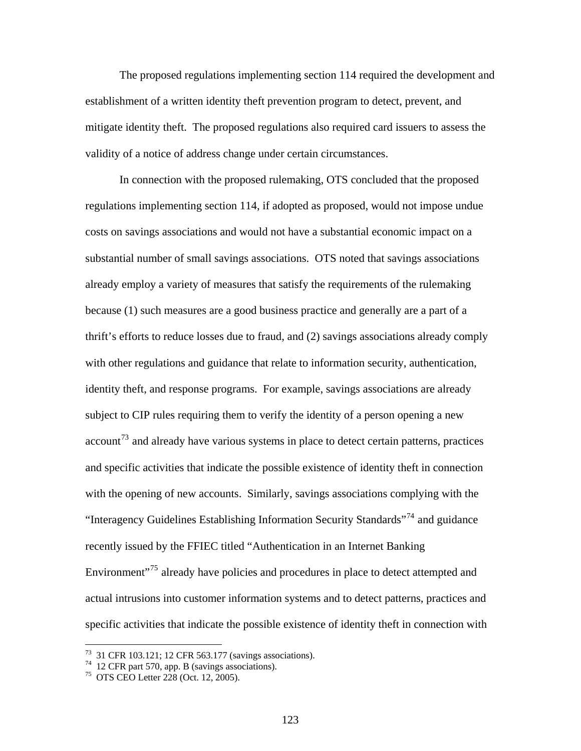The proposed regulations implementing section 114 required the development and establishment of a written identity theft prevention program to detect, prevent, and mitigate identity theft. The proposed regulations also required card issuers to assess the validity of a notice of address change under certain circumstances.

In connection with the proposed rulemaking, OTS concluded that the proposed regulations implementing section 114, if adopted as proposed, would not impose undue costs on savings associations and would not have a substantial economic impact on a substantial number of small savings associations. OTS noted that savings associations already employ a variety of measures that satisfy the requirements of the rulemaking because (1) such measures are a good business practice and generally are a part of a thrift's efforts to reduce losses due to fraud, and (2) savings associations already comply with other regulations and guidance that relate to information security, authentication, identity theft, and response programs. For example, savings associations are already subject to CIP rules requiring them to verify the identity of a person opening a new account[73] and already have various systems in place to detect certain patterns, practices and specific activities that indicate the possible existence of identity theft in connection with the opening of new accounts. Similarly, savings associations complying with the "Interagency Guidelines Establishing Information Security Standards"[74] and guidance recently issued by the FFIEC titled "Authentication in an Internet Banking Environment"[75] already have policies and procedures in place to detect attempted and actual intrusions into customer information systems and to detect patterns, practices and specific activities that indicate the possible existence of identity theft in connection with

---

[73] 31 CFR 103.121; 12 CFR 563.177 (savings associations).

[74] 12 CFR part 570, app. B (savings associations).

[75] OTS CEO Letter 228 (Oct. 12, 2005).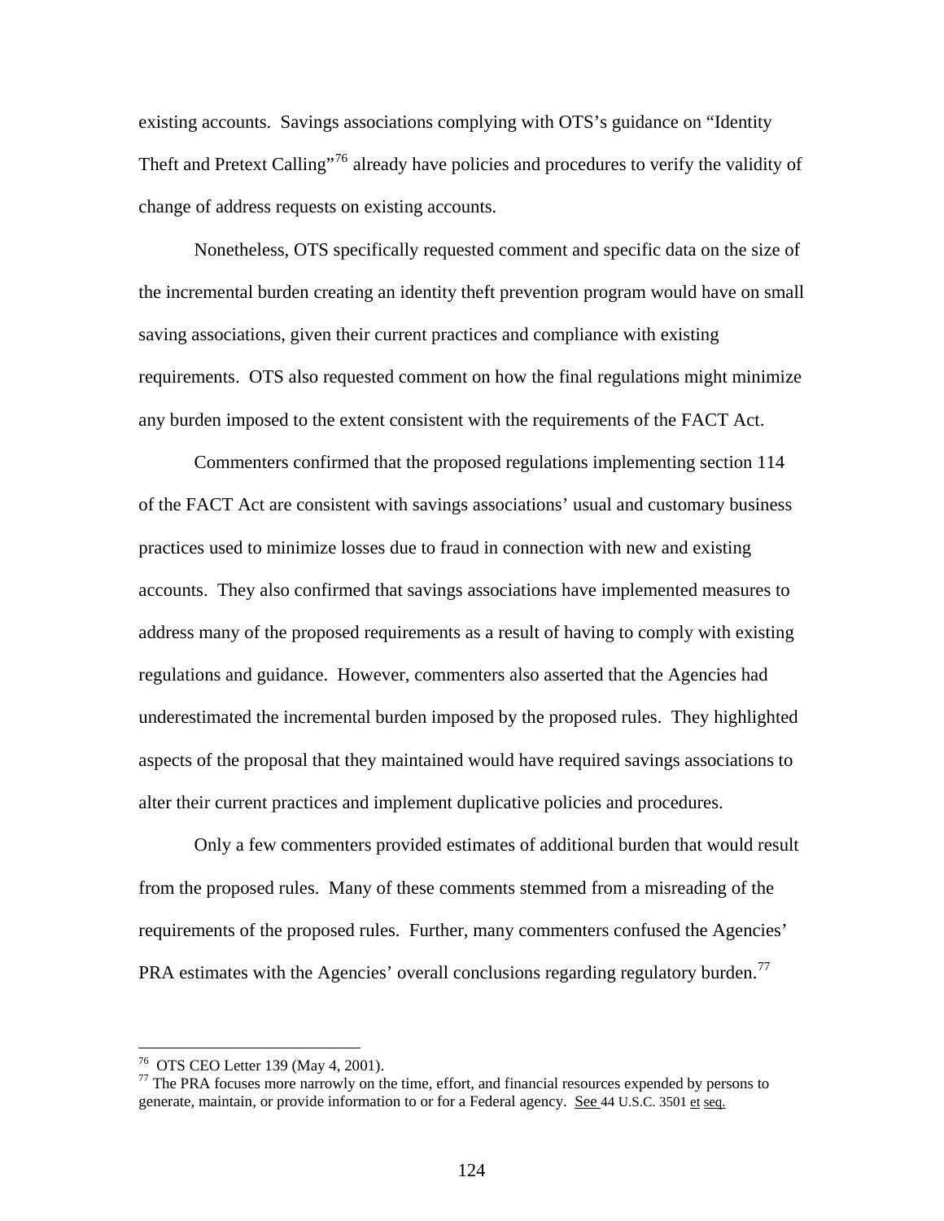existing accounts. Savings associations complying with OTS's guidance on "Identity Theft and Pretext Calling"[76] already have policies and procedures to verify the validity of change of address requests on existing accounts.

Nonetheless, OTS specifically requested comment and specific data on the size of the incremental burden creating an identity theft prevention program would have on small saving associations, given their current practices and compliance with existing requirements. OTS also requested comment on how the final regulations might minimize any burden imposed to the extent consistent with the requirements of the FACT Act.

Commenters confirmed that the proposed regulations implementing section 114 of the FACT Act are consistent with savings associations' usual and customary business practices used to minimize losses due to fraud in connection with new and existing accounts. They also confirmed that savings associations have implemented measures to address many of the proposed requirements as a result of having to comply with existing regulations and guidance. However, commenters also asserted that the Agencies had underestimated the incremental burden imposed by the proposed rules. They highlighted aspects of the proposal that they maintained would have required savings associations to alter their current practices and implement duplicative policies and procedures.

Only a few commenters provided estimates of additional burden that would result from the proposed rules. Many of these comments stemmed from a misreading of the requirements of the proposed rules. Further, many commenters confused the Agencies' PRA estimates with the Agencies' overall conclusions regarding regulatory burden.[77]

---

[76] OTS CEO Letter 139 (May 4, 2001).

[77] The PRA focuses more narrowly on the time, effort, and financial resources expended by persons to generate, maintain, or provide information to or for a Federal agency. See 44 U.S.C. 3501 et seq.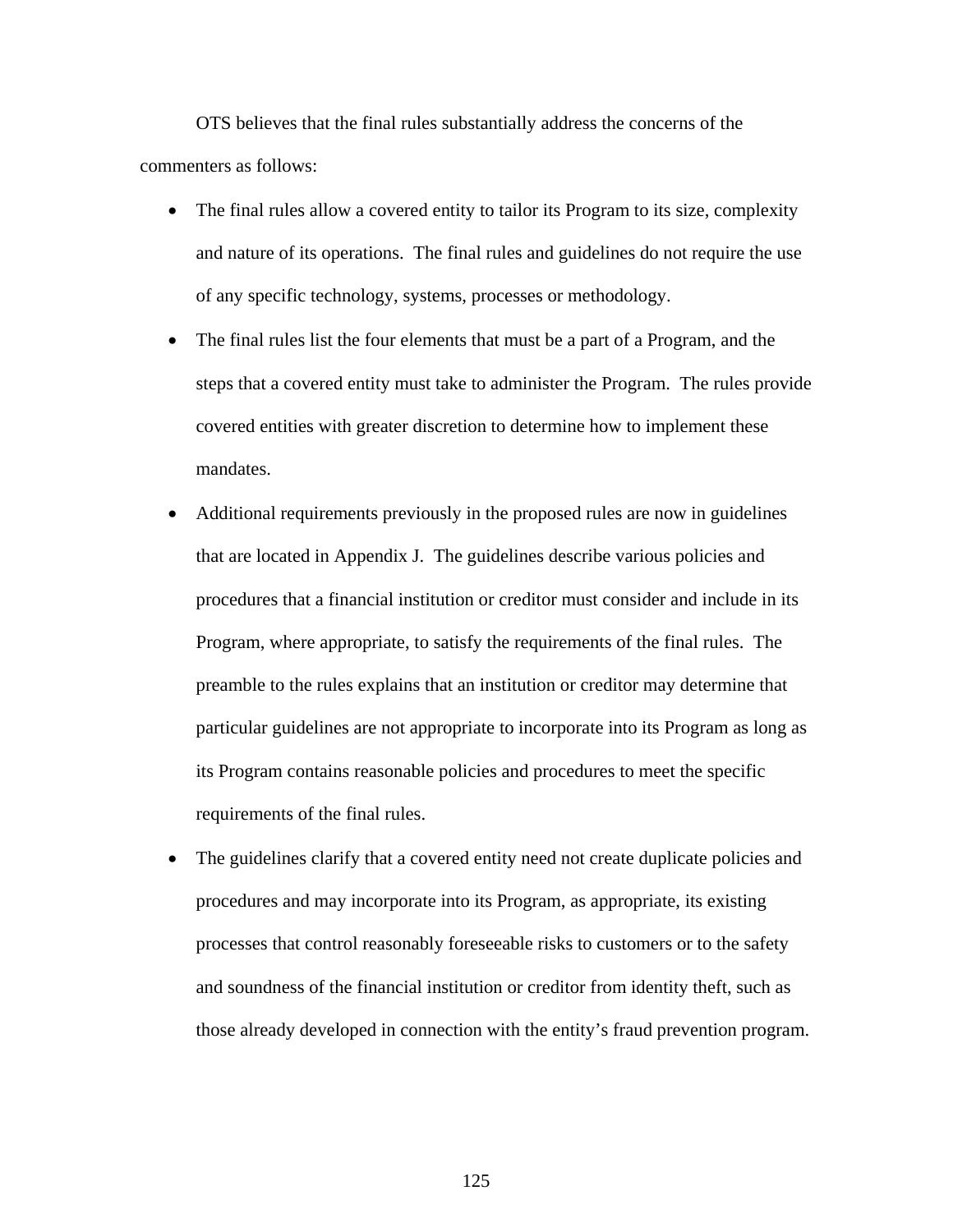OTS believes that the final rules substantially address the concerns of the commenters as follows:

- The final rules allow a covered entity to tailor its Program to its size, complexity and nature of its operations. The final rules and guidelines do not require the use of any specific technology, systems, processes or methodology.
- The final rules list the four elements that must be a part of a Program, and the steps that a covered entity must take to administer the Program. The rules provide covered entities with greater discretion to determine how to implement these mandates.
- Additional requirements previously in the proposed rules are now in guidelines that are located in Appendix J. The guidelines describe various policies and procedures that a financial institution or creditor must consider and include in its Program, where appropriate, to satisfy the requirements of the final rules. The preamble to the rules explains that an institution or creditor may determine that particular guidelines are not appropriate to incorporate into its Program as long as its Program contains reasonable policies and procedures to meet the specific requirements of the final rules.
- The guidelines clarify that a covered entity need not create duplicate policies and procedures and may incorporate into its Program, as appropriate, its existing processes that control reasonably foreseeable risks to customers or to the safety and soundness of the financial institution or creditor from identity theft, such as those already developed in connection with the entity's fraud prevention program.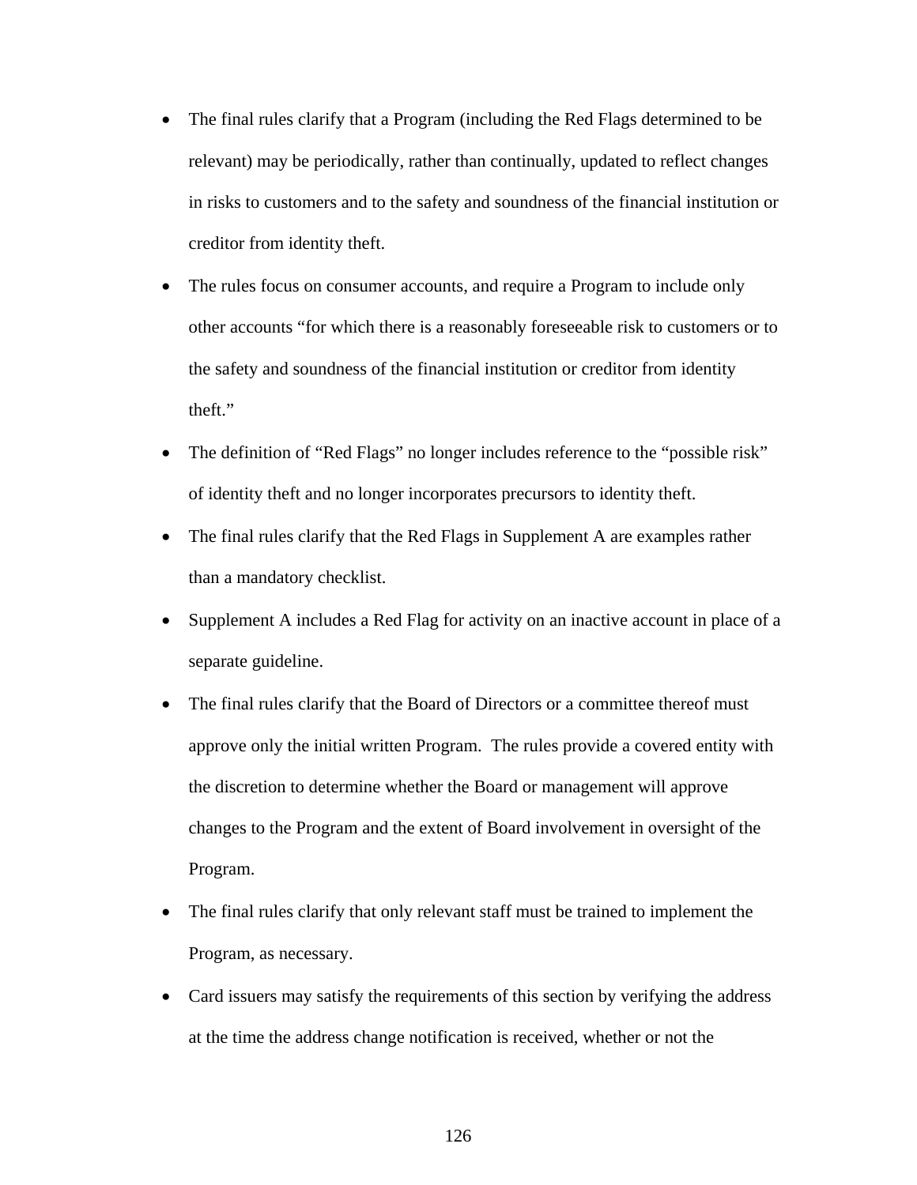- The final rules clarify that a Program (including the Red Flags determined to be relevant) may be periodically, rather than continually, updated to reflect changes in risks to customers and to the safety and soundness of the financial institution or creditor from identity theft.
- The rules focus on consumer accounts, and require a Program to include only other accounts "for which there is a reasonably foreseeable risk to customers or to the safety and soundness of the financial institution or creditor from identity theft."
- The definition of "Red Flags" no longer includes reference to the "possible risk" of identity theft and no longer incorporates precursors to identity theft.
- The final rules clarify that the Red Flags in Supplement A are examples rather than a mandatory checklist.
- Supplement A includes a Red Flag for activity on an inactive account in place of a separate guideline.
- The final rules clarify that the Board of Directors or a committee thereof must approve only the initial written Program. The rules provide a covered entity with the discretion to determine whether the Board or management will approve changes to the Program and the extent of Board involvement in oversight of the Program.
- The final rules clarify that only relevant staff must be trained to implement the Program, as necessary.
- Card issuers may satisfy the requirements of this section by verifying the address at the time the address change notification is received, whether or not the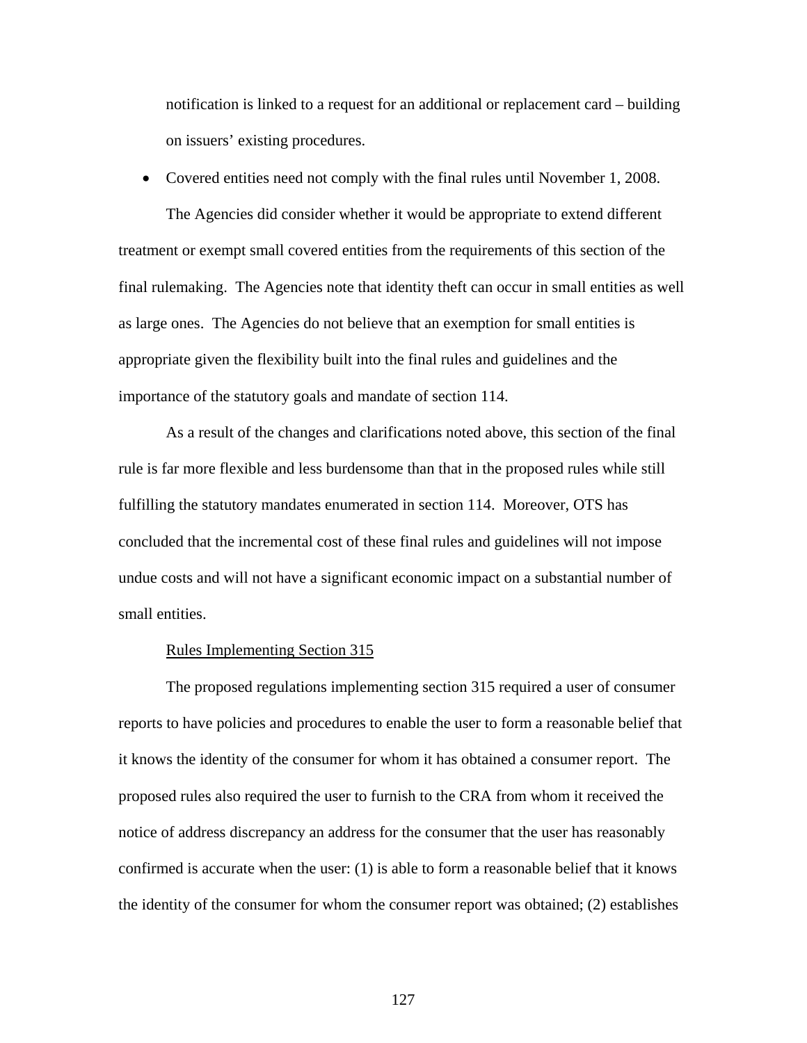notification is linked to a request for an additional or replacement card – building on issuers' existing procedures.

- Covered entities need not comply with the final rules until November 1, 2008.

The Agencies did consider whether it would be appropriate to extend different treatment or exempt small covered entities from the requirements of this section of the final rulemaking. The Agencies note that identity theft can occur in small entities as well as large ones. The Agencies do not believe that an exemption for small entities is appropriate given the flexibility built into the final rules and guidelines and the importance of the statutory goals and mandate of section 114.

As a result of the changes and clarifications noted above, this section of the final rule is far more flexible and less burdensome than that in the proposed rules while still fulfilling the statutory mandates enumerated in section 114. Moreover, OTS has concluded that the incremental cost of these final rules and guidelines will not impose undue costs and will not have a significant economic impact on a substantial number of small entities.

<u>Rules Implementing Section 315</u>

The proposed regulations implementing section 315 required a user of consumer reports to have policies and procedures to enable the user to form a reasonable belief that it knows the identity of the consumer for whom it has obtained a consumer report. The proposed rules also required the user to furnish to the CRA from whom it received the notice of address discrepancy an address for the consumer that the user has reasonably confirmed is accurate when the user: (1) is able to form a reasonable belief that it knows the identity of the consumer for whom the consumer report was obtained; (2) establishes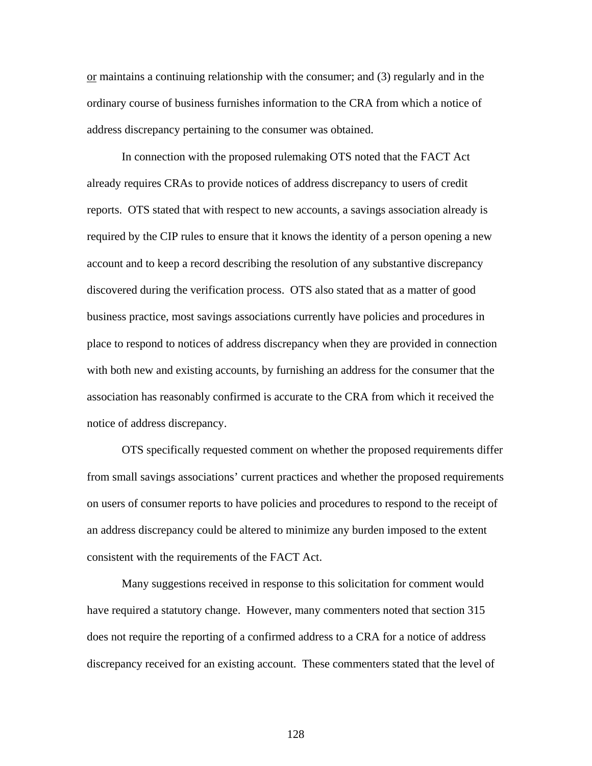or maintains a continuing relationship with the consumer; and (3) regularly and in the ordinary course of business furnishes information to the CRA from which a notice of address discrepancy pertaining to the consumer was obtained.

In connection with the proposed rulemaking OTS noted that the FACT Act already requires CRAs to provide notices of address discrepancy to users of credit reports. OTS stated that with respect to new accounts, a savings association already is required by the CIP rules to ensure that it knows the identity of a person opening a new account and to keep a record describing the resolution of any substantive discrepancy discovered during the verification process. OTS also stated that as a matter of good business practice, most savings associations currently have policies and procedures in place to respond to notices of address discrepancy when they are provided in connection with both new and existing accounts, by furnishing an address for the consumer that the association has reasonably confirmed is accurate to the CRA from which it received the notice of address discrepancy.

OTS specifically requested comment on whether the proposed requirements differ from small savings associations' current practices and whether the proposed requirements on users of consumer reports to have policies and procedures to respond to the receipt of an address discrepancy could be altered to minimize any burden imposed to the extent consistent with the requirements of the FACT Act.

Many suggestions received in response to this solicitation for comment would have required a statutory change. However, many commenters noted that section 315 does not require the reporting of a confirmed address to a CRA for a notice of address discrepancy received for an existing account. These commenters stated that the level of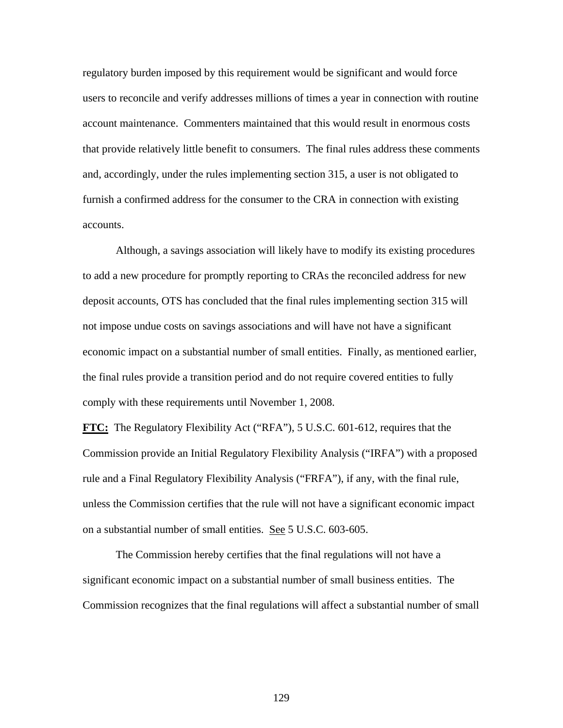regulatory burden imposed by this requirement would be significant and would force users to reconcile and verify addresses millions of times a year in connection with routine account maintenance. Commenters maintained that this would result in enormous costs that provide relatively little benefit to consumers. The final rules address these comments and, accordingly, under the rules implementing section 315, a user is not obligated to furnish a confirmed address for the consumer to the CRA in connection with existing accounts.

Although, a savings association will likely have to modify its existing procedures to add a new procedure for promptly reporting to CRAs the reconciled address for new deposit accounts, OTS has concluded that the final rules implementing section 315 will not impose undue costs on savings associations and will have not have a significant economic impact on a substantial number of small entities. Finally, as mentioned earlier, the final rules provide a transition period and do not require covered entities to fully comply with these requirements until November 1, 2008.

**FTC:** The Regulatory Flexibility Act ("RFA"), 5 U.S.C. 601-612, requires that the Commission provide an Initial Regulatory Flexibility Analysis ("IRFA") with a proposed rule and a Final Regulatory Flexibility Analysis ("FRFA"), if any, with the final rule, unless the Commission certifies that the rule will not have a significant economic impact on a substantial number of small entities. See 5 U.S.C. 603-605.

The Commission hereby certifies that the final regulations will not have a significant economic impact on a substantial number of small business entities. The Commission recognizes that the final regulations will affect a substantial number of small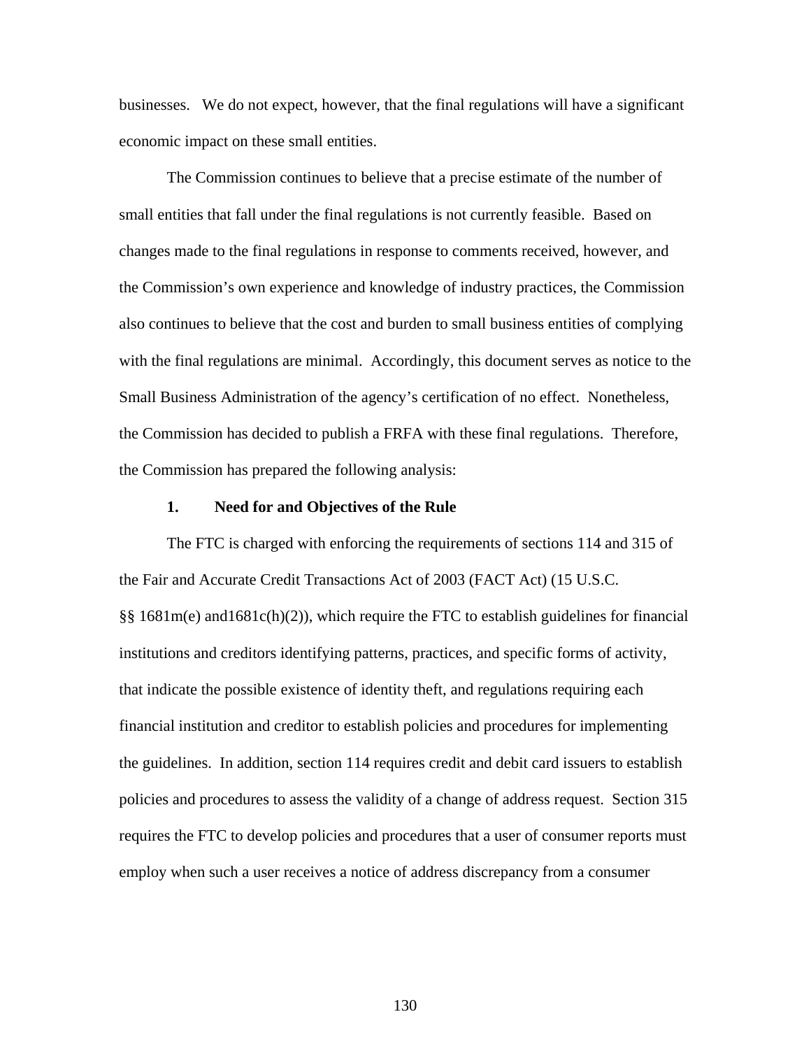businesses. We do not expect, however, that the final regulations will have a significant economic impact on these small entities.

The Commission continues to believe that a precise estimate of the number of small entities that fall under the final regulations is not currently feasible. Based on changes made to the final regulations in response to comments received, however, and the Commission's own experience and knowledge of industry practices, the Commission also continues to believe that the cost and burden to small business entities of complying with the final regulations are minimal. Accordingly, this document serves as notice to the Small Business Administration of the agency's certification of no effect. Nonetheless, the Commission has decided to publish a FRFA with these final regulations. Therefore, the Commission has prepared the following analysis:

### 1. Need for and Objectives of the Rule

The FTC is charged with enforcing the requirements of sections 114 and 315 of the Fair and Accurate Credit Transactions Act of 2003 (FACT Act) (15 U.S.C. §§ 1681m(e) and1681c(h)(2)), which require the FTC to establish guidelines for financial institutions and creditors identifying patterns, practices, and specific forms of activity, that indicate the possible existence of identity theft, and regulations requiring each financial institution and creditor to establish policies and procedures for implementing the guidelines. In addition, section 114 requires credit and debit card issuers to establish policies and procedures to assess the validity of a change of address request. Section 315 requires the FTC to develop policies and procedures that a user of consumer reports must employ when such a user receives a notice of address discrepancy from a consumer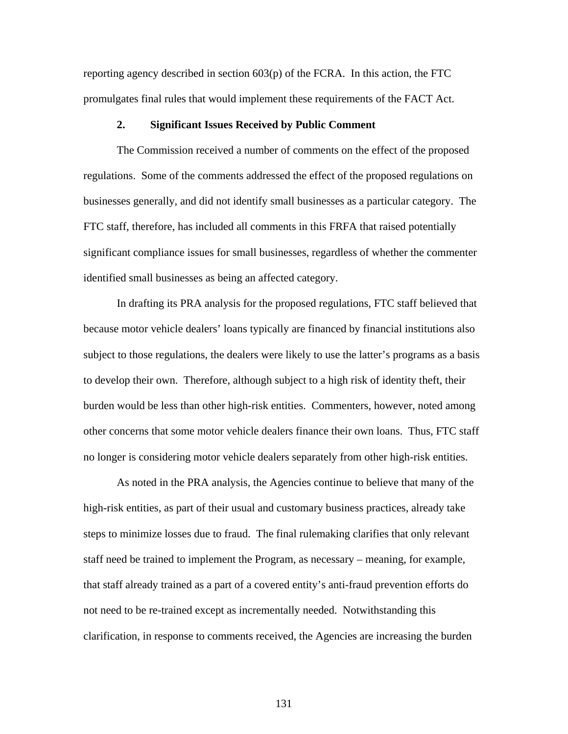reporting agency described in section 603(p) of the FCRA. In this action, the FTC promulgates final rules that would implement these requirements of the FACT Act.

### 2. Significant Issues Received by Public Comment

The Commission received a number of comments on the effect of the proposed regulations. Some of the comments addressed the effect of the proposed regulations on businesses generally, and did not identify small businesses as a particular category. The FTC staff, therefore, has included all comments in this FRFA that raised potentially significant compliance issues for small businesses, regardless of whether the commenter identified small businesses as being an affected category.

In drafting its PRA analysis for the proposed regulations, FTC staff believed that because motor vehicle dealers' loans typically are financed by financial institutions also subject to those regulations, the dealers were likely to use the latter's programs as a basis to develop their own. Therefore, although subject to a high risk of identity theft, their burden would be less than other high-risk entities. Commenters, however, noted among other concerns that some motor vehicle dealers finance their own loans. Thus, FTC staff no longer is considering motor vehicle dealers separately from other high-risk entities.

As noted in the PRA analysis, the Agencies continue to believe that many of the high-risk entities, as part of their usual and customary business practices, already take steps to minimize losses due to fraud. The final rulemaking clarifies that only relevant staff need be trained to implement the Program, as necessary – meaning, for example, that staff already trained as a part of a covered entity's anti-fraud prevention efforts do not need to be re-trained except as incrementally needed. Notwithstanding this clarification, in response to comments received, the Agencies are increasing the burden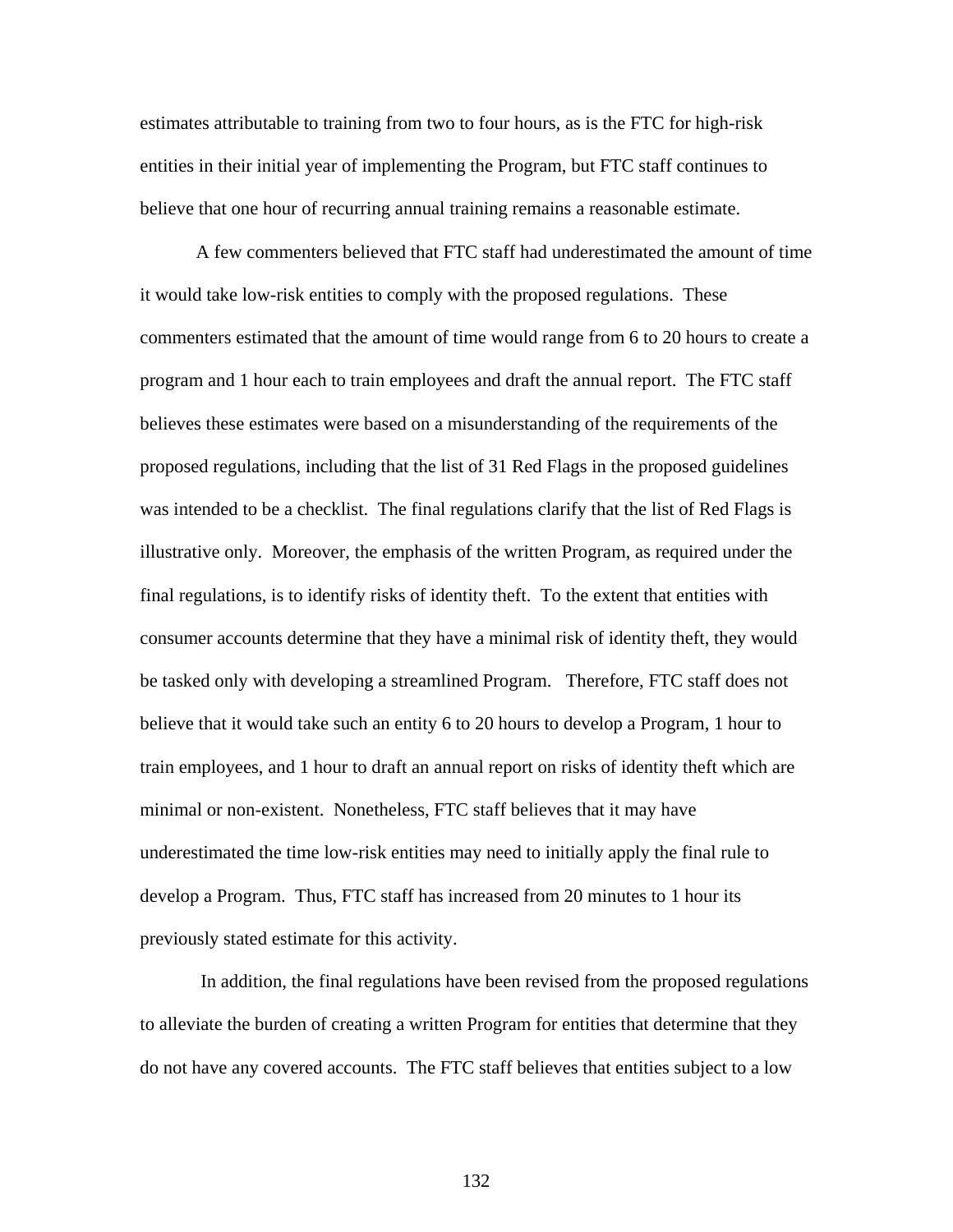estimates attributable to training from two to four hours, as is the FTC for high-risk entities in their initial year of implementing the Program, but FTC staff continues to believe that one hour of recurring annual training remains a reasonable estimate.

A few commenters believed that FTC staff had underestimated the amount of time it would take low-risk entities to comply with the proposed regulations. These commenters estimated that the amount of time would range from 6 to 20 hours to create a program and 1 hour each to train employees and draft the annual report. The FTC staff believes these estimates were based on a misunderstanding of the requirements of the proposed regulations, including that the list of 31 Red Flags in the proposed guidelines was intended to be a checklist. The final regulations clarify that the list of Red Flags is illustrative only. Moreover, the emphasis of the written Program, as required under the final regulations, is to identify risks of identity theft. To the extent that entities with consumer accounts determine that they have a minimal risk of identity theft, they would be tasked only with developing a streamlined Program. Therefore, FTC staff does not believe that it would take such an entity 6 to 20 hours to develop a Program, 1 hour to train employees, and 1 hour to draft an annual report on risks of identity theft which are minimal or non-existent. Nonetheless, FTC staff believes that it may have underestimated the time low-risk entities may need to initially apply the final rule to develop a Program. Thus, FTC staff has increased from 20 minutes to 1 hour its previously stated estimate for this activity.

In addition, the final regulations have been revised from the proposed regulations to alleviate the burden of creating a written Program for entities that determine that they do not have any covered accounts. The FTC staff believes that entities subject to a low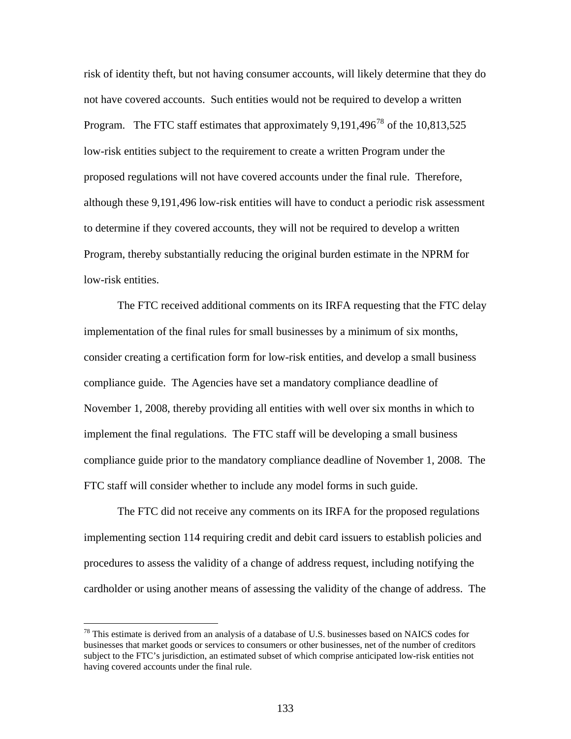risk of identity theft, but not having consumer accounts, will likely determine that they do not have covered accounts. Such entities would not be required to develop a written Program. The FTC staff estimates that approximately 9,191,496[78] of the 10,813,525 low-risk entities subject to the requirement to create a written Program under the proposed regulations will not have covered accounts under the final rule. Therefore, although these 9,191,496 low-risk entities will have to conduct a periodic risk assessment to determine if they covered accounts, they will not be required to develop a written Program, thereby substantially reducing the original burden estimate in the NPRM for low-risk entities.

The FTC received additional comments on its IRFA requesting that the FTC delay implementation of the final rules for small businesses by a minimum of six months, consider creating a certification form for low-risk entities, and develop a small business compliance guide. The Agencies have set a mandatory compliance deadline of November 1, 2008, thereby providing all entities with well over six months in which to implement the final regulations. The FTC staff will be developing a small business compliance guide prior to the mandatory compliance deadline of November 1, 2008. The FTC staff will consider whether to include any model forms in such guide.

The FTC did not receive any comments on its IRFA for the proposed regulations implementing section 114 requiring credit and debit card issuers to establish policies and procedures to assess the validity of a change of address request, including notifying the cardholder or using another means of assessing the validity of the change of address. The

[78] This estimate is derived from an analysis of a database of U.S. businesses based on NAICS codes for businesses that market goods or services to consumers or other businesses, net of the number of creditors subject to the FTC's jurisdiction, an estimated subset of which comprise anticipated low-risk entities not having covered accounts under the final rule.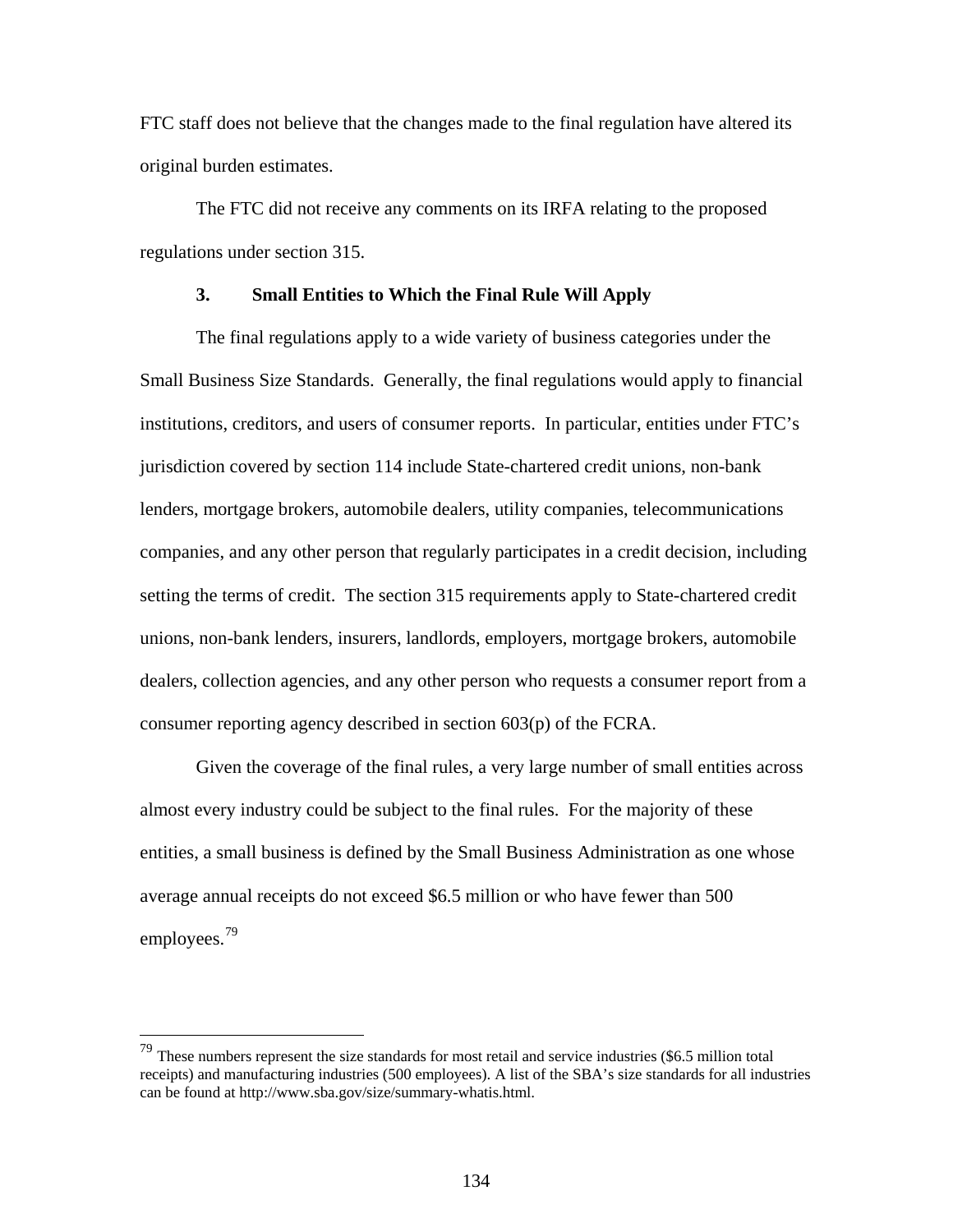FTC staff does not believe that the changes made to the final regulation have altered its original burden estimates.

The FTC did not receive any comments on its IRFA relating to the proposed regulations under section 315.

### 3. Small Entities to Which the Final Rule Will Apply

The final regulations apply to a wide variety of business categories under the Small Business Size Standards. Generally, the final regulations would apply to financial institutions, creditors, and users of consumer reports. In particular, entities under FTC's jurisdiction covered by section 114 include State-chartered credit unions, non-bank lenders, mortgage brokers, automobile dealers, utility companies, telecommunications companies, and any other person that regularly participates in a credit decision, including setting the terms of credit. The section 315 requirements apply to State-chartered credit unions, non-bank lenders, insurers, landlords, employers, mortgage brokers, automobile dealers, collection agencies, and any other person who requests a consumer report from a consumer reporting agency described in section 603(p) of the FCRA.

Given the coverage of the final rules, a very large number of small entities across almost every industry could be subject to the final rules. For the majority of these entities, a small business is defined by the Small Business Administration as one whose average annual receipts do not exceed $6.5 million or who have fewer than 500 employees.[79]

---

[79] These numbers represent the size standards for most retail and service industries ($6.5 million total receipts) and manufacturing industries (500 employees). A list of the SBA's size standards for all industries can be found at http://www.sba.gov/size/summary-whatis.html.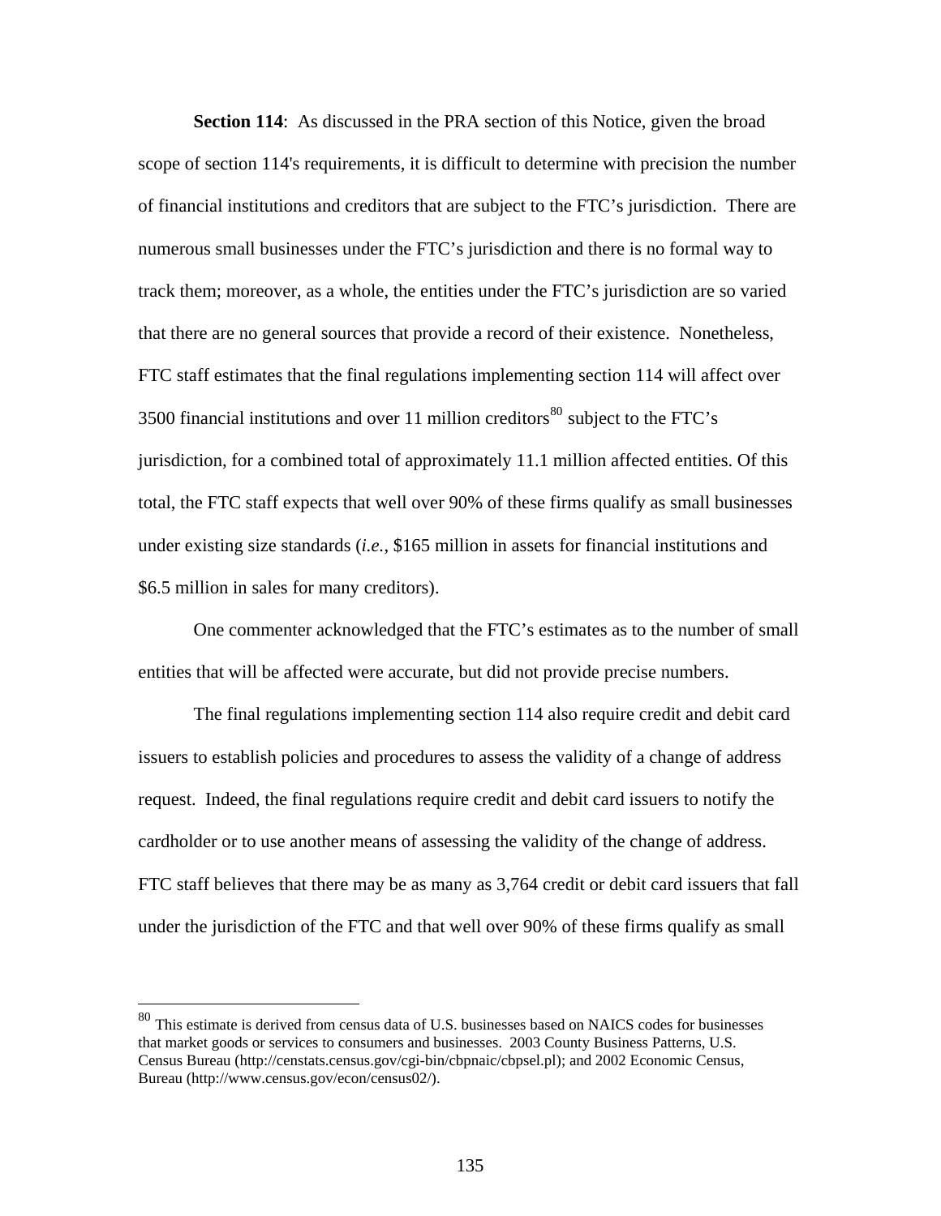**Section 114**: As discussed in the PRA section of this Notice, given the broad scope of section 114's requirements, it is difficult to determine with precision the number of financial institutions and creditors that are subject to the FTC's jurisdiction. There are numerous small businesses under the FTC's jurisdiction and there is no formal way to track them; moreover, as a whole, the entities under the FTC's jurisdiction are so varied that there are no general sources that provide a record of their existence. Nonetheless, FTC staff estimates that the final regulations implementing section 114 will affect over 3500 financial institutions and over 11 million creditors[80] subject to the FTC's jurisdiction, for a combined total of approximately 11.1 million affected entities. Of this total, the FTC staff expects that well over 90% of these firms qualify as small businesses under existing size standards (*i.e.,* $165 million in assets for financial institutions and $6.5 million in sales for many creditors).

One commenter acknowledged that the FTC's estimates as to the number of small entities that will be affected were accurate, but did not provide precise numbers.

The final regulations implementing section 114 also require credit and debit card issuers to establish policies and procedures to assess the validity of a change of address request. Indeed, the final regulations require credit and debit card issuers to notify the cardholder or to use another means of assessing the validity of the change of address. FTC staff believes that there may be as many as 3,764 credit or debit card issuers that fall under the jurisdiction of the FTC and that well over 90% of these firms qualify as small

[80] This estimate is derived from census data of U.S. businesses based on NAICS codes for businesses that market goods or services to consumers and businesses. 2003 County Business Patterns, U.S. Census Bureau (http://censtats.census.gov/cgi-bin/cbpnaic/cbpsel.pl); and 2002 Economic Census, Bureau (http://www.census.gov/econ/census02/).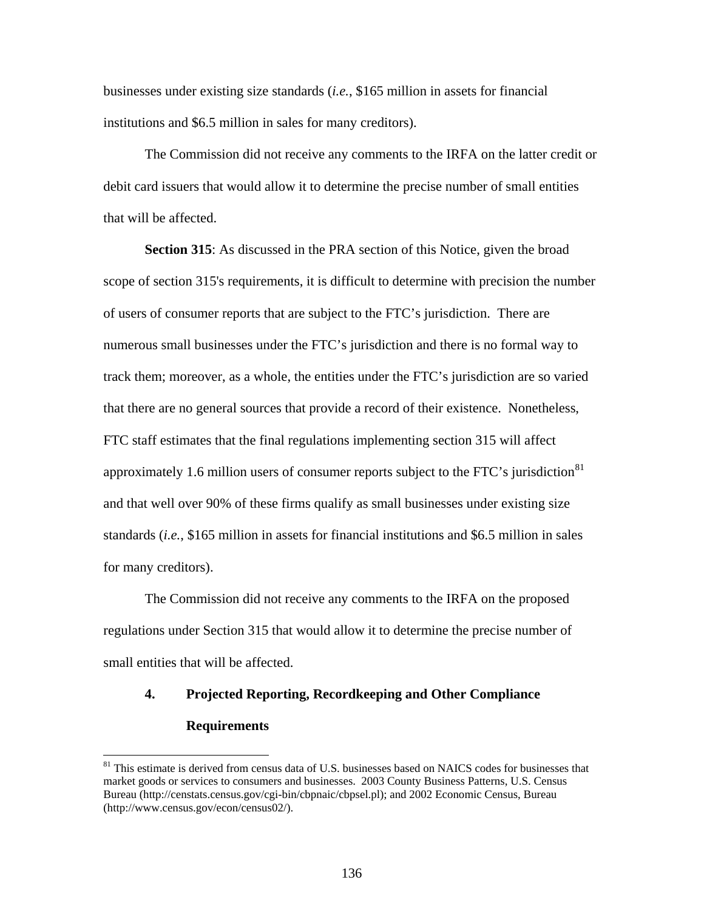businesses under existing size standards (*i.e.*, \$165 million in assets for financial institutions and \$6.5 million in sales for many creditors).

The Commission did not receive any comments to the IRFA on the latter credit or debit card issuers that would allow it to determine the precise number of small entities that will be affected.

**Section 315**: As discussed in the PRA section of this Notice, given the broad scope of section 315's requirements, it is difficult to determine with precision the number of users of consumer reports that are subject to the FTC's jurisdiction. There are numerous small businesses under the FTC's jurisdiction and there is no formal way to track them; moreover, as a whole, the entities under the FTC's jurisdiction are so varied that there are no general sources that provide a record of their existence. Nonetheless, FTC staff estimates that the final regulations implementing section 315 will affect approximately 1.6 million users of consumer reports subject to the FTC's jurisdiction[81] and that well over 90% of these firms qualify as small businesses under existing size standards (*i.e.*, \$165 million in assets for financial institutions and \$6.5 million in sales for many creditors).

The Commission did not receive any comments to the IRFA on the proposed regulations under Section 315 that would allow it to determine the precise number of small entities that will be affected.

### 4. Projected Reporting, Recordkeeping and Other Compliance Requirements

[81] This estimate is derived from census data of U.S. businesses based on NAICS codes for businesses that market goods or services to consumers and businesses. 2003 County Business Patterns, U.S. Census Bureau (http://censtats.census.gov/cgi-bin/cbpnaic/cbpsel.pl); and 2002 Economic Census, Bureau (http://www.census.gov/econ/census02/).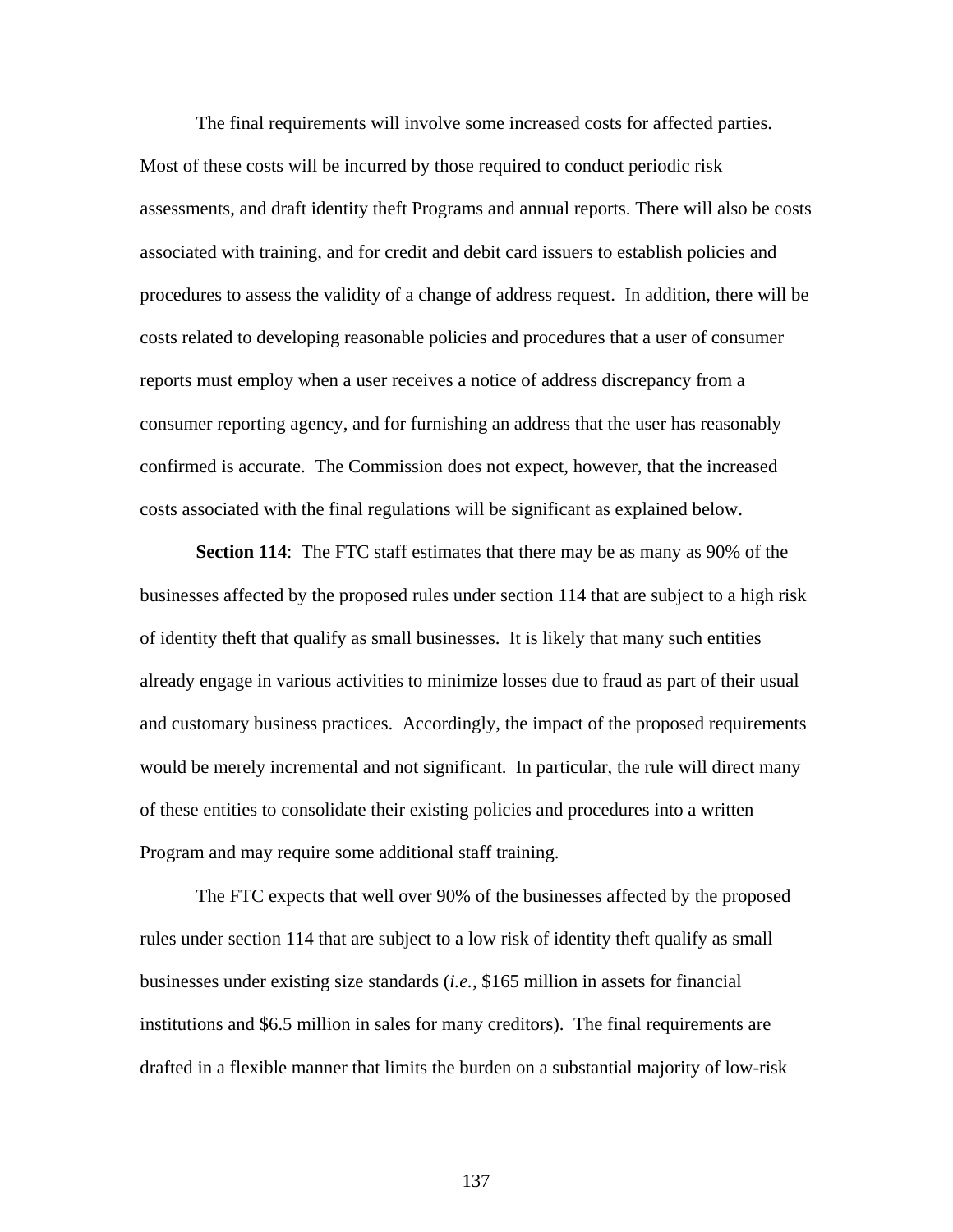The final requirements will involve some increased costs for affected parties. Most of these costs will be incurred by those required to conduct periodic risk assessments, and draft identity theft Programs and annual reports. There will also be costs associated with training, and for credit and debit card issuers to establish policies and procedures to assess the validity of a change of address request. In addition, there will be costs related to developing reasonable policies and procedures that a user of consumer reports must employ when a user receives a notice of address discrepancy from a consumer reporting agency, and for furnishing an address that the user has reasonably confirmed is accurate. The Commission does not expect, however, that the increased costs associated with the final regulations will be significant as explained below.

**Section 114**: The FTC staff estimates that there may be as many as 90% of the businesses affected by the proposed rules under section 114 that are subject to a high risk of identity theft that qualify as small businesses. It is likely that many such entities already engage in various activities to minimize losses due to fraud as part of their usual and customary business practices. Accordingly, the impact of the proposed requirements would be merely incremental and not significant. In particular, the rule will direct many of these entities to consolidate their existing policies and procedures into a written Program and may require some additional staff training.

The FTC expects that well over 90% of the businesses affected by the proposed rules under section 114 that are subject to a low risk of identity theft qualify as small businesses under existing size standards (*i.e.*, $165 million in assets for financial institutions and $6.5 million in sales for many creditors). The final requirements are drafted in a flexible manner that limits the burden on a substantial majority of low-risk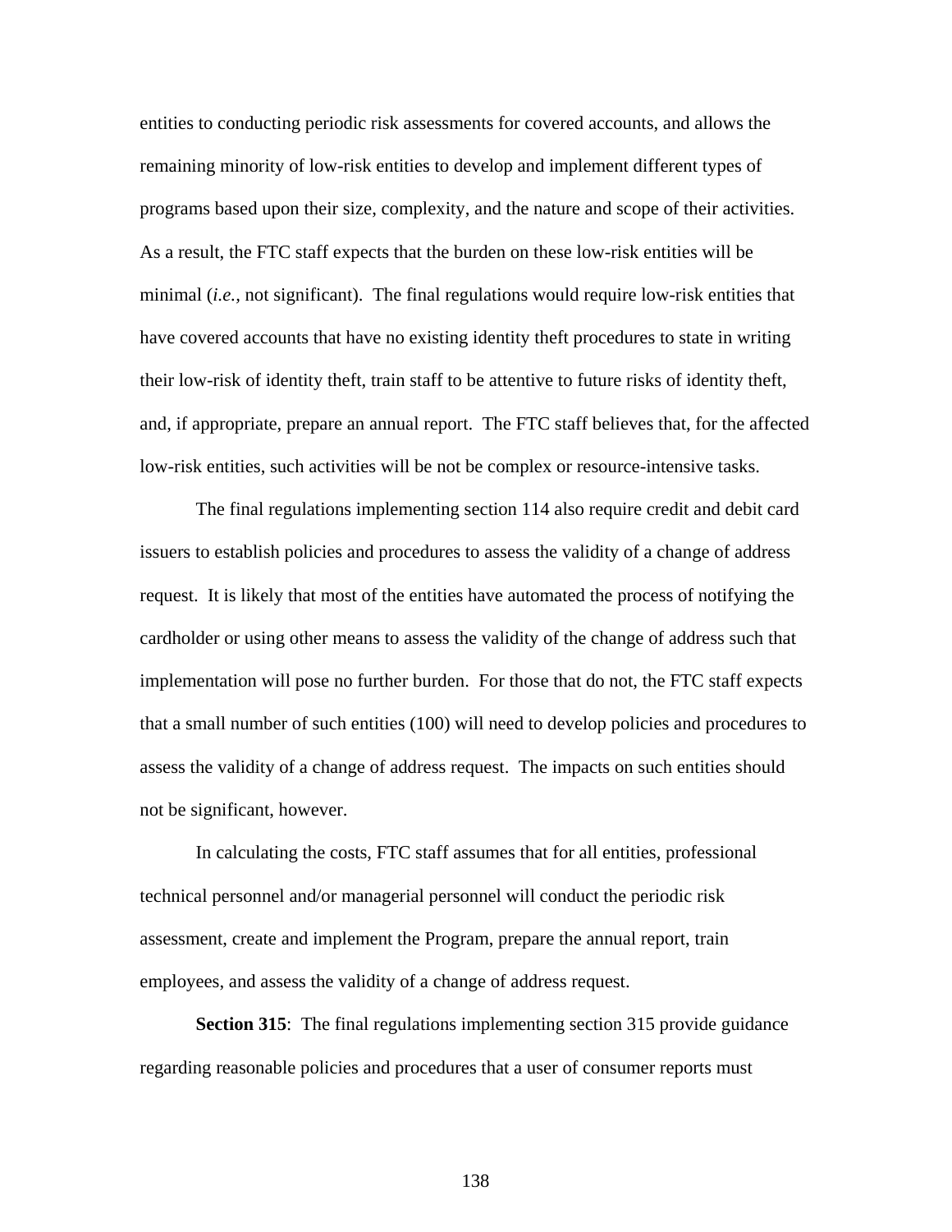entities to conducting periodic risk assessments for covered accounts, and allows the remaining minority of low-risk entities to develop and implement different types of programs based upon their size, complexity, and the nature and scope of their activities. As a result, the FTC staff expects that the burden on these low-risk entities will be minimal (*i.e.*, not significant). The final regulations would require low-risk entities that have covered accounts that have no existing identity theft procedures to state in writing their low-risk of identity theft, train staff to be attentive to future risks of identity theft, and, if appropriate, prepare an annual report. The FTC staff believes that, for the affected low-risk entities, such activities will be not be complex or resource-intensive tasks.

The final regulations implementing section 114 also require credit and debit card issuers to establish policies and procedures to assess the validity of a change of address request. It is likely that most of the entities have automated the process of notifying the cardholder or using other means to assess the validity of the change of address such that implementation will pose no further burden. For those that do not, the FTC staff expects that a small number of such entities (100) will need to develop policies and procedures to assess the validity of a change of address request. The impacts on such entities should not be significant, however.

In calculating the costs, FTC staff assumes that for all entities, professional technical personnel and/or managerial personnel will conduct the periodic risk assessment, create and implement the Program, prepare the annual report, train employees, and assess the validity of a change of address request.

**Section 315**: The final regulations implementing section 315 provide guidance regarding reasonable policies and procedures that a user of consumer reports must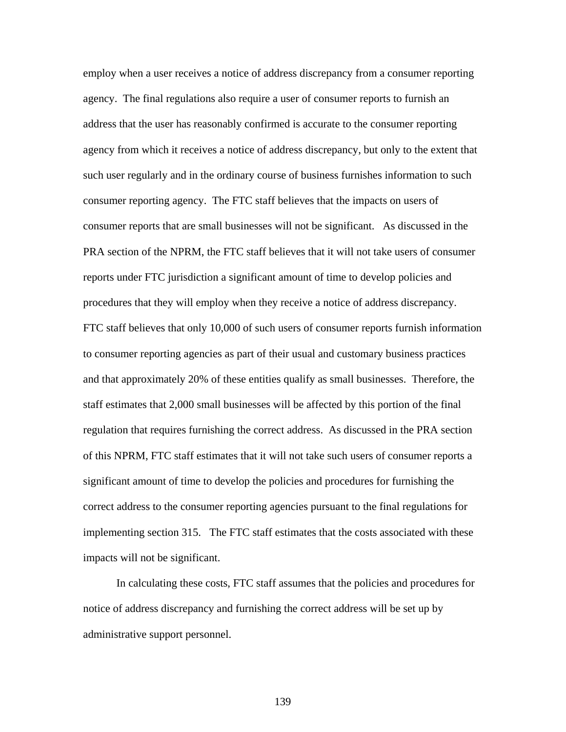employ when a user receives a notice of address discrepancy from a consumer reporting agency. The final regulations also require a user of consumer reports to furnish an address that the user has reasonably confirmed is accurate to the consumer reporting agency from which it receives a notice of address discrepancy, but only to the extent that such user regularly and in the ordinary course of business furnishes information to such consumer reporting agency. The FTC staff believes that the impacts on users of consumer reports that are small businesses will not be significant. As discussed in the PRA section of the NPRM, the FTC staff believes that it will not take users of consumer reports under FTC jurisdiction a significant amount of time to develop policies and procedures that they will employ when they receive a notice of address discrepancy. FTC staff believes that only 10,000 of such users of consumer reports furnish information to consumer reporting agencies as part of their usual and customary business practices and that approximately 20% of these entities qualify as small businesses. Therefore, the staff estimates that 2,000 small businesses will be affected by this portion of the final regulation that requires furnishing the correct address. As discussed in the PRA section of this NPRM, FTC staff estimates that it will not take such users of consumer reports a significant amount of time to develop the policies and procedures for furnishing the correct address to the consumer reporting agencies pursuant to the final regulations for implementing section 315. The FTC staff estimates that the costs associated with these impacts will not be significant.

In calculating these costs, FTC staff assumes that the policies and procedures for notice of address discrepancy and furnishing the correct address will be set up by administrative support personnel.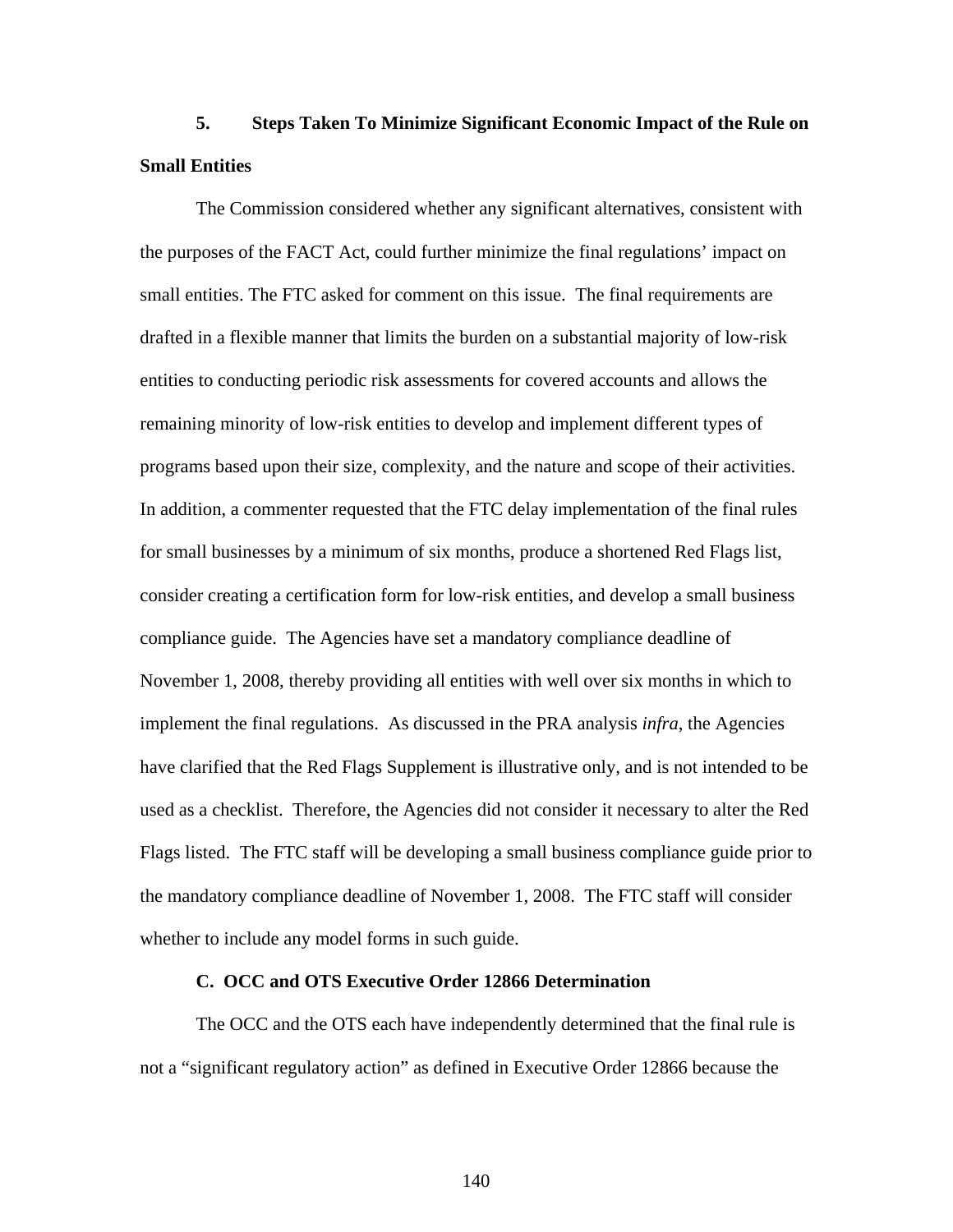**5. Steps Taken To Minimize Significant Economic Impact of the Rule on Small Entities**

The Commission considered whether any significant alternatives, consistent with the purposes of the FACT Act, could further minimize the final regulations' impact on small entities. The FTC asked for comment on this issue. The final requirements are drafted in a flexible manner that limits the burden on a substantial majority of low-risk entities to conducting periodic risk assessments for covered accounts and allows the remaining minority of low-risk entities to develop and implement different types of programs based upon their size, complexity, and the nature and scope of their activities. In addition, a commenter requested that the FTC delay implementation of the final rules for small businesses by a minimum of six months, produce a shortened Red Flags list, consider creating a certification form for low-risk entities, and develop a small business compliance guide. The Agencies have set a mandatory compliance deadline of November 1, 2008, thereby providing all entities with well over six months in which to implement the final regulations. As discussed in the PRA analysis *infra*, the Agencies have clarified that the Red Flags Supplement is illustrative only, and is not intended to be used as a checklist. Therefore, the Agencies did not consider it necessary to alter the Red Flags listed. The FTC staff will be developing a small business compliance guide prior to the mandatory compliance deadline of November 1, 2008. The FTC staff will consider whether to include any model forms in such guide.

**C. OCC and OTS Executive Order 12866 Determination**

The OCC and the OTS each have independently determined that the final rule is not a "significant regulatory action" as defined in Executive Order 12866 because the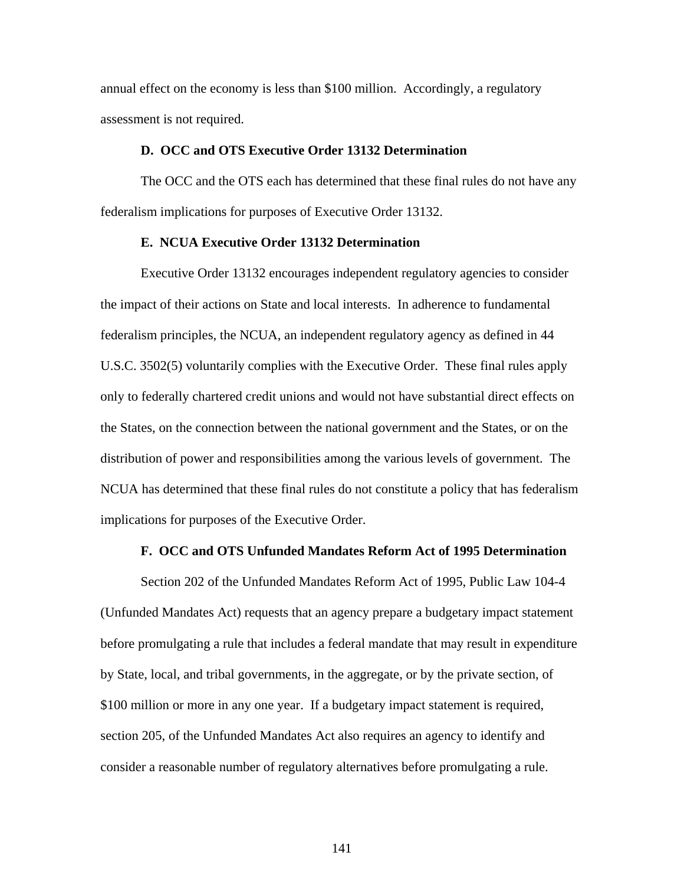annual effect on the economy is less than $100 million. Accordingly, a regulatory assessment is not required.

### D. OCC and OTS Executive Order 13132 Determination

The OCC and the OTS each has determined that these final rules do not have any federalism implications for purposes of Executive Order 13132.

### E. NCUA Executive Order 13132 Determination

Executive Order 13132 encourages independent regulatory agencies to consider the impact of their actions on State and local interests. In adherence to fundamental federalism principles, the NCUA, an independent regulatory agency as defined in 44 U.S.C. 3502(5) voluntarily complies with the Executive Order. These final rules apply only to federally chartered credit unions and would not have substantial direct effects on the States, on the connection between the national government and the States, or on the distribution of power and responsibilities among the various levels of government. The NCUA has determined that these final rules do not constitute a policy that has federalism implications for purposes of the Executive Order.

### F. OCC and OTS Unfunded Mandates Reform Act of 1995 Determination

Section 202 of the Unfunded Mandates Reform Act of 1995, Public Law 104-4 (Unfunded Mandates Act) requests that an agency prepare a budgetary impact statement before promulgating a rule that includes a federal mandate that may result in expenditure by State, local, and tribal governments, in the aggregate, or by the private section, of $100 million or more in any one year. If a budgetary impact statement is required, section 205, of the Unfunded Mandates Act also requires an agency to identify and consider a reasonable number of regulatory alternatives before promulgating a rule.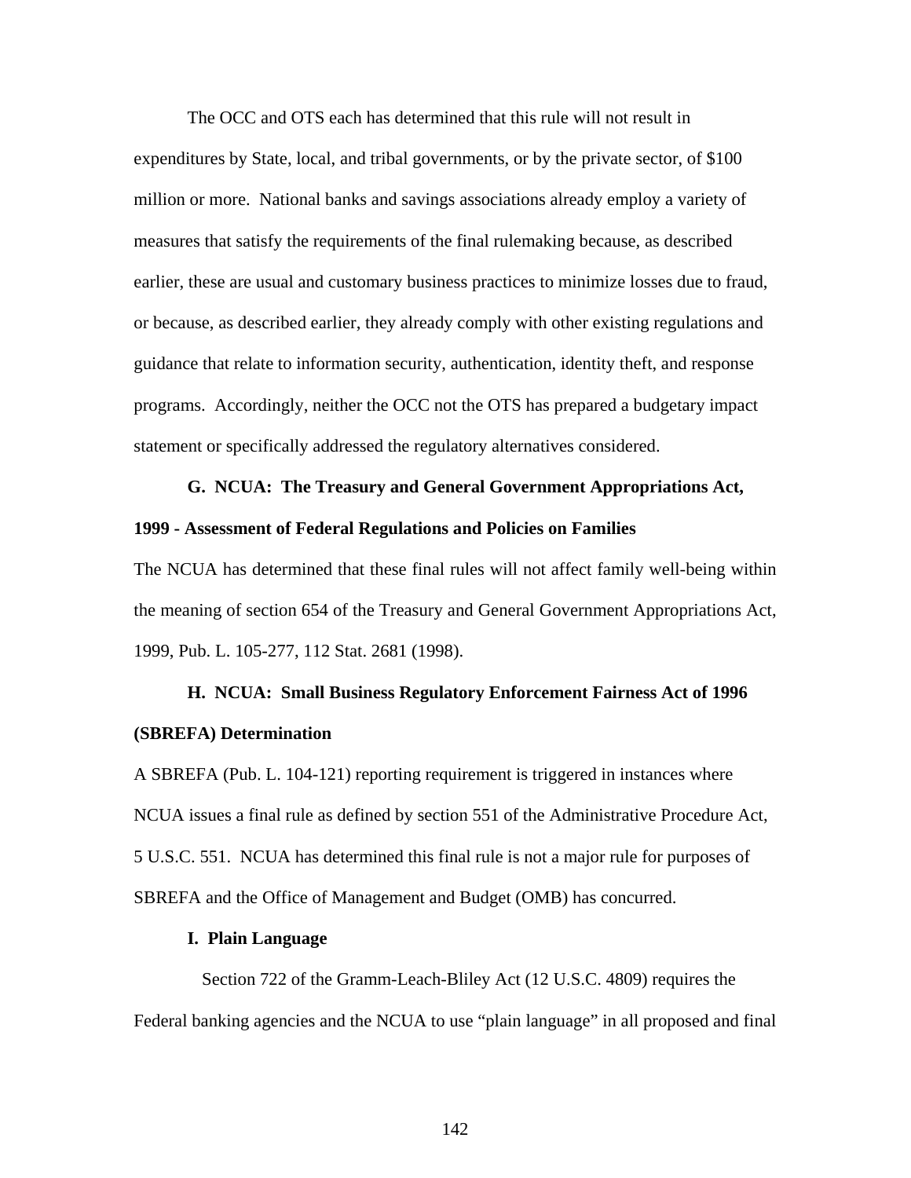The OCC and OTS each has determined that this rule will not result in expenditures by State, local, and tribal governments, or by the private sector, of $100 million or more. National banks and savings associations already employ a variety of measures that satisfy the requirements of the final rulemaking because, as described earlier, these are usual and customary business practices to minimize losses due to fraud, or because, as described earlier, they already comply with other existing regulations and guidance that relate to information security, authentication, identity theft, and response programs. Accordingly, neither the OCC not the OTS has prepared a budgetary impact statement or specifically addressed the regulatory alternatives considered.

**G. NCUA: The Treasury and General Government Appropriations Act, 1999 - Assessment of Federal Regulations and Policies on Families**

The NCUA has determined that these final rules will not affect family well-being within the meaning of section 654 of the Treasury and General Government Appropriations Act, 1999, Pub. L. 105-277, 112 Stat. 2681 (1998).

**H. NCUA: Small Business Regulatory Enforcement Fairness Act of 1996 (SBREFA) Determination**

A SBREFA (Pub. L. 104-121) reporting requirement is triggered in instances where NCUA issues a final rule as defined by section 551 of the Administrative Procedure Act, 5 U.S.C. 551. NCUA has determined this final rule is not a major rule for purposes of SBREFA and the Office of Management and Budget (OMB) has concurred.

**I. Plain Language**

Section 722 of the Gramm-Leach-Bliley Act (12 U.S.C. 4809) requires the Federal banking agencies and the NCUA to use "plain language" in all proposed and final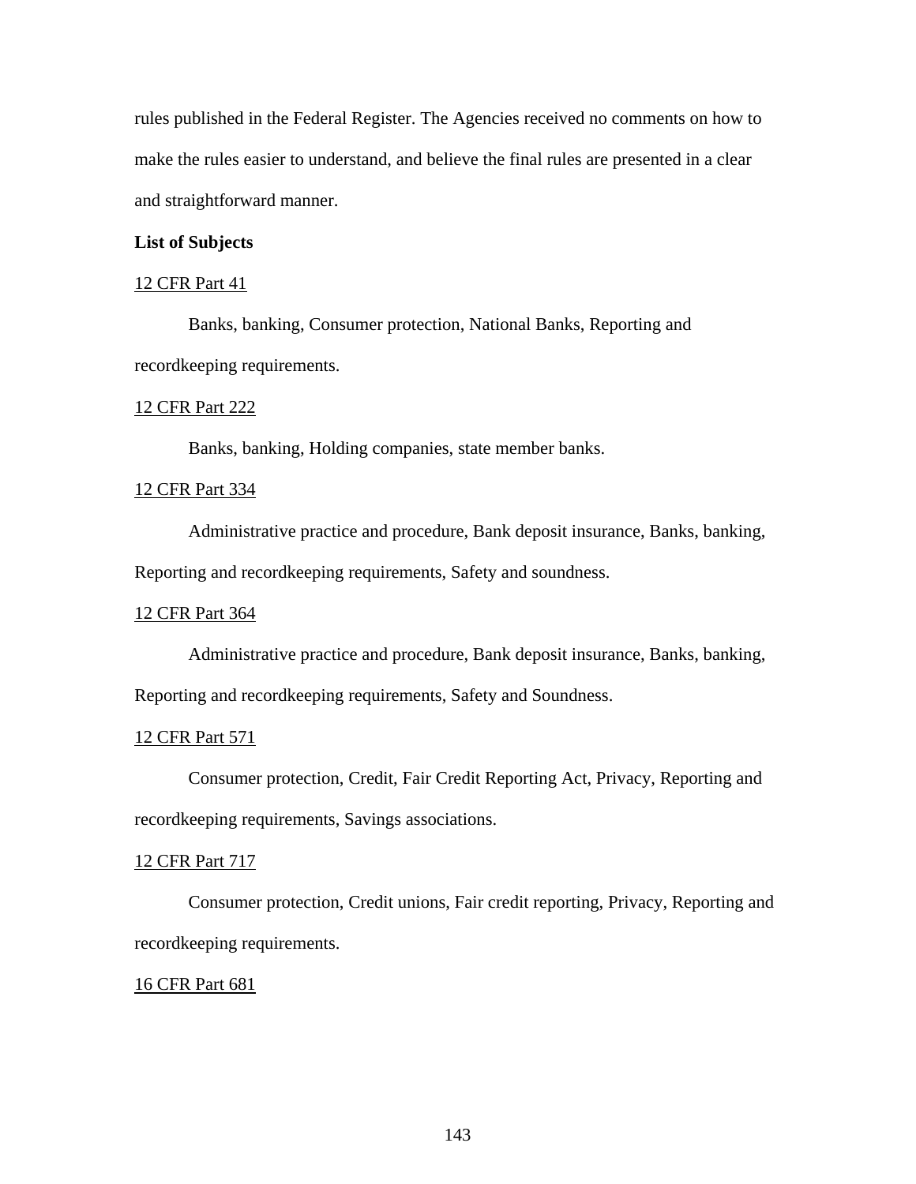rules published in the Federal Register. The Agencies received no comments on how to make the rules easier to understand, and believe the final rules are presented in a clear and straightforward manner.

**List of Subjects**

12 CFR Part 41

Banks, banking, Consumer protection, National Banks, Reporting and recordkeeping requirements.

12 CFR Part 222

Banks, banking, Holding companies, state member banks.

12 CFR Part 334

Administrative practice and procedure, Bank deposit insurance, Banks, banking, Reporting and recordkeeping requirements, Safety and soundness.

12 CFR Part 364

Administrative practice and procedure, Bank deposit insurance, Banks, banking, Reporting and recordkeeping requirements, Safety and Soundness.

12 CFR Part 571

Consumer protection, Credit, Fair Credit Reporting Act, Privacy, Reporting and recordkeeping requirements, Savings associations.

12 CFR Part 717

Consumer protection, Credit unions, Fair credit reporting, Privacy, Reporting and recordkeeping requirements.

16 CFR Part 681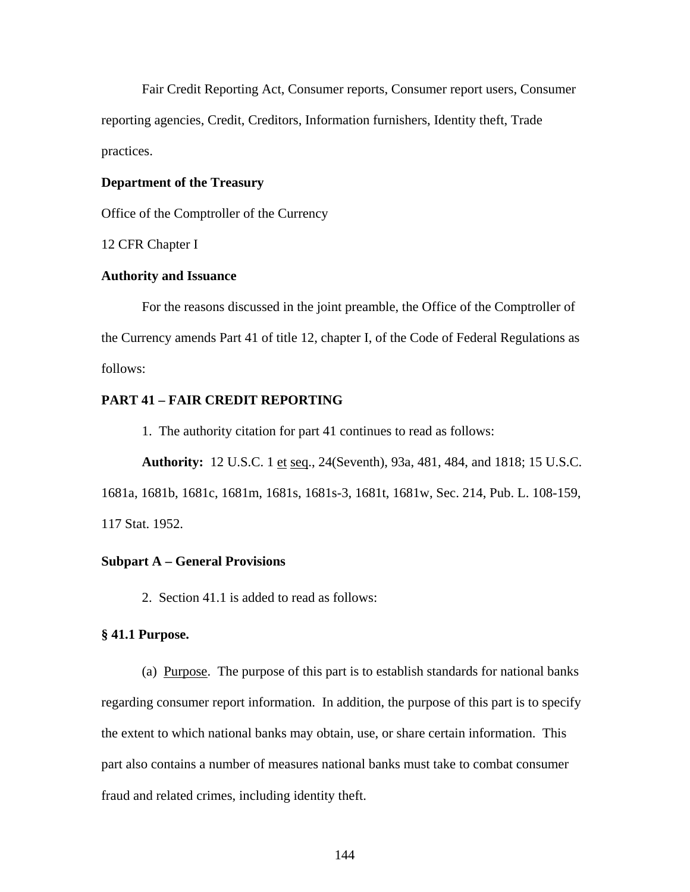Fair Credit Reporting Act, Consumer reports, Consumer report users, Consumer reporting agencies, Credit, Creditors, Information furnishers, Identity theft, Trade practices.

**Department of the Treasury**

Office of the Comptroller of the Currency

12 CFR Chapter I

**Authority and Issuance**

For the reasons discussed in the joint preamble, the Office of the Comptroller of the Currency amends Part 41 of title 12, chapter I, of the Code of Federal Regulations as follows:

**PART 41 – FAIR CREDIT REPORTING**

1. The authority citation for part 41 continues to read as follows:

**Authority:** 12 U.S.C. 1 et seq., 24(Seventh), 93a, 481, 484, and 1818; 15 U.S.C. 1681a, 1681b, 1681c, 1681m, 1681s, 1681s-3, 1681t, 1681w, Sec. 214, Pub. L. 108-159, 117 Stat. 1952.

**Subpart A – General Provisions**

2. Section 41.1 is added to read as follows:

**§ 41.1 Purpose.**

(a) Purpose. The purpose of this part is to establish standards for national banks regarding consumer report information. In addition, the purpose of this part is to specify the extent to which national banks may obtain, use, or share certain information. This part also contains a number of measures national banks must take to combat consumer fraud and related crimes, including identity theft.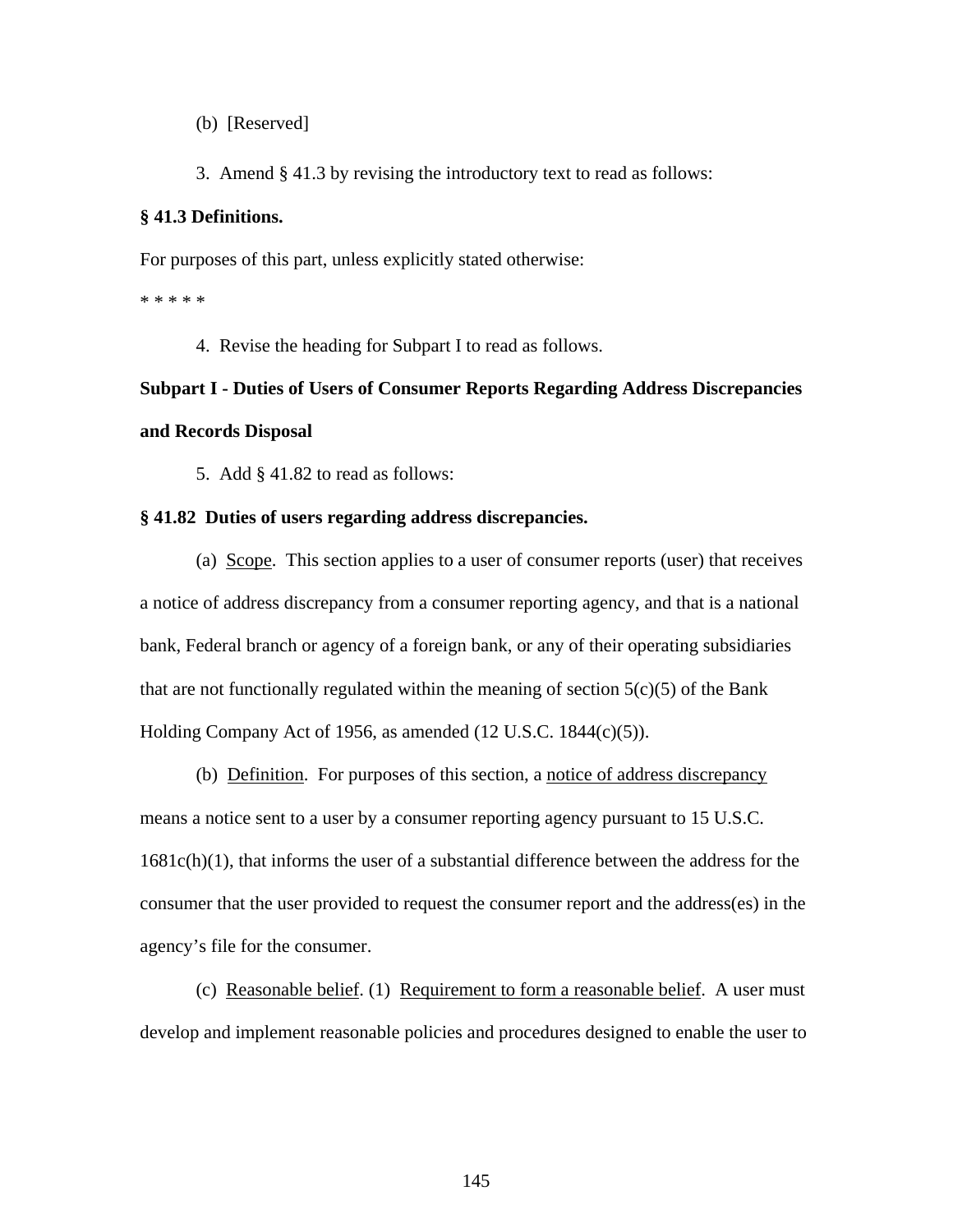(b) [Reserved]

3. Amend § 41.3 by revising the introductory text to read as follows:

**§ 41.3 Definitions.**

For purposes of this part, unless explicitly stated otherwise:

* * * * *

4. Revise the heading for Subpart I to read as follows.

**Subpart I - Duties of Users of Consumer Reports Regarding Address Discrepancies and Records Disposal**

5. Add § 41.82 to read as follows:

**§ 41.82 Duties of users regarding address discrepancies.**

(a) Scope. This section applies to a user of consumer reports (user) that receives a notice of address discrepancy from a consumer reporting agency, and that is a national bank, Federal branch or agency of a foreign bank, or any of their operating subsidiaries that are not functionally regulated within the meaning of section 5(c)(5) of the Bank Holding Company Act of 1956, as amended (12 U.S.C. 1844(c)(5)).

(b) Definition. For purposes of this section, a notice of address discrepancy means a notice sent to a user by a consumer reporting agency pursuant to 15 U.S.C. 1681c(h)(1), that informs the user of a substantial difference between the address for the consumer that the user provided to request the consumer report and the address(es) in the agency's file for the consumer.

(c) Reasonable belief. (1) Requirement to form a reasonable belief. A user must develop and implement reasonable policies and procedures designed to enable the user to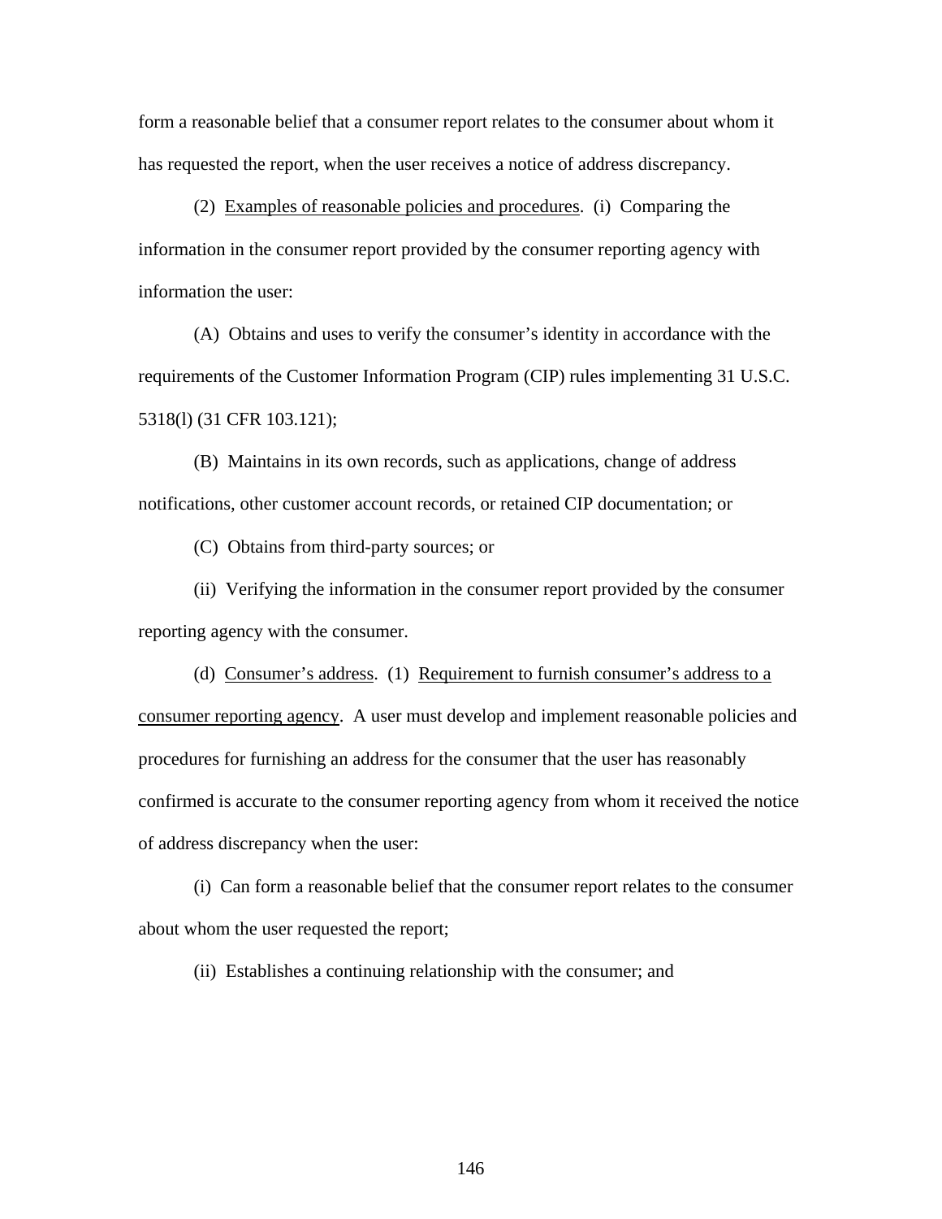form a reasonable belief that a consumer report relates to the consumer about whom it has requested the report, when the user receives a notice of address discrepancy.

(2) Examples of reasonable policies and procedures. (i) Comparing the information in the consumer report provided by the consumer reporting agency with information the user:

(A) Obtains and uses to verify the consumer's identity in accordance with the requirements of the Customer Information Program (CIP) rules implementing 31 U.S.C. 5318(l) (31 CFR 103.121);

(B) Maintains in its own records, such as applications, change of address notifications, other customer account records, or retained CIP documentation; or

(C) Obtains from third-party sources; or

(ii) Verifying the information in the consumer report provided by the consumer reporting agency with the consumer.

(d) Consumer's address. (1) Requirement to furnish consumer's address to a consumer reporting agency. A user must develop and implement reasonable policies and procedures for furnishing an address for the consumer that the user has reasonably confirmed is accurate to the consumer reporting agency from whom it received the notice of address discrepancy when the user:

(i) Can form a reasonable belief that the consumer report relates to the consumer about whom the user requested the report;

(ii) Establishes a continuing relationship with the consumer; and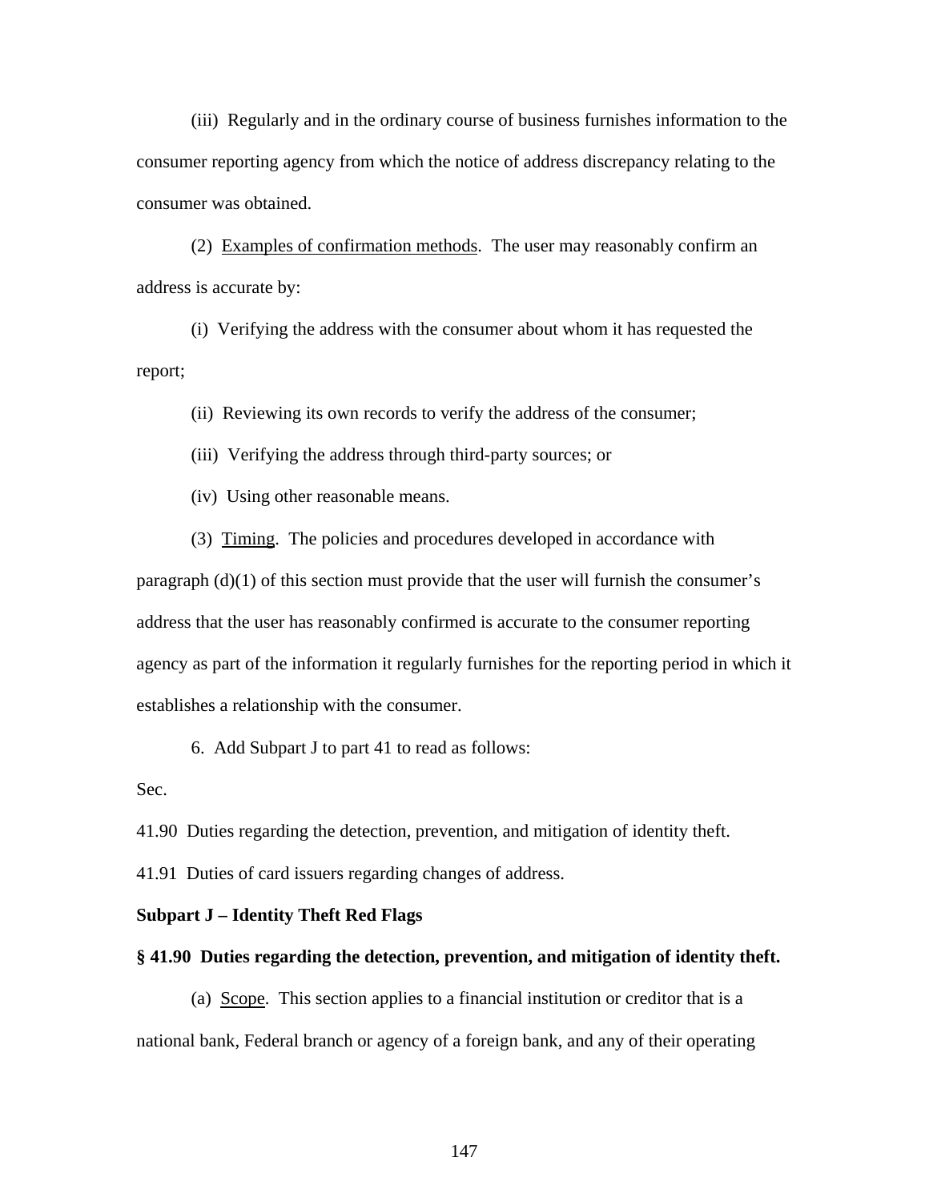(iii) Regularly and in the ordinary course of business furnishes information to the consumer reporting agency from which the notice of address discrepancy relating to the consumer was obtained.

(2) Examples of confirmation methods. The user may reasonably confirm an address is accurate by:

(i) Verifying the address with the consumer about whom it has requested the report;

(ii) Reviewing its own records to verify the address of the consumer;

(iii) Verifying the address through third-party sources; or

(iv) Using other reasonable means.

(3) Timing. The policies and procedures developed in accordance with paragraph (d)(1) of this section must provide that the user will furnish the consumer's address that the user has reasonably confirmed is accurate to the consumer reporting agency as part of the information it regularly furnishes for the reporting period in which it establishes a relationship with the consumer.

6. Add Subpart J to part 41 to read as follows:

Sec.

41.90 Duties regarding the detection, prevention, and mitigation of identity theft.

41.91 Duties of card issuers regarding changes of address.

**Subpart J – Identity Theft Red Flags**

**§ 41.90 Duties regarding the detection, prevention, and mitigation of identity theft.**

(a) Scope. This section applies to a financial institution or creditor that is a national bank, Federal branch or agency of a foreign bank, and any of their operating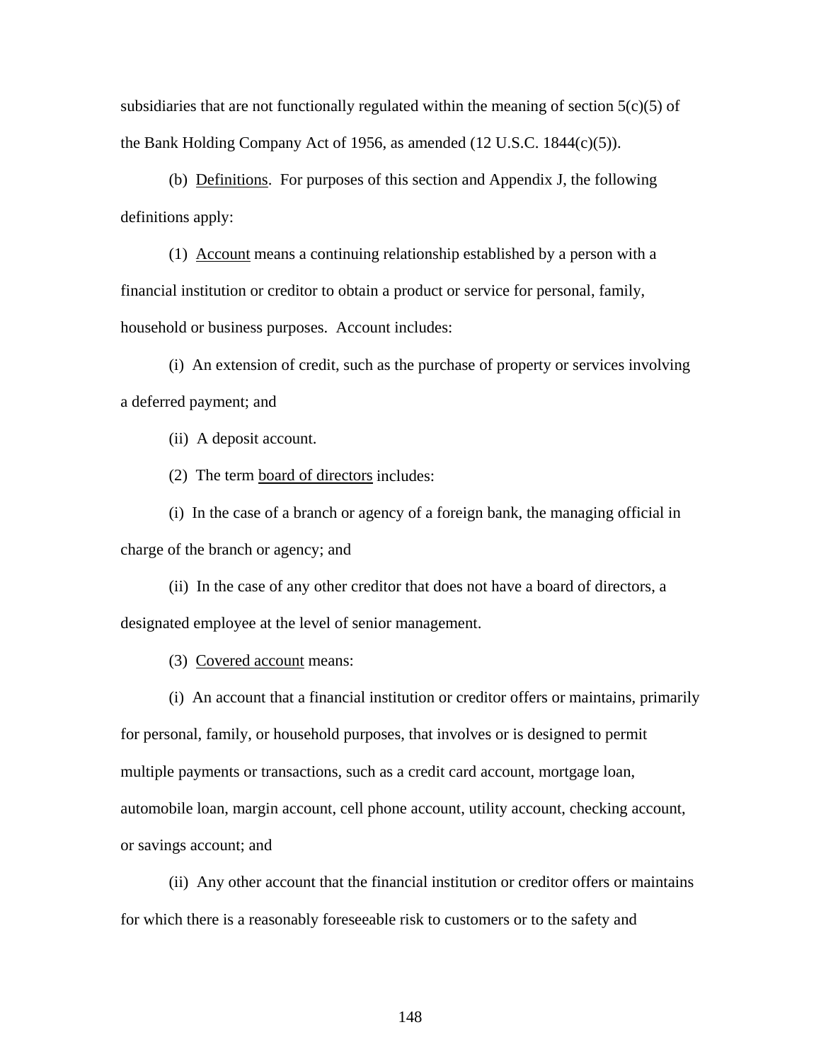subsidiaries that are not functionally regulated within the meaning of section 5(c)(5) of the Bank Holding Company Act of 1956, as amended (12 U.S.C. 1844(c)(5)).

(b) Definitions. For purposes of this section and Appendix J, the following definitions apply:

(1) Account means a continuing relationship established by a person with a financial institution or creditor to obtain a product or service for personal, family, household or business purposes. Account includes:

(i) An extension of credit, such as the purchase of property or services involving a deferred payment; and

(ii) A deposit account.

(2) The term board of directors includes:

(i) In the case of a branch or agency of a foreign bank, the managing official in charge of the branch or agency; and

(ii) In the case of any other creditor that does not have a board of directors, a designated employee at the level of senior management.

(3) Covered account means:

(i) An account that a financial institution or creditor offers or maintains, primarily for personal, family, or household purposes, that involves or is designed to permit multiple payments or transactions, such as a credit card account, mortgage loan, automobile loan, margin account, cell phone account, utility account, checking account, or savings account; and

(ii) Any other account that the financial institution or creditor offers or maintains for which there is a reasonably foreseeable risk to customers or to the safety and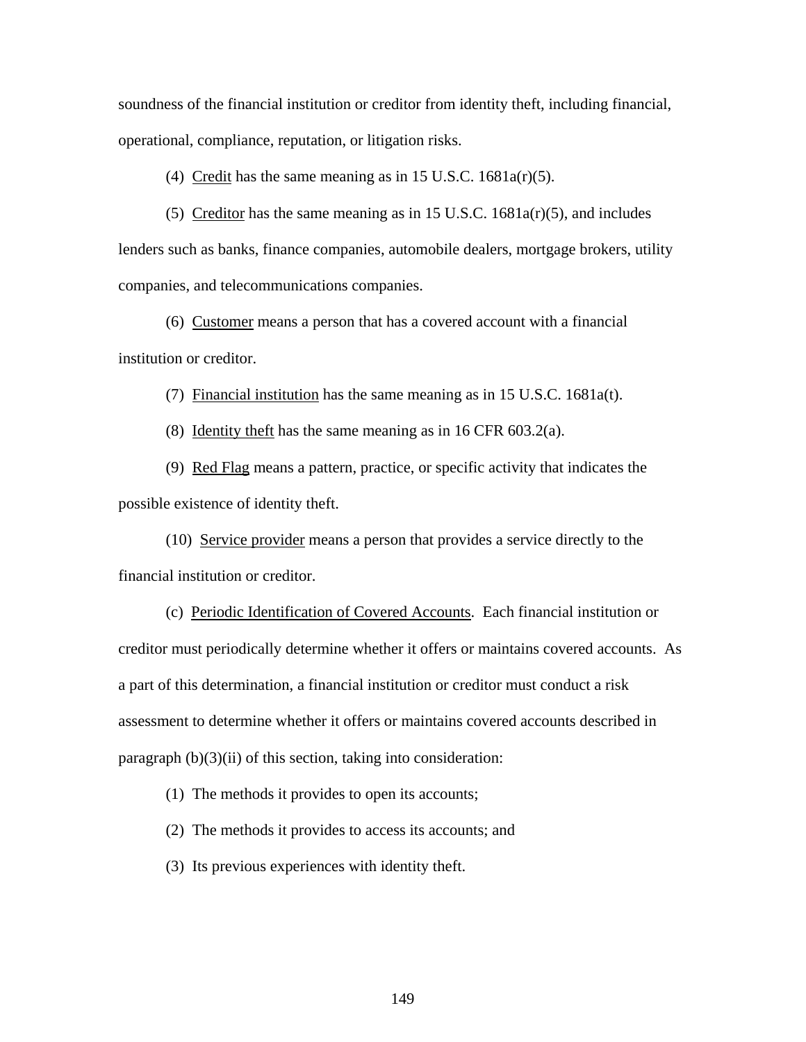soundness of the financial institution or creditor from identity theft, including financial, operational, compliance, reputation, or litigation risks.

(4) Credit has the same meaning as in 15 U.S.C. 1681a(r)(5).

(5) Creditor has the same meaning as in 15 U.S.C. 1681a(r)(5), and includes lenders such as banks, finance companies, automobile dealers, mortgage brokers, utility companies, and telecommunications companies.

(6) Customer means a person that has a covered account with a financial institution or creditor.

(7) Financial institution has the same meaning as in 15 U.S.C. 1681a(t).

(8) Identity theft has the same meaning as in 16 CFR 603.2(a).

(9) Red Flag means a pattern, practice, or specific activity that indicates the possible existence of identity theft.

(10) Service provider means a person that provides a service directly to the financial institution or creditor.

(c) Periodic Identification of Covered Accounts. Each financial institution or creditor must periodically determine whether it offers or maintains covered accounts. As a part of this determination, a financial institution or creditor must conduct a risk assessment to determine whether it offers or maintains covered accounts described in paragraph (b)(3)(ii) of this section, taking into consideration:

(1) The methods it provides to open its accounts;

(2) The methods it provides to access its accounts; and

(3) Its previous experiences with identity theft.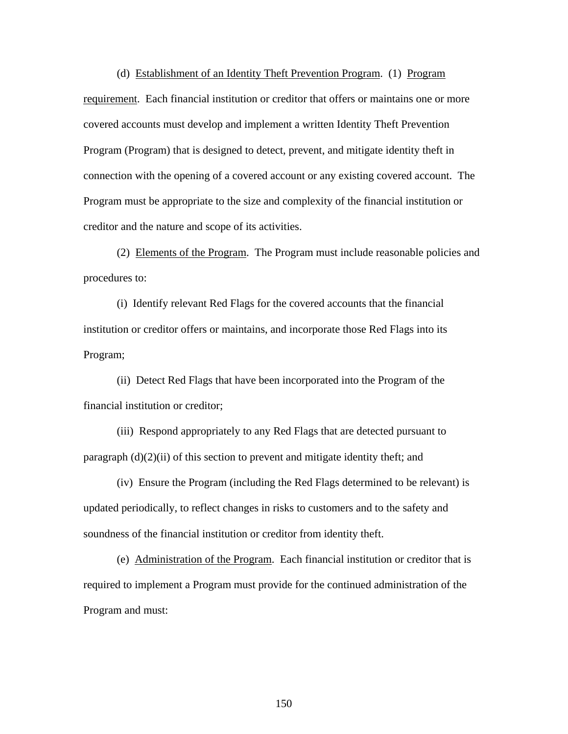(d) <u>Establishment of an Identity Theft Prevention Program</u>. (1) <u>Program requirement</u>. Each financial institution or creditor that offers or maintains one or more covered accounts must develop and implement a written Identity Theft Prevention Program (Program) that is designed to detect, prevent, and mitigate identity theft in connection with the opening of a covered account or any existing covered account. The Program must be appropriate to the size and complexity of the financial institution or creditor and the nature and scope of its activities.

(2) <u>Elements of the Program</u>. The Program must include reasonable policies and procedures to:

(i) Identify relevant Red Flags for the covered accounts that the financial institution or creditor offers or maintains, and incorporate those Red Flags into its Program;

(ii) Detect Red Flags that have been incorporated into the Program of the financial institution or creditor;

(iii) Respond appropriately to any Red Flags that are detected pursuant to paragraph (d)(2)(ii) of this section to prevent and mitigate identity theft; and

(iv) Ensure the Program (including the Red Flags determined to be relevant) is updated periodically, to reflect changes in risks to customers and to the safety and soundness of the financial institution or creditor from identity theft.

(e) <u>Administration of the Program</u>. Each financial institution or creditor that is required to implement a Program must provide for the continued administration of the Program and must: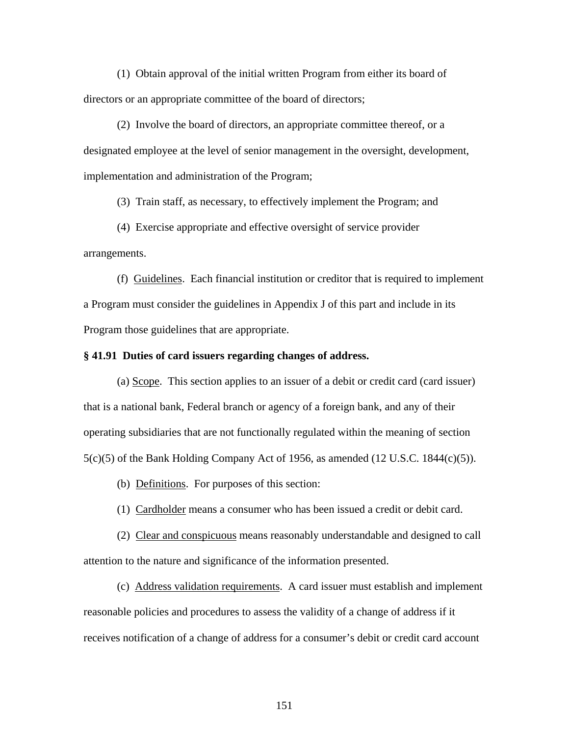(1) Obtain approval of the initial written Program from either its board of directors or an appropriate committee of the board of directors;

(2) Involve the board of directors, an appropriate committee thereof, or a designated employee at the level of senior management in the oversight, development, implementation and administration of the Program;

(3) Train staff, as necessary, to effectively implement the Program; and

(4) Exercise appropriate and effective oversight of service provider arrangements.

(f) Guidelines. Each financial institution or creditor that is required to implement a Program must consider the guidelines in Appendix J of this part and include in its Program those guidelines that are appropriate.

**§ 41.91 Duties of card issuers regarding changes of address.**

(a) Scope. This section applies to an issuer of a debit or credit card (card issuer) that is a national bank, Federal branch or agency of a foreign bank, and any of their operating subsidiaries that are not functionally regulated within the meaning of section 5(c)(5) of the Bank Holding Company Act of 1956, as amended (12 U.S.C. 1844(c)(5)).

(b) Definitions. For purposes of this section:

(1) Cardholder means a consumer who has been issued a credit or debit card.

(2) Clear and conspicuous means reasonably understandable and designed to call attention to the nature and significance of the information presented.

(c) Address validation requirements. A card issuer must establish and implement reasonable policies and procedures to assess the validity of a change of address if it receives notification of a change of address for a consumer's debit or credit card account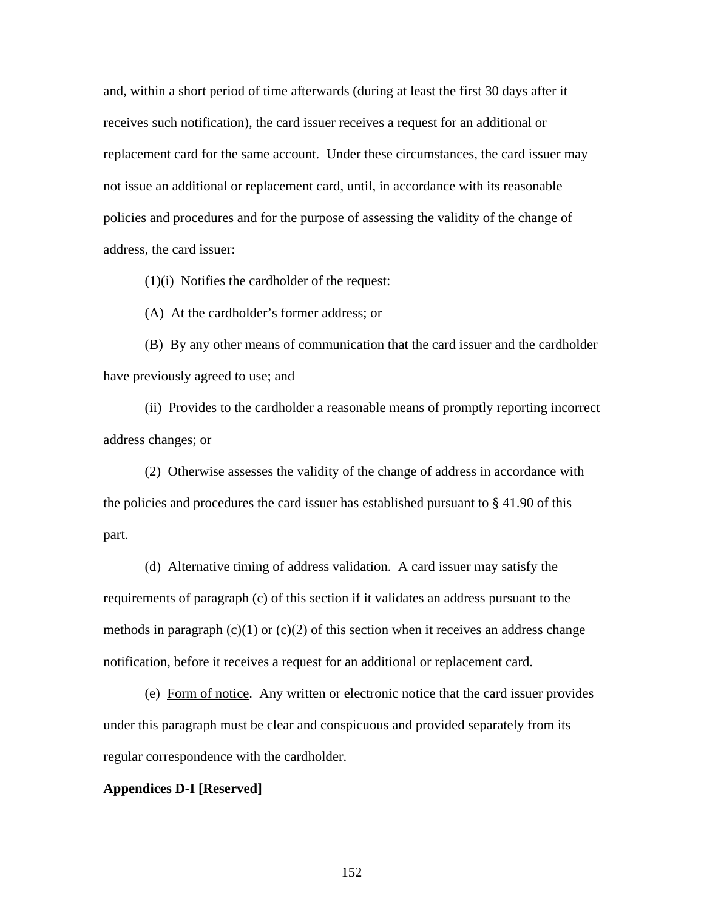and, within a short period of time afterwards (during at least the first 30 days after it receives such notification), the card issuer receives a request for an additional or replacement card for the same account. Under these circumstances, the card issuer may not issue an additional or replacement card, until, in accordance with its reasonable policies and procedures and for the purpose of assessing the validity of the change of address, the card issuer:

(1)(i) Notifies the cardholder of the request:

(A) At the cardholder's former address; or

(B) By any other means of communication that the card issuer and the cardholder have previously agreed to use; and

(ii) Provides to the cardholder a reasonable means of promptly reporting incorrect address changes; or

(2) Otherwise assesses the validity of the change of address in accordance with the policies and procedures the card issuer has established pursuant to § 41.90 of this part.

(d) Alternative timing of address validation. A card issuer may satisfy the requirements of paragraph (c) of this section if it validates an address pursuant to the methods in paragraph (c)(1) or (c)(2) of this section when it receives an address change notification, before it receives a request for an additional or replacement card.

(e) Form of notice. Any written or electronic notice that the card issuer provides under this paragraph must be clear and conspicuous and provided separately from its regular correspondence with the cardholder.

**Appendices D-I [Reserved]**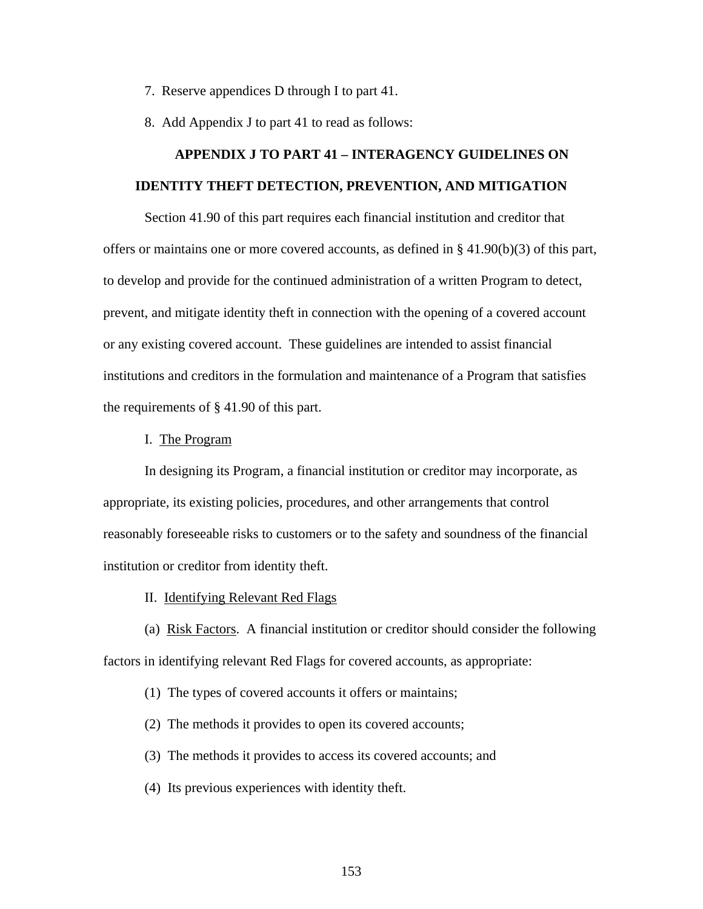7. Reserve appendices D through I to part 41.

8. Add Appendix J to part 41 to read as follows:

## APPENDIX J TO PART 41 – INTERAGENCY GUIDELINES ON IDENTITY THEFT DETECTION, PREVENTION, AND MITIGATION

Section 41.90 of this part requires each financial institution and creditor that offers or maintains one or more covered accounts, as defined in § 41.90(b)(3) of this part, to develop and provide for the continued administration of a written Program to detect, prevent, and mitigate identity theft in connection with the opening of a covered account or any existing covered account. These guidelines are intended to assist financial institutions and creditors in the formulation and maintenance of a Program that satisfies the requirements of § 41.90 of this part.

I. The Program

In designing its Program, a financial institution or creditor may incorporate, as appropriate, its existing policies, procedures, and other arrangements that control reasonably foreseeable risks to customers or to the safety and soundness of the financial institution or creditor from identity theft.

II. Identifying Relevant Red Flags

(a) Risk Factors. A financial institution or creditor should consider the following factors in identifying relevant Red Flags for covered accounts, as appropriate:

(1) The types of covered accounts it offers or maintains;

(2) The methods it provides to open its covered accounts;

(3) The methods it provides to access its covered accounts; and

(4) Its previous experiences with identity theft.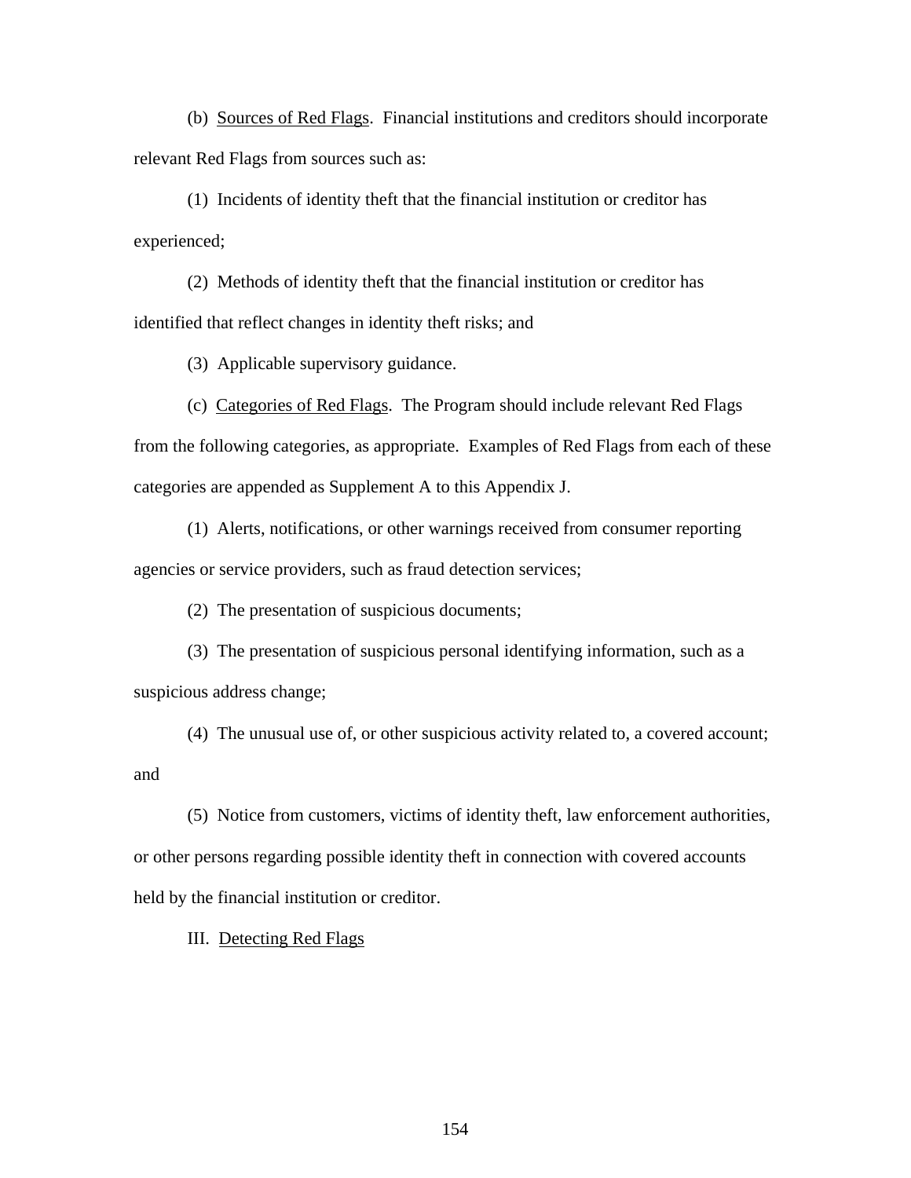(b) Sources of Red Flags. Financial institutions and creditors should incorporate relevant Red Flags from sources such as:

(1) Incidents of identity theft that the financial institution or creditor has experienced;

(2) Methods of identity theft that the financial institution or creditor has identified that reflect changes in identity theft risks; and

(3) Applicable supervisory guidance.

(c) Categories of Red Flags. The Program should include relevant Red Flags from the following categories, as appropriate. Examples of Red Flags from each of these categories are appended as Supplement A to this Appendix J.

(1) Alerts, notifications, or other warnings received from consumer reporting agencies or service providers, such as fraud detection services;

(2) The presentation of suspicious documents;

(3) The presentation of suspicious personal identifying information, such as a suspicious address change;

(4) The unusual use of, or other suspicious activity related to, a covered account; and

(5) Notice from customers, victims of identity theft, law enforcement authorities, or other persons regarding possible identity theft in connection with covered accounts held by the financial institution or creditor.

III. Detecting Red Flags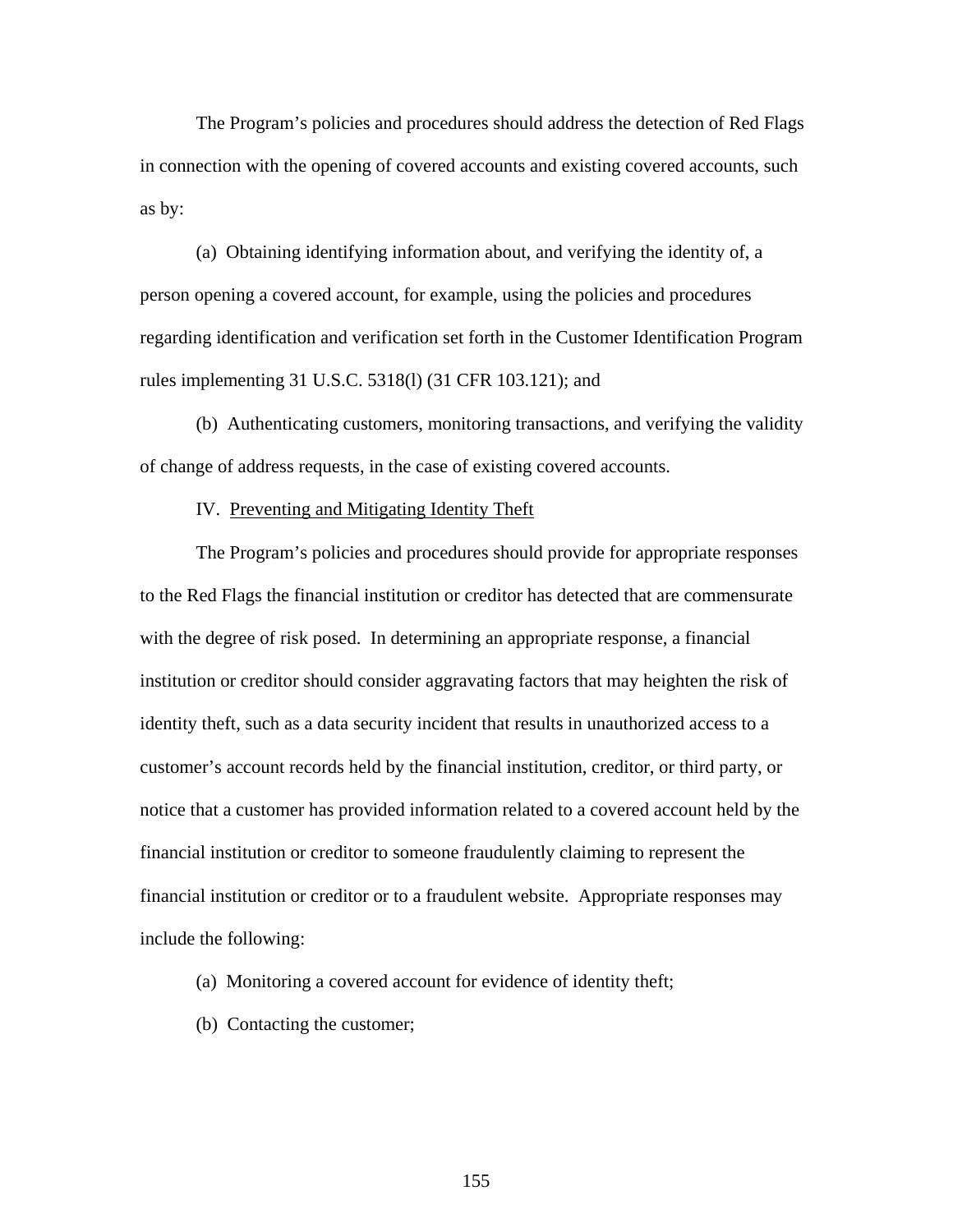The Program's policies and procedures should address the detection of Red Flags in connection with the opening of covered accounts and existing covered accounts, such as by:

(a) Obtaining identifying information about, and verifying the identity of, a person opening a covered account, for example, using the policies and procedures regarding identification and verification set forth in the Customer Identification Program rules implementing 31 U.S.C. 5318(l) (31 CFR 103.121); and

(b) Authenticating customers, monitoring transactions, and verifying the validity of change of address requests, in the case of existing covered accounts.

## IV. Preventing and Mitigating Identity Theft

The Program's policies and procedures should provide for appropriate responses to the Red Flags the financial institution or creditor has detected that are commensurate with the degree of risk posed. In determining an appropriate response, a financial institution or creditor should consider aggravating factors that may heighten the risk of identity theft, such as a data security incident that results in unauthorized access to a customer's account records held by the financial institution, creditor, or third party, or notice that a customer has provided information related to a covered account held by the financial institution or creditor to someone fraudulently claiming to represent the financial institution or creditor or to a fraudulent website. Appropriate responses may include the following:

(a) Monitoring a covered account for evidence of identity theft;

(b) Contacting the customer;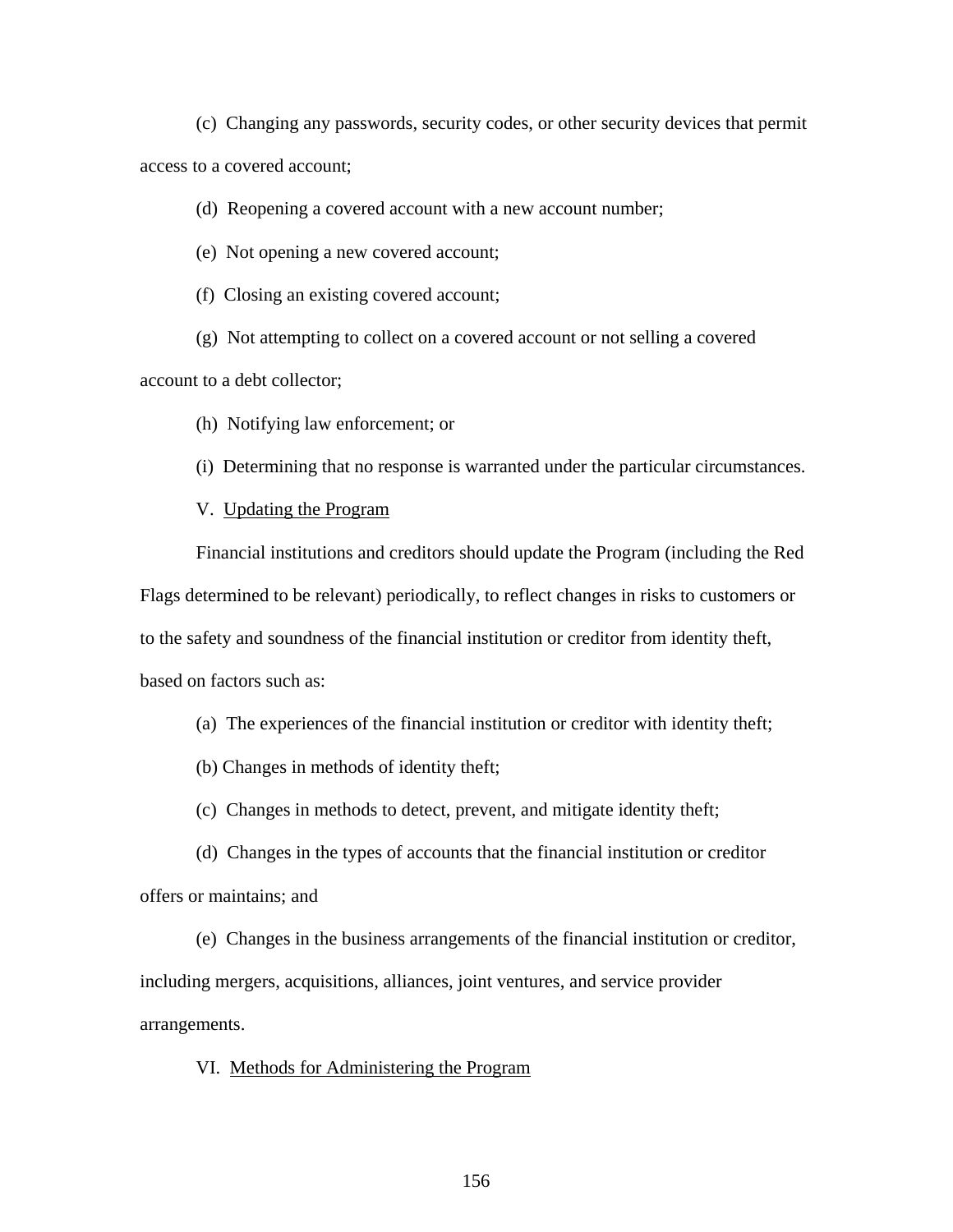(c) Changing any passwords, security codes, or other security devices that permit access to a covered account;

(d) Reopening a covered account with a new account number;

(e) Not opening a new covered account;

(f) Closing an existing covered account;

(g) Not attempting to collect on a covered account or not selling a covered account to a debt collector;

(h) Notifying law enforcement; or

(i) Determining that no response is warranted under the particular circumstances.

V. Updating the Program

Financial institutions and creditors should update the Program (including the Red Flags determined to be relevant) periodically, to reflect changes in risks to customers or to the safety and soundness of the financial institution or creditor from identity theft, based on factors such as:

(a) The experiences of the financial institution or creditor with identity theft;

(b) Changes in methods of identity theft;

(c) Changes in methods to detect, prevent, and mitigate identity theft;

(d) Changes in the types of accounts that the financial institution or creditor offers or maintains; and

(e) Changes in the business arrangements of the financial institution or creditor, including mergers, acquisitions, alliances, joint ventures, and service provider arrangements.

VI. Methods for Administering the Program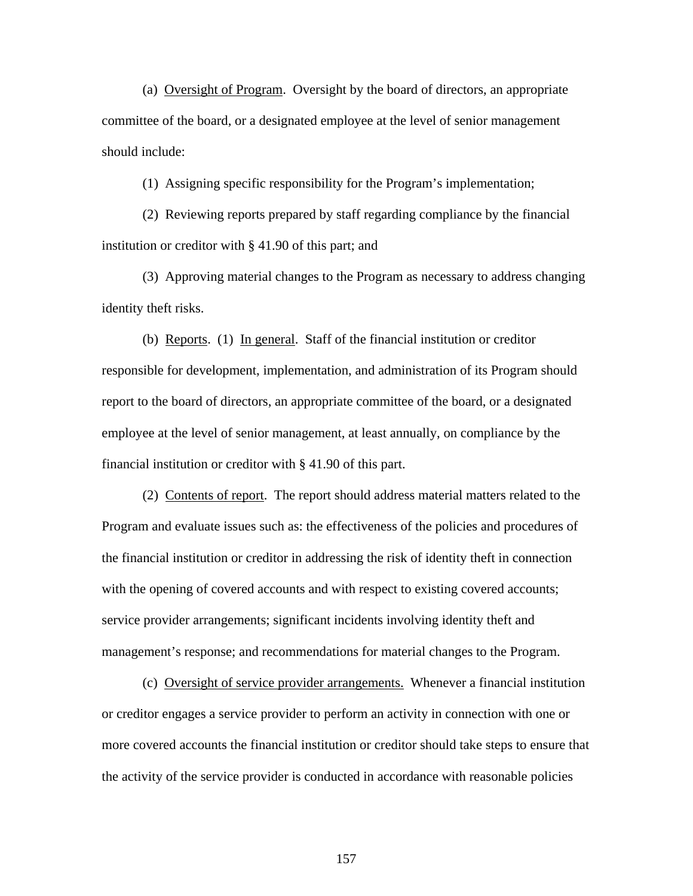(a) Oversight of Program. Oversight by the board of directors, an appropriate committee of the board, or a designated employee at the level of senior management should include:

(1) Assigning specific responsibility for the Program's implementation;

(2) Reviewing reports prepared by staff regarding compliance by the financial institution or creditor with § 41.90 of this part; and

(3) Approving material changes to the Program as necessary to address changing identity theft risks.

(b) Reports. (1) In general. Staff of the financial institution or creditor responsible for development, implementation, and administration of its Program should report to the board of directors, an appropriate committee of the board, or a designated employee at the level of senior management, at least annually, on compliance by the financial institution or creditor with § 41.90 of this part.

(2) Contents of report. The report should address material matters related to the Program and evaluate issues such as: the effectiveness of the policies and procedures of the financial institution or creditor in addressing the risk of identity theft in connection with the opening of covered accounts and with respect to existing covered accounts; service provider arrangements; significant incidents involving identity theft and management's response; and recommendations for material changes to the Program.

(c) Oversight of service provider arrangements. Whenever a financial institution or creditor engages a service provider to perform an activity in connection with one or more covered accounts the financial institution or creditor should take steps to ensure that the activity of the service provider is conducted in accordance with reasonable policies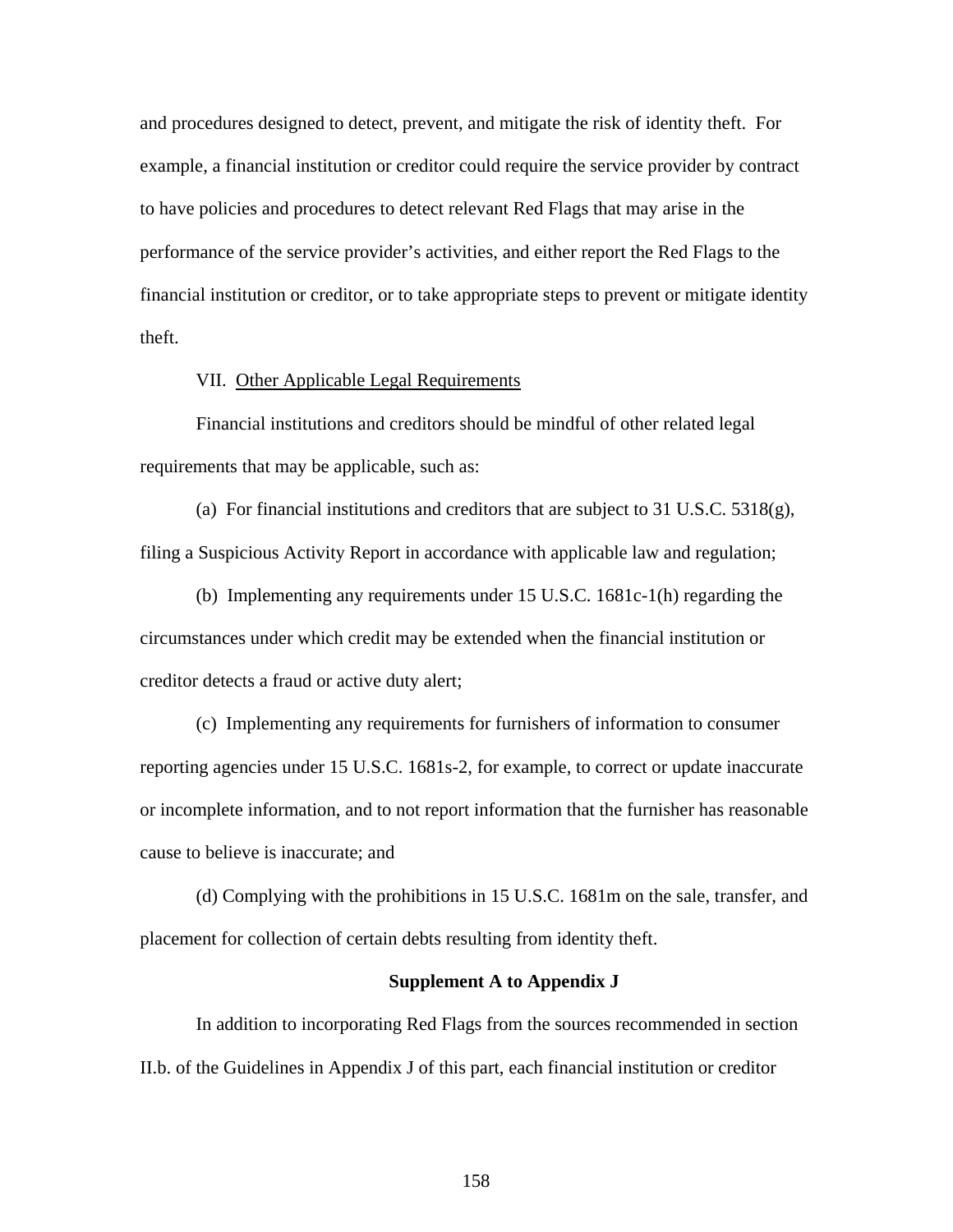and procedures designed to detect, prevent, and mitigate the risk of identity theft. For example, a financial institution or creditor could require the service provider by contract to have policies and procedures to detect relevant Red Flags that may arise in the performance of the service provider's activities, and either report the Red Flags to the financial institution or creditor, or to take appropriate steps to prevent or mitigate identity theft.

VII. <u>Other Applicable Legal Requirements</u>

Financial institutions and creditors should be mindful of other related legal requirements that may be applicable, such as:

(a) For financial institutions and creditors that are subject to 31 U.S.C. 5318(g), filing a Suspicious Activity Report in accordance with applicable law and regulation;

(b) Implementing any requirements under 15 U.S.C. 1681c-1(h) regarding the circumstances under which credit may be extended when the financial institution or creditor detects a fraud or active duty alert;

(c) Implementing any requirements for furnishers of information to consumer reporting agencies under 15 U.S.C. 1681s-2, for example, to correct or update inaccurate or incomplete information, and to not report information that the furnisher has reasonable cause to believe is inaccurate; and

(d) Complying with the prohibitions in 15 U.S.C. 1681m on the sale, transfer, and placement for collection of certain debts resulting from identity theft.

**Supplement A to Appendix J**

In addition to incorporating Red Flags from the sources recommended in section II.b. of the Guidelines in Appendix J of this part, each financial institution or creditor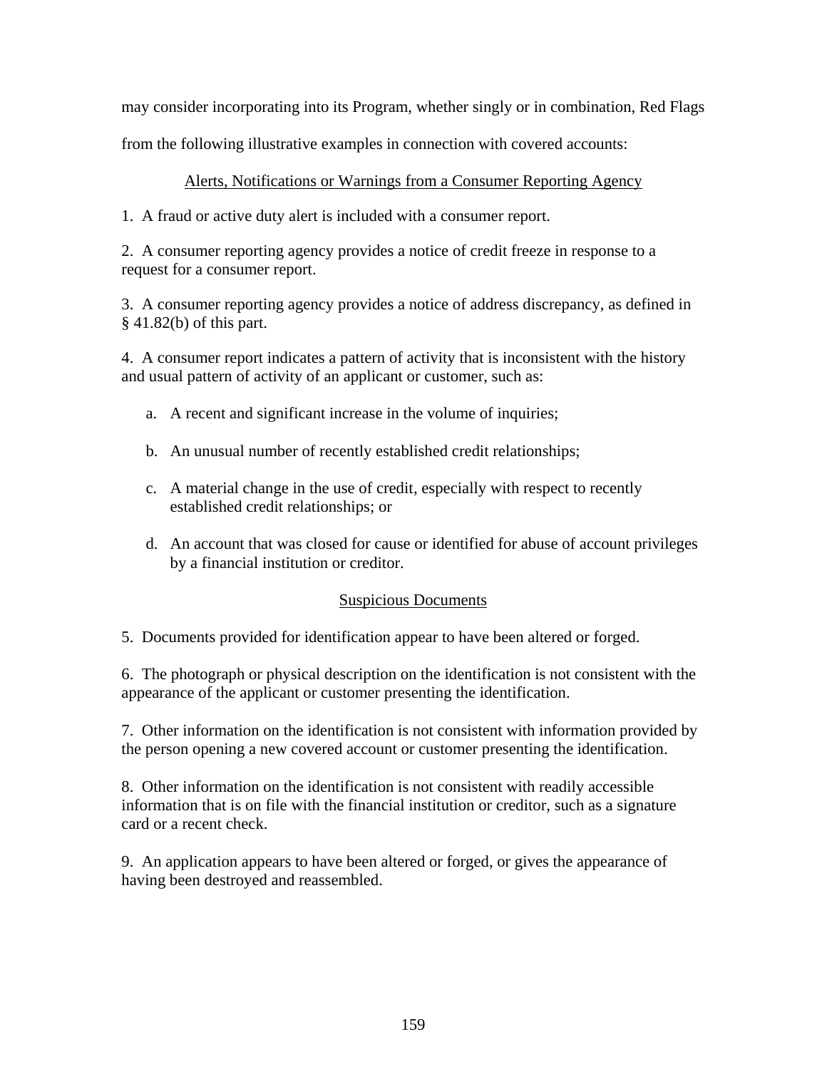may consider incorporating into its Program, whether singly or in combination, Red Flags from the following illustrative examples in connection with covered accounts:

Alerts, Notifications or Warnings from a Consumer Reporting Agency

1. A fraud or active duty alert is included with a consumer report.

2. A consumer reporting agency provides a notice of credit freeze in response to a request for a consumer report.

3. A consumer reporting agency provides a notice of address discrepancy, as defined in § 41.82(b) of this part.

4. A consumer report indicates a pattern of activity that is inconsistent with the history and usual pattern of activity of an applicant or customer, such as:

   a. A recent and significant increase in the volume of inquiries;

   b. An unusual number of recently established credit relationships;

   c. A material change in the use of credit, especially with respect to recently established credit relationships; or

   d. An account that was closed for cause or identified for abuse of account privileges by a financial institution or creditor.

Suspicious Documents

5. Documents provided for identification appear to have been altered or forged.

6. The photograph or physical description on the identification is not consistent with the appearance of the applicant or customer presenting the identification.

7. Other information on the identification is not consistent with information provided by the person opening a new covered account or customer presenting the identification.

8. Other information on the identification is not consistent with readily accessible information that is on file with the financial institution or creditor, such as a signature card or a recent check.

9. An application appears to have been altered or forged, or gives the appearance of having been destroyed and reassembled.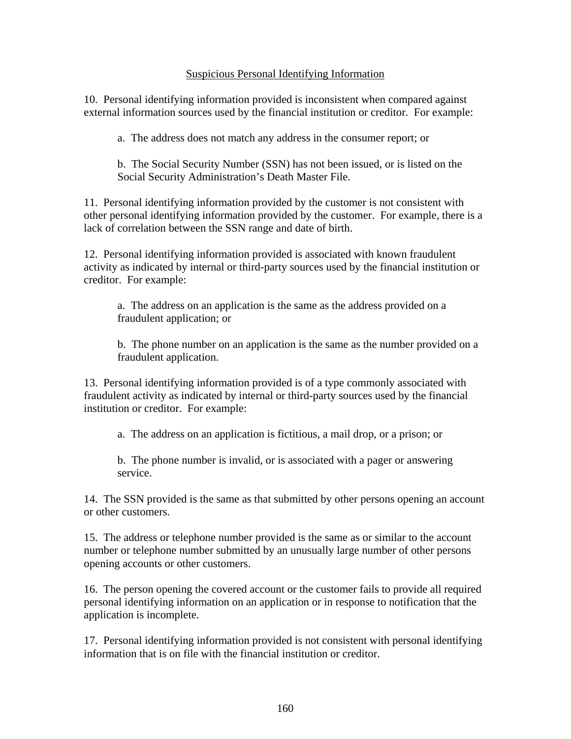## Suspicious Personal Identifying Information

10. Personal identifying information provided is inconsistent when compared against external information sources used by the financial institution or creditor. For example:

    a. The address does not match any address in the consumer report; or

    b. The Social Security Number (SSN) has not been issued, or is listed on the Social Security Administration's Death Master File.

11. Personal identifying information provided by the customer is not consistent with other personal identifying information provided by the customer. For example, there is a lack of correlation between the SSN range and date of birth.

12. Personal identifying information provided is associated with known fraudulent activity as indicated by internal or third-party sources used by the financial institution or creditor. For example:

    a. The address on an application is the same as the address provided on a fraudulent application; or

    b. The phone number on an application is the same as the number provided on a fraudulent application.

13. Personal identifying information provided is of a type commonly associated with fraudulent activity as indicated by internal or third-party sources used by the financial institution or creditor. For example:

    a. The address on an application is fictitious, a mail drop, or a prison; or

    b. The phone number is invalid, or is associated with a pager or answering service.

14. The SSN provided is the same as that submitted by other persons opening an account or other customers.

15. The address or telephone number provided is the same as or similar to the account number or telephone number submitted by an unusually large number of other persons opening accounts or other customers.

16. The person opening the covered account or the customer fails to provide all required personal identifying information on an application or in response to notification that the application is incomplete.

17. Personal identifying information provided is not consistent with personal identifying information that is on file with the financial institution or creditor.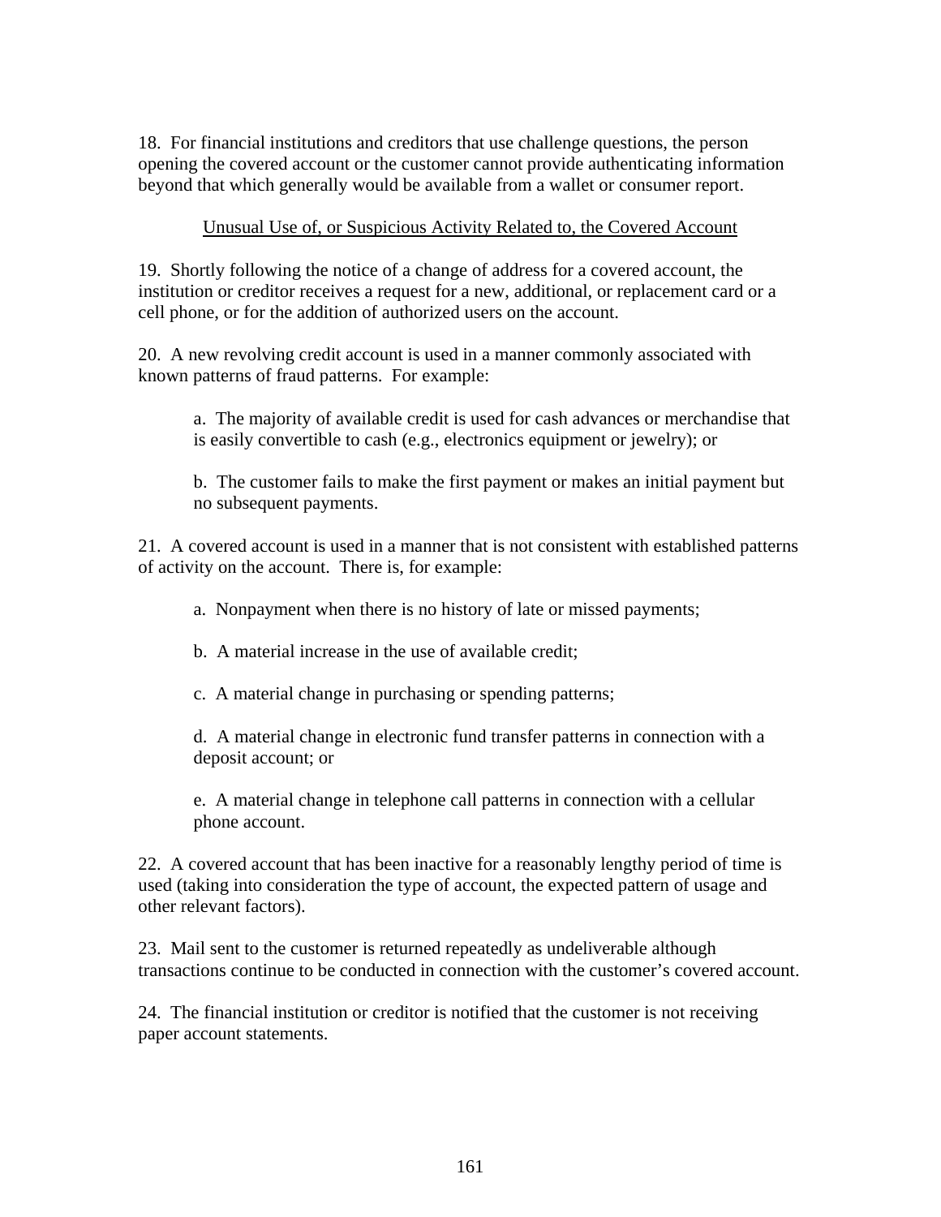18. For financial institutions and creditors that use challenge questions, the person opening the covered account or the customer cannot provide authenticating information beyond that which generally would be available from a wallet or consumer report.

<u>Unusual Use of, or Suspicious Activity Related to, the Covered Account</u>

19. Shortly following the notice of a change of address for a covered account, the institution or creditor receives a request for a new, additional, or replacement card or a cell phone, or for the addition of authorized users on the account.

20. A new revolving credit account is used in a manner commonly associated with known patterns of fraud patterns. For example:

> a. The majority of available credit is used for cash advances or merchandise that is easily convertible to cash (e.g., electronics equipment or jewelry); or
>
> b. The customer fails to make the first payment or makes an initial payment but no subsequent payments.

21. A covered account is used in a manner that is not consistent with established patterns of activity on the account. There is, for example:

> a. Nonpayment when there is no history of late or missed payments;
>
> b. A material increase in the use of available credit;
>
> c. A material change in purchasing or spending patterns;
>
> d. A material change in electronic fund transfer patterns in connection with a deposit account; or
>
> e. A material change in telephone call patterns in connection with a cellular phone account.

22. A covered account that has been inactive for a reasonably lengthy period of time is used (taking into consideration the type of account, the expected pattern of usage and other relevant factors).

23. Mail sent to the customer is returned repeatedly as undeliverable although transactions continue to be conducted in connection with the customer's covered account.

24. The financial institution or creditor is notified that the customer is not receiving paper account statements.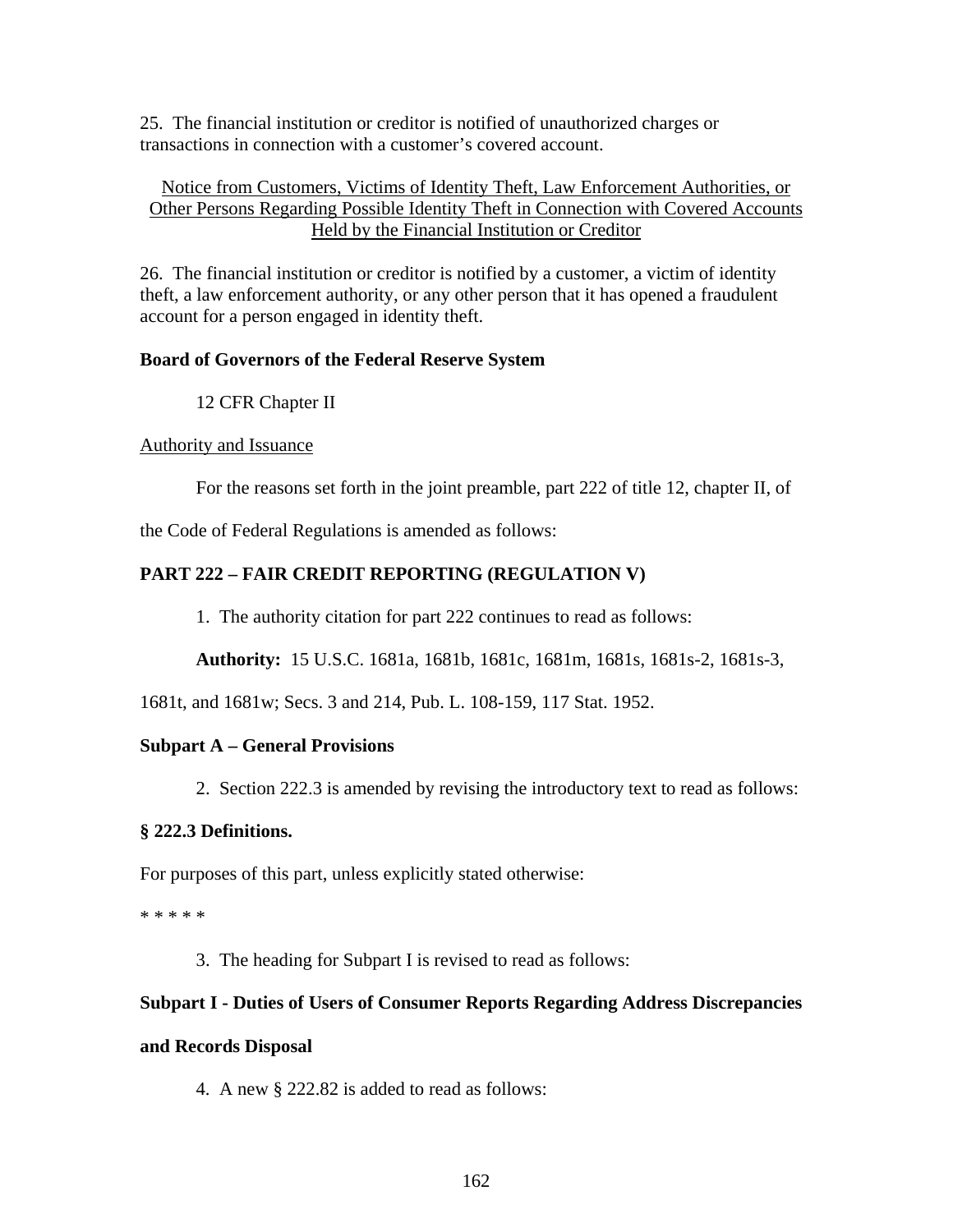25. The financial institution or creditor is notified of unauthorized charges or transactions in connection with a customer's covered account.

<u>Notice from Customers, Victims of Identity Theft, Law Enforcement Authorities, or Other Persons Regarding Possible Identity Theft in Connection with Covered Accounts Held by the Financial Institution or Creditor</u>

26. The financial institution or creditor is notified by a customer, a victim of identity theft, a law enforcement authority, or any other person that it has opened a fraudulent account for a person engaged in identity theft.

**Board of Governors of the Federal Reserve System**

12 CFR Chapter II

<u>Authority and Issuance</u>

For the reasons set forth in the joint preamble, part 222 of title 12, chapter II, of the Code of Federal Regulations is amended as follows:

**PART 222 – FAIR CREDIT REPORTING (REGULATION V)**

1. The authority citation for part 222 continues to read as follows:

**Authority:** 15 U.S.C. 1681a, 1681b, 1681c, 1681m, 1681s, 1681s-2, 1681s-3, 1681t, and 1681w; Secs. 3 and 214, Pub. L. 108-159, 117 Stat. 1952.

**Subpart A – General Provisions**

2. Section 222.3 is amended by revising the introductory text to read as follows:

**§ 222.3 Definitions.**

For purposes of this part, unless explicitly stated otherwise:

* * * * *

3. The heading for Subpart I is revised to read as follows:

**Subpart I - Duties of Users of Consumer Reports Regarding Address Discrepancies and Records Disposal**

4. A new § 222.82 is added to read as follows: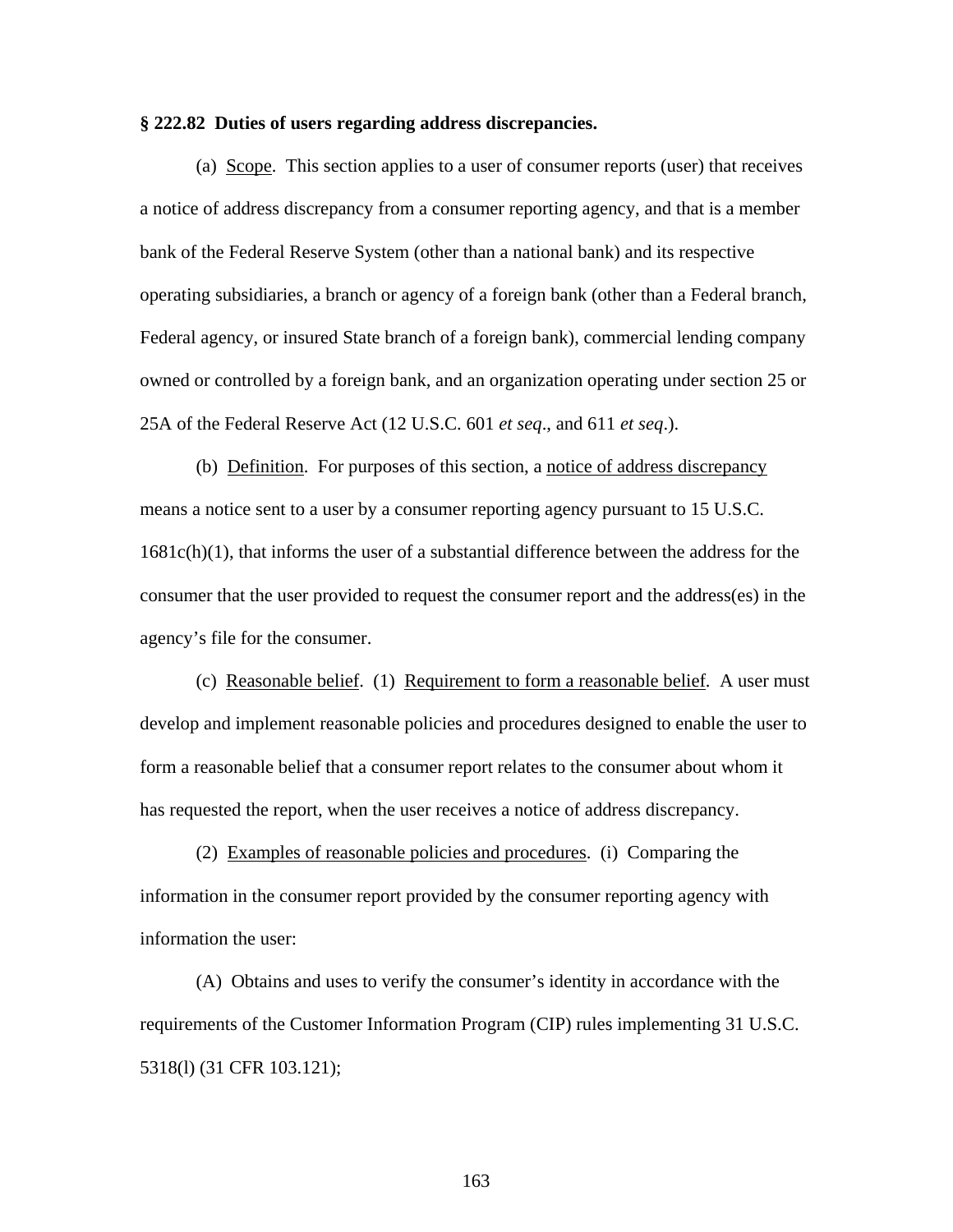**§ 222.82 Duties of users regarding address discrepancies.**

(a) Scope. This section applies to a user of consumer reports (user) that receives a notice of address discrepancy from a consumer reporting agency, and that is a member bank of the Federal Reserve System (other than a national bank) and its respective operating subsidiaries, a branch or agency of a foreign bank (other than a Federal branch, Federal agency, or insured State branch of a foreign bank), commercial lending company owned or controlled by a foreign bank, and an organization operating under section 25 or 25A of the Federal Reserve Act (12 U.S.C. 601 *et seq*., and 611 *et seq*.).

(b) Definition. For purposes of this section, a notice of address discrepancy means a notice sent to a user by a consumer reporting agency pursuant to 15 U.S.C. 1681c(h)(1), that informs the user of a substantial difference between the address for the consumer that the user provided to request the consumer report and the address(es) in the agency's file for the consumer.

(c) Reasonable belief. (1) Requirement to form a reasonable belief. A user must develop and implement reasonable policies and procedures designed to enable the user to form a reasonable belief that a consumer report relates to the consumer about whom it has requested the report, when the user receives a notice of address discrepancy.

(2) Examples of reasonable policies and procedures. (i) Comparing the information in the consumer report provided by the consumer reporting agency with information the user:

(A) Obtains and uses to verify the consumer's identity in accordance with the requirements of the Customer Information Program (CIP) rules implementing 31 U.S.C. 5318(l) (31 CFR 103.121);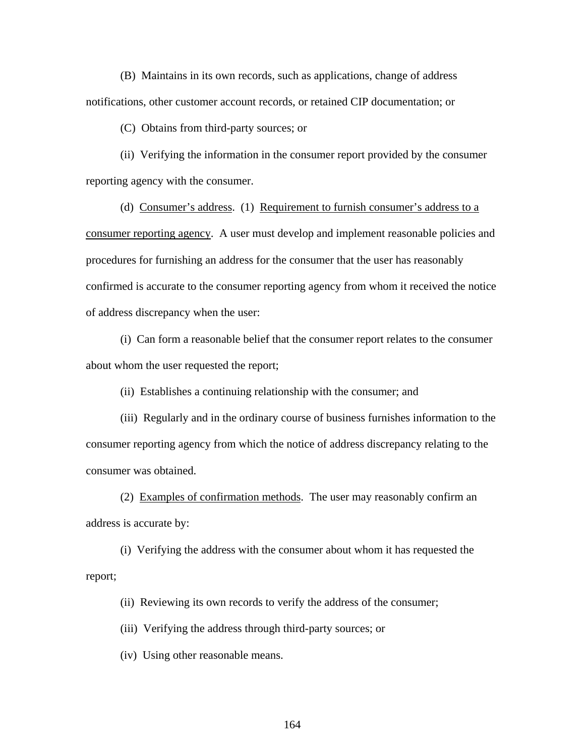(B) Maintains in its own records, such as applications, change of address notifications, other customer account records, or retained CIP documentation; or

(C) Obtains from third-party sources; or

(ii) Verifying the information in the consumer report provided by the consumer reporting agency with the consumer.

(d) Consumer's address. (1) Requirement to furnish consumer's address to a consumer reporting agency. A user must develop and implement reasonable policies and procedures for furnishing an address for the consumer that the user has reasonably confirmed is accurate to the consumer reporting agency from whom it received the notice of address discrepancy when the user:

(i) Can form a reasonable belief that the consumer report relates to the consumer about whom the user requested the report;

(ii) Establishes a continuing relationship with the consumer; and

(iii) Regularly and in the ordinary course of business furnishes information to the consumer reporting agency from which the notice of address discrepancy relating to the consumer was obtained.

(2) Examples of confirmation methods. The user may reasonably confirm an address is accurate by:

(i) Verifying the address with the consumer about whom it has requested the report;

(ii) Reviewing its own records to verify the address of the consumer;

(iii) Verifying the address through third-party sources; or

(iv) Using other reasonable means.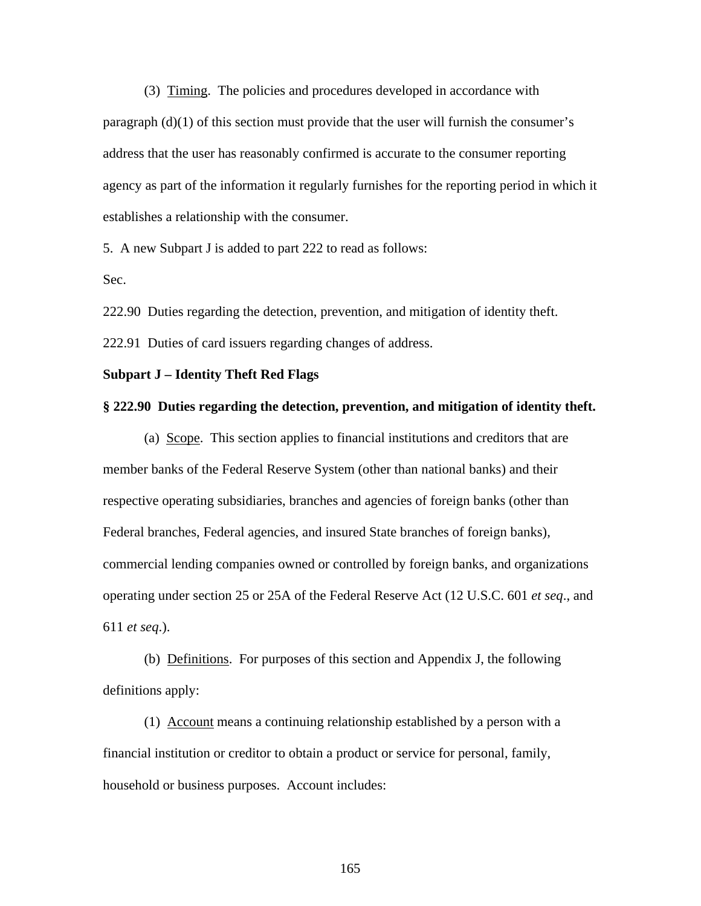(3) Timing. The policies and procedures developed in accordance with paragraph (d)(1) of this section must provide that the user will furnish the consumer's address that the user has reasonably confirmed is accurate to the consumer reporting agency as part of the information it regularly furnishes for the reporting period in which it establishes a relationship with the consumer.

5. A new Subpart J is added to part 222 to read as follows:

Sec.

222.90 Duties regarding the detection, prevention, and mitigation of identity theft.

222.91 Duties of card issuers regarding changes of address.

**Subpart J – Identity Theft Red Flags**

**§ 222.90 Duties regarding the detection, prevention, and mitigation of identity theft.**

(a) Scope. This section applies to financial institutions and creditors that are member banks of the Federal Reserve System (other than national banks) and their respective operating subsidiaries, branches and agencies of foreign banks (other than Federal branches, Federal agencies, and insured State branches of foreign banks), commercial lending companies owned or controlled by foreign banks, and organizations operating under section 25 or 25A of the Federal Reserve Act (12 U.S.C. 601 *et seq*., and 611 *et seq*.).

(b) Definitions. For purposes of this section and Appendix J, the following definitions apply:

(1) Account means a continuing relationship established by a person with a financial institution or creditor to obtain a product or service for personal, family, household or business purposes. Account includes: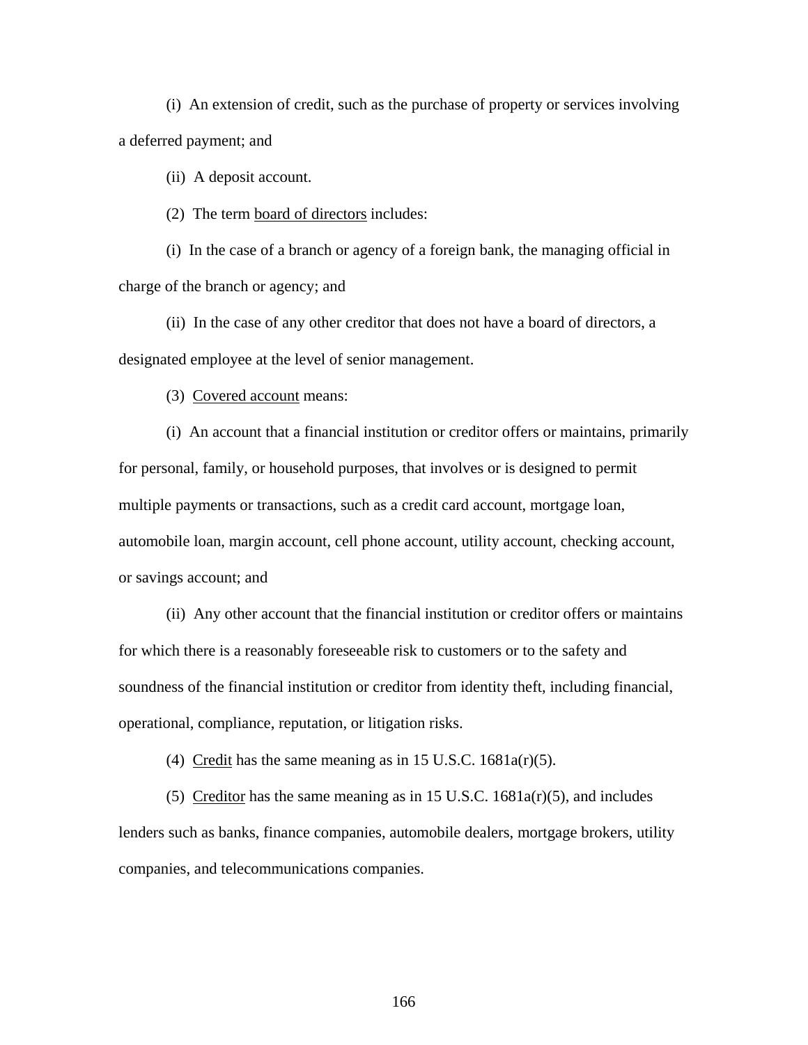(i) An extension of credit, such as the purchase of property or services involving a deferred payment; and

(ii) A deposit account.

(2) The term <u>board of directors</u> includes:

(i) In the case of a branch or agency of a foreign bank, the managing official in charge of the branch or agency; and

(ii) In the case of any other creditor that does not have a board of directors, a designated employee at the level of senior management.

(3) <u>Covered account</u> means:

(i) An account that a financial institution or creditor offers or maintains, primarily for personal, family, or household purposes, that involves or is designed to permit multiple payments or transactions, such as a credit card account, mortgage loan, automobile loan, margin account, cell phone account, utility account, checking account, or savings account; and

(ii) Any other account that the financial institution or creditor offers or maintains for which there is a reasonably foreseeable risk to customers or to the safety and soundness of the financial institution or creditor from identity theft, including financial, operational, compliance, reputation, or litigation risks.

(4) <u>Credit</u> has the same meaning as in 15 U.S.C. 1681a(r)(5).

(5) <u>Creditor</u> has the same meaning as in 15 U.S.C. 1681a(r)(5), and includes lenders such as banks, finance companies, automobile dealers, mortgage brokers, utility companies, and telecommunications companies.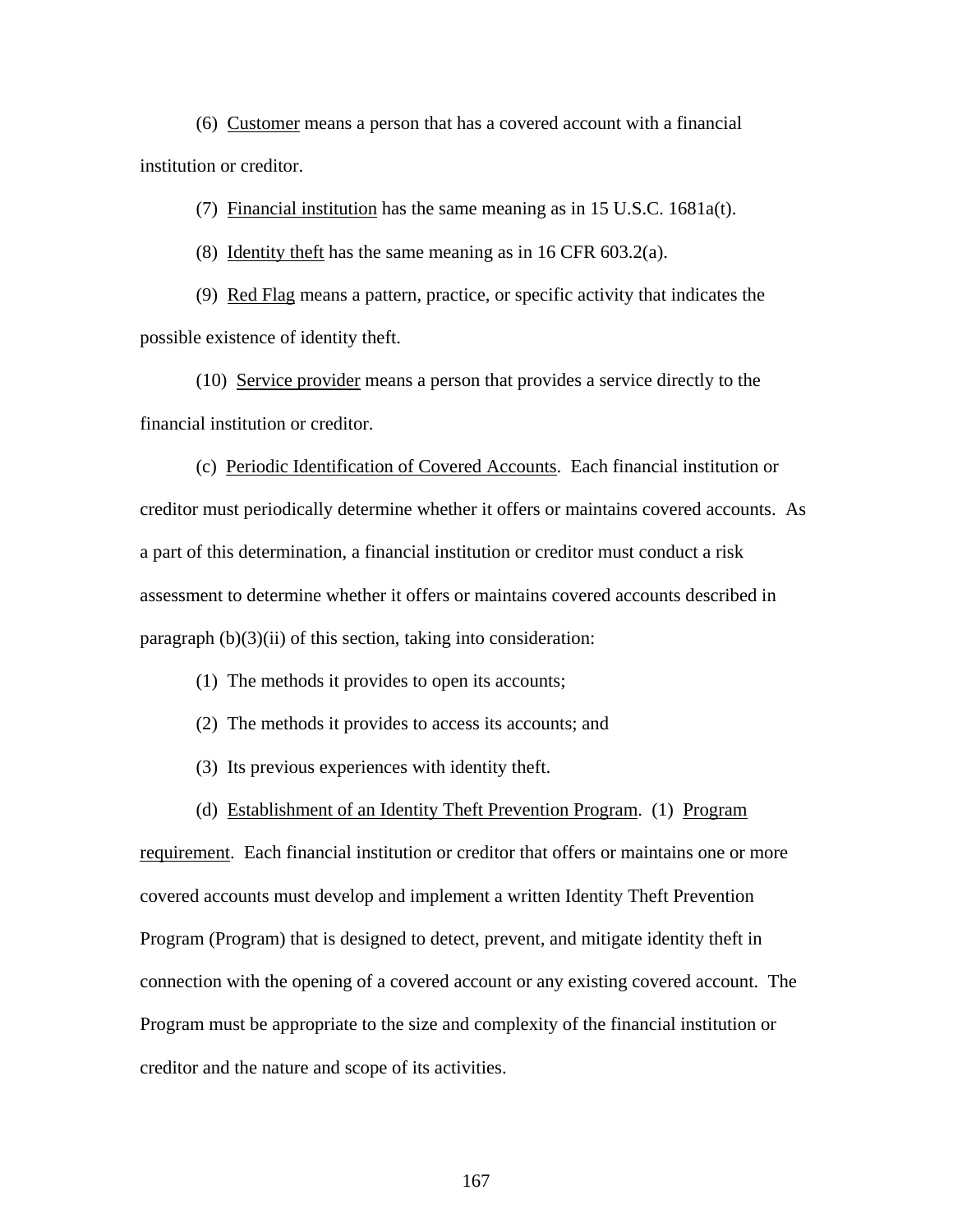(6) Customer means a person that has a covered account with a financial institution or creditor.

(7) Financial institution has the same meaning as in 15 U.S.C. 1681a(t).

(8) Identity theft has the same meaning as in 16 CFR 603.2(a).

(9) Red Flag means a pattern, practice, or specific activity that indicates the possible existence of identity theft.

(10) Service provider means a person that provides a service directly to the financial institution or creditor.

(c) Periodic Identification of Covered Accounts. Each financial institution or creditor must periodically determine whether it offers or maintains covered accounts. As a part of this determination, a financial institution or creditor must conduct a risk assessment to determine whether it offers or maintains covered accounts described in paragraph (b)(3)(ii) of this section, taking into consideration:

(1) The methods it provides to open its accounts;

(2) The methods it provides to access its accounts; and

(3) Its previous experiences with identity theft.

(d) Establishment of an Identity Theft Prevention Program. (1) Program requirement. Each financial institution or creditor that offers or maintains one or more covered accounts must develop and implement a written Identity Theft Prevention Program (Program) that is designed to detect, prevent, and mitigate identity theft in connection with the opening of a covered account or any existing covered account. The Program must be appropriate to the size and complexity of the financial institution or creditor and the nature and scope of its activities.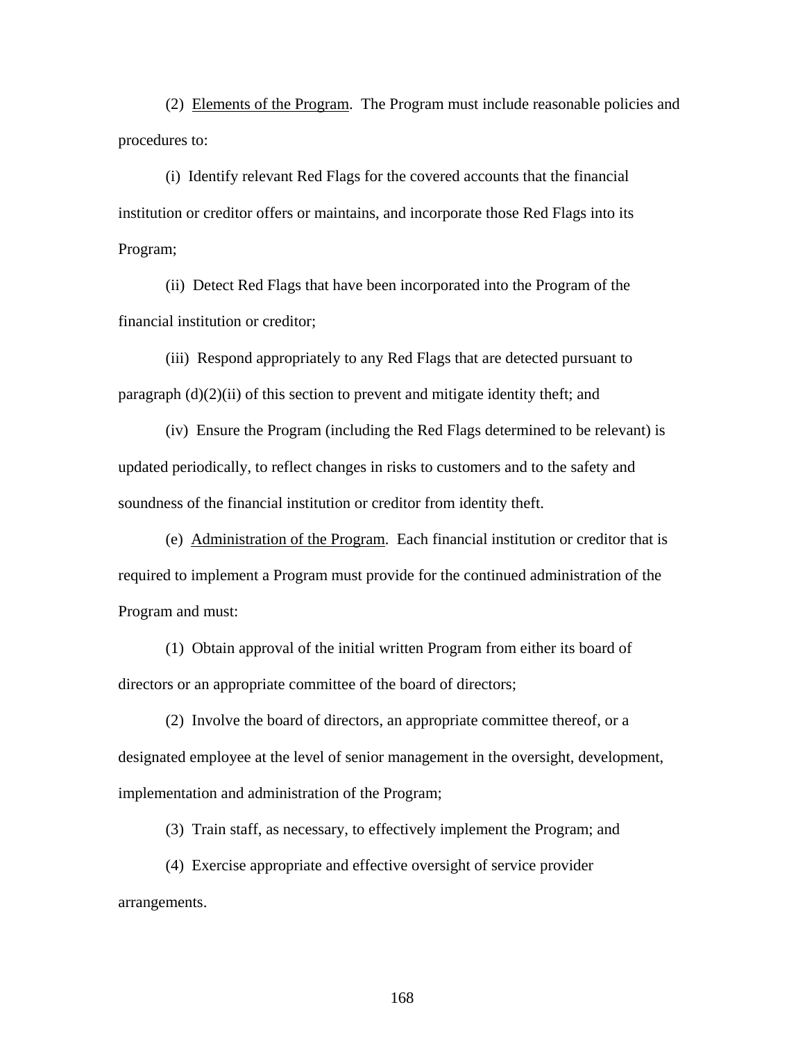(2) Elements of the Program. The Program must include reasonable policies and procedures to:

(i) Identify relevant Red Flags for the covered accounts that the financial institution or creditor offers or maintains, and incorporate those Red Flags into its Program;

(ii) Detect Red Flags that have been incorporated into the Program of the financial institution or creditor;

(iii) Respond appropriately to any Red Flags that are detected pursuant to paragraph (d)(2)(ii) of this section to prevent and mitigate identity theft; and

(iv) Ensure the Program (including the Red Flags determined to be relevant) is updated periodically, to reflect changes in risks to customers and to the safety and soundness of the financial institution or creditor from identity theft.

(e) Administration of the Program. Each financial institution or creditor that is required to implement a Program must provide for the continued administration of the Program and must:

(1) Obtain approval of the initial written Program from either its board of directors or an appropriate committee of the board of directors;

(2) Involve the board of directors, an appropriate committee thereof, or a designated employee at the level of senior management in the oversight, development, implementation and administration of the Program;

(3) Train staff, as necessary, to effectively implement the Program; and

(4) Exercise appropriate and effective oversight of service provider arrangements.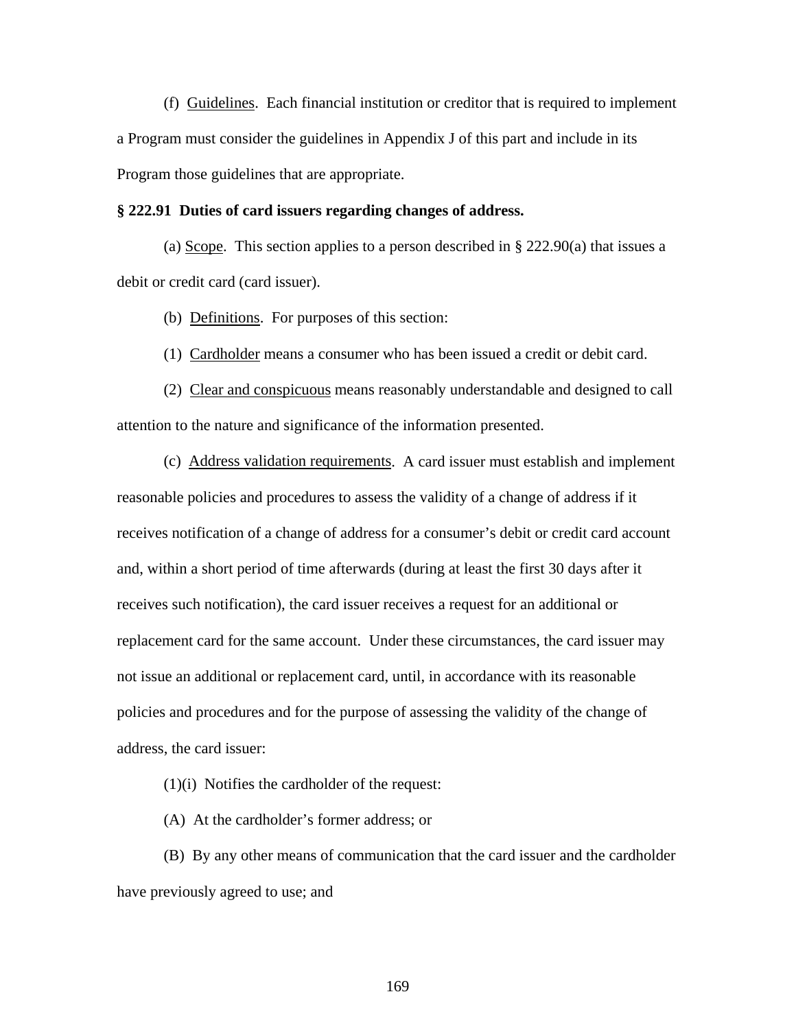(f) Guidelines. Each financial institution or creditor that is required to implement a Program must consider the guidelines in Appendix J of this part and include in its Program those guidelines that are appropriate.

**§ 222.91 Duties of card issuers regarding changes of address.**

(a) Scope. This section applies to a person described in § 222.90(a) that issues a debit or credit card (card issuer).

(b) Definitions. For purposes of this section:

(1) Cardholder means a consumer who has been issued a credit or debit card.

(2) Clear and conspicuous means reasonably understandable and designed to call attention to the nature and significance of the information presented.

(c) Address validation requirements. A card issuer must establish and implement reasonable policies and procedures to assess the validity of a change of address if it receives notification of a change of address for a consumer's debit or credit card account and, within a short period of time afterwards (during at least the first 30 days after it receives such notification), the card issuer receives a request for an additional or replacement card for the same account. Under these circumstances, the card issuer may not issue an additional or replacement card, until, in accordance with its reasonable policies and procedures and for the purpose of assessing the validity of the change of address, the card issuer:

(1)(i) Notifies the cardholder of the request:

(A) At the cardholder's former address; or

(B) By any other means of communication that the card issuer and the cardholder have previously agreed to use; and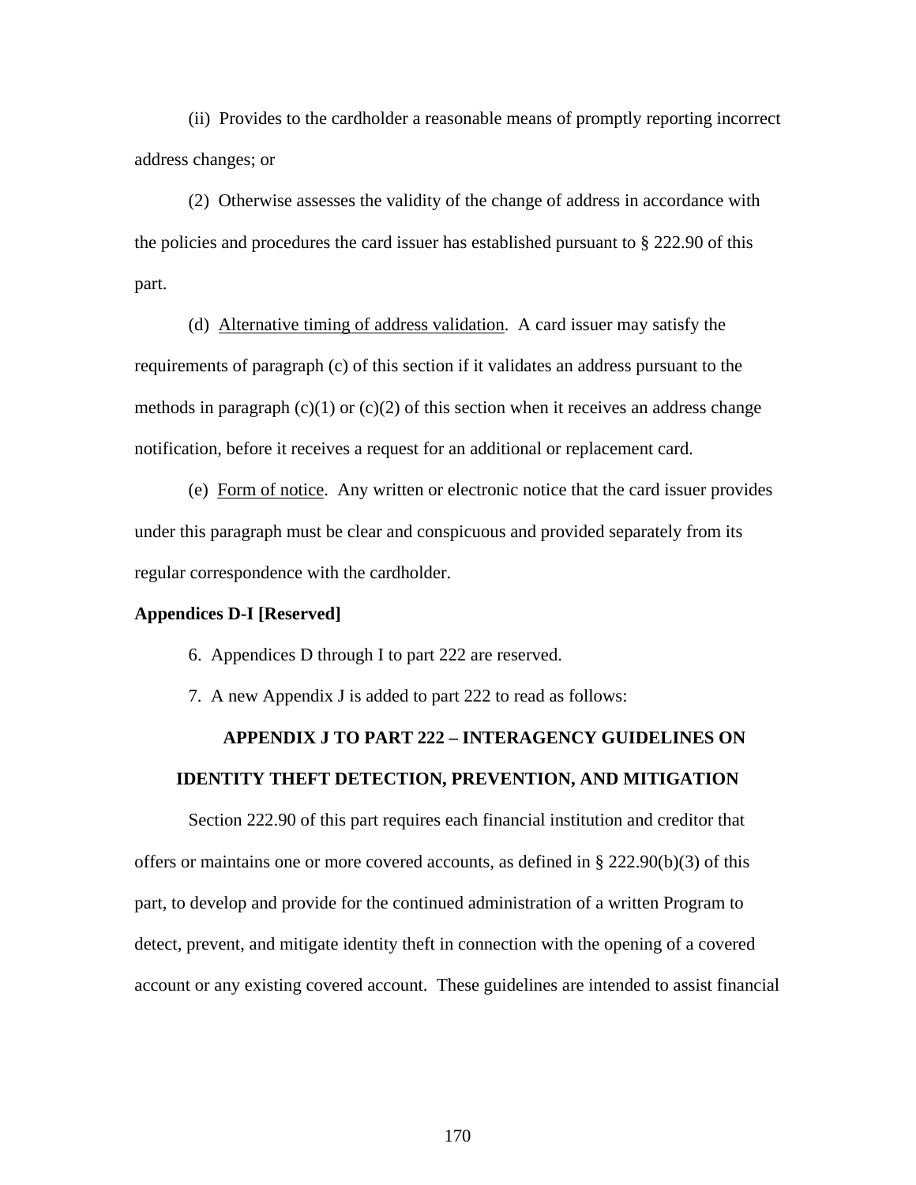(ii) Provides to the cardholder a reasonable means of promptly reporting incorrect address changes; or

(2) Otherwise assesses the validity of the change of address in accordance with the policies and procedures the card issuer has established pursuant to § 222.90 of this part.

(d) Alternative timing of address validation. A card issuer may satisfy the requirements of paragraph (c) of this section if it validates an address pursuant to the methods in paragraph (c)(1) or (c)(2) of this section when it receives an address change notification, before it receives a request for an additional or replacement card.

(e) Form of notice. Any written or electronic notice that the card issuer provides under this paragraph must be clear and conspicuous and provided separately from its regular correspondence with the cardholder.

**Appendices D-I [Reserved]**

6. Appendices D through I to part 222 are reserved.

7. A new Appendix J is added to part 222 to read as follows:

**APPENDIX J TO PART 222 – INTERAGENCY GUIDELINES ON IDENTITY THEFT DETECTION, PREVENTION, AND MITIGATION**

Section 222.90 of this part requires each financial institution and creditor that offers or maintains one or more covered accounts, as defined in § 222.90(b)(3) of this part, to develop and provide for the continued administration of a written Program to detect, prevent, and mitigate identity theft in connection with the opening of a covered account or any existing covered account. These guidelines are intended to assist financial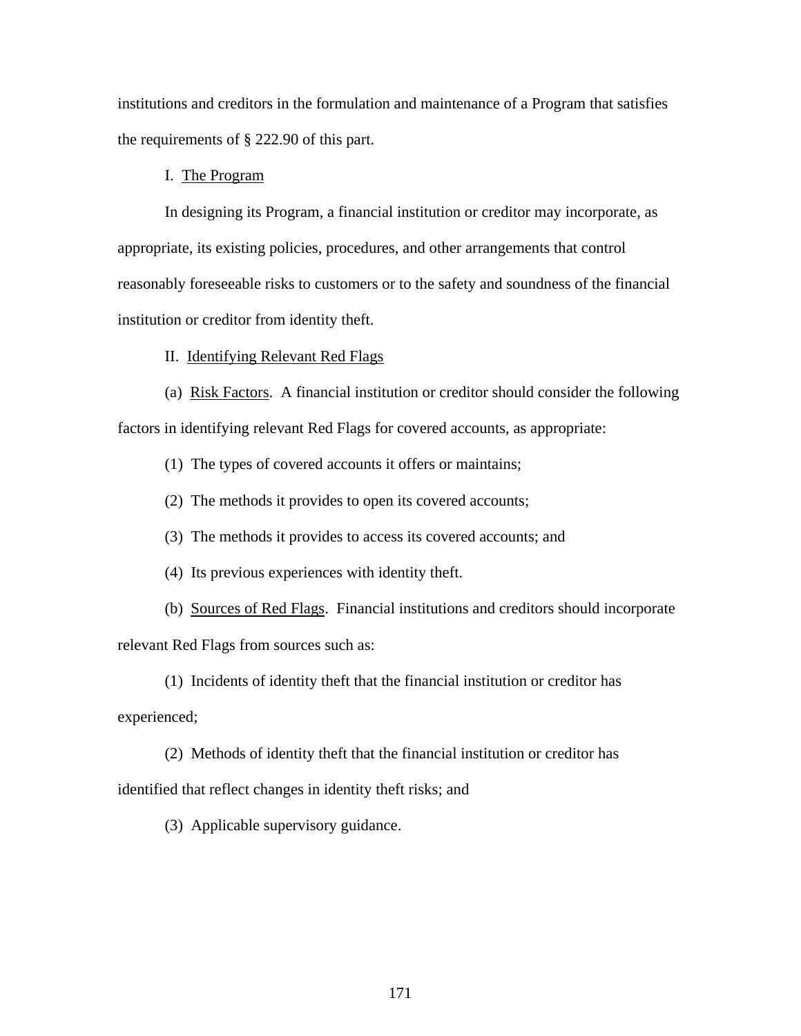institutions and creditors in the formulation and maintenance of a Program that satisfies the requirements of § 222.90 of this part.

I. The Program

In designing its Program, a financial institution or creditor may incorporate, as appropriate, its existing policies, procedures, and other arrangements that control reasonably foreseeable risks to customers or to the safety and soundness of the financial institution or creditor from identity theft.

II. Identifying Relevant Red Flags

(a) Risk Factors. A financial institution or creditor should consider the following factors in identifying relevant Red Flags for covered accounts, as appropriate:

(1) The types of covered accounts it offers or maintains;

(2) The methods it provides to open its covered accounts;

(3) The methods it provides to access its covered accounts; and

(4) Its previous experiences with identity theft.

(b) Sources of Red Flags. Financial institutions and creditors should incorporate relevant Red Flags from sources such as:

(1) Incidents of identity theft that the financial institution or creditor has experienced;

(2) Methods of identity theft that the financial institution or creditor has identified that reflect changes in identity theft risks; and

(3) Applicable supervisory guidance.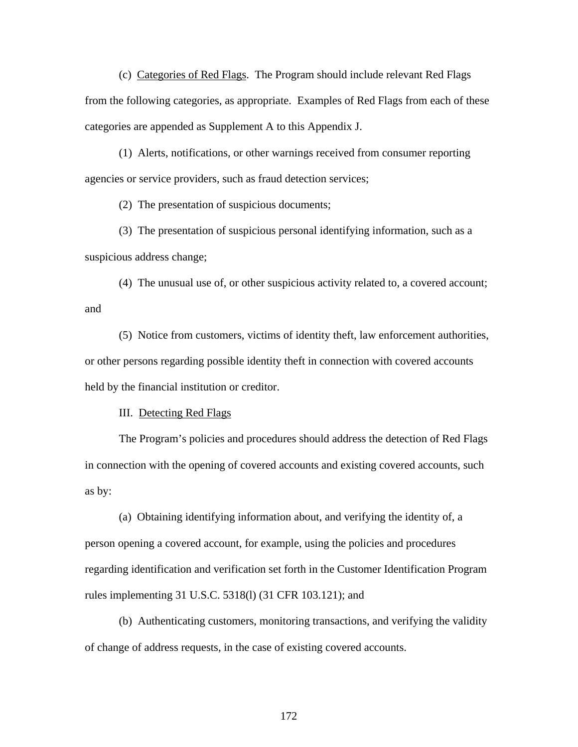(c) Categories of Red Flags. The Program should include relevant Red Flags from the following categories, as appropriate. Examples of Red Flags from each of these categories are appended as Supplement A to this Appendix J.

(1) Alerts, notifications, or other warnings received from consumer reporting agencies or service providers, such as fraud detection services;

(2) The presentation of suspicious documents;

(3) The presentation of suspicious personal identifying information, such as a suspicious address change;

(4) The unusual use of, or other suspicious activity related to, a covered account; and

(5) Notice from customers, victims of identity theft, law enforcement authorities, or other persons regarding possible identity theft in connection with covered accounts held by the financial institution or creditor.

III. Detecting Red Flags

The Program's policies and procedures should address the detection of Red Flags in connection with the opening of covered accounts and existing covered accounts, such as by:

(a) Obtaining identifying information about, and verifying the identity of, a person opening a covered account, for example, using the policies and procedures regarding identification and verification set forth in the Customer Identification Program rules implementing 31 U.S.C. 5318(l) (31 CFR 103.121); and

(b) Authenticating customers, monitoring transactions, and verifying the validity of change of address requests, in the case of existing covered accounts.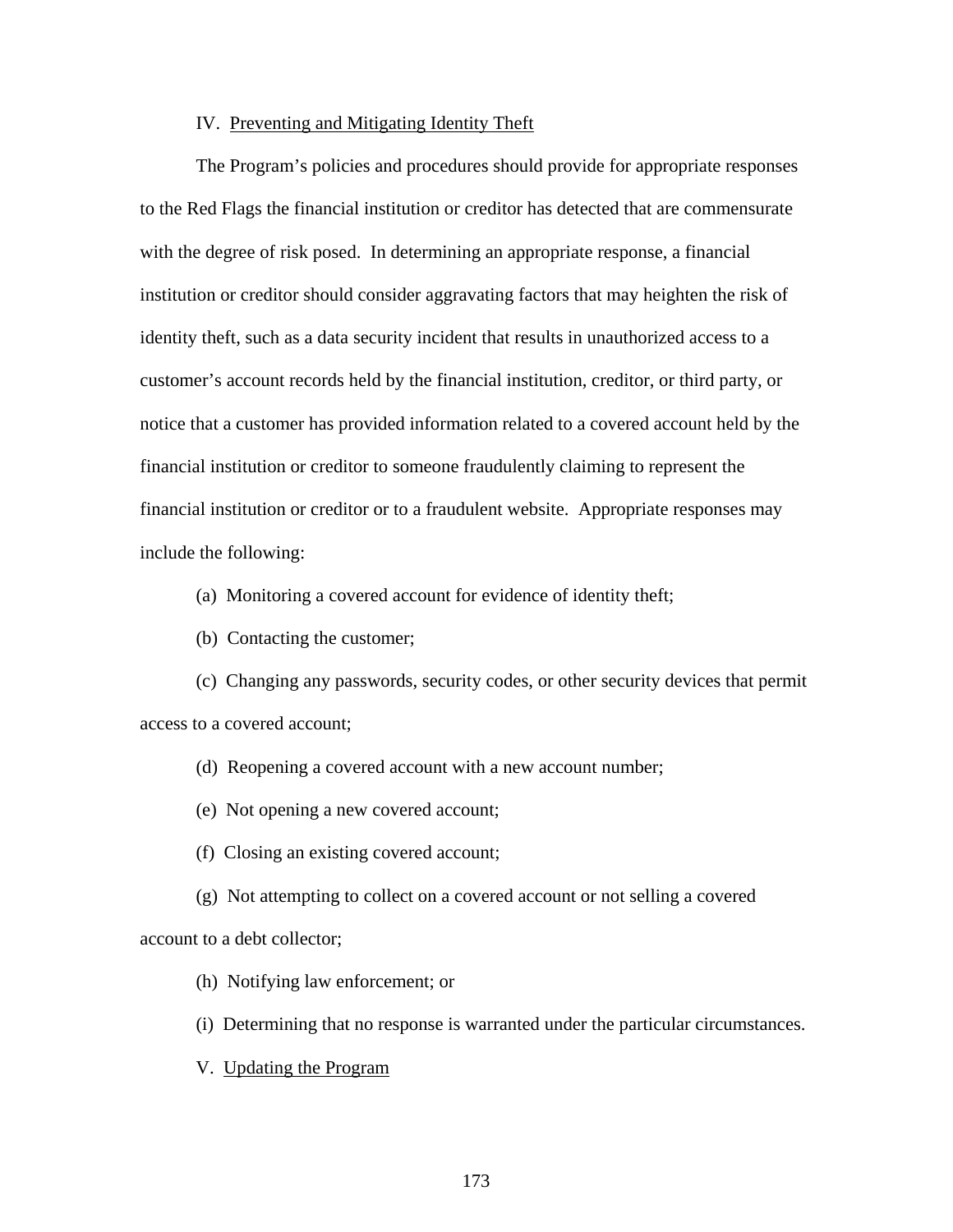IV. Preventing and Mitigating Identity Theft

The Program's policies and procedures should provide for appropriate responses to the Red Flags the financial institution or creditor has detected that are commensurate with the degree of risk posed. In determining an appropriate response, a financial institution or creditor should consider aggravating factors that may heighten the risk of identity theft, such as a data security incident that results in unauthorized access to a customer's account records held by the financial institution, creditor, or third party, or notice that a customer has provided information related to a covered account held by the financial institution or creditor to someone fraudulently claiming to represent the financial institution or creditor or to a fraudulent website. Appropriate responses may include the following:

(a) Monitoring a covered account for evidence of identity theft;

(b) Contacting the customer;

(c) Changing any passwords, security codes, or other security devices that permit access to a covered account;

(d) Reopening a covered account with a new account number;

(e) Not opening a new covered account;

(f) Closing an existing covered account;

(g) Not attempting to collect on a covered account or not selling a covered account to a debt collector;

(h) Notifying law enforcement; or

(i) Determining that no response is warranted under the particular circumstances.

V. Updating the Program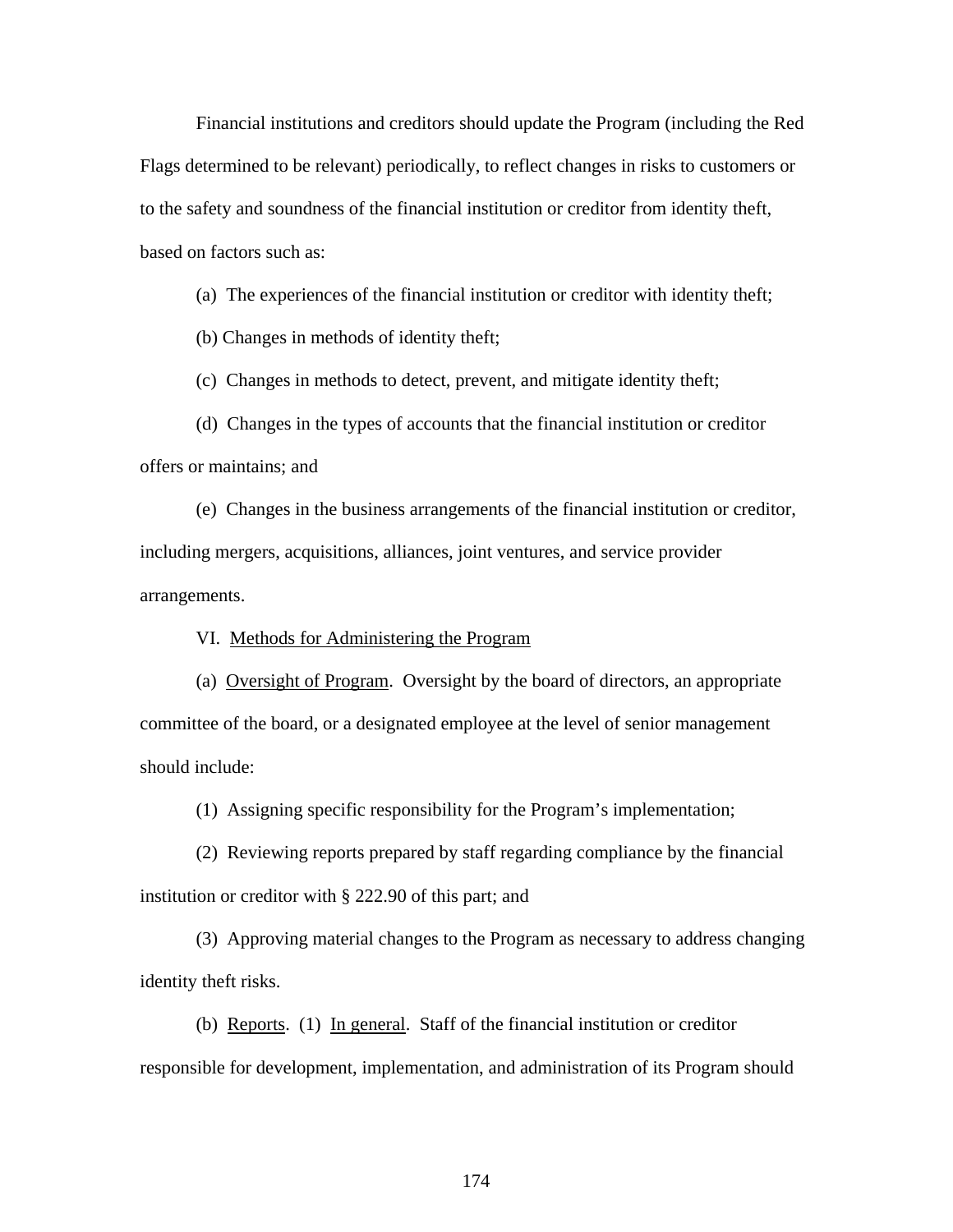Financial institutions and creditors should update the Program (including the Red Flags determined to be relevant) periodically, to reflect changes in risks to customers or to the safety and soundness of the financial institution or creditor from identity theft, based on factors such as:

(a) The experiences of the financial institution or creditor with identity theft;

(b) Changes in methods of identity theft;

(c) Changes in methods to detect, prevent, and mitigate identity theft;

(d) Changes in the types of accounts that the financial institution or creditor offers or maintains; and

(e) Changes in the business arrangements of the financial institution or creditor, including mergers, acquisitions, alliances, joint ventures, and service provider arrangements.

VI. Methods for Administering the Program

(a) Oversight of Program. Oversight by the board of directors, an appropriate committee of the board, or a designated employee at the level of senior management should include:

(1) Assigning specific responsibility for the Program's implementation;

(2) Reviewing reports prepared by staff regarding compliance by the financial institution or creditor with § 222.90 of this part; and

(3) Approving material changes to the Program as necessary to address changing identity theft risks.

(b) Reports. (1) In general. Staff of the financial institution or creditor responsible for development, implementation, and administration of its Program should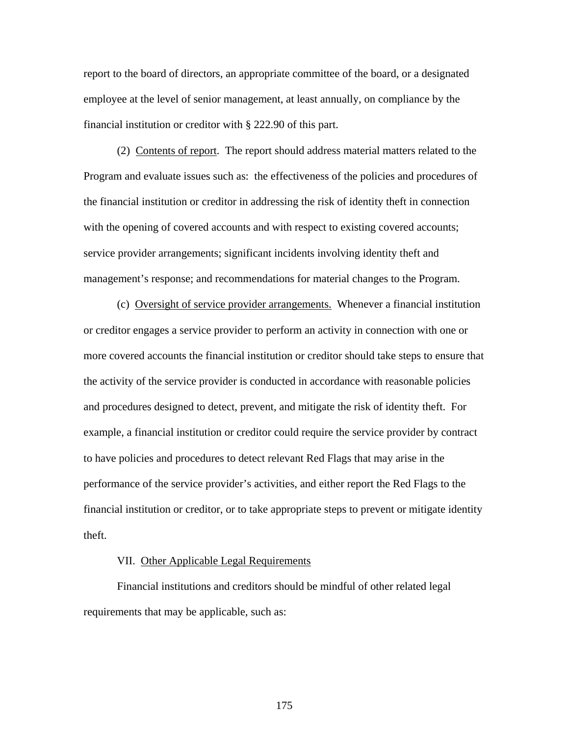report to the board of directors, an appropriate committee of the board, or a designated employee at the level of senior management, at least annually, on compliance by the financial institution or creditor with § 222.90 of this part.

(2) Contents of report. The report should address material matters related to the Program and evaluate issues such as: the effectiveness of the policies and procedures of the financial institution or creditor in addressing the risk of identity theft in connection with the opening of covered accounts and with respect to existing covered accounts; service provider arrangements; significant incidents involving identity theft and management's response; and recommendations for material changes to the Program.

(c) Oversight of service provider arrangements. Whenever a financial institution or creditor engages a service provider to perform an activity in connection with one or more covered accounts the financial institution or creditor should take steps to ensure that the activity of the service provider is conducted in accordance with reasonable policies and procedures designed to detect, prevent, and mitigate the risk of identity theft. For example, a financial institution or creditor could require the service provider by contract to have policies and procedures to detect relevant Red Flags that may arise in the performance of the service provider's activities, and either report the Red Flags to the financial institution or creditor, or to take appropriate steps to prevent or mitigate identity theft.

VII. Other Applicable Legal Requirements

Financial institutions and creditors should be mindful of other related legal requirements that may be applicable, such as: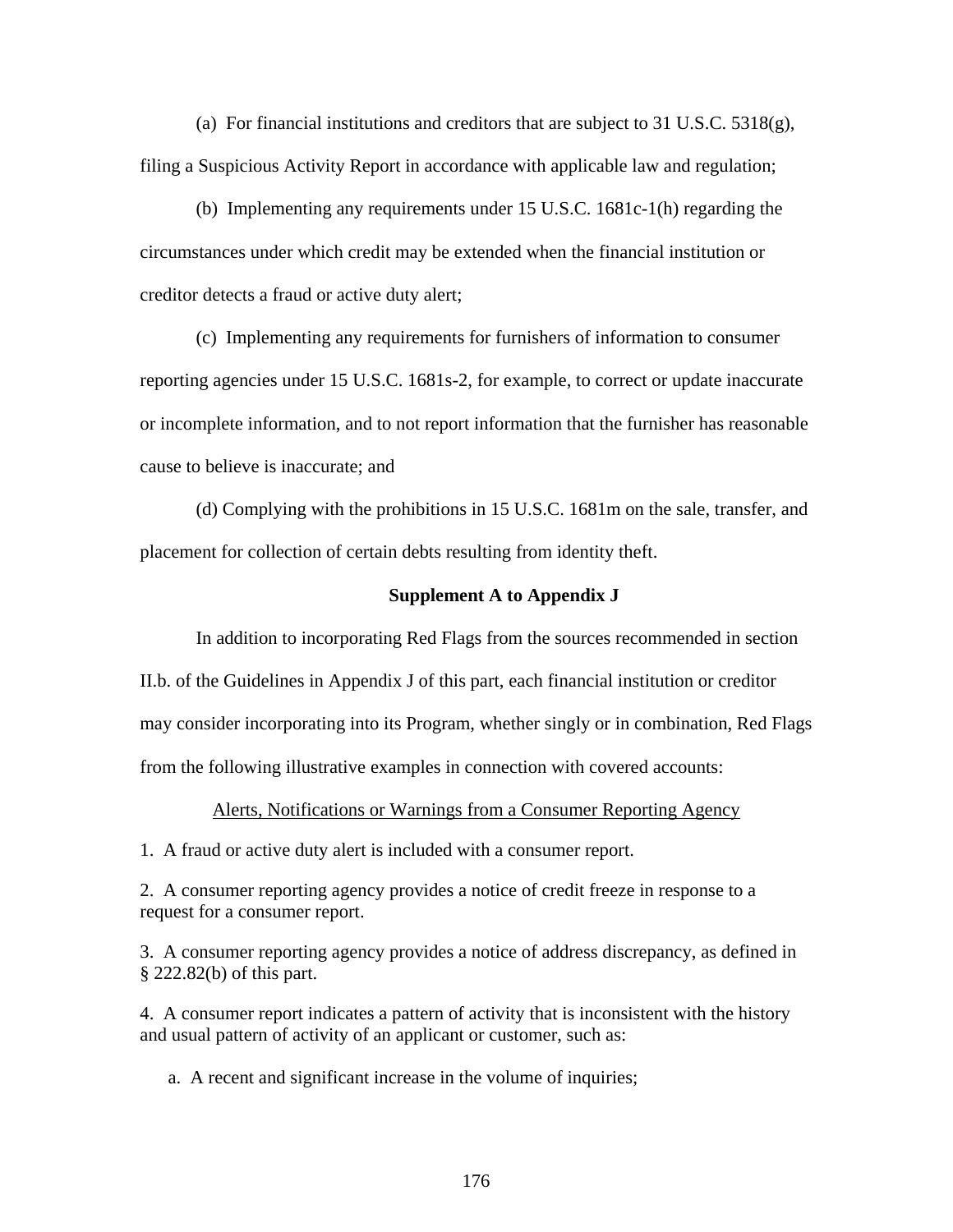(a) For financial institutions and creditors that are subject to 31 U.S.C. 5318(g), filing a Suspicious Activity Report in accordance with applicable law and regulation;

(b) Implementing any requirements under 15 U.S.C. 1681c-1(h) regarding the circumstances under which credit may be extended when the financial institution or creditor detects a fraud or active duty alert;

(c) Implementing any requirements for furnishers of information to consumer reporting agencies under 15 U.S.C. 1681s-2, for example, to correct or update inaccurate or incomplete information, and to not report information that the furnisher has reasonable cause to believe is inaccurate; and

(d) Complying with the prohibitions in 15 U.S.C. 1681m on the sale, transfer, and placement for collection of certain debts resulting from identity theft.

## Supplement A to Appendix J

In addition to incorporating Red Flags from the sources recommended in section II.b. of the Guidelines in Appendix J of this part, each financial institution or creditor may consider incorporating into its Program, whether singly or in combination, Red Flags from the following illustrative examples in connection with covered accounts:

### Alerts, Notifications or Warnings from a Consumer Reporting Agency

1. A fraud or active duty alert is included with a consumer report.

2. A consumer reporting agency provides a notice of credit freeze in response to a request for a consumer report.

3. A consumer reporting agency provides a notice of address discrepancy, as defined in § 222.82(b) of this part.

4. A consumer report indicates a pattern of activity that is inconsistent with the history and usual pattern of activity of an applicant or customer, such as:

   a. A recent and significant increase in the volume of inquiries;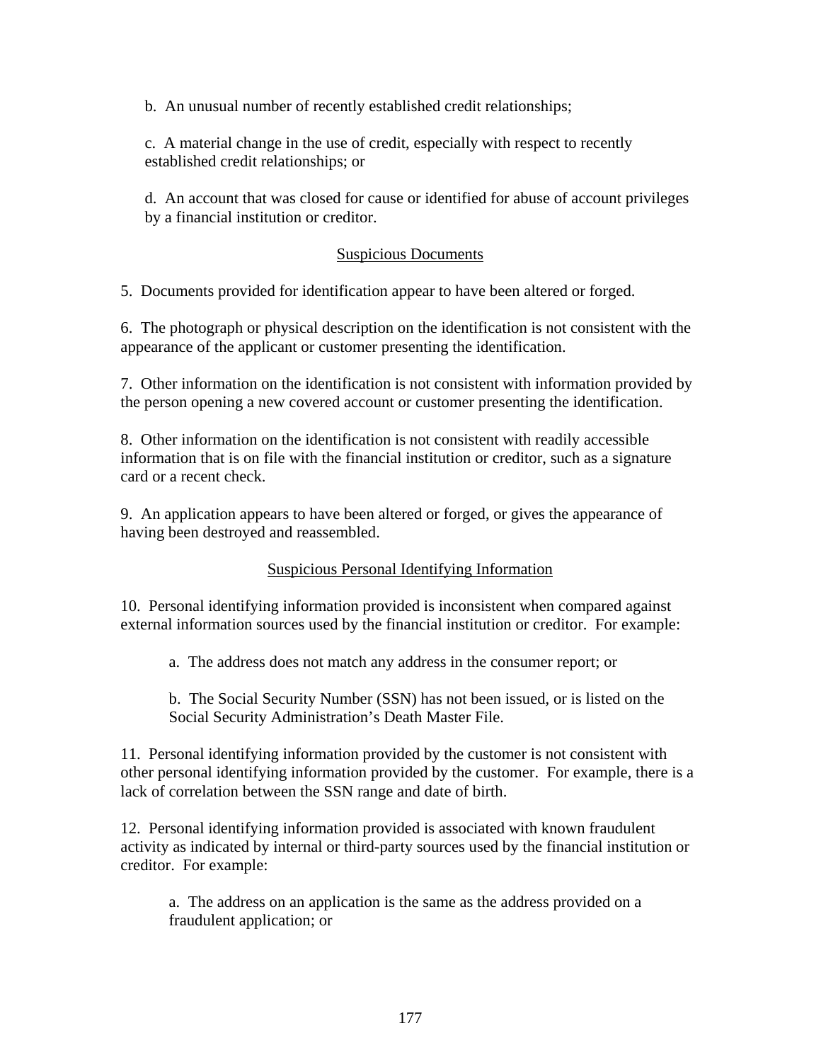b. An unusual number of recently established credit relationships;

c. A material change in the use of credit, especially with respect to recently established credit relationships; or

d. An account that was closed for cause or identified for abuse of account privileges by a financial institution or creditor.

<u>Suspicious Documents</u>

5. Documents provided for identification appear to have been altered or forged.

6. The photograph or physical description on the identification is not consistent with the appearance of the applicant or customer presenting the identification.

7. Other information on the identification is not consistent with information provided by the person opening a new covered account or customer presenting the identification.

8. Other information on the identification is not consistent with readily accessible information that is on file with the financial institution or creditor, such as a signature card or a recent check.

9. An application appears to have been altered or forged, or gives the appearance of having been destroyed and reassembled.

<u>Suspicious Personal Identifying Information</u>

10. Personal identifying information provided is inconsistent when compared against external information sources used by the financial institution or creditor. For example:

a. The address does not match any address in the consumer report; or

b. The Social Security Number (SSN) has not been issued, or is listed on the Social Security Administration's Death Master File.

11. Personal identifying information provided by the customer is not consistent with other personal identifying information provided by the customer. For example, there is a lack of correlation between the SSN range and date of birth.

12. Personal identifying information provided is associated with known fraudulent activity as indicated by internal or third-party sources used by the financial institution or creditor. For example:

a. The address on an application is the same as the address provided on a fraudulent application; or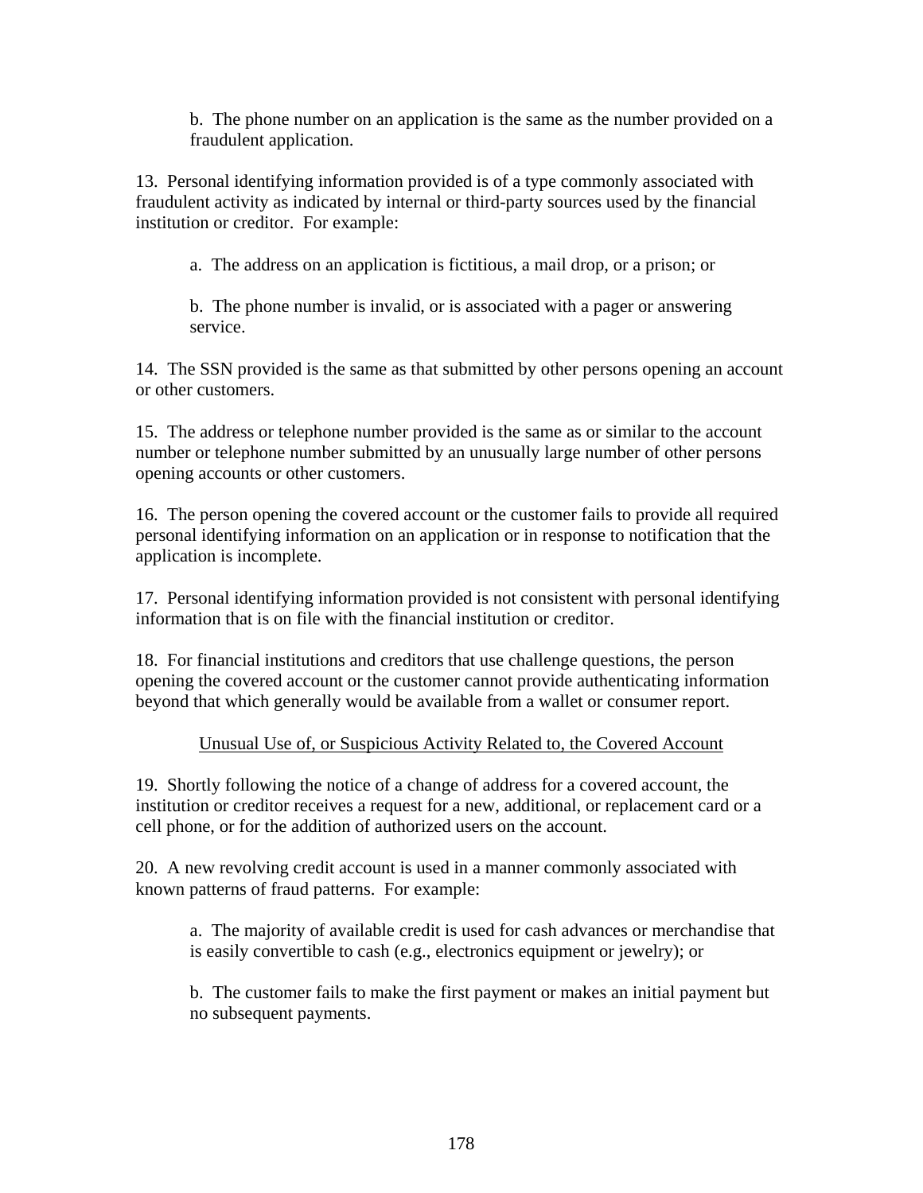b. The phone number on an application is the same as the number provided on a fraudulent application.

13. Personal identifying information provided is of a type commonly associated with fraudulent activity as indicated by internal or third-party sources used by the financial institution or creditor. For example:

a. The address on an application is fictitious, a mail drop, or a prison; or

b. The phone number is invalid, or is associated with a pager or answering service.

14. The SSN provided is the same as that submitted by other persons opening an account or other customers.

15. The address or telephone number provided is the same as or similar to the account number or telephone number submitted by an unusually large number of other persons opening accounts or other customers.

16. The person opening the covered account or the customer fails to provide all required personal identifying information on an application or in response to notification that the application is incomplete.

17. Personal identifying information provided is not consistent with personal identifying information that is on file with the financial institution or creditor.

18. For financial institutions and creditors that use challenge questions, the person opening the covered account or the customer cannot provide authenticating information beyond that which generally would be available from a wallet or consumer report.

Unusual Use of, or Suspicious Activity Related to, the Covered Account

19. Shortly following the notice of a change of address for a covered account, the institution or creditor receives a request for a new, additional, or replacement card or a cell phone, or for the addition of authorized users on the account.

20. A new revolving credit account is used in a manner commonly associated with known patterns of fraud patterns. For example:

a. The majority of available credit is used for cash advances or merchandise that is easily convertible to cash (e.g., electronics equipment or jewelry); or

b. The customer fails to make the first payment or makes an initial payment but no subsequent payments.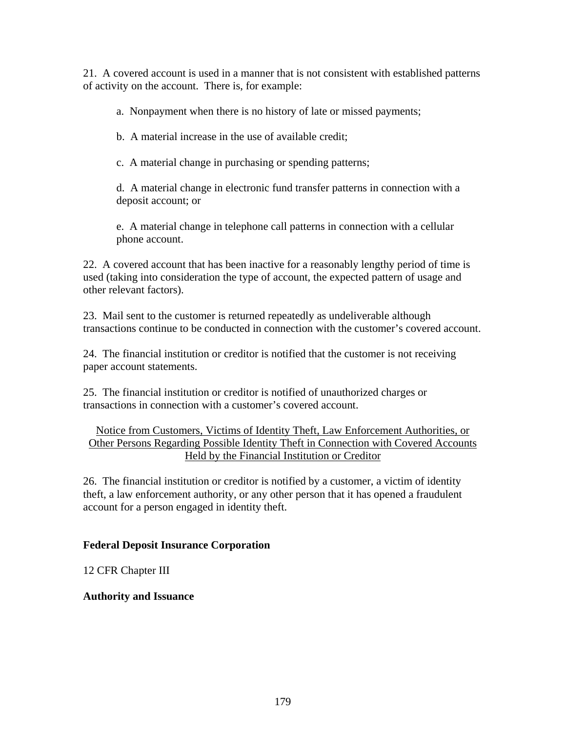21. A covered account is used in a manner that is not consistent with established patterns of activity on the account. There is, for example:

> a. Nonpayment when there is no history of late or missed payments;
>
> b. A material increase in the use of available credit;
>
> c. A material change in purchasing or spending patterns;
>
> d. A material change in electronic fund transfer patterns in connection with a deposit account; or
>
> e. A material change in telephone call patterns in connection with a cellular phone account.

22. A covered account that has been inactive for a reasonably lengthy period of time is used (taking into consideration the type of account, the expected pattern of usage and other relevant factors).

23. Mail sent to the customer is returned repeatedly as undeliverable although transactions continue to be conducted in connection with the customer's covered account.

24. The financial institution or creditor is notified that the customer is not receiving paper account statements.

25. The financial institution or creditor is notified of unauthorized charges or transactions in connection with a customer's covered account.

<u>Notice from Customers, Victims of Identity Theft, Law Enforcement Authorities, or Other Persons Regarding Possible Identity Theft in Connection with Covered Accounts Held by the Financial Institution or Creditor</u>

26. The financial institution or creditor is notified by a customer, a victim of identity theft, a law enforcement authority, or any other person that it has opened a fraudulent account for a person engaged in identity theft.

**Federal Deposit Insurance Corporation**

12 CFR Chapter III

**Authority and Issuance**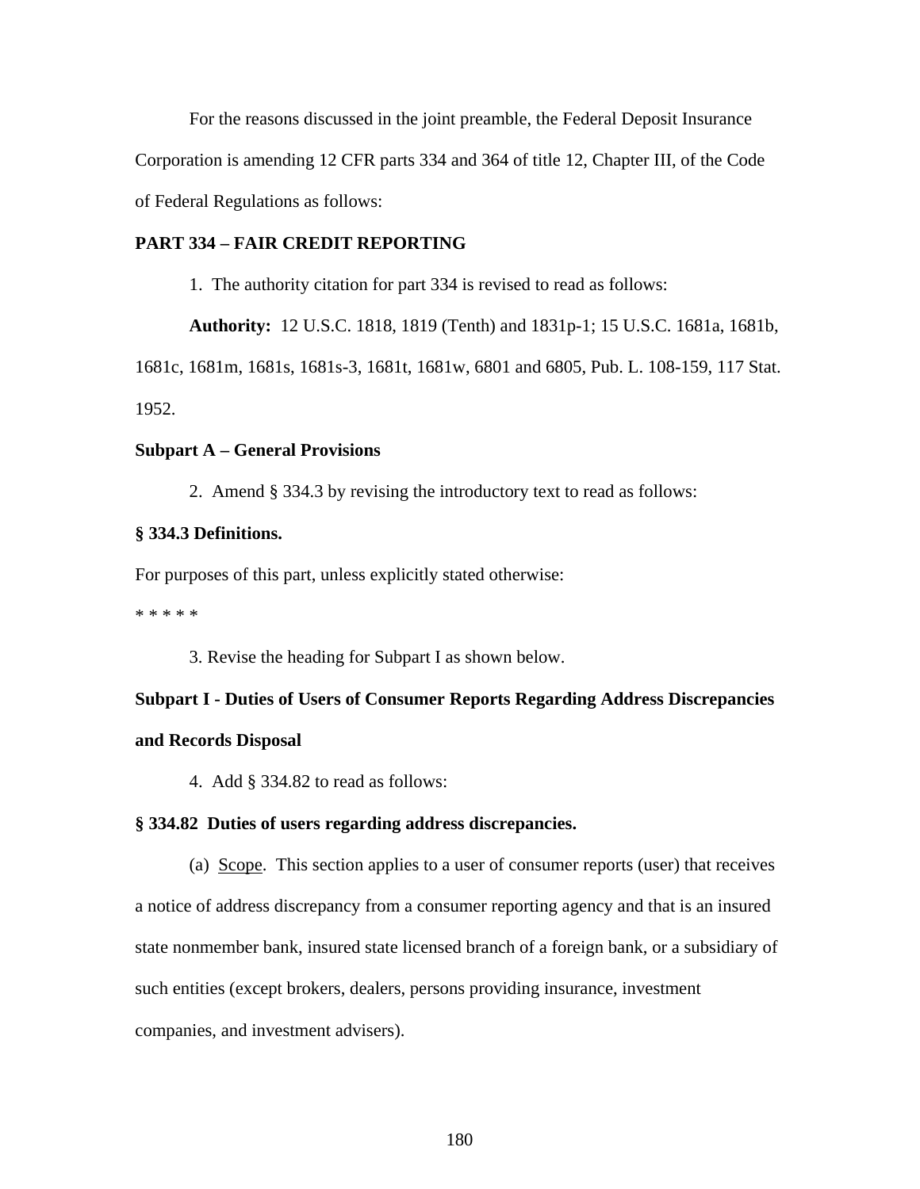For the reasons discussed in the joint preamble, the Federal Deposit Insurance Corporation is amending 12 CFR parts 334 and 364 of title 12, Chapter III, of the Code of Federal Regulations as follows:

**PART 334 – FAIR CREDIT REPORTING**

1. The authority citation for part 334 is revised to read as follows:

**Authority:** 12 U.S.C. 1818, 1819 (Tenth) and 1831p-1; 15 U.S.C. 1681a, 1681b, 1681c, 1681m, 1681s, 1681s-3, 1681t, 1681w, 6801 and 6805, Pub. L. 108-159, 117 Stat. 1952.

**Subpart A – General Provisions**

2. Amend § 334.3 by revising the introductory text to read as follows:

**§ 334.3 Definitions.**

For purposes of this part, unless explicitly stated otherwise:

* * * * *

3. Revise the heading for Subpart I as shown below.

**Subpart I - Duties of Users of Consumer Reports Regarding Address Discrepancies and Records Disposal**

4. Add § 334.82 to read as follows:

**§ 334.82 Duties of users regarding address discrepancies.**

(a) Scope. This section applies to a user of consumer reports (user) that receives a notice of address discrepancy from a consumer reporting agency and that is an insured state nonmember bank, insured state licensed branch of a foreign bank, or a subsidiary of such entities (except brokers, dealers, persons providing insurance, investment companies, and investment advisers).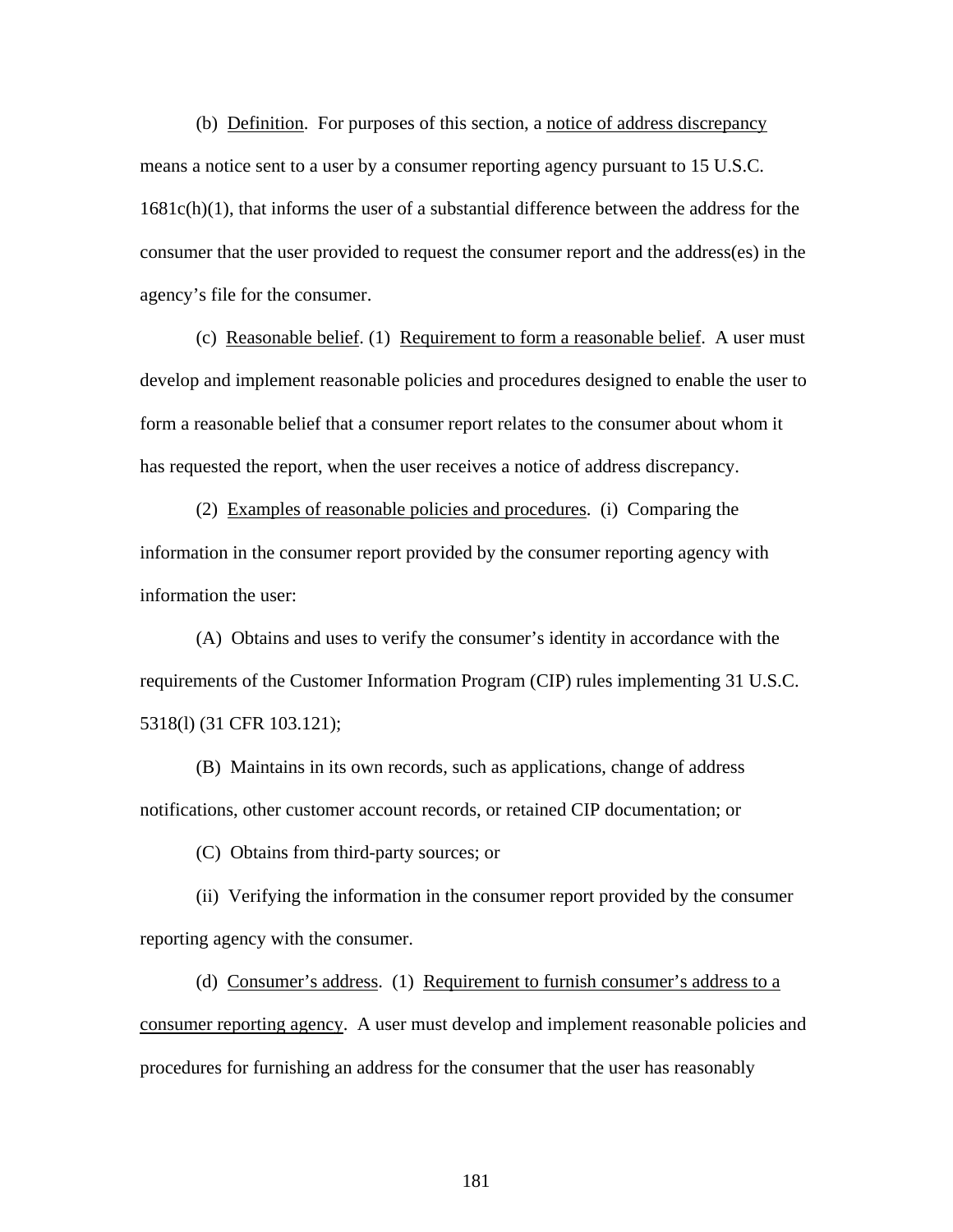(b) Definition. For purposes of this section, a notice of address discrepancy means a notice sent to a user by a consumer reporting agency pursuant to 15 U.S.C. 1681c(h)(1), that informs the user of a substantial difference between the address for the consumer that the user provided to request the consumer report and the address(es) in the agency's file for the consumer.

(c) Reasonable belief. (1) Requirement to form a reasonable belief. A user must develop and implement reasonable policies and procedures designed to enable the user to form a reasonable belief that a consumer report relates to the consumer about whom it has requested the report, when the user receives a notice of address discrepancy.

(2) Examples of reasonable policies and procedures. (i) Comparing the information in the consumer report provided by the consumer reporting agency with information the user:

(A) Obtains and uses to verify the consumer's identity in accordance with the requirements of the Customer Information Program (CIP) rules implementing 31 U.S.C. 5318(l) (31 CFR 103.121);

(B) Maintains in its own records, such as applications, change of address notifications, other customer account records, or retained CIP documentation; or

(C) Obtains from third-party sources; or

(ii) Verifying the information in the consumer report provided by the consumer reporting agency with the consumer.

(d) Consumer's address. (1) Requirement to furnish consumer's address to a consumer reporting agency. A user must develop and implement reasonable policies and procedures for furnishing an address for the consumer that the user has reasonably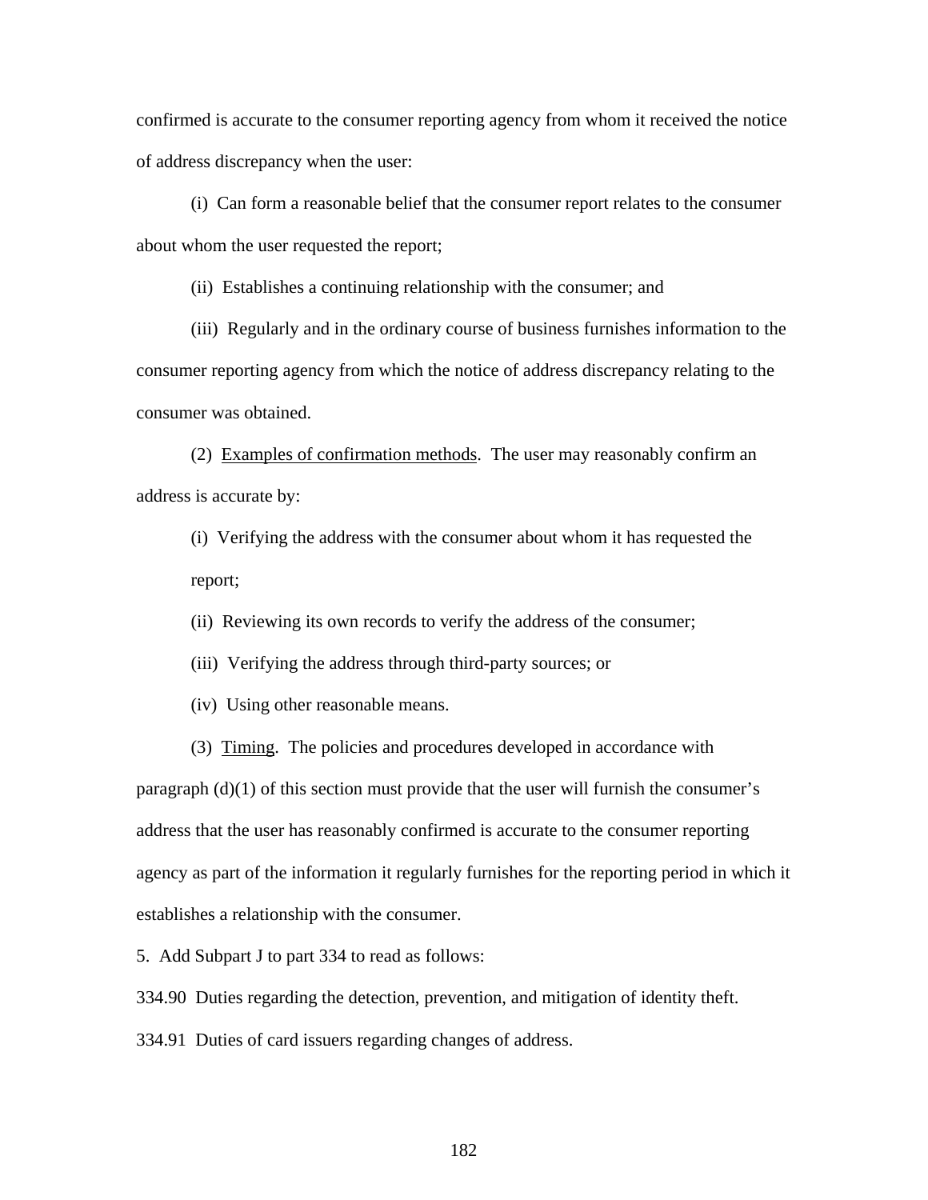confirmed is accurate to the consumer reporting agency from whom it received the notice of address discrepancy when the user:

(i) Can form a reasonable belief that the consumer report relates to the consumer about whom the user requested the report;

(ii) Establishes a continuing relationship with the consumer; and

(iii) Regularly and in the ordinary course of business furnishes information to the consumer reporting agency from which the notice of address discrepancy relating to the consumer was obtained.

(2) Examples of confirmation methods. The user may reasonably confirm an address is accurate by:

(i) Verifying the address with the consumer about whom it has requested the report;

(ii) Reviewing its own records to verify the address of the consumer;

(iii) Verifying the address through third-party sources; or

(iv) Using other reasonable means.

(3) Timing. The policies and procedures developed in accordance with paragraph (d)(1) of this section must provide that the user will furnish the consumer's address that the user has reasonably confirmed is accurate to the consumer reporting agency as part of the information it regularly furnishes for the reporting period in which it establishes a relationship with the consumer.

5. Add Subpart J to part 334 to read as follows:

334.90 Duties regarding the detection, prevention, and mitigation of identity theft.

334.91 Duties of card issuers regarding changes of address.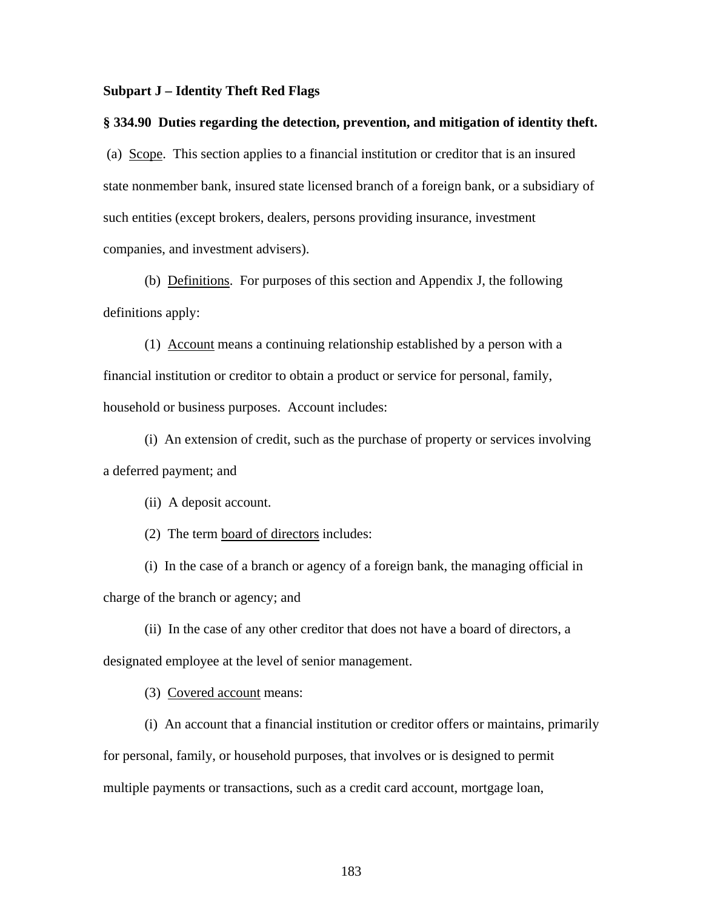**Subpart J – Identity Theft Red Flags**

**§ 334.90 Duties regarding the detection, prevention, and mitigation of identity theft.**

(a) Scope. This section applies to a financial institution or creditor that is an insured state nonmember bank, insured state licensed branch of a foreign bank, or a subsidiary of such entities (except brokers, dealers, persons providing insurance, investment companies, and investment advisers).

(b) Definitions. For purposes of this section and Appendix J, the following definitions apply:

(1) Account means a continuing relationship established by a person with a financial institution or creditor to obtain a product or service for personal, family, household or business purposes. Account includes:

(i) An extension of credit, such as the purchase of property or services involving a deferred payment; and

(ii) A deposit account.

(2) The term board of directors includes:

(i) In the case of a branch or agency of a foreign bank, the managing official in charge of the branch or agency; and

(ii) In the case of any other creditor that does not have a board of directors, a designated employee at the level of senior management.

(3) Covered account means:

(i) An account that a financial institution or creditor offers or maintains, primarily for personal, family, or household purposes, that involves or is designed to permit multiple payments or transactions, such as a credit card account, mortgage loan,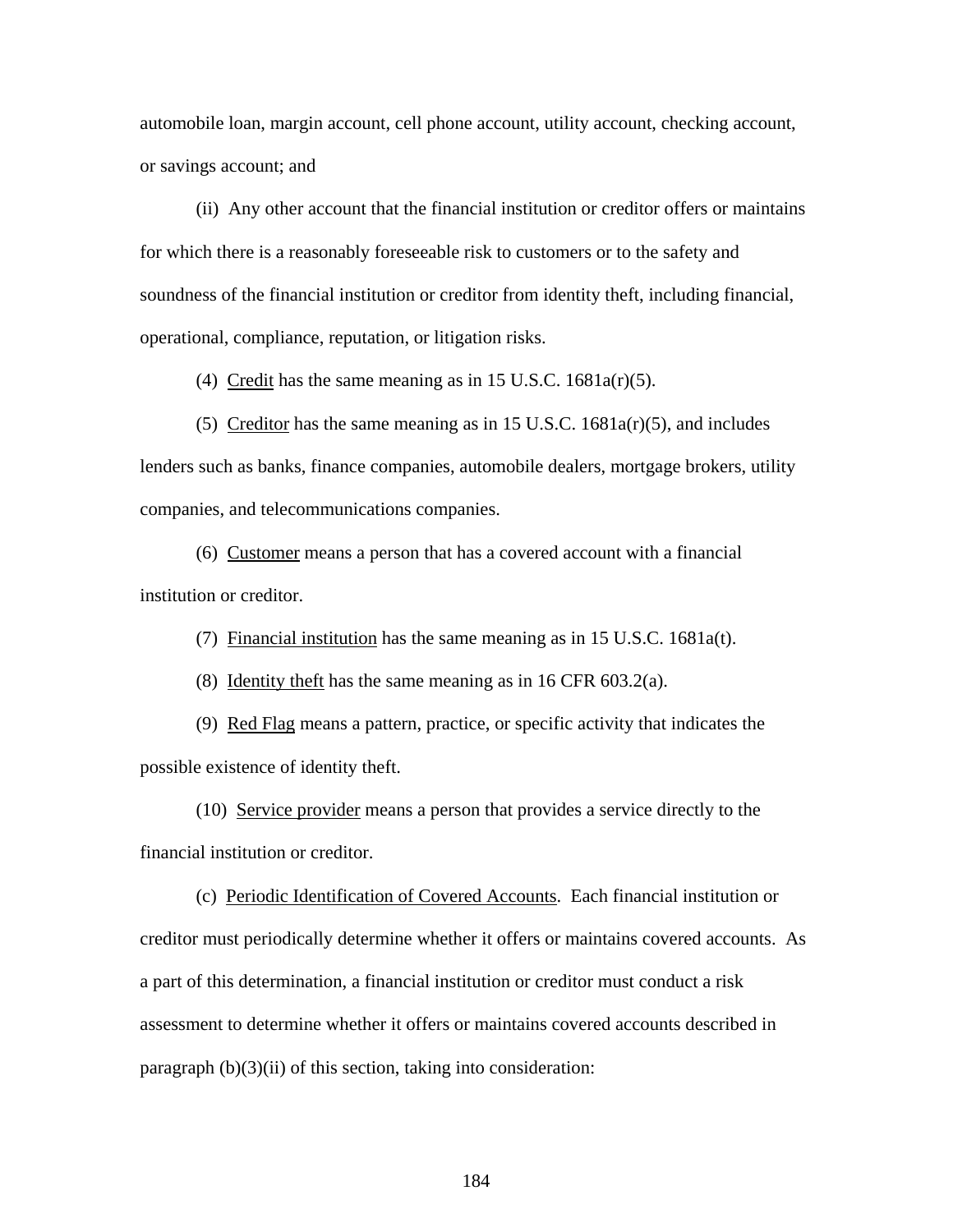automobile loan, margin account, cell phone account, utility account, checking account, or savings account; and

(ii) Any other account that the financial institution or creditor offers or maintains for which there is a reasonably foreseeable risk to customers or to the safety and soundness of the financial institution or creditor from identity theft, including financial, operational, compliance, reputation, or litigation risks.

(4) Credit has the same meaning as in 15 U.S.C. 1681a(r)(5).

(5) Creditor has the same meaning as in 15 U.S.C. 1681a(r)(5), and includes lenders such as banks, finance companies, automobile dealers, mortgage brokers, utility companies, and telecommunications companies.

(6) Customer means a person that has a covered account with a financial institution or creditor.

(7) Financial institution has the same meaning as in 15 U.S.C. 1681a(t).

(8) Identity theft has the same meaning as in 16 CFR 603.2(a).

(9) Red Flag means a pattern, practice, or specific activity that indicates the possible existence of identity theft.

(10) Service provider means a person that provides a service directly to the financial institution or creditor.

(c) Periodic Identification of Covered Accounts. Each financial institution or creditor must periodically determine whether it offers or maintains covered accounts. As a part of this determination, a financial institution or creditor must conduct a risk assessment to determine whether it offers or maintains covered accounts described in paragraph (b)(3)(ii) of this section, taking into consideration: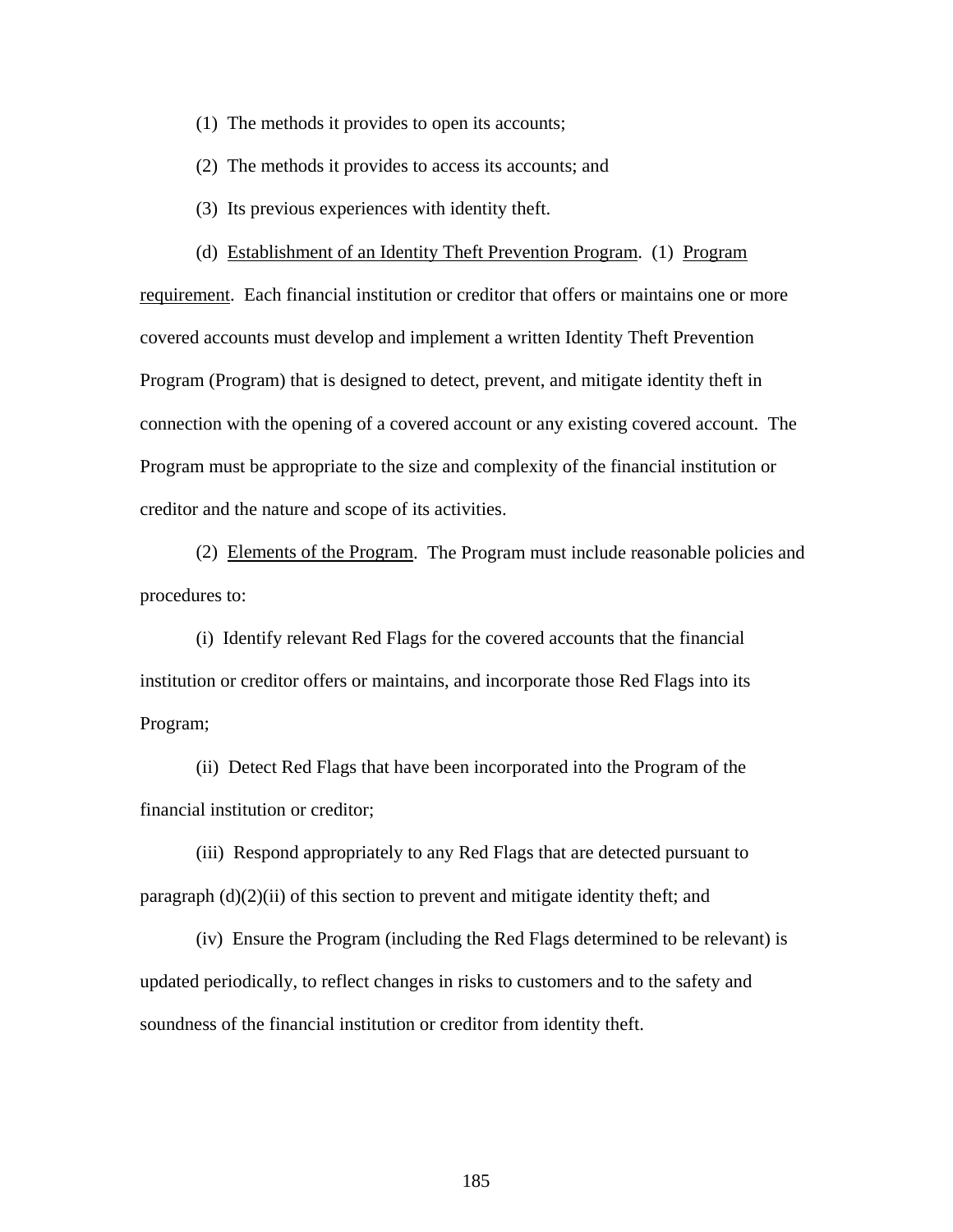(1) The methods it provides to open its accounts;

(2) The methods it provides to access its accounts; and

(3) Its previous experiences with identity theft.

(d) Establishment of an Identity Theft Prevention Program. (1) Program requirement. Each financial institution or creditor that offers or maintains one or more covered accounts must develop and implement a written Identity Theft Prevention Program (Program) that is designed to detect, prevent, and mitigate identity theft in connection with the opening of a covered account or any existing covered account. The Program must be appropriate to the size and complexity of the financial institution or creditor and the nature and scope of its activities.

(2) Elements of the Program. The Program must include reasonable policies and procedures to:

(i) Identify relevant Red Flags for the covered accounts that the financial institution or creditor offers or maintains, and incorporate those Red Flags into its Program;

(ii) Detect Red Flags that have been incorporated into the Program of the financial institution or creditor;

(iii) Respond appropriately to any Red Flags that are detected pursuant to paragraph (d)(2)(ii) of this section to prevent and mitigate identity theft; and

(iv) Ensure the Program (including the Red Flags determined to be relevant) is updated periodically, to reflect changes in risks to customers and to the safety and soundness of the financial institution or creditor from identity theft.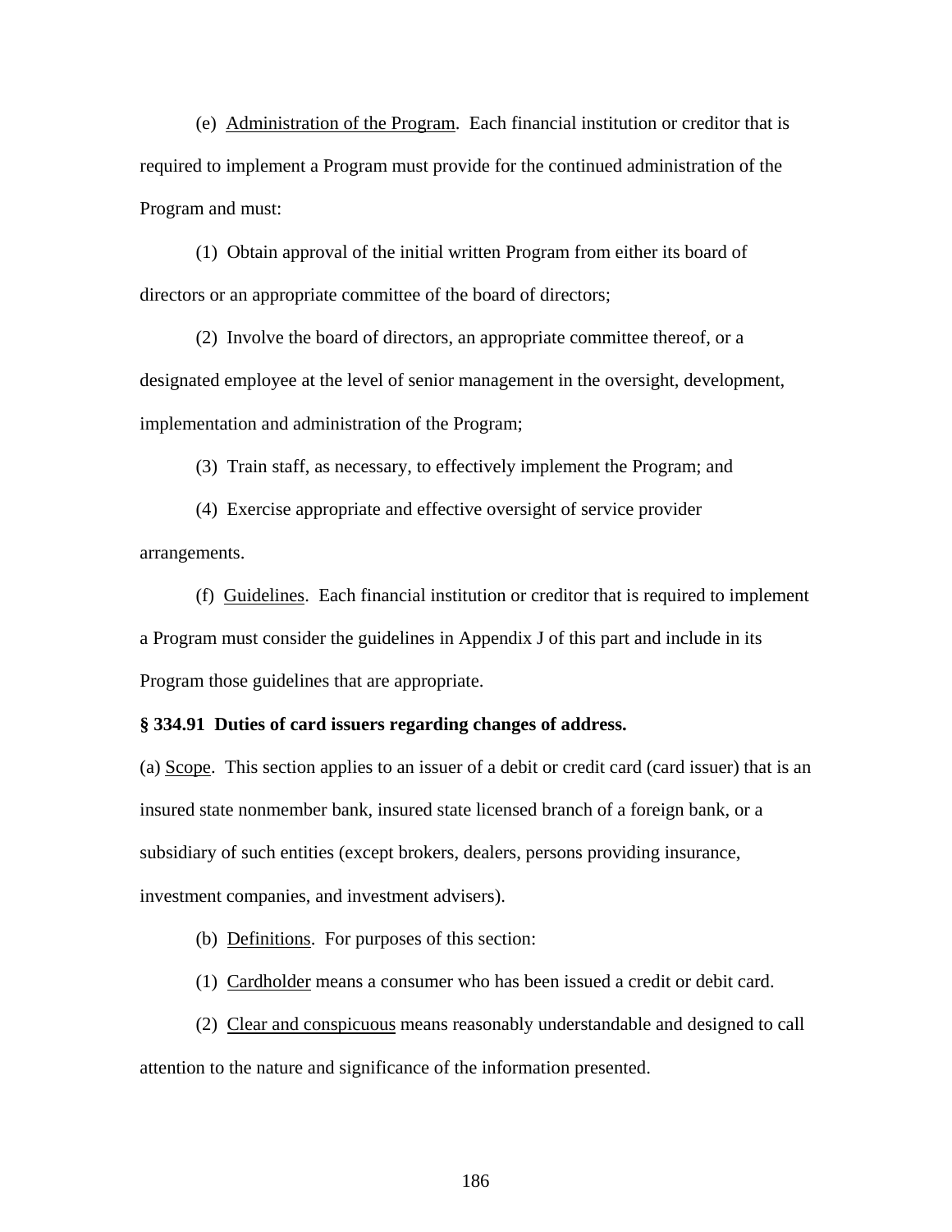(e) Administration of the Program. Each financial institution or creditor that is required to implement a Program must provide for the continued administration of the Program and must:

(1) Obtain approval of the initial written Program from either its board of directors or an appropriate committee of the board of directors;

(2) Involve the board of directors, an appropriate committee thereof, or a designated employee at the level of senior management in the oversight, development, implementation and administration of the Program;

(3) Train staff, as necessary, to effectively implement the Program; and

(4) Exercise appropriate and effective oversight of service provider arrangements.

(f) Guidelines. Each financial institution or creditor that is required to implement a Program must consider the guidelines in Appendix J of this part and include in its Program those guidelines that are appropriate.

**§ 334.91 Duties of card issuers regarding changes of address.**

(a) Scope. This section applies to an issuer of a debit or credit card (card issuer) that is an insured state nonmember bank, insured state licensed branch of a foreign bank, or a subsidiary of such entities (except brokers, dealers, persons providing insurance, investment companies, and investment advisers).

(b) Definitions. For purposes of this section:

(1) Cardholder means a consumer who has been issued a credit or debit card.

(2) Clear and conspicuous means reasonably understandable and designed to call attention to the nature and significance of the information presented.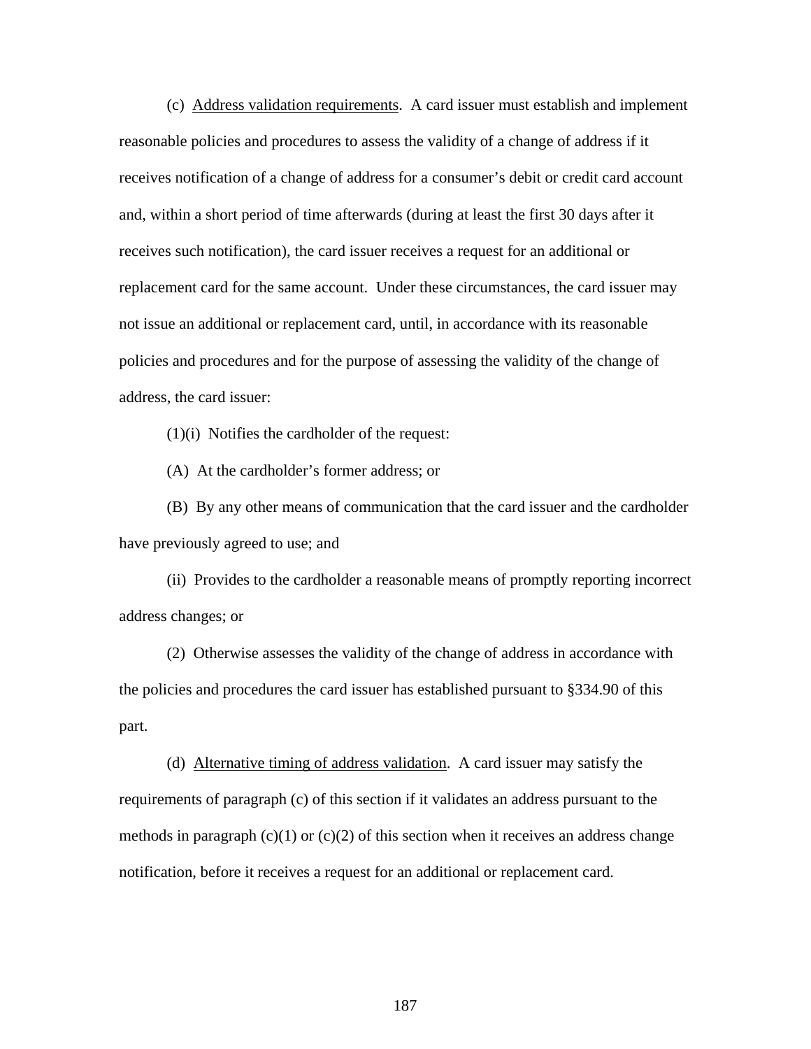(c) Address validation requirements. A card issuer must establish and implement reasonable policies and procedures to assess the validity of a change of address if it receives notification of a change of address for a consumer's debit or credit card account and, within a short period of time afterwards (during at least the first 30 days after it receives such notification), the card issuer receives a request for an additional or replacement card for the same account. Under these circumstances, the card issuer may not issue an additional or replacement card, until, in accordance with its reasonable policies and procedures and for the purpose of assessing the validity of the change of address, the card issuer:

(1)(i) Notifies the cardholder of the request:

(A) At the cardholder's former address; or

(B) By any other means of communication that the card issuer and the cardholder have previously agreed to use; and

(ii) Provides to the cardholder a reasonable means of promptly reporting incorrect address changes; or

(2) Otherwise assesses the validity of the change of address in accordance with the policies and procedures the card issuer has established pursuant to §334.90 of this part.

(d) Alternative timing of address validation. A card issuer may satisfy the requirements of paragraph (c) of this section if it validates an address pursuant to the methods in paragraph (c)(1) or (c)(2) of this section when it receives an address change notification, before it receives a request for an additional or replacement card.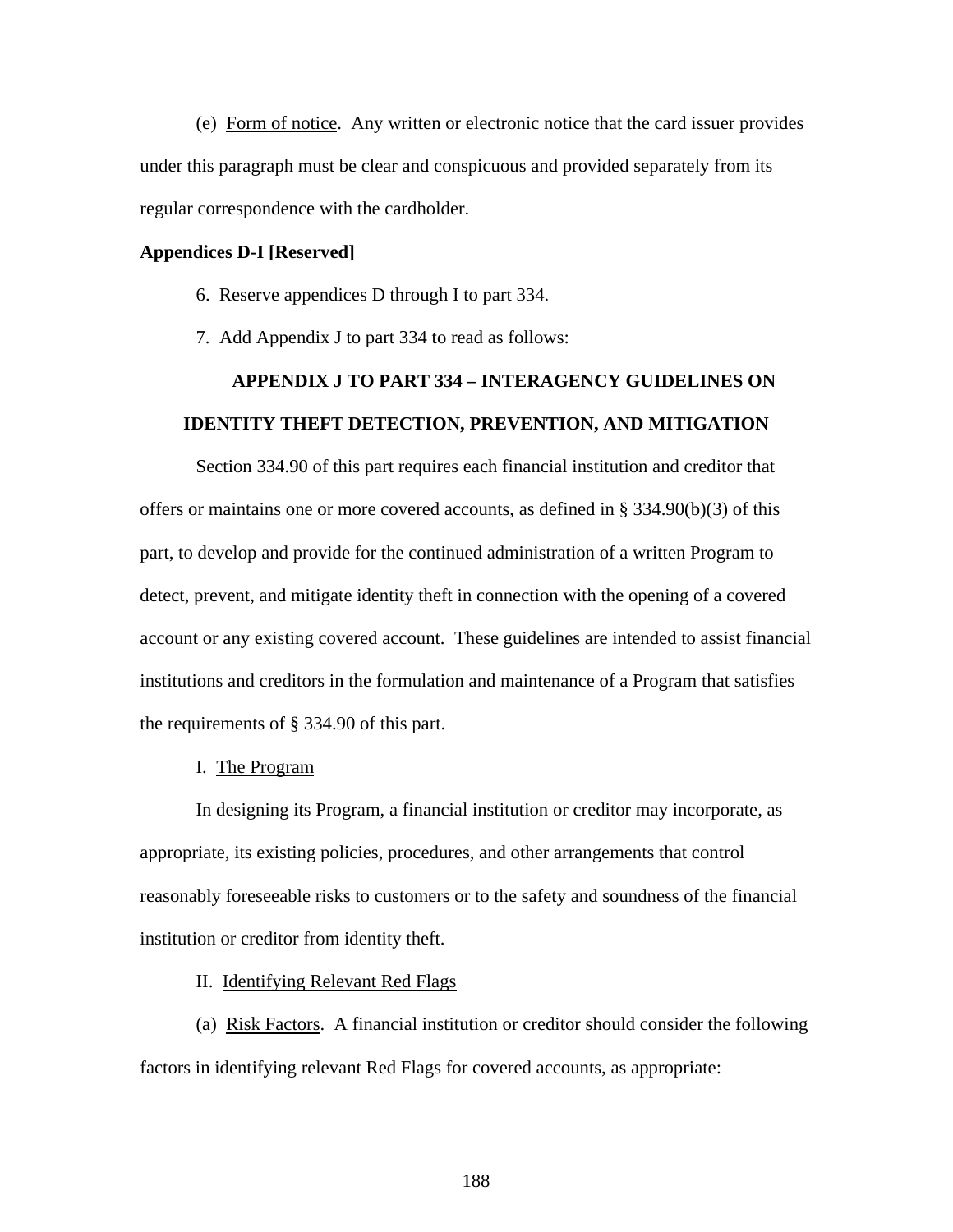(e) Form of notice. Any written or electronic notice that the card issuer provides under this paragraph must be clear and conspicuous and provided separately from its regular correspondence with the cardholder.

**Appendices D-I [Reserved]**

6. Reserve appendices D through I to part 334.

7. Add Appendix J to part 334 to read as follows:

## APPENDIX J TO PART 334 – INTERAGENCY GUIDELINES ON IDENTITY THEFT DETECTION, PREVENTION, AND MITIGATION

Section 334.90 of this part requires each financial institution and creditor that offers or maintains one or more covered accounts, as defined in § 334.90(b)(3) of this part, to develop and provide for the continued administration of a written Program to detect, prevent, and mitigate identity theft in connection with the opening of a covered account or any existing covered account. These guidelines are intended to assist financial institutions and creditors in the formulation and maintenance of a Program that satisfies the requirements of § 334.90 of this part.

I. The Program

In designing its Program, a financial institution or creditor may incorporate, as appropriate, its existing policies, procedures, and other arrangements that control reasonably foreseeable risks to customers or to the safety and soundness of the financial institution or creditor from identity theft.

II. Identifying Relevant Red Flags

(a) Risk Factors. A financial institution or creditor should consider the following factors in identifying relevant Red Flags for covered accounts, as appropriate: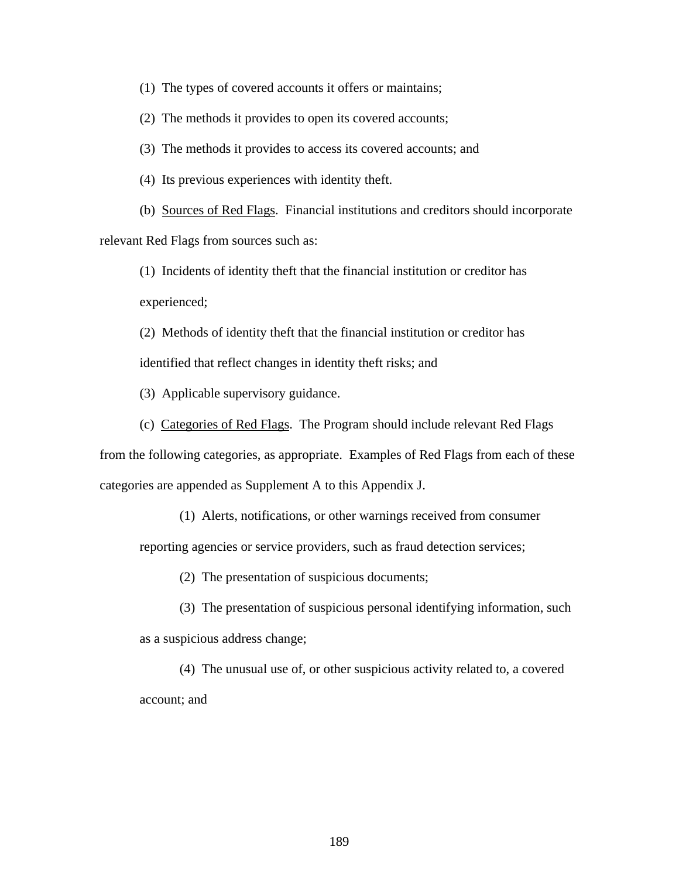(1) The types of covered accounts it offers or maintains;

(2) The methods it provides to open its covered accounts;

(3) The methods it provides to access its covered accounts; and

(4) Its previous experiences with identity theft.

(b) Sources of Red Flags. Financial institutions and creditors should incorporate relevant Red Flags from sources such as:

(1) Incidents of identity theft that the financial institution or creditor has experienced;

(2) Methods of identity theft that the financial institution or creditor has identified that reflect changes in identity theft risks; and

(3) Applicable supervisory guidance.

(c) Categories of Red Flags. The Program should include relevant Red Flags from the following categories, as appropriate. Examples of Red Flags from each of these categories are appended as Supplement A to this Appendix J.

(1) Alerts, notifications, or other warnings received from consumer reporting agencies or service providers, such as fraud detection services;

(2) The presentation of suspicious documents;

(3) The presentation of suspicious personal identifying information, such as a suspicious address change;

(4) The unusual use of, or other suspicious activity related to, a covered account; and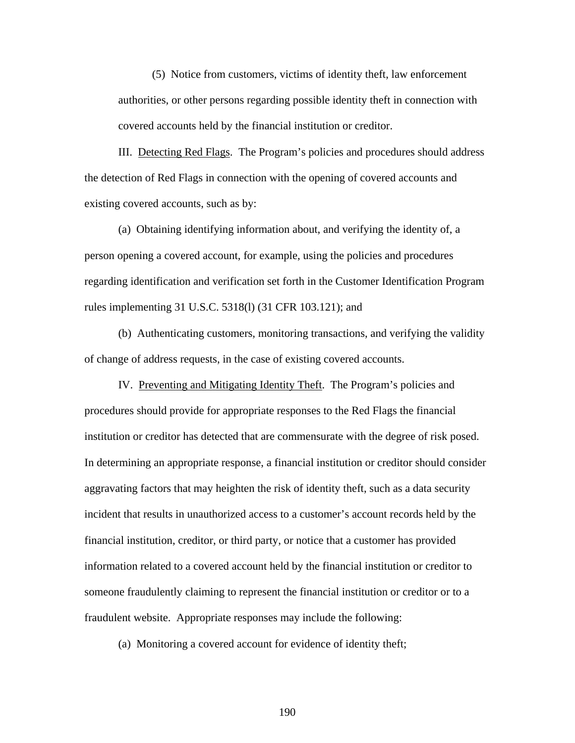(5) Notice from customers, victims of identity theft, law enforcement authorities, or other persons regarding possible identity theft in connection with covered accounts held by the financial institution or creditor.

III. Detecting Red Flags. The Program's policies and procedures should address the detection of Red Flags in connection with the opening of covered accounts and existing covered accounts, such as by:

(a) Obtaining identifying information about, and verifying the identity of, a person opening a covered account, for example, using the policies and procedures regarding identification and verification set forth in the Customer Identification Program rules implementing 31 U.S.C. 5318(l) (31 CFR 103.121); and

(b) Authenticating customers, monitoring transactions, and verifying the validity of change of address requests, in the case of existing covered accounts.

IV. Preventing and Mitigating Identity Theft. The Program's policies and procedures should provide for appropriate responses to the Red Flags the financial institution or creditor has detected that are commensurate with the degree of risk posed. In determining an appropriate response, a financial institution or creditor should consider aggravating factors that may heighten the risk of identity theft, such as a data security incident that results in unauthorized access to a customer's account records held by the financial institution, creditor, or third party, or notice that a customer has provided information related to a covered account held by the financial institution or creditor to someone fraudulently claiming to represent the financial institution or creditor or to a fraudulent website. Appropriate responses may include the following:

(a) Monitoring a covered account for evidence of identity theft;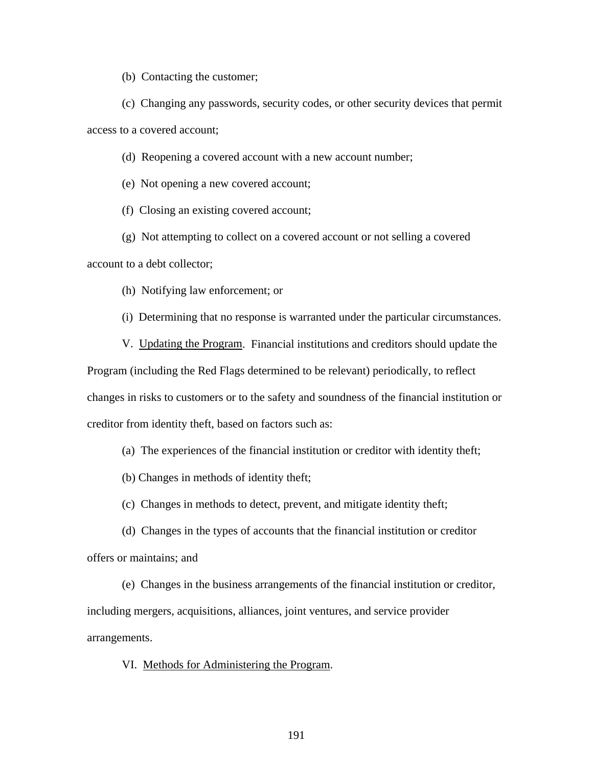(b) Contacting the customer;

(c) Changing any passwords, security codes, or other security devices that permit access to a covered account;

(d) Reopening a covered account with a new account number;

(e) Not opening a new covered account;

(f) Closing an existing covered account;

(g) Not attempting to collect on a covered account or not selling a covered account to a debt collector;

(h) Notifying law enforcement; or

(i) Determining that no response is warranted under the particular circumstances.

V. Updating the Program. Financial institutions and creditors should update the Program (including the Red Flags determined to be relevant) periodically, to reflect changes in risks to customers or to the safety and soundness of the financial institution or creditor from identity theft, based on factors such as:

(a) The experiences of the financial institution or creditor with identity theft;

(b) Changes in methods of identity theft;

(c) Changes in methods to detect, prevent, and mitigate identity theft;

(d) Changes in the types of accounts that the financial institution or creditor offers or maintains; and

(e) Changes in the business arrangements of the financial institution or creditor, including mergers, acquisitions, alliances, joint ventures, and service provider arrangements.

VI. Methods for Administering the Program.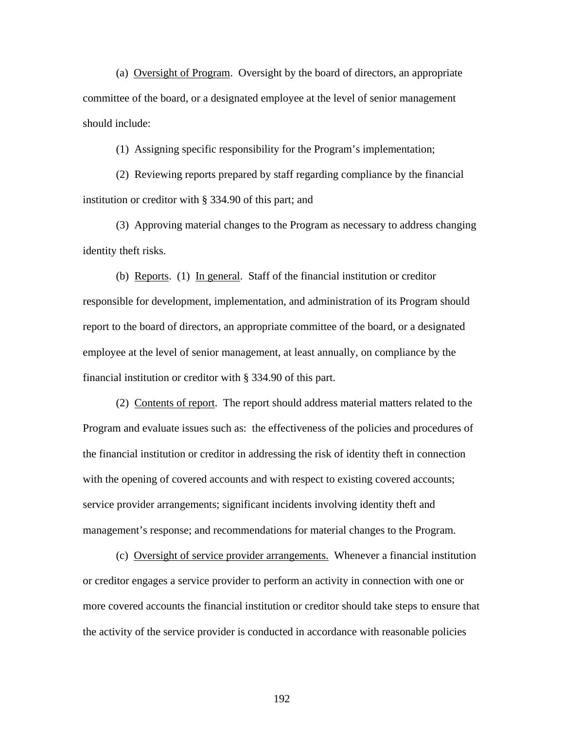(a) Oversight of Program. Oversight by the board of directors, an appropriate committee of the board, or a designated employee at the level of senior management should include:

(1) Assigning specific responsibility for the Program's implementation;

(2) Reviewing reports prepared by staff regarding compliance by the financial institution or creditor with § 334.90 of this part; and

(3) Approving material changes to the Program as necessary to address changing identity theft risks.

(b) Reports. (1) In general. Staff of the financial institution or creditor responsible for development, implementation, and administration of its Program should report to the board of directors, an appropriate committee of the board, or a designated employee at the level of senior management, at least annually, on compliance by the financial institution or creditor with § 334.90 of this part.

(2) Contents of report. The report should address material matters related to the Program and evaluate issues such as: the effectiveness of the policies and procedures of the financial institution or creditor in addressing the risk of identity theft in connection with the opening of covered accounts and with respect to existing covered accounts; service provider arrangements; significant incidents involving identity theft and management's response; and recommendations for material changes to the Program.

(c) Oversight of service provider arrangements. Whenever a financial institution or creditor engages a service provider to perform an activity in connection with one or more covered accounts the financial institution or creditor should take steps to ensure that the activity of the service provider is conducted in accordance with reasonable policies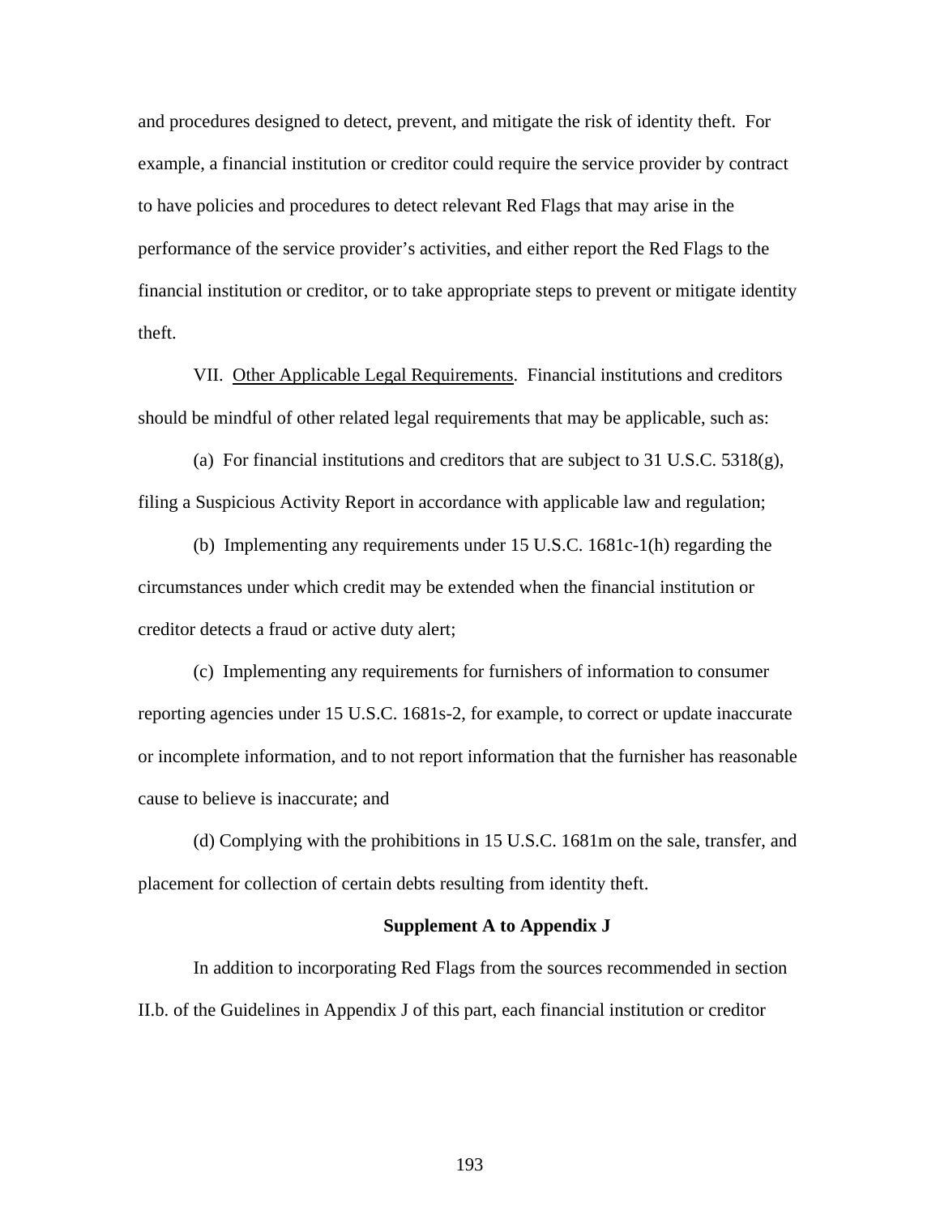and procedures designed to detect, prevent, and mitigate the risk of identity theft. For example, a financial institution or creditor could require the service provider by contract to have policies and procedures to detect relevant Red Flags that may arise in the performance of the service provider's activities, and either report the Red Flags to the financial institution or creditor, or to take appropriate steps to prevent or mitigate identity theft.

VII. Other Applicable Legal Requirements. Financial institutions and creditors should be mindful of other related legal requirements that may be applicable, such as:

(a) For financial institutions and creditors that are subject to 31 U.S.C. 5318(g), filing a Suspicious Activity Report in accordance with applicable law and regulation;

(b) Implementing any requirements under 15 U.S.C. 1681c-1(h) regarding the circumstances under which credit may be extended when the financial institution or creditor detects a fraud or active duty alert;

(c) Implementing any requirements for furnishers of information to consumer reporting agencies under 15 U.S.C. 1681s-2, for example, to correct or update inaccurate or incomplete information, and to not report information that the furnisher has reasonable cause to believe is inaccurate; and

(d) Complying with the prohibitions in 15 U.S.C. 1681m on the sale, transfer, and placement for collection of certain debts resulting from identity theft.

**Supplement A to Appendix J**

In addition to incorporating Red Flags from the sources recommended in section II.b. of the Guidelines in Appendix J of this part, each financial institution or creditor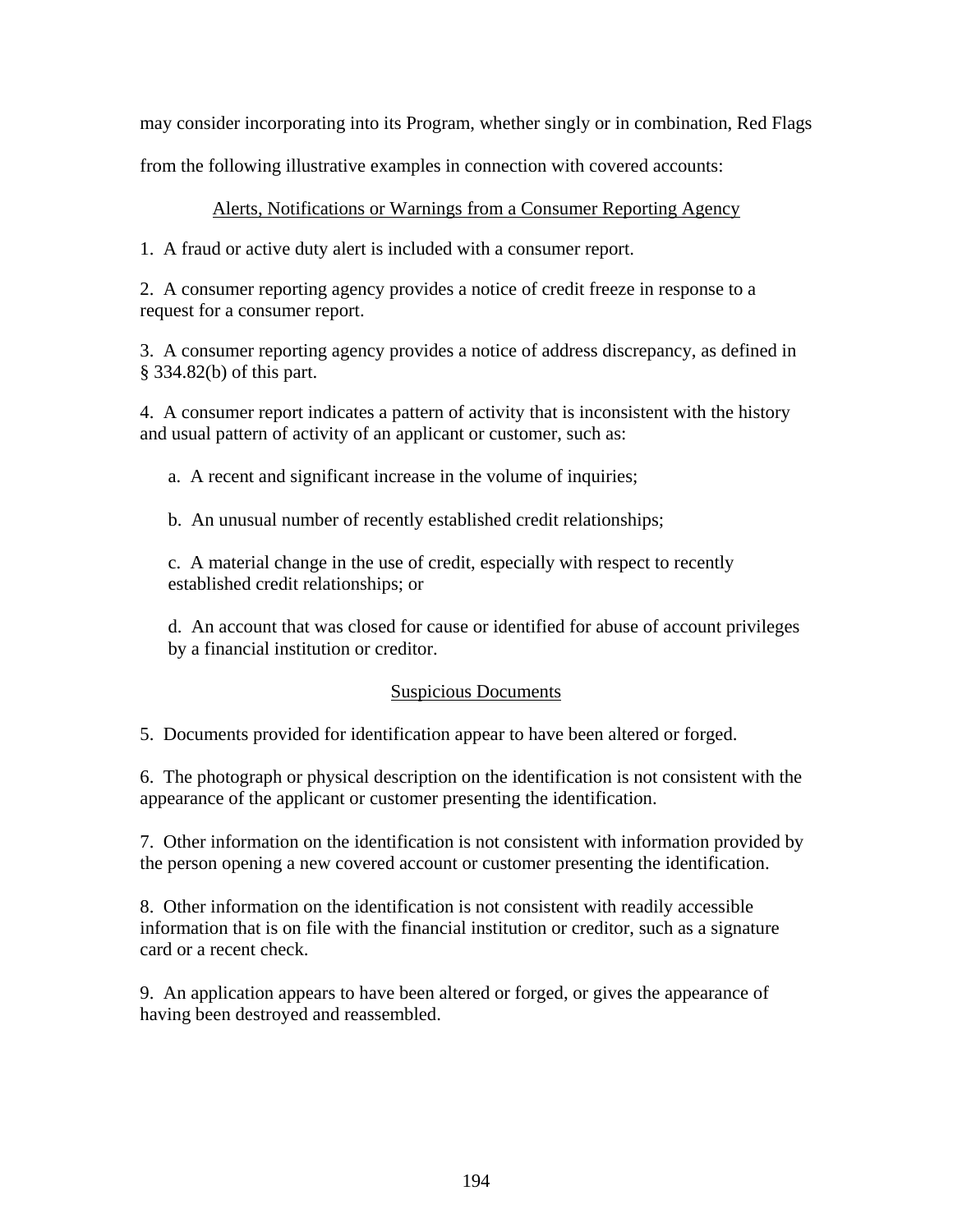may consider incorporating into its Program, whether singly or in combination, Red Flags from the following illustrative examples in connection with covered accounts:

<u>Alerts, Notifications or Warnings from a Consumer Reporting Agency</u>

1. A fraud or active duty alert is included with a consumer report.

2. A consumer reporting agency provides a notice of credit freeze in response to a request for a consumer report.

3. A consumer reporting agency provides a notice of address discrepancy, as defined in § 334.82(b) of this part.

4. A consumer report indicates a pattern of activity that is inconsistent with the history and usual pattern of activity of an applicant or customer, such as:

   a. A recent and significant increase in the volume of inquiries;

   b. An unusual number of recently established credit relationships;

   c. A material change in the use of credit, especially with respect to recently established credit relationships; or

   d. An account that was closed for cause or identified for abuse of account privileges by a financial institution or creditor.

<u>Suspicious Documents</u>

5. Documents provided for identification appear to have been altered or forged.

6. The photograph or physical description on the identification is not consistent with the appearance of the applicant or customer presenting the identification.

7. Other information on the identification is not consistent with information provided by the person opening a new covered account or customer presenting the identification.

8. Other information on the identification is not consistent with readily accessible information that is on file with the financial institution or creditor, such as a signature card or a recent check.

9. An application appears to have been altered or forged, or gives the appearance of having been destroyed and reassembled.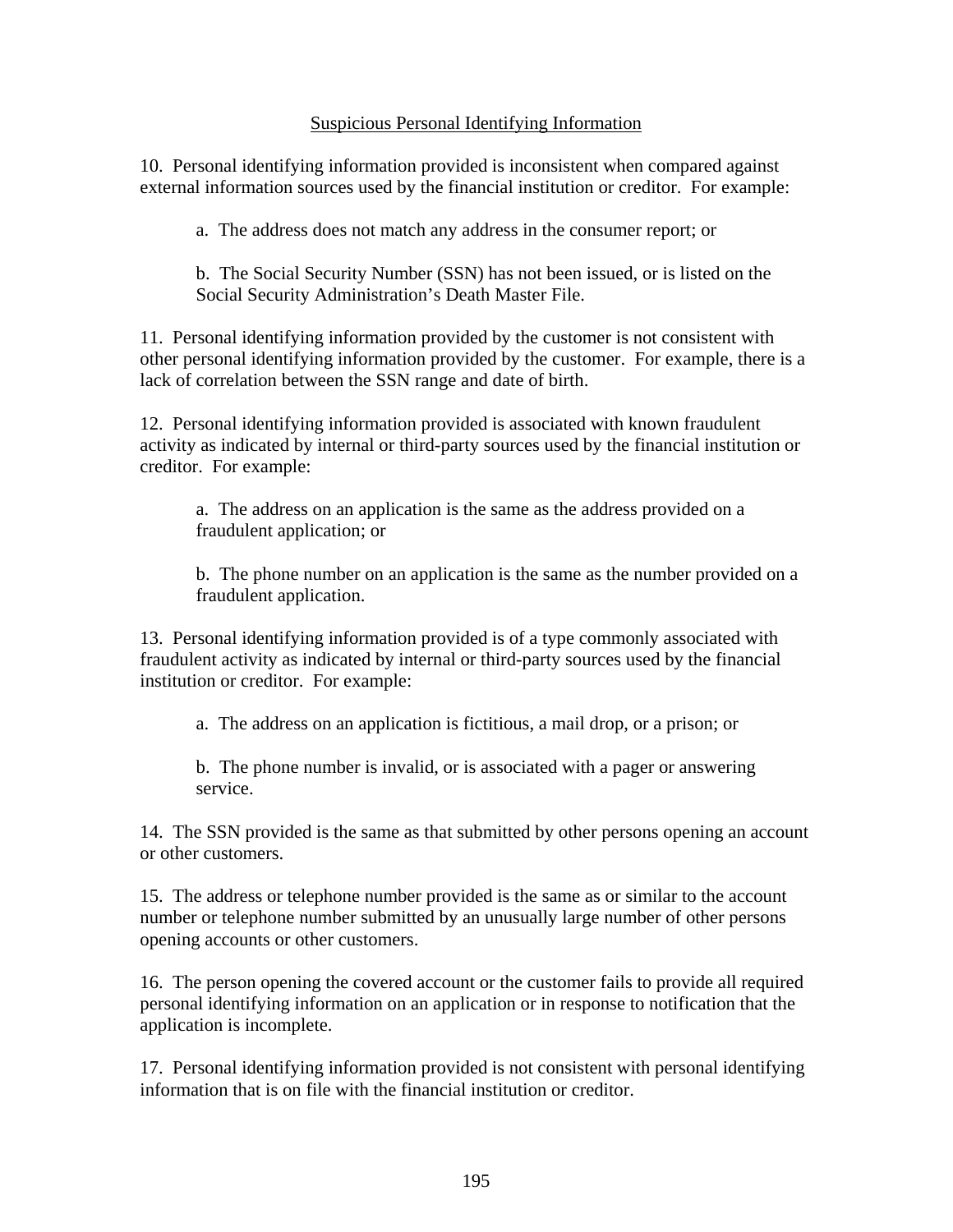<u>Suspicious Personal Identifying Information</u>

10. Personal identifying information provided is inconsistent when compared against external information sources used by the financial institution or creditor. For example:

> a. The address does not match any address in the consumer report; or
>
> b. The Social Security Number (SSN) has not been issued, or is listed on the Social Security Administration's Death Master File.

11. Personal identifying information provided by the customer is not consistent with other personal identifying information provided by the customer. For example, there is a lack of correlation between the SSN range and date of birth.

12. Personal identifying information provided is associated with known fraudulent activity as indicated by internal or third-party sources used by the financial institution or creditor. For example:

> a. The address on an application is the same as the address provided on a fraudulent application; or
>
> b. The phone number on an application is the same as the number provided on a fraudulent application.

13. Personal identifying information provided is of a type commonly associated with fraudulent activity as indicated by internal or third-party sources used by the financial institution or creditor. For example:

> a. The address on an application is fictitious, a mail drop, or a prison; or
>
> b. The phone number is invalid, or is associated with a pager or answering service.

14. The SSN provided is the same as that submitted by other persons opening an account or other customers.

15. The address or telephone number provided is the same as or similar to the account number or telephone number submitted by an unusually large number of other persons opening accounts or other customers.

16. The person opening the covered account or the customer fails to provide all required personal identifying information on an application or in response to notification that the application is incomplete.

17. Personal identifying information provided is not consistent with personal identifying information that is on file with the financial institution or creditor.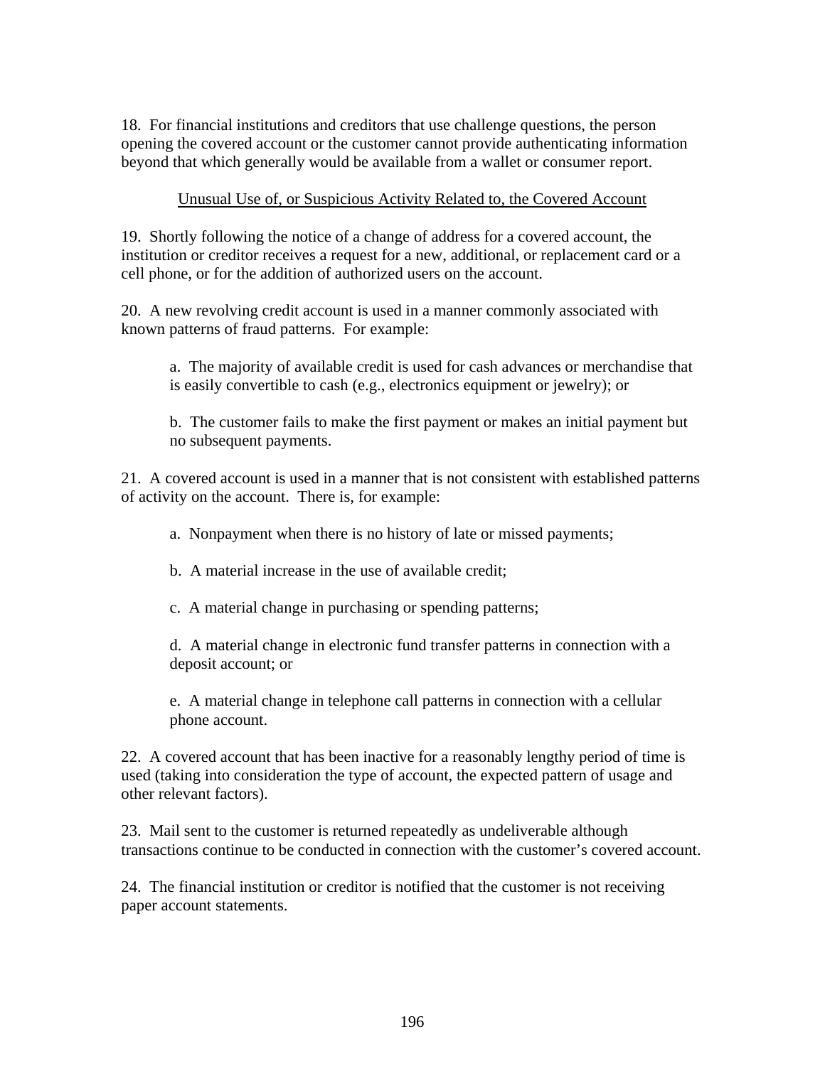18. For financial institutions and creditors that use challenge questions, the person opening the covered account or the customer cannot provide authenticating information beyond that which generally would be available from a wallet or consumer report.

<u>Unusual Use of, or Suspicious Activity Related to, the Covered Account</u>

19. Shortly following the notice of a change of address for a covered account, the institution or creditor receives a request for a new, additional, or replacement card or a cell phone, or for the addition of authorized users on the account.

20. A new revolving credit account is used in a manner commonly associated with known patterns of fraud patterns. For example:

> a. The majority of available credit is used for cash advances or merchandise that is easily convertible to cash (e.g., electronics equipment or jewelry); or
>
> b. The customer fails to make the first payment or makes an initial payment but no subsequent payments.

21. A covered account is used in a manner that is not consistent with established patterns of activity on the account. There is, for example:

> a. Nonpayment when there is no history of late or missed payments;
>
> b. A material increase in the use of available credit;
>
> c. A material change in purchasing or spending patterns;
>
> d. A material change in electronic fund transfer patterns in connection with a deposit account; or
>
> e. A material change in telephone call patterns in connection with a cellular phone account.

22. A covered account that has been inactive for a reasonably lengthy period of time is used (taking into consideration the type of account, the expected pattern of usage and other relevant factors).

23. Mail sent to the customer is returned repeatedly as undeliverable although transactions continue to be conducted in connection with the customer's covered account.

24. The financial institution or creditor is notified that the customer is not receiving paper account statements.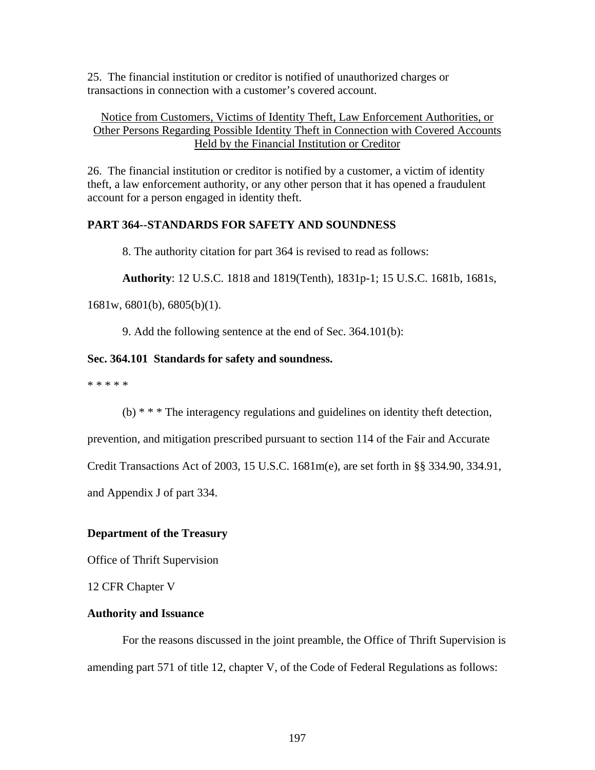25. The financial institution or creditor is notified of unauthorized charges or transactions in connection with a customer's covered account.

<u>Notice from Customers, Victims of Identity Theft, Law Enforcement Authorities, or Other Persons Regarding Possible Identity Theft in Connection with Covered Accounts Held by the Financial Institution or Creditor</u>

26. The financial institution or creditor is notified by a customer, a victim of identity theft, a law enforcement authority, or any other person that it has opened a fraudulent account for a person engaged in identity theft.

**PART 364--STANDARDS FOR SAFETY AND SOUNDNESS**

8. The authority citation for part 364 is revised to read as follows:

**Authority**: 12 U.S.C. 1818 and 1819(Tenth), 1831p-1; 15 U.S.C. 1681b, 1681s, 1681w, 6801(b), 6805(b)(1).

9. Add the following sentence at the end of Sec. 364.101(b):

**Sec. 364.101 Standards for safety and soundness.**

* * * * *

(b) * * * The interagency regulations and guidelines on identity theft detection, prevention, and mitigation prescribed pursuant to section 114 of the Fair and Accurate Credit Transactions Act of 2003, 15 U.S.C. 1681m(e), are set forth in §§ 334.90, 334.91, and Appendix J of part 334.

**Department of the Treasury**

Office of Thrift Supervision

12 CFR Chapter V

**Authority and Issuance**

For the reasons discussed in the joint preamble, the Office of Thrift Supervision is amending part 571 of title 12, chapter V, of the Code of Federal Regulations as follows: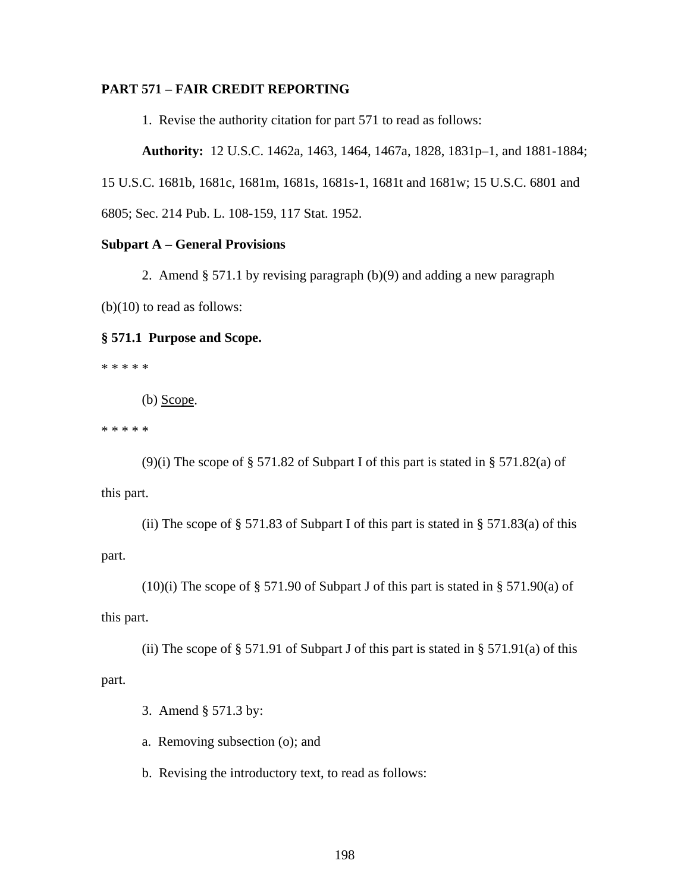**PART 571 – FAIR CREDIT REPORTING**

1. Revise the authority citation for part 571 to read as follows:

**Authority:** 12 U.S.C. 1462a, 1463, 1464, 1467a, 1828, 1831p–1, and 1881-1884; 15 U.S.C. 1681b, 1681c, 1681m, 1681s, 1681s-1, 1681t and 1681w; 15 U.S.C. 6801 and 6805; Sec. 214 Pub. L. 108-159, 117 Stat. 1952.

**Subpart A – General Provisions**

2. Amend § 571.1 by revising paragraph (b)(9) and adding a new paragraph (b)(10) to read as follows:

**§ 571.1 Purpose and Scope.**

* * * * *

(b) Scope.

* * * * *

(9)(i) The scope of § 571.82 of Subpart I of this part is stated in § 571.82(a) of this part.

(ii) The scope of § 571.83 of Subpart I of this part is stated in § 571.83(a) of this part.

(10)(i) The scope of § 571.90 of Subpart J of this part is stated in § 571.90(a) of this part.

(ii) The scope of § 571.91 of Subpart J of this part is stated in § 571.91(a) of this part.

3. Amend § 571.3 by:

a. Removing subsection (o); and

b. Revising the introductory text, to read as follows: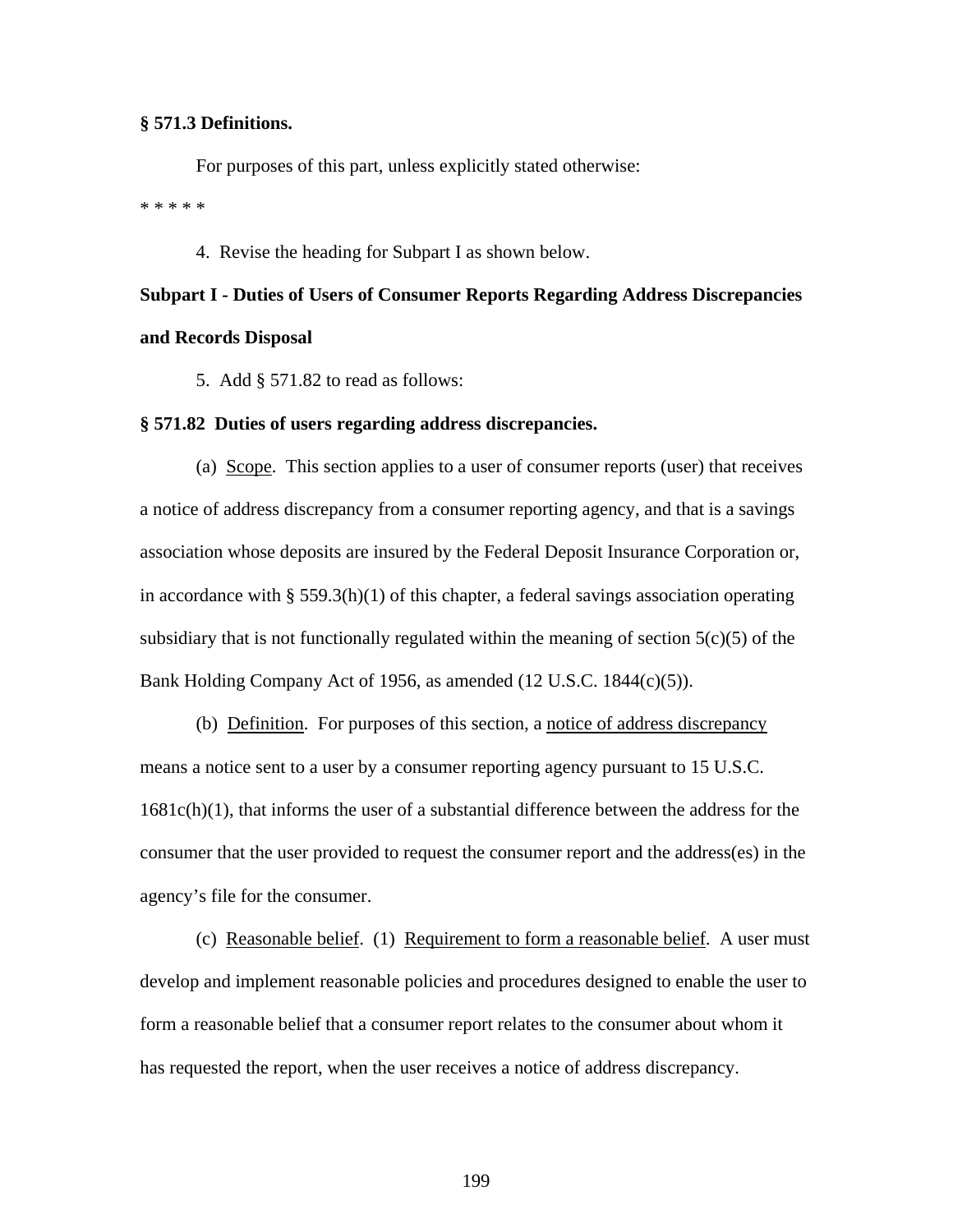**§ 571.3 Definitions.**

For purposes of this part, unless explicitly stated otherwise:

* * * * *

4. Revise the heading for Subpart I as shown below.

**Subpart I - Duties of Users of Consumer Reports Regarding Address Discrepancies and Records Disposal**

5. Add § 571.82 to read as follows:

**§ 571.82 Duties of users regarding address discrepancies.**

(a) Scope. This section applies to a user of consumer reports (user) that receives a notice of address discrepancy from a consumer reporting agency, and that is a savings association whose deposits are insured by the Federal Deposit Insurance Corporation or, in accordance with § 559.3(h)(1) of this chapter, a federal savings association operating subsidiary that is not functionally regulated within the meaning of section 5(c)(5) of the Bank Holding Company Act of 1956, as amended (12 U.S.C. 1844(c)(5)).

(b) Definition. For purposes of this section, a notice of address discrepancy means a notice sent to a user by a consumer reporting agency pursuant to 15 U.S.C. 1681c(h)(1), that informs the user of a substantial difference between the address for the consumer that the user provided to request the consumer report and the address(es) in the agency's file for the consumer.

(c) Reasonable belief. (1) Requirement to form a reasonable belief. A user must develop and implement reasonable policies and procedures designed to enable the user to form a reasonable belief that a consumer report relates to the consumer about whom it has requested the report, when the user receives a notice of address discrepancy.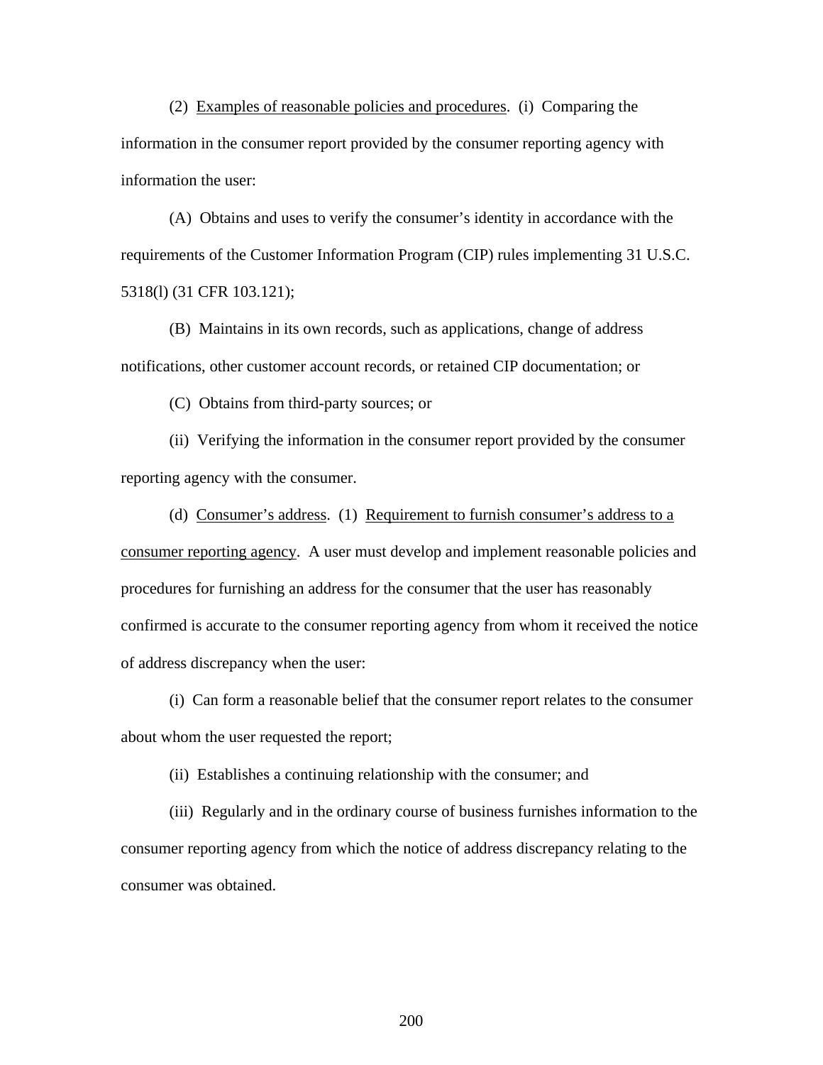(2) Examples of reasonable policies and procedures. (i) Comparing the information in the consumer report provided by the consumer reporting agency with information the user:

(A) Obtains and uses to verify the consumer's identity in accordance with the requirements of the Customer Information Program (CIP) rules implementing 31 U.S.C. 5318(l) (31 CFR 103.121);

(B) Maintains in its own records, such as applications, change of address notifications, other customer account records, or retained CIP documentation; or

(C) Obtains from third-party sources; or

(ii) Verifying the information in the consumer report provided by the consumer reporting agency with the consumer.

(d) Consumer's address. (1) Requirement to furnish consumer's address to a consumer reporting agency. A user must develop and implement reasonable policies and procedures for furnishing an address for the consumer that the user has reasonably confirmed is accurate to the consumer reporting agency from whom it received the notice of address discrepancy when the user:

(i) Can form a reasonable belief that the consumer report relates to the consumer about whom the user requested the report;

(ii) Establishes a continuing relationship with the consumer; and

(iii) Regularly and in the ordinary course of business furnishes information to the consumer reporting agency from which the notice of address discrepancy relating to the consumer was obtained.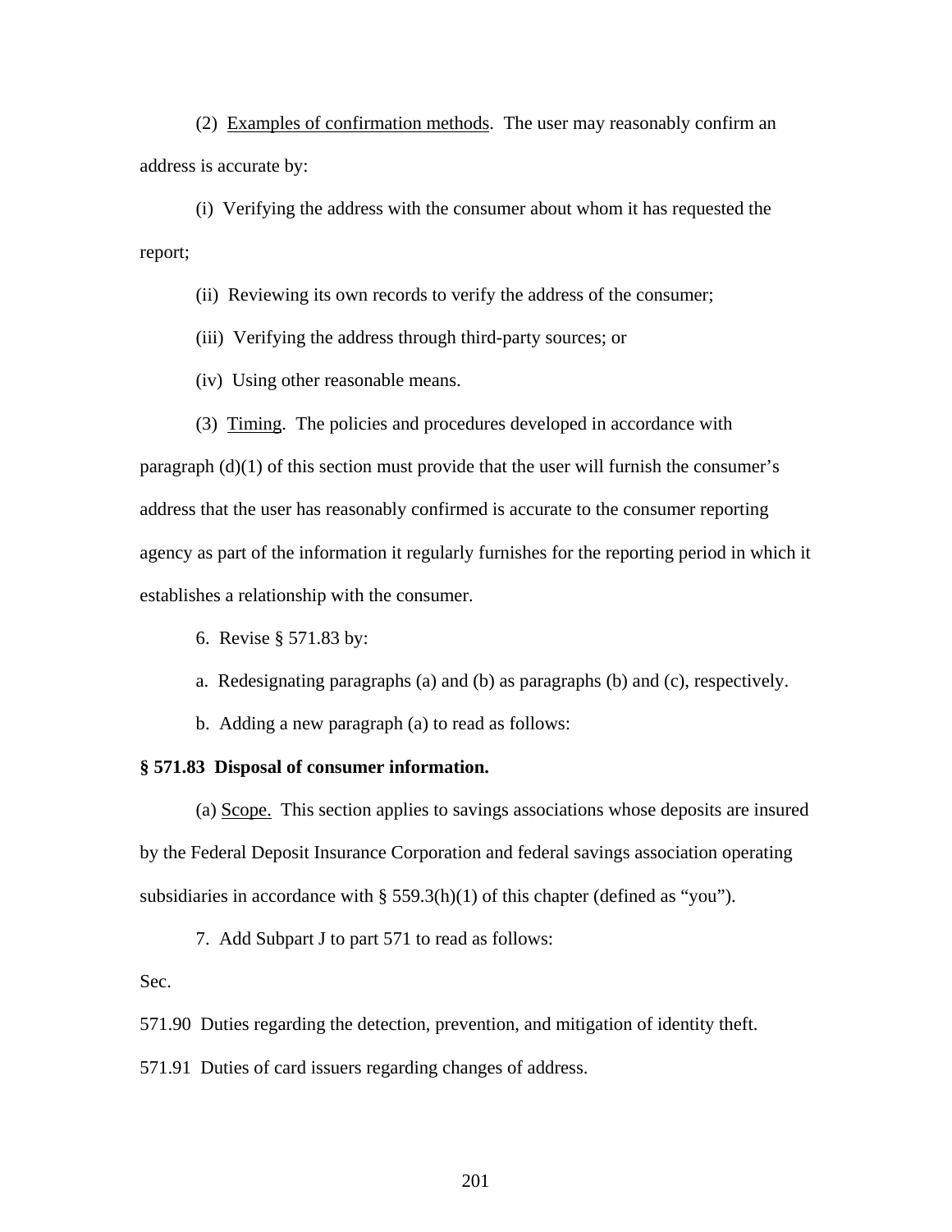(2) Examples of confirmation methods. The user may reasonably confirm an address is accurate by:

(i) Verifying the address with the consumer about whom it has requested the report;

(ii) Reviewing its own records to verify the address of the consumer;

(iii) Verifying the address through third-party sources; or

(iv) Using other reasonable means.

(3) Timing. The policies and procedures developed in accordance with paragraph (d)(1) of this section must provide that the user will furnish the consumer's address that the user has reasonably confirmed is accurate to the consumer reporting agency as part of the information it regularly furnishes for the reporting period in which it establishes a relationship with the consumer.

6. Revise § 571.83 by:

a. Redesignating paragraphs (a) and (b) as paragraphs (b) and (c), respectively.

b. Adding a new paragraph (a) to read as follows:

**§ 571.83 Disposal of consumer information.**

(a) Scope. This section applies to savings associations whose deposits are insured by the Federal Deposit Insurance Corporation and federal savings association operating subsidiaries in accordance with § 559.3(h)(1) of this chapter (defined as "you").

7. Add Subpart J to part 571 to read as follows:

Sec.

571.90 Duties regarding the detection, prevention, and mitigation of identity theft.

571.91 Duties of card issuers regarding changes of address.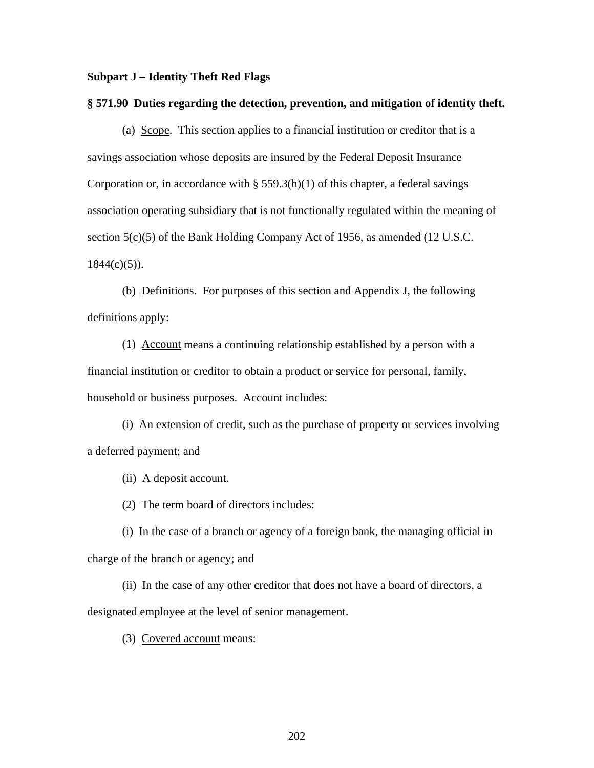**Subpart J – Identity Theft Red Flags**

**§ 571.90 Duties regarding the detection, prevention, and mitigation of identity theft.**

(a) Scope. This section applies to a financial institution or creditor that is a savings association whose deposits are insured by the Federal Deposit Insurance Corporation or, in accordance with § 559.3(h)(1) of this chapter, a federal savings association operating subsidiary that is not functionally regulated within the meaning of section 5(c)(5) of the Bank Holding Company Act of 1956, as amended (12 U.S.C. 1844(c)(5)).

(b) Definitions. For purposes of this section and Appendix J, the following definitions apply:

(1) Account means a continuing relationship established by a person with a financial institution or creditor to obtain a product or service for personal, family, household or business purposes. Account includes:

(i) An extension of credit, such as the purchase of property or services involving a deferred payment; and

(ii) A deposit account.

(2) The term board of directors includes:

(i) In the case of a branch or agency of a foreign bank, the managing official in charge of the branch or agency; and

(ii) In the case of any other creditor that does not have a board of directors, a designated employee at the level of senior management.

(3) Covered account means: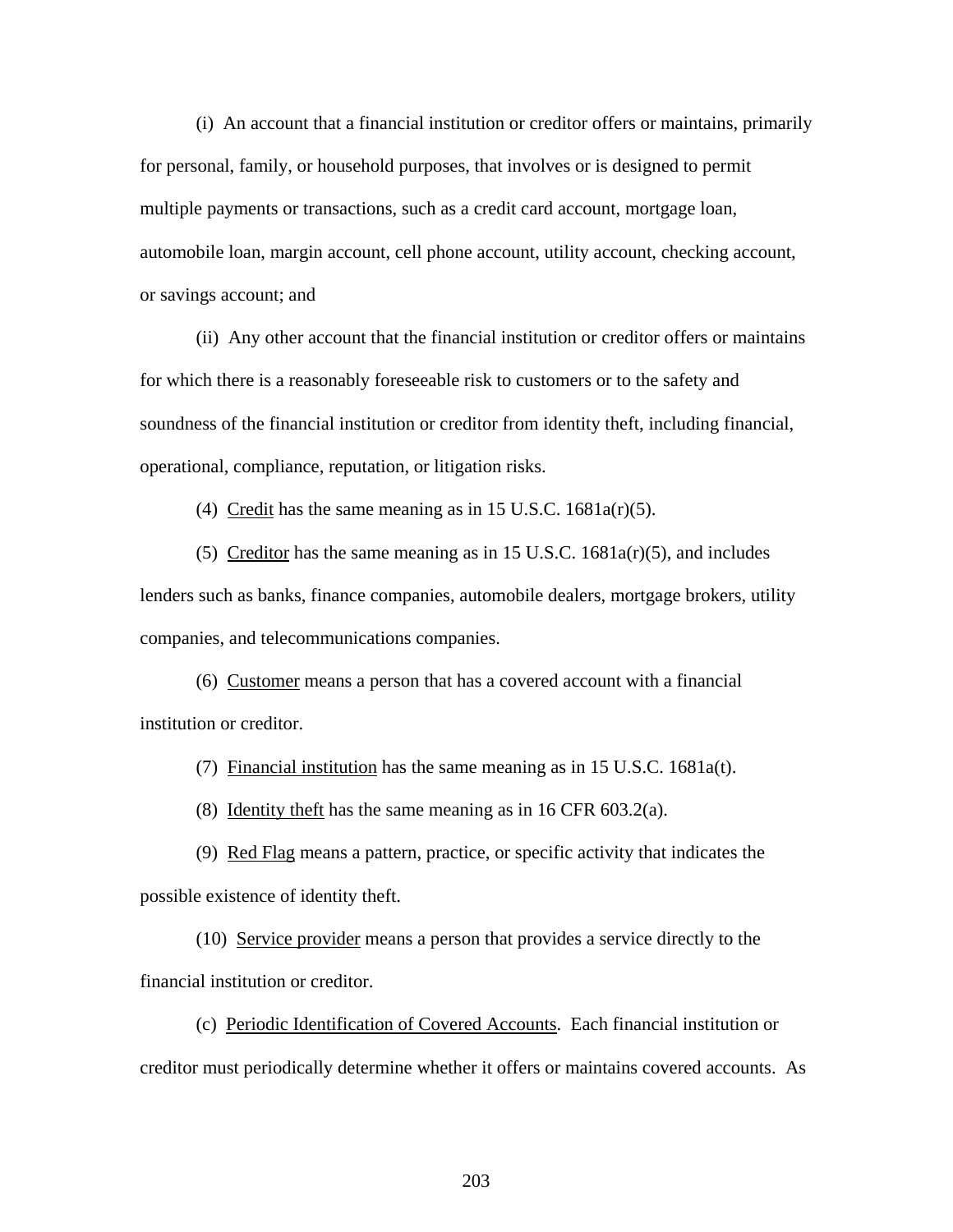(i) An account that a financial institution or creditor offers or maintains, primarily for personal, family, or household purposes, that involves or is designed to permit multiple payments or transactions, such as a credit card account, mortgage loan, automobile loan, margin account, cell phone account, utility account, checking account, or savings account; and

(ii) Any other account that the financial institution or creditor offers or maintains for which there is a reasonably foreseeable risk to customers or to the safety and soundness of the financial institution or creditor from identity theft, including financial, operational, compliance, reputation, or litigation risks.

(4) Credit has the same meaning as in 15 U.S.C. 1681a(r)(5).

(5) Creditor has the same meaning as in 15 U.S.C. 1681a(r)(5), and includes lenders such as banks, finance companies, automobile dealers, mortgage brokers, utility companies, and telecommunications companies.

(6) Customer means a person that has a covered account with a financial institution or creditor.

(7) Financial institution has the same meaning as in 15 U.S.C. 1681a(t).

(8) Identity theft has the same meaning as in 16 CFR 603.2(a).

(9) Red Flag means a pattern, practice, or specific activity that indicates the possible existence of identity theft.

(10) Service provider means a person that provides a service directly to the financial institution or creditor.

(c) Periodic Identification of Covered Accounts. Each financial institution or creditor must periodically determine whether it offers or maintains covered accounts. As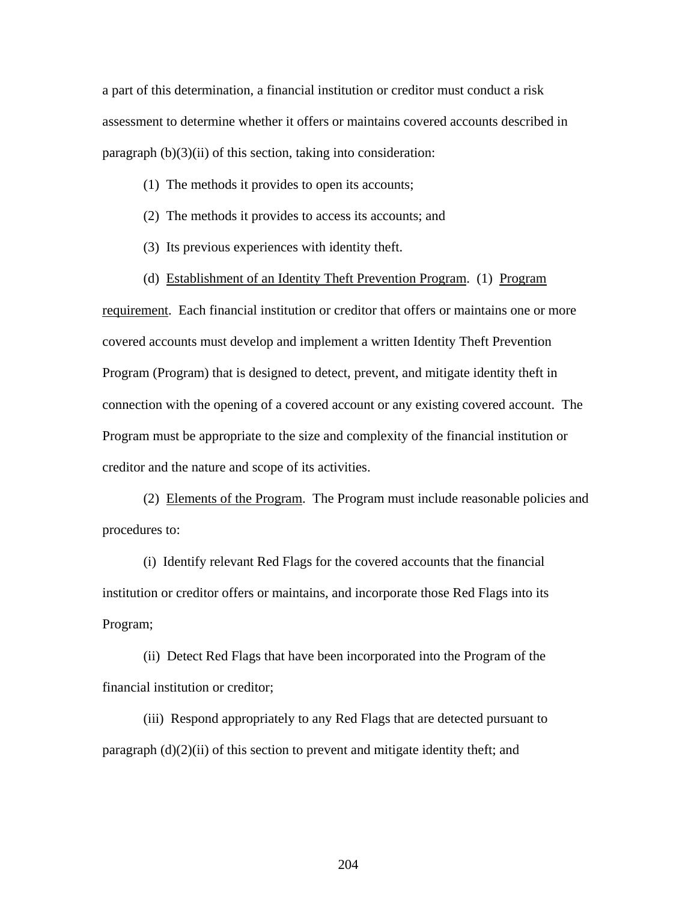a part of this determination, a financial institution or creditor must conduct a risk assessment to determine whether it offers or maintains covered accounts described in paragraph (b)(3)(ii) of this section, taking into consideration:

(1) The methods it provides to open its accounts;

(2) The methods it provides to access its accounts; and

(3) Its previous experiences with identity theft.

(d) Establishment of an Identity Theft Prevention Program. (1) Program requirement. Each financial institution or creditor that offers or maintains one or more covered accounts must develop and implement a written Identity Theft Prevention Program (Program) that is designed to detect, prevent, and mitigate identity theft in connection with the opening of a covered account or any existing covered account. The Program must be appropriate to the size and complexity of the financial institution or creditor and the nature and scope of its activities.

(2) Elements of the Program. The Program must include reasonable policies and procedures to:

(i) Identify relevant Red Flags for the covered accounts that the financial institution or creditor offers or maintains, and incorporate those Red Flags into its Program;

(ii) Detect Red Flags that have been incorporated into the Program of the financial institution or creditor;

(iii) Respond appropriately to any Red Flags that are detected pursuant to paragraph (d)(2)(ii) of this section to prevent and mitigate identity theft; and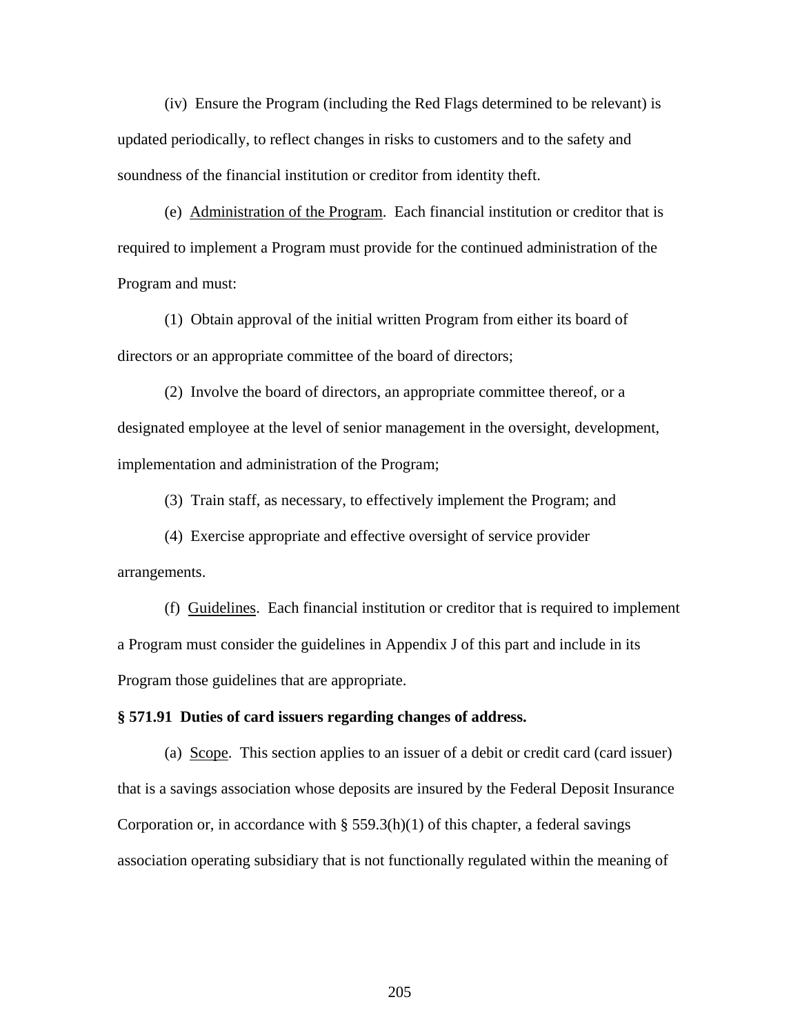(iv) Ensure the Program (including the Red Flags determined to be relevant) is updated periodically, to reflect changes in risks to customers and to the safety and soundness of the financial institution or creditor from identity theft.

(e) Administration of the Program. Each financial institution or creditor that is required to implement a Program must provide for the continued administration of the Program and must:

(1) Obtain approval of the initial written Program from either its board of directors or an appropriate committee of the board of directors;

(2) Involve the board of directors, an appropriate committee thereof, or a designated employee at the level of senior management in the oversight, development, implementation and administration of the Program;

(3) Train staff, as necessary, to effectively implement the Program; and

(4) Exercise appropriate and effective oversight of service provider arrangements.

(f) Guidelines. Each financial institution or creditor that is required to implement a Program must consider the guidelines in Appendix J of this part and include in its Program those guidelines that are appropriate.

**§ 571.91 Duties of card issuers regarding changes of address.**

(a) Scope. This section applies to an issuer of a debit or credit card (card issuer) that is a savings association whose deposits are insured by the Federal Deposit Insurance Corporation or, in accordance with § 559.3(h)(1) of this chapter, a federal savings association operating subsidiary that is not functionally regulated within the meaning of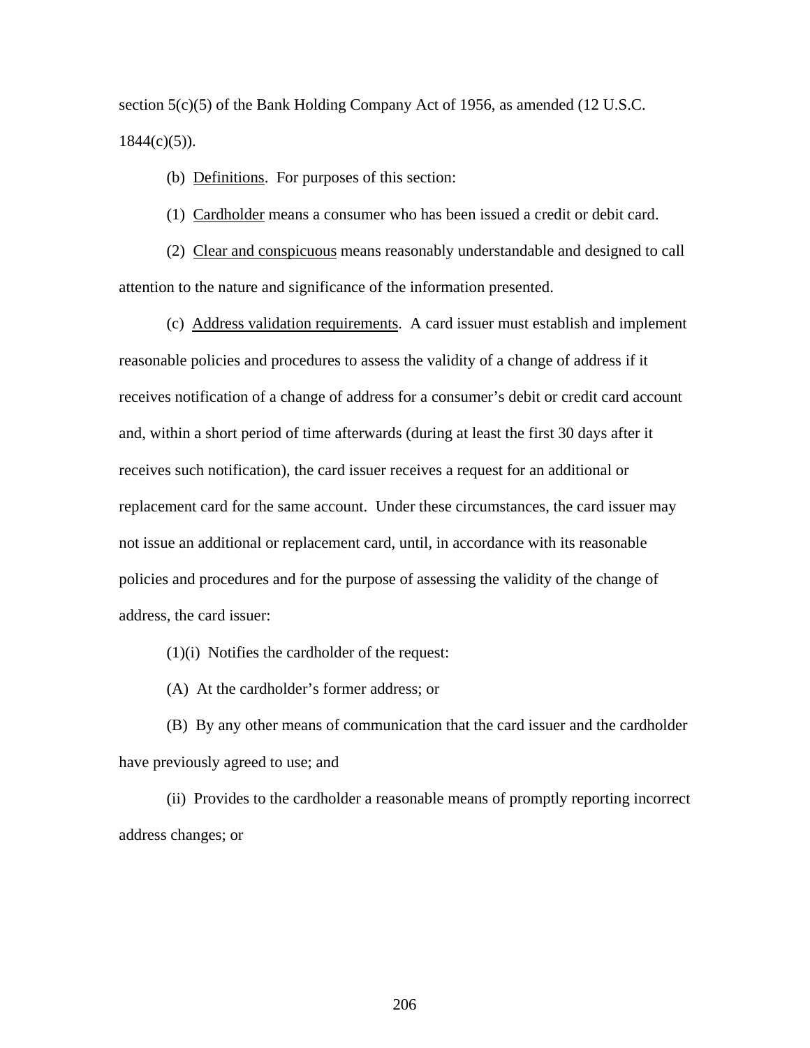section 5(c)(5) of the Bank Holding Company Act of 1956, as amended (12 U.S.C. 1844(c)(5)).

(b) Definitions. For purposes of this section:

(1) Cardholder means a consumer who has been issued a credit or debit card.

(2) Clear and conspicuous means reasonably understandable and designed to call attention to the nature and significance of the information presented.

(c) Address validation requirements. A card issuer must establish and implement reasonable policies and procedures to assess the validity of a change of address if it receives notification of a change of address for a consumer's debit or credit card account and, within a short period of time afterwards (during at least the first 30 days after it receives such notification), the card issuer receives a request for an additional or replacement card for the same account. Under these circumstances, the card issuer may not issue an additional or replacement card, until, in accordance with its reasonable policies and procedures and for the purpose of assessing the validity of the change of address, the card issuer:

(1)(i) Notifies the cardholder of the request:

(A) At the cardholder's former address; or

(B) By any other means of communication that the card issuer and the cardholder have previously agreed to use; and

(ii) Provides to the cardholder a reasonable means of promptly reporting incorrect address changes; or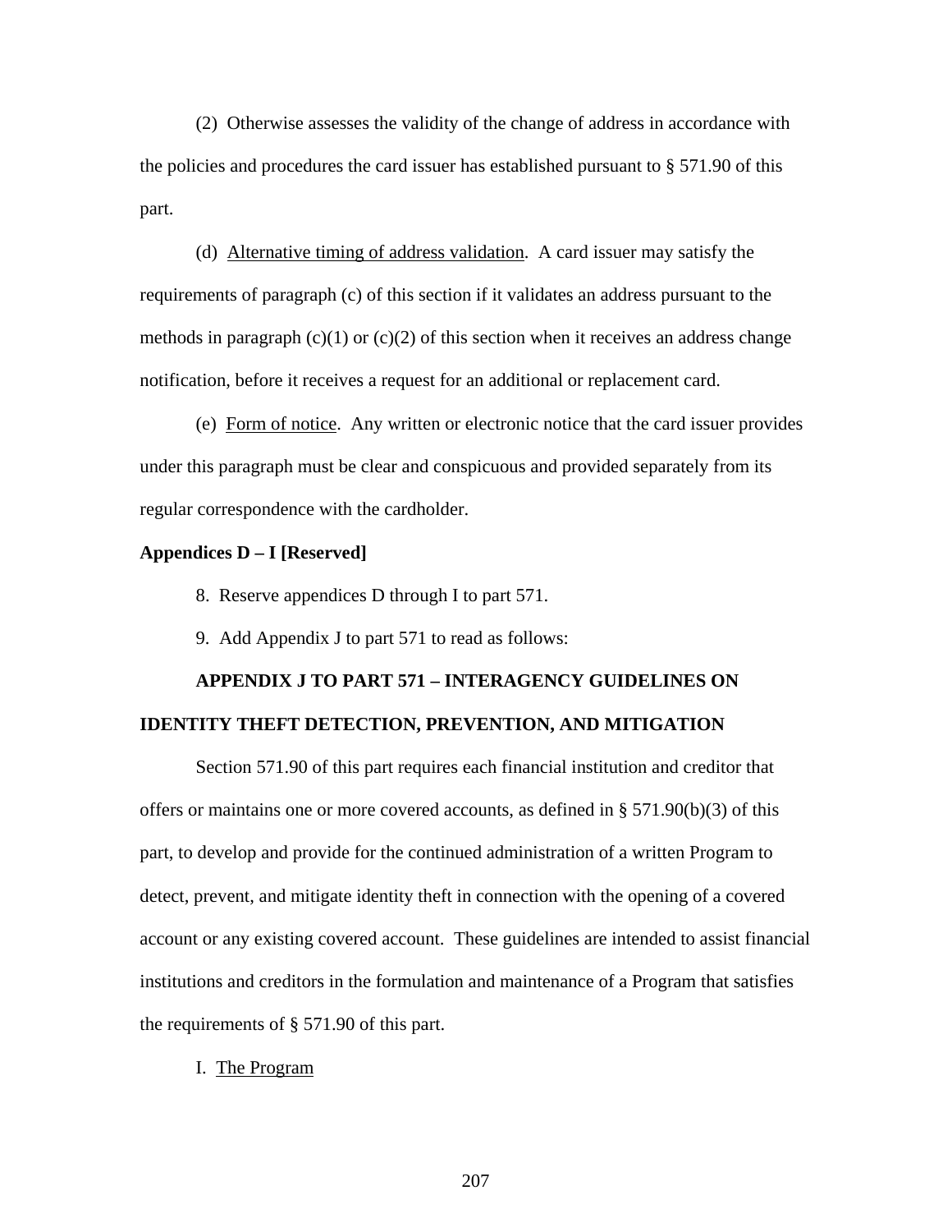(2) Otherwise assesses the validity of the change of address in accordance with the policies and procedures the card issuer has established pursuant to § 571.90 of this part.

(d) Alternative timing of address validation. A card issuer may satisfy the requirements of paragraph (c) of this section if it validates an address pursuant to the methods in paragraph (c)(1) or (c)(2) of this section when it receives an address change notification, before it receives a request for an additional or replacement card.

(e) Form of notice. Any written or electronic notice that the card issuer provides under this paragraph must be clear and conspicuous and provided separately from its regular correspondence with the cardholder.

**Appendices D – I [Reserved]**

8. Reserve appendices D through I to part 571.

9. Add Appendix J to part 571 to read as follows:

**APPENDIX J TO PART 571 – INTERAGENCY GUIDELINES ON IDENTITY THEFT DETECTION, PREVENTION, AND MITIGATION**

Section 571.90 of this part requires each financial institution and creditor that offers or maintains one or more covered accounts, as defined in § 571.90(b)(3) of this part, to develop and provide for the continued administration of a written Program to detect, prevent, and mitigate identity theft in connection with the opening of a covered account or any existing covered account. These guidelines are intended to assist financial institutions and creditors in the formulation and maintenance of a Program that satisfies the requirements of § 571.90 of this part.

I. The Program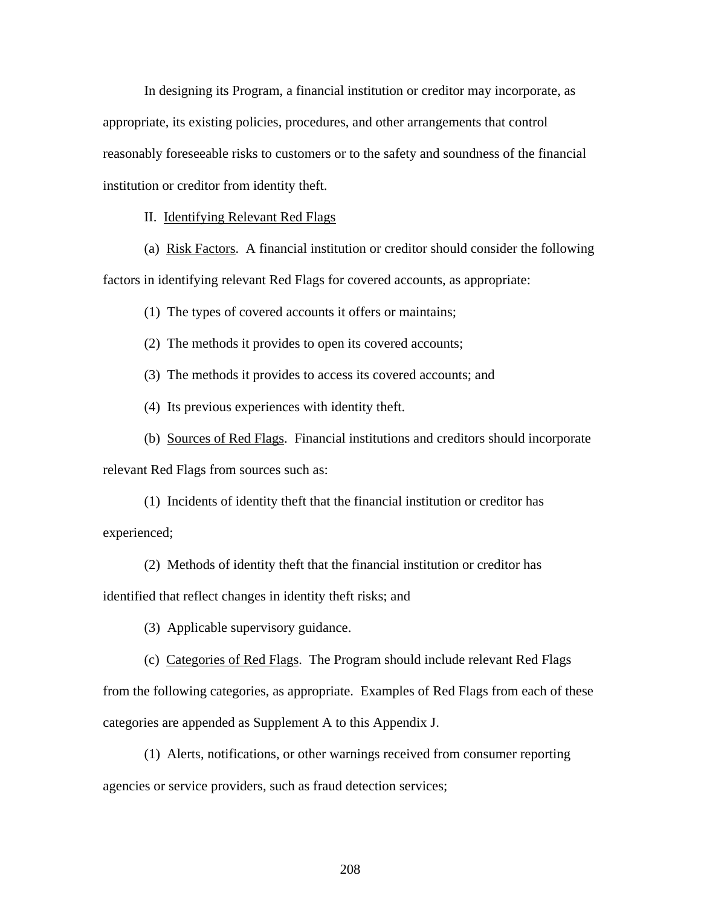In designing its Program, a financial institution or creditor may incorporate, as appropriate, its existing policies, procedures, and other arrangements that control reasonably foreseeable risks to customers or to the safety and soundness of the financial institution or creditor from identity theft.

II. Identifying Relevant Red Flags

(a) Risk Factors. A financial institution or creditor should consider the following factors in identifying relevant Red Flags for covered accounts, as appropriate:

(1) The types of covered accounts it offers or maintains;

(2) The methods it provides to open its covered accounts;

(3) The methods it provides to access its covered accounts; and

(4) Its previous experiences with identity theft.

(b) Sources of Red Flags. Financial institutions and creditors should incorporate relevant Red Flags from sources such as:

(1) Incidents of identity theft that the financial institution or creditor has experienced;

(2) Methods of identity theft that the financial institution or creditor has identified that reflect changes in identity theft risks; and

(3) Applicable supervisory guidance.

(c) Categories of Red Flags. The Program should include relevant Red Flags from the following categories, as appropriate. Examples of Red Flags from each of these categories are appended as Supplement A to this Appendix J.

(1) Alerts, notifications, or other warnings received from consumer reporting agencies or service providers, such as fraud detection services;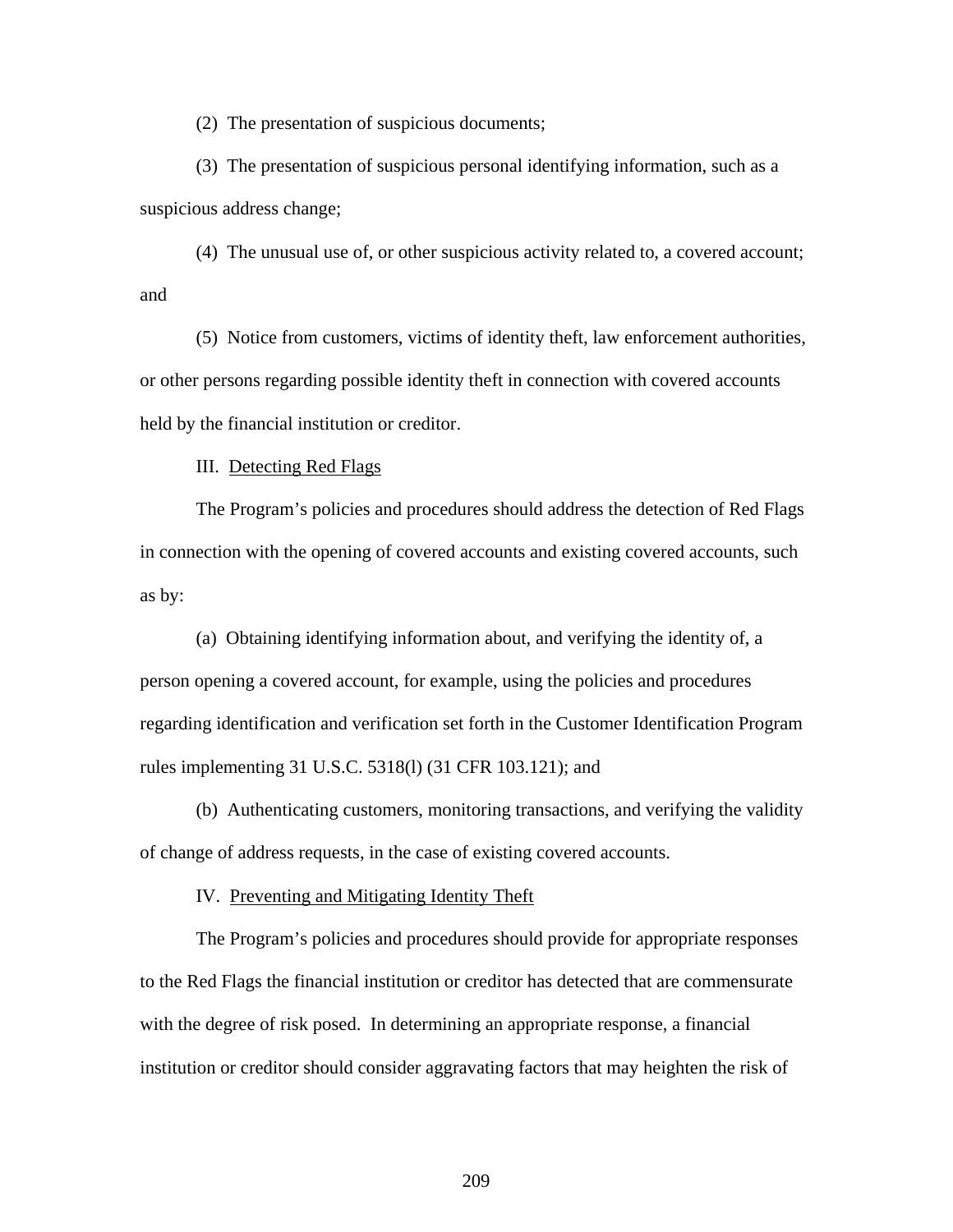(2) The presentation of suspicious documents;

(3) The presentation of suspicious personal identifying information, such as a suspicious address change;

(4) The unusual use of, or other suspicious activity related to, a covered account; and

(5) Notice from customers, victims of identity theft, law enforcement authorities, or other persons regarding possible identity theft in connection with covered accounts held by the financial institution or creditor.

III. Detecting Red Flags

The Program's policies and procedures should address the detection of Red Flags in connection with the opening of covered accounts and existing covered accounts, such as by:

(a) Obtaining identifying information about, and verifying the identity of, a person opening a covered account, for example, using the policies and procedures regarding identification and verification set forth in the Customer Identification Program rules implementing 31 U.S.C. 5318(l) (31 CFR 103.121); and

(b) Authenticating customers, monitoring transactions, and verifying the validity of change of address requests, in the case of existing covered accounts.

IV. Preventing and Mitigating Identity Theft

The Program's policies and procedures should provide for appropriate responses to the Red Flags the financial institution or creditor has detected that are commensurate with the degree of risk posed. In determining an appropriate response, a financial institution or creditor should consider aggravating factors that may heighten the risk of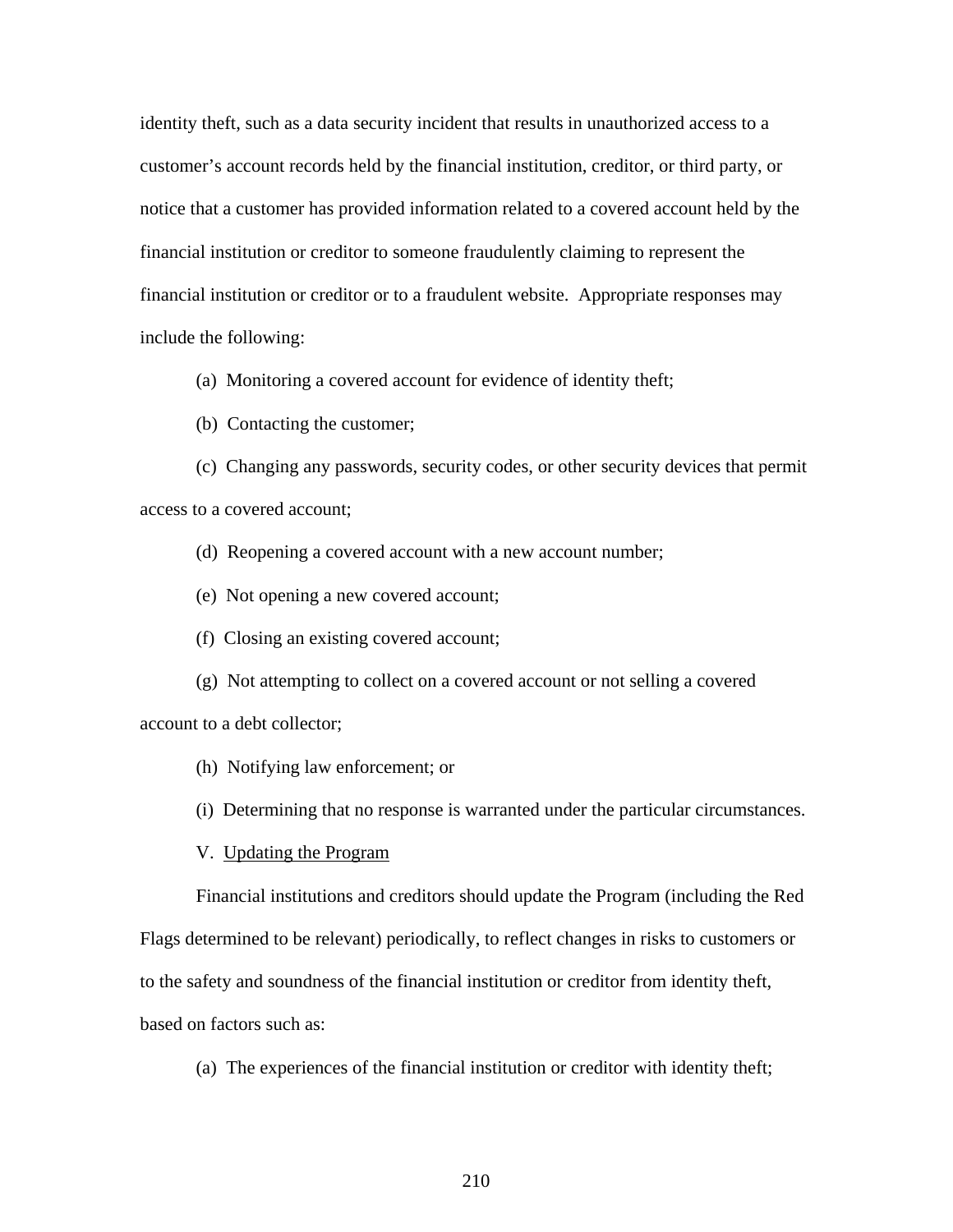identity theft, such as a data security incident that results in unauthorized access to a customer's account records held by the financial institution, creditor, or third party, or notice that a customer has provided information related to a covered account held by the financial institution or creditor to someone fraudulently claiming to represent the financial institution or creditor or to a fraudulent website. Appropriate responses may include the following:

(a) Monitoring a covered account for evidence of identity theft;

(b) Contacting the customer;

(c) Changing any passwords, security codes, or other security devices that permit access to a covered account;

(d) Reopening a covered account with a new account number;

(e) Not opening a new covered account;

(f) Closing an existing covered account;

(g) Not attempting to collect on a covered account or not selling a covered account to a debt collector;

(h) Notifying law enforcement; or

(i) Determining that no response is warranted under the particular circumstances.

V. <u>Updating the Program</u>

Financial institutions and creditors should update the Program (including the Red Flags determined to be relevant) periodically, to reflect changes in risks to customers or to the safety and soundness of the financial institution or creditor from identity theft, based on factors such as:

(a) The experiences of the financial institution or creditor with identity theft;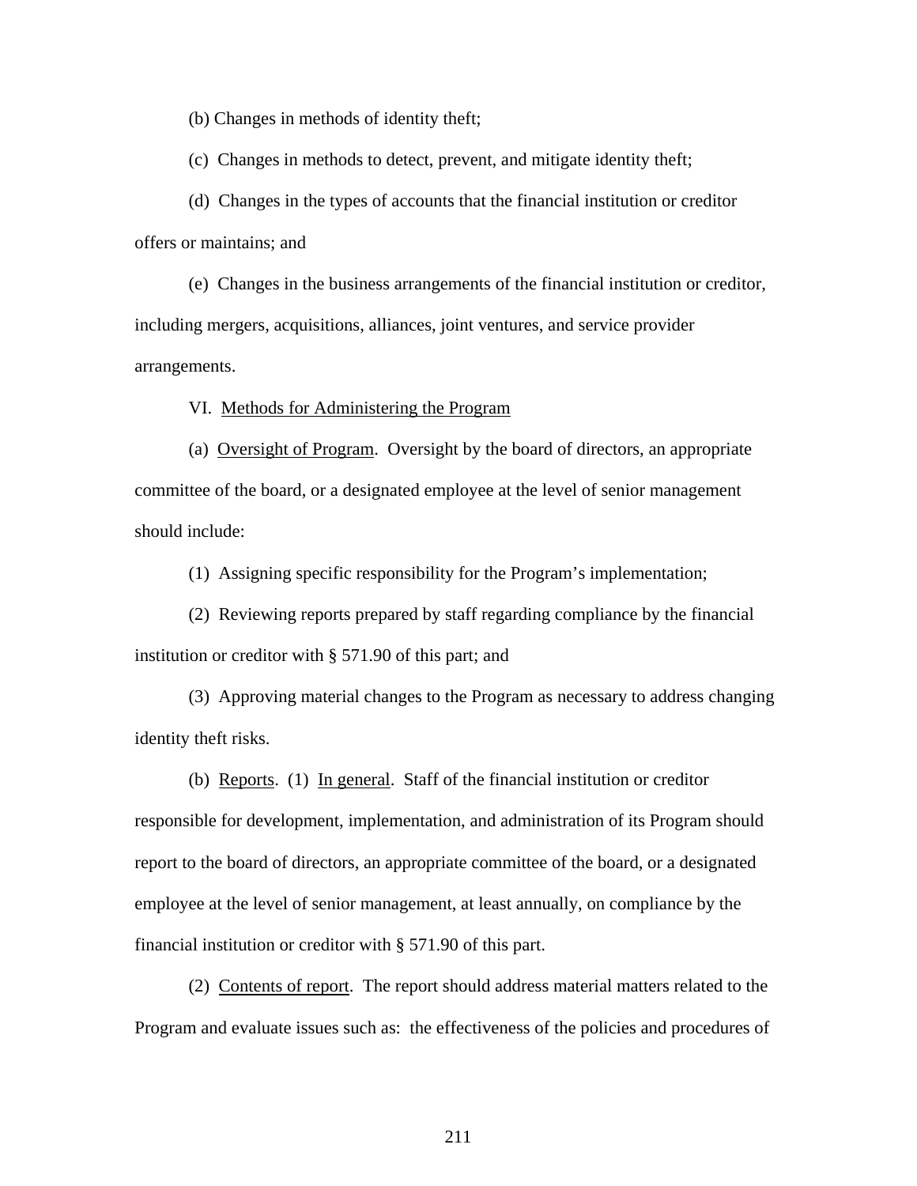(b) Changes in methods of identity theft;

(c) Changes in methods to detect, prevent, and mitigate identity theft;

(d) Changes in the types of accounts that the financial institution or creditor offers or maintains; and

(e) Changes in the business arrangements of the financial institution or creditor, including mergers, acquisitions, alliances, joint ventures, and service provider arrangements.

VI. Methods for Administering the Program

(a) Oversight of Program. Oversight by the board of directors, an appropriate committee of the board, or a designated employee at the level of senior management should include:

(1) Assigning specific responsibility for the Program's implementation;

(2) Reviewing reports prepared by staff regarding compliance by the financial institution or creditor with § 571.90 of this part; and

(3) Approving material changes to the Program as necessary to address changing identity theft risks.

(b) Reports. (1) In general. Staff of the financial institution or creditor responsible for development, implementation, and administration of its Program should report to the board of directors, an appropriate committee of the board, or a designated employee at the level of senior management, at least annually, on compliance by the financial institution or creditor with § 571.90 of this part.

(2) Contents of report. The report should address material matters related to the Program and evaluate issues such as: the effectiveness of the policies and procedures of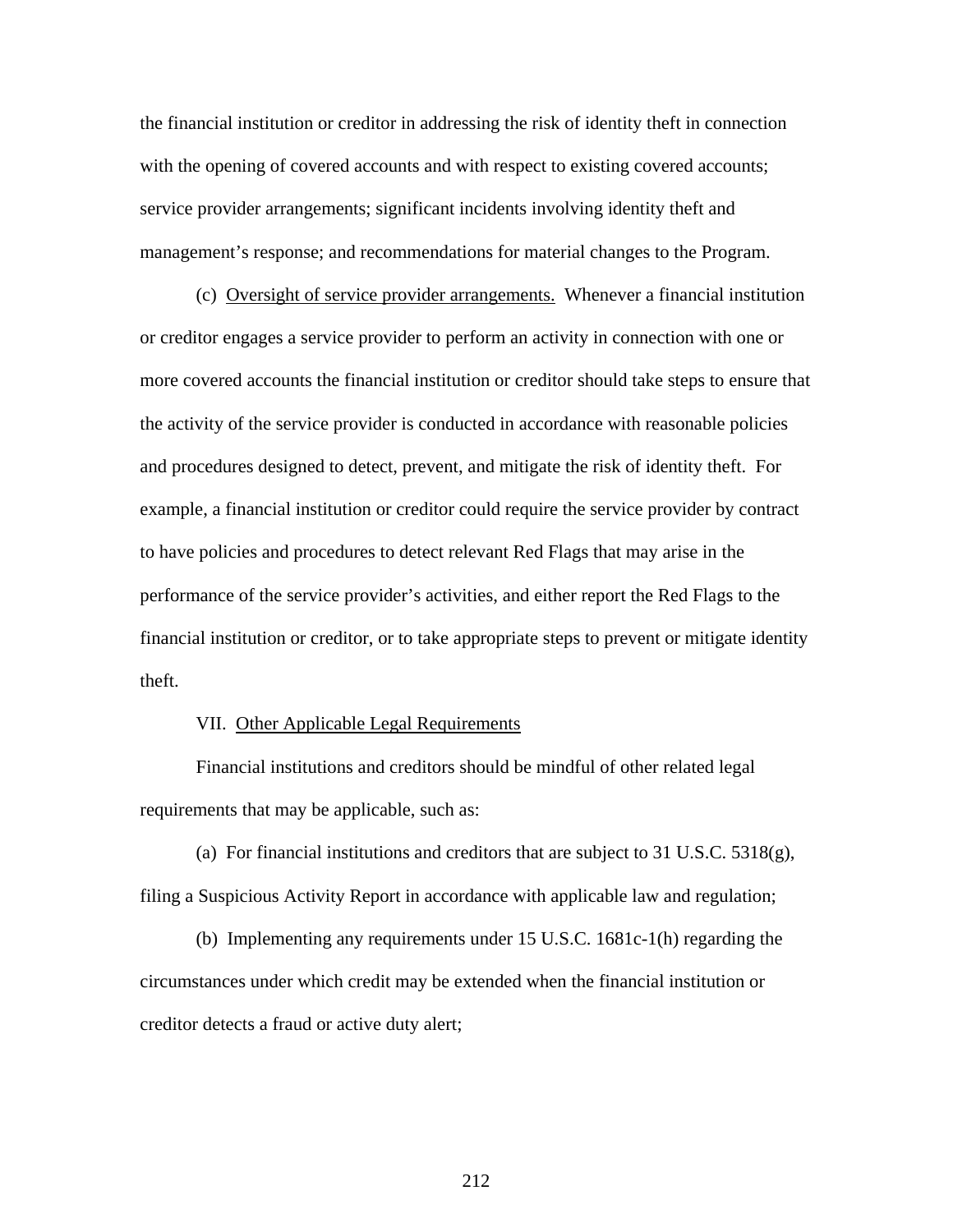the financial institution or creditor in addressing the risk of identity theft in connection with the opening of covered accounts and with respect to existing covered accounts; service provider arrangements; significant incidents involving identity theft and management's response; and recommendations for material changes to the Program.

(c) Oversight of service provider arrangements. Whenever a financial institution or creditor engages a service provider to perform an activity in connection with one or more covered accounts the financial institution or creditor should take steps to ensure that the activity of the service provider is conducted in accordance with reasonable policies and procedures designed to detect, prevent, and mitigate the risk of identity theft. For example, a financial institution or creditor could require the service provider by contract to have policies and procedures to detect relevant Red Flags that may arise in the performance of the service provider's activities, and either report the Red Flags to the financial institution or creditor, or to take appropriate steps to prevent or mitigate identity theft.

VII. Other Applicable Legal Requirements

Financial institutions and creditors should be mindful of other related legal requirements that may be applicable, such as:

(a) For financial institutions and creditors that are subject to 31 U.S.C. 5318(g), filing a Suspicious Activity Report in accordance with applicable law and regulation;

(b) Implementing any requirements under 15 U.S.C. 1681c-1(h) regarding the circumstances under which credit may be extended when the financial institution or creditor detects a fraud or active duty alert;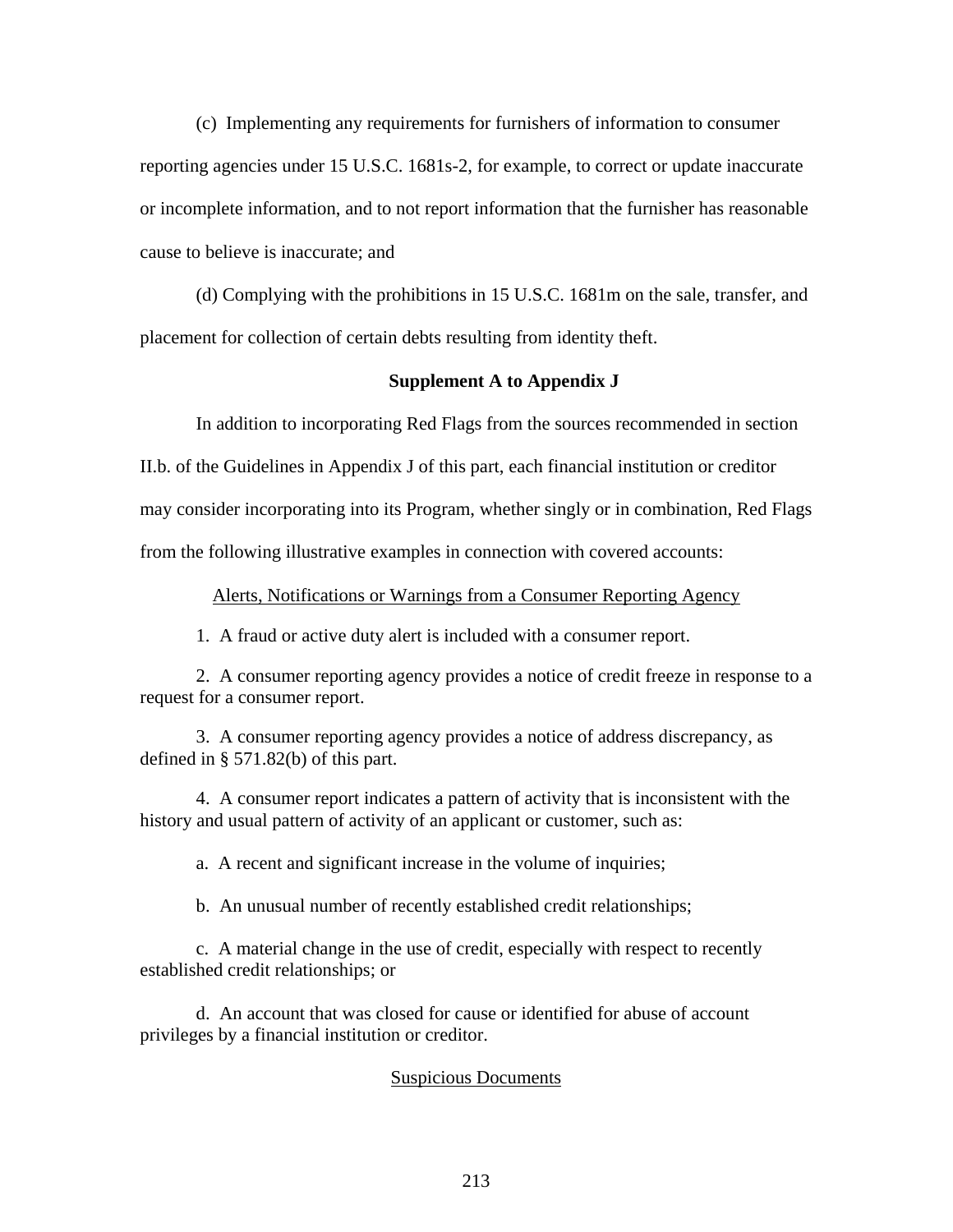(c) Implementing any requirements for furnishers of information to consumer reporting agencies under 15 U.S.C. 1681s-2, for example, to correct or update inaccurate or incomplete information, and to not report information that the furnisher has reasonable cause to believe is inaccurate; and

(d) Complying with the prohibitions in 15 U.S.C. 1681m on the sale, transfer, and placement for collection of certain debts resulting from identity theft.

**Supplement A to Appendix J**

In addition to incorporating Red Flags from the sources recommended in section II.b. of the Guidelines in Appendix J of this part, each financial institution or creditor may consider incorporating into its Program, whether singly or in combination, Red Flags from the following illustrative examples in connection with covered accounts:

Alerts, Notifications or Warnings from a Consumer Reporting Agency

1. A fraud or active duty alert is included with a consumer report.

2. A consumer reporting agency provides a notice of credit freeze in response to a request for a consumer report.

3. A consumer reporting agency provides a notice of address discrepancy, as defined in § 571.82(b) of this part.

4. A consumer report indicates a pattern of activity that is inconsistent with the history and usual pattern of activity of an applicant or customer, such as:

a. A recent and significant increase in the volume of inquiries;

b. An unusual number of recently established credit relationships;

c. A material change in the use of credit, especially with respect to recently established credit relationships; or

d. An account that was closed for cause or identified for abuse of account privileges by a financial institution or creditor.

Suspicious Documents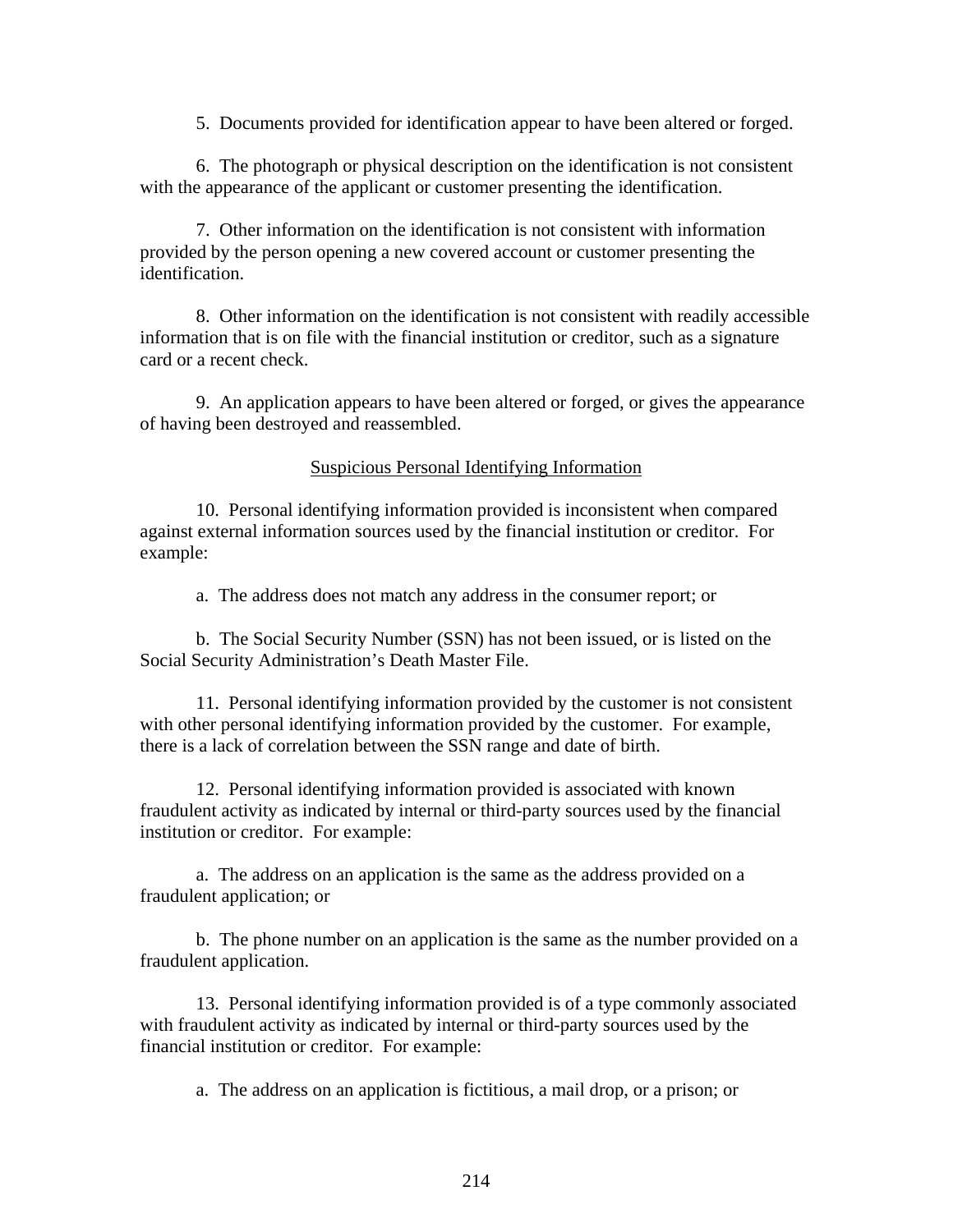5. Documents provided for identification appear to have been altered or forged.

6. The photograph or physical description on the identification is not consistent with the appearance of the applicant or customer presenting the identification.

7. Other information on the identification is not consistent with information provided by the person opening a new covered account or customer presenting the identification.

8. Other information on the identification is not consistent with readily accessible information that is on file with the financial institution or creditor, such as a signature card or a recent check.

9. An application appears to have been altered or forged, or gives the appearance of having been destroyed and reassembled.

<u>Suspicious Personal Identifying Information</u>

10. Personal identifying information provided is inconsistent when compared against external information sources used by the financial institution or creditor. For example:

a. The address does not match any address in the consumer report; or

b. The Social Security Number (SSN) has not been issued, or is listed on the Social Security Administration's Death Master File.

11. Personal identifying information provided by the customer is not consistent with other personal identifying information provided by the customer. For example, there is a lack of correlation between the SSN range and date of birth.

12. Personal identifying information provided is associated with known fraudulent activity as indicated by internal or third-party sources used by the financial institution or creditor. For example:

a. The address on an application is the same as the address provided on a fraudulent application; or

b. The phone number on an application is the same as the number provided on a fraudulent application.

13. Personal identifying information provided is of a type commonly associated with fraudulent activity as indicated by internal or third-party sources used by the financial institution or creditor. For example:

a. The address on an application is fictitious, a mail drop, or a prison; or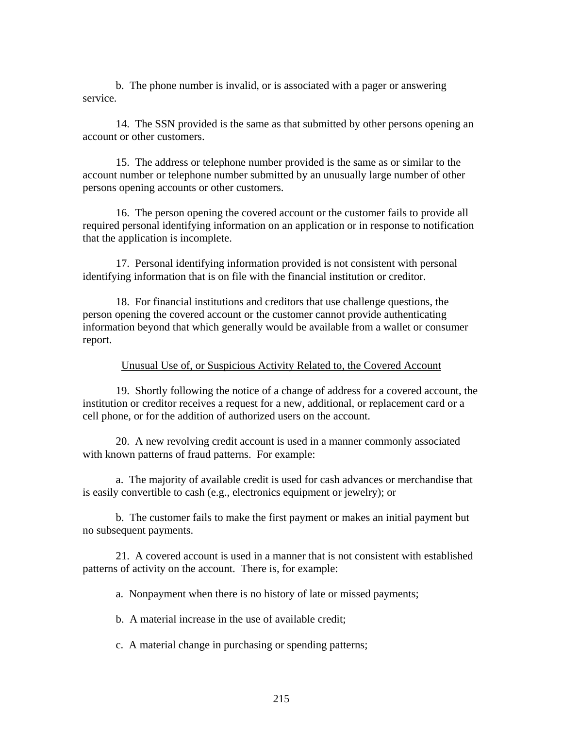b. The phone number is invalid, or is associated with a pager or answering service.

14. The SSN provided is the same as that submitted by other persons opening an account or other customers.

15. The address or telephone number provided is the same as or similar to the account number or telephone number submitted by an unusually large number of other persons opening accounts or other customers.

16. The person opening the covered account or the customer fails to provide all required personal identifying information on an application or in response to notification that the application is incomplete.

17. Personal identifying information provided is not consistent with personal identifying information that is on file with the financial institution or creditor.

18. For financial institutions and creditors that use challenge questions, the person opening the covered account or the customer cannot provide authenticating information beyond that which generally would be available from a wallet or consumer report.

<u>Unusual Use of, or Suspicious Activity Related to, the Covered Account</u>

19. Shortly following the notice of a change of address for a covered account, the institution or creditor receives a request for a new, additional, or replacement card or a cell phone, or for the addition of authorized users on the account.

20. A new revolving credit account is used in a manner commonly associated with known patterns of fraud patterns. For example:

a. The majority of available credit is used for cash advances or merchandise that is easily convertible to cash (e.g., electronics equipment or jewelry); or

b. The customer fails to make the first payment or makes an initial payment but no subsequent payments.

21. A covered account is used in a manner that is not consistent with established patterns of activity on the account. There is, for example:

a. Nonpayment when there is no history of late or missed payments;

b. A material increase in the use of available credit;

c. A material change in purchasing or spending patterns;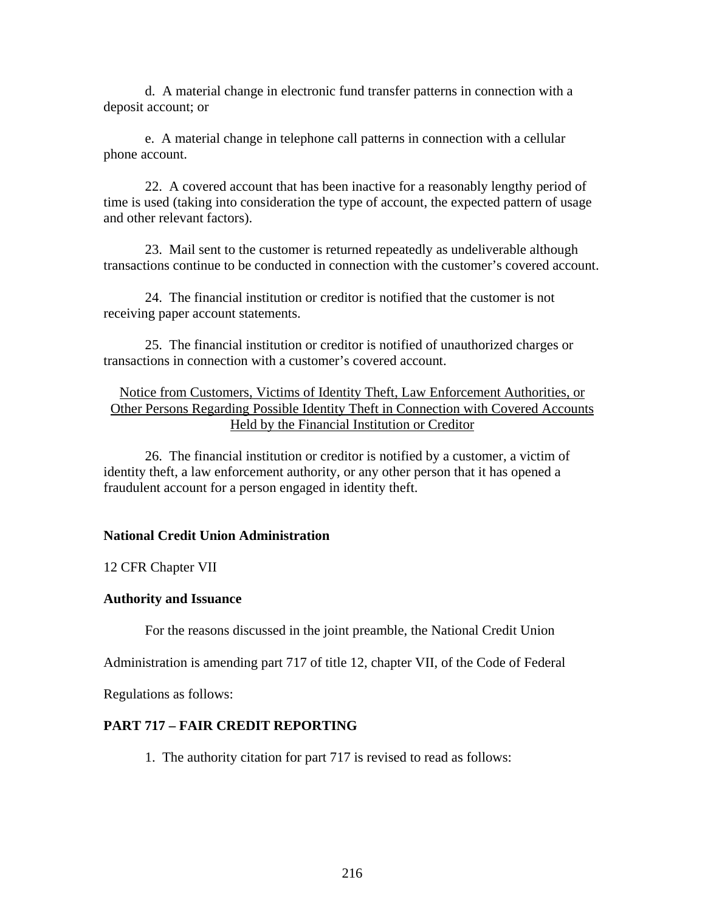d. A material change in electronic fund transfer patterns in connection with a deposit account; or

e. A material change in telephone call patterns in connection with a cellular phone account.

22. A covered account that has been inactive for a reasonably lengthy period of time is used (taking into consideration the type of account, the expected pattern of usage and other relevant factors).

23. Mail sent to the customer is returned repeatedly as undeliverable although transactions continue to be conducted in connection with the customer's covered account.

24. The financial institution or creditor is notified that the customer is not receiving paper account statements.

25. The financial institution or creditor is notified of unauthorized charges or transactions in connection with a customer's covered account.

<u>Notice from Customers, Victims of Identity Theft, Law Enforcement Authorities, or Other Persons Regarding Possible Identity Theft in Connection with Covered Accounts Held by the Financial Institution or Creditor</u>

26. The financial institution or creditor is notified by a customer, a victim of identity theft, a law enforcement authority, or any other person that it has opened a fraudulent account for a person engaged in identity theft.

**National Credit Union Administration**

12 CFR Chapter VII

**Authority and Issuance**

For the reasons discussed in the joint preamble, the National Credit Union Administration is amending part 717 of title 12, chapter VII, of the Code of Federal Regulations as follows:

**PART 717 – FAIR CREDIT REPORTING**

1. The authority citation for part 717 is revised to read as follows: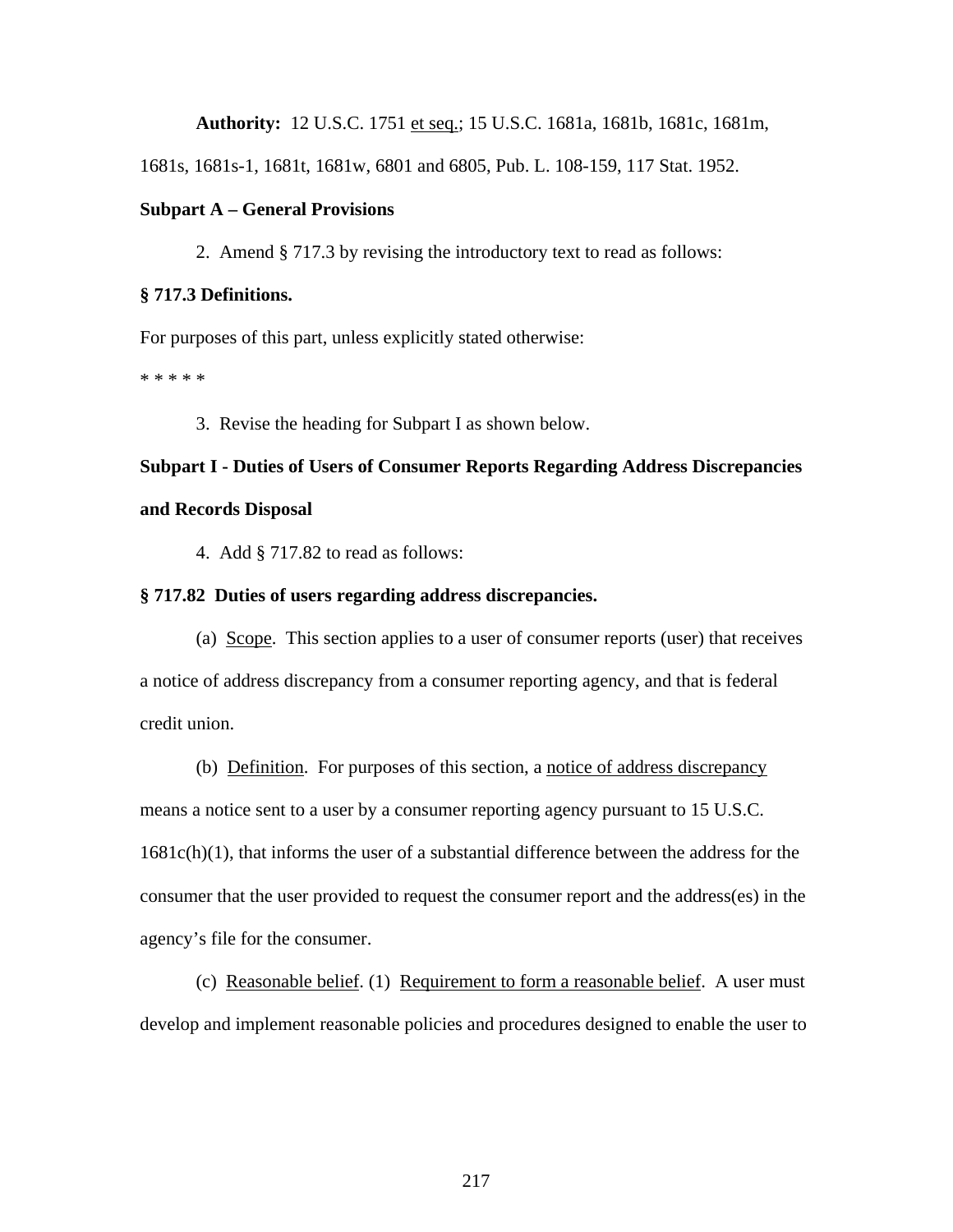**Authority:** 12 U.S.C. 1751 et seq.; 15 U.S.C. 1681a, 1681b, 1681c, 1681m, 1681s, 1681s-1, 1681t, 1681w, 6801 and 6805, Pub. L. 108-159, 117 Stat. 1952.

**Subpart A – General Provisions**

2. Amend § 717.3 by revising the introductory text to read as follows:

**§ 717.3 Definitions.**

For purposes of this part, unless explicitly stated otherwise:

* * * * *

3. Revise the heading for Subpart I as shown below.

**Subpart I - Duties of Users of Consumer Reports Regarding Address Discrepancies and Records Disposal**

4. Add § 717.82 to read as follows:

**§ 717.82 Duties of users regarding address discrepancies.**

(a) Scope. This section applies to a user of consumer reports (user) that receives a notice of address discrepancy from a consumer reporting agency, and that is federal credit union.

(b) Definition. For purposes of this section, a notice of address discrepancy means a notice sent to a user by a consumer reporting agency pursuant to 15 U.S.C. 1681c(h)(1), that informs the user of a substantial difference between the address for the consumer that the user provided to request the consumer report and the address(es) in the agency's file for the consumer.

(c) Reasonable belief. (1) Requirement to form a reasonable belief. A user must develop and implement reasonable policies and procedures designed to enable the user to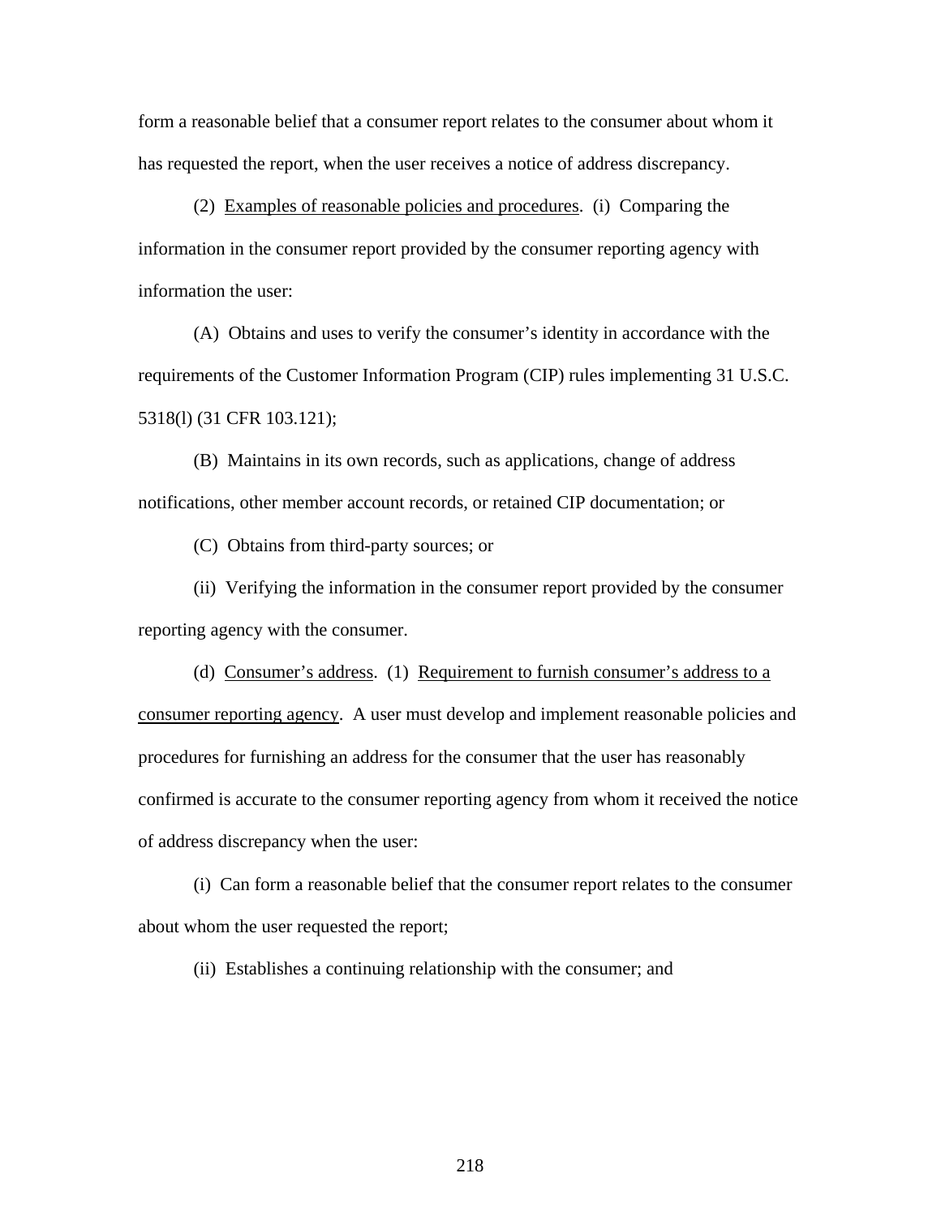form a reasonable belief that a consumer report relates to the consumer about whom it has requested the report, when the user receives a notice of address discrepancy.

(2) Examples of reasonable policies and procedures. (i) Comparing the information in the consumer report provided by the consumer reporting agency with information the user:

(A) Obtains and uses to verify the consumer's identity in accordance with the requirements of the Customer Information Program (CIP) rules implementing 31 U.S.C. 5318(l) (31 CFR 103.121);

(B) Maintains in its own records, such as applications, change of address notifications, other member account records, or retained CIP documentation; or

(C) Obtains from third-party sources; or

(ii) Verifying the information in the consumer report provided by the consumer reporting agency with the consumer.

(d) Consumer's address. (1) Requirement to furnish consumer's address to a consumer reporting agency. A user must develop and implement reasonable policies and procedures for furnishing an address for the consumer that the user has reasonably confirmed is accurate to the consumer reporting agency from whom it received the notice of address discrepancy when the user:

(i) Can form a reasonable belief that the consumer report relates to the consumer about whom the user requested the report;

(ii) Establishes a continuing relationship with the consumer; and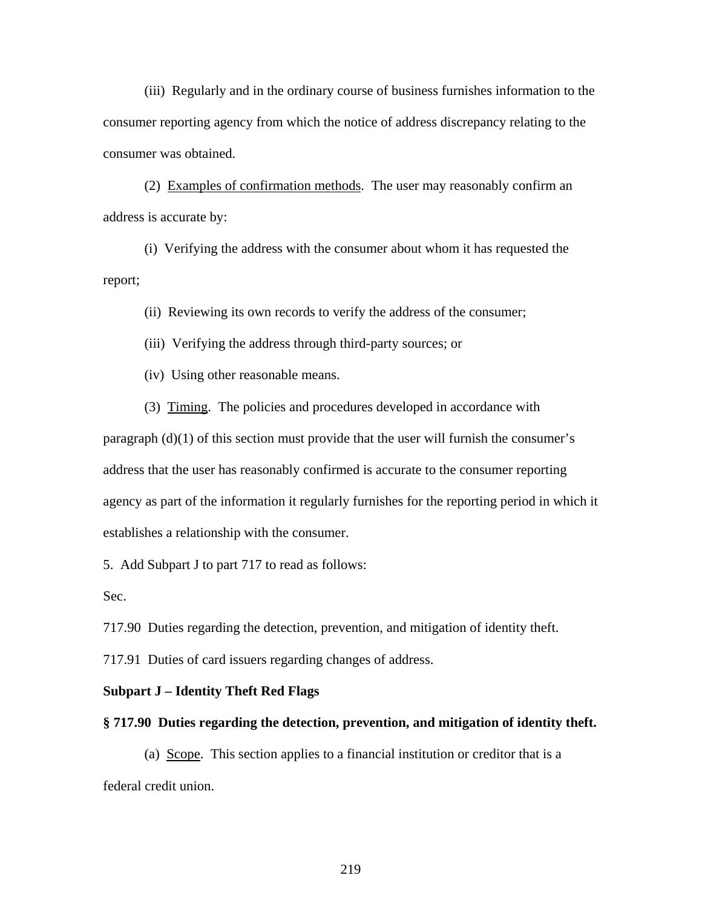(iii) Regularly and in the ordinary course of business furnishes information to the consumer reporting agency from which the notice of address discrepancy relating to the consumer was obtained.

(2) Examples of confirmation methods. The user may reasonably confirm an address is accurate by:

(i) Verifying the address with the consumer about whom it has requested the report;

(ii) Reviewing its own records to verify the address of the consumer;

(iii) Verifying the address through third-party sources; or

(iv) Using other reasonable means.

(3) Timing. The policies and procedures developed in accordance with paragraph (d)(1) of this section must provide that the user will furnish the consumer's address that the user has reasonably confirmed is accurate to the consumer reporting agency as part of the information it regularly furnishes for the reporting period in which it establishes a relationship with the consumer.

5. Add Subpart J to part 717 to read as follows:

Sec.

717.90 Duties regarding the detection, prevention, and mitigation of identity theft.

717.91 Duties of card issuers regarding changes of address.

**Subpart J – Identity Theft Red Flags**

**§ 717.90 Duties regarding the detection, prevention, and mitigation of identity theft.**

(a) Scope. This section applies to a financial institution or creditor that is a federal credit union.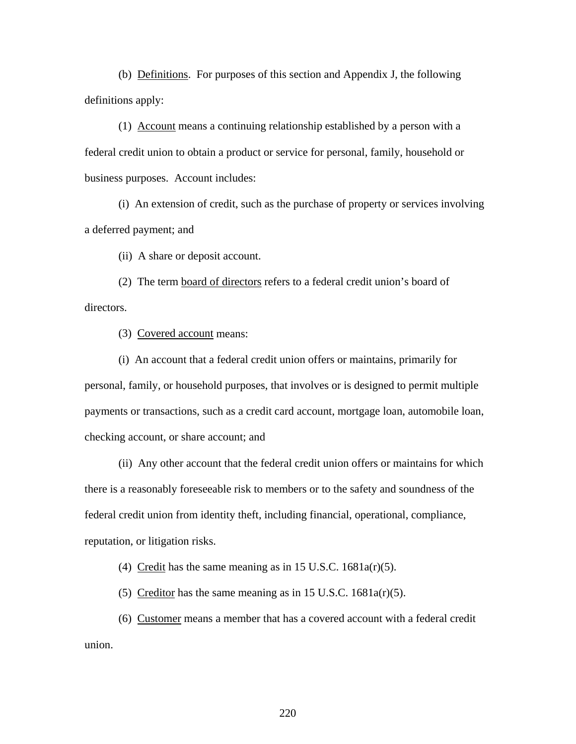(b) Definitions. For purposes of this section and Appendix J, the following definitions apply:

(1) Account means a continuing relationship established by a person with a federal credit union to obtain a product or service for personal, family, household or business purposes. Account includes:

(i) An extension of credit, such as the purchase of property or services involving a deferred payment; and

(ii) A share or deposit account.

(2) The term board of directors refers to a federal credit union's board of directors.

(3) Covered account means:

(i) An account that a federal credit union offers or maintains, primarily for personal, family, or household purposes, that involves or is designed to permit multiple payments or transactions, such as a credit card account, mortgage loan, automobile loan, checking account, or share account; and

(ii) Any other account that the federal credit union offers or maintains for which there is a reasonably foreseeable risk to members or to the safety and soundness of the federal credit union from identity theft, including financial, operational, compliance, reputation, or litigation risks.

(4) Credit has the same meaning as in 15 U.S.C. 1681a(r)(5).

(5) Creditor has the same meaning as in 15 U.S.C. 1681a(r)(5).

(6) Customer means a member that has a covered account with a federal credit union.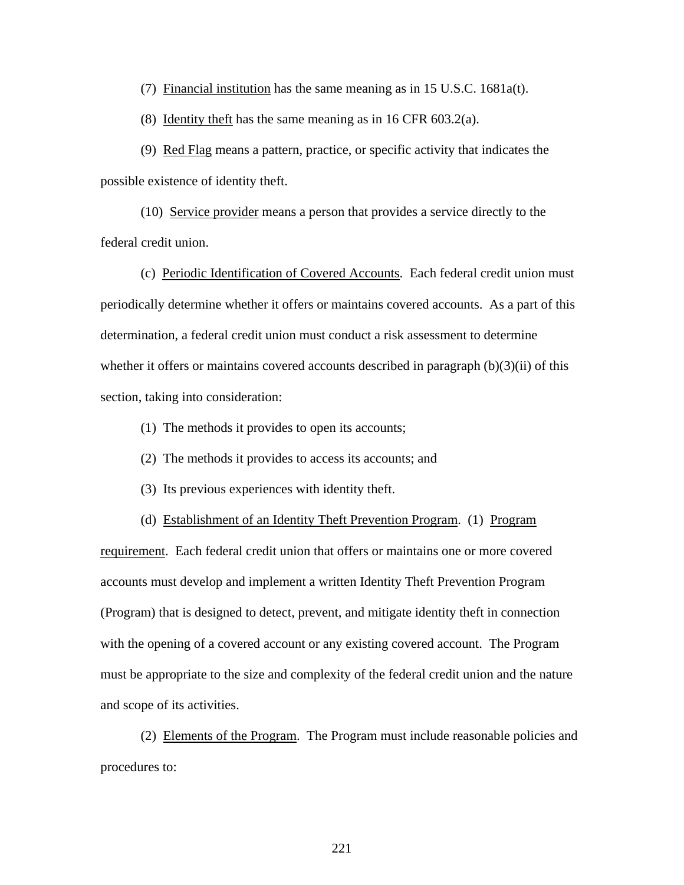(7) Financial institution has the same meaning as in 15 U.S.C. 1681a(t).

(8) Identity theft has the same meaning as in 16 CFR 603.2(a).

(9) Red Flag means a pattern, practice, or specific activity that indicates the possible existence of identity theft.

(10) Service provider means a person that provides a service directly to the federal credit union.

(c) Periodic Identification of Covered Accounts. Each federal credit union must periodically determine whether it offers or maintains covered accounts. As a part of this determination, a federal credit union must conduct a risk assessment to determine whether it offers or maintains covered accounts described in paragraph (b)(3)(ii) of this section, taking into consideration:

(1) The methods it provides to open its accounts;

(2) The methods it provides to access its accounts; and

(3) Its previous experiences with identity theft.

(d) Establishment of an Identity Theft Prevention Program. (1) Program requirement. Each federal credit union that offers or maintains one or more covered accounts must develop and implement a written Identity Theft Prevention Program (Program) that is designed to detect, prevent, and mitigate identity theft in connection with the opening of a covered account or any existing covered account. The Program must be appropriate to the size and complexity of the federal credit union and the nature and scope of its activities.

(2) Elements of the Program. The Program must include reasonable policies and procedures to: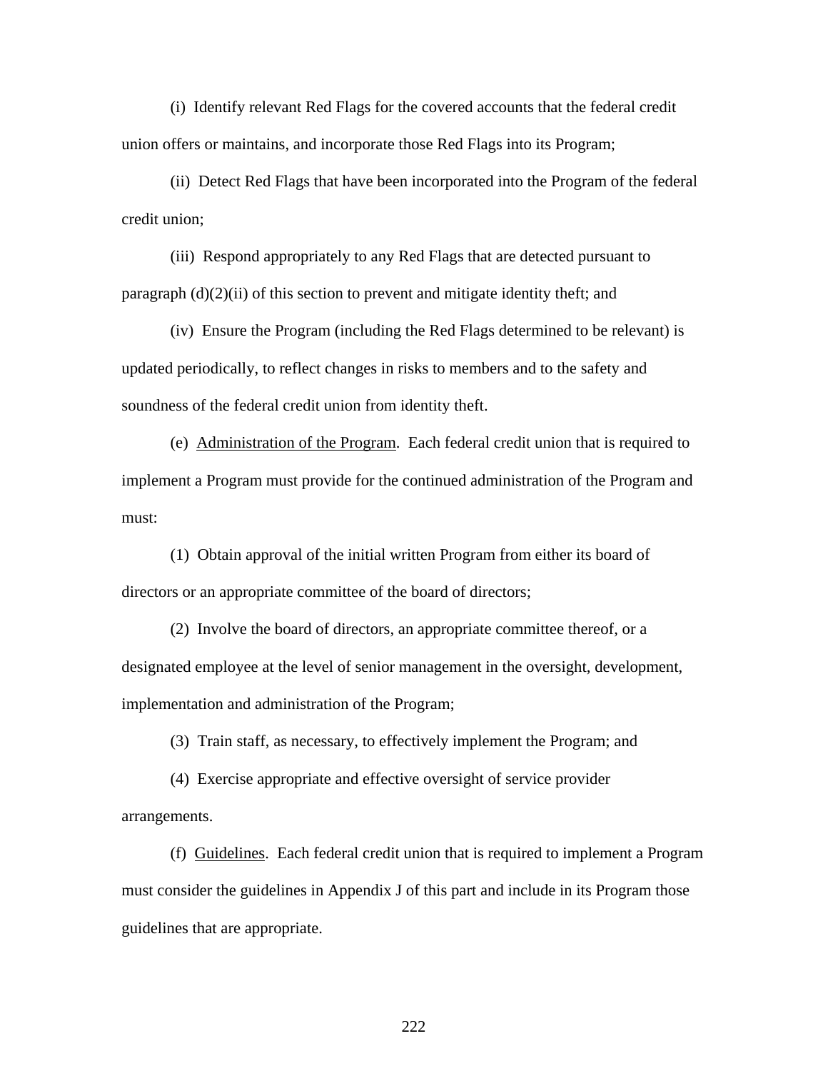(i) Identify relevant Red Flags for the covered accounts that the federal credit union offers or maintains, and incorporate those Red Flags into its Program;

(ii) Detect Red Flags that have been incorporated into the Program of the federal credit union;

(iii) Respond appropriately to any Red Flags that are detected pursuant to paragraph (d)(2)(ii) of this section to prevent and mitigate identity theft; and

(iv) Ensure the Program (including the Red Flags determined to be relevant) is updated periodically, to reflect changes in risks to members and to the safety and soundness of the federal credit union from identity theft.

(e) Administration of the Program. Each federal credit union that is required to implement a Program must provide for the continued administration of the Program and must:

(1) Obtain approval of the initial written Program from either its board of directors or an appropriate committee of the board of directors;

(2) Involve the board of directors, an appropriate committee thereof, or a designated employee at the level of senior management in the oversight, development, implementation and administration of the Program;

(3) Train staff, as necessary, to effectively implement the Program; and

(4) Exercise appropriate and effective oversight of service provider arrangements.

(f) Guidelines. Each federal credit union that is required to implement a Program must consider the guidelines in Appendix J of this part and include in its Program those guidelines that are appropriate.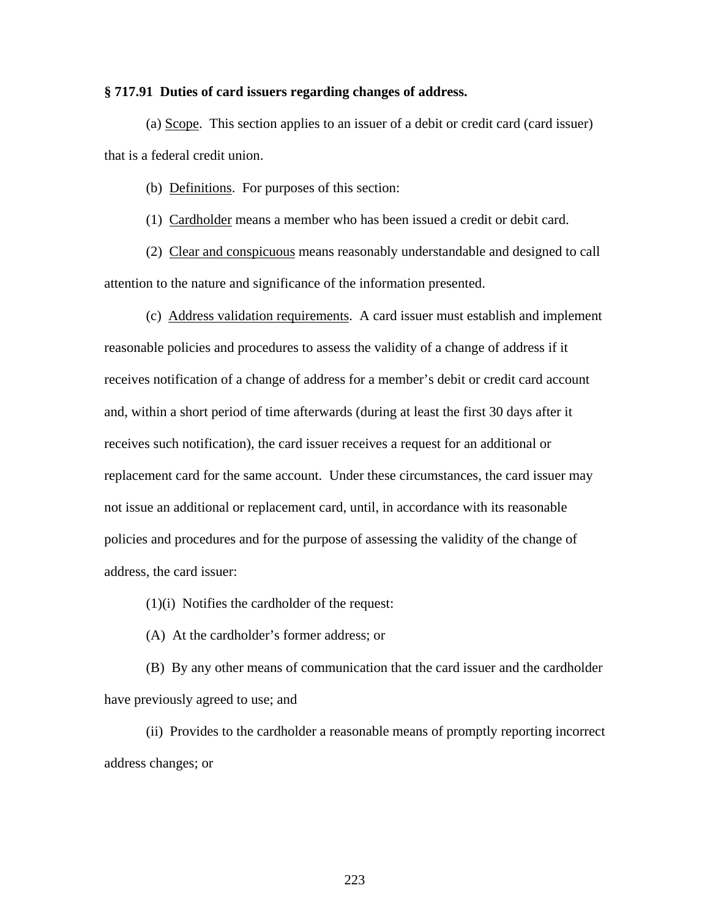**§ 717.91 Duties of card issuers regarding changes of address.**

(a) Scope. This section applies to an issuer of a debit or credit card (card issuer) that is a federal credit union.

(b) Definitions. For purposes of this section:

(1) Cardholder means a member who has been issued a credit or debit card.

(2) Clear and conspicuous means reasonably understandable and designed to call attention to the nature and significance of the information presented.

(c) Address validation requirements. A card issuer must establish and implement reasonable policies and procedures to assess the validity of a change of address if it receives notification of a change of address for a member's debit or credit card account and, within a short period of time afterwards (during at least the first 30 days after it receives such notification), the card issuer receives a request for an additional or replacement card for the same account. Under these circumstances, the card issuer may not issue an additional or replacement card, until, in accordance with its reasonable policies and procedures and for the purpose of assessing the validity of the change of address, the card issuer:

(1)(i) Notifies the cardholder of the request:

(A) At the cardholder's former address; or

(B) By any other means of communication that the card issuer and the cardholder have previously agreed to use; and

(ii) Provides to the cardholder a reasonable means of promptly reporting incorrect address changes; or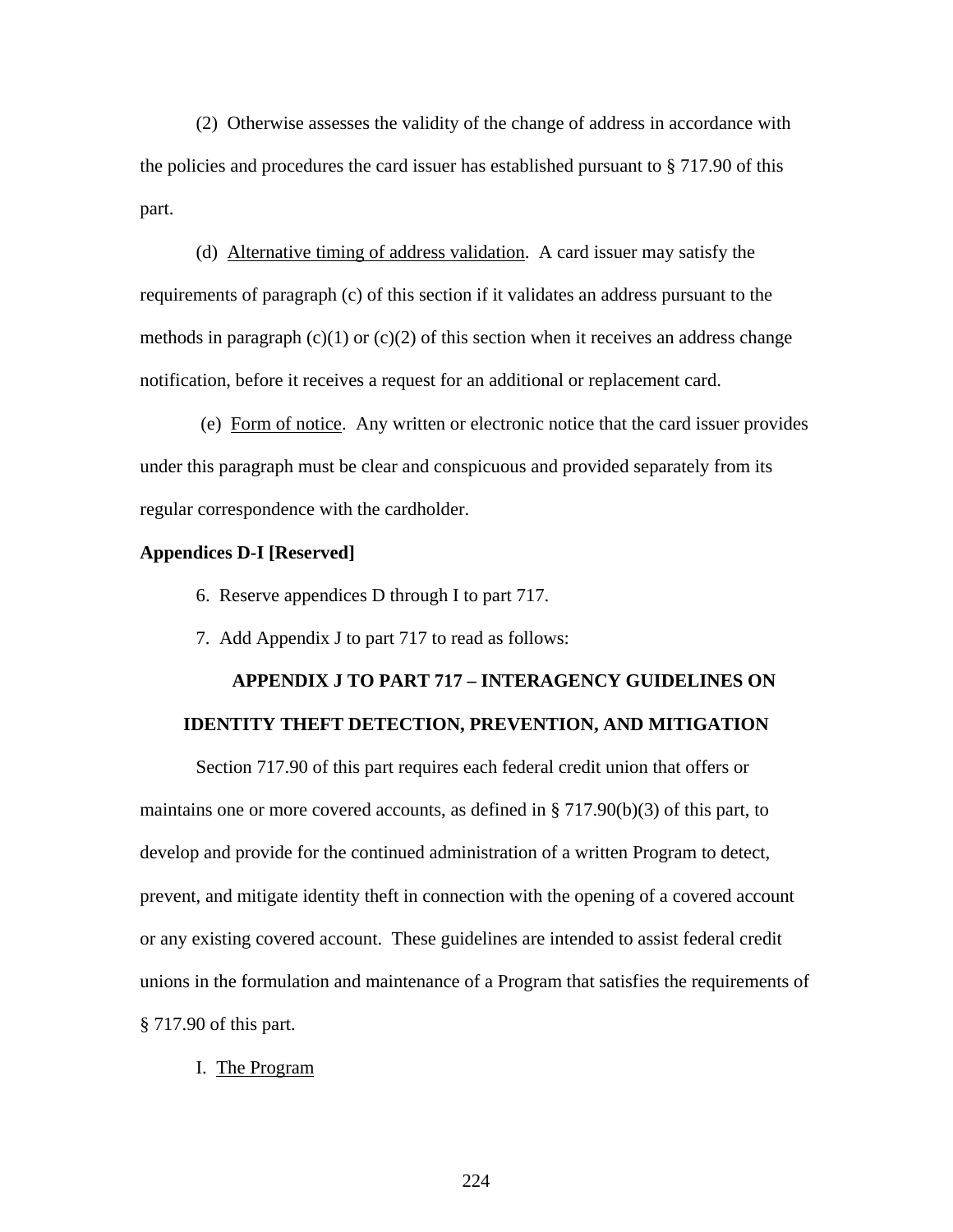(2) Otherwise assesses the validity of the change of address in accordance with the policies and procedures the card issuer has established pursuant to § 717.90 of this part.

(d) Alternative timing of address validation. A card issuer may satisfy the requirements of paragraph (c) of this section if it validates an address pursuant to the methods in paragraph (c)(1) or (c)(2) of this section when it receives an address change notification, before it receives a request for an additional or replacement card.

(e) Form of notice. Any written or electronic notice that the card issuer provides under this paragraph must be clear and conspicuous and provided separately from its regular correspondence with the cardholder.

**Appendices D-I [Reserved]**

6. Reserve appendices D through I to part 717.

7. Add Appendix J to part 717 to read as follows:

**APPENDIX J TO PART 717 – INTERAGENCY GUIDELINES ON IDENTITY THEFT DETECTION, PREVENTION, AND MITIGATION**

Section 717.90 of this part requires each federal credit union that offers or maintains one or more covered accounts, as defined in § 717.90(b)(3) of this part, to develop and provide for the continued administration of a written Program to detect, prevent, and mitigate identity theft in connection with the opening of a covered account or any existing covered account. These guidelines are intended to assist federal credit unions in the formulation and maintenance of a Program that satisfies the requirements of § 717.90 of this part.

I. The Program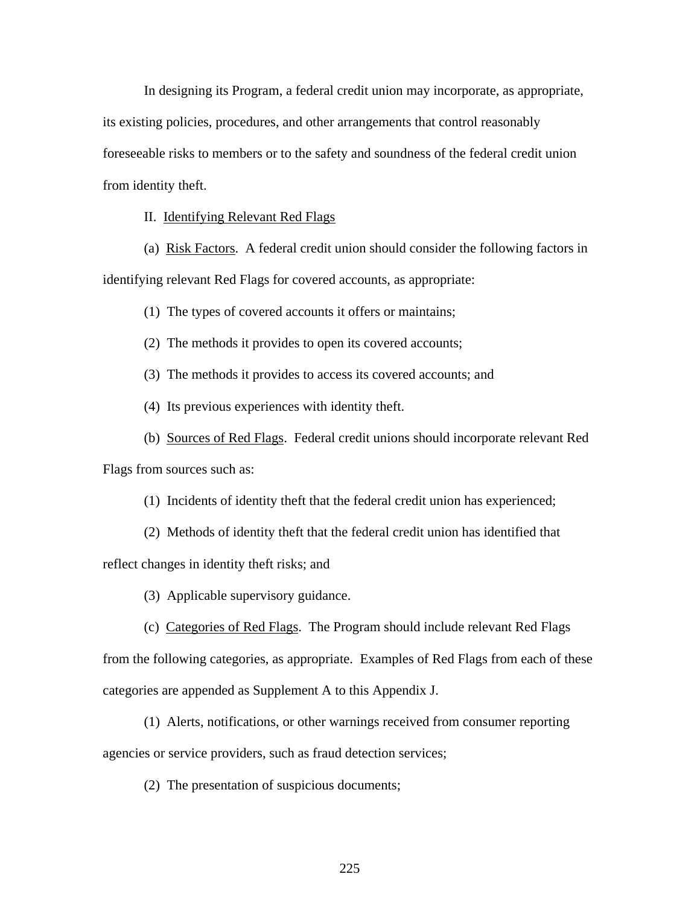In designing its Program, a federal credit union may incorporate, as appropriate, its existing policies, procedures, and other arrangements that control reasonably foreseeable risks to members or to the safety and soundness of the federal credit union from identity theft.

II. Identifying Relevant Red Flags

(a) Risk Factors. A federal credit union should consider the following factors in identifying relevant Red Flags for covered accounts, as appropriate:

(1) The types of covered accounts it offers or maintains;

(2) The methods it provides to open its covered accounts;

(3) The methods it provides to access its covered accounts; and

(4) Its previous experiences with identity theft.

(b) Sources of Red Flags. Federal credit unions should incorporate relevant Red Flags from sources such as:

(1) Incidents of identity theft that the federal credit union has experienced;

(2) Methods of identity theft that the federal credit union has identified that reflect changes in identity theft risks; and

(3) Applicable supervisory guidance.

(c) Categories of Red Flags. The Program should include relevant Red Flags from the following categories, as appropriate. Examples of Red Flags from each of these categories are appended as Supplement A to this Appendix J.

(1) Alerts, notifications, or other warnings received from consumer reporting agencies or service providers, such as fraud detection services;

(2) The presentation of suspicious documents;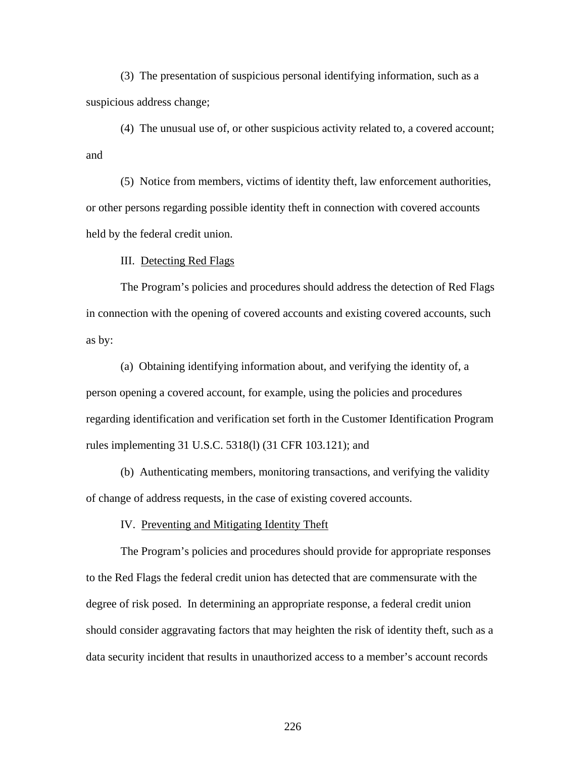(3) The presentation of suspicious personal identifying information, such as a suspicious address change;

(4) The unusual use of, or other suspicious activity related to, a covered account; and

(5) Notice from members, victims of identity theft, law enforcement authorities, or other persons regarding possible identity theft in connection with covered accounts held by the federal credit union.

III. Detecting Red Flags

The Program's policies and procedures should address the detection of Red Flags in connection with the opening of covered accounts and existing covered accounts, such as by:

(a) Obtaining identifying information about, and verifying the identity of, a person opening a covered account, for example, using the policies and procedures regarding identification and verification set forth in the Customer Identification Program rules implementing 31 U.S.C. 5318(l) (31 CFR 103.121); and

(b) Authenticating members, monitoring transactions, and verifying the validity of change of address requests, in the case of existing covered accounts.

IV. Preventing and Mitigating Identity Theft

The Program's policies and procedures should provide for appropriate responses to the Red Flags the federal credit union has detected that are commensurate with the degree of risk posed. In determining an appropriate response, a federal credit union should consider aggravating factors that may heighten the risk of identity theft, such as a data security incident that results in unauthorized access to a member's account records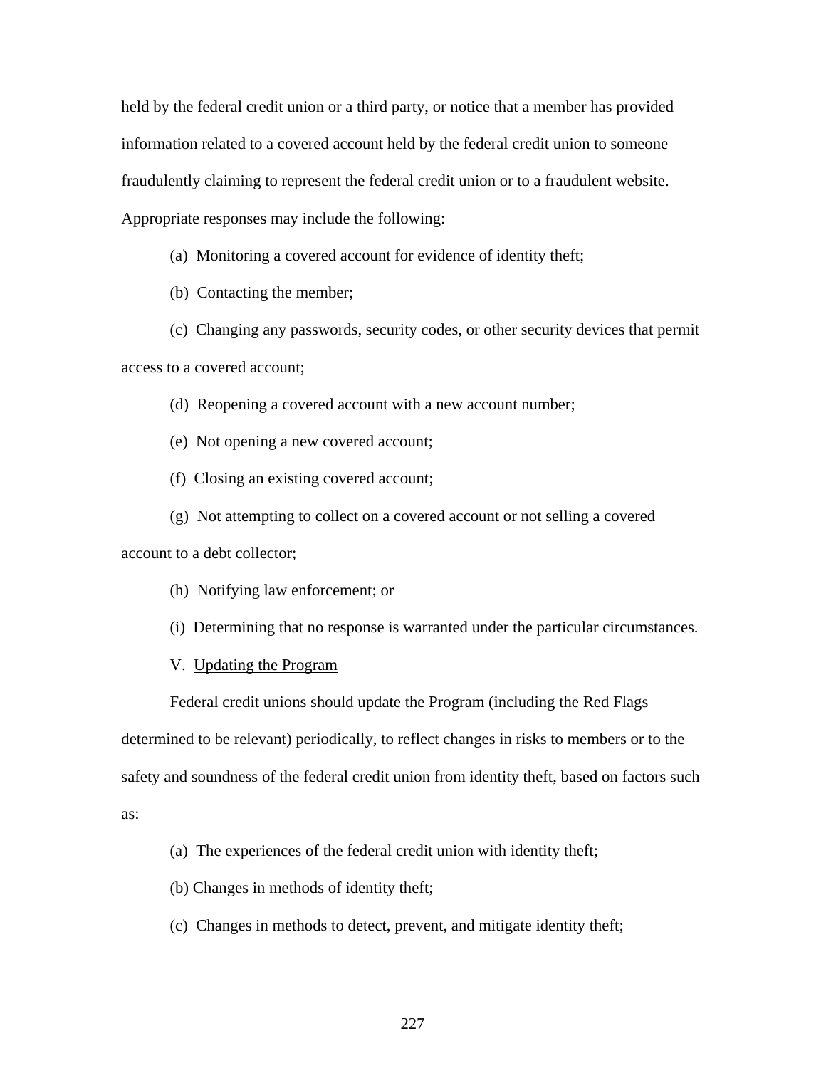held by the federal credit union or a third party, or notice that a member has provided information related to a covered account held by the federal credit union to someone fraudulently claiming to represent the federal credit union or to a fraudulent website. Appropriate responses may include the following:

(a) Monitoring a covered account for evidence of identity theft;

(b) Contacting the member;

(c) Changing any passwords, security codes, or other security devices that permit access to a covered account;

(d) Reopening a covered account with a new account number;

(e) Not opening a new covered account;

(f) Closing an existing covered account;

(g) Not attempting to collect on a covered account or not selling a covered account to a debt collector;

(h) Notifying law enforcement; or

(i) Determining that no response is warranted under the particular circumstances.

V. Updating the Program

Federal credit unions should update the Program (including the Red Flags determined to be relevant) periodically, to reflect changes in risks to members or to the safety and soundness of the federal credit union from identity theft, based on factors such as:

(a) The experiences of the federal credit union with identity theft;

(b) Changes in methods of identity theft;

(c) Changes in methods to detect, prevent, and mitigate identity theft;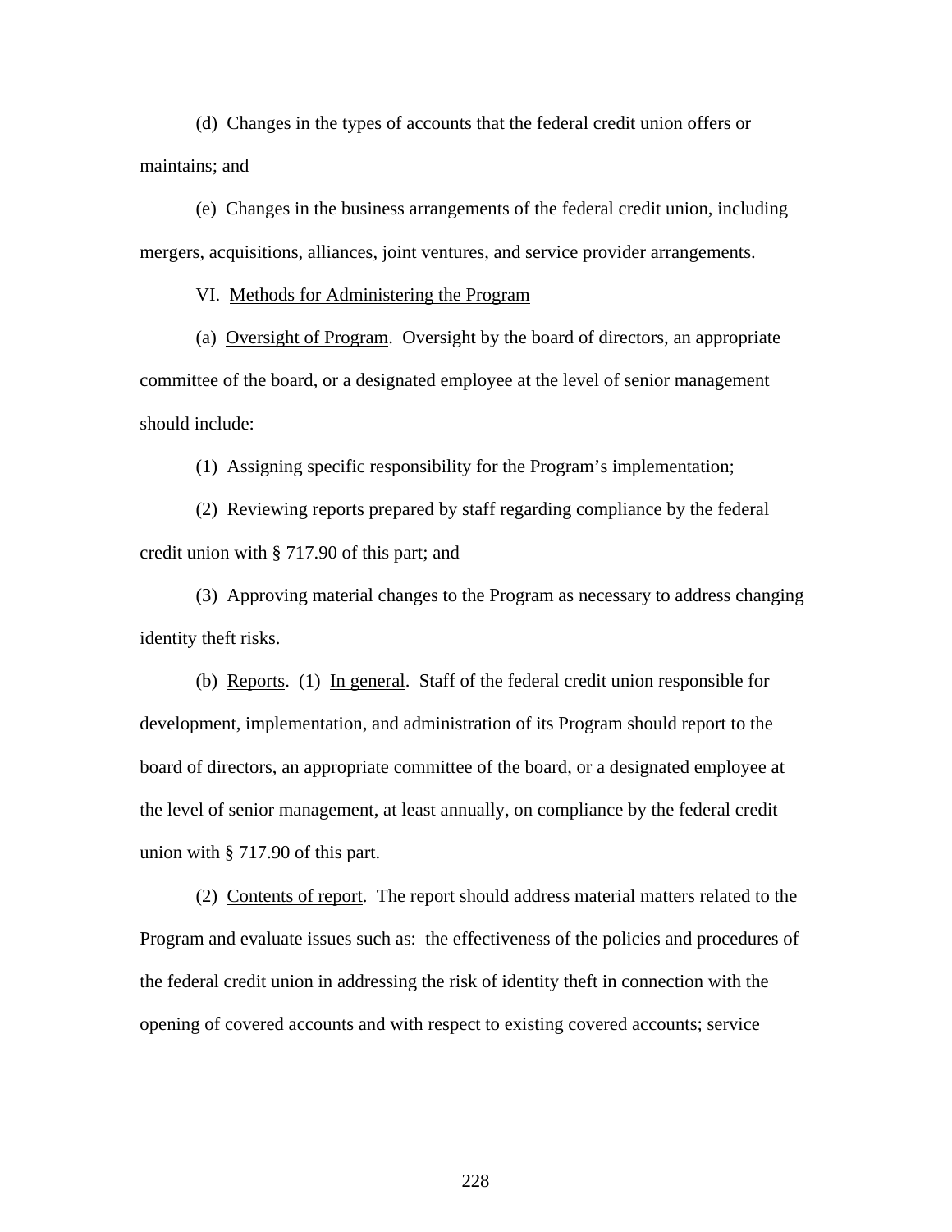(d) Changes in the types of accounts that the federal credit union offers or maintains; and

(e) Changes in the business arrangements of the federal credit union, including mergers, acquisitions, alliances, joint ventures, and service provider arrangements.

VI. Methods for Administering the Program

(a) Oversight of Program. Oversight by the board of directors, an appropriate committee of the board, or a designated employee at the level of senior management should include:

(1) Assigning specific responsibility for the Program's implementation;

(2) Reviewing reports prepared by staff regarding compliance by the federal credit union with § 717.90 of this part; and

(3) Approving material changes to the Program as necessary to address changing identity theft risks.

(b) Reports. (1) In general. Staff of the federal credit union responsible for development, implementation, and administration of its Program should report to the board of directors, an appropriate committee of the board, or a designated employee at the level of senior management, at least annually, on compliance by the federal credit union with § 717.90 of this part.

(2) Contents of report. The report should address material matters related to the Program and evaluate issues such as: the effectiveness of the policies and procedures of the federal credit union in addressing the risk of identity theft in connection with the opening of covered accounts and with respect to existing covered accounts; service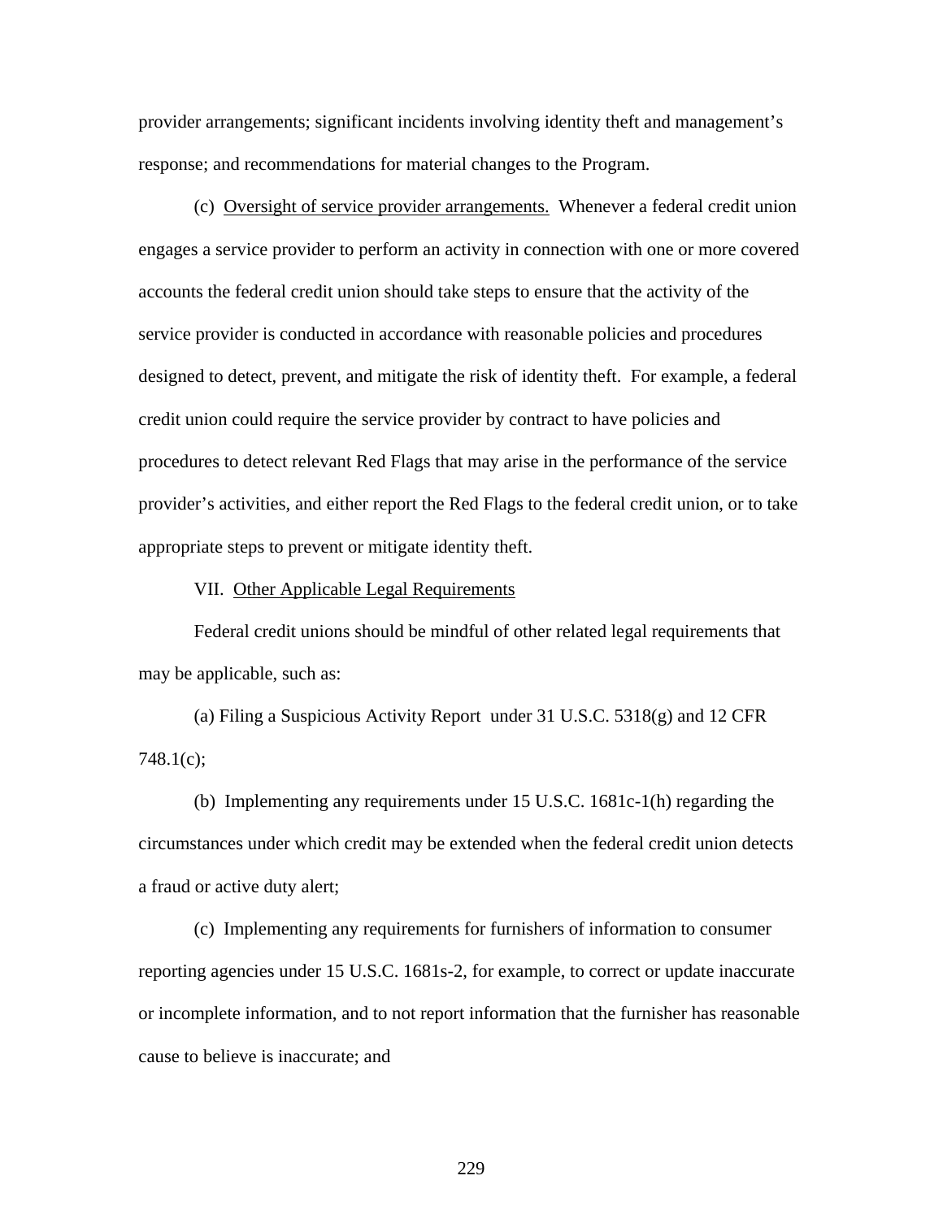provider arrangements; significant incidents involving identity theft and management's response; and recommendations for material changes to the Program.

(c) Oversight of service provider arrangements. Whenever a federal credit union engages a service provider to perform an activity in connection with one or more covered accounts the federal credit union should take steps to ensure that the activity of the service provider is conducted in accordance with reasonable policies and procedures designed to detect, prevent, and mitigate the risk of identity theft. For example, a federal credit union could require the service provider by contract to have policies and procedures to detect relevant Red Flags that may arise in the performance of the service provider's activities, and either report the Red Flags to the federal credit union, or to take appropriate steps to prevent or mitigate identity theft.

VII. Other Applicable Legal Requirements

Federal credit unions should be mindful of other related legal requirements that may be applicable, such as:

(a) Filing a Suspicious Activity Report under 31 U.S.C. 5318(g) and 12 CFR 748.1(c);

(b) Implementing any requirements under 15 U.S.C. 1681c-1(h) regarding the circumstances under which credit may be extended when the federal credit union detects a fraud or active duty alert;

(c) Implementing any requirements for furnishers of information to consumer reporting agencies under 15 U.S.C. 1681s-2, for example, to correct or update inaccurate or incomplete information, and to not report information that the furnisher has reasonable cause to believe is inaccurate; and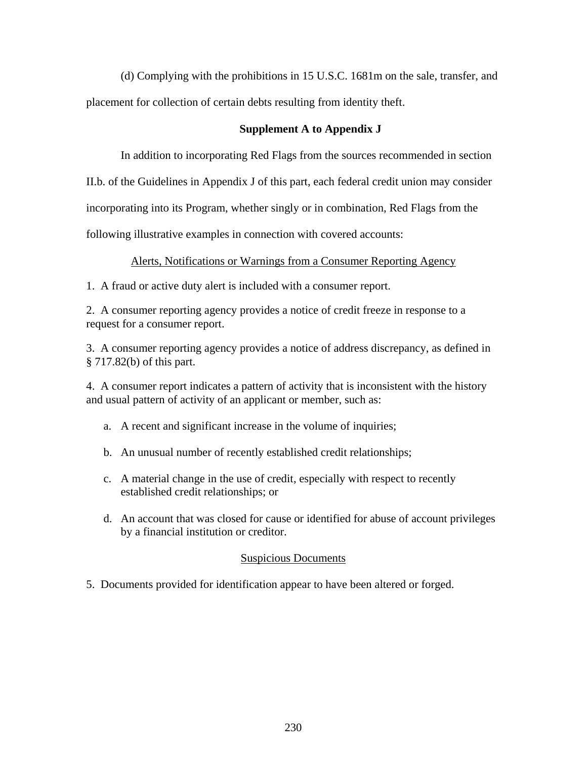(d) Complying with the prohibitions in 15 U.S.C. 1681m on the sale, transfer, and placement for collection of certain debts resulting from identity theft.

## Supplement A to Appendix J

In addition to incorporating Red Flags from the sources recommended in section II.b. of the Guidelines in Appendix J of this part, each federal credit union may consider incorporating into its Program, whether singly or in combination, Red Flags from the following illustrative examples in connection with covered accounts:

### Alerts, Notifications or Warnings from a Consumer Reporting Agency

1. A fraud or active duty alert is included with a consumer report.

2. A consumer reporting agency provides a notice of credit freeze in response to a request for a consumer report.

3. A consumer reporting agency provides a notice of address discrepancy, as defined in § 717.82(b) of this part.

4. A consumer report indicates a pattern of activity that is inconsistent with the history and usual pattern of activity of an applicant or member, such as:

   a. A recent and significant increase in the volume of inquiries;

   b. An unusual number of recently established credit relationships;

   c. A material change in the use of credit, especially with respect to recently established credit relationships; or

   d. An account that was closed for cause or identified for abuse of account privileges by a financial institution or creditor.

### Suspicious Documents

5. Documents provided for identification appear to have been altered or forged.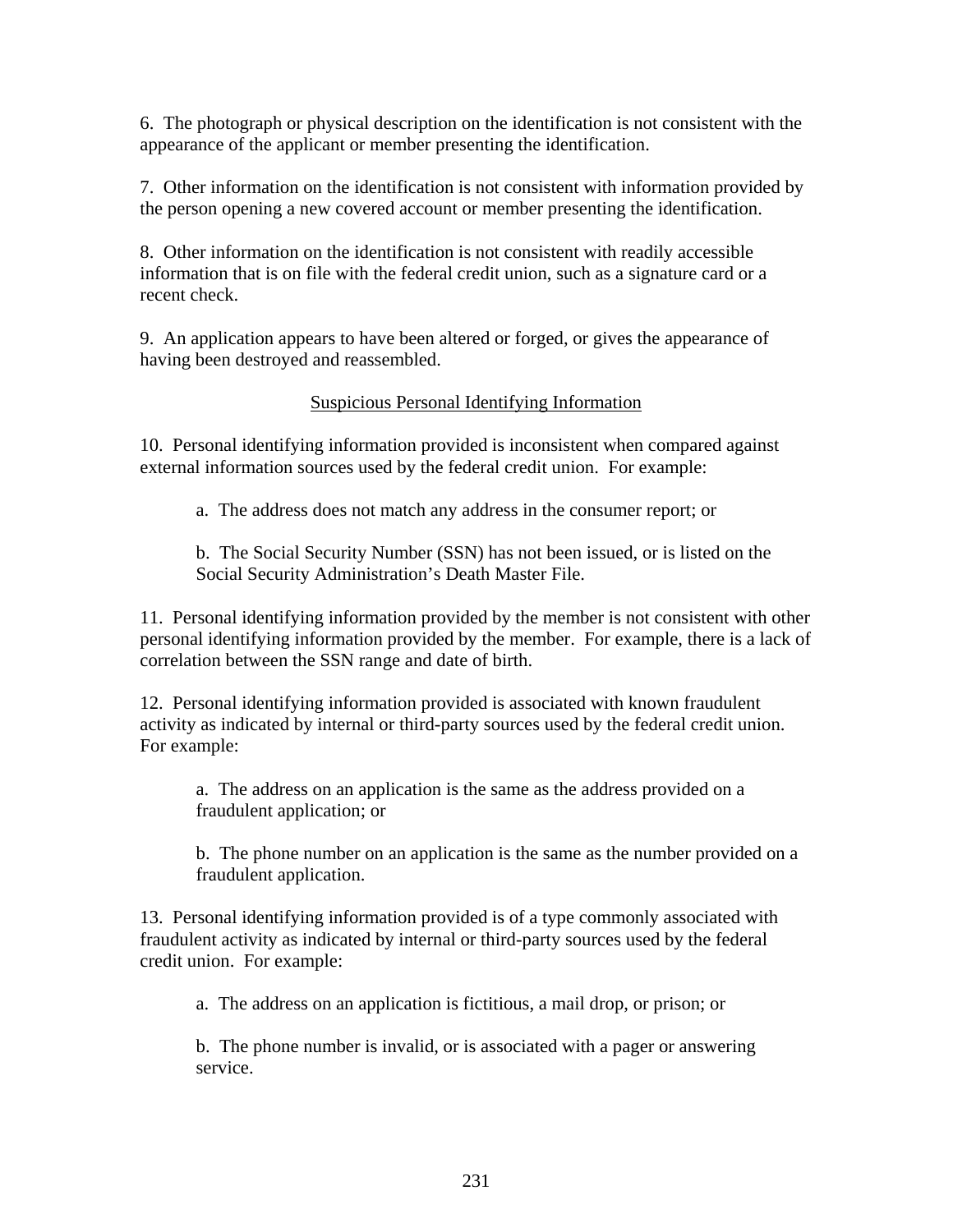6. The photograph or physical description on the identification is not consistent with the appearance of the applicant or member presenting the identification.

7. Other information on the identification is not consistent with information provided by the person opening a new covered account or member presenting the identification.

8. Other information on the identification is not consistent with readily accessible information that is on file with the federal credit union, such as a signature card or a recent check.

9. An application appears to have been altered or forged, or gives the appearance of having been destroyed and reassembled.

<u>Suspicious Personal Identifying Information</u>

10. Personal identifying information provided is inconsistent when compared against external information sources used by the federal credit union. For example:

> a. The address does not match any address in the consumer report; or
>
> b. The Social Security Number (SSN) has not been issued, or is listed on the Social Security Administration's Death Master File.

11. Personal identifying information provided by the member is not consistent with other personal identifying information provided by the member. For example, there is a lack of correlation between the SSN range and date of birth.

12. Personal identifying information provided is associated with known fraudulent activity as indicated by internal or third-party sources used by the federal credit union. For example:

> a. The address on an application is the same as the address provided on a fraudulent application; or
>
> b. The phone number on an application is the same as the number provided on a fraudulent application.

13. Personal identifying information provided is of a type commonly associated with fraudulent activity as indicated by internal or third-party sources used by the federal credit union. For example:

> a. The address on an application is fictitious, a mail drop, or prison; or
>
> b. The phone number is invalid, or is associated with a pager or answering service.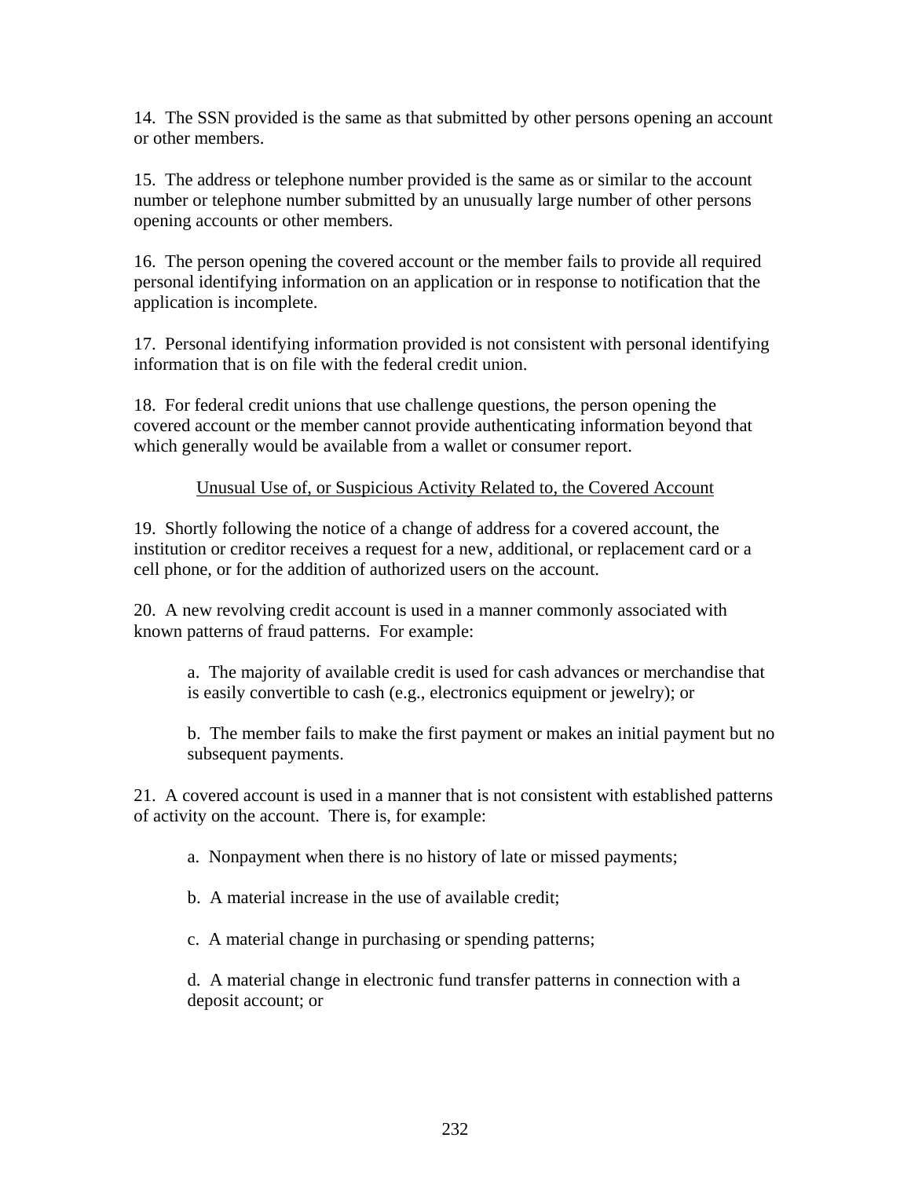14.  The SSN provided is the same as that submitted by other persons opening an account or other members.

15.  The address or telephone number provided is the same as or similar to the account number or telephone number submitted by an unusually large number of other persons opening accounts or other members.

16.  The person opening the covered account or the member fails to provide all required personal identifying information on an application or in response to notification that the application is incomplete.

17.  Personal identifying information provided is not consistent with personal identifying information that is on file with the federal credit union.

18.  For federal credit unions that use challenge questions, the person opening the covered account or the member cannot provide authenticating information beyond that which generally would be available from a wallet or consumer report.

<u>Unusual Use of, or Suspicious Activity Related to, the Covered Account</u>

19.  Shortly following the notice of a change of address for a covered account, the institution or creditor receives a request for a new, additional, or replacement card or a cell phone, or for the addition of authorized users on the account.

20.  A new revolving credit account is used in a manner commonly associated with known patterns of fraud patterns.  For example:

> a.  The majority of available credit is used for cash advances or merchandise that is easily convertible to cash (e.g., electronics equipment or jewelry); or
>
> b.  The member fails to make the first payment or makes an initial payment but no subsequent payments.

21.  A covered account is used in a manner that is not consistent with established patterns of activity on the account.  There is, for example:

> a.  Nonpayment when there is no history of late or missed payments;
>
> b.  A material increase in the use of available credit;
>
> c.  A material change in purchasing or spending patterns;
>
> d.  A material change in electronic fund transfer patterns in connection with a deposit account; or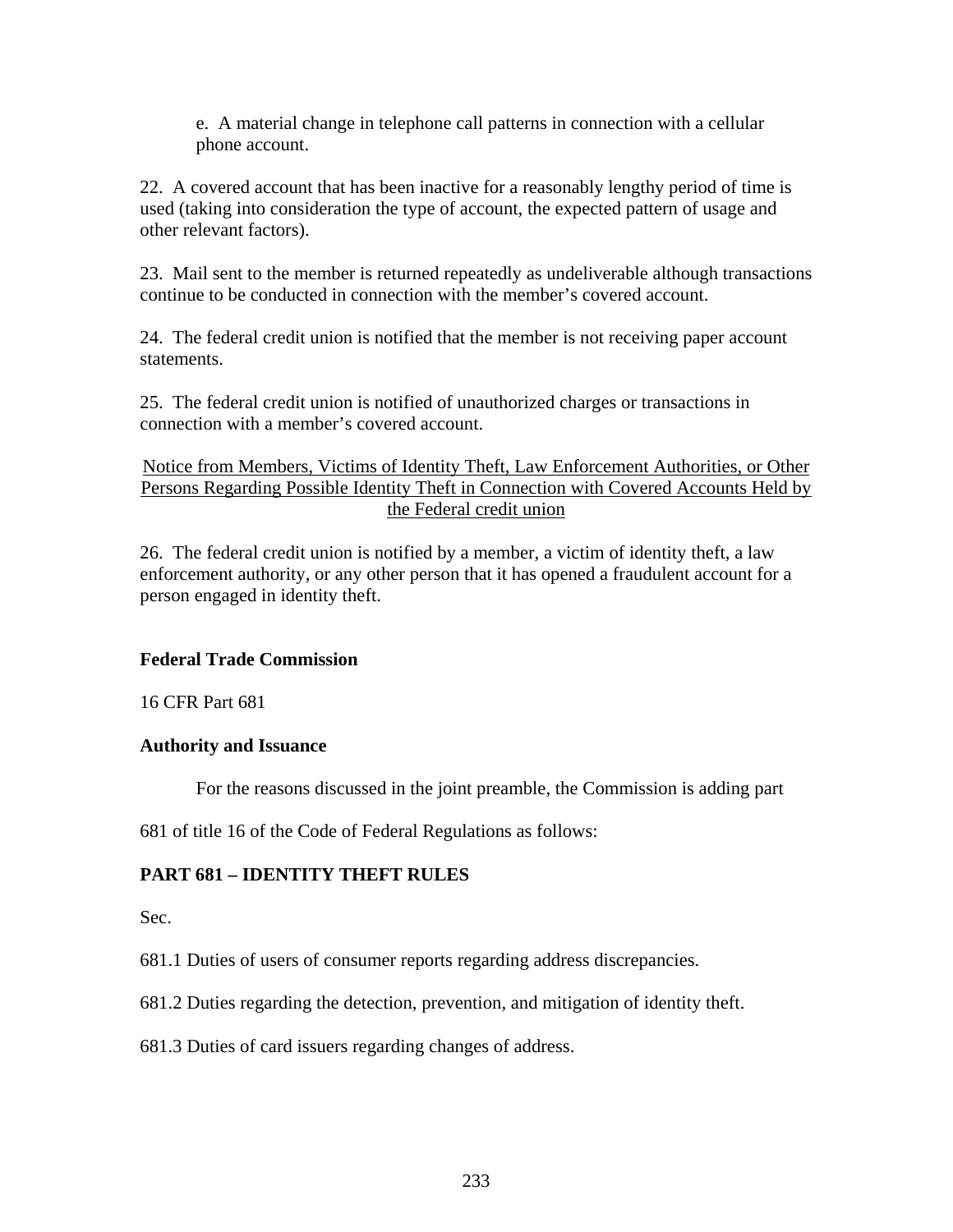e. A material change in telephone call patterns in connection with a cellular phone account.

22. A covered account that has been inactive for a reasonably lengthy period of time is used (taking into consideration the type of account, the expected pattern of usage and other relevant factors).

23. Mail sent to the member is returned repeatedly as undeliverable although transactions continue to be conducted in connection with the member's covered account.

24. The federal credit union is notified that the member is not receiving paper account statements.

25. The federal credit union is notified of unauthorized charges or transactions in connection with a member's covered account.

<u>Notice from Members, Victims of Identity Theft, Law Enforcement Authorities, or Other Persons Regarding Possible Identity Theft in Connection with Covered Accounts Held by the Federal credit union</u>

26. The federal credit union is notified by a member, a victim of identity theft, a law enforcement authority, or any other person that it has opened a fraudulent account for a person engaged in identity theft.

**Federal Trade Commission**

16 CFR Part 681

**Authority and Issuance**

For the reasons discussed in the joint preamble, the Commission is adding part 681 of title 16 of the Code of Federal Regulations as follows:

**PART 681 – IDENTITY THEFT RULES**

Sec.

681.1 Duties of users of consumer reports regarding address discrepancies.

681.2 Duties regarding the detection, prevention, and mitigation of identity theft.

681.3 Duties of card issuers regarding changes of address.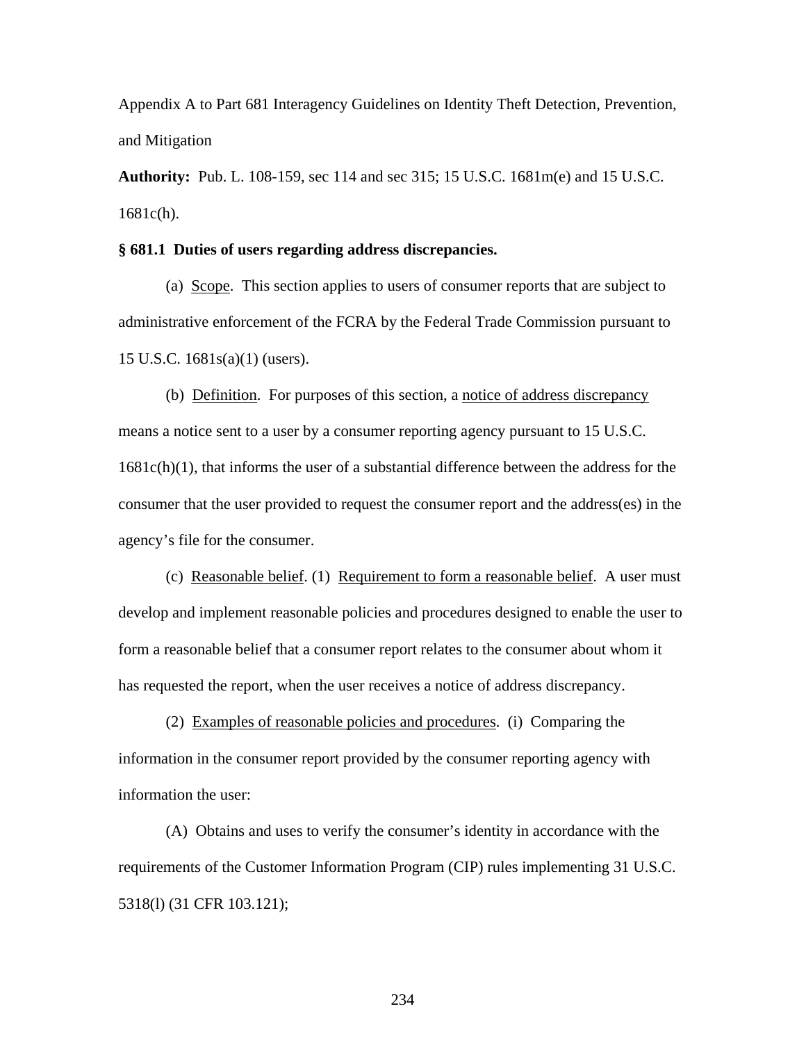Appendix A to Part 681 Interagency Guidelines on Identity Theft Detection, Prevention, and Mitigation

**Authority:** Pub. L. 108-159, sec 114 and sec 315; 15 U.S.C. 1681m(e) and 15 U.S.C. 1681c(h).

**§ 681.1 Duties of users regarding address discrepancies.**

(a) Scope. This section applies to users of consumer reports that are subject to administrative enforcement of the FCRA by the Federal Trade Commission pursuant to 15 U.S.C. 1681s(a)(1) (users).

(b) Definition. For purposes of this section, a notice of address discrepancy means a notice sent to a user by a consumer reporting agency pursuant to 15 U.S.C. 1681c(h)(1), that informs the user of a substantial difference between the address for the consumer that the user provided to request the consumer report and the address(es) in the agency's file for the consumer.

(c) Reasonable belief. (1) Requirement to form a reasonable belief. A user must develop and implement reasonable policies and procedures designed to enable the user to form a reasonable belief that a consumer report relates to the consumer about whom it has requested the report, when the user receives a notice of address discrepancy.

(2) Examples of reasonable policies and procedures. (i) Comparing the information in the consumer report provided by the consumer reporting agency with information the user:

(A) Obtains and uses to verify the consumer's identity in accordance with the requirements of the Customer Information Program (CIP) rules implementing 31 U.S.C. 5318(l) (31 CFR 103.121);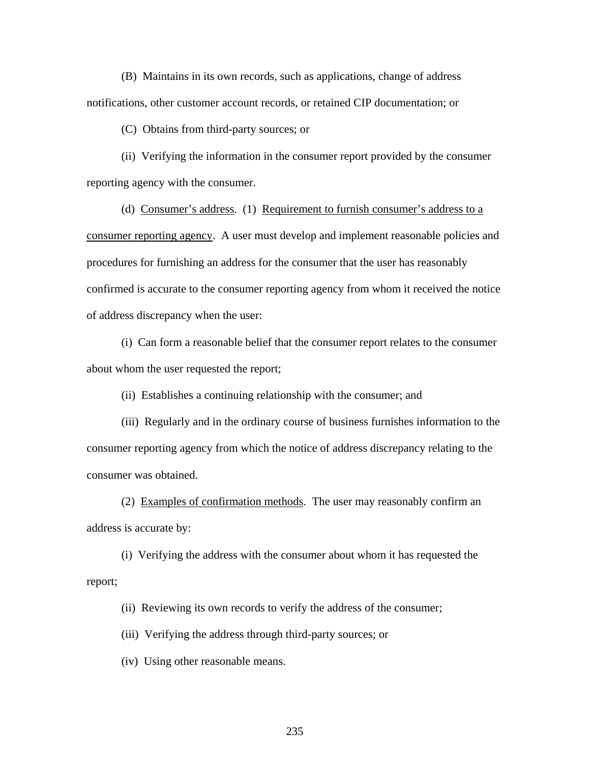(B) Maintains in its own records, such as applications, change of address notifications, other customer account records, or retained CIP documentation; or

(C) Obtains from third-party sources; or

(ii) Verifying the information in the consumer report provided by the consumer reporting agency with the consumer.

(d) Consumer's address. (1) Requirement to furnish consumer's address to a consumer reporting agency. A user must develop and implement reasonable policies and procedures for furnishing an address for the consumer that the user has reasonably confirmed is accurate to the consumer reporting agency from whom it received the notice of address discrepancy when the user:

(i) Can form a reasonable belief that the consumer report relates to the consumer about whom the user requested the report;

(ii) Establishes a continuing relationship with the consumer; and

(iii) Regularly and in the ordinary course of business furnishes information to the consumer reporting agency from which the notice of address discrepancy relating to the consumer was obtained.

(2) Examples of confirmation methods. The user may reasonably confirm an address is accurate by:

(i) Verifying the address with the consumer about whom it has requested the report;

(ii) Reviewing its own records to verify the address of the consumer;

(iii) Verifying the address through third-party sources; or

(iv) Using other reasonable means.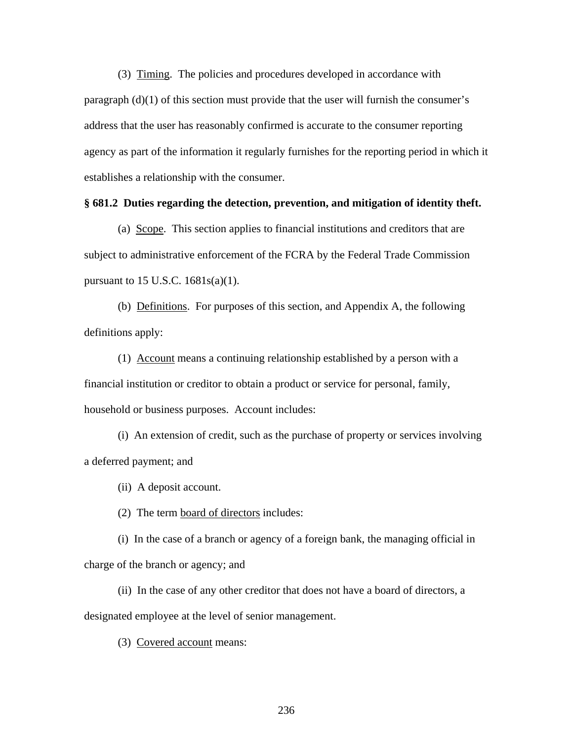(3)  Timing.  The policies and procedures developed in accordance with paragraph (d)(1) of this section must provide that the user will furnish the consumer's address that the user has reasonably confirmed is accurate to the consumer reporting agency as part of the information it regularly furnishes for the reporting period in which it establishes a relationship with the consumer.

**§ 681.2  Duties regarding the detection, prevention, and mitigation of identity theft.**

(a)  Scope.  This section applies to financial institutions and creditors that are subject to administrative enforcement of the FCRA by the Federal Trade Commission pursuant to 15 U.S.C. 1681s(a)(1).

(b)  Definitions.  For purposes of this section, and Appendix A, the following definitions apply:

(1)  Account means a continuing relationship established by a person with a financial institution or creditor to obtain a product or service for personal, family, household or business purposes.  Account includes:

(i)  An extension of credit, such as the purchase of property or services involving a deferred payment; and

(ii)  A deposit account.

(2)  The term board of directors includes:

(i)  In the case of a branch or agency of a foreign bank, the managing official in charge of the branch or agency; and

(ii)  In the case of any other creditor that does not have a board of directors, a designated employee at the level of senior management.

(3)  Covered account means: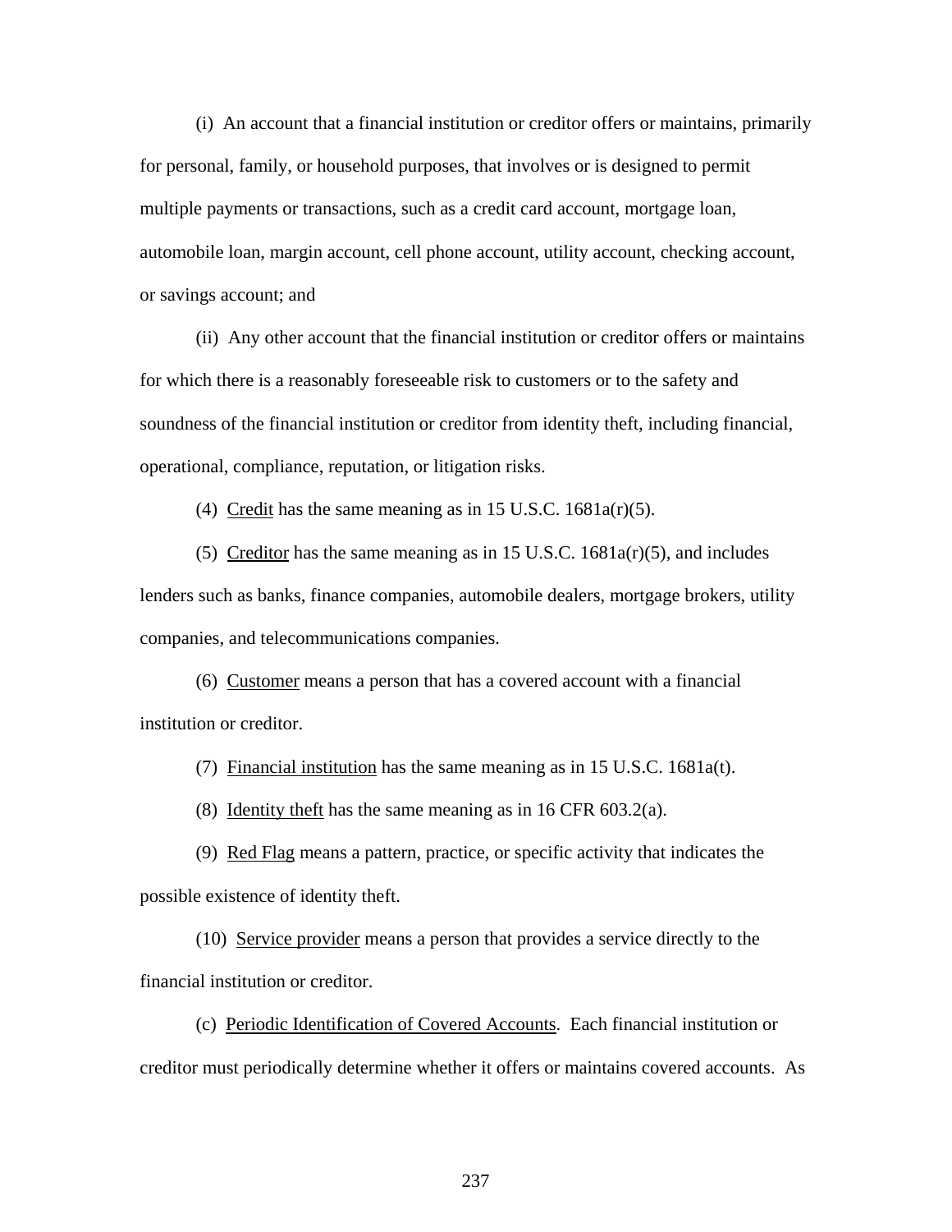(i) An account that a financial institution or creditor offers or maintains, primarily for personal, family, or household purposes, that involves or is designed to permit multiple payments or transactions, such as a credit card account, mortgage loan, automobile loan, margin account, cell phone account, utility account, checking account, or savings account; and

(ii) Any other account that the financial institution or creditor offers or maintains for which there is a reasonably foreseeable risk to customers or to the safety and soundness of the financial institution or creditor from identity theft, including financial, operational, compliance, reputation, or litigation risks.

(4) Credit has the same meaning as in 15 U.S.C. 1681a(r)(5).

(5) Creditor has the same meaning as in 15 U.S.C. 1681a(r)(5), and includes lenders such as banks, finance companies, automobile dealers, mortgage brokers, utility companies, and telecommunications companies.

(6) Customer means a person that has a covered account with a financial institution or creditor.

(7) Financial institution has the same meaning as in 15 U.S.C. 1681a(t).

(8) Identity theft has the same meaning as in 16 CFR 603.2(a).

(9) Red Flag means a pattern, practice, or specific activity that indicates the possible existence of identity theft.

(10) Service provider means a person that provides a service directly to the financial institution or creditor.

(c) Periodic Identification of Covered Accounts. Each financial institution or creditor must periodically determine whether it offers or maintains covered accounts. As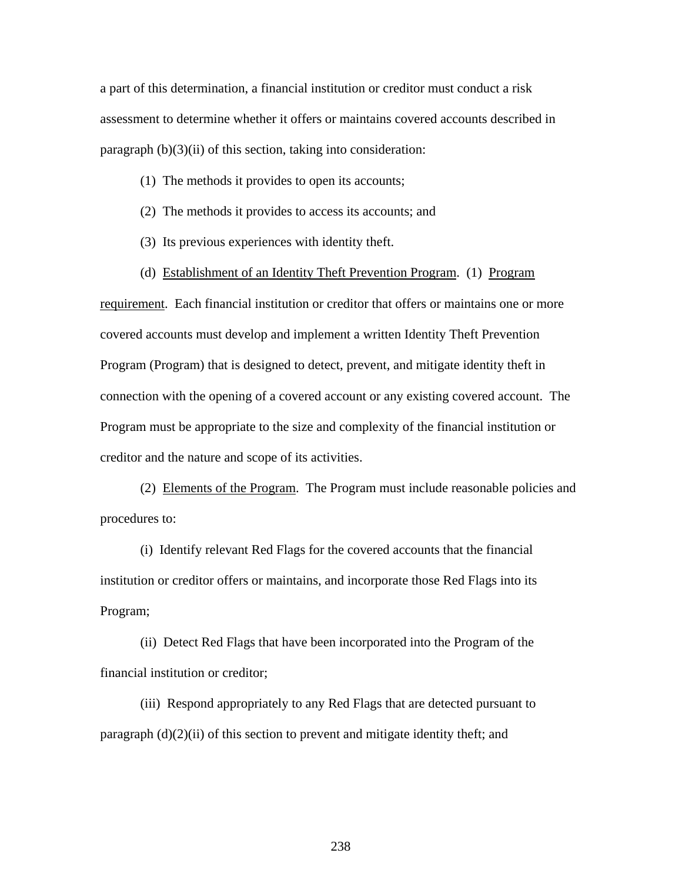a part of this determination, a financial institution or creditor must conduct a risk assessment to determine whether it offers or maintains covered accounts described in paragraph (b)(3)(ii) of this section, taking into consideration:

(1) The methods it provides to open its accounts;

(2) The methods it provides to access its accounts; and

(3) Its previous experiences with identity theft.

(d) <u>Establishment of an Identity Theft Prevention Program</u>. (1) <u>Program requirement</u>. Each financial institution or creditor that offers or maintains one or more covered accounts must develop and implement a written Identity Theft Prevention Program (Program) that is designed to detect, prevent, and mitigate identity theft in connection with the opening of a covered account or any existing covered account. The Program must be appropriate to the size and complexity of the financial institution or creditor and the nature and scope of its activities.

(2) <u>Elements of the Program</u>. The Program must include reasonable policies and procedures to:

(i) Identify relevant Red Flags for the covered accounts that the financial institution or creditor offers or maintains, and incorporate those Red Flags into its Program;

(ii) Detect Red Flags that have been incorporated into the Program of the financial institution or creditor;

(iii) Respond appropriately to any Red Flags that are detected pursuant to paragraph (d)(2)(ii) of this section to prevent and mitigate identity theft; and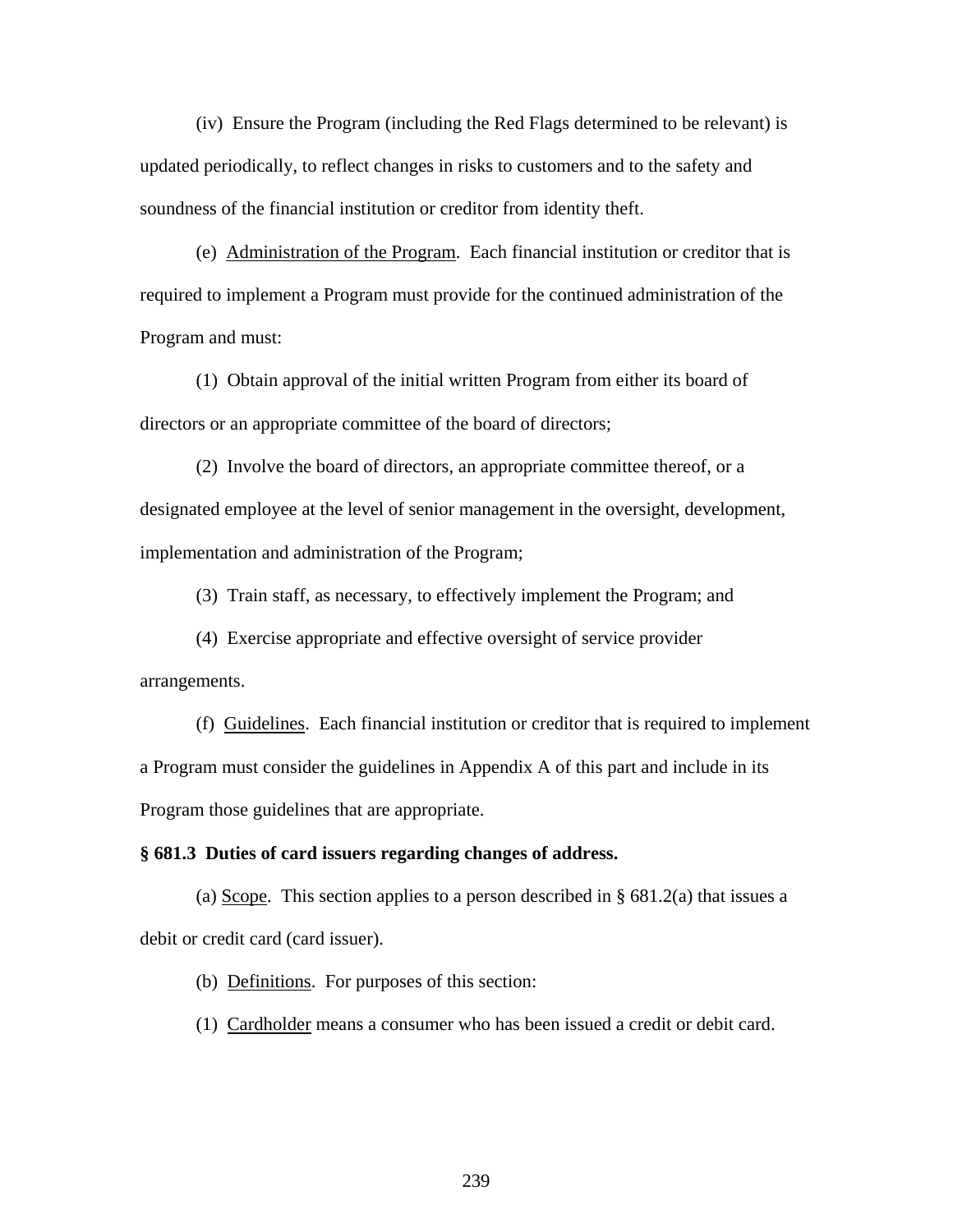(iv) Ensure the Program (including the Red Flags determined to be relevant) is updated periodically, to reflect changes in risks to customers and to the safety and soundness of the financial institution or creditor from identity theft.

(e) <u>Administration of the Program</u>. Each financial institution or creditor that is required to implement a Program must provide for the continued administration of the Program and must:

(1) Obtain approval of the initial written Program from either its board of directors or an appropriate committee of the board of directors;

(2) Involve the board of directors, an appropriate committee thereof, or a designated employee at the level of senior management in the oversight, development, implementation and administration of the Program;

(3) Train staff, as necessary, to effectively implement the Program; and

(4) Exercise appropriate and effective oversight of service provider arrangements.

(f) <u>Guidelines</u>. Each financial institution or creditor that is required to implement a Program must consider the guidelines in Appendix A of this part and include in its Program those guidelines that are appropriate.

**§ 681.3 Duties of card issuers regarding changes of address.**

(a) <u>Scope</u>. This section applies to a person described in § 681.2(a) that issues a debit or credit card (card issuer).

(b) <u>Definitions</u>. For purposes of this section:

(1) <u>Cardholder</u> means a consumer who has been issued a credit or debit card.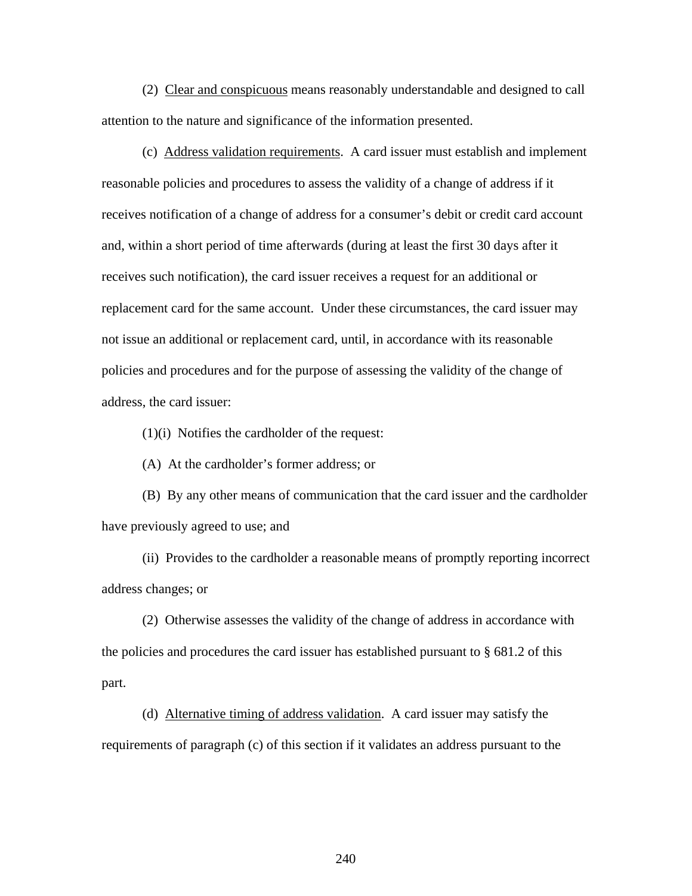(2) Clear and conspicuous means reasonably understandable and designed to call attention to the nature and significance of the information presented.

(c) Address validation requirements. A card issuer must establish and implement reasonable policies and procedures to assess the validity of a change of address if it receives notification of a change of address for a consumer's debit or credit card account and, within a short period of time afterwards (during at least the first 30 days after it receives such notification), the card issuer receives a request for an additional or replacement card for the same account. Under these circumstances, the card issuer may not issue an additional or replacement card, until, in accordance with its reasonable policies and procedures and for the purpose of assessing the validity of the change of address, the card issuer:

(1)(i) Notifies the cardholder of the request:

(A) At the cardholder's former address; or

(B) By any other means of communication that the card issuer and the cardholder have previously agreed to use; and

(ii) Provides to the cardholder a reasonable means of promptly reporting incorrect address changes; or

(2) Otherwise assesses the validity of the change of address in accordance with the policies and procedures the card issuer has established pursuant to § 681.2 of this part.

(d) Alternative timing of address validation. A card issuer may satisfy the requirements of paragraph (c) of this section if it validates an address pursuant to the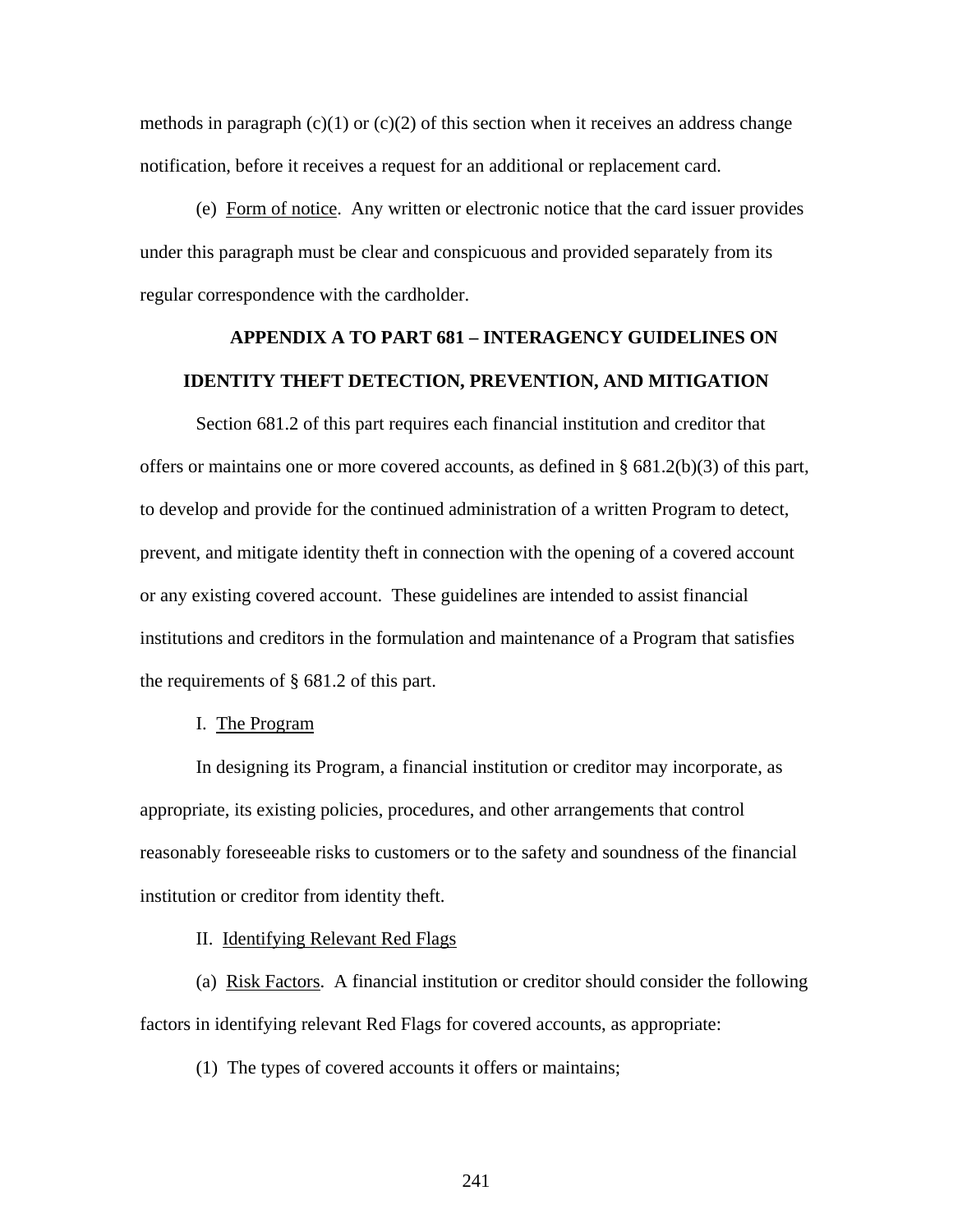methods in paragraph (c)(1) or (c)(2) of this section when it receives an address change notification, before it receives a request for an additional or replacement card.

(e) Form of notice. Any written or electronic notice that the card issuer provides under this paragraph must be clear and conspicuous and provided separately from its regular correspondence with the cardholder.

## APPENDIX A TO PART 681 – INTERAGENCY GUIDELINES ON IDENTITY THEFT DETECTION, PREVENTION, AND MITIGATION

Section 681.2 of this part requires each financial institution and creditor that offers or maintains one or more covered accounts, as defined in § 681.2(b)(3) of this part, to develop and provide for the continued administration of a written Program to detect, prevent, and mitigate identity theft in connection with the opening of a covered account or any existing covered account. These guidelines are intended to assist financial institutions and creditors in the formulation and maintenance of a Program that satisfies the requirements of § 681.2 of this part.

I. The Program

In designing its Program, a financial institution or creditor may incorporate, as appropriate, its existing policies, procedures, and other arrangements that control reasonably foreseeable risks to customers or to the safety and soundness of the financial institution or creditor from identity theft.

II. Identifying Relevant Red Flags

(a) Risk Factors. A financial institution or creditor should consider the following factors in identifying relevant Red Flags for covered accounts, as appropriate:

(1) The types of covered accounts it offers or maintains;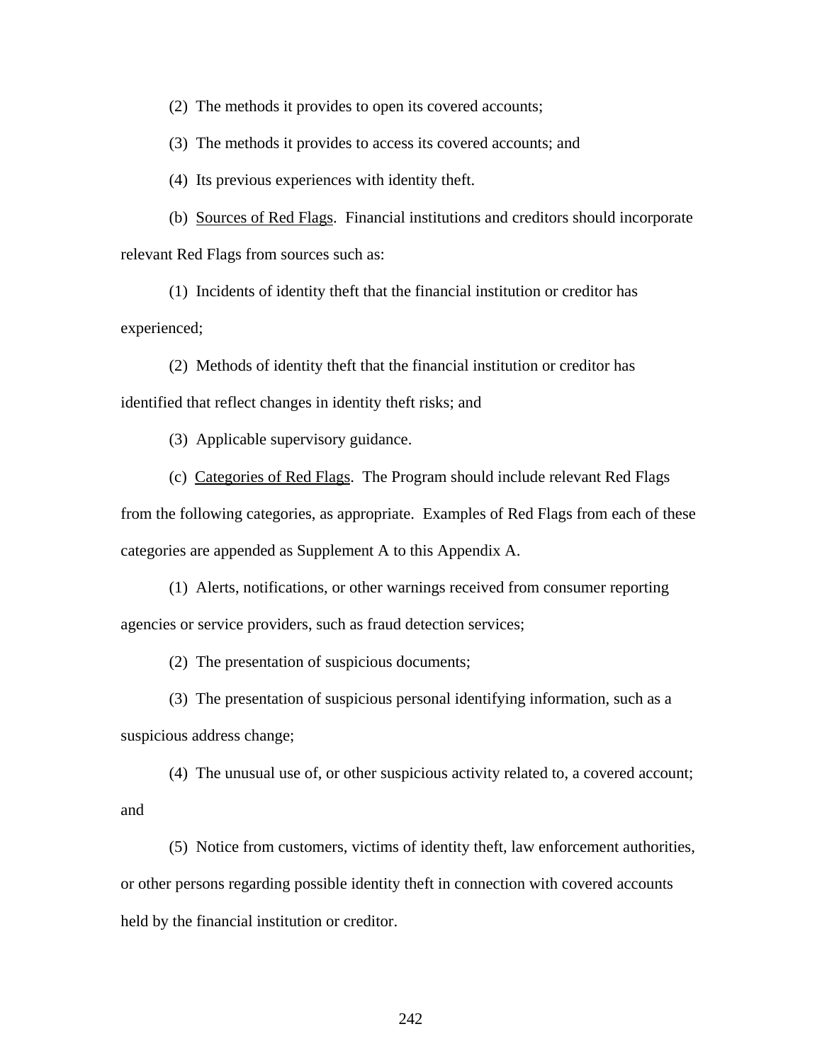(2) The methods it provides to open its covered accounts;

(3) The methods it provides to access its covered accounts; and

(4) Its previous experiences with identity theft.

(b) <u>Sources of Red Flags</u>. Financial institutions and creditors should incorporate relevant Red Flags from sources such as:

(1) Incidents of identity theft that the financial institution or creditor has experienced;

(2) Methods of identity theft that the financial institution or creditor has identified that reflect changes in identity theft risks; and

(3) Applicable supervisory guidance.

(c) <u>Categories of Red Flags</u>. The Program should include relevant Red Flags from the following categories, as appropriate. Examples of Red Flags from each of these categories are appended as Supplement A to this Appendix A.

(1) Alerts, notifications, or other warnings received from consumer reporting agencies or service providers, such as fraud detection services;

(2) The presentation of suspicious documents;

(3) The presentation of suspicious personal identifying information, such as a suspicious address change;

(4) The unusual use of, or other suspicious activity related to, a covered account; and

(5) Notice from customers, victims of identity theft, law enforcement authorities, or other persons regarding possible identity theft in connection with covered accounts held by the financial institution or creditor.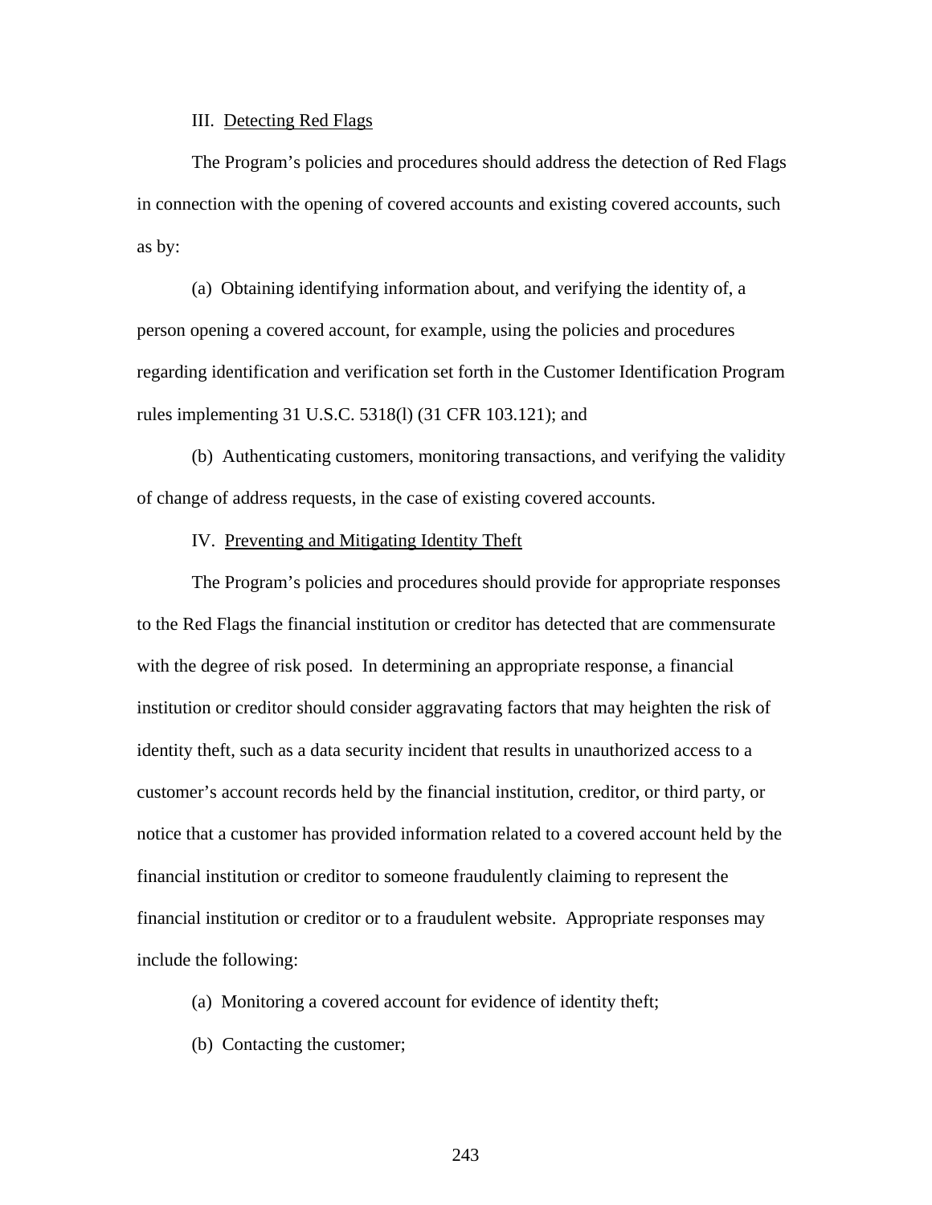III. Detecting Red Flags

The Program's policies and procedures should address the detection of Red Flags in connection with the opening of covered accounts and existing covered accounts, such as by:

(a) Obtaining identifying information about, and verifying the identity of, a person opening a covered account, for example, using the policies and procedures regarding identification and verification set forth in the Customer Identification Program rules implementing 31 U.S.C. 5318(l) (31 CFR 103.121); and

(b) Authenticating customers, monitoring transactions, and verifying the validity of change of address requests, in the case of existing covered accounts.

IV. Preventing and Mitigating Identity Theft

The Program's policies and procedures should provide for appropriate responses to the Red Flags the financial institution or creditor has detected that are commensurate with the degree of risk posed. In determining an appropriate response, a financial institution or creditor should consider aggravating factors that may heighten the risk of identity theft, such as a data security incident that results in unauthorized access to a customer's account records held by the financial institution, creditor, or third party, or notice that a customer has provided information related to a covered account held by the financial institution or creditor to someone fraudulently claiming to represent the financial institution or creditor or to a fraudulent website. Appropriate responses may include the following:

(a) Monitoring a covered account for evidence of identity theft;

(b) Contacting the customer;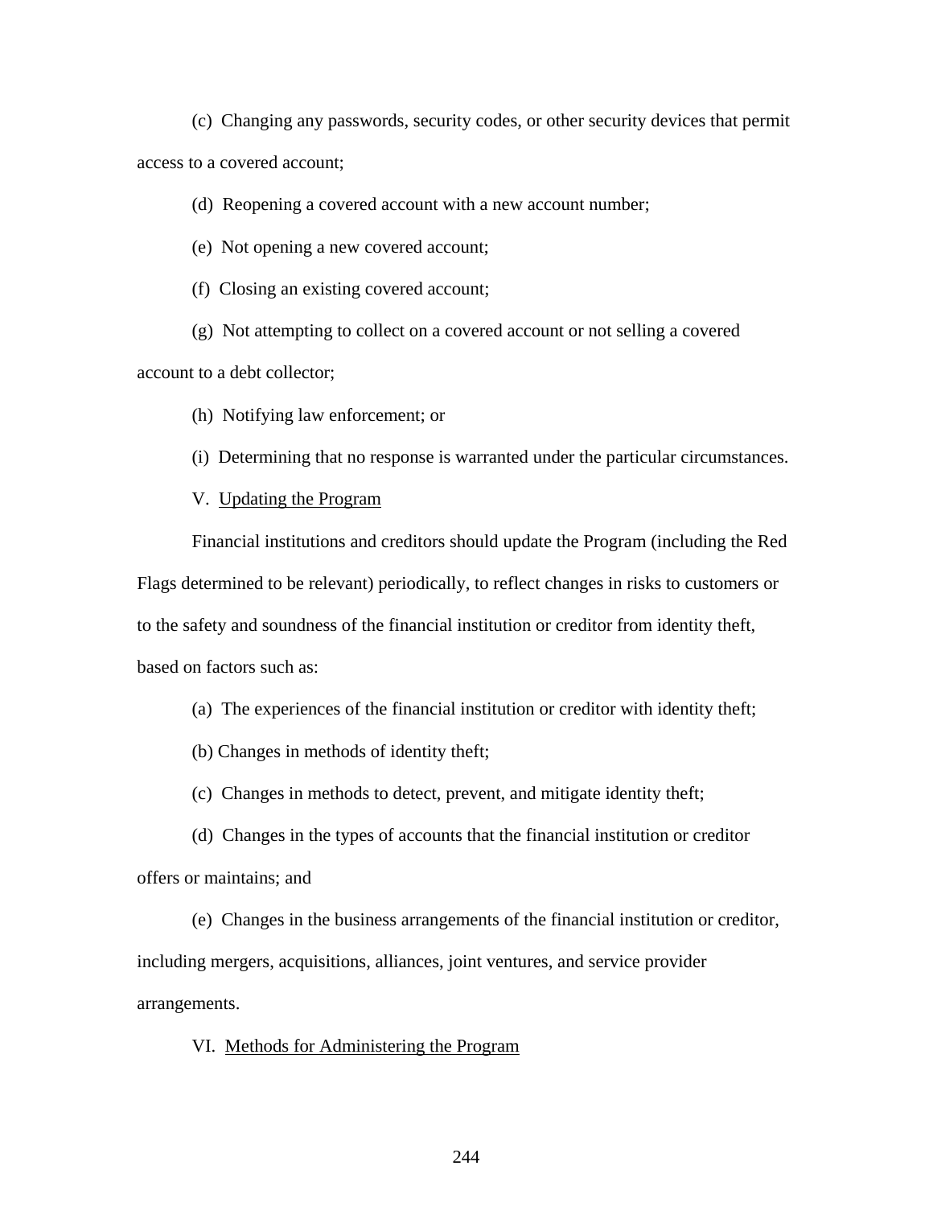(c) Changing any passwords, security codes, or other security devices that permit access to a covered account;

(d) Reopening a covered account with a new account number;

(e) Not opening a new covered account;

(f) Closing an existing covered account;

(g) Not attempting to collect on a covered account or not selling a covered account to a debt collector;

(h) Notifying law enforcement; or

(i) Determining that no response is warranted under the particular circumstances.

V. <u>Updating the Program</u>

Financial institutions and creditors should update the Program (including the Red Flags determined to be relevant) periodically, to reflect changes in risks to customers or to the safety and soundness of the financial institution or creditor from identity theft, based on factors such as:

(a) The experiences of the financial institution or creditor with identity theft;

(b) Changes in methods of identity theft;

(c) Changes in methods to detect, prevent, and mitigate identity theft;

(d) Changes in the types of accounts that the financial institution or creditor offers or maintains; and

(e) Changes in the business arrangements of the financial institution or creditor, including mergers, acquisitions, alliances, joint ventures, and service provider arrangements.

VI. <u>Methods for Administering the Program</u>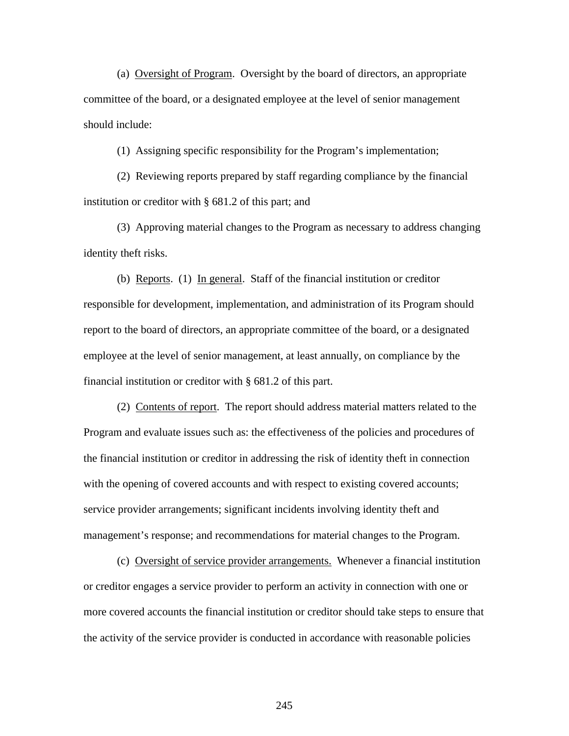(a) Oversight of Program. Oversight by the board of directors, an appropriate committee of the board, or a designated employee at the level of senior management should include:

(1) Assigning specific responsibility for the Program's implementation;

(2) Reviewing reports prepared by staff regarding compliance by the financial institution or creditor with § 681.2 of this part; and

(3) Approving material changes to the Program as necessary to address changing identity theft risks.

(b) Reports. (1) In general. Staff of the financial institution or creditor responsible for development, implementation, and administration of its Program should report to the board of directors, an appropriate committee of the board, or a designated employee at the level of senior management, at least annually, on compliance by the financial institution or creditor with § 681.2 of this part.

(2) Contents of report. The report should address material matters related to the Program and evaluate issues such as: the effectiveness of the policies and procedures of the financial institution or creditor in addressing the risk of identity theft in connection with the opening of covered accounts and with respect to existing covered accounts; service provider arrangements; significant incidents involving identity theft and management's response; and recommendations for material changes to the Program.

(c) Oversight of service provider arrangements. Whenever a financial institution or creditor engages a service provider to perform an activity in connection with one or more covered accounts the financial institution or creditor should take steps to ensure that the activity of the service provider is conducted in accordance with reasonable policies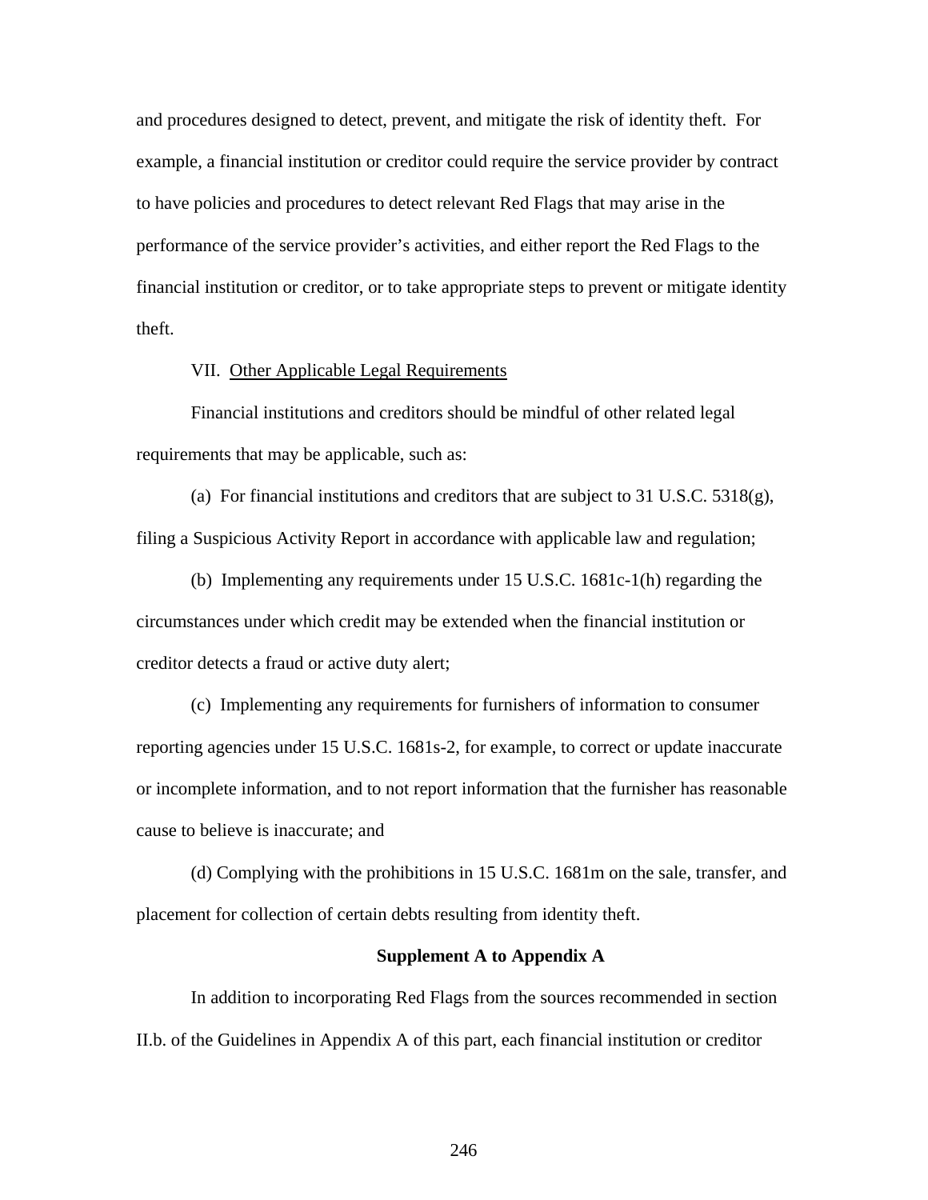and procedures designed to detect, prevent, and mitigate the risk of identity theft. For example, a financial institution or creditor could require the service provider by contract to have policies and procedures to detect relevant Red Flags that may arise in the performance of the service provider's activities, and either report the Red Flags to the financial institution or creditor, or to take appropriate steps to prevent or mitigate identity theft.

VII. Other Applicable Legal Requirements

Financial institutions and creditors should be mindful of other related legal requirements that may be applicable, such as:

(a) For financial institutions and creditors that are subject to 31 U.S.C. 5318(g), filing a Suspicious Activity Report in accordance with applicable law and regulation;

(b) Implementing any requirements under 15 U.S.C. 1681c-1(h) regarding the circumstances under which credit may be extended when the financial institution or creditor detects a fraud or active duty alert;

(c) Implementing any requirements for furnishers of information to consumer reporting agencies under 15 U.S.C. 1681s-2, for example, to correct or update inaccurate or incomplete information, and to not report information that the furnisher has reasonable cause to believe is inaccurate; and

(d) Complying with the prohibitions in 15 U.S.C. 1681m on the sale, transfer, and placement for collection of certain debts resulting from identity theft.

**Supplement A to Appendix A**

In addition to incorporating Red Flags from the sources recommended in section II.b. of the Guidelines in Appendix A of this part, each financial institution or creditor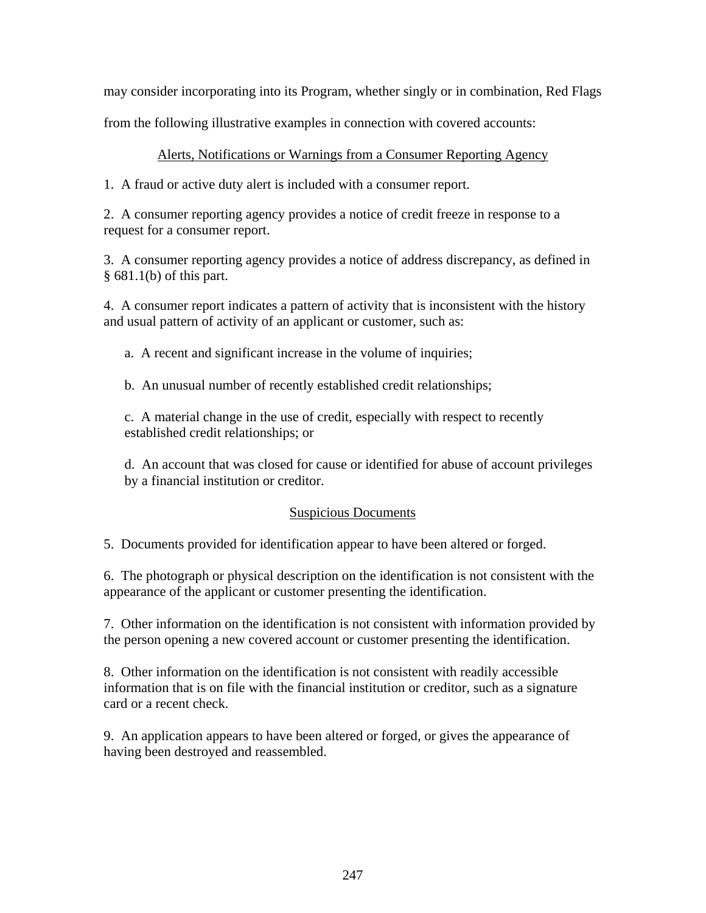may consider incorporating into its Program, whether singly or in combination, Red Flags from the following illustrative examples in connection with covered accounts:

<u>Alerts, Notifications or Warnings from a Consumer Reporting Agency</u>

1. A fraud or active duty alert is included with a consumer report.

2. A consumer reporting agency provides a notice of credit freeze in response to a request for a consumer report.

3. A consumer reporting agency provides a notice of address discrepancy, as defined in § 681.1(b) of this part.

4. A consumer report indicates a pattern of activity that is inconsistent with the history and usual pattern of activity of an applicant or customer, such as:

   a. A recent and significant increase in the volume of inquiries;

   b. An unusual number of recently established credit relationships;

   c. A material change in the use of credit, especially with respect to recently established credit relationships; or

   d. An account that was closed for cause or identified for abuse of account privileges by a financial institution or creditor.

<u>Suspicious Documents</u>

5. Documents provided for identification appear to have been altered or forged.

6. The photograph or physical description on the identification is not consistent with the appearance of the applicant or customer presenting the identification.

7. Other information on the identification is not consistent with information provided by the person opening a new covered account or customer presenting the identification.

8. Other information on the identification is not consistent with readily accessible information that is on file with the financial institution or creditor, such as a signature card or a recent check.

9. An application appears to have been altered or forged, or gives the appearance of having been destroyed and reassembled.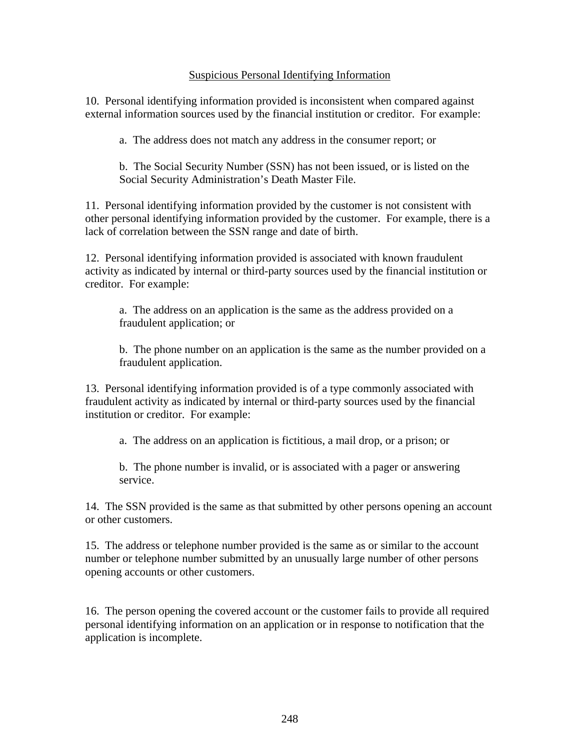Suspicious Personal Identifying Information

10. Personal identifying information provided is inconsistent when compared against external information sources used by the financial institution or creditor. For example:

> a. The address does not match any address in the consumer report; or
>
> b. The Social Security Number (SSN) has not been issued, or is listed on the Social Security Administration's Death Master File.

11. Personal identifying information provided by the customer is not consistent with other personal identifying information provided by the customer. For example, there is a lack of correlation between the SSN range and date of birth.

12. Personal identifying information provided is associated with known fraudulent activity as indicated by internal or third-party sources used by the financial institution or creditor. For example:

> a. The address on an application is the same as the address provided on a fraudulent application; or
>
> b. The phone number on an application is the same as the number provided on a fraudulent application.

13. Personal identifying information provided is of a type commonly associated with fraudulent activity as indicated by internal or third-party sources used by the financial institution or creditor. For example:

> a. The address on an application is fictitious, a mail drop, or a prison; or
>
> b. The phone number is invalid, or is associated with a pager or answering service.

14. The SSN provided is the same as that submitted by other persons opening an account or other customers.

15. The address or telephone number provided is the same as or similar to the account number or telephone number submitted by an unusually large number of other persons opening accounts or other customers.

16. The person opening the covered account or the customer fails to provide all required personal identifying information on an application or in response to notification that the application is incomplete.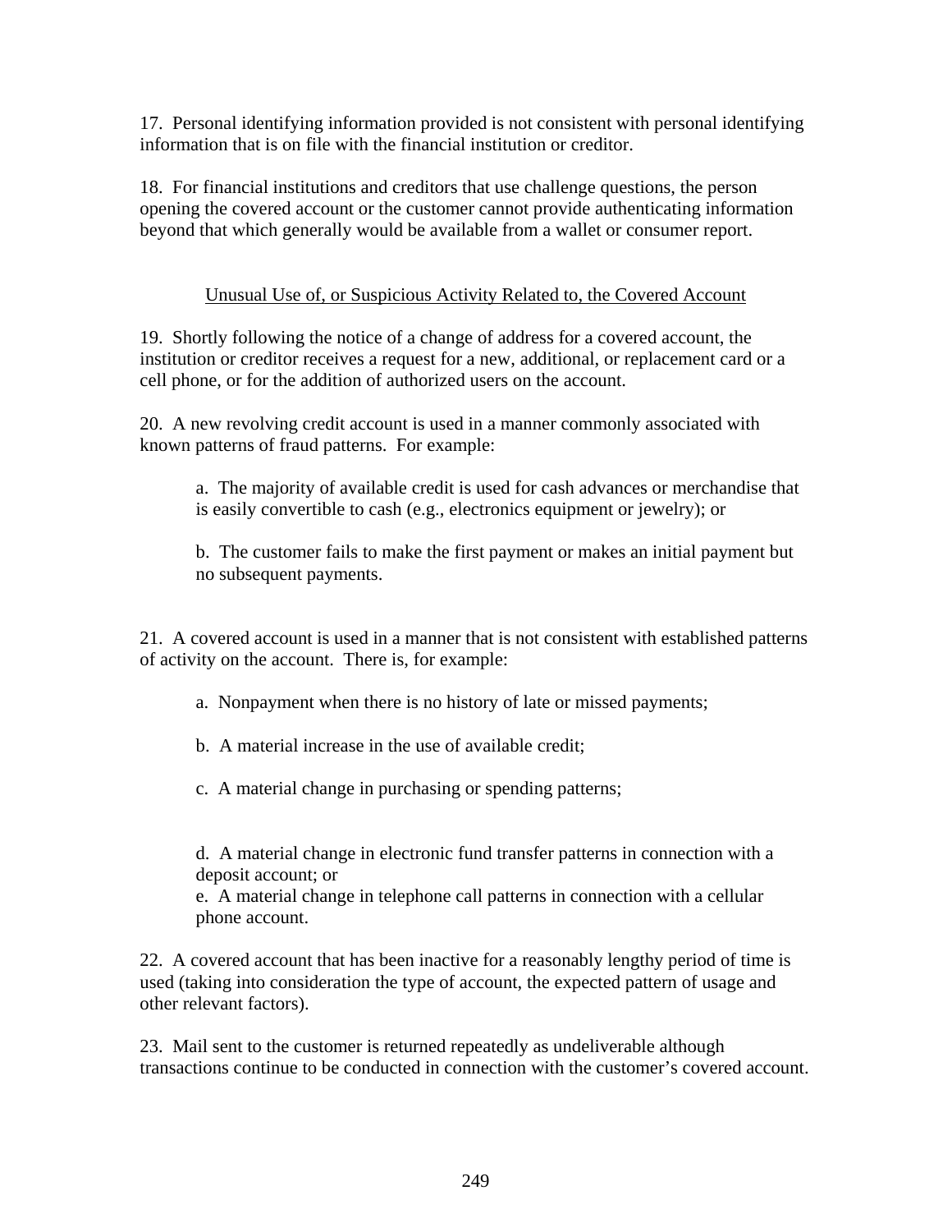17. Personal identifying information provided is not consistent with personal identifying information that is on file with the financial institution or creditor.

18. For financial institutions and creditors that use challenge questions, the person opening the covered account or the customer cannot provide authenticating information beyond that which generally would be available from a wallet or consumer report.

<u>Unusual Use of, or Suspicious Activity Related to, the Covered Account</u>

19. Shortly following the notice of a change of address for a covered account, the institution or creditor receives a request for a new, additional, or replacement card or a cell phone, or for the addition of authorized users on the account.

20. A new revolving credit account is used in a manner commonly associated with known patterns of fraud patterns. For example:

> a. The majority of available credit is used for cash advances or merchandise that is easily convertible to cash (e.g., electronics equipment or jewelry); or
>
> b. The customer fails to make the first payment or makes an initial payment but no subsequent payments.

21. A covered account is used in a manner that is not consistent with established patterns of activity on the account. There is, for example:

> a. Nonpayment when there is no history of late or missed payments;
>
> b. A material increase in the use of available credit;
>
> c. A material change in purchasing or spending patterns;
>
> d. A material change in electronic fund transfer patterns in connection with a deposit account; or
>
> e. A material change in telephone call patterns in connection with a cellular phone account.

22. A covered account that has been inactive for a reasonably lengthy period of time is used (taking into consideration the type of account, the expected pattern of usage and other relevant factors).

23. Mail sent to the customer is returned repeatedly as undeliverable although transactions continue to be conducted in connection with the customer's covered account.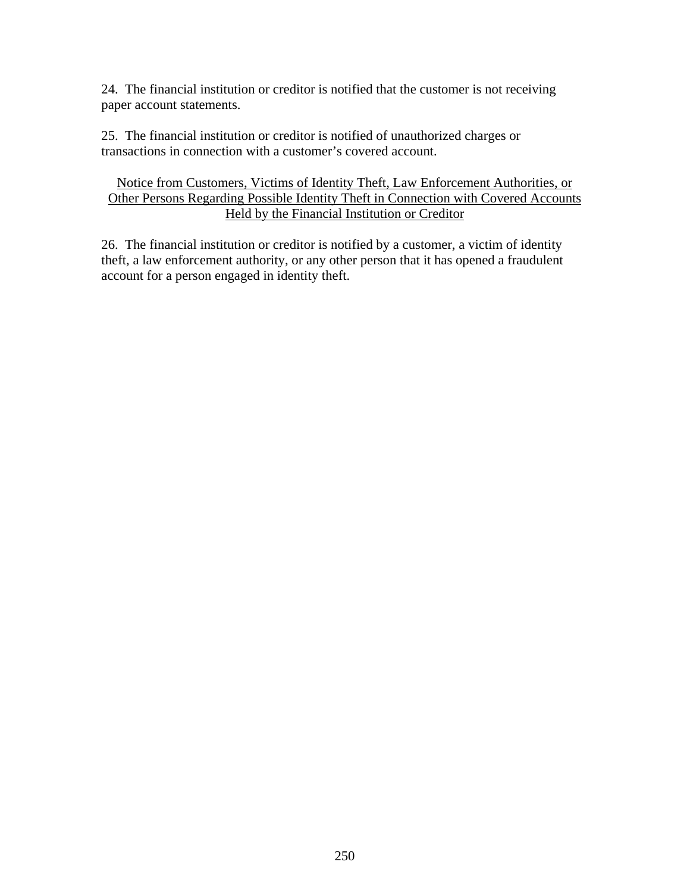24. The financial institution or creditor is notified that the customer is not receiving paper account statements.

25. The financial institution or creditor is notified of unauthorized charges or transactions in connection with a customer's covered account.

<u>Notice from Customers, Victims of Identity Theft, Law Enforcement Authorities, or Other Persons Regarding Possible Identity Theft in Connection with Covered Accounts Held by the Financial Institution or Creditor</u>

26. The financial institution or creditor is notified by a customer, a victim of identity theft, a law enforcement authority, or any other person that it has opened a fraudulent account for a person engaged in identity theft.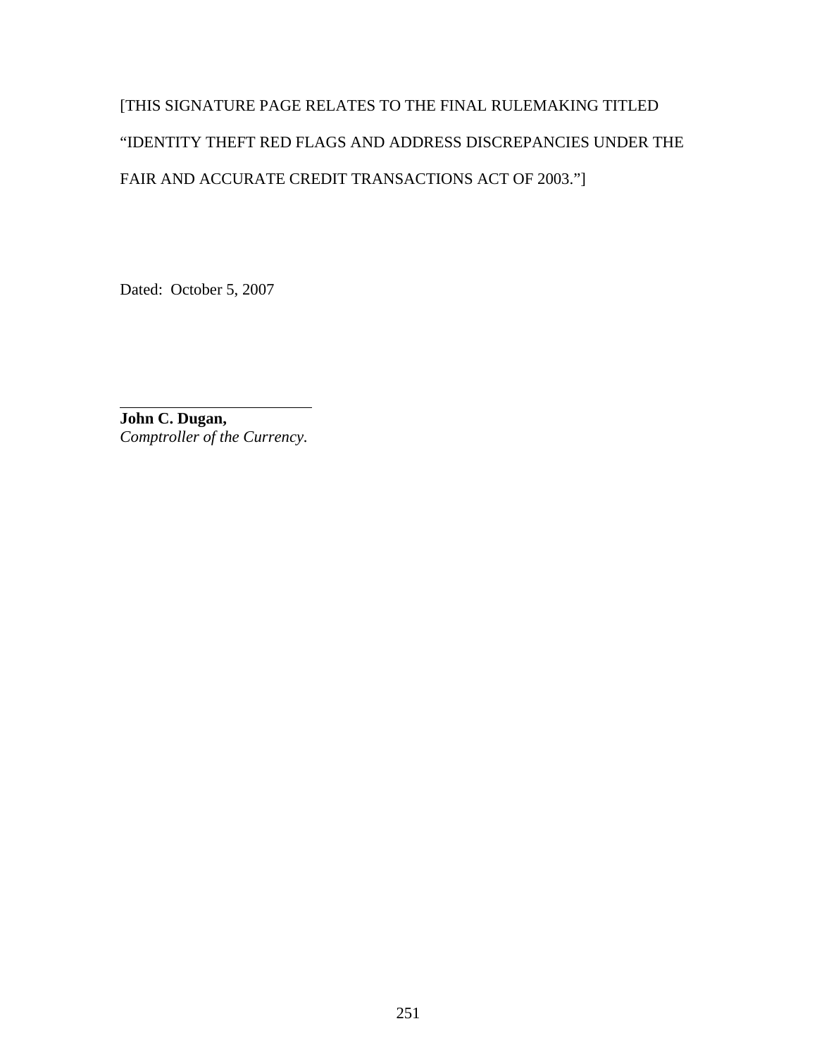[THIS SIGNATURE PAGE RELATES TO THE FINAL RULEMAKING TITLED "IDENTITY THEFT RED FLAGS AND ADDRESS DISCREPANCIES UNDER THE FAIR AND ACCURATE CREDIT TRANSACTIONS ACT OF 2003."]

Dated: October 5, 2007

______________________

**John C. Dugan,**
*Comptroller of the Currency.*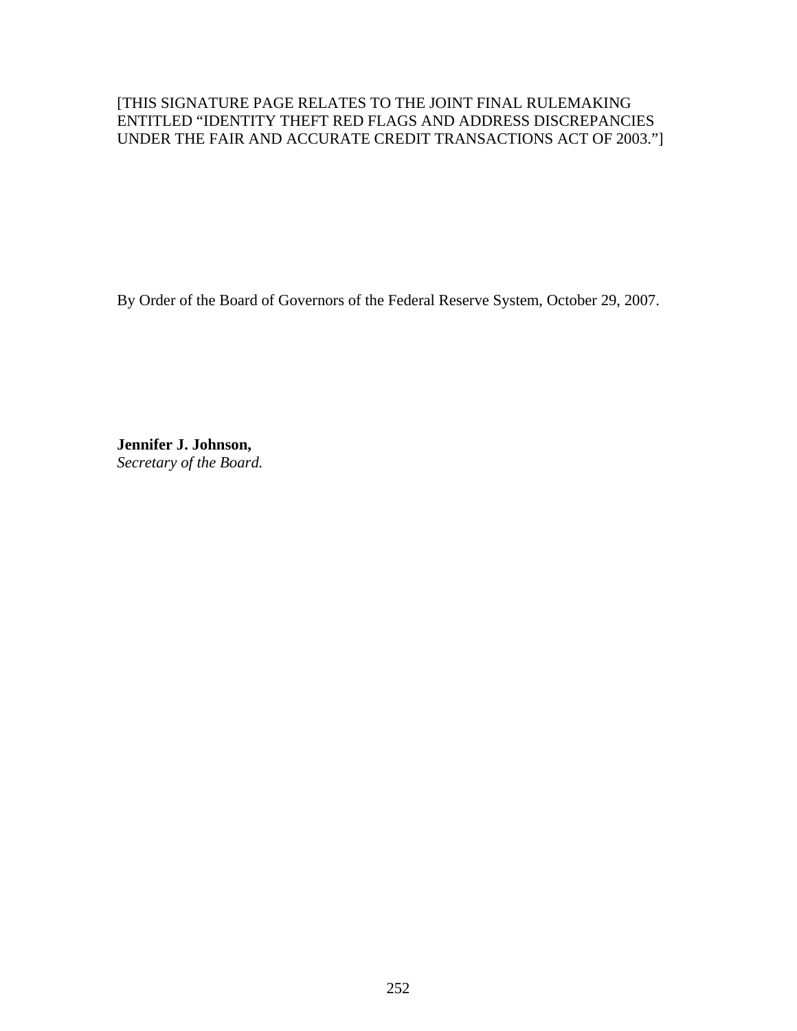[THIS SIGNATURE PAGE RELATES TO THE JOINT FINAL RULEMAKING ENTITLED "IDENTITY THEFT RED FLAGS AND ADDRESS DISCREPANCIES UNDER THE FAIR AND ACCURATE CREDIT TRANSACTIONS ACT OF 2003."]

By Order of the Board of Governors of the Federal Reserve System, October 29, 2007.

**Jennifer J. Johnson,**
*Secretary of the Board.*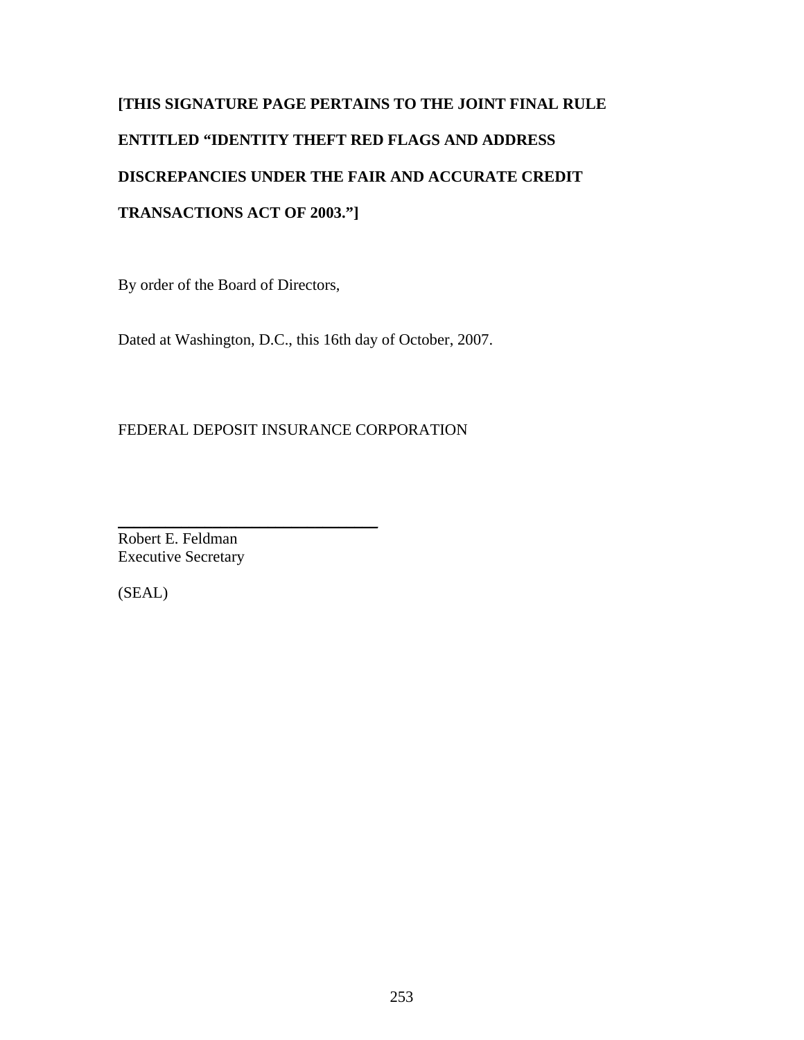**[THIS SIGNATURE PAGE PERTAINS TO THE JOINT FINAL RULE ENTITLED "IDENTITY THEFT RED FLAGS AND ADDRESS DISCREPANCIES UNDER THE FAIR AND ACCURATE CREDIT TRANSACTIONS ACT OF 2003."]**

By order of the Board of Directors,

Dated at Washington, D.C., this 16th day of October, 2007.

FEDERAL DEPOSIT INSURANCE CORPORATION

\_\_\_\_\_\_\_\_\_\_\_\_\_\_\_\_\_\_\_\_\_\_\_\_\_\_\_\_\_\_\_\_

Robert E. Feldman
Executive Secretary

(SEAL)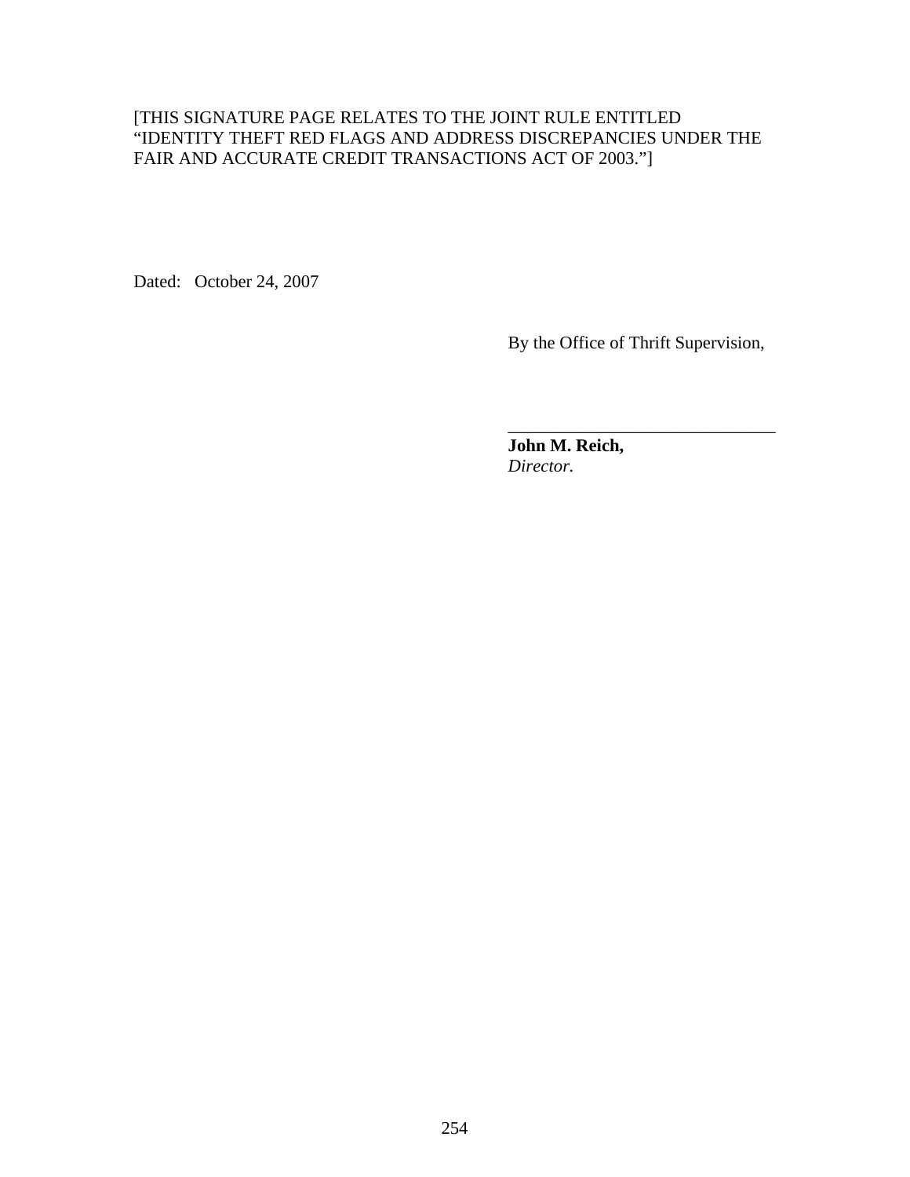[THIS SIGNATURE PAGE RELATES TO THE JOINT RULE ENTITLED "IDENTITY THEFT RED FLAGS AND ADDRESS DISCREPANCIES UNDER THE FAIR AND ACCURATE CREDIT TRANSACTIONS ACT OF 2003."]

Dated: October 24, 2007

By the Office of Thrift Supervision,

_______________________________

**John M. Reich,**
*Director.*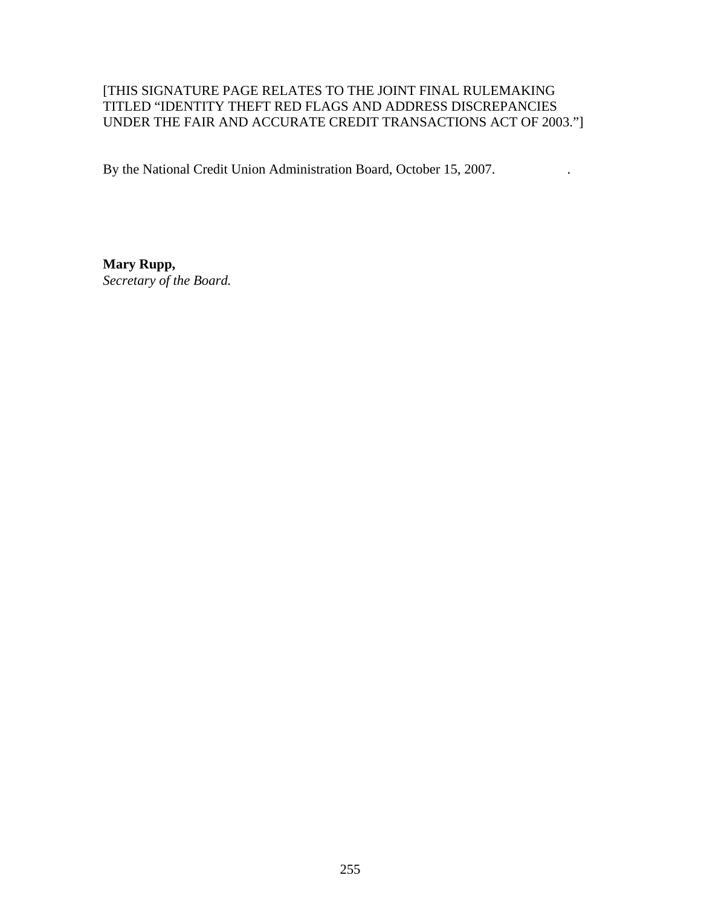[THIS SIGNATURE PAGE RELATES TO THE JOINT FINAL RULEMAKING TITLED "IDENTITY THEFT RED FLAGS AND ADDRESS DISCREPANCIES UNDER THE FAIR AND ACCURATE CREDIT TRANSACTIONS ACT OF 2003."]

By the National Credit Union Administration Board, October 15, 2007.

**Mary Rupp,**
*Secretary of the Board.*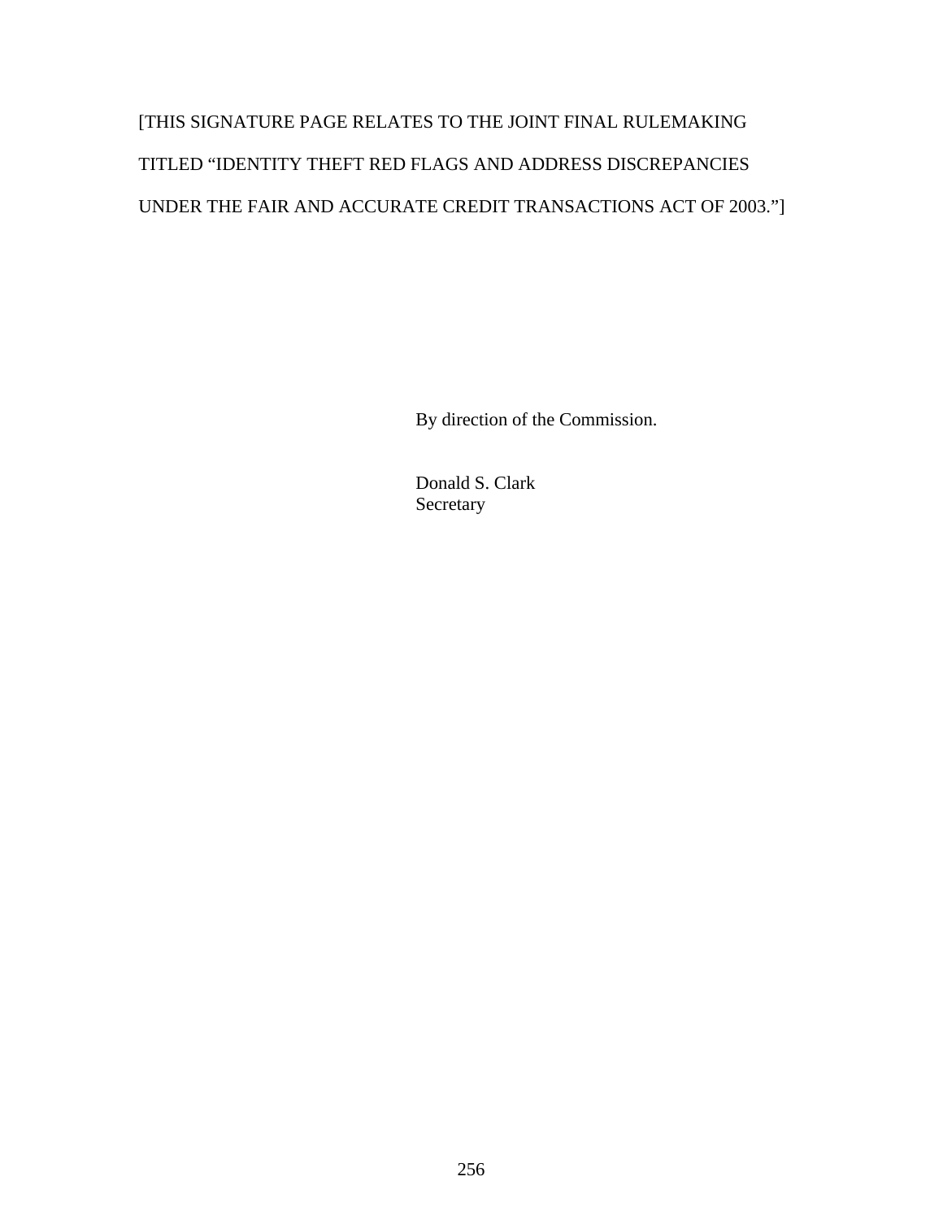[THIS SIGNATURE PAGE RELATES TO THE JOINT FINAL RULEMAKING TITLED "IDENTITY THEFT RED FLAGS AND ADDRESS DISCREPANCIES UNDER THE FAIR AND ACCURATE CREDIT TRANSACTIONS ACT OF 2003."]

By direction of the Commission.

Donald S. Clark
Secretary